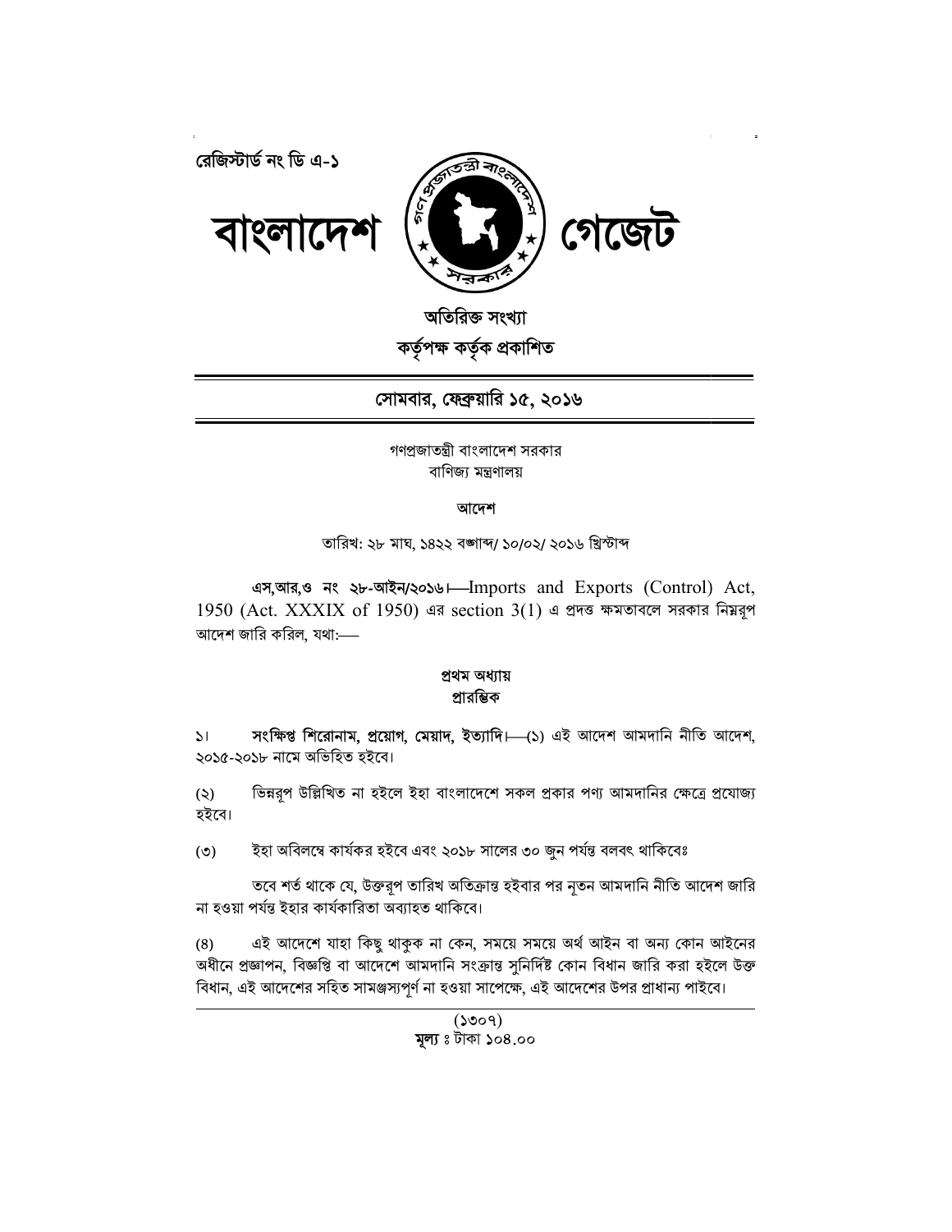রেজিস্টার্ড নং ডি এ-১

# বাংলাদেশ গেজেট

**অতিরিক্ত সংখ্যা**

**কর্তৃপক্ষ কর্তৃক প্রকাশিত**

**সোমবার, ফেব্রুয়ারি ১৫, ২০১৬**

গণপ্রজাতন্ত্রী বাংলাদেশ সরকার
বাণিজ্য মন্ত্রণালয়

**আদেশ**

তারিখ: ২৮ মাঘ, ১৪২২ বঙ্গাব্দ/ ১০/০২/ ২০১৬ খ্রিস্টাব্দ

**এস,আর,ও নং ২৮-আইন/২০১৬।**—Imports and Exports (Control) Act, 1950 (Act. XXXIX of 1950) এর section 3(1) এ প্রদত্ত ক্ষমতাবলে সরকার নিম্নরূপ আদেশ জারি করিল, যথা:—

## প্রথম অধ্যায়
## প্রারম্ভিক

১। **সংক্ষিপ্ত শিরোনাম, প্রয়োগ, মেয়াদ, ইত্যাদি।**—(১) এই আদেশ আমদানি নীতি আদেশ, ২০১৫-২০১৮ নামে অভিহিত হইবে।

(২) ভিন্নরূপ উল্লিখিত না হইলে ইহা বাংলাদেশে সকল প্রকার পণ্য আমদানির ক্ষেত্রে প্রযোজ্য হইবে।

(৩) ইহা অবিলম্বে কার্যকর হইবে এবং ২০১৮ সালের ৩০ জুন পর্যন্ত বলবৎ থাকিবেঃ

তবে শর্ত থাকে যে, উক্তরূপ তারিখ অতিক্রান্ত হইবার পর নূতন আমদানি নীতি আদেশ জারি না হওয়া পর্যন্ত ইহার কার্যকারিতা অব্যাহত থাকিবে।

(৪) এই আদেশে যাহা কিছু থাকুক না কেন, সময়ে সময়ে অর্থ আইন বা অন্য কোন আইনের অধীনে প্রজ্ঞাপন, বিজ্ঞপ্তি বা আদেশে আমদানি সংক্রান্ত সুনির্দিষ্ট কোন বিধান জারি করা হইলে উক্ত বিধান, এই আদেশের সহিত সামঞ্জস্যপূর্ণ না হওয়া সাপেক্ষে, এই আদেশের উপর প্রাধান্য পাইবে।

**মূল্য ঃ** টাকা ১০৪.০০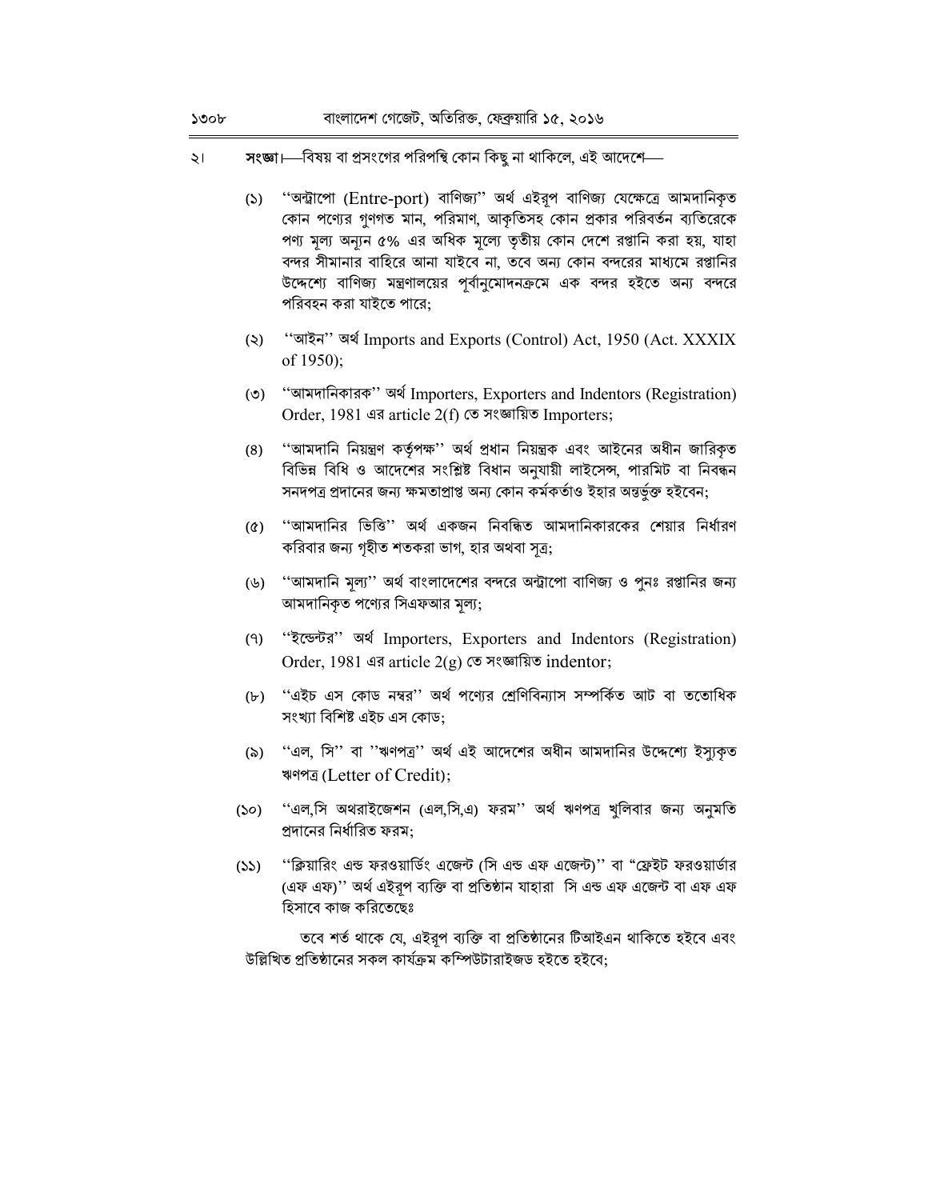২। **সংজ্ঞা।**—বিষয় বা প্রসংগের পরিপন্থি কোন কিছু না থাকিলে, এই আদেশে—

(১) ''অন্ত্রাপো (Entre-port) বাণিজ্য'' অর্থ এইরূপ বাণিজ্য যেক্ষেত্রে আমদানিকৃত কোন পণ্যের গুণগত মান, পরিমাণ, আকৃতিসহ কোন প্রকার পরিবর্তন ব্যতিরেকে পণ্য মূল্য অন্যূন ৫% এর অধিক মূল্যে তৃতীয় কোন দেশে রপ্তানি করা হয়, যাহা বন্দর সীমানার বাহিরে আনা যাইবে না, তবে অন্য কোন বন্দরের মাধ্যমে রপ্তানির উদ্দেশ্যে বাণিজ্য মন্ত্রণালয়ের পূর্বানুমোদনক্রমে এক বন্দর হইতে অন্য বন্দরে পরিবহন করা যাইতে পারে;

(২) ''আইন'' অর্থ Imports and Exports (Control) Act, 1950 (Act. XXXIX of 1950);

(৩) ''আমদানিকারক'' অর্থ Importers, Exporters and Indentors (Registration) Order, 1981 এর article 2(f) তে সংজ্ঞায়িত Importers;

(৪) ''আমদানি নিয়ন্ত্রণ কর্তৃপক্ষ'' অর্থ প্রধান নিয়ন্ত্রক এবং আইনের অধীন জারিকৃত বিভিন্ন বিধি ও আদেশের সংশ্লিষ্ট বিধান অনুযায়ী লাইসেন্স, পারমিট বা নিবন্ধন সনদপত্র প্রদানের জন্য ক্ষমতাপ্রাপ্ত অন্য কোন কর্মকর্তাও ইহার অন্তর্ভুক্ত হইবেন;

(৫) ''আমদানির ভিত্তি'' অর্থ একজন নিবন্ধিত আমদানিকারকের শেয়ার নির্ধারণ করিবার জন্য গৃহীত শতকরা ভাগ, হার অথবা সূত্র;

(৬) ''আমদানি মূল্য'' অর্থ বাংলাদেশের বন্দরে অন্ত্রাপো বাণিজ্য ও পুনঃ রপ্তানির জন্য আমদানিকৃত পণ্যের সিএফআর মূল্য;

(৭) ''ইন্ডেন্টর'' অর্থ Importers, Exporters and Indentors (Registration) Order, 1981 এর article 2(g) তে সংজ্ঞায়িত indentor;

(৮) ''এইচ এস কোড নম্বর'' অর্থ পণ্যের শ্রেণিবিন্যাস সম্পর্কিত আট বা ততোধিক সংখ্যা বিশিষ্ট এইচ এস কোড;

(৯) ''এল, সি'' বা ''ঋণপত্র'' অর্থ এই আদেশের অধীন আমদানির উদ্দেশ্যে ইস্যুকৃত ঋণপত্র (Letter of Credit);

(১০) ''এল,সি অথরাইজেশন (এল,সি,এ) ফরম'' অর্থ ঋণপত্র খুলিবার জন্য অনুমতি প্রদানের নির্ধারিত ফরম;

(১১) ''ক্লিয়ারিং এন্ড ফরওয়ার্ডিং এজেন্ট (সি এন্ড এফ এজেন্ট)'' বা "ফ্রেইট ফরওয়ার্ডার (এফ এফ)'' অর্থ এইরূপ ব্যক্তি বা প্রতিষ্ঠান যাহারা সি এন্ড এফ এজেন্ট বা এফ এফ হিসাবে কাজ করিতেছেঃ

তবে শর্ত থাকে যে, এইরূপ ব্যক্তি বা প্রতিষ্ঠানের টিআইএন থাকিতে হইবে এবং উল্লিখিত প্রতিষ্ঠানের সকল কার্যক্রম কম্পিউটারাইজড হইতে হইবে;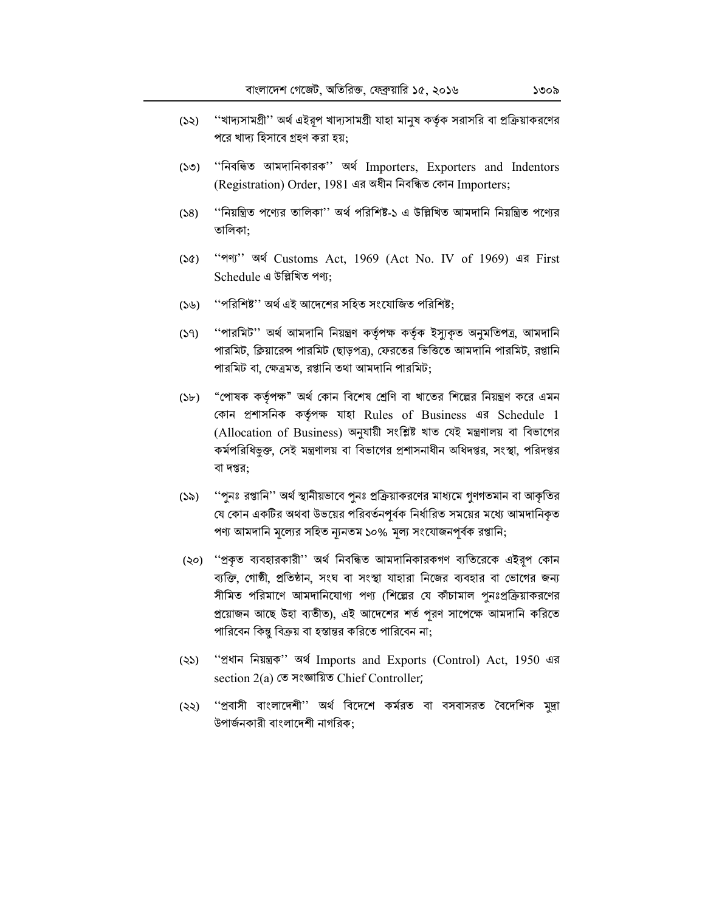(১২) ''খাদ্যসামগ্রী'' অর্থ এইরূপ খাদ্যসামগ্রী যাহা মানুষ কর্তৃক সরাসরি বা প্রক্রিয়াকরণের পরে খাদ্য হিসাবে গ্রহণ করা হয়;

(১৩) ''নিবন্ধিত আমদানিকারক'' অর্থ Importers, Exporters and Indentors (Registration) Order, 1981 এর অধীন নিবন্ধিত কোন Importers;

(১৪) ''নিয়ন্ত্রিত পণ্যের তালিকা'' অর্থ পরিশিষ্ট-১ এ উল্লিখিত আমদানি নিয়ন্ত্রিত পণ্যের তালিকা;

(১৫) ''পণ্য'' অর্থ Customs Act, 1969 (Act No. IV of 1969) এর First Schedule এ উল্লিখিত পণ্য;

(১৬) ''পরিশিষ্ট'' অর্থ এই আদেশের সহিত সংযোজিত পরিশিষ্ট;

(১৭) ''পারমিট'' অর্থ আমদানি নিয়ন্ত্রণ কর্তৃপক্ষ কর্তৃক ইস্যুকৃত অনুমতিপত্র, আমদানি পারমিট, ক্লিয়ারেন্স পারমিট (ছাড়পত্র), ফেরতের ভিত্তিতে আমদানি পারমিট, রপ্তানি পারমিট বা, ক্ষেত্রমত, রপ্তানি তথা আমদানি পারমিট;

(১৮) "পোষক কর্তৃপক্ষ" অর্থ কোন বিশেষ শ্রেণি বা খাতের শিল্পের নিয়ন্ত্রণ করে এমন কোন প্রশাসনিক কর্তৃপক্ষ যাহা Rules of Business এর Schedule 1 (Allocation of Business) অনুযায়ী সংশ্লিষ্ট খাত যেই মন্ত্রণালয় বা বিভাগের কর্মপরিধিভুক্ত, সেই মন্ত্রণালয় বা বিভাগের প্রশাসনাধীন অধিদপ্তর, সংস্থা, পরিদপ্তর বা দপ্তর;

(১৯) ''পুনঃ রপ্তানি'' অর্থ স্থানীয়ভাবে পুনঃ প্রক্রিয়াকরণের মাধ্যমে গুণগতমান বা আকৃতির যে কোন একটির অথবা উভয়ের পরিবর্তনপূর্বক নির্ধারিত সময়ের মধ্যে আমদানিকৃত পণ্য আমদানি মূল্যের সহিত ন্যূনতম ১০% মূল্য সংযোজনপূর্বক রপ্তানি;

(২০) ''প্রকৃত ব্যবহারকারী'' অর্থ নিবন্ধিত আমদানিকারকগণ ব্যতিরেকে এইরূপ কোন ব্যক্তি, গোষ্ঠী, প্রতিষ্ঠান, সংঘ বা সংস্থা যাহারা নিজের ব্যবহার বা ভোগের জন্য সীমিত পরিমাণে আমদানিযোগ্য পণ্য (শিল্পের যে কাঁচামাল পুনঃপ্রক্রিয়াকরণের প্রয়োজন আছে উহা ব্যতীত), এই আদেশের শর্ত পূরণ সাপেক্ষে আমদানি করিতে পারিবেন কিন্তু বিক্রয় বা হস্তান্তর করিতে পারিবেন না;

(২১) ''প্রধান নিয়ন্ত্রক'' অর্থ Imports and Exports (Control) Act, 1950 এর section 2(a) তে সংজ্ঞায়িত Chief Controller;

(২২) ''প্রবাসী বাংলাদেশী'' অর্থ বিদেশে কর্মরত বা বসবাসরত বৈদেশিক মুদ্রা উপার্জনকারী বাংলাদেশী নাগরিক;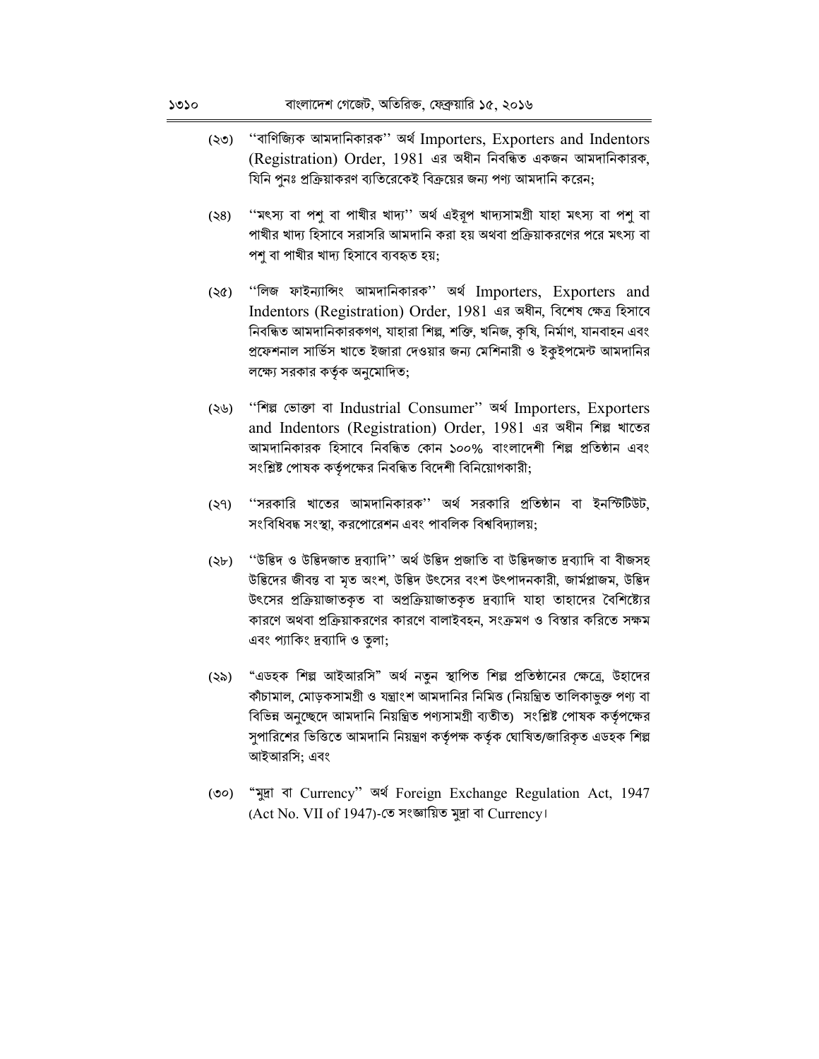(২৩) ''বাণিজ্যিক আমদানিকারক'' অর্থ Importers, Exporters and Indentors (Registration) Order, 1981 এর অধীন নিবন্ধিত একজন আমদানিকারক, যিনি পুনঃ প্রক্রিয়াকরণ ব্যতিরেকেই বিক্রয়ের জন্য পণ্য আমদানি করেন;

(২৪) ''মৎস্য বা পশু বা পাখীর খাদ্য'' অর্থ এইরূপ খাদ্যসামগ্রী যাহা মৎস্য বা পশু বা পাখীর খাদ্য হিসাবে সরাসরি আমদানি করা হয় অথবা প্রক্রিয়াকরণের পরে মৎস্য বা পশু বা পাখীর খাদ্য হিসাবে ব্যবহৃত হয়;

(২৫) ''লিজ ফাইন্যান্সিং আমদানিকারক'' অর্থ Importers, Exporters and Indentors (Registration) Order, 1981 এর অধীন, বিশেষ ক্ষেত্র হিসাবে নিবন্ধিত আমদানিকারকগণ, যাহারা শিল্প, শক্তি, খনিজ, কৃষি, নির্মাণ, যানবাহন এবং প্রফেশনাল সার্ভিস খাতে ইজারা দেওয়ার জন্য মেশিনারী ও ইকুইপমেন্ট আমদানির লক্ষ্যে সরকার কর্তৃক অনুমোদিত;

(২৬) ''শিল্প ভোক্তা বা Industrial Consumer'' অর্থ Importers, Exporters and Indentors (Registration) Order, 1981 এর অধীন শিল্প খাতের আমদানিকারক হিসাবে নিবন্ধিত কোন ১০০% বাংলাদেশী শিল্প প্রতিষ্ঠান এবং সংশ্লিষ্ট পোষক কর্তৃপক্ষের নিবন্ধিত বিদেশী বিনিয়োগকারী;

(২৭) ''সরকারি খাতের আমদানিকারক'' অর্থ সরকারি প্রতিষ্ঠান বা ইনস্টিটিউট, সংবিধিবদ্ধ সংস্থা, করপোরেশন এবং পাবলিক বিশ্ববিদ্যালয়;

(২৮) ''উদ্ভিদ ও উদ্ভিদজাত দ্রব্যাদি'' অর্থ উদ্ভিদ প্রজাতি বা উদ্ভিদজাত দ্রব্যাদি বা বীজসহ উদ্ভিদের জীবন্ত বা মৃত অংশ, উদ্ভিদ উৎসের বংশ উৎপাদনকারী, জার্মপ্লাজম, উদ্ভিদ উৎসের প্রক্রিয়াজাতকৃত বা অপ্রক্রিয়াজাতকৃত দ্রব্যাদি যাহা তাহাদের বৈশিষ্ট্যের কারণে অথবা প্রক্রিয়াকরণের কারণে বালাইবহন, সংক্রমণ ও বিস্তার করিতে সক্ষম এবং প্যাকিং দ্রব্যাদি ও তুলা;

(২৯) "এডহক শিল্প আইআরসি" অর্থ নতুন স্থাপিত শিল্প প্রতিষ্ঠানের ক্ষেত্রে, উহাদের কাঁচামাল, মোড়কসামগ্রী ও যন্ত্রাংশ আমদানির নিমিত্ত (নিয়ন্ত্রিত তালিকাভুক্ত পণ্য বা বিভিন্ন অনুচ্ছেদে আমদানি নিয়ন্ত্রিত পণ্যসামগ্রী ব্যতীত) সংশ্লিষ্ট পোষক কর্তৃপক্ষের সুপারিশের ভিত্তিতে আমদানি নিয়ন্ত্রণ কর্তৃপক্ষ কর্তৃক ঘোষিত/জারিকৃত এডহক শিল্প আইআরসি; এবং

(৩০) "মুদ্রা বা Currency" অর্থ Foreign Exchange Regulation Act, 1947 (Act No. VII of 1947)-তে সংজ্ঞায়িত মুদ্রা বা Currency।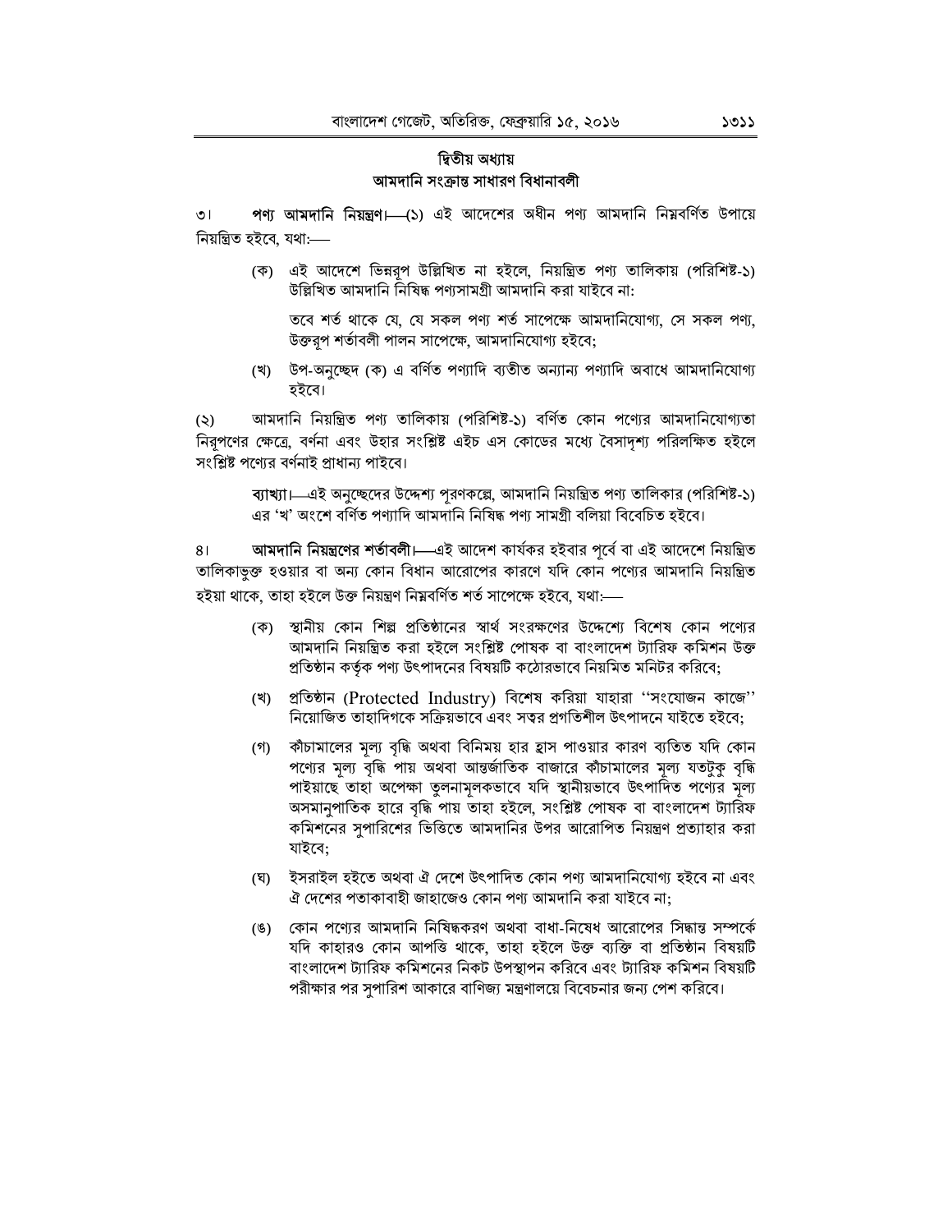## দ্বিতীয় অধ্যায়
## আমদানি সংক্রান্ত সাধারণ বিধানাবলী

৩। **পণ্য আমদানি নিয়ন্ত্রণ।**—(১) এই আদেশের অধীন পণ্য আমদানি নিম্নবর্ণিত উপায়ে নিয়ন্ত্রিত হইবে, যথা:—

(ক) এই আদেশে ভিন্নরূপ উল্লিখিত না হইলে, নিয়ন্ত্রিত পণ্য তালিকায় (পরিশিষ্ট-১) উল্লিখিত আমদানি নিষিদ্ধ পণ্যসামগ্রী আমদানি করা যাইবে না:

তবে শর্ত থাকে যে, যে সকল পণ্য শর্ত সাপেক্ষে আমদানিযোগ্য, সে সকল পণ্য, উক্তরূপ শর্তাবলী পালন সাপেক্ষে, আমদানিযোগ্য হইবে;

(খ) উপ-অনুচ্ছেদ (ক) এ বর্ণিত পণ্যাদি ব্যতীত অন্যান্য পণ্যাদি অবাধে আমদানিযোগ্য হইবে।

(২) আমদানি নিয়ন্ত্রিত পণ্য তালিকায় (পরিশিষ্ট-১) বর্ণিত কোন পণ্যের আমদানিযোগ্যতা নিরূপণের ক্ষেত্রে, বর্ণনা এবং উহার সংশ্লিষ্ট এইচ এস কোডের মধ্যে বৈসাদৃশ্য পরিলক্ষিত হইলে সংশ্লিষ্ট পণ্যের বর্ণনাই প্রাধান্য পাইবে।

**ব্যাখ্যা।**—এই অনুচ্ছেদের উদ্দেশ্য পূরণকল্পে, আমদানি নিয়ন্ত্রিত পণ্য তালিকার (পরিশিষ্ট-১) এর 'খ' অংশে বর্ণিত পণ্যাদি আমদানি নিষিদ্ধ পণ্য সামগ্রী বলিয়া বিবেচিত হইবে।

৪। **আমদানি নিয়ন্ত্রণের শর্তাবলী।**—এই আদেশ কার্যকর হইবার পূর্বে বা এই আদেশে নিয়ন্ত্রিত তালিকাভুক্ত হওয়ার বা অন্য কোন বিধান আরোপের কারণে যদি কোন পণ্যের আমদানি নিয়ন্ত্রিত হইয়া থাকে, তাহা হইলে উক্ত নিয়ন্ত্রণ নিম্নবর্ণিত শর্ত সাপেক্ষে হইবে, যথা:—

(ক) স্থানীয় কোন শিল্প প্রতিষ্ঠানের স্বার্থ সংরক্ষণের উদ্দেশ্যে বিশেষ কোন পণ্যের আমদানি নিয়ন্ত্রিত করা হইলে সংশ্লিষ্ট পোষক বা বাংলাদেশ ট্যারিফ কমিশন উক্ত প্রতিষ্ঠান কর্তৃক পণ্য উৎপাদনের বিষয়টি কঠোরভাবে নিয়মিত মনিটর করিবে;

(খ) প্রতিষ্ঠান (Protected Industry) বিশেষ করিয়া যাহারা ''সংযোজন কাজে'' নিয়োজিত তাহাদিগকে সক্রিয়ভাবে এবং সত্বর প্রগতিশীল উৎপাদনে যাইতে হইবে;

(গ) কাঁচামালের মূল্য বৃদ্ধি অথবা বিনিময় হার হ্রাস পাওয়ার কারণ ব্যতিত যদি কোন পণ্যের মূল্য বৃদ্ধি পায় অথবা আন্তর্জাতিক বাজারে কাঁচামালের মূল্য যতটুকু বৃদ্ধি পাইয়াছে তাহা অপেক্ষা তুলনামূলকভাবে যদি স্থানীয়ভাবে উৎপাদিত পণ্যের মূল্য অসমানুপাতিক হারে বৃদ্ধি পায় তাহা হইলে, সংশ্লিষ্ট পোষক বা বাংলাদেশ ট্যারিফ কমিশনের সুপারিশের ভিত্তিতে আমদানির উপর আরোপিত নিয়ন্ত্রণ প্রত্যাহার করা যাইবে;

(ঘ) ইসরাইল হইতে অথবা ঐ দেশে উৎপাদিত কোন পণ্য আমদানিযোগ্য হইবে না এবং ঐ দেশের পতাকাবাহী জাহাজেও কোন পণ্য আমদানি করা যাইবে না;

(ঙ) কোন পণ্যের আমদানি নিষিদ্ধকরণ অথবা বাধা-নিষেধ আরোপের সিদ্ধান্ত সম্পর্কে যদি কাহারও কোন আপত্তি থাকে, তাহা হইলে উক্ত ব্যক্তি বা প্রতিষ্ঠান বিষয়টি বাংলাদেশ ট্যারিফ কমিশনের নিকট উপস্থাপন করিবে এবং ট্যারিফ কমিশন বিষয়টি পরীক্ষার পর সুপারিশ আকারে বাণিজ্য মন্ত্রণালয়ে বিবেচনার জন্য পেশ করিবে।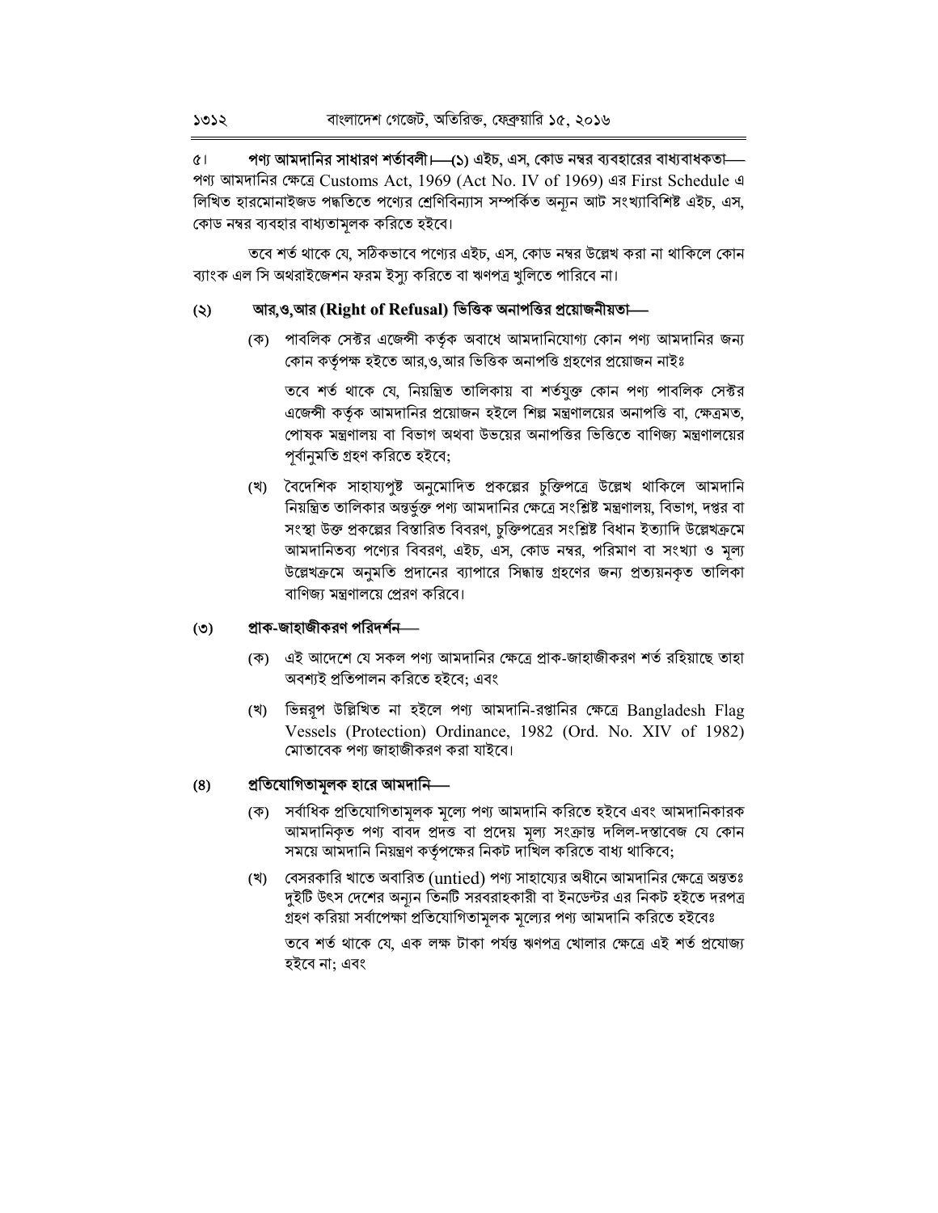৫। **পণ্য আমদানির সাধারণ শর্তাবলী।—(১) এইচ, এস, কোড নম্বর ব্যবহারের বাধ্যবাধকতা—** পণ্য আমদানির ক্ষেত্রে Customs Act, 1969 (Act No. IV of 1969) এর First Schedule এ লিখিত হারমোনাইজড পদ্ধতিতে পণ্যের শ্রেণিবিন্যাস সম্পর্কিত অন্যূন আট সংখ্যাবিশিষ্ট এইচ, এস, কোড নম্বর ব্যবহার বাধ্যতামূলক করিতে হইবে।

তবে শর্ত থাকে যে, সঠিকভাবে পণ্যের এইচ, এস, কোড নম্বর উল্লেখ করা না থাকিলে কোন ব্যাংক এল সি অথরাইজেশন ফরম ইস্যু করিতে বা ঋণপত্র খুলিতে পারিবে না।

(২) **আর,ও,আর (Right of Refusal) ভিত্তিক অনাপত্তির প্রয়োজনীয়তা—**

(ক) পাবলিক সেক্টর এজেন্সী কর্তৃক অবাধে আমদানিযোগ্য কোন পণ্য আমদানির জন্য কোন কর্তৃপক্ষ হইতে আর,ও,আর ভিত্তিক অনাপত্তি গ্রহণের প্রয়োজন নাইঃ

তবে শর্ত থাকে যে, নিয়ন্ত্রিত তালিকায় বা শর্তযুক্ত কোন পণ্য পাবলিক সেক্টর এজেন্সী কর্তৃক আমদানির প্রয়োজন হইলে শিল্প মন্ত্রণালয়ের অনাপত্তি বা, ক্ষেত্রমত, পোষক মন্ত্রণালয় বা বিভাগ অথবা উভয়ের অনাপত্তির ভিত্তিতে বাণিজ্য মন্ত্রণালয়ের পূর্বানুমতি গ্রহণ করিতে হইবে;

(খ) বৈদেশিক সাহায্যপুষ্ট অনুমোদিত প্রকল্পের চুক্তিপত্রে উল্লেখ থাকিলে আমদানি নিয়ন্ত্রিত তালিকার অন্তর্ভুক্ত পণ্য আমদানির ক্ষেত্রে সংশ্লিষ্ট মন্ত্রণালয়, বিভাগ, দপ্তর বা সংস্থা উক্ত প্রকল্পের বিস্তারিত বিবরণ, চুক্তিপত্রের সংশ্লিষ্ট বিধান ইত্যাদি উল্লেখক্রমে আমদানিতব্য পণ্যের বিবরণ, এইচ, এস, কোড নম্বর, পরিমাণ বা সংখ্যা ও মূল্য উল্লেখক্রমে অনুমতি প্রদানের ব্যাপারে সিদ্ধান্ত গ্রহণের জন্য প্রত্যয়নকৃত তালিকা বাণিজ্য মন্ত্রণালয়ে প্রেরণ করিবে।

(৩) **প্রাক-জাহাজীকরণ পরিদর্শন—**

(ক) এই আদেশে যে সকল পণ্য আমদানির ক্ষেত্রে প্রাক-জাহাজীকরণ শর্ত রহিয়াছে তাহা অবশ্যই প্রতিপালন করিতে হইবে; এবং

(খ) ভিন্নরূপ উল্লিখিত না হইলে পণ্য আমদানি-রপ্তানির ক্ষেত্রে Bangladesh Flag Vessels (Protection) Ordinance, 1982 (Ord. No. XIV of 1982) মোতাবেক পণ্য জাহাজীকরণ করা যাইবে।

(৪) **প্রতিযোগিতামূলক হারে আমদানি—**

(ক) সর্বাধিক প্রতিযোগিতামূলক মূল্যে পণ্য আমদানি করিতে হইবে এবং আমদানিকারক আমদানিকৃত পণ্য বাবদ প্রদত্ত বা প্রদেয় মূল্য সংক্রান্ত দলিল-দস্তাবেজ যে কোন সময়ে আমদানি নিয়ন্ত্রণ কর্তৃপক্ষের নিকট দাখিল করিতে বাধ্য থাকিবে;

(খ) বেসরকারি খাতে অবারিত (untied) পণ্য সাহায্যের অধীনে আমদানির ক্ষেত্রে অন্ততঃ দুইটি উৎস দেশের অন্যূন তিনটি সরবরাহকারী বা ইনডেন্টর এর নিকট হইতে দরপত্র গ্রহণ করিয়া সর্বাপেক্ষা প্রতিযোগিতামূলক মূল্যের পণ্য আমদানি করিতে হইবেঃ

তবে শর্ত থাকে যে, এক লক্ষ টাকা পর্যন্ত ঋণপত্র খোলার ক্ষেত্রে এই শর্ত প্রযোজ্য হইবে না; এবং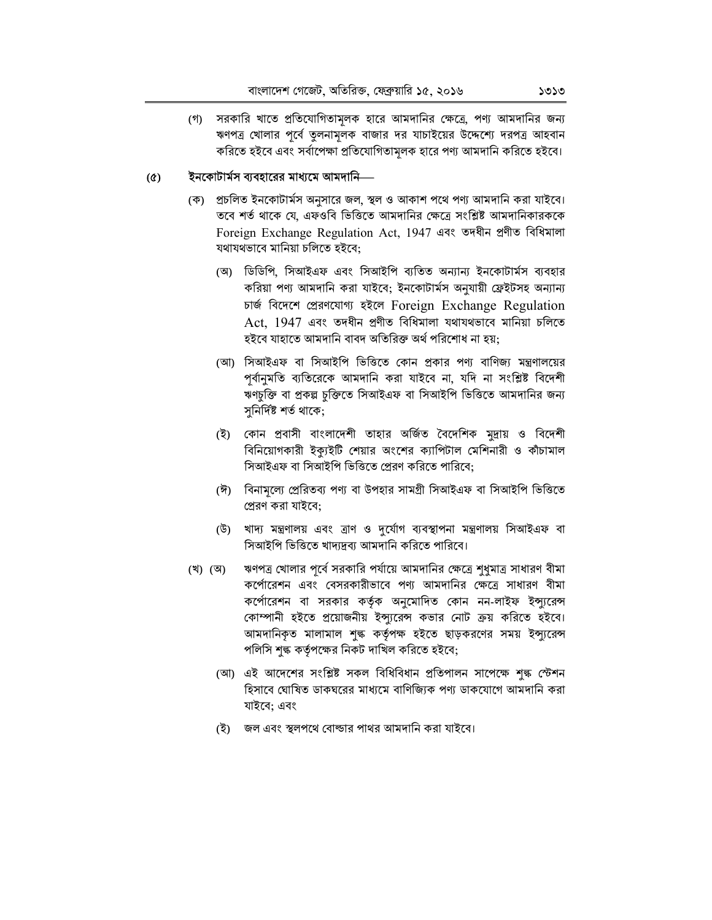(গ) সরকারি খাতে প্রতিযোগিতামূলক হারে আমদানির ক্ষেত্রে, পণ্য আমদানির জন্য ঋণপত্র খোলার পূর্বে তুলনামূলক বাজার দর যাচাইয়ের উদ্দেশ্যে দরপত্র আহবান করিতে হইবে এবং সর্বাপেক্ষা প্রতিযোগিতামূলক হারে পণ্য আমদানি করিতে হইবে।

**(৫) ইনকোটার্মস ব্যবহারের মাধ্যমে আমদানি—**

(ক) প্রচলিত ইনকোটার্মস অনুসারে জল, স্থল ও আকাশ পথে পণ্য আমদানি করা যাইবে। তবে শর্ত থাকে যে, এফওবি ভিত্তিতে আমদানির ক্ষেত্রে সংশ্লিষ্ট আমদানিকারককে Foreign Exchange Regulation Act, 1947 এবং তদধীন প্রণীত বিধিমালা যথাযথভাবে মানিয়া চলিতে হইবে;

(অ) ডিডিপি, সিআইএফ এবং সিআইপি ব্যতিত অন্যান্য ইনকোটার্মস ব্যবহার করিয়া পণ্য আমদানি করা যাইবে; ইনকোটার্মস অনুযায়ী ফ্রেইটসহ অন্যান্য চার্জ বিদেশে প্রেরণযোগ্য হইলে Foreign Exchange Regulation Act, 1947 এবং তদধীন প্রণীত বিধিমালা যথাযথভাবে মানিয়া চলিতে হইবে যাহাতে আমদানি বাবদ অতিরিক্ত অর্থ পরিশোধ না হয়;

(আ) সিআইএফ বা সিআইপি ভিত্তিতে কোন প্রকার পণ্য বাণিজ্য মন্ত্রণালয়ের পূর্বানুমতি ব্যতিরেকে আমদানি করা যাইবে না, যদি না সংশ্লিষ্ট বিদেশী ঋণচুক্তি বা প্রকল্প চুক্তিতে সিআইএফ বা সিআইপি ভিত্তিতে আমদানির জন্য সুনির্দিষ্ট শর্ত থাকে;

(ই) কোন প্রবাসী বাংলাদেশী তাহার অর্জিত বৈদেশিক মুদ্রায় ও বিদেশী বিনিয়োগকারী ইক্যুইটি শেয়ার অংশের ক্যাপিটাল মেশিনারী ও কাঁচামাল সিআইএফ বা সিআইপি ভিত্তিতে প্রেরণ করিতে পারিবে;

(ঈ) বিনামূল্যে প্রেরিতব্য পণ্য বা উপহার সামগ্রী সিআইএফ বা সিআইপি ভিত্তিতে প্রেরণ করা যাইবে;

(উ) খাদ্য মন্ত্রণালয় এবং ত্রাণ ও দুর্যোগ ব্যবস্থাপনা মন্ত্রণালয় সিআইএফ বা সিআইপি ভিত্তিতে খাদ্যদ্রব্য আমদানি করিতে পারিবে।

(খ) (অ) ঋণপত্র খোলার পূর্বে সরকারি পর্যায়ে আমদানির ক্ষেত্রে শুধুমাত্র সাধারণ বীমা কর্পোরেশন এবং বেসরকারীভাবে পণ্য আমদানির ক্ষেত্রে সাধারণ বীমা কর্পোরেশন বা সরকার কর্তৃক অনুমোদিত কোন নন-লাইফ ইন্স্যুরেন্স কোম্পানী হইতে প্রয়োজনীয় ইন্স্যুরেন্স কভার নোট ক্রয় করিতে হইবে। আমদানিকৃত মালামাল শুল্ক কর্তৃপক্ষ হইতে ছাড়করণের সময় ইন্স্যুরেন্স পলিসি শুল্ক কর্তৃপক্ষের নিকট দাখিল করিতে হইবে;

(আ) এই আদেশের সংশ্লিষ্ট সকল বিধিবিধান প্রতিপালন সাপেক্ষে শুল্ক স্টেশন হিসাবে ঘোষিত ডাকঘরের মাধ্যমে বাণিজ্যিক পণ্য ডাকযোগে আমদানি করা যাইবে; এবং

(ই) জল এবং স্থলপথে বোল্ডার পাথর আমদানি করা যাইবে।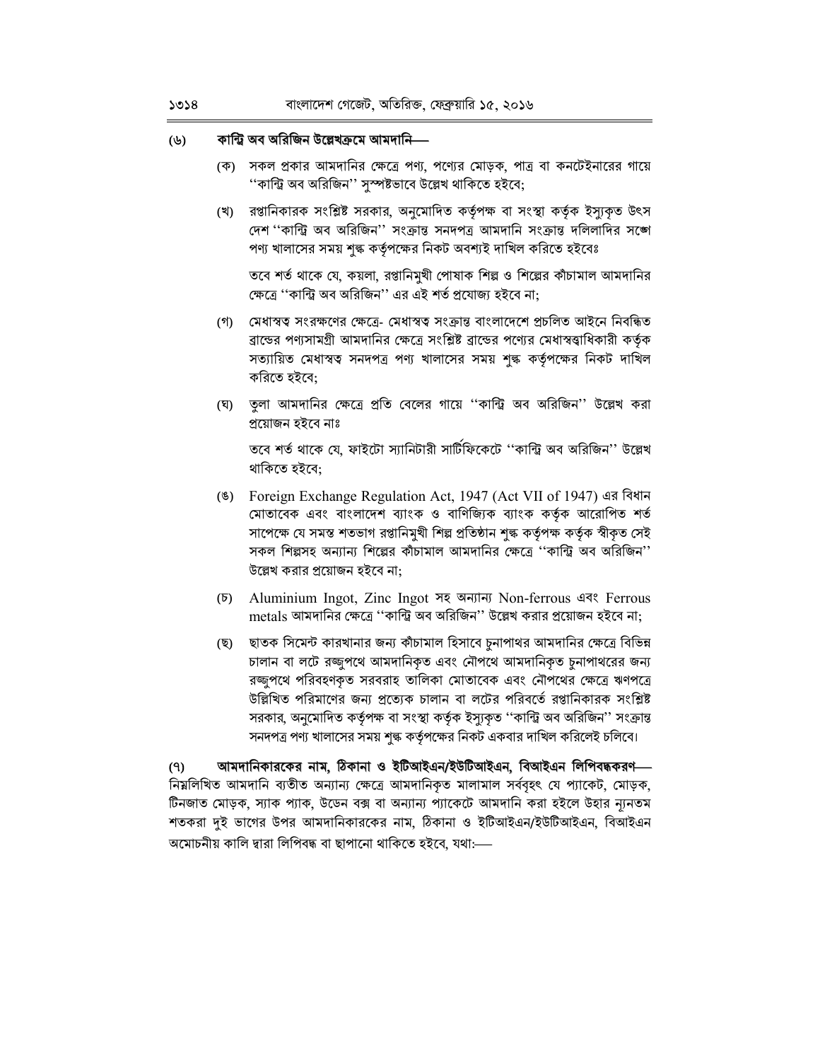**(৬) কান্ট্রি অব অরিজিন উল্লেখক্রমে আমদানি—**

(ক) সকল প্রকার আমদানির ক্ষেত্রে পণ্য, পণ্যের মোড়ক, পাত্র বা কনটেইনারের গায়ে ''কান্ট্রি অব অরিজিন'' সুস্পষ্টভাবে উল্লেখ থাকিতে হইবে;

(খ) রপ্তানিকারক সংশ্লিষ্ট সরকার, অনুমোদিত কর্তৃপক্ষ বা সংস্থা কর্তৃক ইস্যুকৃত উৎস দেশ ''কান্ট্রি অব অরিজিন'' সংক্রান্ত সনদপত্র আমদানি সংক্রান্ত দলিলাদির সঙ্গে পণ্য খালাসের সময় শুল্ক কর্তৃপক্ষের নিকট অবশ্যই দাখিল করিতে হইবেঃ

তবে শর্ত থাকে যে, কয়লা, রপ্তানিমুখী পোষাক শিল্প ও শিল্পের কাঁচামাল আমদানির ক্ষেত্রে ''কান্ট্রি অব অরিজিন'' এর এই শর্ত প্রযোজ্য হইবে না;

(গ) মেধাস্বত্ব সংরক্ষণের ক্ষেত্রে- মেধাস্বত্ব সংক্রান্ত বাংলাদেশে প্রচলিত আইনে নিবন্ধিত ব্রান্ডের পণ্যসামগ্রী আমদানির ক্ষেত্রে সংশ্লিষ্ট ব্রান্ডের পণ্যের মেধাস্বত্বাধিকারী কর্তৃক সত্যায়িত মেধাস্বত্ব সনদপত্র পণ্য খালাসের সময় শুল্ক কর্তৃপক্ষের নিকট দাখিল করিতে হইবে;

(ঘ) তুলা আমদানির ক্ষেত্রে প্রতি বেলের গায়ে ''কান্ট্রি অব অরিজিন'' উল্লেখ করা প্রয়োজন হইবে নাঃ

তবে শর্ত থাকে যে, ফাইটো স্যানিটারী সার্টিফিকেটে ''কান্ট্রি অব অরিজিন'' উল্লেখ থাকিতে হইবে;

(ঙ) Foreign Exchange Regulation Act, 1947 (Act VII of 1947) এর বিধান মোতাবেক এবং বাংলাদেশ ব্যাংক ও বাণিজ্যিক ব্যাংক কর্তৃক আরোপিত শর্ত সাপেক্ষে যে সমস্ত শতভাগ রপ্তানিমুখী শিল্প প্রতিষ্ঠান শুল্ক কর্তৃপক্ষ কর্তৃক স্বীকৃত সেই সকল শিল্পসহ অন্যান্য শিল্পের কাঁচামাল আমদানির ক্ষেত্রে ''কান্ট্রি অব অরিজিন'' উল্লেখ করার প্রয়োজন হইবে না;

(চ) Aluminium Ingot, Zinc Ingot সহ অন্যান্য Non-ferrous এবং Ferrous metals আমদানির ক্ষেত্রে ''কান্ট্রি অব অরিজিন'' উল্লেখ করার প্রয়োজন হইবে না;

(ছ) ছাতক সিমেন্ট কারখানার জন্য কাঁচামাল হিসাবে চুনাপাথর আমদানির ক্ষেত্রে বিভিন্ন চালান বা লটে রজ্জুপথে আমদানিকৃত এবং নৌপথে আমদানিকৃত চুনাপাথরের জন্য রজ্জুপথে পরিবহণকৃত সরবরাহ তালিকা মোতাবেক এবং নৌপথের ক্ষেত্রে ঋণপত্রে উল্লিখিত পরিমাণের জন্য প্রত্যেক চালান বা লটের পরিবর্তে রপ্তানিকারক সংশ্লিষ্ট সরকার, অনুমোদিত কর্তৃপক্ষ বা সংস্থা কর্তৃক ইস্যুকৃত ''কান্ট্রি অব অরিজিন'' সংক্রান্ত সনদপত্র পণ্য খালাসের সময় শুল্ক কর্তৃপক্ষের নিকট একবার দাখিল করিলেই চলিবে।

**(৭) আমদানিকারকের নাম, ঠিকানা ও ইটিআইএন/ইউটিআইএন, বিআইএন লিপিবদ্ধকরণ—** নিম্নলিখিত আমদানি ব্যতীত অন্যান্য ক্ষেত্রে আমদানিকৃত মালামাল সর্ববৃহৎ যে প্যাকেট, মোড়ক, টিনজাত মোড়ক, স্যাক প্যাক, উডেন বক্স বা অন্যান্য প্যাকেটে আমদানি করা হইলে উহার ন্যূনতম শতকরা দুই ভাগের উপর আমদানিকারকের নাম, ঠিকানা ও ইটিআইএন/ইউটিআইএন, বিআইএন অমোচনীয় কালি দ্বারা লিপিবদ্ধ বা ছাপানো থাকিতে হইবে, যথা:—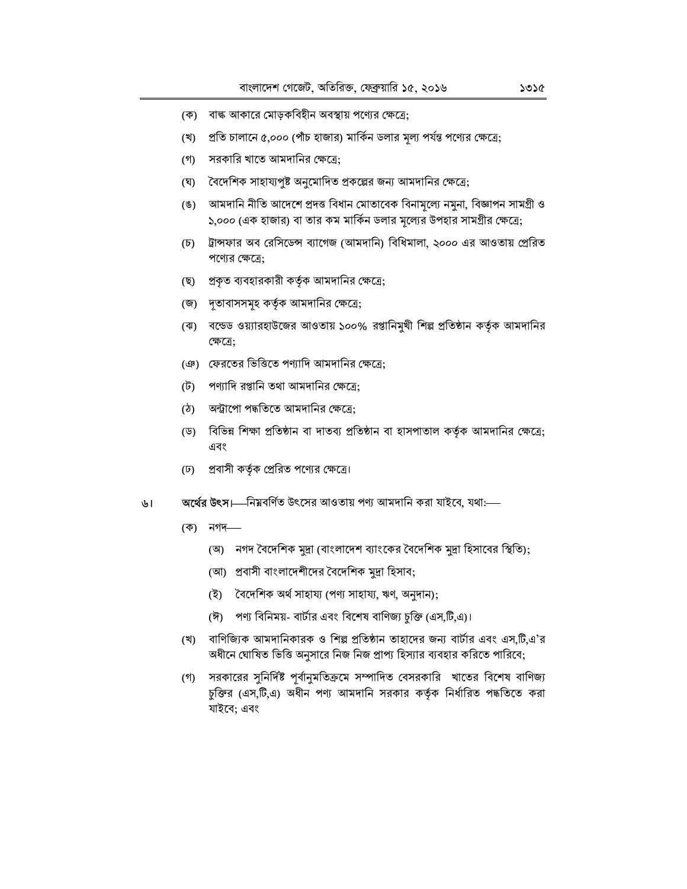(ক) বাল্ক আকারে মোড়কবিহীন অবস্থায় পণ্যের ক্ষেত্রে;

(খ) প্রতি চালানে ৫,০০০ (পাঁচ হাজার) মার্কিন ডলার মূল্য পর্যন্ত পণ্যের ক্ষেত্রে;

(গ) সরকারি খাতে আমদানির ক্ষেত্রে;

(ঘ) বৈদেশিক সাহায্যপুষ্ট অনুমোদিত প্রকল্পের জন্য আমদানির ক্ষেত্রে;

(ঙ) আমদানি নীতি আদেশে প্রদত্ত বিধান মোতাবেক বিনামূল্যে নমুনা, বিজ্ঞাপন সামগ্রী ও ১,০০০ (এক হাজার) বা তার কম মার্কিন ডলার মূল্যের উপহার সামগ্রীর ক্ষেত্রে;

(চ) ট্রান্সফার অব রেসিডেন্স ব্যাগেজ (আমদানি) বিধিমালা, ২০০০ এর আওতায় প্রেরিত পণ্যের ক্ষেত্রে;

(ছ) প্রকৃত ব্যবহারকারী কর্তৃক আমদানির ক্ষেত্রে;

(জ) দূতাবাসসমূহ কর্তৃক আমদানির ক্ষেত্রে;

(ঝ) বন্ডেড ওয়্যারহাউজের আওতায় ১০০% রপ্তানিমুখী শিল্প প্রতিষ্ঠান কর্তৃক আমদানির ক্ষেত্রে;

(ঞ) ফেরতের ভিত্তিতে পণ্যাদি আমদানির ক্ষেত্রে;

(ট) পণ্যাদি রপ্তানি তথা আমদানির ক্ষেত্রে;

(ঠ) অন্ট্রাপো পদ্ধতিতে আমদানির ক্ষেত্রে;

(ড) বিভিন্ন শিক্ষা প্রতিষ্ঠান বা দাতব্য প্রতিষ্ঠান বা হাসপাতাল কর্তৃক আমদানির ক্ষেত্রে; এবং

(ঢ) প্রবাসী কর্তৃক প্রেরিত পণ্যের ক্ষেত্রে।

৬। **অর্থের উৎস।**—নিম্নবর্ণিত উৎসের আওতায় পণ্য আমদানি করা যাইবে, যথা:—

(ক) নগদ—

(অ) নগদ বৈদেশিক মুদ্রা (বাংলাদেশ ব্যাংকের বৈদেশিক মুদ্রা হিসাবের স্থিতি);

(আ) প্রবাসী বাংলাদেশীদের বৈদেশিক মুদ্রা হিসাব;

(ই) বৈদেশিক অর্থ সাহায্য (পণ্য সাহায্য, ঋণ, অনুদান);

(ঈ) পণ্য বিনিময়- বার্টার এবং বিশেষ বাণিজ্য চুক্তি (এস,টি,এ)।

(খ) বাণিজ্যিক আমদানিকারক ও শিল্প প্রতিষ্ঠান তাহাদের জন্য বার্টার এবং এস,টি,এ'র অধীনে ঘোষিত ভিত্তি অনুসারে নিজ নিজ প্রাপ্য হিস্যার ব্যবহার করিতে পারিবে;

(গ) সরকারের সুনির্দিষ্ট পূর্বানুমতিক্রমে সম্পাদিত বেসরকারি খাতের বিশেষ বাণিজ্য চুক্তির (এস,টি,এ) অধীন পণ্য আমদানি সরকার কর্তৃক নির্ধারিত পদ্ধতিতে করা যাইবে; এবং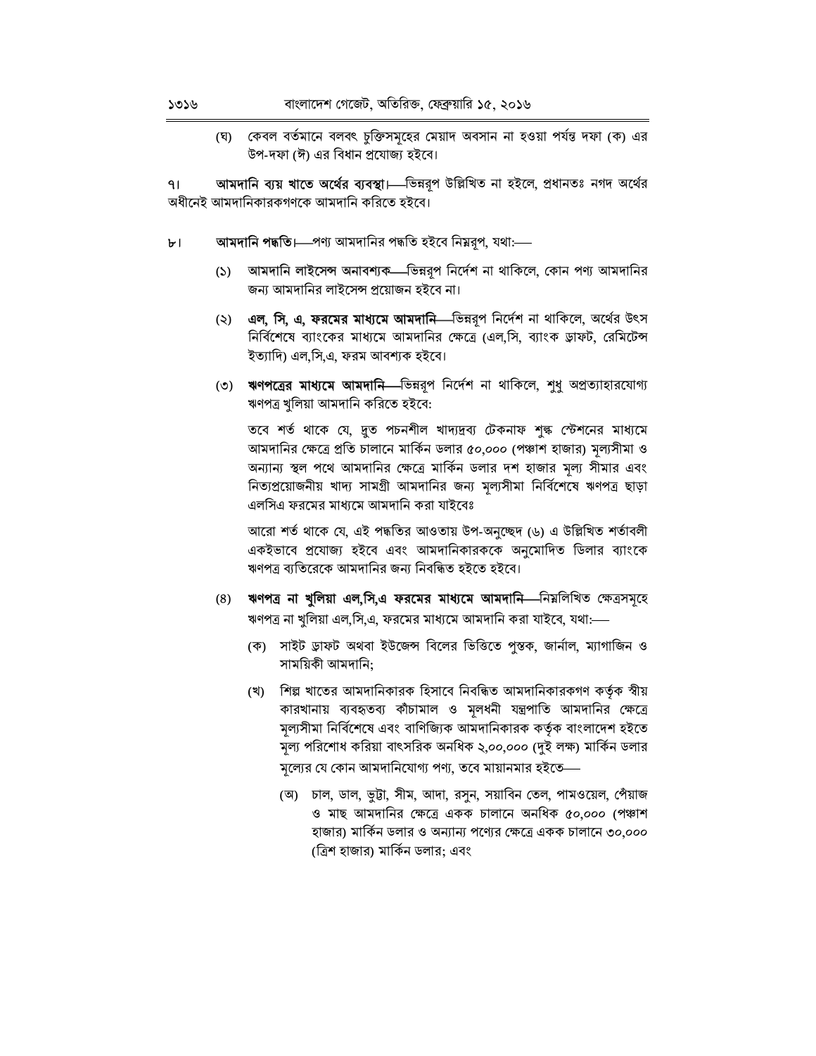(ঘ) কেবল বর্তমানে বলবৎ চুক্তিসমূহের মেয়াদ অবসান না হওয়া পর্যন্ত দফা (ক) এর উপ-দফা (ঈ) এর বিধান প্রযোজ্য হইবে।

৭। **আমদানি ব্যয় খাতে অর্থের ব্যবস্থা।**—ভিন্নরূপ উল্লিখিত না হইলে, প্রধানতঃ নগদ অর্থের অধীনেই আমদানিকারকগণকে আমদানি করিতে হইবে।

৮। **আমদানি পদ্ধতি।**—পণ্য আমদানির পদ্ধতি হইবে নিম্নরূপ, যথা:—

(১) **আমদানি লাইসেন্স অনাবশ্যক**—ভিন্নরূপ নির্দেশ না থাকিলে, কোন পণ্য আমদানির জন্য আমদানির লাইসেন্স প্রয়োজন হইবে না।

(২) **এল, সি, এ, ফরমের মাধ্যমে আমদানি**—ভিন্নরূপ নির্দেশ না থাকিলে, অর্থের উৎস নির্বিশেষে ব্যাংকের মাধ্যমে আমদানির ক্ষেত্রে (এল,সি, ব্যাংক ড্রাফট, রেমিটেন্স ইত্যাদি) এল,সি,এ, ফরম আবশ্যক হইবে।

(৩) **ঋণপত্রের মাধ্যমে আমদানি**—ভিন্নরূপ নির্দেশ না থাকিলে, শুধু অপ্রত্যাহারযোগ্য ঋণপত্র খুলিয়া আমদানি করিতে হইবে:

তবে শর্ত থাকে যে, দ্রুত পচনশীল খাদ্যদ্রব্য টেকনাফ শুল্ক স্টেশনের মাধ্যমে আমদানির ক্ষেত্রে প্রতি চালানে মার্কিন ডলার ৫০,০০০ (পঞ্চাশ হাজার) মূল্যসীমা ও অন্যান্য স্থল পথে আমদানির ক্ষেত্রে মার্কিন ডলার দশ হাজার মূল্য সীমার এবং নিত্যপ্রয়োজনীয় খাদ্য সামগ্রী আমদানির জন্য মূল্যসীমা নির্বিশেষে ঋণপত্র ছাড়া এলসিএ ফরমের মাধ্যমে আমদানি করা যাইবেঃ

আরো শর্ত থাকে যে, এই পদ্ধতির আওতায় উপ-অনুচ্ছেদ (৬) এ উল্লিখিত শর্তাবলী একইভাবে প্রযোজ্য হইবে এবং আমদানিকারককে অনুমোদিত ডিলার ব্যাংকে ঋণপত্র ব্যতিরেকে আমদানির জন্য নিবন্ধিত হইতে হইবে।

(৪) **ঋণপত্র না খুলিয়া এল,সি,এ ফরমের মাধ্যমে আমদানি**—নিম্নলিখিত ক্ষেত্রসমূহে ঋণপত্র না খুলিয়া এল,সি,এ, ফরমের মাধ্যমে আমদানি করা যাইবে, যথা:—

(ক) সাইট ড্রাফট অথবা ইউজেন্স বিলের ভিত্তিতে পুস্তক, জার্নাল, ম্যাগাজিন ও সাময়িকী আমদানি;

(খ) শিল্প খাতের আমদানিকারক হিসাবে নিবন্ধিত আমদানিকারকগণ কর্তৃক স্বীয় কারখানায় ব্যবহৃতব্য কাঁচামাল ও মূলধনী যন্ত্রপাতি আমদানির ক্ষেত্রে মূল্যসীমা নির্বিশেষে এবং বাণিজ্যিক আমদানিকারক কর্তৃক বাংলাদেশ হইতে মূল্য পরিশোধ করিয়া বাৎসরিক অনধিক ২,০০,০০০ (দুই লক্ষ) মার্কিন ডলার মূল্যের যে কোন আমদানিযোগ্য পণ্য, তবে মায়ানমার হইতে—

(অ) চাল, ডাল, ভুট্টা, সীম, আদা, রসুন, সয়াবিন তেল, পামওয়েল, পেঁয়াজ ও মাছ আমদানির ক্ষেত্রে একক চালানে অনধিক ৫০,০০০ (পঞ্চাশ হাজার) মার্কিন ডলার ও অন্যান্য পণ্যের ক্ষেত্রে একক চালানে ৩০,০০০ (ত্রিশ হাজার) মার্কিন ডলার; এবং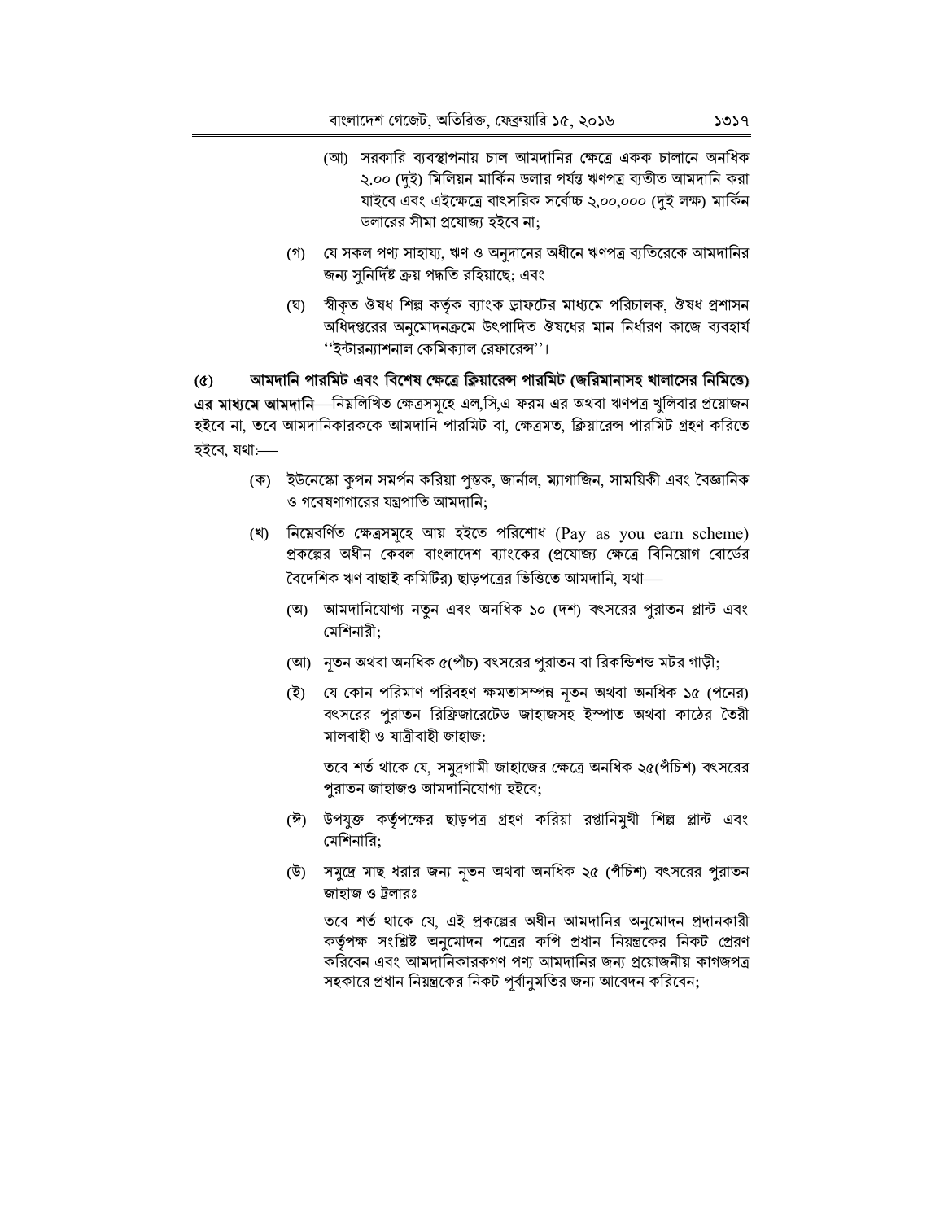(আ) সরকারি ব্যবস্থাপনায় চাল আমদানির ক্ষেত্রে একক চালানে অনধিক ২.০০ (দুই) মিলিয়ন মার্কিন ডলার পর্যন্ত ঋণপত্র ব্যতীত আমদানি করা যাইবে এবং এইক্ষেত্রে বাৎসরিক সর্বোচ্চ ২,০০,০০০ (দুই লক্ষ) মার্কিন ডলারের সীমা প্রযোজ্য হইবে না;

(গ) যে সকল পণ্য সাহায্য, ঋণ ও অনুদানের অধীনে ঋণপত্র ব্যতিরেকে আমদানির জন্য সুনির্দিষ্ট ক্রয় পদ্ধতি রহিয়াছে; এবং

(ঘ) স্বীকৃত ঔষধ শিল্প কর্তৃক ব্যাংক ড্রাফটের মাধ্যমে পরিচালক, ঔষধ প্রশাসন অধিদপ্তরের অনুমোদনক্রমে উৎপাদিত ঔষধের মান নির্ধারণ কাজে ব্যবহার্য ''ইন্টারন্যাশনাল কেমিক্যাল রেফারেন্স''।

(৫) **আমদানি পারমিট এবং বিশেষ ক্ষেত্রে ক্লিয়ারেন্স পারমিট (জরিমানাসহ খালাসের নিমিত্তে) এর মাধ্যমে আমদানি**—নিম্নলিখিত ক্ষেত্রসমূহে এল,সি,এ ফরম এর অথবা ঋণপত্র খুলিবার প্রয়োজন হইবে না, তবে আমদানিকারককে আমদানি পারমিট বা, ক্ষেত্রমত, ক্লিয়ারেন্স পারমিট গ্রহণ করিতে হইবে, যথা:—

(ক) ইউনেস্কো কুপন সমর্পন করিয়া পুস্তক, জার্নাল, ম্যাগাজিন, সাময়িকী এবং বৈজ্ঞানিক ও গবেষণাগারের যন্ত্রপাতি আমদানি;

(খ) নিম্নেবর্ণিত ক্ষেত্রসমূহে আয় হইতে পরিশোধ (Pay as you earn scheme) প্রকল্পের অধীন কেবল বাংলাদেশ ব্যাংকের (প্রযোজ্য ক্ষেত্রে বিনিয়োগ বোর্ডের বৈদেশিক ঋণ বাছাই কমিটির) ছাড়পত্রের ভিত্তিতে আমদানি, যথা—

(অ) আমদানিযোগ্য নতুন এবং অনধিক ১০ (দশ) বৎসরের পুরাতন প্লান্ট এবং মেশিনারী;

(আ) নূতন অথবা অনধিক ৫(পাঁচ) বৎসরের পুরাতন বা রিকন্ডিশন্ড মটর গাড়ী;

(ই) যে কোন পরিমাণ পরিবহণ ক্ষমতাসম্পন্ন নূতন অথবা অনধিক ১৫ (পনের) বৎসরের পুরাতন রিফ্রিজারেটেড জাহাজসহ ইস্পাত অথবা কাঠের তৈরী মালবাহী ও যাত্রীবাহী জাহাজ:

তবে শর্ত থাকে যে, সমুদ্রগামী জাহাজের ক্ষেত্রে অনধিক ২৫(পঁচিশ) বৎসরের পুরাতন জাহাজও আমদানিযোগ্য হইবে;

(ঈ) উপযুক্ত কর্তৃপক্ষের ছাড়পত্র গ্রহণ করিয়া রপ্তানিমুখী শিল্প প্লান্ট এবং মেশিনারি;

(উ) সমুদ্রে মাছ ধরার জন্য নূতন অথবা অনধিক ২৫ (পঁচিশ) বৎসরের পুরাতন জাহাজ ও ট্রলারঃ

তবে শর্ত থাকে যে, এই প্রকল্পের অধীন আমদানির অনুমোদন প্রদানকারী কর্তৃপক্ষ সংশ্লিষ্ট অনুমোদন পত্রের কপি প্রধান নিয়ন্ত্রকের নিকট প্রেরণ করিবেন এবং আমদানিকারকগণ পণ্য আমদানির জন্য প্রয়োজনীয় কাগজপত্র সহকারে প্রধান নিয়ন্ত্রকের নিকট পূর্বানুমতির জন্য আবেদন করিবেন;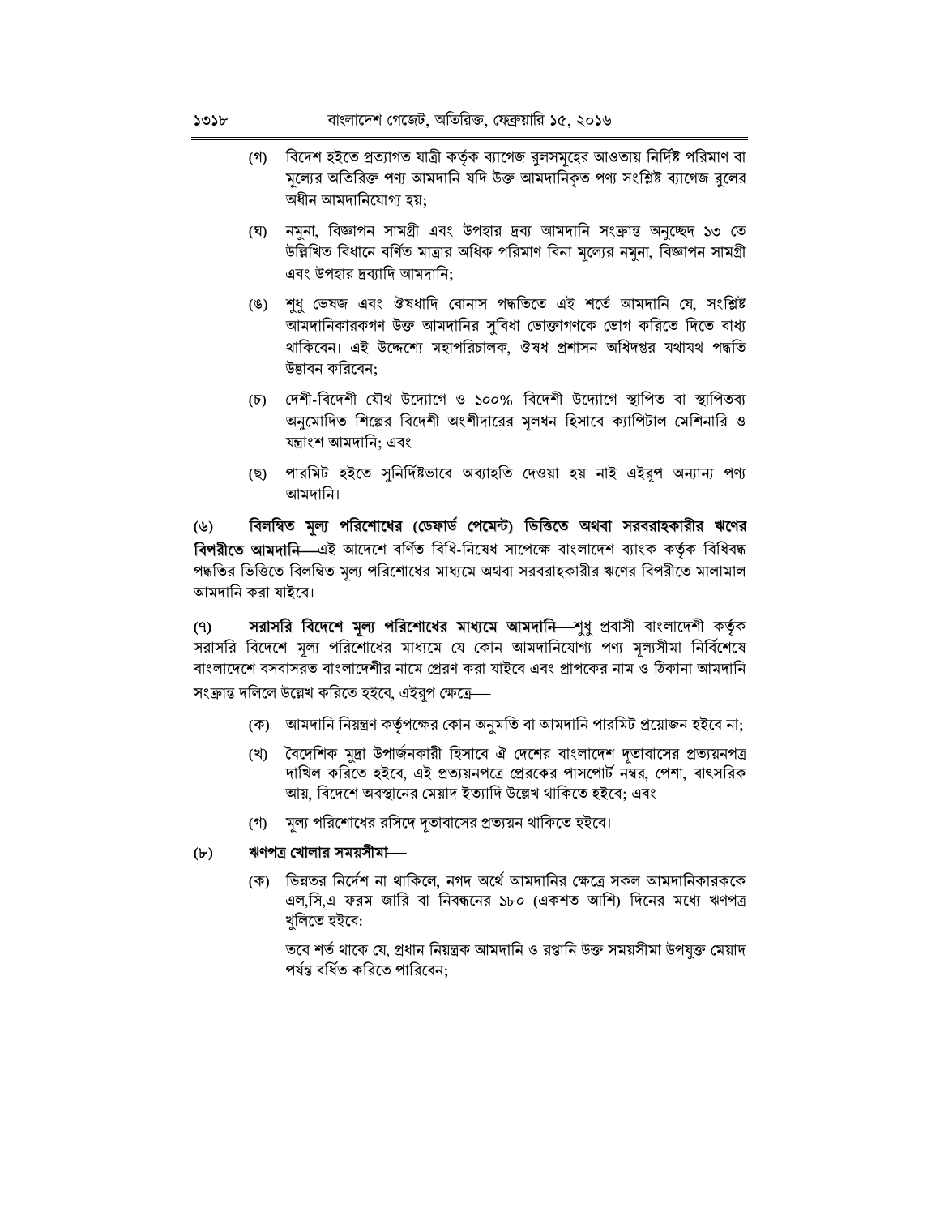(গ) বিদেশ হইতে প্রত্যাগত যাত্রী কর্তৃক ব্যাগেজ রুলসমূহের আওতায় নির্দিষ্ট পরিমাণ বা মূল্যের অতিরিক্ত পণ্য আমদানি যদি উক্ত আমদানিকৃত পণ্য সংশ্লিষ্ট ব্যাগেজ রুলের অধীন আমদানিযোগ্য হয়;

(ঘ) নমুনা, বিজ্ঞাপন সামগ্রী এবং উপহার দ্রব্য আমদানি সংক্রান্ত অনুচ্ছেদ ১৩ তে উল্লিখিত বিধানে বর্ণিত মাত্রার অধিক পরিমাণ বিনা মূল্যের নমুনা, বিজ্ঞাপন সামগ্রী এবং উপহার দ্রব্যাদি আমদানি;

(ঙ) শুধু ভেষজ এবং ঔষধাদি বোনাস পদ্ধতিতে এই শর্তে আমদানি যে, সংশ্লিষ্ট আমদানিকারকগণ উক্ত আমদানির সুবিধা ভোক্তাগণকে ভোগ করিতে দিতে বাধ্য থাকিবেন। এই উদ্দেশ্যে মহাপরিচালক, ঔষধ প্রশাসন অধিদপ্তর যথাযথ পদ্ধতি উদ্ভাবন করিবেন;

(চ) দেশী-বিদেশী যৌথ উদ্যোগে ও ১০০% বিদেশী উদ্যোগে স্থাপিত বা স্থাপিতব্য অনুমোদিত শিল্পের বিদেশী অংশীদারের মূলধন হিসাবে ক্যাপিটাল মেশিনারি ও যন্ত্রাংশ আমদানি; এবং

(ছ) পারমিট হইতে সুনির্দিষ্টভাবে অব্যাহতি দেওয়া হয় নাই এইরূপ অন্যান্য পণ্য আমদানি।

(৬) **বিলম্বিত মূল্য পরিশোধের (ডেফার্ড পেমেন্ট) ভিত্তিতে অথবা সরবরাহকারীর ঋণের বিপরীতে আমদানি**—এই আদেশে বর্ণিত বিধি-নিষেধ সাপেক্ষে বাংলাদেশ ব্যাংক কর্তৃক বিধিবদ্ধ পদ্ধতির ভিত্তিতে বিলম্বিত মূল্য পরিশোধের মাধ্যমে অথবা সরবরাহকারীর ঋণের বিপরীতে মালামাল আমদানি করা যাইবে।

(৭) **সরাসরি বিদেশে মূল্য পরিশোধের মাধ্যমে আমদানি**—শুধু প্রবাসী বাংলাদেশী কর্তৃক সরাসরি বিদেশে মূল্য পরিশোধের মাধ্যমে যে কোন আমদানিযোগ্য পণ্য মূল্যসীমা নির্বিশেষে বাংলাদেশে বসবাসরত বাংলাদেশীর নামে প্রেরণ করা যাইবে এবং প্রাপকের নাম ও ঠিকানা আমদানি সংক্রান্ত দলিলে উল্লেখ করিতে হইবে, এইরূপ ক্ষেত্রে—

(ক) আমদানি নিয়ন্ত্রণ কর্তৃপক্ষের কোন অনুমতি বা আমদানি পারমিট প্রয়োজন হইবে না;

(খ) বৈদেশিক মুদ্রা উপার্জনকারী হিসাবে ঐ দেশের বাংলাদেশ দূতাবাসের প্রত্যয়নপত্র দাখিল করিতে হইবে, এই প্রত্যয়নপত্রে প্রেরকের পাসপোর্ট নম্বর, পেশা, বাৎসরিক আয়, বিদেশে অবস্থানের মেয়াদ ইত্যাদি উল্লেখ থাকিতে হইবে; এবং

(গ) মূল্য পরিশোধের রসিদে দূতাবাসের প্রত্যয়ন থাকিতে হইবে।

(৮) **ঋণপত্র খোলার সময়সীমা**—

(ক) ভিন্নতর নির্দেশ না থাকিলে, নগদ অর্থে আমদানির ক্ষেত্রে সকল আমদানিকারককে এল,সি,এ ফরম জারি বা নিবন্ধনের ১৮০ (একশত আশি) দিনের মধ্যে ঋণপত্র খুলিতে হইবে:

তবে শর্ত থাকে যে, প্রধান নিয়ন্ত্রক আমদানি ও রপ্তানি উক্ত সময়সীমা উপযুক্ত মেয়াদ পর্যন্ত বর্ধিত করিতে পারিবেন;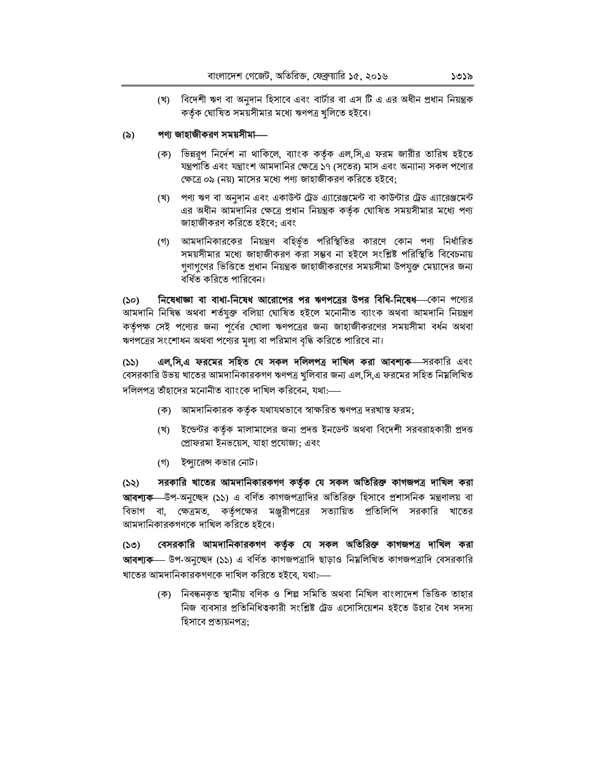(খ) বিদেশী ঋণ বা অনুদান হিসাবে এবং বার্টার বা এস টি এ এর অধীন প্রধান নিয়ন্ত্রক কর্তৃক ঘোষিত সময়সীমার মধ্যে ঋণপত্র খুলিতে হইবে।

**(৯) পণ্য জাহাজীকরণ সময়সীমা—**

(ক) ভিন্নরূপ নির্দেশ না থাকিলে, ব্যাংক কর্তৃক এল,সি,এ ফরম জারীর তারিখ হইতে যন্ত্রপাতি এবং যন্ত্রাংশ আমদানির ক্ষেত্রে ১৭ (সতের) মাস এবং অন্যান্য সকল পণ্যের ক্ষেত্রে ০৯ (নয়) মাসের মধ্যে পণ্য জাহাজীকরণ করিতে হইবে;

(খ) পণ্য ঋণ বা অনুদান এবং একাউন্ট ট্রেড এ্যারেঞ্জমেন্ট বা কাউন্টার ট্রেড এ্যারেঞ্জমেন্ট এর অধীন আমদানির ক্ষেত্রে প্রধান নিয়ন্ত্রক কর্তৃক ঘোষিত সময়সীমার মধ্যে পণ্য জাহাজীকরণ করিতে হইবে; এবং

(গ) আমদানিকারকের নিয়ন্ত্রণ বহির্ভূত পরিস্থিতির কারণে কোন পণ্য নির্ধারিত সময়সীমার মধ্যে জাহাজীকরণ করা সম্ভব না হইলে সংশ্লিষ্ট পরিস্থিতি বিবেচনায় গুণাগুণের ভিত্তিতে প্রধান নিয়ন্ত্রক জাহাজীকরণের সময়সীমা উপযুক্ত মেয়াদের জন্য বর্ধিত করিতে পারিবেন।

**(১০) নিষেধাজ্ঞা বা বাধা-নিষেধ আরোপের পর ঋণপত্রের উপর বিধি-নিষেধ**—কোন পণ্যের আমদানি নিষিদ্ধ অথবা শর্তযুক্ত বলিয়া ঘোষিত হইলে মনোনীত ব্যাংক অথবা আমদানি নিয়ন্ত্রণ কর্তৃপক্ষ সেই পণ্যের জন্য পূর্বের খোলা ঋণপত্রের জন্য জাহাজীকরণের সময়সীমা বর্ধন অথবা ঋণপত্রের সংশোধন অথবা পণ্যের মূল্য বা পরিমাণ বৃদ্ধি করিতে পারিবে না।

**(১১) এল,সি,এ ফরমের সহিত যে সকল দলিলপত্র দাখিল করা আবশ্যক**—সরকারি এবং বেসরকারি উভয় খাতের আমদানিকারকগণ ঋণপত্র খুলিবার জন্য এল,সি,এ ফরমের সহিত নিম্নলিখিত দলিলপত্র তাঁহাদের মনোনীত ব্যাংকে দাখিল করিবেন, যথা:—

(ক) আমদানিকারক কর্তৃক যথাযথভাবে স্বাক্ষরিত ঋণপত্র দরখাস্ত ফরম;

(খ) ইন্ডেন্টর কর্তৃক মালামালের জন্য প্রদত্ত ইনডেন্ট অথবা বিদেশী সরবরাহকারী প্রদত্ত প্রোফরমা ইনভয়েস, যাহা প্রযোজ্য; এবং

(গ) ইন্স্যুরেন্স কভার নোট।

**(১২) সরকারি খাতের আমদানিকারকগণ কর্তৃক যে সকল অতিরিক্ত কাগজপত্র দাখিল করা আবশ্যক**—উপ-অনুচ্ছেদ (১১) এ বর্ণিত কাগজপত্রাদির অতিরিক্ত হিসাবে প্রশাসনিক মন্ত্রণালয় বা বিভাগ বা, ক্ষেত্রমত, কর্তৃপক্ষের মঞ্জুরীপত্রের সত্যায়িত প্রতিলিপি সরকারি খাতের আমদানিকারকগণকে দাখিল করিতে হইবে।

**(১৩) বেসরকারি আমদানিকারকগণ কর্তৃক যে সকল অতিরিক্ত কাগজপত্র দাখিল করা আবশ্যক**— উপ-অনুচ্ছেদ (১১) এ বর্ণিত কাগজপত্রাদি ছাড়াও নিম্নলিখিত কাগজপত্রাদি বেসরকারি খাতের আমদানিকারকগণকে দাখিল করিতে হইবে, যথা:—

(ক) নিবন্ধনকৃত স্থানীয় বণিক ও শিল্প সমিতি অথবা নিখিল বাংলাদেশ ভিত্তিক তাহার নিজ ব্যবসার প্রতিনিধিত্বকারী সংশ্লিষ্ট ট্রেড এসোসিয়েশন হইতে উহার বৈধ সদস্য হিসাবে প্রত্যয়নপত্র;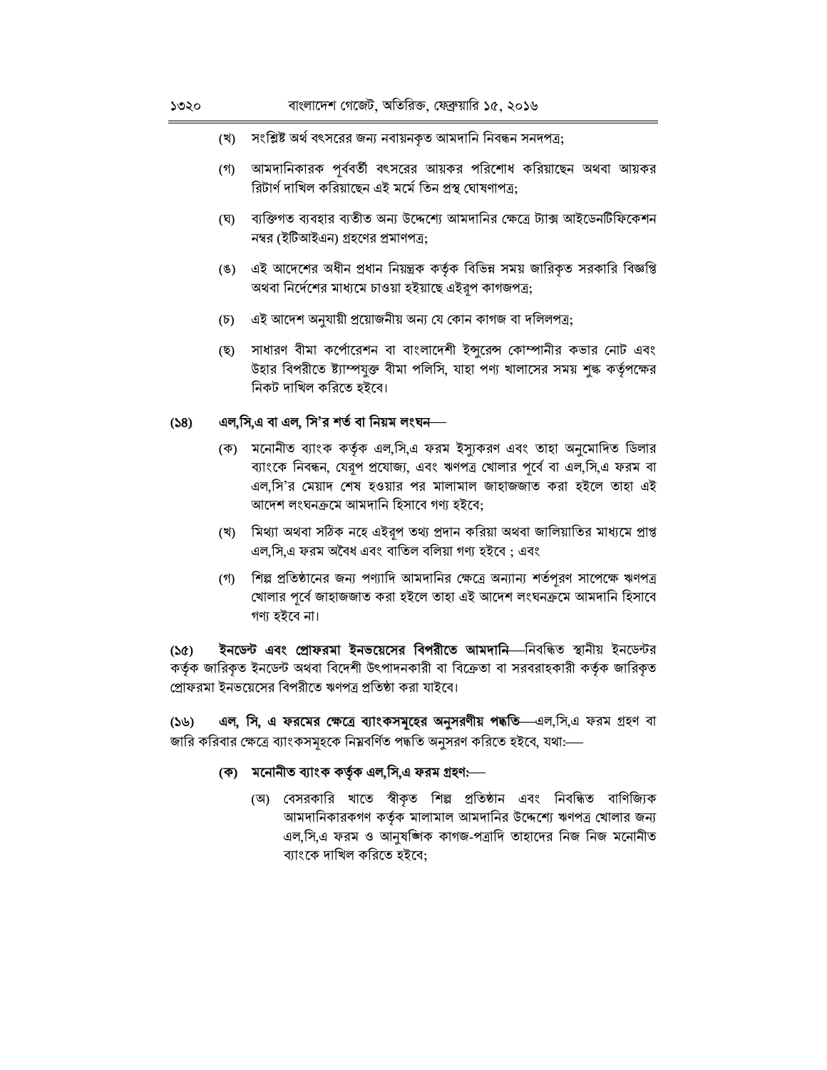(খ) সংশ্লিষ্ট অর্থ বৎসরের জন্য নবায়নকৃত আমদানি নিবন্ধন সনদপত্র;

(গ) আমদানিকারক পূর্ববর্তী বৎসরের আয়কর পরিশোধ করিয়াছেন অথবা আয়কর রিটার্ণ দাখিল করিয়াছেন এই মর্মে তিন প্রস্থ ঘোষণাপত্র;

(ঘ) ব্যক্তিগত ব্যবহার ব্যতীত অন্য উদ্দেশ্যে আমদানির ক্ষেত্রে ট্যাক্স আইডেনটিফিকেশন নম্বর (ইটিআইএন) গ্রহণের প্রমাণপত্র;

(ঙ) এই আদেশের অধীন প্রধান নিয়ন্ত্রক কর্তৃক বিভিন্ন সময় জারিকৃত সরকারি বিজ্ঞপ্তি অথবা নির্দেশের মাধ্যমে চাওয়া হইয়াছে এইরূপ কাগজপত্র;

(চ) এই আদেশ অনুযায়ী প্রয়োজনীয় অন্য যে কোন কাগজ বা দলিলপত্র;

(ছ) সাধারণ বীমা কর্পোরেশন বা বাংলাদেশী ইন্সুরেন্স কোম্পানীর কভার নোট এবং উহার বিপরীতে ষ্ট্যাম্পযুক্ত বীমা পলিসি, যাহা পণ্য খালাসের সময় শুল্ক কর্তৃপক্ষের নিকট দাখিল করিতে হইবে।

**(১৪) এল,সি,এ বা এল, সি'র শর্ত বা নিয়ম লংঘন**—

(ক) মনোনীত ব্যাংক কর্তৃক এল,সি,এ ফরম ইস্যুকরণ এবং তাহা অনুমোদিত ডিলার ব্যাংকে নিবন্ধন, যেরূপ প্রযোজ্য, এবং ঋণপত্র খোলার পূর্বে বা এল,সি,এ ফরম বা এল,সি'র মেয়াদ শেষ হওয়ার পর মালামাল জাহাজজাত করা হইলে তাহা এই আদেশ লংঘনক্রমে আমদানি হিসাবে গণ্য হইবে;

(খ) মিথ্যা অথবা সঠিক নহে এইরূপ তথ্য প্রদান করিয়া অথবা জালিয়াতির মাধ্যমে প্রাপ্ত এল,সি,এ ফরম অবৈধ এবং বাতিল বলিয়া গণ্য হইবে ; এবং

(গ) শিল্প প্রতিষ্ঠানের জন্য পণ্যাদি আমদানির ক্ষেত্রে অন্যান্য শর্তপূরণ সাপেক্ষে ঋণপত্র খোলার পূর্বে জাহাজজাত করা হইলে তাহা এই আদেশ লংঘনক্রমে আমদানি হিসাবে গণ্য হইবে না।

**(১৫) ইনডেন্ট এবং প্রোফরমা ইনভয়েসের বিপরীতে আমদানি**—নিবন্ধিত স্থানীয় ইনডেন্টর কর্তৃক জারিকৃত ইনডেন্ট অথবা বিদেশী উৎপাদনকারী বা বিক্রেতা বা সরবরাহকারী কর্তৃক জারিকৃত প্রোফরমা ইনভয়েসের বিপরীতে ঋণপত্র প্রতিষ্ঠা করা যাইবে।

**(১৬) এল, সি, এ ফরমের ক্ষেত্রে ব্যাংকসমূহের অনুসরণীয় পদ্ধতি**—এল,সি,এ ফরম গ্রহণ বা জারি করিবার ক্ষেত্রে ব্যাংকসমূহকে নিম্নবর্ণিত পদ্ধতি অনুসরণ করিতে হইবে, যথা:—

**(ক) মনোনীত ব্যাংক কর্তৃক এল,সি,এ ফরম গ্রহণ:**—

(অ) বেসরকারি খাতে স্বীকৃত শিল্প প্রতিষ্ঠান এবং নিবন্ধিত বাণিজ্যিক আমদানিকারকগণ কর্তৃক মালামাল আমদানির উদ্দেশ্যে ঋণপত্র খোলার জন্য এল,সি,এ ফরম ও আনুষঙ্গিক কাগজ-পত্রাদি তাহাদের নিজ নিজ মনোনীত ব্যাংকে দাখিল করিতে হইবে;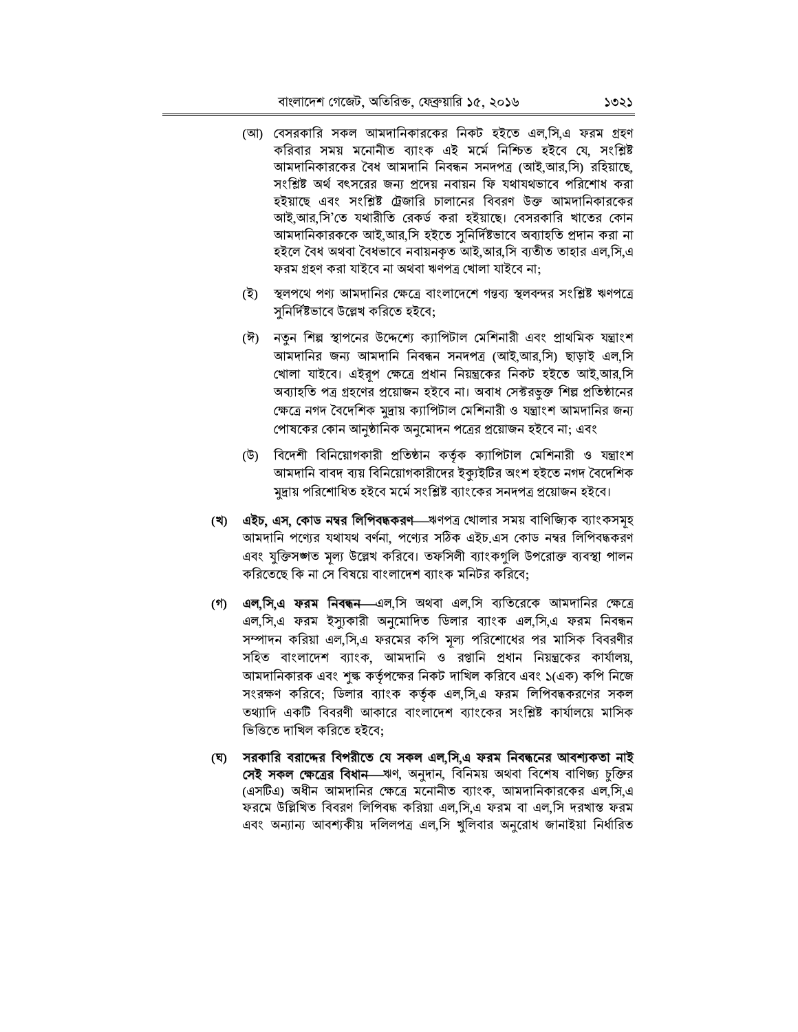(আ) বেসরকারি সকল আমদানিকারকের নিকট হইতে এল,সি,এ ফরম গ্রহণ করিবার সময় মনোনীত ব্যাংক এই মর্মে নিশ্চিত হইবে যে, সংশ্লিষ্ট আমদানিকারকের বৈধ আমদানি নিবন্ধন সনদপত্র (আই,আর,সি) রহিয়াছে, সংশ্লিষ্ট অর্থ বৎসরের জন্য প্রদেয় নবায়ন ফি যথাযথভাবে পরিশোধ করা হইয়াছে এবং সংশ্লিষ্ট ট্রেজারি চালানের বিবরণ উক্ত আমদানিকারকের আই,আর,সি'তে যথারীতি রেকর্ড করা হইয়াছে। বেসরকারি খাতের কোন আমদানিকারককে আই,আর,সি হইতে সুনির্দিষ্টভাবে অব্যাহতি প্রদান করা না হইলে বৈধ অথবা বৈধভাবে নবায়নকৃত আই,আর,সি ব্যতীত তাহার এল,সি,এ ফরম গ্রহণ করা যাইবে না অথবা ঋণপত্র খোলা যাইবে না;

(ই) স্থলপথে পণ্য আমদানির ক্ষেত্রে বাংলাদেশে গন্তব্য স্থলবন্দর সংশ্লিষ্ট ঋণপত্রে সুনির্দিষ্টভাবে উল্লেখ করিতে হইবে;

(ঈ) নতুন শিল্প স্থাপনের উদ্দেশ্যে ক্যাপিটাল মেশিনারী এবং প্রাথমিক যন্ত্রাংশ আমদানির জন্য আমদানি নিবন্ধন সনদপত্র (আই,আর,সি) ছাড়াই এল,সি খোলা যাইবে। এইরূপ ক্ষেত্রে প্রধান নিয়ন্ত্রকের নিকট হইতে আই,আর,সি অব্যাহতি পত্র গ্রহণের প্রয়োজন হইবে না। অবাধ সেক্টরভুক্ত শিল্প প্রতিষ্ঠানের ক্ষেত্রে নগদ বৈদেশিক মুদ্রায় ক্যাপিটাল মেশিনারী ও যন্ত্রাংশ আমদানির জন্য পোষকের কোন আনুষ্ঠানিক অনুমোদন পত্রের প্রয়োজন হইবে না; এবং

(উ) বিদেশী বিনিয়োগকারী প্রতিষ্ঠান কর্তৃক ক্যাপিটাল মেশিনারী ও যন্ত্রাংশ আমদানি বাবদ ব্যয় বিনিয়োগকারীদের ইক্যুইটির অংশ হইতে নগদ বৈদেশিক মুদ্রায় পরিশোধিত হইবে মর্মে সংশ্লিষ্ট ব্যাংকের সনদপত্র প্রয়োজন হইবে।

(খ) **এইচ, এস, কোড নম্বর লিপিবদ্ধকরণ**—ঋণপত্র খোলার সময় বাণিজ্যিক ব্যাংকসমূহ আমদানি পণ্যের যথাযথ বর্ণনা, পণ্যের সঠিক এইচ.এস কোড নম্বর লিপিবদ্ধকরণ এবং যুক্তিসঙ্গত মূল্য উল্লেখ করিবে। তফসিলী ব্যাংকগুলি উপরোক্ত ব্যবস্থা পালন করিতেছে কি না সে বিষয়ে বাংলাদেশ ব্যাংক মনিটর করিবে;

(গ) **এল,সি,এ ফরম নিবন্ধন**—এল,সি অথবা এল,সি ব্যতিরেকে আমদানির ক্ষেত্রে এল,সি,এ ফরম ইস্যুকারী অনুমোদিত ডিলার ব্যাংক এল,সি,এ ফরম নিবন্ধন সম্পাদন করিয়া এল,সি,এ ফরমের কপি মূল্য পরিশোধের পর মাসিক বিবরণীর সহিত বাংলাদেশ ব্যাংক, আমদানি ও রপ্তানি প্রধান নিয়ন্ত্রকের কার্যালয়, আমদানিকারক এবং শুল্ক কর্তৃপক্ষের নিকট দাখিল করিবে এবং ১(এক) কপি নিজে সংরক্ষণ করিবে; ডিলার ব্যাংক কর্তৃক এল,সি,এ ফরম লিপিবদ্ধকরণের সকল তথ্যাদি একটি বিবরণী আকারে বাংলাদেশ ব্যাংকের সংশ্লিষ্ট কার্যালয়ে মাসিক ভিত্তিতে দাখিল করিতে হইবে;

(ঘ) **সরকারি বরাদ্দের বিপরীতে যে সকল এল,সি,এ ফরম নিবন্ধনের আবশ্যকতা নাই সেই সকল ক্ষেত্রের বিধান**—ঋণ, অনুদান, বিনিময় অথবা বিশেষ বাণিজ্য চুক্তির (এসটিএ) অধীন আমদানির ক্ষেত্রে মনোনীত ব্যাংক, আমদানিকারকের এল,সি,এ ফরমে উল্লিখিত বিবরণ লিপিবদ্ধ করিয়া এল,সি,এ ফরম বা এল,সি দরখাস্ত ফরম এবং অন্যান্য আবশ্যকীয় দলিলপত্র এল,সি খুলিবার অনুরোধ জানাইয়া নির্ধারিত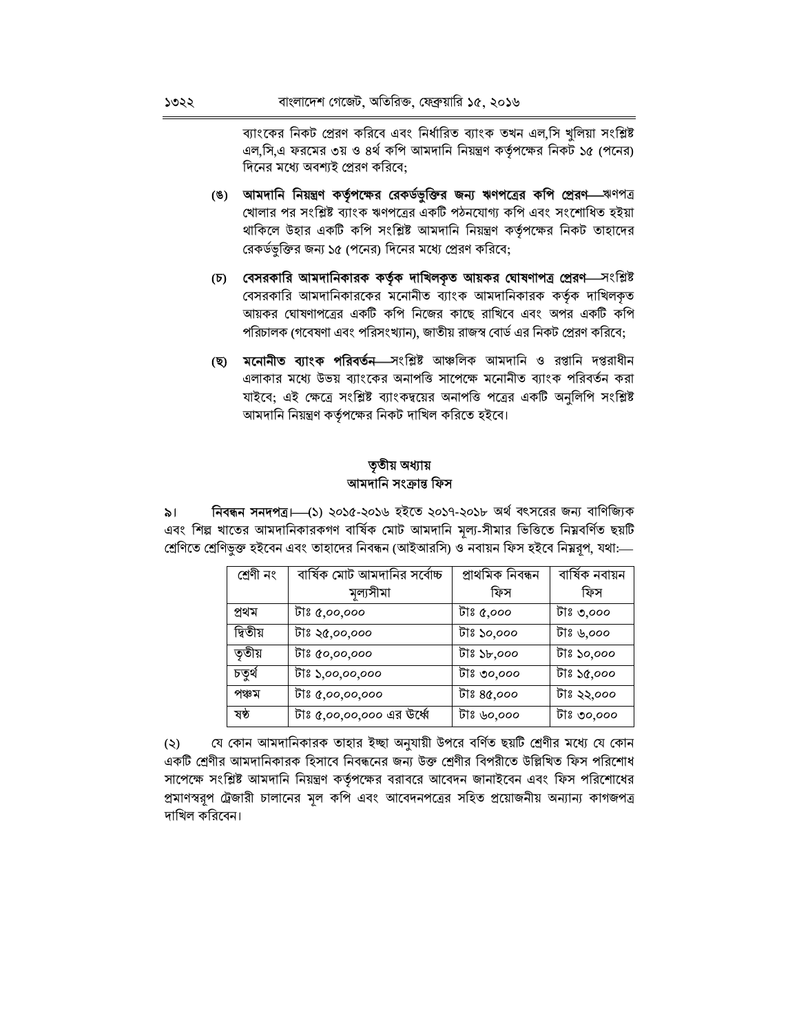ব্যাংকের নিকট প্রেরণ করিবে এবং নির্ধারিত ব্যাংক তখন এল,সি খুলিয়া সংশ্লিষ্ট এল,সি,এ ফরমের ৩য় ও ৪র্থ কপি আমদানি নিয়ন্ত্রণ কর্তৃপক্ষের নিকট ১৫ (পনের) দিনের মধ্যে অবশ্যই প্রেরণ করিবে;

(ঙ) **আমদানি নিয়ন্ত্রণ কর্তৃপক্ষের রেকর্ডভুক্তির জন্য ঋণপত্রের কপি প্রেরণ**—ঋণপত্র খোলার পর সংশ্লিষ্ট ব্যাংক ঋণপত্রের একটি পঠনযোগ্য কপি এবং সংশোধিত হইয়া থাকিলে উহার একটি কপি সংশ্লিষ্ট আমদানি নিয়ন্ত্রণ কর্তৃপক্ষের নিকট তাহাদের রেকর্ডভুক্তির জন্য ১৫ (পনের) দিনের মধ্যে প্রেরণ করিবে;

(চ) **বেসরকারি আমদানিকারক কর্তৃক দাখিলকৃত আয়কর ঘোষণাপত্র প্রেরণ**—সংশ্লিষ্ট বেসরকারি আমদানিকারকের মনোনীত ব্যাংক আমদানিকারক কর্তৃক দাখিলকৃত আয়কর ঘোষণাপত্রের একটি কপি নিজের কাছে রাখিবে এবং অপর একটি কপি পরিচালক (গবেষণা এবং পরিসংখ্যান), জাতীয় রাজস্ব বোর্ড এর নিকট প্রেরণ করিবে;

(ছ) **মনোনীত ব্যাংক পরিবর্তন**—সংশ্লিষ্ট আঞ্চলিক আমদানি ও রপ্তানি দপ্তরাধীন এলাকার মধ্যে উভয় ব্যাংকের অনাপত্তি সাপেক্ষে মনোনীত ব্যাংক পরিবর্তন করা যাইবে; এই ক্ষেত্রে সংশ্লিষ্ট ব্যাংকদ্বয়ের অনাপত্তি পত্রের একটি অনুলিপি সংশ্লিষ্ট আমদানি নিয়ন্ত্রণ কর্তৃপক্ষের নিকট দাখিল করিতে হইবে।

## তৃতীয় অধ্যায়
## আমদানি সংক্রান্ত ফিস

৯। **নিবন্ধন সনদপত্র।**—(১) ২০১৫-২০১৬ হইতে ২০১৭-২০১৮ অর্থ বৎসরের জন্য বাণিজ্যিক এবং শিল্প খাতের আমদানিকারকগণ বার্ষিক মোট আমদানি মূল্য-সীমার ভিত্তিতে নিম্নবর্ণিত ছয়টি শ্রেণিতে শ্রেণিভুক্ত হইবেন এবং তাহাদের নিবন্ধন (আইআরসি) ও নবায়ন ফিস হইবে নিম্নরূপ, যথা:—

| শ্রেণী নং | বার্ষিক মোট আমদানির সর্বোচ্চ মূল্যসীমা | প্রাথমিক নিবন্ধন ফিস | বার্ষিক নবায়ন ফিস |
|---|---|---|---|
| প্রথম | টাঃ ৫,০০,০০০ | টাঃ ৫,০০০ | টাঃ ৩,০০০ |
| দ্বিতীয় | টাঃ ২৫,০০,০০০ | টাঃ ১০,০০০ | টাঃ ৬,০০০ |
| তৃতীয় | টাঃ ৫০,০০,০০০ | টাঃ ১৮,০০০ | টাঃ ১০,০০০ |
| চতুর্থ | টাঃ ১,০০,০০,০০০ | টাঃ ৩০,০০০ | টাঃ ১৫,০০০ |
| পঞ্চম | টাঃ ৫,০০,০০,০০০ | টাঃ ৪৫,০০০ | টাঃ ২২,০০০ |
| ষষ্ঠ | টাঃ ৫,০০,০০,০০০ এর উর্ধ্বে | টাঃ ৬০,০০০ | টাঃ ৩০,০০০ |

(২) যে কোন আমদানিকারক তাহার ইচ্ছা অনুযায়ী উপরে বর্ণিত ছয়টি শ্রেণীর মধ্যে যে কোন একটি শ্রেণীর আমদানিকারক হিসাবে নিবন্ধনের জন্য উক্ত শ্রেণীর বিপরীতে উল্লিখিত ফিস পরিশোধ সাপেক্ষে সংশ্লিষ্ট আমদানি নিয়ন্ত্রণ কর্তৃপক্ষের বরাবরে আবেদন জানাইবেন এবং ফিস পরিশোধের প্রমাণস্বরূপ ট্রেজারী চালানের মূল কপি এবং আবেদনপত্রের সহিত প্রয়োজনীয় অন্যান্য কাগজপত্র দাখিল করিবেন।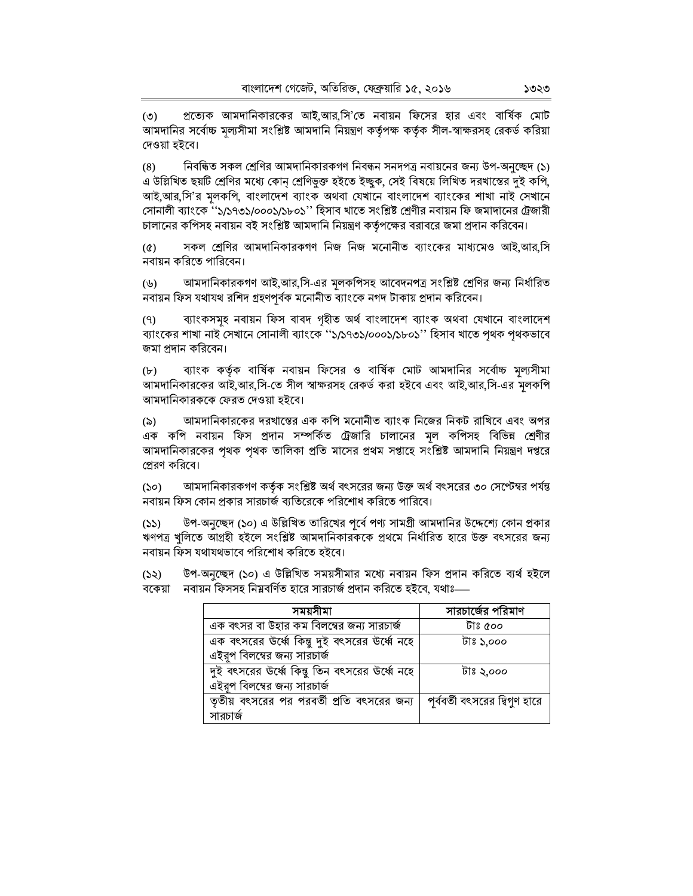(৩) প্রত্যেক আমদানিকারকের আই,আর,সি'তে নবায়ন ফিসের হার এবং বার্ষিক মোট আমদানির সর্বোচ্চ মূল্যসীমা সংশ্লিষ্ট আমদানি নিয়ন্ত্রণ কর্তৃপক্ষ কর্তৃক সীল-স্বাক্ষরসহ রেকর্ড করিয়া দেওয়া হইবে।

(৪) নিবন্ধিত সকল শ্রেণির আমদানিকারকগণ নিবন্ধন সনদপত্র নবায়নের জন্য উপ-অনুচ্ছেদ (১) এ উল্লিখিত ছয়টি শ্রেণির মধ্যে কোন্ শ্রেণিভুক্ত হইতে ইচ্ছুক, সেই বিষয়ে লিখিত দরখাস্তের দুই কপি, আই,আর,সি'র মূলকপি, বাংলাদেশ ব্যাংক অথবা যেখানে বাংলাদেশ ব্যাংকের শাখা নাই সেখানে সোনালী ব্যাংকে ''১/১৭৩১/০০০১/১৮০১'' হিসাব খাতে সংশ্লিষ্ট শ্রেণীর নবায়ন ফি জমাদানের ট্রেজারী চালানের কপিসহ নবায়ন বই সংশ্লিষ্ট আমদানি নিয়ন্ত্রণ কর্তৃপক্ষের বরাবরে জমা প্রদান করিবেন।

(৫) সকল শ্রেণির আমদানিকারকগণ নিজ নিজ মনোনীত ব্যাংকের মাধ্যমেও আই,আর,সি নবায়ন করিতে পারিবেন।

(৬) আমদানিকারকগণ আই,আর,সি-এর মূলকপিসহ আবেদনপত্র সংশ্লিষ্ট শ্রেণির জন্য নির্ধারিত নবায়ন ফিস যথাযথ রশিদ গ্রহণপূর্বক মনোনীত ব্যাংকে নগদ টাকায় প্রদান করিবেন।

(৭) ব্যাংকসমূহ নবায়ন ফিস বাবদ গৃহীত অর্থ বাংলাদেশ ব্যাংক অথবা যেখানে বাংলাদেশ ব্যাংকের শাখা নাই সেখানে সোনালী ব্যাংকে ''১/১৭৩১/০০০১/১৮০১'' হিসাব খাতে পৃথক পৃথকভাবে জমা প্রদান করিবেন।

(৮) ব্যাংক কর্তৃক বার্ষিক নবায়ন ফিসের ও বার্ষিক মোট আমদানির সর্বোচ্চ মূল্যসীমা আমদানিকারকের আই,আর,সি-তে সীল স্বাক্ষরসহ রেকর্ড করা হইবে এবং আই,আর,সি-এর মূলকপি আমদানিকারককে ফেরত দেওয়া হইবে।

(৯) আমদানিকারকের দরখাস্তের এক কপি মনোনীত ব্যাংক নিজের নিকট রাখিবে এবং অপর এক কপি নবায়ন ফিস প্রদান সম্পর্কিত ট্রেজারি চালানের মূল কপিসহ বিভিন্ন শ্রেণীর আমদানিকারকের পৃথক পৃথক তালিকা প্রতি মাসের প্রথম সপ্তাহে সংশ্লিষ্ট আমদানি নিয়ন্ত্রণ দপ্তরে প্রেরণ করিবে।

(১০) আমদানিকারকগণ কর্তৃক সংশ্লিষ্ট অর্থ বৎসরের জন্য উক্ত অর্থ বৎসরের ৩০ সেপ্টেম্বর পর্যন্ত নবায়ন ফিস কোন প্রকার সারচার্জ ব্যতিরেকে পরিশোধ করিতে পারিবে।

(১১) উপ-অনুচ্ছেদ (১০) এ উল্লিখিত তারিখের পূর্বে পণ্য সামগ্রী আমদানির উদ্দেশ্যে কোন প্রকার ঋণপত্র খুলিতে আগ্রহী হইলে সংশ্লিষ্ট আমদানিকারককে প্রথমে নির্ধারিত হারে উক্ত বৎসরের জন্য নবায়ন ফিস যথাযথভাবে পরিশোধ করিতে হইবে।

(১২) উপ-অনুচ্ছেদ (১০) এ উল্লিখিত সময়সীমার মধ্যে নবায়ন ফিস প্রদান করিতে ব্যর্থ হইলে বকেয়া নবায়ন ফিসসহ নিম্নবর্ণিত হারে সারচার্জ প্রদান করিতে হইবে, যথাঃ—

| সময়সীমা | সারচার্জের পরিমাণ |
|---|---|
| এক বৎসর বা উহার কম বিলম্বের জন্য সারচার্জ | টাঃ ৫০০ |
| এক বৎসরের উর্ধ্বে কিন্তু দুই বৎসরের উর্ধ্বে নহে এইরূপ বিলম্বের জন্য সারচার্জ | টাঃ ১,০০০ |
| দুই বৎসরের উর্ধ্বে কিন্তু তিন বৎসরের উর্ধ্বে নহে এইরূপ বিলম্বের জন্য সারচার্জ | টাঃ ২,০০০ |
| তৃতীয় বৎসরের পর পরবর্তী প্রতি বৎসরের জন্য সারচার্জ | পূর্ববর্তী বৎসরের দ্বিগুণ হারে |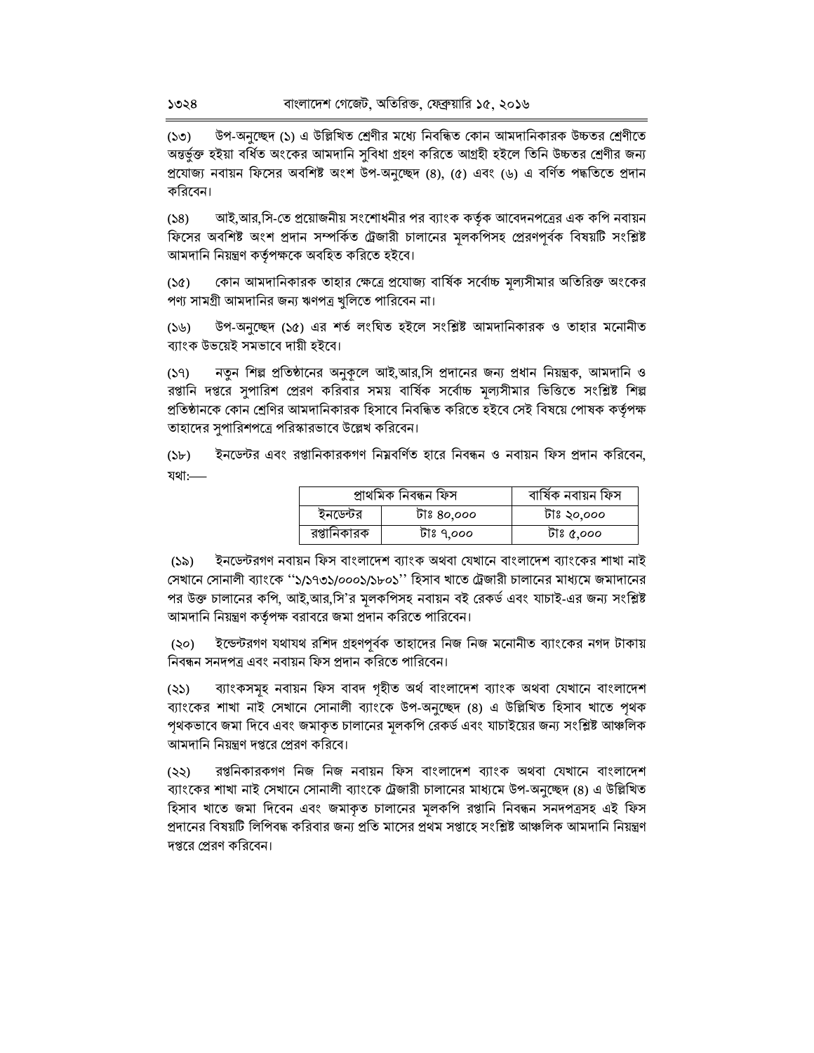(১৩) উপ-অনুচ্ছেদ (১) এ উল্লিখিত শ্রেণীর মধ্যে নিবন্ধিত কোন আমদানিকারক উচ্চতর শ্রেণীতে অন্তর্ভুক্ত হইয়া বর্ধিত অংকের আমদানি সুবিধা গ্রহণ করিতে আগ্রহী হইলে তিনি উচ্চতর শ্রেণীর জন্য প্রযোজ্য নবায়ন ফিসের অবশিষ্ট অংশ উপ-অনুচ্ছেদ (৪), (৫) এবং (৬) এ বর্ণিত পদ্ধতিতে প্রদান করিবেন।

(১৪) আই,আর,সি-তে প্রয়োজনীয় সংশোধনীর পর ব্যাংক কর্তৃক আবেদনপত্রের এক কপি নবায়ন ফিসের অবশিষ্ট অংশ প্রদান সম্পর্কিত ট্রেজারী চালানের মূলকপিসহ প্রেরণপূর্বক বিষয়টি সংশ্লিষ্ট আমদানি নিয়ন্ত্রণ কর্তৃপক্ষকে অবহিত করিতে হইবে।

(১৫) কোন আমদানিকারক তাহার ক্ষেত্রে প্রযোজ্য বার্ষিক সর্বোচ্চ মূল্যসীমার অতিরিক্ত অংকের পণ্য সামগ্রী আমদানির জন্য ঋণপত্র খুলিতে পারিবেন না।

(১৬) উপ-অনুচ্ছেদ (১৫) এর শর্ত লংঘিত হইলে সংশ্লিষ্ট আমদানিকারক ও তাহার মনোনীত ব্যাংক উভয়েই সমভাবে দায়ী হইবে।

(১৭) নতুন শিল্প প্রতিষ্ঠানের অনুকূলে আই,আর,সি প্রদানের জন্য প্রধান নিয়ন্ত্রক, আমদানি ও রপ্তানি দপ্তরে সুপারিশ প্রেরণ করিবার সময় বার্ষিক সর্বোচ্চ মূল্যসীমার ভিত্তিতে সংশ্লিষ্ট শিল্প প্রতিষ্ঠানকে কোন শ্রেণির আমদানিকারক হিসাবে নিবন্ধিত করিতে হইবে সেই বিষয়ে পোষক কর্তৃপক্ষ তাহাদের সুপারিশপত্রে পরিষ্কারভাবে উল্লেখ করিবেন।

(১৮) ইনডেন্টর এবং রপ্তানিকারকগণ নিম্নবর্ণিত হারে নিবন্ধন ও নবায়ন ফিস প্রদান করিবেন, যথা:—

| প্রাথমিক নিবন্ধন ফিস | | বার্ষিক নবায়ন ফিস |
|---|---|---|
| ইনডেন্টর | টাঃ ৪০,০০০ | টাঃ ২০,০০০ |
| রপ্তানিকারক | টাঃ ৭,০০০ | টাঃ ৫,০০০ |

(১৯) ইনডেন্টরগণ নবায়ন ফিস বাংলাদেশ ব্যাংক অথবা যেখানে বাংলাদেশ ব্যাংকের শাখা নাই সেখানে সোনালী ব্যাংকে ''১/১৭৩১/০০০১/১৮০১'' হিসাব খাতে ট্রেজারী চালানের মাধ্যমে জমাদানের পর উক্ত চালানের কপি, আই,আর,সি'র মূলকপিসহ নবায়ন বই রেকর্ড এবং যাচাই-এর জন্য সংশ্লিষ্ট আমদানি নিয়ন্ত্রণ কর্তৃপক্ষ বরাবরে জমা প্রদান করিতে পারিবেন।

(২০) ইন্ডেন্টরগণ যথাযথ রশিদ গ্রহণপূর্বক তাহাদের নিজ নিজ মনোনীত ব্যাংকের নগদ টাকায় নিবন্ধন সনদপত্র এবং নবায়ন ফিস প্রদান করিতে পারিবেন।

(২১) ব্যাংকসমূহ নবায়ন ফিস বাবদ গৃহীত অর্থ বাংলাদেশ ব্যাংক অথবা যেখানে বাংলাদেশ ব্যাংকের শাখা নাই সেখানে সোনালী ব্যাংকে উপ-অনুচ্ছেদ (৪) এ উল্লিখিত হিসাব খাতে পৃথক পৃথকভাবে জমা দিবে এবং জমাকৃত চালানের মূলকপি রেকর্ড এবং যাচাইয়ের জন্য সংশ্লিষ্ট আঞ্চলিক আমদানি নিয়ন্ত্রণ দপ্তরে প্রেরণ করিবে।

(২২) রপ্তনিকারকগণ নিজ নিজ নবায়ন ফিস বাংলাদেশ ব্যাংক অথবা যেখানে বাংলাদেশ ব্যাংকের শাখা নাই সেখানে সোনালী ব্যাংকে ট্রেজারী চালানের মাধ্যমে উপ-অনুচ্ছেদ (৪) এ উল্লিখিত হিসাব খাতে জমা দিবেন এবং জমাকৃত চালানের মূলকপি রপ্তানি নিবন্ধন সনদপত্রসহ এই ফিস প্রদানের বিষয়টি লিপিবদ্ধ করিবার জন্য প্রতি মাসের প্রথম সপ্তাহে সংশ্লিষ্ট আঞ্চলিক আমদানি নিয়ন্ত্রণ দপ্তরে প্রেরণ করিবেন।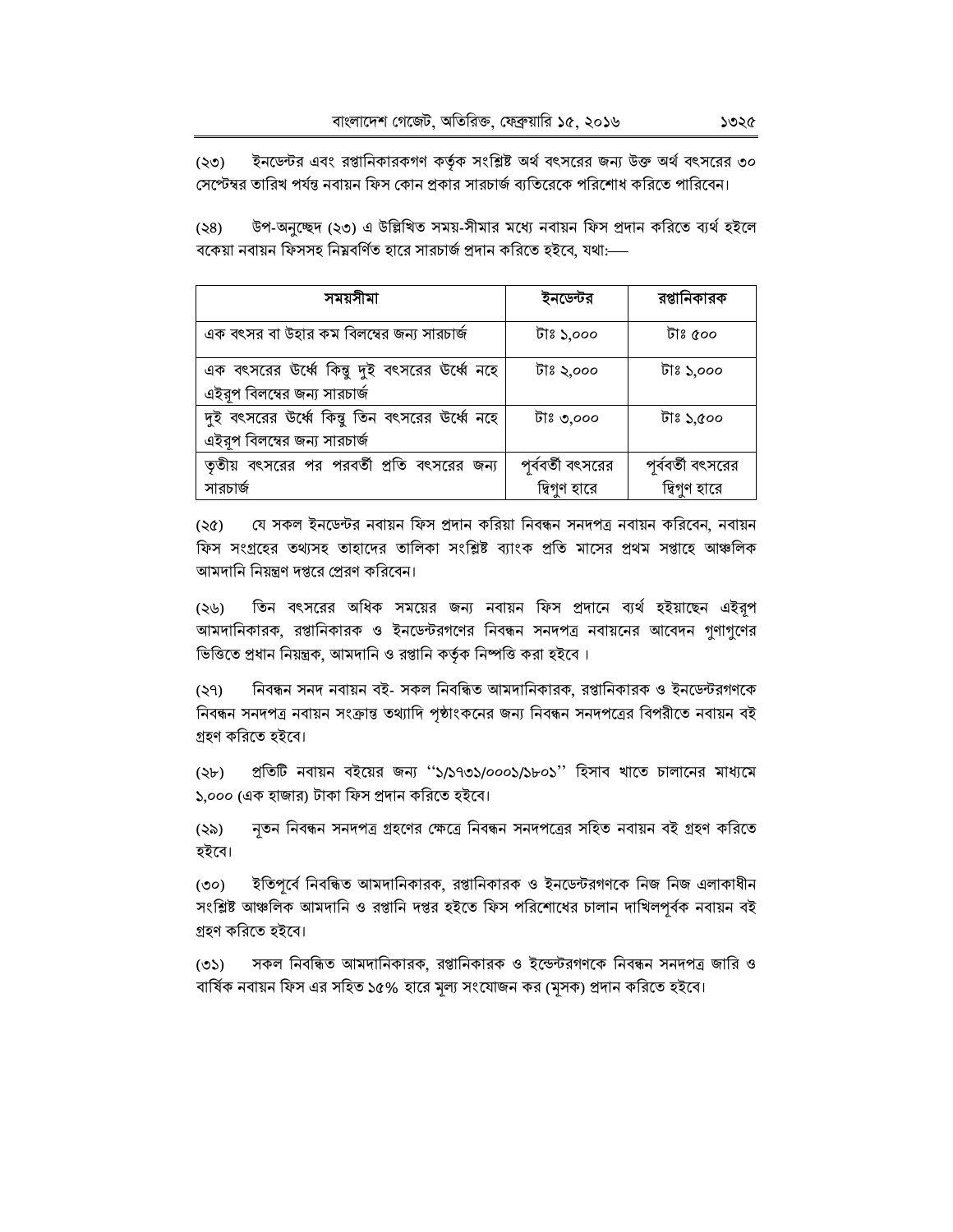(২৩) ইনডেন্টর এবং রপ্তানিকারকগণ কর্তৃক সংশ্লিষ্ট অর্থ বৎসরের জন্য উক্ত অর্থ বৎসরের ৩০ সেপ্টেম্বর তারিখ পর্যন্ত নবায়ন ফিস কোন প্রকার সারচার্জ ব্যতিরেকে পরিশোধ করিতে পারিবেন।

(২৪) উপ-অনুচ্ছেদ (২৩) এ উল্লিখিত সময়-সীমার মধ্যে নবায়ন ফিস প্রদান করিতে ব্যর্থ হইলে বকেয়া নবায়ন ফিসসহ নিম্নবর্ণিত হারে সারচার্জ প্রদান করিতে হইবে, যথা:—

| সময়সীমা | ইনডেন্টর | রপ্তানিকারক |
|---|---|---|
| এক বৎসর বা উহার কম বিলম্বের জন্য সারচার্জ | টাঃ ১,০০০ | টাঃ ৫০০ |
| এক বৎসরের উর্ধ্বে কিন্তু দুই বৎসরের উর্ধ্বে নহে এইরূপ বিলম্বের জন্য সারচার্জ | টাঃ ২,০০০ | টাঃ ১,০০০ |
| দুই বৎসরের উর্ধ্বে কিন্তু তিন বৎসরের উর্ধ্বে নহে এইরূপ বিলম্বের জন্য সারচার্জ | টাঃ ৩,০০০ | টাঃ ১,৫০০ |
| তৃতীয় বৎসরের পর পরবর্তী প্রতি বৎসরের জন্য সারচার্জ | পূর্ববর্তী বৎসরের দ্বিগুণ হারে | পূর্ববর্তী বৎসরের দ্বিগুণ হারে |

(২৫) যে সকল ইনডেন্টর নবায়ন ফিস প্রদান করিয়া নিবন্ধন সনদপত্র নবায়ন করিবেন, নবায়ন ফিস সংগ্রহের তথ্যসহ তাহাদের তালিকা সংশ্লিষ্ট ব্যাংক প্রতি মাসের প্রথম সপ্তাহে আঞ্চলিক আমদানি নিয়ন্ত্রণ দপ্তরে প্রেরণ করিবেন।

(২৬) তিন বৎসরের অধিক সময়ের জন্য নবায়ন ফিস প্রদানে ব্যর্থ হইয়াছেন এইরূপ আমদানিকারক, রপ্তানিকারক ও ইনডেন্টরগণের নিবন্ধন সনদপত্র নবায়নের আবেদন গুণাগুণের ভিত্তিতে প্রধান নিয়ন্ত্রক, আমদানি ও রপ্তানি কর্তৃক নিষ্পত্তি করা হইবে।

(২৭) নিবন্ধন সনদ নবায়ন বই- সকল নিবন্ধিত আমদানিকারক, রপ্তানিকারক ও ইনডেন্টরগণকে নিবন্ধন সনদপত্র নবায়ন সংক্রান্ত তথ্যাদি পৃষ্ঠাংকনের জন্য নিবন্ধন সনদপত্রের বিপরীতে নবায়ন বই গ্রহণ করিতে হইবে।

(২৮) প্রতিটি নবায়ন বইয়ের জন্য ''১/১৭৩১/০০০১/১৮০১'' হিসাব খাতে চালানের মাধ্যমে ১,০০০ (এক হাজার) টাকা ফিস প্রদান করিতে হইবে।

(২৯) নূতন নিবন্ধন সনদপত্র গ্রহণের ক্ষেত্রে নিবন্ধন সনদপত্রের সহিত নবায়ন বই গ্রহণ করিতে হইবে।

(৩০) ইতিপূর্বে নিবন্ধিত আমদানিকারক, রপ্তানিকারক ও ইনডেন্টরগণকে নিজ নিজ এলাকাধীন সংশ্লিষ্ট আঞ্চলিক আমদানি ও রপ্তানি দপ্তর হইতে ফিস পরিশোধের চালান দাখিলপূর্বক নবায়ন বই গ্রহণ করিতে হইবে।

(৩১) সকল নিবন্ধিত আমদানিকারক, রপ্তানিকারক ও ইন্ডেন্টরগণকে নিবন্ধন সনদপত্র জারি ও বার্ষিক নবায়ন ফিস এর সহিত ১৫% হারে মূল্য সংযোজন কর (মূসক) প্রদান করিতে হইবে।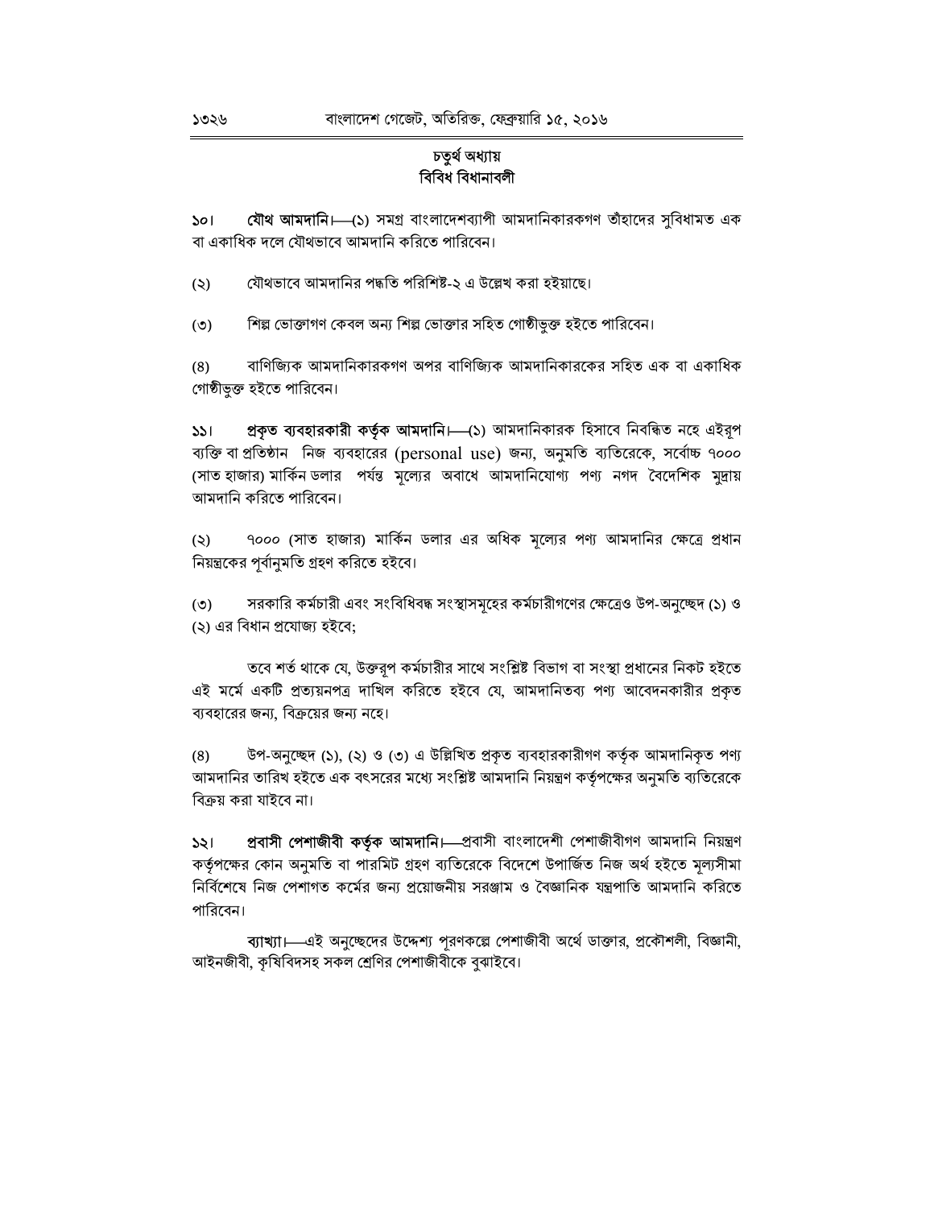## চতুর্থ অধ্যায়
## বিবিধ বিধানাবলী

১০। **যৌথ আমদানি।**—(১) সমগ্র বাংলাদেশব্যাপী আমদানিকারকগণ তাঁহাদের সুবিধামত এক বা একাধিক দলে যৌথভাবে আমদানি করিতে পারিবেন।

(২) যৌথভাবে আমদানির পদ্ধতি পরিশিষ্ট-২ এ উল্লেখ করা হইয়াছে।

(৩) শিল্প ভোক্তাগণ কেবল অন্য শিল্প ভোক্তার সহিত গোষ্ঠীভুক্ত হইতে পারিবেন।

(৪) বাণিজ্যিক আমদানিকারকগণ অপর বাণিজ্যিক আমদানিকারকের সহিত এক বা একাধিক গোষ্ঠীভুক্ত হইতে পারিবেন।

১১। **প্রকৃত ব্যবহারকারী কর্তৃক আমদানি।**—(১) আমদানিকারক হিসাবে নিবন্ধিত নহে এইরূপ ব্যক্তি বা প্রতিষ্ঠান নিজ ব্যবহারের (personal use) জন্য, অনুমতি ব্যতিরেকে, সর্বোচ্চ ৭০০০ (সাত হাজার) মার্কিন ডলার পর্যন্ত মূল্যের অবাধে আমদানিযোগ্য পণ্য নগদ বৈদেশিক মুদ্রায় আমদানি করিতে পারিবেন।

(২) ৭০০০ (সাত হাজার) মার্কিন ডলার এর অধিক মূল্যের পণ্য আমদানির ক্ষেত্রে প্রধান নিয়ন্ত্রকের পূর্বানুমতি গ্রহণ করিতে হইবে।

(৩) সরকারি কর্মচারী এবং সংবিধিবদ্ধ সংস্থাসমূহের কর্মচারীগণের ক্ষেত্রেও উপ-অনুচ্ছেদ (১) ও (২) এর বিধান প্রযোজ্য হইবে;

তবে শর্ত থাকে যে, উক্তরূপ কর্মচারীর সাথে সংশ্লিষ্ট বিভাগ বা সংস্থা প্রধানের নিকট হইতে এই মর্মে একটি প্রত্যয়নপত্র দাখিল করিতে হইবে যে, আমদানিতব্য পণ্য আবেদনকারীর প্রকৃত ব্যবহারের জন্য, বিক্রয়ের জন্য নহে।

(৪) উপ-অনুচ্ছেদ (১), (২) ও (৩) এ উল্লিখিত প্রকৃত ব্যবহারকারীগণ কর্তৃক আমদানিকৃত পণ্য আমদানির তারিখ হইতে এক বৎসরের মধ্যে সংশ্লিষ্ট আমদানি নিয়ন্ত্রণ কর্তৃপক্ষের অনুমতি ব্যতিরেকে বিক্রয় করা যাইবে না।

১২। **প্রবাসী পেশাজীবী কর্তৃক আমদানি।**—প্রবাসী বাংলাদেশী পেশাজীবীগণ আমদানি নিয়ন্ত্রণ কর্তৃপক্ষের কোন অনুমতি বা পারমিট গ্রহণ ব্যতিরেকে বিদেশে উপার্জিত নিজ অর্থ হইতে মূল্যসীমা নির্বিশেষে নিজ পেশাগত কর্মের জন্য প্রয়োজনীয় সরঞ্জাম ও বৈজ্ঞানিক যন্ত্রপাতি আমদানি করিতে পারিবেন।

**ব্যাখ্যা।**—এই অনুচ্ছেদের উদ্দেশ্য পূরণকল্পে পেশাজীবী অর্থে ডাক্তার, প্রকৌশলী, বিজ্ঞানী, আইনজীবী, কৃষিবিদসহ সকল শ্রেণির পেশাজীবীকে বুঝাইবে।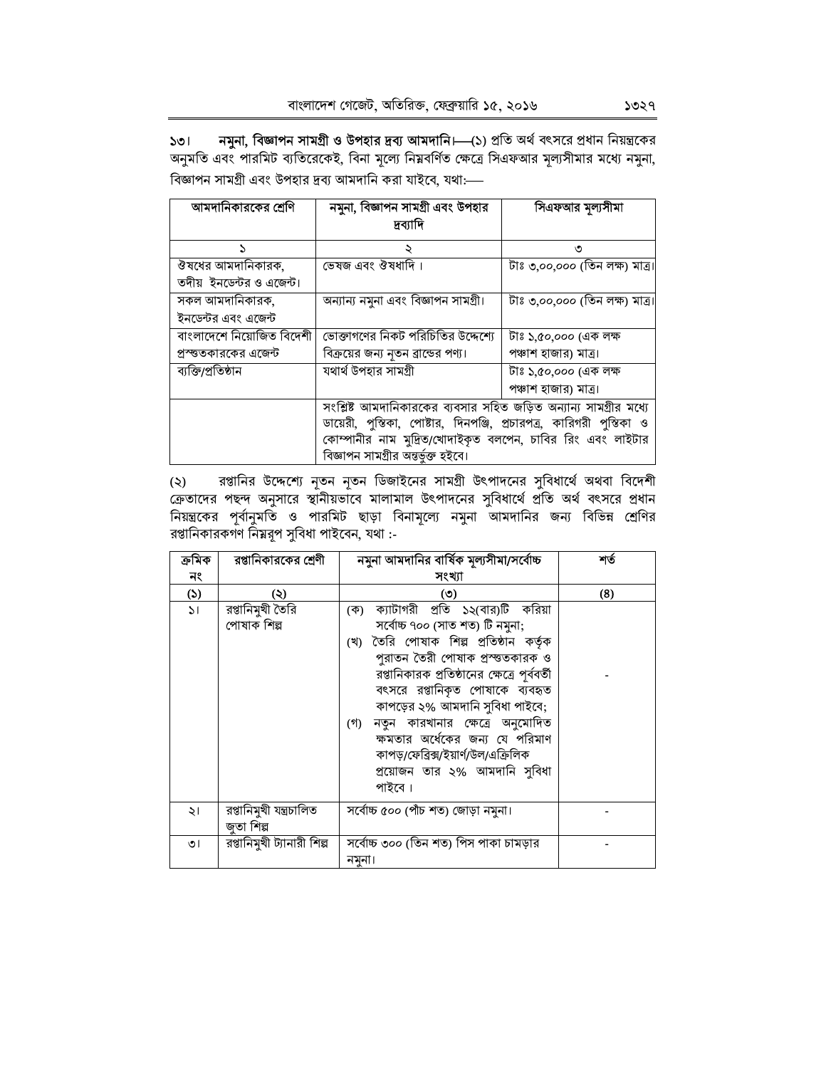১৩। **নমুনা, বিজ্ঞাপন সামগ্রী ও উপহার দ্রব্য আমদানি।**—(১) প্রতি অর্থ বৎসরে প্রধান নিয়ন্ত্রকের অনুমতি এবং পারমিট ব্যতিরেকেই, বিনা মূল্যে নিম্নবর্ণিত ক্ষেত্রে সিএফআর মূল্যসীমার মধ্যে নমুনা, বিজ্ঞাপন সামগ্রী এবং উপহার দ্রব্য আমদানি করা যাইবে, যথা:—

| আমদানিকারকের শ্রেণি | নমুনা, বিজ্ঞাপন সামগ্রী এবং উপহার দ্রব্যাদি | সিএফআর মূল্যসীমা |
|---|---|---|
| ১ | ২ | ৩ |
| ঔষধের আমদানিকারক, তদীয় ইনডেন্টর ও এজেন্ট। | ভেষজ এবং ঔষধাদি। | টাঃ ৩,০০,০০০ (তিন লক্ষ) মাত্র। |
| সকল আমদানিকারক, ইনডেন্টর এবং এজেন্ট | অন্যান্য নমুনা এবং বিজ্ঞাপন সামগ্রী। | টাঃ ৩,০০,০০০ (তিন লক্ষ) মাত্র। |
| বাংলাদেশে নিয়োজিত বিদেশী প্রস্তুতকারকের এজেন্ট | ভোক্তাগণের নিকট পরিচিতির উদ্দেশ্যে বিক্রয়ের জন্য নূতন ব্রান্ডের পণ্য। | টাঃ ১,৫০,০০০ (এক লক্ষ পঞ্চাশ হাজার) মাত্র। |
| ব্যক্তি/প্রতিষ্ঠান | যথার্থ উপহার সামগ্রী | টাঃ ১,৫০,০০০ (এক লক্ষ পঞ্চাশ হাজার) মাত্র। |
| | সংশ্লিষ্ট আমদানিকারকের ব্যবসার সহিত জড়িত অন্যান্য সামগ্রীর মধ্যে ডায়েরী, পুস্তিকা, পোষ্টার, দিনপঞ্জি, প্রচারপত্র, কারিগরী পুস্তিকা ও কোম্পানীর নাম মুদ্রিত/খোদাইকৃত বলপেন, চাবির রিং এবং লাইটার বিজ্ঞাপন সামগ্রীর অন্তর্ভুক্ত হইবে। | |

(২) রপ্তানির উদ্দেশ্যে নূতন নূতন ডিজাইনের সামগ্রী উৎপাদনের সুবিধার্থে অথবা বিদেশী ক্রেতাদের পছন্দ অনুসারে স্থানীয়ভাবে মালামাল উৎপাদনের সুবিধার্থে প্রতি অর্থ বৎসরে প্রধান নিয়ন্ত্রকের পূর্বানুমতি ও পারমিট ছাড়া বিনামূল্যে নমুনা আমদানির জন্য বিভিন্ন শ্রেণির রপ্তানিকারকগণ নিম্নরূপ সুবিধা পাইবেন, যথা :-

| ক্রমিক নং | রপ্তানিকারকের শ্রেণী | নমুনা আমদানির বার্ষিক মূল্যসীমা/সর্বোচ্চ সংখ্যা | শর্ত |
|---|---|---|---|
| (১) | (২) | (৩) | (৪) |
| ১। | রপ্তানিমুখী তৈরি পোষাক শিল্প | (ক) ক্যাটাগরী প্রতি ১২(বার)টি করিয়া সর্বোচ্চ ৭০০ (সাত শত) টি নমুনা; (খ) তৈরি পোষাক শিল্প প্রতিষ্ঠান কর্তৃক পুরাতন তৈরী পোষাক প্রস্তুতকারক ও রপ্তানিকারক প্রতিষ্ঠানের ক্ষেত্রে পূর্ববর্তী বৎসরে রপ্তানিকৃত পোষাকে ব্যবহৃত কাপড়ের ২% আমদানি সুবিধা পাইবে; (গ) নতুন কারখানার ক্ষেত্রে অনুমোদিত ক্ষমতার অর্ধেকের জন্য যে পরিমাণ কাপড়/ফেব্রিক্স/ইয়ার্ণ/উল/এক্রিলিক প্রয়োজন তার ২% আমদানি সুবিধা পাইবে। | - |
| ২। | রপ্তানিমুখী যন্ত্রচালিত জুতা শিল্প | সর্বোচ্চ ৫০০ (পাঁচ শত) জোড়া নমুনা। | - |
| ৩। | রপ্তানিমুখী ট্যানারী শিল্প | সর্বোচ্চ ৩০০ (তিন শত) পিস পাকা চামড়ার নমুনা। | - |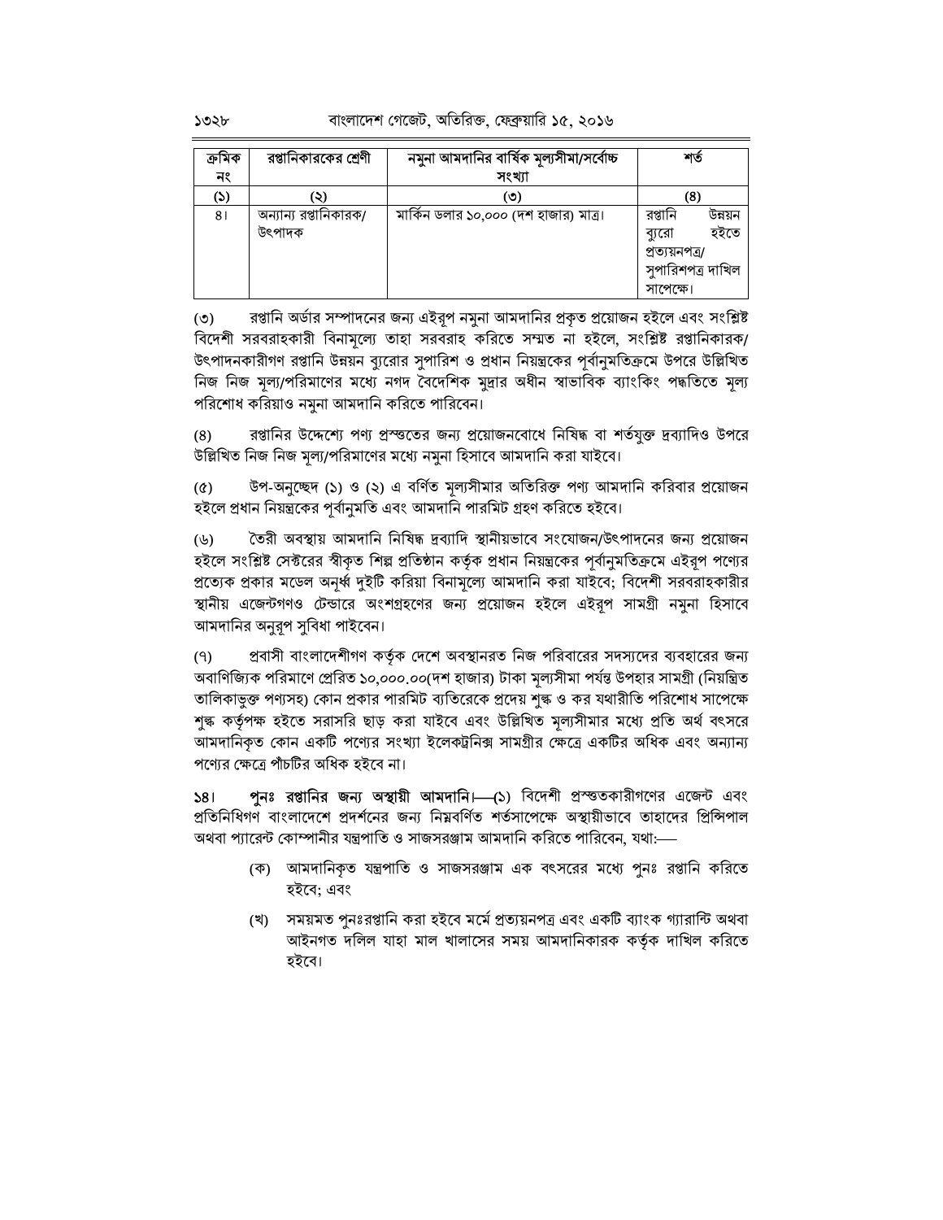| ক্রমিক নং | রপ্তানিকারকের শ্রেণী | নমুনা আমদানির বার্ষিক মূল্যসীমা/সর্বোচ্চ সংখ্যা | শর্ত |
|---|---|---|---|
| (১) | (২) | (৩) | (৪) |
| ৪। | অন্যান্য রপ্তানিকারক/ উৎপাদক | মার্কিন ডলার ১০,০০০ (দশ হাজার) মাত্র। | রপ্তানি উন্নয়ন ব্যুরো হইতে প্রত্যয়নপত্র/ সুপারিশপত্র দাখিল সাপেক্ষে। |

(৩) রপ্তানি অর্ডার সম্পাদনের জন্য এইরূপ নমুনা আমদানির প্রকৃত প্রয়োজন হইলে এবং সংশ্লিষ্ট বিদেশী সরবরাহকারী বিনামূল্যে তাহা সরবরাহ করিতে সম্মত না হইলে, সংশ্লিষ্ট রপ্তানিকারক/ উৎপাদনকারীগণ রপ্তানি উন্নয়ন ব্যুরোর সুপারিশ ও প্রধান নিয়ন্ত্রকের পূর্বানুমতিক্রমে উপরে উল্লিখিত নিজ নিজ মূল্য/পরিমাণের মধ্যে নগদ বৈদেশিক মুদ্রার অধীন স্বাভাবিক ব্যাংকিং পদ্ধতিতে মূল্য পরিশোধ করিয়াও নমুনা আমদানি করিতে পারিবেন।

(৪) রপ্তানির উদ্দেশ্যে পণ্য প্রস্তুতের জন্য প্রয়োজনবোধে নিষিদ্ধ বা শর্তযুক্ত দ্রব্যাদিও উপরে উল্লিখিত নিজ নিজ মূল্য/পরিমাণের মধ্যে নমুনা হিসাবে আমদানি করা যাইবে।

(৫) উপ-অনুচ্ছেদ (১) ও (২) এ বর্ণিত মূল্যসীমার অতিরিক্ত পণ্য আমদানি করিবার প্রয়োজন হইলে প্রধান নিয়ন্ত্রকের পূর্বানুমতি এবং আমদানি পারমিট গ্রহণ করিতে হইবে।

(৬) তৈরী অবস্থায় আমদানি নিষিদ্ধ দ্রব্যাদি স্থানীয়ভাবে সংযোজন/উৎপাদনের জন্য প্রয়োজন হইলে সংশ্লিষ্ট সেক্টরের স্বীকৃত শিল্প প্রতিষ্ঠান কর্তৃক প্রধান নিয়ন্ত্রকের পূর্বানুমতিক্রমে এইরূপ পণ্যের প্রত্যেক প্রকার মডেল অনূর্ধ্ব দুইটি করিয়া বিনামূল্যে আমদানি করা যাইবে; বিদেশী সরবরাহকারীর স্থানীয় এজেন্টগণও টেন্ডারে অংশগ্রহণের জন্য প্রয়োজন হইলে এইরূপ সামগ্রী নমুনা হিসাবে আমদানির অনুরূপ সুবিধা পাইবেন।

(৭) প্রবাসী বাংলাদেশীগণ কর্তৃক দেশে অবস্থানরত নিজ পরিবারের সদস্যদের ব্যবহারের জন্য অবাণিজ্যিক পরিমাণে প্রেরিত ১০,০০০.০০(দশ হাজার) টাকা মূল্যসীমা পর্যন্ত উপহার সামগ্রী (নিয়ন্ত্রিত তালিকাভুক্ত পণ্যসহ) কোন প্রকার পারমিট ব্যতিরেকে প্রদেয় শুল্ক ও কর যথারীতি পরিশোধ সাপেক্ষে শুল্ক কর্তৃপক্ষ হইতে সরাসরি ছাড় করা যাইবে এবং উল্লিখিত মূল্যসীমার মধ্যে প্রতি অর্থ বৎসরে আমদানিকৃত কোন একটি পণ্যের সংখ্যা ইলেকট্রনিক্স সামগ্রীর ক্ষেত্রে একটির অধিক এবং অন্যান্য পণ্যের ক্ষেত্রে পাঁচটির অধিক হইবে না।

১৪। **পুনঃ রপ্তানির জন্য অস্থায়ী আমদানি।**—(১) বিদেশী প্রস্তুতকারীগণের এজেন্ট এবং প্রতিনিধিগণ বাংলাদেশে প্রদর্শনের জন্য নিম্নবর্ণিত শর্তসাপেক্ষে অস্থায়ীভাবে তাহাদের প্রিন্সিপাল অথবা প্যারেন্ট কোম্পানীর যন্ত্রপাতি ও সাজসরঞ্জাম আমদানি করিতে পারিবেন, যথা:—

(ক) আমদানিকৃত যন্ত্রপাতি ও সাজসরঞ্জাম এক বৎসরের মধ্যে পুনঃ রপ্তানি করিতে হইবে; এবং

(খ) সময়মত পুনঃরপ্তানি করা হইবে মর্মে প্রত্যয়নপত্র এবং একটি ব্যাংক গ্যারান্টি অথবা আইনগত দলিল যাহা মাল খালাসের সময় আমদানিকারক কর্তৃক দাখিল করিতে হইবে।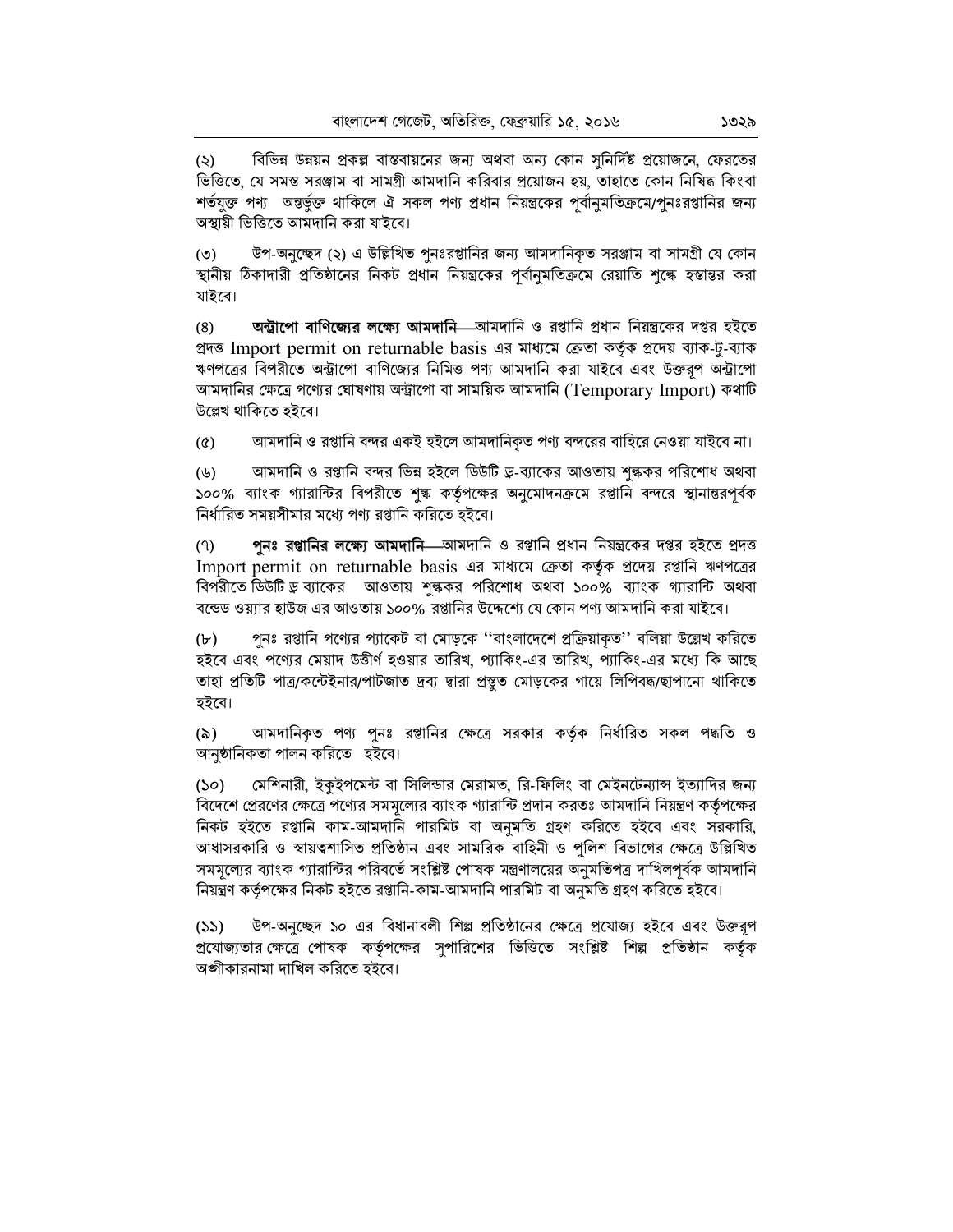(২) বিভিন্ন উন্নয়ন প্রকল্প বাস্তবায়নের জন্য অথবা অন্য কোন সুনির্দিষ্ট প্রয়োজনে, ফেরতের ভিত্তিতে, যে সমস্ত সরঞ্জাম বা সামগ্রী আমদানি করিবার প্রয়োজন হয়, তাহাতে কোন নিষিদ্ধ কিংবা শর্তযুক্ত পণ্য অন্তর্ভুক্ত থাকিলে ঐ সকল পণ্য প্রধান নিয়ন্ত্রকের পূর্বানুমতিক্রমে/পুনঃরপ্তানির জন্য অস্থায়ী ভিত্তিতে আমদানি করা যাইবে।

(৩) উপ-অনুচ্ছেদ (২) এ উল্লিখিত পুনঃরপ্তানির জন্য আমদানিকৃত সরঞ্জাম বা সামগ্রী যে কোন স্থানীয় ঠিকাদারী প্রতিষ্ঠানের নিকট প্রধান নিয়ন্ত্রকের পূর্বানুমতিক্রমে রেয়াতি শুল্কে হস্তান্তর করা যাইবে।

(৪) **অন্ত্রাপো বাণিজ্যের লক্ষ্যে আমদানি**—আমদানি ও রপ্তানি প্রধান নিয়ন্ত্রকের দপ্তর হইতে প্রদত্ত Import permit on returnable basis এর মাধ্যমে ক্রেতা কর্তৃক প্রদেয় ব্যাক-টু-ব্যাক ঋণপত্রের বিপরীতে অন্ত্রাপো বাণিজ্যের নিমিত্ত পণ্য আমদানি করা যাইবে এবং উক্তরূপ অন্ত্রাপো আমদানির ক্ষেত্রে পণ্যের ঘোষণায় অন্ত্রাপো বা সাময়িক আমদানি (Temporary Import) কথাটি উল্লেখ থাকিতে হইবে।

(৫) আমদানি ও রপ্তানি বন্দর একই হইলে আমদানিকৃত পণ্য বন্দরের বাহিরে নেওয়া যাইবে না।

(৬) আমদানি ও রপ্তানি বন্দর ভিন্ন হইলে ডিউটি ড্র-ব্যাকের আওতায় শুল্ককর পরিশোধ অথবা ১০০% ব্যাংক গ্যারান্টির বিপরীতে শুল্ক কর্তৃপক্ষের অনুমোদনক্রমে রপ্তানি বন্দরে স্থানান্তরপূর্বক নির্ধারিত সময়সীমার মধ্যে পণ্য রপ্তানি করিতে হইবে।

(৭) **পুনঃ রপ্তানির লক্ষ্যে আমদানি**—আমদানি ও রপ্তানি প্রধান নিয়ন্ত্রকের দপ্তর হইতে প্রদত্ত Import permit on returnable basis এর মাধ্যমে ক্রেতা কর্তৃক প্রদেয় রপ্তানি ঋণপত্রের বিপরীতে ডিউটি ড্র ব্যাকের আওতায় শুল্ককর পরিশোধ অথবা ১০০% ব্যাংক গ্যারান্টি অথবা বন্ডেড ওয়্যার হাউজ এর আওতায় ১০০% রপ্তানির উদ্দেশ্যে যে কোন পণ্য আমদানি করা যাইবে।

(৮) পুনঃ রপ্তানি পণ্যের প্যাকেট বা মোড়কে ''বাংলাদেশে প্রক্রিয়াকৃত'' বলিয়া উল্লেখ করিতে হইবে এবং পণ্যের মেয়াদ উত্তীর্ণ হওয়ার তারিখ, প্যাকিং-এর তারিখ, প্যাকিং-এর মধ্যে কি আছে তাহা প্রতিটি পাত্র/কন্টেইনার/পাটজাত দ্রব্য দ্বারা প্রস্তুত মোড়কের গায়ে লিপিবদ্ধ/ছাপানো থাকিতে হইবে।

(৯) আমদানিকৃত পণ্য পুনঃ রপ্তানির ক্ষেত্রে সরকার কর্তৃক নির্ধারিত সকল পদ্ধতি ও আনুষ্ঠানিকতা পালন করিতে হইবে।

(১০) মেশিনারী, ইকুইপমেন্ট বা সিলিন্ডার মেরামত, রি-ফিলিং বা মেইনটেন্যান্স ইত্যাদির জন্য বিদেশে প্রেরণের ক্ষেত্রে পণ্যের সমমূল্যের ব্যাংক গ্যারান্টি প্রদান করতঃ আমদানি নিয়ন্ত্রণ কর্তৃপক্ষের নিকট হইতে রপ্তানি কাম-আমদানি পারমিট বা অনুমতি গ্রহণ করিতে হইবে এবং সরকারি, আধাসরকারি ও স্বায়ত্বশাসিত প্রতিষ্ঠান এবং সামরিক বাহিনী ও পুলিশ বিভাগের ক্ষেত্রে উল্লিখিত সমমূল্যের ব্যাংক গ্যারান্টির পরিবর্তে সংশ্লিষ্ট পোষক মন্ত্রণালয়ের অনুমতিপত্র দাখিলপূর্বক আমদানি নিয়ন্ত্রণ কর্তৃপক্ষের নিকট হইতে রপ্তানি-কাম-আমদানি পারমিট বা অনুমতি গ্রহণ করিতে হইবে।

(১১) উপ-অনুচ্ছেদ ১০ এর বিধানাবলী শিল্প প্রতিষ্ঠানের ক্ষেত্রে প্রযোজ্য হইবে এবং উক্তরূপ প্রযোজ্যতার ক্ষেত্রে পোষক কর্তৃপক্ষের সুপারিশের ভিত্তিতে সংশ্লিষ্ট শিল্প প্রতিষ্ঠান কর্তৃক অঙ্গীকারনামা দাখিল করিতে হইবে।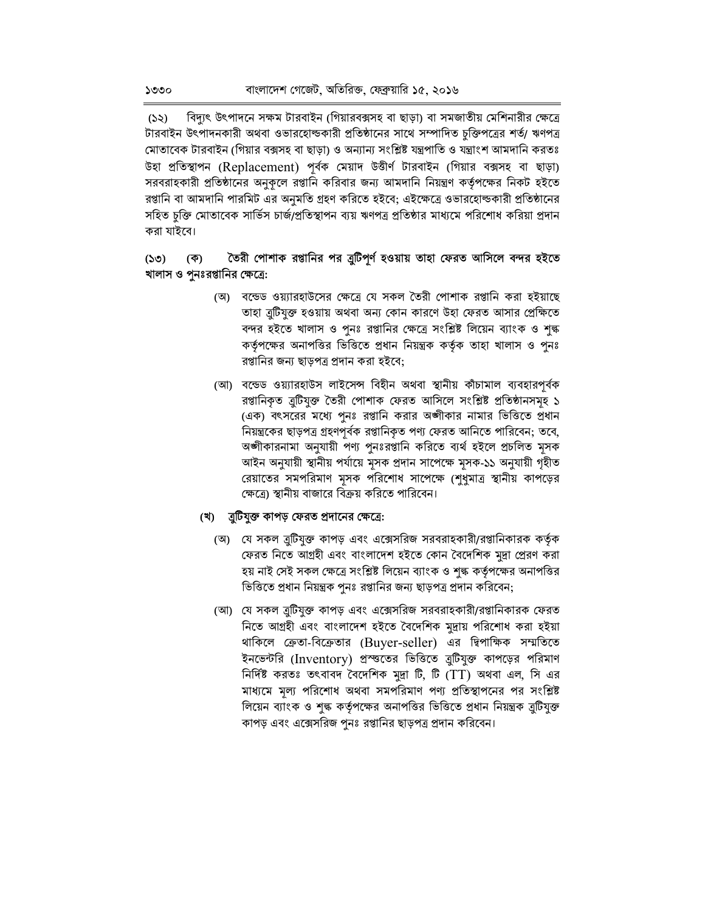(১২) বিদ্যুৎ উৎপাদনে সক্ষম টারবাইন (গিয়ারবক্সসহ বা ছাড়া) বা সমজাতীয় মেশিনারীর ক্ষেত্রে টারবাইন উৎপাদনকারী অথবা ওভারহোল্ডকারী প্রতিষ্ঠানের সাথে সম্পাদিত চুক্তিপত্রের শর্ত/ ঋণপত্র মোতাবেক টারবাইন (গিয়ার বক্সসহ বা ছাড়া) ও অন্যান্য সংশ্লিষ্ট যন্ত্রপাতি ও যন্ত্রাংশ আমদানি করতঃ উহা প্রতিস্থাপন (Replacement) পূর্বক মেয়াদ উত্তীর্ণ টারবাইন (গিয়ার বক্সসহ বা ছাড়া) সরবরাহকারী প্রতিষ্ঠানের অনুকূলে রপ্তানি করিবার জন্য আমদানি নিয়ন্ত্রণ কর্তৃপক্ষের নিকট হইতে রপ্তানি বা আমদানি পারমিট এর অনুমতি গ্রহণ করিতে হইবে; এইক্ষেত্রে ওভারহোল্ডকারী প্রতিষ্ঠানের সহিত চুক্তি মোতাবেক সার্ভিস চার্জ/প্রতিস্থাপন ব্যয় ঋণপত্র প্রতিষ্ঠার মাধ্যমে পরিশোধ করিয়া প্রদান করা যাইবে।

**(১৩) (ক) তৈরী পোশাক রপ্তানির পর ত্রুটিপূর্ণ হওয়ায় তাহা ফেরত আসিলে বন্দর হইতে খালাস ও পুনঃরপ্তানির ক্ষেত্রে:**

(অ) বন্ডেড ওয়্যারহাউসের ক্ষেত্রে যে সকল তৈরী পোশাক রপ্তানি করা হইয়াছে তাহা ত্রুটিযুক্ত হওয়ায় অথবা অন্য কোন কারণে উহা ফেরত আসার প্রেক্ষিতে বন্দর হইতে খালাস ও পুনঃ রপ্তানির ক্ষেত্রে সংশ্লিষ্ট লিয়েন ব্যাংক ও শুল্ক কর্তৃপক্ষের অনাপত্তির ভিত্তিতে প্রধান নিয়ন্ত্রক কর্তৃক তাহা খালাস ও পুনঃ রপ্তানির জন্য ছাড়পত্র প্রদান করা হইবে;

(আ) বন্ডেড ওয়্যারহাউস লাইসেন্স বিহীন অথবা স্থানীয় কাঁচামাল ব্যবহারপূর্বক রপ্তানিকৃত ত্রুটিযুক্ত তৈরী পোশাক ফেরত আসিলে সংশ্লিষ্ট প্রতিষ্ঠানসমূহ ১ (এক) বৎসরের মধ্যে পুনঃ রপ্তানি করার অঙ্গীকার নামার ভিত্তিতে প্রধান নিয়ন্ত্রকের ছাড়পত্র গ্রহণপূর্বক রপ্তানিকৃত পণ্য ফেরত আনিতে পারিবেন; তবে, অঙ্গীকারনামা অনুযায়ী পণ্য পুনঃরপ্তানি করিতে ব্যর্থ হইলে প্রচলিত মূসক আইন অনুযায়ী স্থানীয় পর্যায়ে মূসক প্রদান সাপেক্ষে মূসক-১১ অনুযায়ী গৃহীত রেয়াতের সমপরিমাণ মূসক পরিশোধ সাপেক্ষে (শুধুমাত্র স্থানীয় কাপড়ের ক্ষেত্রে) স্থানীয় বাজারে বিক্রয় করিতে পারিবেন।

**(খ) ত্রুটিযুক্ত কাপড় ফেরত প্রদানের ক্ষেত্রে:**

(অ) যে সকল ত্রুটিযুক্ত কাপড় এবং এক্সেসরিজ সরবরাহকারী/রপ্তানিকারক কর্তৃক ফেরত নিতে আগ্রহী এবং বাংলাদেশ হইতে কোন বৈদেশিক মুদ্রা প্রেরণ করা হয় নাই সেই সকল ক্ষেত্রে সংশ্লিষ্ট লিয়েন ব্যাংক ও শুল্ক কর্তৃপক্ষের অনাপত্তির ভিত্তিতে প্রধান নিয়ন্ত্রক পুনঃ রপ্তানির জন্য ছাড়পত্র প্রদান করিবেন;

(আ) যে সকল ত্রুটিযুক্ত কাপড় এবং এক্সেসরিজ সরবরাহকারী/রপ্তানিকারক ফেরত নিতে আগ্রহী এবং বাংলাদেশ হইতে বৈদেশিক মুদ্রায় পরিশোধ করা হইয়া থাকিলে ক্রেতা-বিক্রেতার (Buyer-seller) এর দ্বিপাক্ষিক সম্মতিতে ইনভেন্টরি (Inventory) প্রস্তুতের ভিত্তিতে ত্রুটিযুক্ত কাপড়ের পরিমাণ নির্দিষ্ট করতঃ তৎবাবদ বৈদেশিক মুদ্রা টি, টি (TT) অথবা এল, সি এর মাধ্যমে মূল্য পরিশোধ অথবা সমপরিমাণ পণ্য প্রতিস্থাপনের পর সংশ্লিষ্ট লিয়েন ব্যাংক ও শুল্ক কর্তৃপক্ষের অনাপত্তির ভিত্তিতে প্রধান নিয়ন্ত্রক ত্রুটিযুক্ত কাপড় এবং এক্সেসরিজ পুনঃ রপ্তানির ছাড়পত্র প্রদান করিবেন।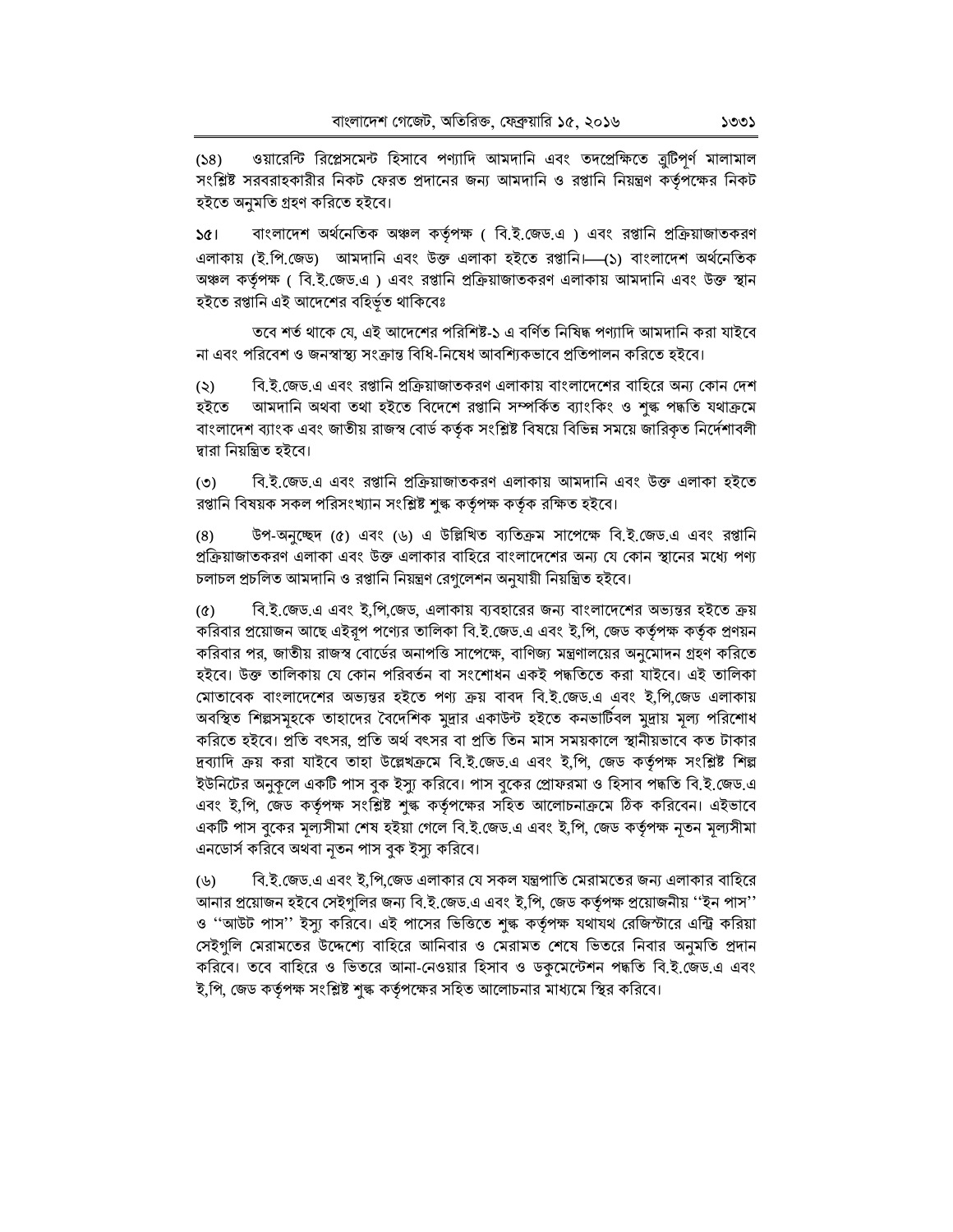(১৪) ওয়ারেন্টি রিপ্লেসমেন্ট হিসাবে পণ্যাদি আমদানি এবং তদপ্রেক্ষিতে ত্রুটিপূর্ণ মালামাল সংশ্লিষ্ট সরবরাহকারীর নিকট ফেরত প্রদানের জন্য আমদানি ও রপ্তানি নিয়ন্ত্রণ কর্তৃপক্ষের নিকট হইতে অনুমতি গ্রহণ করিতে হইবে।

**১৫। বাংলাদেশ অর্থনৈতিক অঞ্চল কর্তৃপক্ষ ( বি.ই.জেড.এ ) এবং রপ্তানি প্রক্রিয়াজাতকরণ এলাকায় (ই.পি.জেড) আমদানি এবং উক্ত এলাকা হইতে রপ্তানি।—(১)** বাংলাদেশ অর্থনৈতিক অঞ্চল কর্তৃপক্ষ ( বি.ই.জেড.এ ) এবং রপ্তানি প্রক্রিয়াজাতকরণ এলাকায় আমদানি এবং উক্ত স্থান হইতে রপ্তানি এই আদেশের বহির্ভূত থাকিবেঃ

তবে শর্ত থাকে যে, এই আদেশের পরিশিষ্ট-১ এ বর্ণিত নিষিদ্ধ পণ্যাদি আমদানি করা যাইবে না এবং পরিবেশ ও জনস্বাস্থ্য সংক্রান্ত বিধি-নিষেধ আবশ্যিকভাবে প্রতিপালন করিতে হইবে।

(২) বি.ই.জেড.এ এবং রপ্তানি প্রক্রিয়াজাতকরণ এলাকায় বাংলাদেশের বাহিরে অন্য কোন দেশ হইতে আমদানি অথবা তথা হইতে বিদেশে রপ্তানি সম্পর্কিত ব্যাংকিং ও শুল্ক পদ্ধতি যথাক্রমে বাংলাদেশ ব্যাংক এবং জাতীয় রাজস্ব বোর্ড কর্তৃক সংশ্লিষ্ট বিষয়ে বিভিন্ন সময়ে জারিকৃত নির্দেশাবলী দ্বারা নিয়ন্ত্রিত হইবে।

(৩) বি.ই.জেড.এ এবং রপ্তানি প্রক্রিয়াজাতকরণ এলাকায় আমদানি এবং উক্ত এলাকা হইতে রপ্তানি বিষয়ক সকল পরিসংখ্যান সংশ্লিষ্ট শুল্ক কর্তৃপক্ষ কর্তৃক রক্ষিত হইবে।

(৪) উপ-অনুচ্ছেদ (৫) এবং (৬) এ উল্লিখিত ব্যতিক্রম সাপেক্ষে বি.ই.জেড.এ এবং রপ্তানি প্রক্রিয়াজাতকরণ এলাকা এবং উক্ত এলাকার বাহিরে বাংলাদেশের অন্য যে কোন স্থানের মধ্যে পণ্য চলাচল প্রচলিত আমদানি ও রপ্তানি নিয়ন্ত্রণ রেগুলেশন অনুযায়ী নিয়ন্ত্রিত হইবে।

(৫) বি.ই.জেড.এ এবং ই.পি,জেড, এলাকায় ব্যবহারের জন্য বাংলাদেশের অভ্যন্তর হইতে ক্রয় করিবার প্রয়োজন আছে এইরূপ পণ্যের তালিকা বি.ই.জেড.এ এবং ই.পি, জেড কর্তৃপক্ষ কর্তৃক প্রণয়ন করিবার পর, জাতীয় রাজস্ব বোর্ডের অনাপত্তি সাপেক্ষে, বাণিজ্য মন্ত্রণালয়ের অনুমোদন গ্রহণ করিতে হইবে। উক্ত তালিকায় যে কোন পরিবর্তন বা সংশোধন একই পদ্ধতিতে করা যাইবে। এই তালিকা মোতাবেক বাংলাদেশের অভ্যন্তর হইতে পণ্য ক্রয় বাবদ বি.ই.জেড.এ এবং ই.পি,জেড এলাকায় অবস্থিত শিল্পসমূহকে তাহাদের বৈদেশিক মুদ্রার একাউন্ট হইতে কনভার্টিবল মুদ্রায় মূল্য পরিশোধ করিতে হইবে। প্রতি বৎসর, প্রতি অর্থ বৎসর বা প্রতি তিন মাস সময়কালে স্থানীয়ভাবে কত টাকার দ্রব্যাদি ক্রয় করা যাইবে তাহা উল্লেখক্রমে বি.ই.জেড.এ এবং ই.পি, জেড কর্তৃপক্ষ সংশ্লিষ্ট শিল্প ইউনিটের অনুকূলে একটি পাস বুক ইস্যু করিবে। পাস বুকের প্রোফরমা ও হিসাব পদ্ধতি বি.ই.জেড.এ এবং ই.পি, জেড কর্তৃপক্ষ সংশ্লিষ্ট শুল্ক কর্তৃপক্ষের সহিত আলোচনাক্রমে ঠিক করিবেন। এইভাবে একটি পাস বুকের মূল্যসীমা শেষ হইয়া গেলে বি.ই.জেড.এ এবং ই.পি, জেড কর্তৃপক্ষ নূতন মূল্যসীমা এনডোর্স করিবে অথবা নূতন পাস বুক ইস্যু করিবে।

(৬) বি.ই.জেড.এ এবং ই.পি,জেড এলাকার যে সকল যন্ত্রপাতি মেরামতের জন্য এলাকার বাহিরে আনার প্রয়োজন হইবে সেইগুলির জন্য বি.ই.জেড.এ এবং ই.পি, জেড কর্তৃপক্ষ প্রয়োজনীয় ''ইন পাস'' ও ''আউট পাস'' ইস্যু করিবে। এই পাসের ভিত্তিতে শুল্ক কর্তৃপক্ষ যথাযথ রেজিস্টারে এন্ট্রি করিয়া সেইগুলি মেরামতের উদ্দেশ্যে বাহিরে আনিবার ও মেরামত শেষে ভিতরে নিবার অনুমতি প্রদান করিবে। তবে বাহিরে ও ভিতরে আনা-নেওয়ার হিসাব ও ডকুমেন্টেশন পদ্ধতি বি.ই.জেড.এ এবং ই.পি, জেড কর্তৃপক্ষ সংশ্লিষ্ট শুল্ক কর্তৃপক্ষের সহিত আলোচনার মাধ্যমে স্থির করিবে।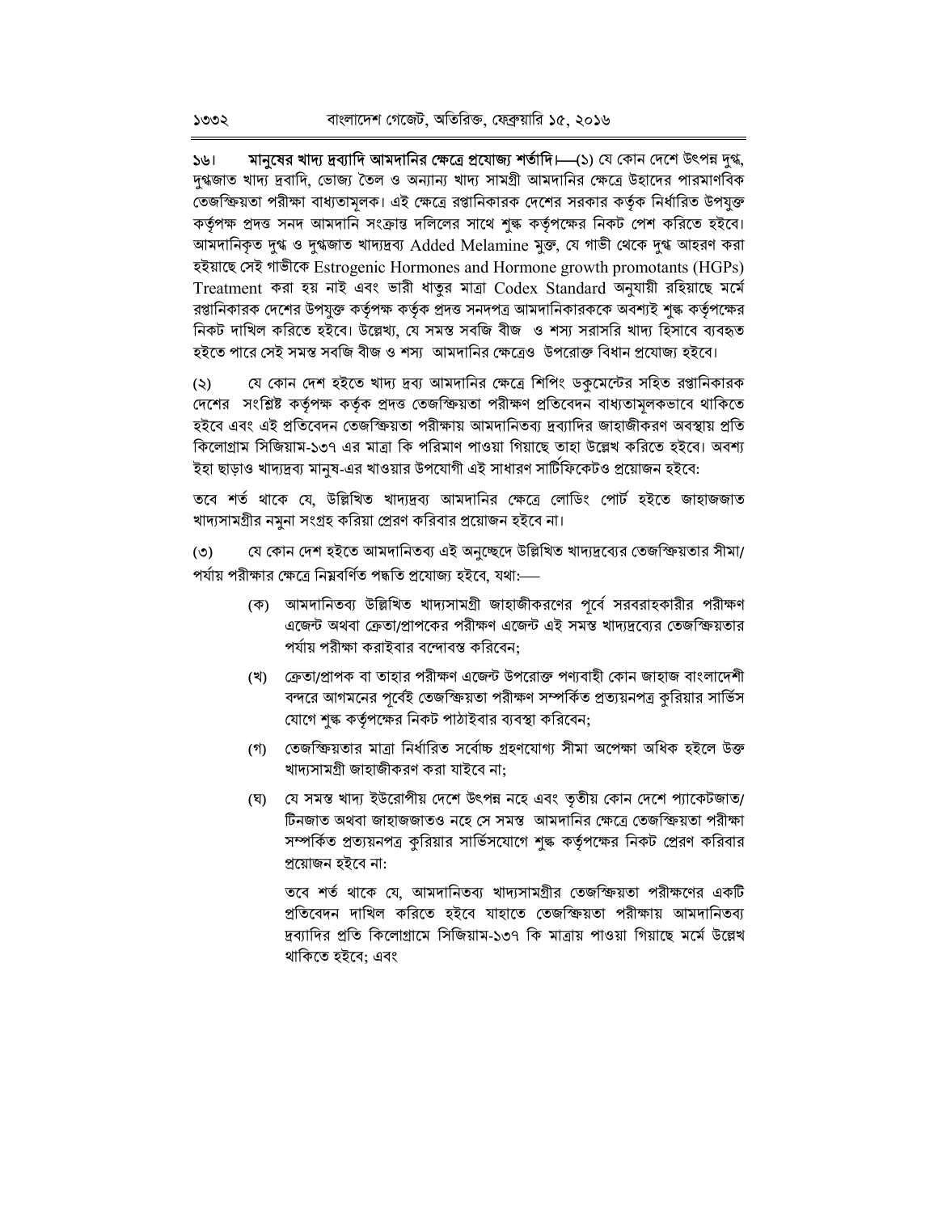১৬। **মানুষের খাদ্য দ্রব্যাদি আমদানির ক্ষেত্রে প্রযোজ্য শর্তাদি।**—(১) যে কোন দেশে উৎপন্ন দুগ্ধ, দুগ্ধজাত খাদ্য দ্রবাদি, ভোজ্য তৈল ও অন্যান্য খাদ্য সামগ্রী আমদানির ক্ষেত্রে উহাদের পারমাণবিক তেজস্ক্রিয়তা পরীক্ষা বাধ্যতামূলক। এই ক্ষেত্রে রপ্তানিকারক দেশের সরকার কর্তৃক নির্ধারিত উপযুক্ত কর্তৃপক্ষ প্রদত্ত সনদ আমদানি সংক্রান্ত দলিলের সাথে শূল্ক কর্তৃপক্ষের নিকট পেশ করিতে হইবে। আমদানিকৃত দুগ্ধ ও দুগ্ধজাত খাদ্যদ্রব্য Added Melamine মুক্ত, যে গাভী থেকে দুগ্ধ আহরণ করা হইয়াছে সেই গাভীকে Estrogenic Hormones and Hormone growth promotants (HGPs) Treatment করা হয় নাই এবং ভারী ধাতুর মাত্রা Codex Standard অনুযায়ী রহিয়াছে মর্মে রপ্তানিকারক দেশের উপযুক্ত কর্তৃপক্ষ কর্তৃক প্রদত্ত সনদপত্র আমদানিকারককে অবশ্যই শূল্ক কর্তৃপক্ষের নিকট দাখিল করিতে হইবে। উল্লেখ্য, যে সমস্ত সবজি বীজ ও শস্য সরাসরি খাদ্য হিসাবে ব্যবহৃত হইতে পারে সেই সমস্ত সবজি বীজ ও শস্য আমদানির ক্ষেত্রেও উপরোক্ত বিধান প্রযোজ্য হইবে।

(২) যে কোন দেশ হইতে খাদ্য দ্রব্য আমদানির ক্ষেত্রে শিপিং ডকুমেন্টের সহিত রপ্তানিকারক দেশের সংশ্লিষ্ট কর্তৃপক্ষ কর্তৃক প্রদত্ত তেজস্ক্রিয়তা পরীক্ষণ প্রতিবেদন বাধ্যতামূলকভাবে থাকিতে হইবে এবং এই প্রতিবেদন তেজস্ক্রিয়তা পরীক্ষায় আমদানিতব্য দ্রব্যাদির জাহাজীকরণ অবস্থায় প্রতি কিলোগ্রাম সিজিয়াম-১৩৭ এর মাত্রা কি পরিমাণ পাওয়া গিয়াছে তাহা উল্লেখ করিতে হইবে। অবশ্য ইহা ছাড়াও খাদ্যদ্রব্য মানুষ-এর খাওয়ার উপযোগী এই সাধারণ সার্টিফিকেটও প্রয়োজন হইবে:

তবে শর্ত থাকে যে, উল্লিখিত খাদ্যদ্রব্য আমদানির ক্ষেত্রে লোডিং পোর্ট হইতে জাহাজজাত খাদ্যসামগ্রীর নমুনা সংগ্রহ করিয়া প্রেরণ করিবার প্রয়োজন হইবে না।

(৩) যে কোন দেশ হইতে আমদানিতব্য এই অনুচ্ছেদে উল্লিখিত খাদ্যদ্রব্যের তেজস্ক্রিয়তার সীমা/পর্যায় পরীক্ষার ক্ষেত্রে নিম্নবর্ণিত পদ্ধতি প্রযোজ্য হইবে, যথা:—

(ক) আমদানিতব্য উল্লিখিত খাদ্যসামগ্রী জাহাজীকরণের পূর্বে সরবরাহকারীর পরীক্ষণ এজেন্ট অথবা ক্রেতা/প্রাপকের পরীক্ষণ এজেন্ট এই সমস্ত খাদ্যদ্রব্যের তেজস্ক্রিয়তার পর্যায় পরীক্ষা করাইবার বন্দোবস্ত করিবেন;

(খ) ক্রেতা/প্রাপক বা তাহার পরীক্ষণ এজেন্ট উপরোক্ত পণ্যবাহী কোন জাহাজ বাংলাদেশী বন্দরে আগমনের পূর্বেই তেজস্ক্রিয়তা পরীক্ষণ সম্পর্কিত প্রত্যয়নপত্র কুরিয়ার সার্ভিস যোগে শূল্ক কর্তৃপক্ষের নিকট পাঠাইবার ব্যবস্থা করিবেন;

(গ) তেজস্ক্রিয়তার মাত্রা নির্ধারিত সর্বোচ্চ গ্রহণযোগ্য সীমা অপেক্ষা অধিক হইলে উক্ত খাদ্যসামগ্রী জাহাজীকরণ করা যাইবে না;

(ঘ) যে সমস্ত খাদ্য ইউরোপীয় দেশে উৎপন্ন নহে এবং তৃতীয় কোন দেশে প্যাকেটজাত/টিনজাত অথবা জাহাজজাতও নহে সে সমস্ত আমদানির ক্ষেত্রে তেজস্ক্রিয়তা পরীক্ষা সম্পর্কিত প্রত্যয়নপত্র কুরিয়ার সার্ভিসযোগে শূল্ক কর্তৃপক্ষের নিকট প্রেরণ করিবার প্রয়োজন হইবে না:

তবে শর্ত থাকে যে, আমদানিতব্য খাদ্যসামগ্রীর তেজস্ক্রিয়তা পরীক্ষণের একটি প্রতিবেদন দাখিল করিতে হইবে যাহাতে তেজস্ক্রিয়তা পরীক্ষায় আমদানিতব্য দ্রব্যাদির প্রতি কিলোগ্রামে সিজিয়াম-১৩৭ কি মাত্রায় পাওয়া গিয়াছে মর্মে উল্লেখ থাকিতে হইবে; এবং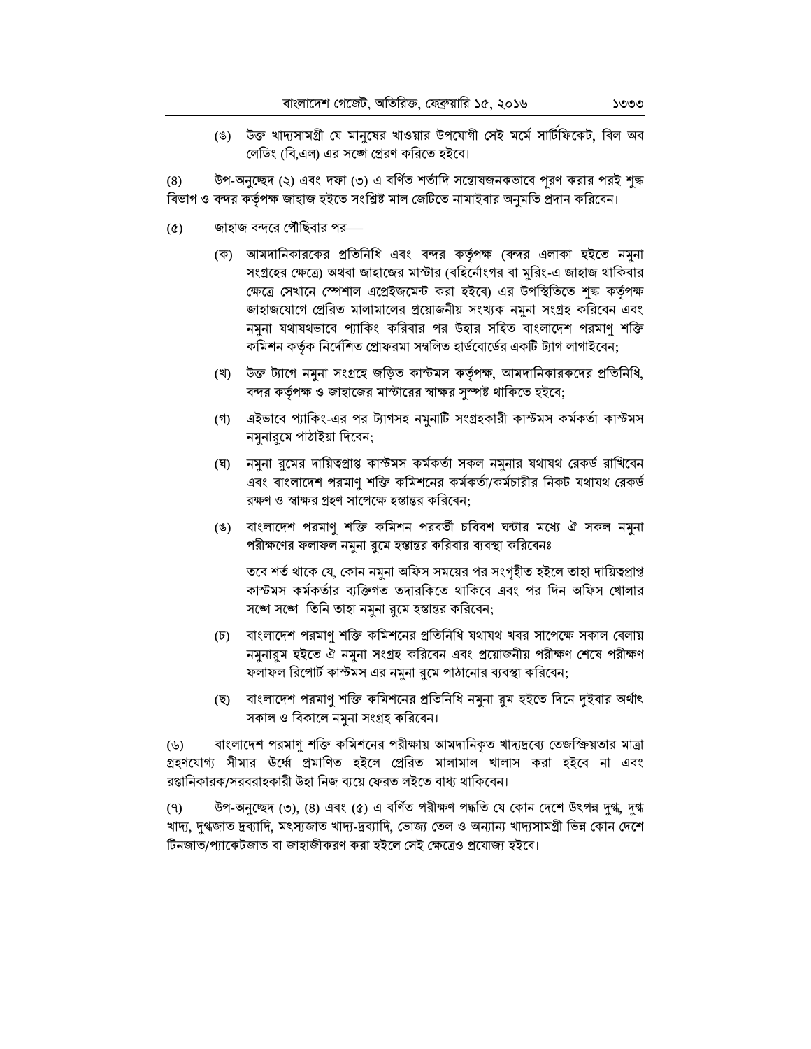(ঙ) উক্ত খাদ্যসামগ্রী যে মানুষের খাওয়ার উপযোগী সেই মর্মে সার্টিফিকেট, বিল অব লেডিং (বি,এল) এর সঙ্গে প্রেরণ করিতে হইবে।

(৪) উপ-অনুচ্ছেদ (২) এবং দফা (৩) এ বর্ণিত শর্তাদি সন্তোষজনকভাবে পূরণ করার পরই শুল্ক বিভাগ ও বন্দর কর্তৃপক্ষ জাহাজ হইতে সংশ্লিষ্ট মাল জেটিতে নামাইবার অনুমতি প্রদান করিবেন।

(৫) জাহাজ বন্দরে পৌঁছিবার পর—

(ক) আমদানিকারকের প্রতিনিধি এবং বন্দর কর্তৃপক্ষ (বন্দর এলাকা হইতে নমুনা সংগ্রহের ক্ষেত্রে) অথবা জাহাজের মাস্টার (বহির্নোংগর বা মুরিং-এ জাহাজ থাকিবার ক্ষেত্রে সেখানে স্পেশাল এপ্রেইজমেন্ট করা হইবে) এর উপস্থিতিতে শুল্ক কর্তৃপক্ষ জাহাজযোগে প্রেরিত মালামালের প্রয়োজনীয় সংখ্যক নমুনা সংগ্রহ করিবেন এবং নমুনা যথাযথভাবে প্যাকিং করিবার পর উহার সহিত বাংলাদেশ পরমাণু শক্তি কমিশন কর্তৃক নির্দেশিত প্রোফরমা সম্বলিত হার্ডবোর্ডের একটি ট্যাগ লাগাইবেন;

(খ) উক্ত ট্যাগে নমুনা সংগ্রহে জড়িত কাস্টমস কর্তৃপক্ষ, আমদানিকারকদের প্রতিনিধি, বন্দর কর্তৃপক্ষ ও জাহাজের মাস্টারের স্বাক্ষর সুস্পষ্ট থাকিতে হইবে;

(গ) এইভাবে প্যাকিং-এর পর ট্যাগসহ নমুনাটি সংগ্রহকারী কাস্টমস কর্মকর্তা কাস্টমস নমুনারুমে পাঠাইয়া দিবেন;

(ঘ) নমুনা রুমের দায়িত্বপ্রাপ্ত কাস্টমস কর্মকর্তা সকল নমুনার যথাযথ রেকর্ড রাখিবেন এবং বাংলাদেশ পরমাণু শক্তি কমিশনের কর্মকর্তা/কর্মচারীর নিকট যথাযথ রেকর্ড রক্ষণ ও স্বাক্ষর গ্রহণ সাপেক্ষে হস্তান্তর করিবেন;

(ঙ) বাংলাদেশ পরমাণু শক্তি কমিশন পরবর্তী চবিবশ ঘন্টার মধ্যে ঐ সকল নমুনা পরীক্ষণের ফলাফল নমুনা রুমে হস্তান্তর করিবার ব্যবস্থা করিবেনঃ

তবে শর্ত থাকে যে, কোন নমুনা অফিস সময়ের পর সংগৃহীত হইলে তাহা দায়িত্বপ্রাপ্ত কাস্টমস কর্মকর্তার ব্যক্তিগত তদারকিতে থাকিবে এবং পর দিন অফিস খোলার সঙ্গে সঙ্গে তিনি তাহা নমুনা রুমে হস্তান্তর করিবেন;

(চ) বাংলাদেশ পরমাণু শক্তি কমিশনের প্রতিনিধি যথাযথ খবর সাপেক্ষে সকাল বেলায় নমুনারুম হইতে ঐ নমুনা সংগ্রহ করিবেন এবং প্রয়োজনীয় পরীক্ষণ শেষে পরীক্ষণ ফলাফল রিপোর্ট কাস্টমস এর নমুনা রুমে পাঠানোর ব্যবস্থা করিবেন;

(ছ) বাংলাদেশ পরমাণু শক্তি কমিশনের প্রতিনিধি নমুনা রুম হইতে দিনে দুইবার অর্থাৎ সকাল ও বিকালে নমুনা সংগ্রহ করিবেন।

(৬) বাংলাদেশ পরমাণু শক্তি কমিশনের পরীক্ষায় আমদানিকৃত খাদ্যদ্রব্যে তেজস্ক্রিয়তার মাত্রা গ্রহণযোগ্য সীমার উর্ধ্বে প্রমাণিত হইলে প্রেরিত মালামাল খালাস করা হইবে না এবং রপ্তানিকারক/সরবরাহকারী উহা নিজ ব্যয়ে ফেরত লইতে বাধ্য থাকিবেন।

(৭) উপ-অনুচ্ছেদ (৩), (৪) এবং (৫) এ বর্ণিত পরীক্ষণ পদ্ধতি যে কোন দেশে উৎপন্ন দুগ্ধ, দুগ্ধ খাদ্য, দুগ্ধজাত দ্রব্যাদি, মৎস্যজাত খাদ্য-দ্রব্যাদি, ভোজ্য তেল ও অন্যান্য খাদ্যসামগ্রী ভিন্ন কোন দেশে টিনজাত/প্যাকেটজাত বা জাহাজীকরণ করা হইলে সেই ক্ষেত্রেও প্রযোজ্য হইবে।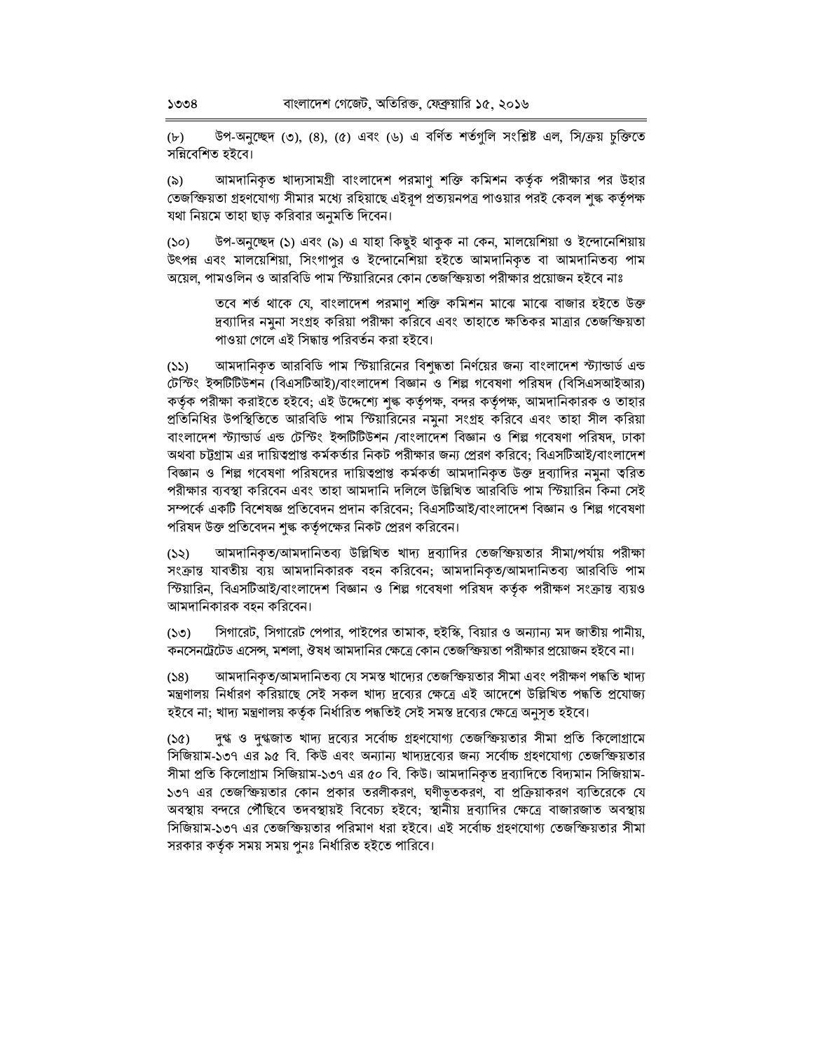(৮) উপ-অনুচ্ছেদ (৩), (৪), (৫) এবং (৬) এ বর্ণিত শর্তগুলি সংশ্লিষ্ট এল, সি/ক্রয় চুক্তিতে সন্নিবেশিত হইবে।

(৯) আমদানিকৃত খাদ্যসামগ্রী বাংলাদেশ পরমাণু শক্তি কমিশন কর্তৃক পরীক্ষার পর উহার তেজস্ক্রিয়তা গ্রহণযোগ্য সীমার মধ্যে রহিয়াছে এইরূপ প্রত্যয়নপত্র পাওয়ার পরই কেবল শুল্ক কর্তৃপক্ষ যথা নিয়মে তাহা ছাড় করিবার অনুমতি দিবেন।

(১০) উপ-অনুচ্ছেদ (১) এবং (৯) এ যাহা কিছুই থাকুক না কেন, মালয়েশিয়া ও ইন্দোনেশিয়ায় উৎপন্ন এবং মালয়েশিয়া, সিংগাপুর ও ইন্দোনেশিয়া হইতে আমদানিকৃত বা আমদানিতব্য পাম অয়েল, পামওলিন ও আরবিডি পাম স্টিয়ারিনের কোন তেজস্ক্রিয়তা পরীক্ষার প্রয়োজন হইবে নাঃ

> তবে শর্ত থাকে যে, বাংলাদেশ পরমাণু শক্তি কমিশন মাঝে মাঝে বাজার হইতে উক্ত দ্রব্যাদির নমুনা সংগ্রহ করিয়া পরীক্ষা করিবে এবং তাহাতে ক্ষতিকর মাত্রার তেজস্ক্রিয়তা পাওয়া গেলে এই সিদ্ধান্ত পরিবর্তন করা হইবে।

(১১) আমদানিকৃত আরবিডি পাম স্টিয়ারিনের বিশুদ্ধতা নির্ণয়ের জন্য বাংলাদেশ স্ট্যান্ডার্ড এন্ড টেস্টিং ইন্সটিটিউশন (বিএসটিআই)/বাংলাদেশ বিজ্ঞান ও শিল্প গবেষণা পরিষদ (বিসিএসআইআর) কর্তৃক পরীক্ষা করাইতে হইবে; এই উদ্দেশ্যে শুল্ক কর্তৃপক্ষ, বন্দর কর্তৃপক্ষ, আমদানিকারক ও তাহার প্রতিনিধির উপস্থিতিতে আরবিডি পাম স্টিয়ারিনের নমুনা সংগ্রহ করিবে এবং তাহা সীল করিয়া বাংলাদেশ স্ট্যান্ডার্ড এন্ড টেস্টিং ইন্সটিটিউশন /বাংলাদেশ বিজ্ঞান ও শিল্প গবেষণা পরিষদ, ঢাকা অথবা চট্টগ্রাম এর দায়িত্বপ্রাপ্ত কর্মকর্তার নিকট পরীক্ষার জন্য প্রেরণ করিবে; বিএসটিআই/বাংলাদেশ বিজ্ঞান ও শিল্প গবেষণা পরিষদের দায়িত্বপ্রাপ্ত কর্মকর্তা আমদানিকৃত উক্ত দ্রব্যাদির নমুনা ত্বরিত পরীক্ষার ব্যবস্থা করিবেন এবং তাহা আমদানি দলিলে উল্লিখিত আরবিডি পাম স্টিয়ারিন কিনা সেই সম্পর্কে একটি বিশেষজ্ঞ প্রতিবেদন প্রদান করিবেন; বিএসটিআই/বাংলাদেশ বিজ্ঞান ও শিল্প গবেষণা পরিষদ উক্ত প্রতিবেদন শুল্ক কর্তৃপক্ষের নিকট প্রেরণ করিবেন।

(১২) আমদানিকৃত/আমদানিতব্য উল্লিখিত খাদ্য দ্রব্যাদির তেজস্ক্রিয়তার সীমা/পর্যায় পরীক্ষা সংক্রান্ত যাবতীয় ব্যয় আমদানিকারক বহন করিবেন; আমদানিকৃত/আমদানিতব্য আরবিডি পাম স্টিয়ারিন, বিএসটিআই/বাংলাদেশ বিজ্ঞান ও শিল্প গবেষণা পরিষদ কর্তৃক পরীক্ষণ সংক্রান্ত ব্যয়ও আমদানিকারক বহন করিবেন।

(১৩) সিগারেট, সিগারেট পেপার, পাইপের তামাক, হুইস্কি, বিয়ার ও অন্যান্য মদ জাতীয় পানীয়, কনসেনট্রেটেড এসেন্স, মশলা, ঔষধ আমদানির ক্ষেত্রে কোন তেজস্ক্রিয়তা পরীক্ষার প্রয়োজন হইবে না।

(১৪) আমদানিকৃত/আমদানিতব্য যে সমস্ত খাদ্যের তেজস্ক্রিয়তার সীমা এবং পরীক্ষণ পদ্ধতি খাদ্য মন্ত্রণালয় নির্ধারণ করিয়াছে সেই সকল খাদ্য দ্রব্যের ক্ষেত্রে এই আদেশে উল্লিখিত পদ্ধতি প্রযোজ্য হইবে না; খাদ্য মন্ত্রণালয় কর্তৃক নির্ধারিত পদ্ধতিই সেই সমস্ত দ্রব্যের ক্ষেত্রে অনুসৃত হইবে।

(১৫) দুগ্ধ ও দুগ্ধজাত খাদ্য দ্রব্যের সর্বোচ্চ গ্রহণযোগ্য তেজস্ক্রিয়তার সীমা প্রতি কিলোগ্রামে সিজিয়াম-১৩৭ এর ৯৫ বি. কিউ এবং অন্যান্য খাদ্যদ্রব্যের জন্য সর্বোচ্চ গ্রহণযোগ্য তেজস্ক্রিয়তার সীমা প্রতি কিলোগ্রাম সিজিয়াম-১৩৭ এর ৫০ বি. কিউ। আমদানিকৃত দ্রব্যাদিতে বিদ্যমান সিজিয়াম-১৩৭ এর তেজস্ক্রিয়তার কোন প্রকার তরলীকরণ, ঘণীভূতকরণ, বা প্রক্রিয়াকরণ ব্যতিরেকে যে অবস্থায় বন্দরে পৌঁছিবে তদবস্থায়ই বিবেচ্য হইবে; স্থানীয় দ্রব্যাদির ক্ষেত্রে বাজারজাত অবস্থায় সিজিয়াম-১৩৭ এর তেজস্ক্রিয়তার পরিমাণ ধরা হইবে। এই সর্বোচ্চ গ্রহণযোগ্য তেজস্ক্রিয়তার সীমা সরকার কর্তৃক সময় সময় পুনঃ নির্ধারিত হইতে পারিবে।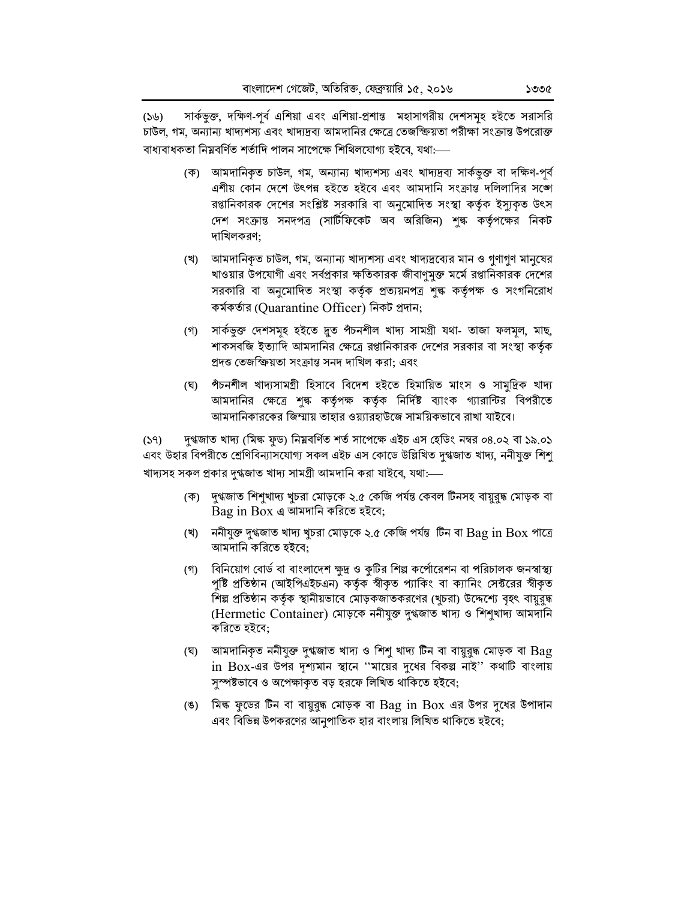(১৬) সার্কভুক্ত, দক্ষিণ-পূর্ব এশিয়া এবং এশিয়া-প্রশান্ত মহাসাগরীয় দেশসমূহ হইতে সরাসরি চাউল, গম, অন্যান্য খাদ্যশস্য এবং খাদ্যদ্রব্য আমদানির ক্ষেত্রে তেজস্ক্রিয়তা পরীক্ষা সংক্রান্ত উপরোক্ত বাধ্যবাধকতা নিম্নবর্ণিত শর্তাদি পালন সাপেক্ষে শিথিলযোগ্য হইবে, যথা:—

(ক) আমদানিকৃত চাউল, গম, অন্যান্য খাদ্যশস্য এবং খাদ্যদ্রব্য সার্কভুক্ত বা দক্ষিণ-পূর্ব এশীয় কোন দেশে উৎপন্ন হইতে হইবে এবং আমদানি সংক্রান্ত দলিলাদির সঙ্গে রপ্তানিকারক দেশের সংশ্লিষ্ট সরকারি বা অনুমোদিত সংস্থা কর্তৃক ইস্যুকৃত উৎস দেশ সংক্রান্ত সনদপত্র (সার্টিফিকেট অব অরিজিন) শুল্ক কর্তৃপক্ষের নিকট দাখিলকরণ;

(খ) আমদানিকৃত চাউল, গম, অন্যান্য খাদ্যশস্য এবং খাদ্যদ্রব্যের মান ও গুণাগুণ মানুষের খাওয়ার উপযোগী এবং সর্বপ্রকার ক্ষতিকারক জীবাণুমুক্ত মর্মে রপ্তানিকারক দেশের সরকারি বা অনুমোদিত সংস্থা কর্তৃক প্রত্যয়নপত্র শুল্ক কর্তৃপক্ষ ও সংগনিরোধ কর্মকর্তার (Quarantine Officer) নিকট প্রদান;

(গ) সার্কভুক্ত দেশসমূহ হইতে দ্রুত পঁচনশীল খাদ্য সামগ্রী যথা- তাজা ফলমূল, মাছ, শাকসবজি ইত্যাদি আমদানির ক্ষেত্রে রপ্তানিকারক দেশের সরকার বা সংস্থা কর্তৃক প্রদত্ত তেজস্ক্রিয়তা সংক্রান্ত সনদ দাখিল করা; এবং

(ঘ) পঁচনশীল খাদ্যসামগ্রী হিসাবে বিদেশ হইতে হিমায়িত মাংস ও সামুদ্রিক খাদ্য আমদানির ক্ষেত্রে শুল্ক কর্তৃপক্ষ কর্তৃক নির্দিষ্ট ব্যাংক গ্যারান্টির বিপরীতে আমদানিকারকের জিম্মায় তাহার ওয়্যারহাউজে সাময়িকভাবে রাখা যাইবে।

(১৭) দুগ্ধজাত খাদ্য (মিল্ক ফুড) নিম্নবর্ণিত শর্ত সাপেক্ষে এইচ এস হেডিং নম্বর ০৪.০২ বা ১৯.০১ এবং উহার বিপরীতে শ্রেণিবিন্যাসযোগ্য সকল এইচ এস কোডে উল্লিখিত দুগ্ধজাত খাদ্য, ননীযুক্ত শিশু খাদ্যসহ সকল প্রকার দুগ্ধজাত খাদ্য সামগ্রী আমদানি করা যাইবে, যথা:—

(ক) দুগ্ধজাত শিশুখাদ্য খুচরা মোড়কে ২.৫ কেজি পর্যন্ত কেবল টিনসহ বায়ুরুদ্ধ মোড়ক বা Bag in Box এ আমদানি করিতে হইবে;

(খ) ননীযুক্ত দুগ্ধজাত খাদ্য খুচরা মোড়কে ২.৫ কেজি পর্যন্ত টিন বা Bag in Box পাত্রে আমদানি করিতে হইবে;

(গ) বিনিয়োগ বোর্ড বা বাংলাদেশ ক্ষুদ্র ও কুটির শিল্প কর্পোরেশন বা পরিচালক জনস্বাস্থ্য পুষ্টি প্রতিষ্ঠান (আইপিএইচএন) কর্তৃক স্বীকৃত প্যাকিং বা ক্যানিং সেক্টরের স্বীকৃত শিল্প প্রতিষ্ঠান কর্তৃক স্থানীয়ভাবে মোড়কজাতকরণের (খুচরা) উদ্দেশ্যে বৃহৎ বায়ুরুদ্ধ (Hermetic Container) মোড়কে ননীযুক্ত দুগ্ধজাত খাদ্য ও শিশুখাদ্য আমদানি করিতে হইবে;

(ঘ) আমদানিকৃত ননীযুক্ত দুগ্ধজাত খাদ্য ও শিশু খাদ্য টিন বা বায়ুরুদ্ধ মোড়ক বা Bag in Box-এর উপর দৃশ্যমান স্থানে ''মায়ের দুধের বিকল্প নাই'' কথাটি বাংলায় সুস্পষ্টভাবে ও অপেক্ষাকৃত বড় হরফে লিখিত থাকিতে হইবে;

(ঙ) মিল্ক ফুডের টিন বা বায়ুরুদ্ধ মোড়ক বা Bag in Box এর উপর দুধের উপাদান এবং বিভিন্ন উপকরণের আনুপাতিক হার বাংলায় লিখিত থাকিতে হইবে;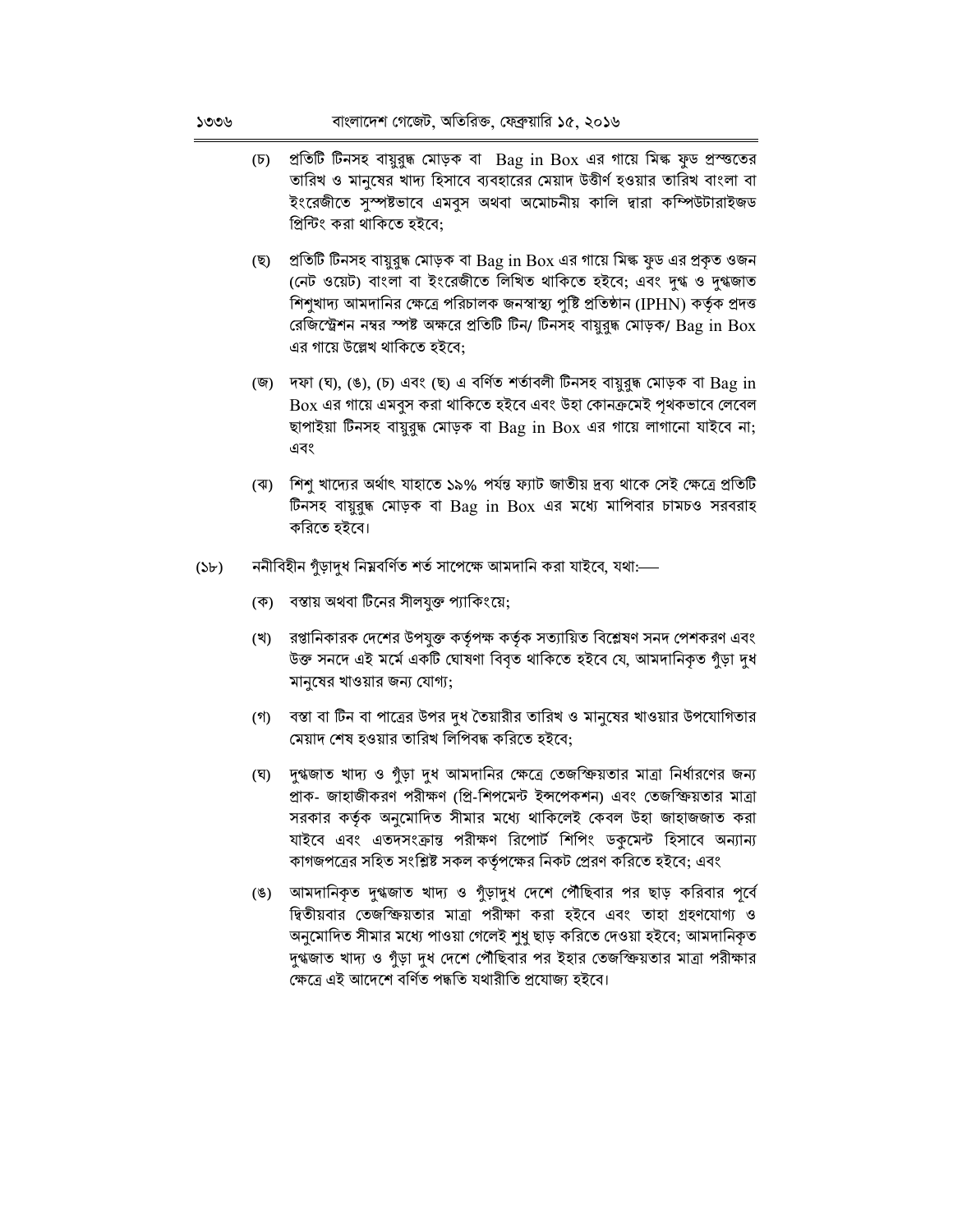(চ) প্রতিটি টিনসহ বায়ুরুদ্ধ মোড়ক বা Bag in Box এর গায়ে মিল্ক ফুড প্রস্তুতের তারিখ ও মানুষের খাদ্য হিসাবে ব্যবহারের মেয়াদ উত্তীর্ণ হওয়ার তারিখ বাংলা বা ইংরেজীতে সুস্পষ্টভাবে এমবুস অথবা অমোচনীয় কালি দ্বারা কম্পিউটারাইজড প্রিন্টিং করা থাকিতে হইবে;

(ছ) প্রতিটি টিনসহ বায়ুরুদ্ধ মোড়ক বা Bag in Box এর গায়ে মিল্ক ফুড এর প্রকৃত ওজন (নেট ওয়েট) বাংলা বা ইংরেজীতে লিখিত থাকিতে হইবে; এবং দুগ্ধ ও দুগ্ধজাত শিশুখাদ্য আমদানির ক্ষেত্রে পরিচালক জনস্বাস্থ্য পুষ্টি প্রতিষ্ঠান (IPHN) কর্তৃক প্রদত্ত রেজিস্ট্রেশন নম্বর স্পষ্ট অক্ষরে প্রতিটি টিন/ টিনসহ বায়ুরুদ্ধ মোড়ক/ Bag in Box এর গায়ে উল্লেখ থাকিতে হইবে;

(জ) দফা (ঘ), (ঙ), (চ) এবং (ছ) এ বর্ণিত শর্তাবলী টিনসহ বায়ুরুদ্ধ মোড়ক বা Bag in Box এর গায়ে এমবুস করা থাকিতে হইবে এবং উহা কোনক্রমেই পৃথকভাবে লেবেল ছাপাইয়া টিনসহ বায়ুরুদ্ধ মোড়ক বা Bag in Box এর গায়ে লাগানো যাইবে না; এবং

(ঝ) শিশু খাদ্যের অর্থাৎ যাহাতে ১৯% পর্যন্ত ফ্যাট জাতীয় দ্রব্য থাকে সেই ক্ষেত্রে প্রতিটি টিনসহ বায়ুরুদ্ধ মোড়ক বা Bag in Box এর মধ্যে মাপিবার চামচও সরবরাহ করিতে হইবে।

(১৮) ননীবিহীন গুঁড়াদুধ নিম্নবর্ণিত শর্ত সাপেক্ষে আমদানি করা যাইবে, যথা:—

(ক) বস্তায় অথবা টিনের সীলযুক্ত প্যাকিংয়ে;

(খ) রপ্তানিকারক দেশের উপযুক্ত কর্তৃপক্ষ কর্তৃক সত্যায়িত বিশ্লেষণ সনদ পেশকরণ এবং উক্ত সনদে এই মর্মে একটি ঘোষণা বিবৃত থাকিতে হইবে যে, আমদানিকৃত গুঁড়া দুধ মানুষের খাওয়ার জন্য যোগ্য;

(গ) বস্তা বা টিন বা পাত্রের উপর দুধ তৈয়ারীর তারিখ ও মানুষের খাওয়ার উপযোগিতার মেয়াদ শেষ হওয়ার তারিখ লিপিবদ্ধ করিতে হইবে;

(ঘ) দুগ্ধজাত খাদ্য ও গুঁড়া দুধ আমদানির ক্ষেত্রে তেজস্ক্রিয়তার মাত্রা নির্ধারণের জন্য প্রাক- জাহাজীকরণ পরীক্ষণ (প্রি-শিপমেন্ট ইন্সপেকশন) এবং তেজস্ক্রিয়তার মাত্রা সরকার কর্তৃক অনুমোদিত সীমার মধ্যে থাকিলেই কেবল উহা জাহাজজাত করা যাইবে এবং এতদসংক্রান্ত পরীক্ষণ রিপোর্ট শিপিং ডকুমেন্ট হিসাবে অন্যান্য কাগজপত্রের সহিত সংশ্লিষ্ট সকল কর্তৃপক্ষের নিকট প্রেরণ করিতে হইবে; এবং

(ঙ) আমদানিকৃত দুগ্ধজাত খাদ্য ও গুঁড়াদুধ দেশে পৌঁছিবার পর ছাড় করিবার পূর্বে দ্বিতীয়বার তেজস্ক্রিয়তার মাত্রা পরীক্ষা করা হইবে এবং তাহা গ্রহণযোগ্য ও অনুমোদিত সীমার মধ্যে পাওয়া গেলেই শুধু ছাড় করিতে দেওয়া হইবে; আমদানিকৃত দুগ্ধজাত খাদ্য ও গুঁড়া দুধ দেশে পৌঁছিবার পর ইহার তেজস্ক্রিয়তার মাত্রা পরীক্ষার ক্ষেত্রে এই আদেশে বর্ণিত পদ্ধতি যথারীতি প্রযোজ্য হইবে।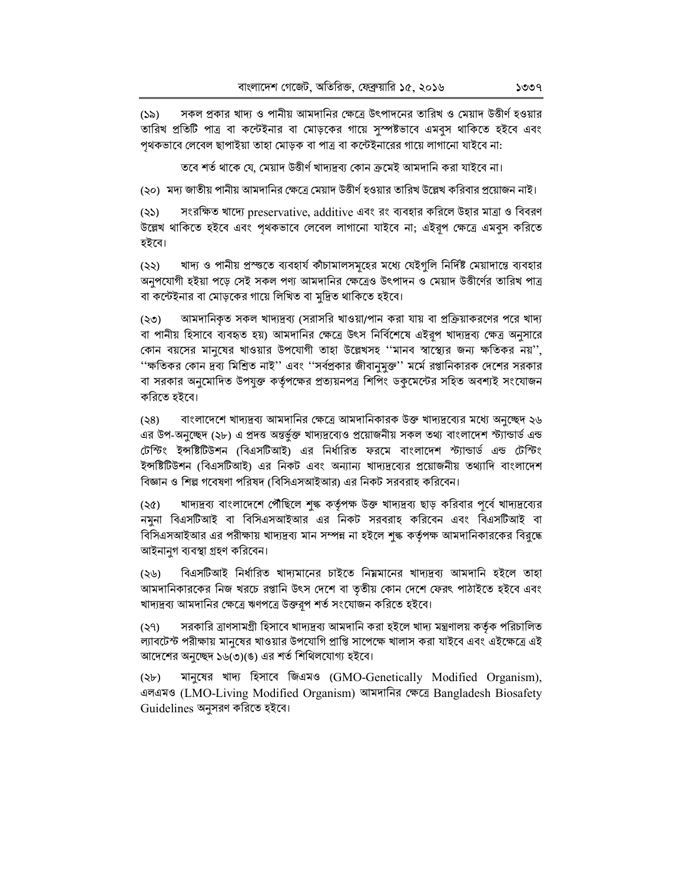(১৯) সকল প্রকার খাদ্য ও পানীয় আমদানির ক্ষেত্রে উৎপাদনের তারিখ ও মেয়াদ উত্তীর্ণ হওয়ার তারিখ প্রতিটি পাত্র বা কন্টেইনার বা মোড়কের গায়ে সুস্পষ্টভাবে এমবুস থাকিতে হইবে এবং পৃথকভাবে লেবেল ছাপাইয়া তাহা মোড়ক বা পাত্র বা কন্টেইনারের গায়ে লাগানো যাইবে না:

তবে শর্ত থাকে যে, মেয়াদ উত্তীর্ণ খাদ্যদ্রব্য কোন ক্রমেই আমদানি করা যাইবে না।

(২০) মদ্য জাতীয় পানীয় আমদানির ক্ষেত্রে মেয়াদ উত্তীর্ণ হওয়ার তারিখ উল্লেখ করিবার প্রয়োজন নাই।

(২১) সংরক্ষিত খাদ্যে preservative, additive এবং রং ব্যবহার করিলে উহার মাত্রা ও বিবরণ উল্লেখ থাকিতে হইবে এবং পৃথকভাবে লেবেল লাগানো যাইবে না; এইরূপ ক্ষেত্রে এমবুস করিতে হইবে।

(২২) খাদ্য ও পানীয় প্রস্তুতে ব্যবহার্য কাঁচামালসমূহের মধ্যে যেইগুলি নির্দিষ্ট মেয়াদান্তে ব্যবহার অনুপযোগী হইয়া পড়ে সেই সকল পণ্য আমদানির ক্ষেত্রেও উৎপাদন ও মেয়াদ উত্তীর্ণের তারিখ পাত্র বা কন্টেইনার বা মোড়কের গায়ে লিখিত বা মুদ্রিত থাকিতে হইবে।

(২৩) আমদানিকৃত সকল খাদ্যদ্রব্য (সরাসরি খাওয়া/পান করা যায় বা প্রক্রিয়াকরণের পরে খাদ্য বা পানীয় হিসাবে ব্যবহৃত হয়) আমদানির ক্ষেত্রে উৎস নির্বিশেষে এইরূপ খাদ্যদ্রব্য ক্ষেত্র অনুসারে কোন বয়সের মানুষের খাওয়ার উপযোগী তাহা উল্লেখসহ ''মানব স্বাস্থ্যের জন্য ক্ষতিকর নয়'', ''ক্ষতিকর কোন দ্রব্য মিশ্রিত নাই'' এবং ''সর্বপ্রকার জীবানুমুক্ত'' মর্মে রপ্তানিকারক দেশের সরকার বা সরকার অনুমোদিত উপযুক্ত কর্তৃপক্ষের প্রত্যয়নপত্র শিপিং ডকুমেন্টের সহিত অবশ্যই সংযোজন করিতে হইবে।

(২৪) বাংলাদেশে খাদ্যদ্রব্য আমদানির ক্ষেত্রে আমদানিকারক উক্ত খাদ্যদ্রব্যের মধ্যে অনুচ্ছেদ ২৬ এর উপ-অনুচ্ছেদ (২৮) এ প্রদত্ত অন্তর্ভুক্ত খাদ্যদ্রব্যেও প্রয়োজনীয় সকল তথ্য বাংলাদেশ স্ট্যান্ডার্ড এন্ড টেস্টিং ইন্সষ্টিটিউশন (বিএসটিআই) এর নির্ধারিত ফরমে বাংলাদেশ স্ট্যান্ডার্ড এন্ড টেস্টিং ইন্সষ্টিটিউশন (বিএসটিআই) এর নিকট এবং অন্যান্য খাদ্যদ্রব্যের প্রয়োজনীয় তথ্যাদি বাংলাদেশ বিজ্ঞান ও শিল্প গবেষণা পরিষদ (বিসিএসআইআর) এর নিকট সরবরাহ করিবেন।

(২৫) খাদ্যদ্রব্য বাংলাদেশে পৌঁছিলে শুল্ক কর্তৃপক্ষ উক্ত খাদ্যদ্রব্য ছাড় করিবার পূর্বে খাদ্যদ্রব্যের নমুনা বিএসটিআই বা বিসিএসআইআর এর নিকট সরবরাহ করিবেন এবং বিএসটিআই বা বিসিএসআইআর এর পরীক্ষায় খাদ্যদ্রব্য মান সম্পন্ন না হইলে শুল্ক কর্তৃপক্ষ আমদানিকারকের বিরুদ্ধে আইনানুগ ব্যবস্থা গ্রহণ করিবেন।

(২৬) বিএসটিআই নির্ধারিত খাদ্যমানের চাইতে নিম্নমানের খাদ্যদ্রব্য আমদানি হইলে তাহা আমদানিকারকের নিজ খরচে রপ্তানি উৎস দেশে বা তৃতীয় কোন দেশে ফেরৎ পাঠাইতে হইবে এবং খাদ্যদ্রব্য আমদানির ক্ষেত্রে ঋণপত্রে উক্তরূপ শর্ত সংযোজন করিতে হইবে।

(২৭) সরকারি ত্রাণসামগ্রী হিসাবে খাদ্যদ্রব্য আমদানি করা হইলে খাদ্য মন্ত্রণালয় কর্তৃক পরিচালিত ল্যাবটেস্ট পরীক্ষায় মানুষের খাওয়ার উপযোগি প্রাপ্তি সাপেক্ষে খালাস করা যাইবে এবং এইক্ষেত্রে এই আদেশের অনুচ্ছেদ ১৬(৩)(ঙ) এর শর্ত শিথিলযোগ্য হইবে।

(২৮) মানুষের খাদ্য হিসাবে জিএমও (GMO-Genetically Modified Organism), এলএমও (LMO-Living Modified Organism) আমদানির ক্ষেত্রে Bangladesh Biosafety Guidelines অনুসরণ করিতে হইবে।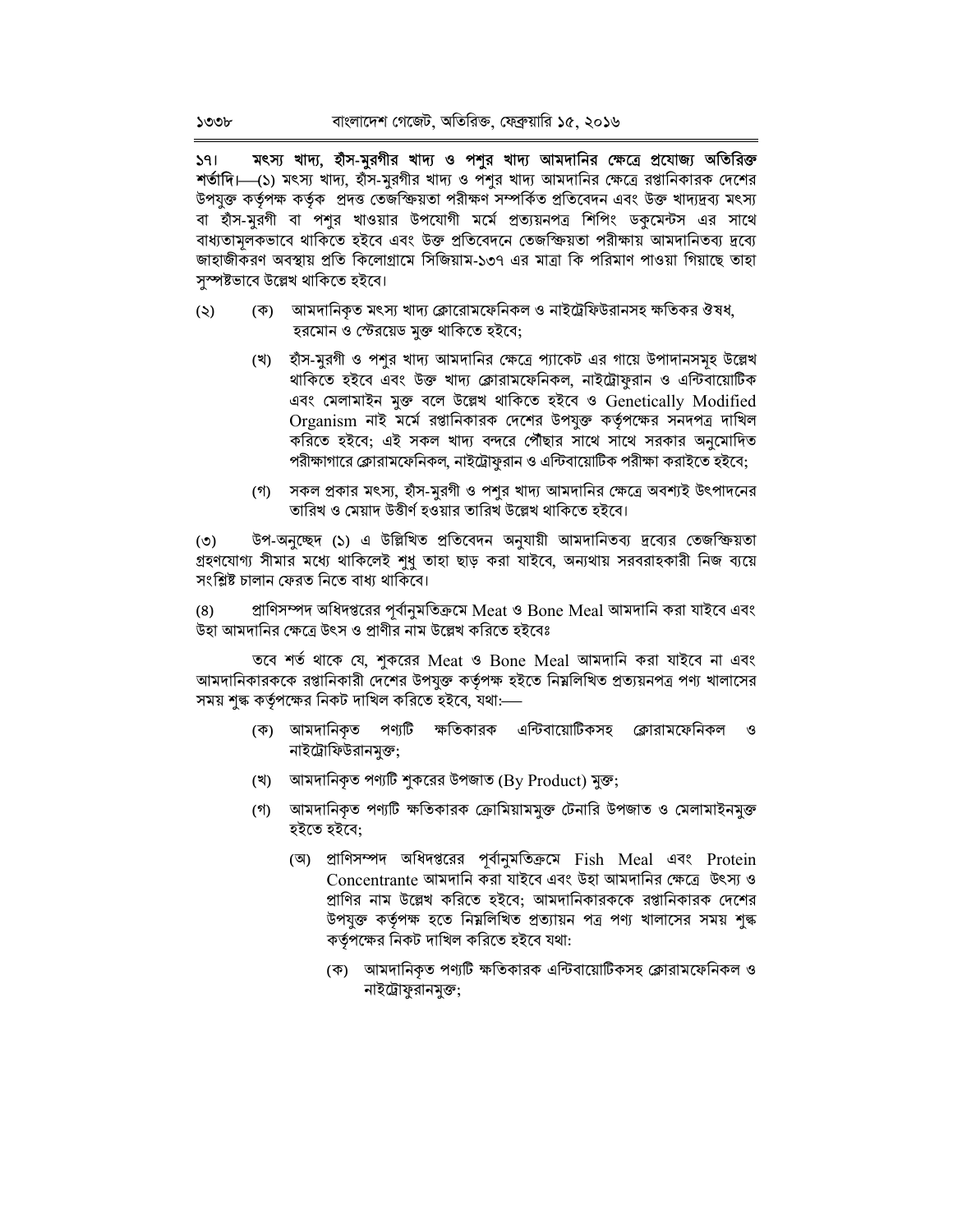**১৭। মৎস্য খাদ্য, হাঁস-মুরগীর খাদ্য ও পশুর খাদ্য আমদানির ক্ষেত্রে প্রযোজ্য অতিরিক্ত শর্তাদি।**—(১) মৎস্য খাদ্য, হাঁস-মুরগীর খাদ্য ও পশুর খাদ্য আমদানির ক্ষেত্রে রপ্তানিকারক দেশের উপযুক্ত কর্তৃপক্ষ কর্তৃক প্রদত্ত তেজস্ক্রিয়তা পরীক্ষণ সম্পর্কিত প্রতিবেদন এবং উক্ত খাদ্যদ্রব্য মৎস্য বা হাঁস-মুরগী বা পশুর খাওয়ার উপযোগী মর্মে প্রত্যয়নপত্র শিপিং ডকুমেন্টস এর সাথে বাধ্যতামূলকভাবে থাকিতে হইবে এবং উক্ত প্রতিবেদনে তেজস্ক্রিয়তা পরীক্ষায় আমদানিতব্য দ্রব্যে জাহাজীকরণ অবস্থায় প্রতি কিলোগ্রামে সিজিয়াম-১৩৭ এর মাত্রা কি পরিমাণ পাওয়া গিয়াছে তাহা সুস্পষ্টভাবে উল্লেখ থাকিতে হইবে।

(২) (ক) আমদানিকৃত মৎস্য খাদ্য ক্লোরোমফেনিকল ও নাইট্রেফিউরানসহ ক্ষতিকর ঔষধ, হরমোন ও স্টেরয়েড মুক্ত থাকিতে হইবে;

(খ) হাঁস-মুরগী ও পশুর খাদ্য আমদানির ক্ষেত্রে প্যাকেট এর গায়ে উপাদানসমূহ উল্লেখ থাকিতে হইবে এবং উক্ত খাদ্য ক্লোরামফেনিকল, নাইট্রোফুরান ও এন্টিবায়োটিক এবং মেলামাইন মুক্ত বলে উল্লেখ থাকিতে হইবে ও Genetically Modified Organism নাই মর্মে রপ্তানিকারক দেশের উপযুক্ত কর্তৃপক্ষের সনদপত্র দাখিল করিতে হইবে; এই সকল খাদ্য বন্দরে পৌঁছার সাথে সাথে সরকার অনুমোদিত পরীক্ষাগারে ক্লোরামফেনিকল, নাইট্রোফুরান ও এন্টিবায়োটিক পরীক্ষা করাইতে হইবে;

(গ) সকল প্রকার মৎস্য, হাঁস-মুরগী ও পশুর খাদ্য আমদানির ক্ষেত্রে অবশ্যই উৎপাদনের তারিখ ও মেয়াদ উত্তীর্ণ হওয়ার তারিখ উল্লেখ থাকিতে হইবে।

(৩) উপ-অনুচ্ছেদ (১) এ উল্লিখিত প্রতিবেদন অনুযায়ী আমদানিতব্য দ্রব্যের তেজস্ক্রিয়তা গ্রহণযোগ্য সীমার মধ্যে থাকিলেই শুধু তাহা ছাড় করা যাইবে, অন্যথায় সরবরাহকারী নিজ ব্যয়ে সংশ্লিষ্ট চালান ফেরত নিতে বাধ্য থাকিবে।

(৪) প্রাণিসম্পদ অধিদপ্তরের পূর্বানুমতিক্রমে Meat ও Bone Meal আমদানি করা যাইবে এবং উহা আমদানির ক্ষেত্রে উৎস ও প্রাণীর নাম উল্লেখ করিতে হইবেঃ

তবে শর্ত থাকে যে, শুকরের Meat ও Bone Meal আমদানি করা যাইবে না এবং আমদানিকারককে রপ্তানিকারী দেশের উপযুক্ত কর্তৃপক্ষ হইতে নিম্নলিখিত প্রত্যয়নপত্র পণ্য খালাসের সময় শুল্ক কর্তৃপক্ষের নিকট দাখিল করিতে হইবে, যথা:—

(ক) আমদানিকৃত পণ্যটি ক্ষতিকারক এন্টিবায়োটিকসহ ক্লোরামফেনিকল ও নাইট্রোফিউরানমুক্ত;

(খ) আমদানিকৃত পণ্যটি শুকরের উপজাত (By Product) মুক্ত;

(গ) আমদানিকৃত পণ্যটি ক্ষতিকারক ক্রোমিয়ামমুক্ত টেনারি উপজাত ও মেলামাইনমুক্ত হইতে হইবে;

(অ) প্রাণিসম্পদ অধিদপ্তরের পূর্বানুমতিক্রমে Fish Meal এবং Protein Concentrante আমদানি করা যাইবে এবং উহা আমদানির ক্ষেত্রে উৎস্য ও প্রাণির নাম উল্লেখ করিতে হইবে; আমদানিকারককে রপ্তানিকারক দেশের উপযুক্ত কর্তৃপক্ষ হতে নিম্নলিখিত প্রত্যায়ন পত্র পণ্য খালাসের সময় শুল্ক কর্তৃপক্ষের নিকট দাখিল করিতে হইবে যথা:

(ক) আমদানিকৃত পণ্যটি ক্ষতিকারক এন্টিবায়োটিকসহ ক্লোরামফেনিকল ও নাইট্রোফুরানমুক্ত;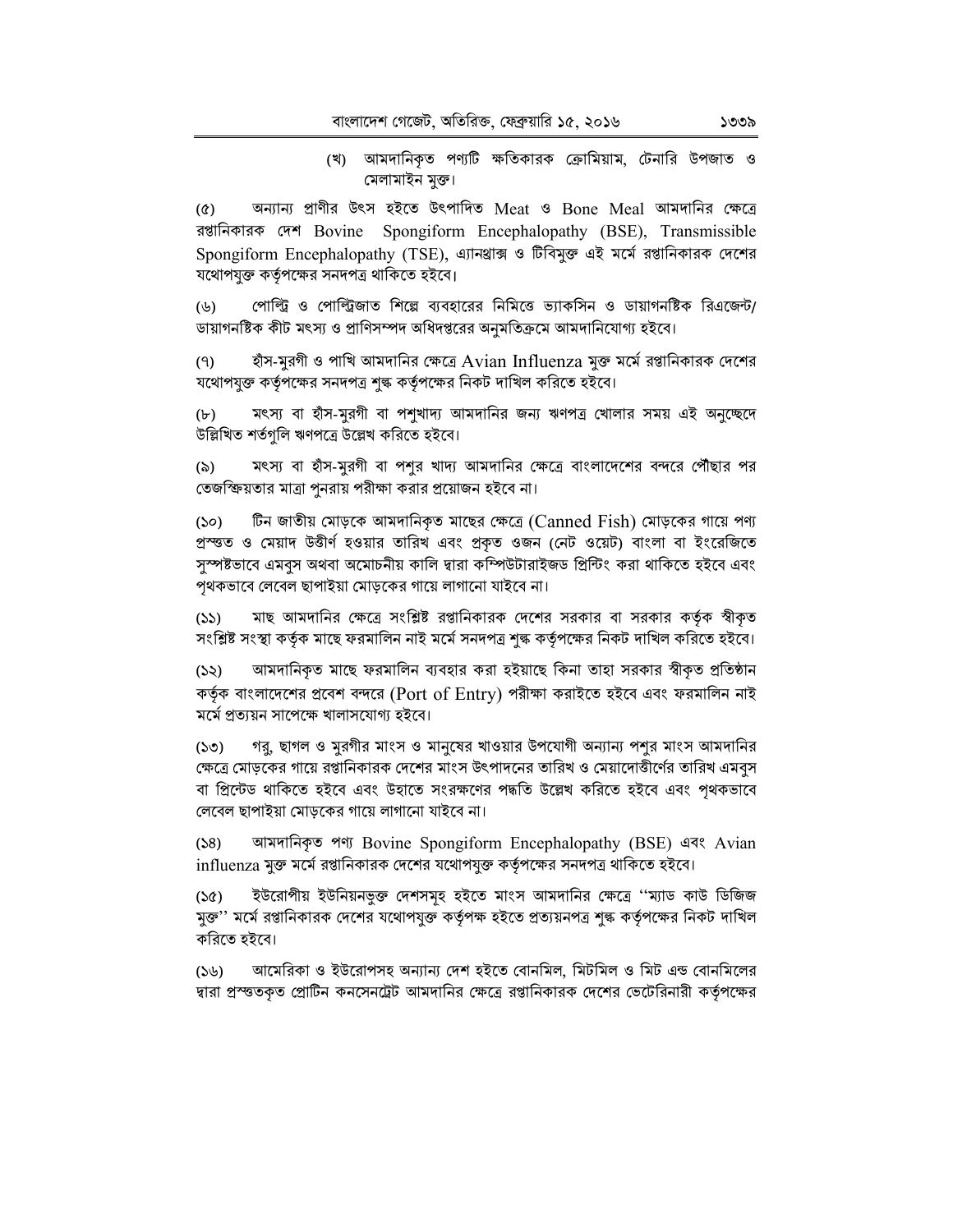(খ) আমদানিকৃত পণ্যটি ক্ষতিকারক ক্রোমিয়াম, টেনারি উপজাত ও মেলামাইন মুক্ত।

(৫) অন্যান্য প্রাণীর উৎস হইতে উৎপাদিত Meat ও Bone Meal আমদানির ক্ষেত্রে রপ্তানিকারক দেশ Bovine Spongiform Encephalopathy (BSE), Transmissible Spongiform Encephalopathy (TSE), এ্যানথ্রাক্স ও টিবিমুক্ত এই মর্মে রপ্তানিকারক দেশের যথোপযুক্ত কর্তৃপক্ষের সনদপত্র থাকিতে হইবে।

(৬) পোল্ট্রি ও পোল্ট্রিজাত শিল্পে ব্যবহারের নিমিত্তে ভ্যাকসিন ও ডায়াগনষ্টিক রিএজেন্ট/ ডায়াগনষ্টিক কীট মৎস্য ও প্রাণিসম্পদ অধিদপ্তরের অনুমতিক্রমে আমদানিযোগ্য হইবে।

(৭) হাঁস-মুরগী ও পাখি আমদানির ক্ষেত্রে Avian Influenza মুক্ত মর্মে রপ্তানিকারক দেশের যথোপযুক্ত কর্তৃপক্ষের সনদপত্র শুল্ক কর্তৃপক্ষের নিকট দাখিল করিতে হইবে।

(৮) মৎস্য বা হাঁস-মুরগী বা পশুখাদ্য আমদানির জন্য ঋণপত্র খোলার সময় এই অনুচ্ছেদে উল্লিখিত শর্তগুলি ঋণপত্রে উল্লেখ করিতে হইবে।

(৯) মৎস্য বা হাঁস-মুরগী বা পশুর খাদ্য আমদানির ক্ষেত্রে বাংলাদেশের বন্দরে পৌঁছার পর তেজস্ক্রিয়তার মাত্রা পুনরায় পরীক্ষা করার প্রয়োজন হইবে না।

(১০) টিন জাতীয় মোড়কে আমদানিকৃত মাছের ক্ষেত্রে (Canned Fish) মোড়কের গায়ে পণ্য প্রস্তুত ও মেয়াদ উত্তীর্ণ হওয়ার তারিখ এবং প্রকৃত ওজন (নেট ওয়েট) বাংলা বা ইংরেজিতে সুস্পষ্টভাবে এমবুস অথবা অমোচনীয় কালি দ্বারা কম্পিউটারাইজড প্রিন্টিং করা থাকিতে হইবে এবং পৃথকভাবে লেবেল ছাপাইয়া মোড়কের গায়ে লাগানো যাইবে না।

(১১) মাছ আমদানির ক্ষেত্রে সংশ্লিষ্ট রপ্তানিকারক দেশের সরকার বা সরকার কর্তৃক স্বীকৃত সংশ্লিষ্ট সংস্থা কর্তৃক মাছে ফরমালিন নাই মর্মে সনদপত্র শুল্ক কর্তৃপক্ষের নিকট দাখিল করিতে হইবে।

(১২) আমদানিকৃত মাছে ফরমালিন ব্যবহার করা হইয়াছে কিনা তাহা সরকার স্বীকৃত প্রতিষ্ঠান কর্তৃক বাংলাদেশের প্রবেশ বন্দরে (Port of Entry) পরীক্ষা করাইতে হইবে এবং ফরমালিন নাই মর্মে প্রত্যয়ন সাপেক্ষে খালাসযোগ্য হইবে।

(১৩) গরু, ছাগল ও মুরগীর মাংস ও মানুষের খাওয়ার উপযোগী অন্যান্য পশুর মাংস আমদানির ক্ষেত্রে মোড়কের গায়ে রপ্তানিকারক দেশের মাংস উৎপাদনের তারিখ ও মেয়াদোত্তীর্ণের তারিখ এমবুস বা প্রিন্টেড থাকিতে হইবে এবং উহাতে সংরক্ষণের পদ্ধতি উল্লেখ করিতে হইবে এবং পৃথকভাবে লেবেল ছাপাইয়া মোড়কের গায়ে লাগানো যাইবে না।

(১৪) আমদানিকৃত পণ্য Bovine Spongiform Encephalopathy (BSE) এবং Avian influenza মুক্ত মর্মে রপ্তানিকারক দেশের যথোপযুক্ত কর্তৃপক্ষের সনদপত্র থাকিতে হইবে।

(১৫) ইউরোপীয় ইউনিয়নভুক্ত দেশসমূহ হইতে মাংস আমদানির ক্ষেত্রে ''ম্যাড কাউ ডিজিজ মুক্ত'' মর্মে রপ্তানিকারক দেশের যথোপযুক্ত কর্তৃপক্ষ হইতে প্রত্যয়নপত্র শুল্ক কর্তৃপক্ষের নিকট দাখিল করিতে হইবে।

(১৬) আমেরিকা ও ইউরোপসহ অন্যান্য দেশ হইতে বোনমিল, মিটমিল ও মিট এন্ড বোনমিলের দ্বারা প্রস্তুতকৃত প্রোটিন কনসেনট্রেট আমদানির ক্ষেত্রে রপ্তানিকারক দেশের ভেটেরিনারী কর্তৃপক্ষের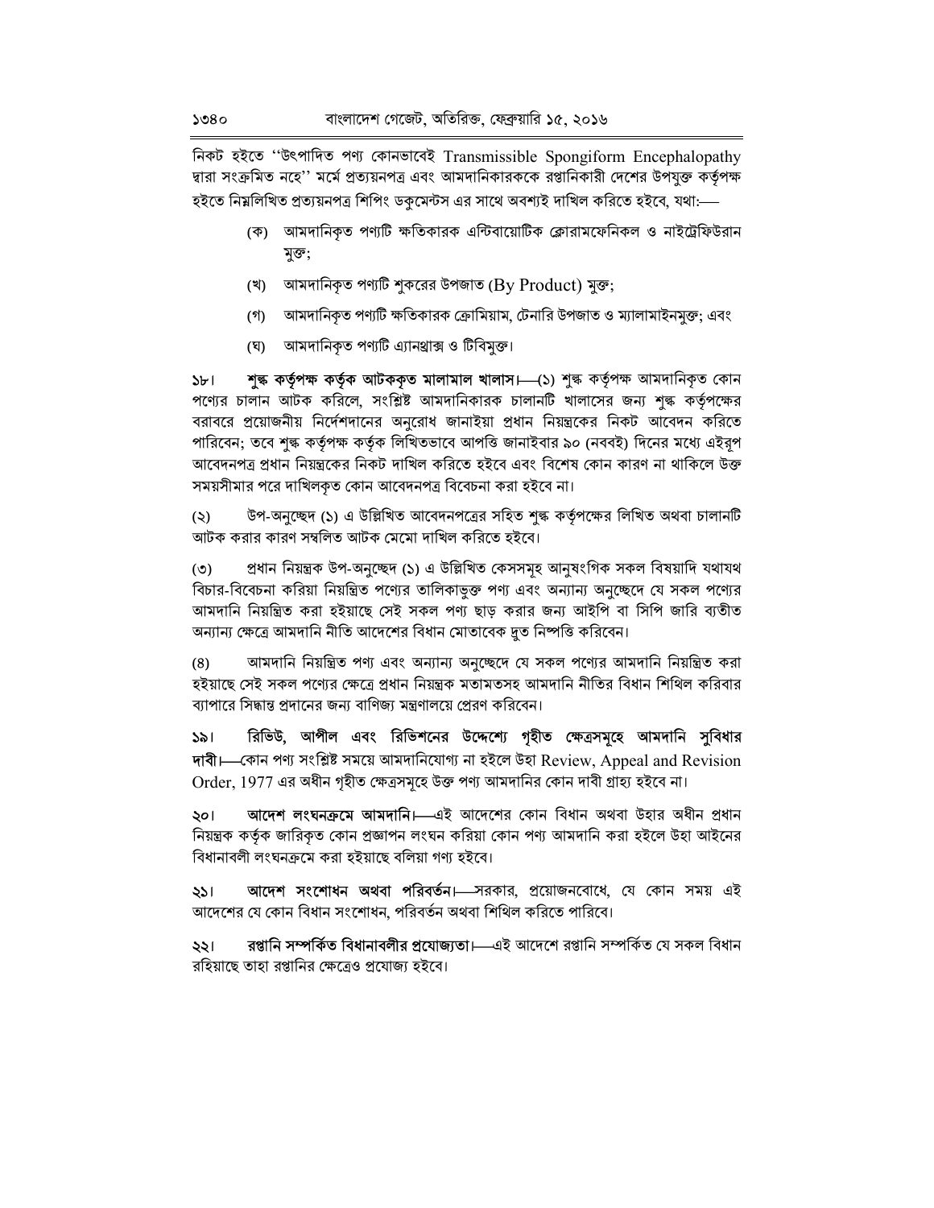নিকট হইতে ''উৎপাদিত পণ্য কোনভাবেই Transmissible Spongiform Encephalopathy দ্বারা সংক্রমিত নহে'' মর্মে প্রত্যয়নপত্র এবং আমদানিকারককে রপ্তানিকারী দেশের উপযুক্ত কর্তৃপক্ষ হইতে নিম্নলিখিত প্রত্যয়নপত্র শিপিং ডকুমেন্টস এর সাথে অবশ্যই দাখিল করিতে হইবে, যথা:—

(ক) আমদানিকৃত পণ্যটি ক্ষতিকারক এন্টিবায়োটিক ক্লোরামফেনিকল ও নাইট্রোফিউরান মুক্ত;

(খ) আমদানিকৃত পণ্যটি শুকরের উপজাত (By Product) মুক্ত;

(গ) আমদানিকৃত পণ্যটি ক্ষতিকারক ক্রোমিয়াম, টেনারি উপজাত ও ম্যালামাইনমুক্ত; এবং

(ঘ) আমদানিকৃত পণ্যটি এ্যানথ্রাক্স ও টিবিমুক্ত।

১৮। **শুল্ক কর্তৃপক্ষ কর্তৃক আটককৃত মালামাল খালাস।**—(১) শুল্ক কর্তৃপক্ষ আমদানিকৃত কোন পণ্যের চালান আটক করিলে, সংশ্লিষ্ট আমদানিকারক চালানটি খালাসের জন্য শুল্ক কর্তৃপক্ষের বরাবরে প্রয়োজনীয় নির্দেশদানের অনুরোধ জানাইয়া প্রধান নিয়ন্ত্রকের নিকট আবেদন করিতে পারিবেন; তবে শুল্ক কর্তৃপক্ষ কর্তৃক লিখিতভাবে আপত্তি জানাইবার ৯০ (নব্বই) দিনের মধ্যে এইরূপ আবেদনপত্র প্রধান নিয়ন্ত্রকের নিকট দাখিল করিতে হইবে এবং বিশেষ কোন কারণ না থাকিলে উক্ত সময়সীমার পরে দাখিলকৃত কোন আবেদনপত্র বিবেচনা করা হইবে না।

(২) উপ-অনুচ্ছেদ (১) এ উল্লিখিত আবেদনপত্রের সহিত শুল্ক কর্তৃপক্ষের লিখিত অথবা চালানটি আটক করার কারণ সম্বলিত আটক মেমো দাখিল করিতে হইবে।

(৩) প্রধান নিয়ন্ত্রক উপ-অনুচ্ছেদ (১) এ উল্লিখিত কেসসমূহ আনুষংগিক সকল বিষয়াদি যথাযথ বিচার-বিবেচনা করিয়া নিয়ন্ত্রিত পণ্যের তালিকাভুক্ত পণ্য এবং অন্যান্য অনুচ্ছেদে যে সকল পণ্যের আমদানি নিয়ন্ত্রিত করা হইয়াছে সেই সকল পণ্য ছাড় করার জন্য আইপি বা সিপি জারি ব্যতীত অন্যান্য ক্ষেত্রে আমদানি নীতি আদেশের বিধান মোতাবেক দ্রুত নিষ্পত্তি করিবেন।

(৪) আমদানি নিয়ন্ত্রিত পণ্য এবং অন্যান্য অনুচ্ছেদে যে সকল পণ্যের আমদানি নিয়ন্ত্রিত করা হইয়াছে সেই সকল পণ্যের ক্ষেত্রে প্রধান নিয়ন্ত্রক মতামতসহ আমদানি নীতির বিধান শিথিল করিবার ব্যাপারে সিদ্ধান্ত প্রদানের জন্য বাণিজ্য মন্ত্রণালয়ে প্রেরণ করিবেন।

১৯। **রিভিউ, আপীল এবং রিভিশনের উদ্দেশ্যে গৃহীত ক্ষেত্রসমূহে আমদানি সুবিধার দাবী।**—কোন পণ্য সংশ্লিষ্ট সময়ে আমদানিযোগ্য না হইলে উহা Review, Appeal and Revision Order, 1977 এর অধীন গৃহীত ক্ষেত্রসমূহে উক্ত পণ্য আমদানির কোন দাবী গ্রাহ্য হইবে না।

২০। **আদেশ লংঘনক্রমে আমদানি।**—এই আদেশের কোন বিধান অথবা উহার অধীন প্রধান নিয়ন্ত্রক কর্তৃক জারিকৃত কোন প্রজ্ঞাপন লংঘন করিয়া কোন পণ্য আমদানি করা হইলে উহা আইনের বিধানাবলী লংঘনক্রমে করা হইয়াছে বলিয়া গণ্য হইবে।

২১। **আদেশ সংশোধন অথবা পরিবর্তন।**—সরকার, প্রয়োজনবোধে, যে কোন সময় এই আদেশের যে কোন বিধান সংশোধন, পরিবর্তন অথবা শিথিল করিতে পারিবে।

২২। **রপ্তানি সম্পর্কিত বিধানাবলীর প্রযোজ্যতা।**—এই আদেশে রপ্তানি সম্পর্কিত যে সকল বিধান রহিয়াছে তাহা রপ্তানির ক্ষেত্রেও প্রযোজ্য হইবে।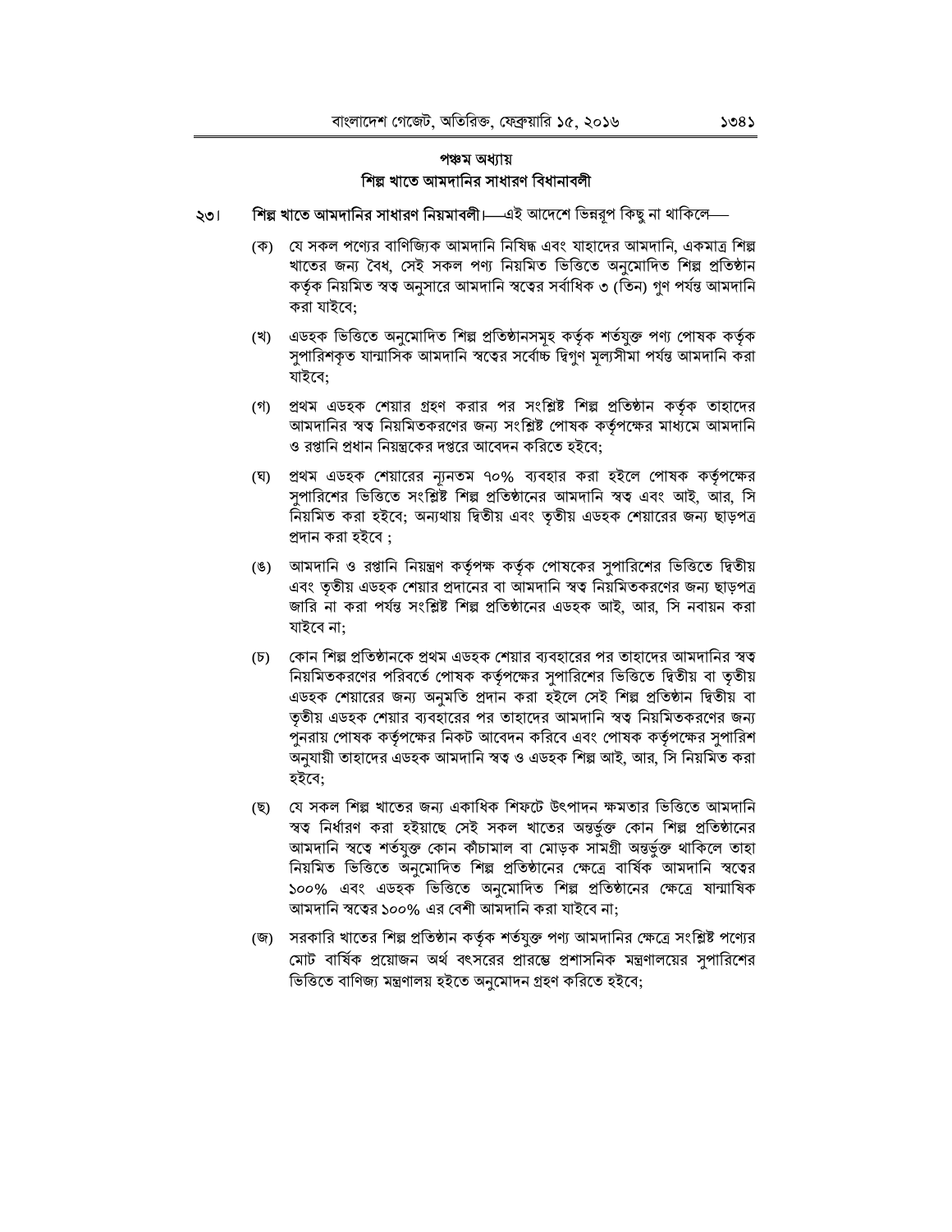## পঞ্চম অধ্যায়
## শিল্প খাতে আমদানির সাধারণ বিধানাবলী

২৩। **শিল্প খাতে আমদানির সাধারণ নিয়মাবলী।**—এই আদেশে ভিন্নরূপ কিছু না থাকিলে—

(ক) যে সকল পণ্যের বাণিজ্যিক আমদানি নিষিদ্ধ এবং যাহাদের আমদানি, একমাত্র শিল্প খাতের জন্য বৈধ, সেই সকল পণ্য নিয়মিত ভিত্তিতে অনুমোদিত শিল্প প্রতিষ্ঠান কর্তৃক নিয়মিত স্বত্ব অনুসারে আমদানি স্বত্বের সর্বাধিক ৩ (তিন) গুণ পর্যন্ত আমদানি করা যাইবে;

(খ) এডহক ভিত্তিতে অনুমোদিত শিল্প প্রতিষ্ঠানসমূহ কর্তৃক শর্তযুক্ত পণ্য পোষক কর্তৃক সুপারিশকৃত যান্মাসিক আমদানি স্বত্বের সর্বোচ্চ দ্বিগুণ মূল্যসীমা পর্যন্ত আমদানি করা যাইবে;

(গ) প্রথম এডহক শেয়ার গ্রহণ করার পর সংশ্লিষ্ট শিল্প প্রতিষ্ঠান কর্তৃক তাহাদের আমদানির স্বত্ব নিয়মিতকরণের জন্য সংশ্লিষ্ট পোষক কর্তৃপক্ষের মাধ্যমে আমদানি ও রপ্তানি প্রধান নিয়ন্ত্রকের দপ্তরে আবেদন করিতে হইবে;

(ঘ) প্রথম এডহক শেয়ারের ন্যূনতম ৭০% ব্যবহার করা হইলে পোষক কর্তৃপক্ষের সুপারিশের ভিত্তিতে সংশ্লিষ্ট শিল্প প্রতিষ্ঠানের আমদানি স্বত্ব এবং আই, আর, সি নিয়মিত করা হইবে; অন্যথায় দ্বিতীয় এবং তৃতীয় এডহক শেয়ারের জন্য ছাড়পত্র প্রদান করা হইবে ;

(ঙ) আমদানি ও রপ্তানি নিয়ন্ত্রণ কর্তৃপক্ষ কর্তৃক পোষকের সুপারিশের ভিত্তিতে দ্বিতীয় এবং তৃতীয় এডহক শেয়ার প্রদানের বা আমদানি স্বত্ব নিয়মিতকরণের জন্য ছাড়পত্র জারি না করা পর্যন্ত সংশ্লিষ্ট শিল্প প্রতিষ্ঠানের এডহক আই, আর, সি নবায়ন করা যাইবে না;

(চ) কোন শিল্প প্রতিষ্ঠানকে প্রথম এডহক শেয়ার ব্যবহারের পর তাহাদের আমদানির স্বত্ব নিয়মিতকরণের পরিবর্তে পোষক কর্তৃপক্ষের সুপারিশের ভিত্তিতে দ্বিতীয় বা তৃতীয় এডহক শেয়ারের জন্য অনুমতি প্রদান করা হইলে সেই শিল্প প্রতিষ্ঠান দ্বিতীয় বা তৃতীয় এডহক শেয়ার ব্যবহারের পর তাহাদের আমদানি স্বত্ব নিয়মিতকরণের জন্য পুনরায় পোষক কর্তৃপক্ষের নিকট আবেদন করিবে এবং পোষক কর্তৃপক্ষের সুপারিশ অনুযায়ী তাহাদের এডহক আমদানি স্বত্ব ও এডহক শিল্প আই, আর, সি নিয়মিত করা হইবে;

(ছ) যে সকল শিল্প খাতের জন্য একাধিক শিফটে উৎপাদন ক্ষমতার ভিত্তিতে আমদানি স্বত্ব নির্ধারণ করা হইয়াছে সেই সকল খাতের অন্তর্ভুক্ত কোন শিল্প প্রতিষ্ঠানের আমদানি স্বত্বে শর্তযুক্ত কোন কাঁচামাল বা মোড়ক সামগ্রী অন্তর্ভুক্ত থাকিলে তাহা নিয়মিত ভিত্তিতে অনুমোদিত শিল্প প্রতিষ্ঠানের ক্ষেত্রে বার্ষিক আমদানি স্বত্বের ১০০% এবং এডহক ভিত্তিতে অনুমোদিত শিল্প প্রতিষ্ঠানের ক্ষেত্রে যান্মাসিক আমদানি স্বত্বের ১০০% এর বেশী আমদানি করা যাইবে না;

(জ) সরকারি খাতের শিল্প প্রতিষ্ঠান কর্তৃক শর্তযুক্ত পণ্য আমদানির ক্ষেত্রে সংশ্লিষ্ট পণ্যের মোট বার্ষিক প্রয়োজন অর্থ বৎসরের প্রারম্ভে প্রশাসনিক মন্ত্রণালয়ের সুপারিশের ভিত্তিতে বাণিজ্য মন্ত্রণালয় হইতে অনুমোদন গ্রহণ করিতে হইবে;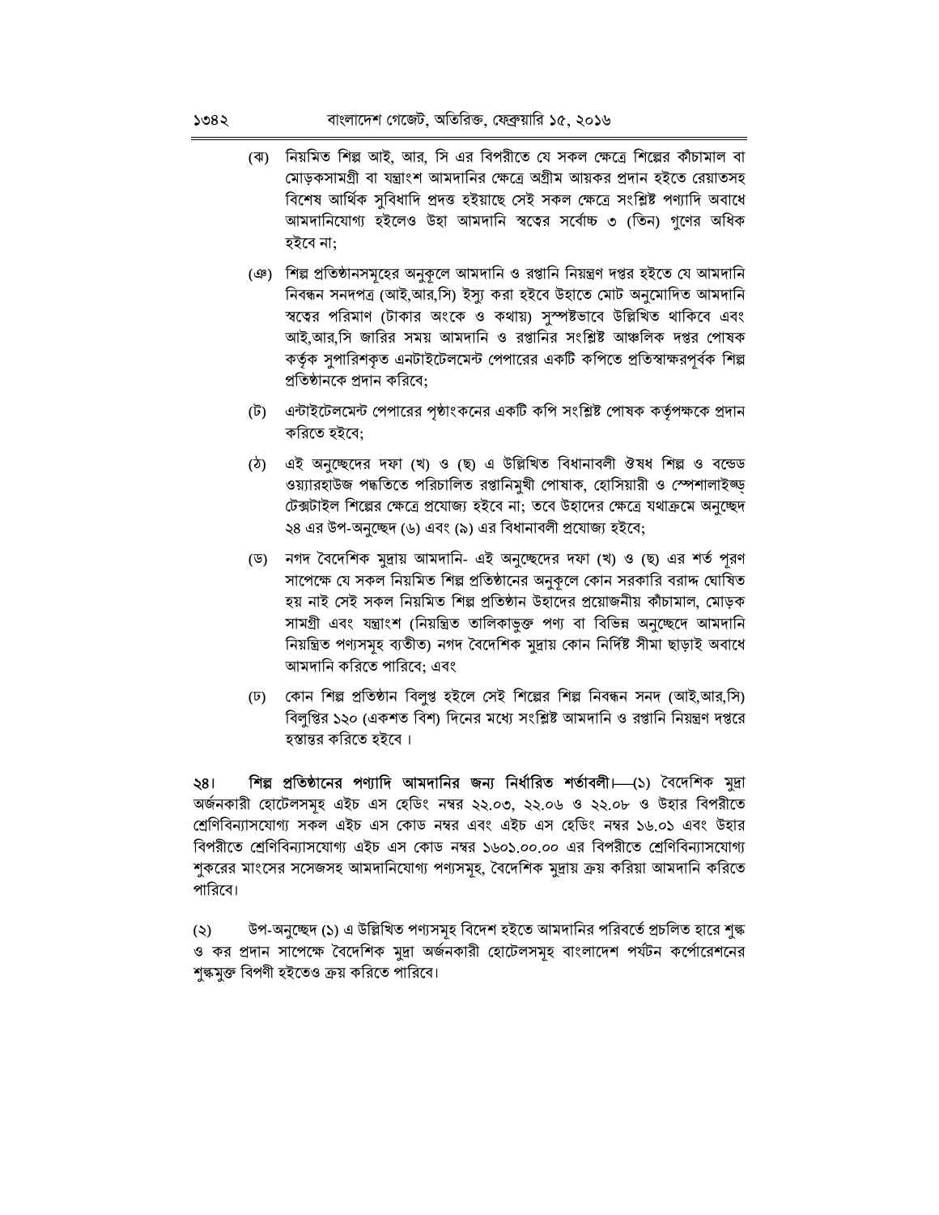(ঝ) নিয়মিত শিল্প আই, আর, সি এর বিপরীতে যে সকল ক্ষেত্রে শিল্পের কাঁচামাল বা মোড়কসামগ্রী বা যন্ত্রাংশ আমদানির ক্ষেত্রে অগ্রীম আয়কর প্রদান হইতে রেয়াতসহ বিশেষ আর্থিক সুবিধাদি প্রদত্ত হইয়াছে সেই সকল ক্ষেত্রে সংশ্লিষ্ট পণ্যাদি অবাধে আমদানিযোগ্য হইলেও উহা আমদানি স্বত্বের সর্বোচ্চ ৩ (তিন) গুণের অধিক হইবে না;

(ঞ) শিল্প প্রতিষ্ঠানসমূহের অনুকূলে আমদানি ও রপ্তানি নিয়ন্ত্রণ দপ্তর হইতে যে আমদানি নিবন্ধন সনদপত্র (আই,আর,সি) ইস্যু করা হইবে উহাতে মোট অনুমোদিত আমদানি স্বত্বের পরিমাণ (টাকার অংকে ও কথায়) সুস্পষ্টভাবে উল্লিখিত থাকিবে এবং আই,আর,সি জারির সময় আমদানি ও রপ্তানির সংশ্লিষ্ট আঞ্চলিক দপ্তর পোষক কর্তৃক সুপারিশকৃত এনটাইটেলমেন্ট পেপারের একটি কপিতে প্রতিস্বাক্ষরপূর্বক শিল্প প্রতিষ্ঠানকে প্রদান করিবে;

(ট) এন্টাইটেলমেন্ট পেপারের পৃষ্ঠাংকনের একটি কপি সংশ্লিষ্ট পোষক কর্তৃপক্ষকে প্রদান করিতে হইবে;

(ঠ) এই অনুচ্ছেদের দফা (খ) ও (ছ) এ উল্লিখিত বিধানাবলী ঔষধ শিল্প ও বন্ডেড ওয়্যারহাউজ পদ্ধতিতে পরিচালিত রপ্তানিমুখী পোষাক, হোসিয়ারী ও স্পেশালাইজড্ টেক্সটাইল শিল্পের ক্ষেত্রে প্রযোজ্য হইবে না; তবে উহাদের ক্ষেত্রে যথাক্রমে অনুচ্ছেদ ২৪ এর উপ-অনুচ্ছেদ (৬) এবং (৯) এর বিধানাবলী প্রযোজ্য হইবে;

(ড) নগদ বৈদেশিক মুদ্রায় আমদানি- এই অনুচ্ছেদের দফা (খ) ও (ছ) এর শর্ত পূরণ সাপেক্ষে যে সকল নিয়মিত শিল্প প্রতিষ্ঠানের অনুকূলে কোন সরকারি বরাদ্দ ঘোষিত হয় নাই সেই সকল নিয়মিত শিল্প প্রতিষ্ঠান উহাদের প্রয়োজনীয় কাঁচামাল, মোড়ক সামগ্রী এবং যন্ত্রাংশ (নিয়ন্ত্রিত তালিকাভুক্ত পণ্য বা বিভিন্ন অনুচ্ছেদে আমদানি নিয়ন্ত্রিত পণ্যসমূহ ব্যতীত) নগদ বৈদেশিক মুদ্রায় কোন নির্দিষ্ট সীমা ছাড়াই অবাধে আমদানি করিতে পারিবে; এবং

(ঢ) কোন শিল্প প্রতিষ্ঠান বিলুপ্ত হইলে সেই শিল্পের শিল্প নিবন্ধন সনদ (আই,আর,সি) বিলুপ্তির ১২০ (একশত বিশ) দিনের মধ্যে সংশ্লিষ্ট আমদানি ও রপ্তানি নিয়ন্ত্রণ দপ্তরে হস্তান্তর করিতে হইবে ।

২৪। **শিল্প প্রতিষ্ঠানের পণ্যাদি আমদানির জন্য নির্ধারিত শর্তাবলী।**—(১) বৈদেশিক মুদ্রা অর্জনকারী হোটেলসমূহ এইচ এস হেডিং নম্বর ২২.০৩, ২২.০৬ ও ২২.০৮ ও উহার বিপরীতে শ্রেণিবিন্যাসযোগ্য সকল এইচ এস কোড নম্বর এবং এইচ এস হেডিং নম্বর ১৬.০১ এবং উহার বিপরীতে শ্রেণিবিন্যাসযোগ্য এইচ এস কোড নম্বর ১৬০১.০০.০০ এর বিপরীতে শ্রেণিবিন্যাসযোগ্য শুকরের মাংসের সসেজসহ আমদানিযোগ্য পণ্যসমূহ, বৈদেশিক মুদ্রায় ক্রয় করিয়া আমদানি করিতে পারিবে।

(২) উপ-অনুচ্ছেদ (১) এ উল্লিখিত পণ্যসমূহ বিদেশ হইতে আমদানির পরিবর্তে প্রচলিত হারে শুল্ক ও কর প্রদান সাপেক্ষে বৈদেশিক মুদ্রা অর্জনকারী হোটেলসমূহ বাংলাদেশ পর্যটন কর্পোরেশনের শুল্কমুক্ত বিপণী হইতেও ক্রয় করিতে পারিবে।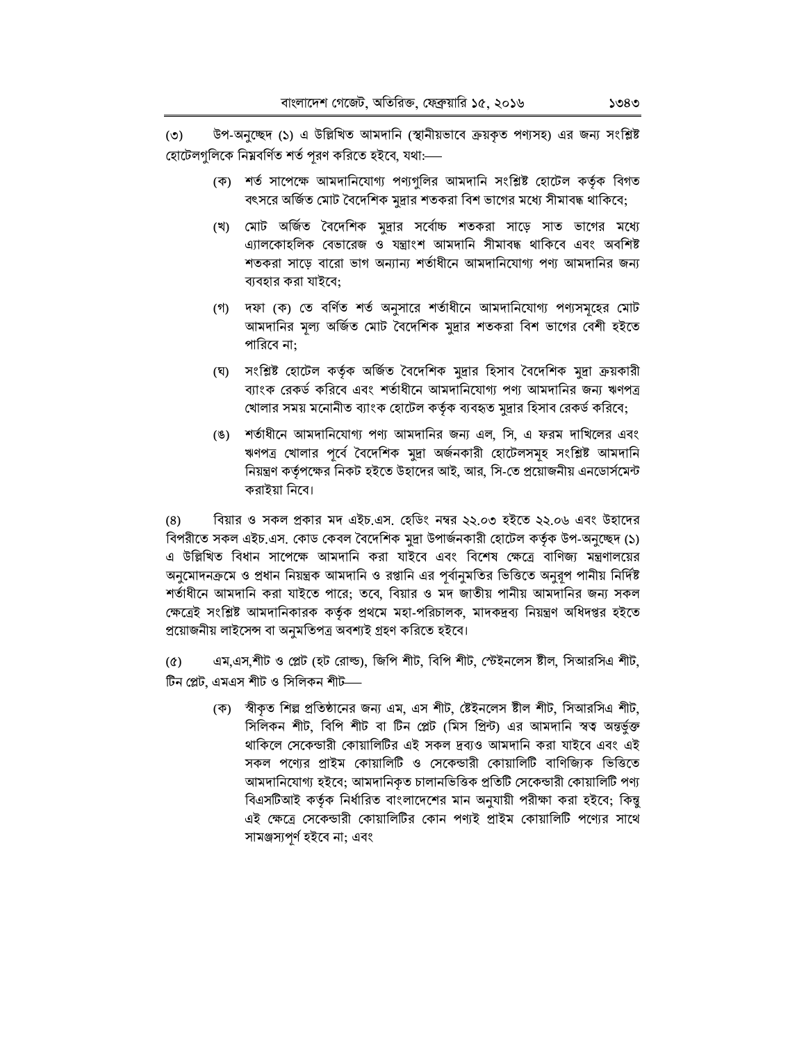(৩) উপ-অনুচ্ছেদ (১) এ উল্লিখিত আমদানি (স্থানীয়ভাবে ক্রয়কৃত পণ্যসহ) এর জন্য সংশ্লিষ্ট হোটেলগুলিকে নিম্নবর্ণিত শর্ত পূরণ করিতে হইবে, যথা:—

(ক) শর্ত সাপেক্ষে আমদানিযোগ্য পণ্যগুলির আমদানি সংশ্লিষ্ট হোটেল কর্তৃক বিগত বৎসরে অর্জিত মোট বৈদেশিক মুদ্রার শতকরা বিশ ভাগের মধ্যে সীমাবদ্ধ থাকিবে;

(খ) মোট অর্জিত বৈদেশিক মুদ্রার সর্বোচ্চ শতকরা সাড়ে সাত ভাগের মধ্যে এ্যালকোহলিক বেভারেজ ও যন্ত্রাংশ আমদানি সীমাবদ্ধ থাকিবে এবং অবশিষ্ট শতকরা সাড়ে বারো ভাগ অন্যান্য শর্তাধীনে আমদানিযোগ্য পণ্য আমদানির জন্য ব্যবহার করা যাইবে;

(গ) দফা (ক) তে বর্ণিত শর্ত অনুসারে শর্তাধীনে আমদানিযোগ্য পণ্যসমূহের মোট আমদানির মূল্য অর্জিত মোট বৈদেশিক মুদ্রার শতকরা বিশ ভাগের বেশী হইতে পারিবে না;

(ঘ) সংশ্লিষ্ট হোটেল কর্তৃক অর্জিত বৈদেশিক মুদ্রার হিসাব বৈদেশিক মুদ্রা ক্রয়কারী ব্যাংক রেকর্ড করিবে এবং শর্তাধীনে আমদানিযোগ্য পণ্য আমদানির জন্য ঋণপত্র খোলার সময় মনোনীত ব্যাংক হোটেল কর্তৃক ব্যবহৃত মুদ্রার হিসাব রেকর্ড করিবে;

(ঙ) শর্তাধীনে আমদানিযোগ্য পণ্য আমদানির জন্য এল, সি, এ ফরম দাখিলের এবং ঋণপত্র খোলার পূর্বে বৈদেশিক মুদ্রা অর্জনকারী হোটেলসমূহ সংশ্লিষ্ট আমদানি নিয়ন্ত্রণ কর্তৃপক্ষের নিকট হইতে উহাদের আই, আর, সি-তে প্রয়োজনীয় এনডোর্সমেন্ট করাইয়া নিবে।

(৪) বিয়ার ও সকল প্রকার মদ এইচ.এস. হেডিং নম্বর ২২.০৩ হইতে ২২.০৬ এবং উহাদের বিপরীতে সকল এইচ.এস. কোড কেবল বৈদেশিক মুদ্রা উপার্জনকারী হোটেল কর্তৃক উপ-অনুচ্ছেদ (১) এ উল্লিখিত বিধান সাপেক্ষে আমদানি করা যাইবে এবং বিশেষ ক্ষেত্রে বাণিজ্য মন্ত্রণালয়ের অনুমোদনক্রমে ও প্রধান নিয়ন্ত্রক আমদানি ও রপ্তানি এর পূর্বানুমতির ভিত্তিতে অনুরূপ পানীয় নির্দিষ্ট শর্তাধীনে আমদানি করা যাইতে পারে; তবে, বিয়ার ও মদ জাতীয় পানীয় আমদানির জন্য সকল ক্ষেত্রেই সংশ্লিষ্ট আমদানিকারক কর্তৃক প্রথমে মহা-পরিচালক, মাদকদ্রব্য নিয়ন্ত্রণ অধিদপ্তর হইতে প্রয়োজনীয় লাইসেন্স বা অনুমতিপত্র অবশ্যই গ্রহণ করিতে হইবে।

(৫) এম,এস,শীট ও প্লেট (হট রোল্ড), জিপি শীট, বিপি শীট, স্টেইনলেস ষ্টীল, সিআরসিএ শীট, টিন প্লেট, এমএস শীট ও সিলিকন শীট—

(ক) স্বীকৃত শিল্প প্রতিষ্ঠানের জন্য এম, এস শীট, ষ্টেইনলেস ষ্টীল শীট, সিআরসিএ শীট, সিলিকন শীট, বিপি শীট বা টিন প্লেট (মিস প্রিন্ট) এর আমদানি স্বত্ব অন্তর্ভুক্ত থাকিলে সেকেন্ডারী কোয়ালিটির এই সকল দ্রব্যও আমদানি করা যাইবে এবং এই সকল পণ্যের প্রাইম কোয়ালিটি ও সেকেন্ডারী কোয়ালিটি বাণিজ্যিক ভিত্তিতে আমদানিযোগ্য হইবে; আমদানিকৃত চালানভিত্তিক প্রতিটি সেকেন্ডারী কোয়ালিটি পণ্য বিএসটিআই কর্তৃক নির্ধারিত বাংলাদেশের মান অনুযায়ী পরীক্ষা করা হইবে; কিন্তু এই ক্ষেত্রে সেকেন্ডারী কোয়ালিটির কোন পণ্যই প্রাইম কোয়ালিটি পণ্যের সাথে সামঞ্জস্যপূর্ণ হইবে না; এবং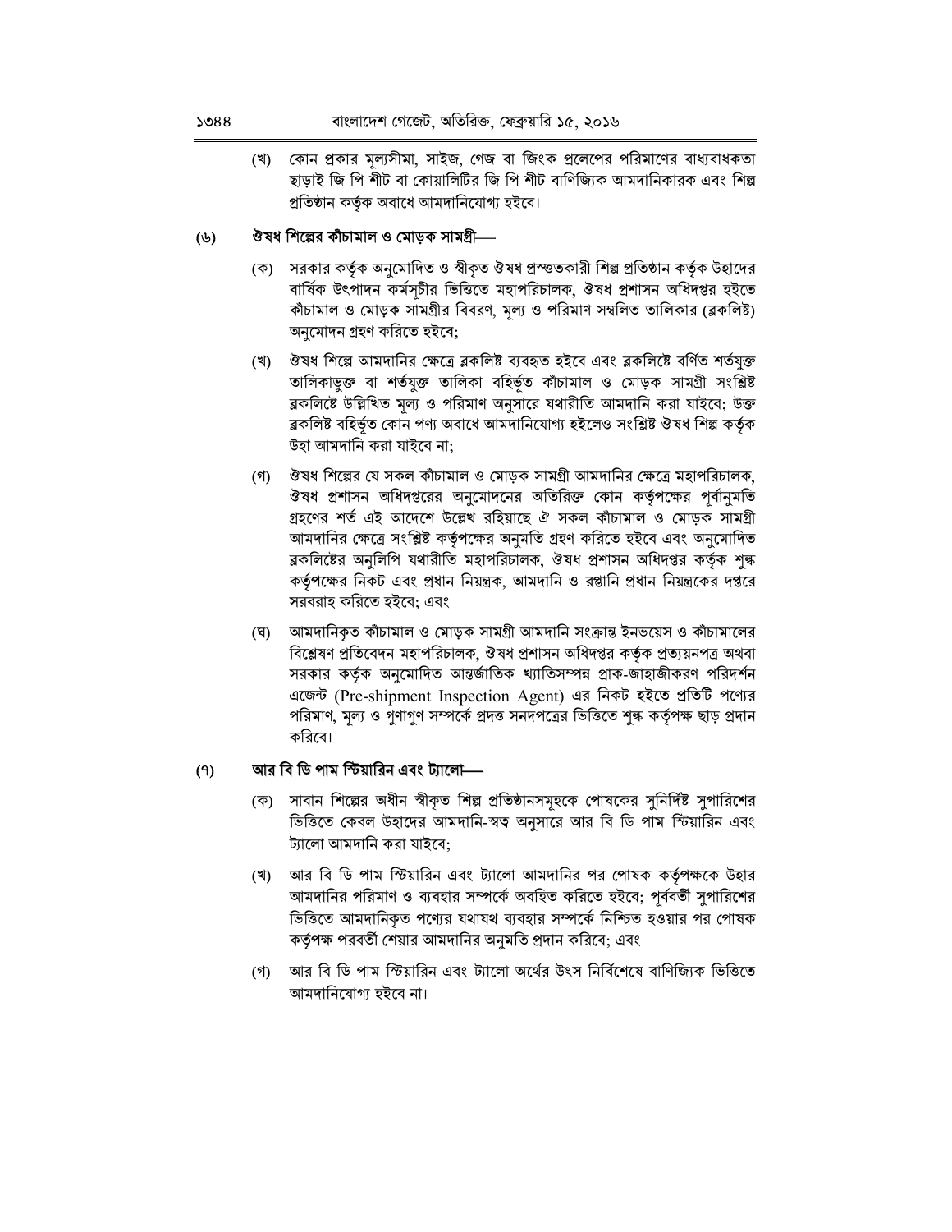(খ) কোন প্রকার মূল্যসীমা, সাইজ, গেজ বা জিংক প্রলেপের পরিমাণের বাধ্যবাধকতা ছাড়াই জি পি শীট বা কোয়ালিটির জি পি শীট বাণিজ্যিক আমদানিকারক এবং শিল্প প্রতিষ্ঠান কর্তৃক অবাধে আমদানিযোগ্য হইবে।

(৬) **ঔষধ শিল্পের কাঁচামাল ও মোড়ক সামগ্রী—**

(ক) সরকার কর্তৃক অনুমোদিত ও স্বীকৃত ঔষধ প্রস্তুতকারী শিল্প প্রতিষ্ঠান কর্তৃক উহাদের বার্ষিক উৎপাদন কর্মসূচীর ভিত্তিতে মহাপরিচালক, ঔষধ প্রশাসন অধিদপ্তর হইতে কাঁচামাল ও মোড়ক সামগ্রীর বিবরণ, মূল্য ও পরিমাণ সম্বলিত তালিকার (ব্লকলিষ্ট) অনুমোদন গ্রহণ করিতে হইবে;

(খ) ঔষধ শিল্পে আমদানির ক্ষেত্রে ব্লকলিষ্ট ব্যবহৃত হইবে এবং ব্লকলিষ্টে বর্ণিত শর্তযুক্ত তালিকাভুক্ত বা শর্তযুক্ত তালিকা বহির্ভূত কাঁচামাল ও মোড়ক সামগ্রী সংশ্লিষ্ট ব্লকলিষ্টে উল্লিখিত মূল্য ও পরিমাণ অনুসারে যথারীতি আমদানি করা যাইবে; উক্ত ব্লকলিষ্ট বহির্ভূত কোন পণ্য অবাধে আমদানিযোগ্য হইলেও সংশ্লিষ্ট ঔষধ শিল্প কর্তৃক উহা আমদানি করা যাইবে না;

(গ) ঔষধ শিল্পের যে সকল কাঁচামাল ও মোড়ক সামগ্রী আমদানির ক্ষেত্রে মহাপরিচালক, ঔষধ প্রশাসন অধিদপ্তরের অনুমোদনের অতিরিক্ত কোন কর্তৃপক্ষের পূর্বানুমতি গ্রহণের শর্ত এই আদেশে উল্লেখ রহিয়াছে ঐ সকল কাঁচামাল ও মোড়ক সামগ্রী আমদানির ক্ষেত্রে সংশ্লিষ্ট কর্তৃপক্ষের অনুমতি গ্রহণ করিতে হইবে এবং অনুমোদিত ব্লকলিষ্টের অনুলিপি যথারীতি মহাপরিচালক, ঔষধ প্রশাসন অধিদপ্তর কর্তৃক শুল্ক কর্তৃপক্ষের নিকট এবং প্রধান নিয়ন্ত্রক, আমদানি ও রপ্তানি প্রধান নিয়ন্ত্রকের দপ্তরে সরবরাহ করিতে হইবে; এবং

(ঘ) আমদানিকৃত কাঁচামাল ও মোড়ক সামগ্রী আমদানি সংক্রান্ত ইনভয়েস ও কাঁচামালের বিশ্লেষণ প্রতিবেদন মহাপরিচালক, ঔষধ প্রশাসন অধিদপ্তর কর্তৃক প্রত্যয়নপত্র অথবা সরকার কর্তৃক অনুমোদিত আন্তর্জাতিক খ্যাতিসম্পন্ন প্রাক-জাহাজীকরণ পরিদর্শন এজেন্ট (Pre-shipment Inspection Agent) এর নিকট হইতে প্রতিটি পণ্যের পরিমাণ, মূল্য ও গুণাগুণ সম্পর্কে প্রদত্ত সনদপত্রের ভিত্তিতে শুল্ক কর্তৃপক্ষ ছাড় প্রদান করিবে।

(৭) **আর বি ডি পাম স্টিয়ারিন এবং ট্যালো—**

(ক) সাবান শিল্পের অধীন স্বীকৃত শিল্প প্রতিষ্ঠানসমূহকে পোষকের সুনির্দিষ্ট সুপারিশের ভিত্তিতে কেবল উহাদের আমদানি-স্বত্ব অনুসারে আর বি ডি পাম স্টিয়ারিন এবং ট্যালো আমদানি করা যাইবে;

(খ) আর বি ডি পাম স্টিয়ারিন এবং ট্যালো আমদানির পর পোষক কর্তৃপক্ষকে উহার আমদানির পরিমাণ ও ব্যবহার সম্পর্কে অবহিত করিতে হইবে; পূর্ববর্তী সুপারিশের ভিত্তিতে আমদানিকৃত পণ্যের যথাযথ ব্যবহার সম্পর্কে নিশ্চিত হওয়ার পর পোষক কর্তৃপক্ষ পরবর্তী শেয়ার আমদানির অনুমতি প্রদান করিবে; এবং

(গ) আর বি ডি পাম স্টিয়ারিন এবং ট্যালো অর্থের উৎস নির্বিশেষে বাণিজ্যিক ভিত্তিতে আমদানিযোগ্য হইবে না।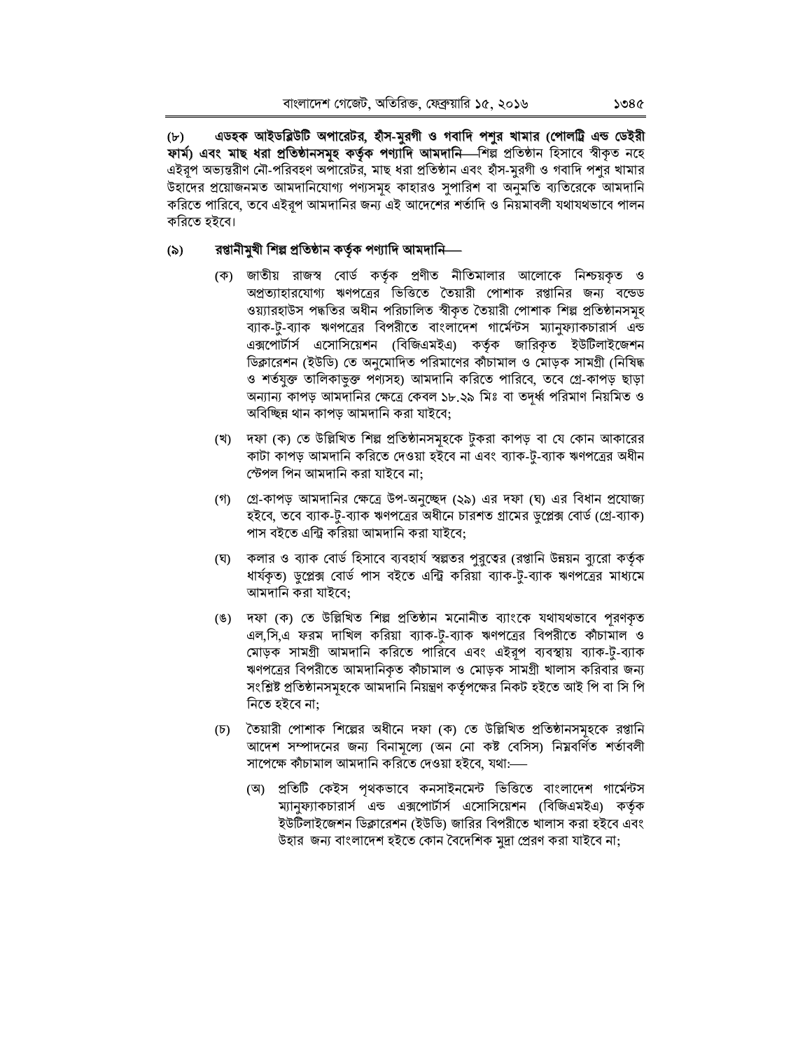**(৮) এডহক আইডব্লিউটি অপারেটর, হাঁস-মুরগী ও গবাদি পশুর খামার (পোলট্রি এন্ড ডেইরী ফার্ম) এবং মাছ ধরা প্রতিষ্ঠানসমূহ কর্তৃক পণ্যাদি আমদানি**—শিল্প প্রতিষ্ঠান হিসাবে স্বীকৃত নহে এইরূপ অভ্যন্তরীণ নৌ-পরিবহণ অপারেটর, মাছ ধরা প্রতিষ্ঠান এবং হাঁস-মুরগী ও গবাদি পশুর খামার উহাদের প্রয়োজনমত আমদানিযোগ্য পণ্যসমূহ কাহারও সুপারিশ বা অনুমতি ব্যতিরেকে আমদানি করিতে পারিবে, তবে এইরূপ আমদানির জন্য এই আদেশের শর্তাদি ও নিয়মাবলী যথাযথভাবে পালন করিতে হইবে।

**(৯) রপ্তানীমুখী শিল্প প্রতিষ্ঠান কর্তৃক পণ্যাদি আমদানি**—

(ক) জাতীয় রাজস্ব বোর্ড কর্তৃক প্রণীত নীতিমালার আলোকে নিশ্চয়কৃত ও অপ্রত্যাহারযোগ্য ঋণপত্রের ভিত্তিতে তৈয়ারী পোশাক রপ্তানির জন্য বন্ডেড ওয়্যারহাউস পদ্ধতির অধীন পরিচালিত স্বীকৃত তৈয়ারী পোশাক শিল্প প্রতিষ্ঠানসমূহ ব্যাক-টু-ব্যাক ঋণপত্রের বিপরীতে বাংলাদেশ গার্মেন্টস ম্যানুফ্যাকচারার্স এন্ড এক্সপোর্টার্স এসোসিয়েশন (বিজিএমইএ) কর্তৃক জারিকৃত ইউটিলাইজেশন ডিক্লারেশন (ইউডি) তে অনুমোদিত পরিমাণের কাঁচামাল ও মোড়ক সামগ্রী (নিষিদ্ধ ও শর্তযুক্ত তালিকাভুক্ত পণ্যসহ) আমদানি করিতে পারিবে, তবে গ্রে-কাপড় ছাড়া অন্যান্য কাপড় আমদানির ক্ষেত্রে কেবল ১৮.২৯ মিঃ বা তদূর্ধ্ব পরিমাণ নিয়মিত ও অবিচ্ছিন্ন থান কাপড় আমদানি করা যাইবে;

(খ) দফা (ক) তে উল্লিখিত শিল্প প্রতিষ্ঠানসমূহকে টুকরা কাপড় বা যে কোন আকারের কাটা কাপড় আমদানি করিতে দেওয়া হইবে না এবং ব্যাক-টু-ব্যাক ঋণপত্রের অধীন স্টেপল পিন আমদানি করা যাইবে না;

(গ) গ্রে-কাপড় আমদানির ক্ষেত্রে উপ-অনুচ্ছেদ (২৯) এর দফা (ঘ) এর বিধান প্রযোজ্য হইবে, তবে ব্যাক-টু-ব্যাক ঋণপত্রের অধীনে চারশত গ্রামের ডুপ্লেক্স বোর্ড (গ্রে-ব্যাক) পাস বইতে এন্ট্রি করিয়া আমদানি করা যাইবে;

(ঘ) কলার ও ব্যাক বোর্ড হিসাবে ব্যবহার্য স্বল্পতর পুরুত্বের (রপ্তানি উন্নয়ন ব্যুরো কর্তৃক ধার্যকৃত) ডুপ্লেক্স বোর্ড পাস বইতে এন্ট্রি করিয়া ব্যাক-টু-ব্যাক ঋণপত্রের মাধ্যমে আমদানি করা যাইবে;

(ঙ) দফা (ক) তে উল্লিখিত শিল্প প্রতিষ্ঠান মনোনীত ব্যাংকে যথাযথভাবে পূরণকৃত এল,সি,এ ফরম দাখিল করিয়া ব্যাক-টু-ব্যাক ঋণপত্রের বিপরীতে কাঁচামাল ও মোড়ক সামগ্রী আমদানি করিতে পারিবে এবং এইরূপ ব্যবস্থায় ব্যাক-টু-ব্যাক ঋণপত্রের বিপরীতে আমদানিকৃত কাঁচামাল ও মোড়ক সামগ্রী খালাস করিবার জন্য সংশ্লিষ্ট প্রতিষ্ঠানসমূহকে আমদানি নিয়ন্ত্রণ কর্তৃপক্ষের নিকট হইতে আই পি বা সি পি নিতে হইবে না;

(চ) তৈয়ারী পোশাক শিল্পের অধীনে দফা (ক) তে উল্লিখিত প্রতিষ্ঠানসমূহকে রপ্তানি আদেশ সম্পাদনের জন্য বিনামূল্যে (অন নো কষ্ট বেসিস) নিম্নবর্ণিত শর্তাবলী সাপেক্ষে কাঁচামাল আমদানি করিতে দেওয়া হইবে, যথা:—

(অ) প্রতিটি কেইস পৃথকভাবে কনসাইনমেন্ট ভিত্তিতে বাংলাদেশ গার্মেন্টস ম্যানুফ্যাকচারার্স এন্ড এক্সপোর্টার্স এসোসিয়েশন (বিজিএমইএ) কর্তৃক ইউটিলাইজেশন ডিক্লারেশন (ইউডি) জারির বিপরীতে খালাস করা হইবে এবং উহার জন্য বাংলাদেশ হইতে কোন বৈদেশিক মুদ্রা প্রেরণ করা যাইবে না;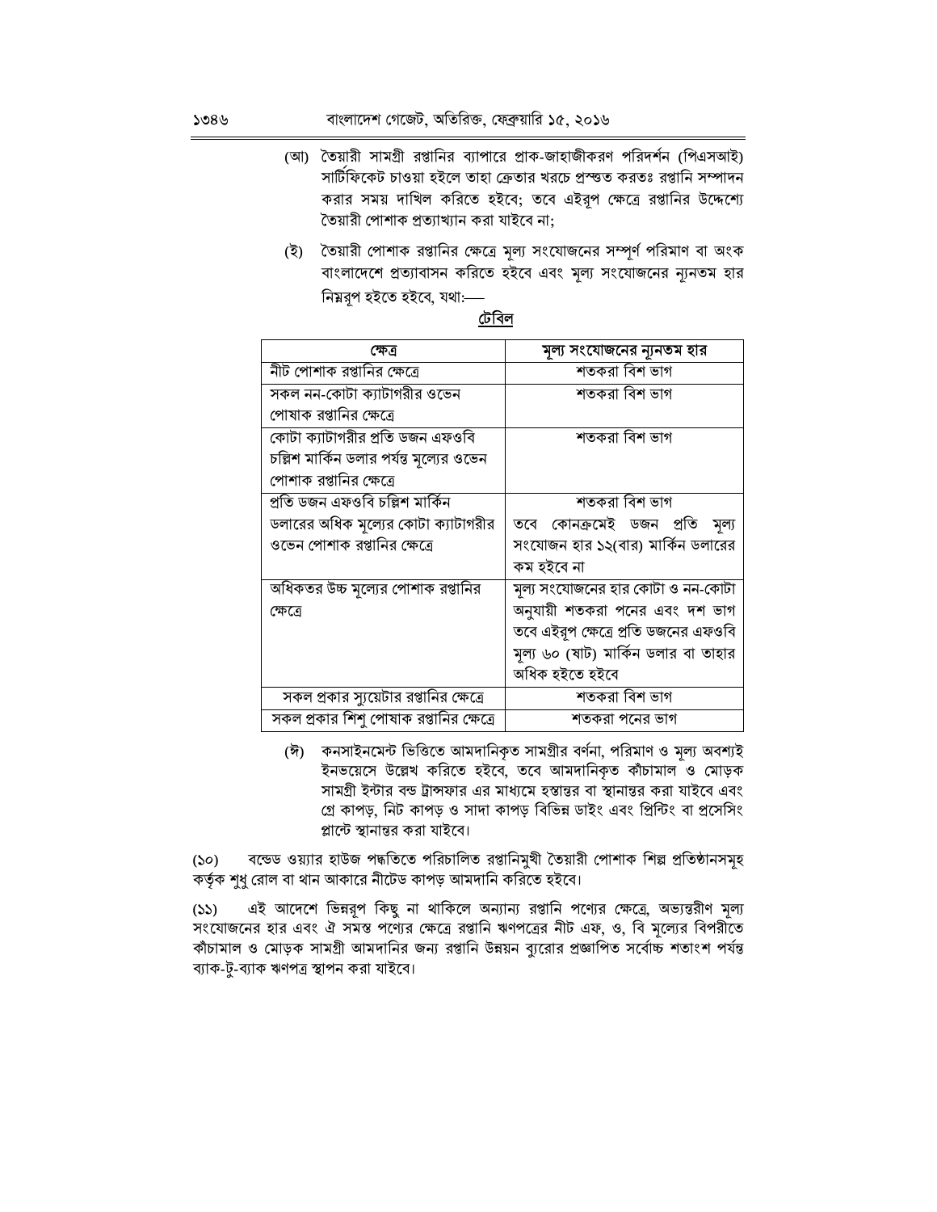(আ) তৈয়ারী সামগ্রী রপ্তানির ব্যাপারে প্রাক-জাহাজীকরণ পরিদর্শন (পিএসআই) সার্টিফিকেট চাওয়া হইলে তাহা ক্রেতার খরচে প্রস্তুত করতঃ রপ্তানি সম্পাদন করার সময় দাখিল করিতে হইবে; তবে এইরূপ ক্ষেত্রে রপ্তানির উদ্দেশ্যে তৈয়ারী পোশাক প্রত্যাখ্যান করা যাইবে না;

(ই) তৈয়ারী পোশাক রপ্তানির ক্ষেত্রে মূল্য সংযোজনের সম্পূর্ণ পরিমাণ বা অংক বাংলাদেশে প্রত্যাবাসন করিতে হইবে এবং মূল্য সংযোজনের ন্যূনতম হার নিম্নরূপ হইতে হইবে, যথা:—

টেবিল

| ক্ষেত্র | মূল্য সংযোজনের ন্যূনতম হার |
|---|---|
| নীট পোশাক রপ্তানির ক্ষেত্রে | শতকরা বিশ ভাগ |
| সকল নন-কোটা ক্যাটাগরীর ওভেন পোষাক রপ্তানির ক্ষেত্রে | শতকরা বিশ ভাগ |
| কোটা ক্যাটাগরীর প্রতি ডজন এফওবি চল্লিশ মার্কিন ডলার পর্যন্ত মূল্যের ওভেন পোশাক রপ্তানির ক্ষেত্রে | শতকরা বিশ ভাগ |
| প্রতি ডজন এফওবি চল্লিশ মার্কিন ডলারের অধিক মূল্যের কোটা ক্যাটাগরীর ওভেন পোশাক রপ্তানির ক্ষেত্রে | শতকরা বিশ ভাগ তবে কোনক্রমেই ডজন প্রতি মূল্য সংযোজন হার ১২(বার) মার্কিন ডলারের কম হইবে না |
| অধিকতর উচ্চ মূল্যের পোশাক রপ্তানির ক্ষেত্রে | মূল্য সংযোজনের হার কোটা ও নন-কোটা অনুযায়ী শতকরা পনের এবং দশ ভাগ তবে এইরূপ ক্ষেত্রে প্রতি ডজনের এফওবি মূল্য ৬০ (ষাট) মার্কিন ডলার বা তাহার অধিক হইতে হইবে |
| সকল প্রকার স্যুয়েটার রপ্তানির ক্ষেত্রে | শতকরা বিশ ভাগ |
| সকল প্রকার শিশু পোষাক রপ্তানির ক্ষেত্রে | শতকরা পনের ভাগ |

(ঈ) কনসাইনমেন্ট ভিত্তিতে আমদানিকৃত সামগ্রীর বর্ণনা, পরিমাণ ও মূল্য অবশ্যই ইনভয়েসে উল্লেখ করিতে হইবে, তবে আমদানিকৃত কাঁচামাল ও মোড়ক সামগ্রী ইন্টার বন্ড ট্রান্সফার এর মাধ্যমে হস্তান্তর বা স্থানান্তর করা যাইবে এবং গ্রে কাপড়, নিট কাপড় ও সাদা কাপড় বিভিন্ন ডাইং এবং প্রিন্টিং বা প্রসেসিং প্লান্টে স্থানান্তর করা যাইবে।

(১০) বন্ডেড ওয়্যার হাউজ পদ্ধতিতে পরিচালিত রপ্তানিমুখী তৈয়ারী পোশাক শিল্প প্রতিষ্ঠানসমূহ কর্তৃক শুধু রোল বা থান আকারে নীটেড কাপড় আমদানি করিতে হইবে।

(১১) এই আদেশে ভিন্নরূপ কিছু না থাকিলে অন্যান্য রপ্তানি পণ্যের ক্ষেত্রে, অভ্যন্তরীণ মূল্য সংযোজনের হার এবং ঐ সমস্ত পণ্যের ক্ষেত্রে রপ্তানি ঋণপত্রের নীট এফ, ও, বি মূল্যের বিপরীতে কাঁচামাল ও মোড়ক সামগ্রী আমদানির জন্য রপ্তানি উন্নয়ন ব্যুরোর প্রজ্ঞাপিত সর্বোচ্চ শতাংশ পর্যন্ত ব্যাক-টু-ব্যাক ঋণপত্র স্থাপন করা যাইবে।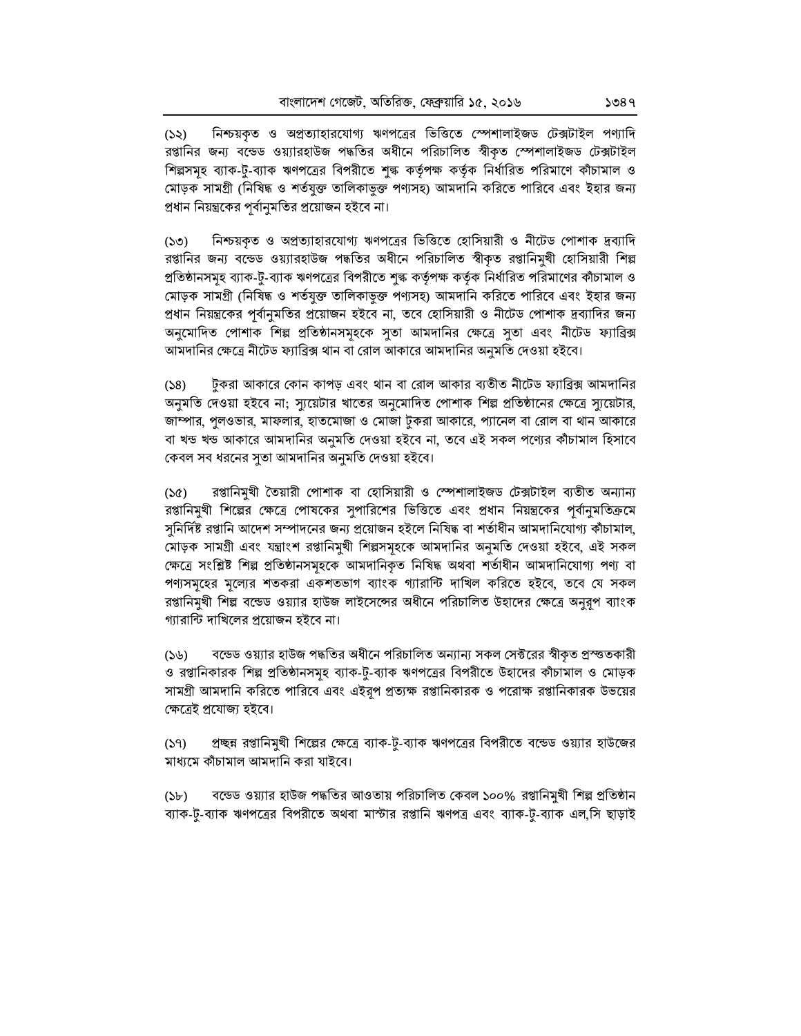(১২) নিশ্চয়কৃত ও অপ্রত্যাহারযোগ্য ঋণপত্রের ভিত্তিতে স্পেশালাইজড টেক্সটাইল পণ্যাদি রপ্তানির জন্য বন্ডেড ওয়্যারহাউজ পদ্ধতির অধীনে পরিচালিত স্বীকৃত স্পেশালাইজড টেক্সটাইল শিল্পসমূহ ব্যাক-টু-ব্যাক ঋণপত্রের বিপরীতে শুল্ক কর্তৃপক্ষ কর্তৃক নির্ধারিত পরিমাণে কাঁচামাল ও মোড়ক সামগ্রী (নিষিদ্ধ ও শর্তযুক্ত তালিকাভুক্ত পণ্যসহ) আমদানি করিতে পারিবে এবং ইহার জন্য প্রধান নিয়ন্ত্রকের পূর্বানুমতির প্রয়োজন হইবে না।

(১৩) নিশ্চয়কৃত ও অপ্রত্যাহারযোগ্য ঋণপত্রের ভিত্তিতে হোসিয়ারী ও নীটেড পোশাক দ্রব্যাদি রপ্তানির জন্য বন্ডেড ওয়্যারহাউজ পদ্ধতির অধীনে পরিচালিত স্বীকৃত রপ্তানিমুখী হোসিয়ারী শিল্প প্রতিষ্ঠানসমূহ ব্যাক-টু-ব্যাক ঋণপত্রের বিপরীতে শুল্ক কর্তৃপক্ষ কর্তৃক নির্ধারিত পরিমাণের কাঁচামাল ও মোড়ক সামগ্রী (নিষিদ্ধ ও শর্তযুক্ত তালিকাভুক্ত পণ্যসহ) আমদানি করিতে পারিবে এবং ইহার জন্য প্রধান নিয়ন্ত্রকের পূর্বানুমতির প্রয়োজন হইবে না, তবে হোসিয়ারী ও নীটেড পোশাক দ্রব্যাদির জন্য অনুমোদিত পোশাক শিল্প প্রতিষ্ঠানসমূহকে সুতা আমদানির ক্ষেত্রে সুতা এবং নীটেড ফ্যাব্রিক্স আমদানির ক্ষেত্রে নীটেড ফ্যাব্রিক্স থান বা রোল আকারে আমদানির অনুমতি দেওয়া হইবে।

(১৪) টুকরা আকারে কোন কাপড় এবং থান বা রোল আকার ব্যতীত নীটেড ফ্যাব্রিক্স আমদানির অনুমতি দেওয়া হইবে না; স্যুয়েটার খাতের অনুমোদিত পোশাক শিল্প প্রতিষ্ঠানের ক্ষেত্রে স্যুয়েটার, জাম্পার, পুলওভার, মাফলার, হাতমোজা ও মোজা টুকরা আকারে, প্যানেল বা রোল বা থান আকারে বা খন্ড খন্ড আকারে আমদানির অনুমতি দেওয়া হইবে না, তবে এই সকল পণ্যের কাঁচামাল হিসাবে কেবল সব ধরনের সুতা আমদানির অনুমতি দেওয়া হইবে।

(১৫) রপ্তানিমুখী তৈয়ারী পোশাক বা হোসিয়ারী ও স্পেশালাইজড টেক্সটাইল ব্যতীত অন্যান্য রপ্তানিমুখী শিল্পের ক্ষেত্রে পোষকের সুপারিশের ভিত্তিতে এবং প্রধান নিয়ন্ত্রকের পূর্বানুমতিক্রমে সুনির্দিষ্ট রপ্তানি আদেশ সম্পাদনের জন্য প্রয়োজন হইলে নিষিদ্ধ বা শর্তাধীন আমদানিযোগ্য কাঁচামাল, মোড়ক সামগ্রী এবং যন্ত্রাংশ রপ্তানিমুখী শিল্পসমূহকে আমদানির অনুমতি দেওয়া হইবে, এই সকল ক্ষেত্রে সংশ্লিষ্ট শিল্প প্রতিষ্ঠানসমূহকে আমদানিকৃত নিষিদ্ধ অথবা শর্তাধীন আমদানিযোগ্য পণ্য বা পণ্যসমূহের মূল্যের শতকরা একশতভাগ ব্যাংক গ্যারান্টি দাখিল করিতে হইবে, তবে যে সকল রপ্তানিমুখী শিল্প বন্ডেড ওয়্যার হাউজ লাইসেন্সের অধীনে পরিচালিত উহাদের ক্ষেত্রে অনুরূপ ব্যাংক গ্যারান্টি দাখিলের প্রয়োজন হইবে না।

(১৬) বন্ডেড ওয়্যার হাউজ পদ্ধতির অধীনে পরিচালিত অন্যান্য সকল সেক্টরের স্বীকৃত প্রস্তুতকারী ও রপ্তানিকারক শিল্প প্রতিষ্ঠানসমূহ ব্যাক-টু-ব্যাক ঋণপত্রের বিপরীতে উহাদের কাঁচামাল ও মোড়ক সামগ্রী আমদানি করিতে পারিবে এবং এইরূপ প্রত্যক্ষ রপ্তানিকারক ও পরোক্ষ রপ্তানিকারক উভয়ের ক্ষেত্রেই প্রযোজ্য হইবে।

(১৭) প্রচ্ছন্ন রপ্তানিমুখী শিল্পের ক্ষেত্রে ব্যাক-টু-ব্যাক ঋণপত্রের বিপরীতে বন্ডেড ওয়্যার হাউজের মাধ্যমে কাঁচামাল আমদানি করা যাইবে।

(১৮) বন্ডেড ওয়্যার হাউজ পদ্ধতির আওতায় পরিচালিত কেবল ১০০% রপ্তানিমুখী শিল্প প্রতিষ্ঠান ব্যাক-টু-ব্যাক ঋণপত্রের বিপরীতে অথবা মাস্টার রপ্তানি ঋণপত্র এবং ব্যাক-টু-ব্যাক এল,সি ছাড়াই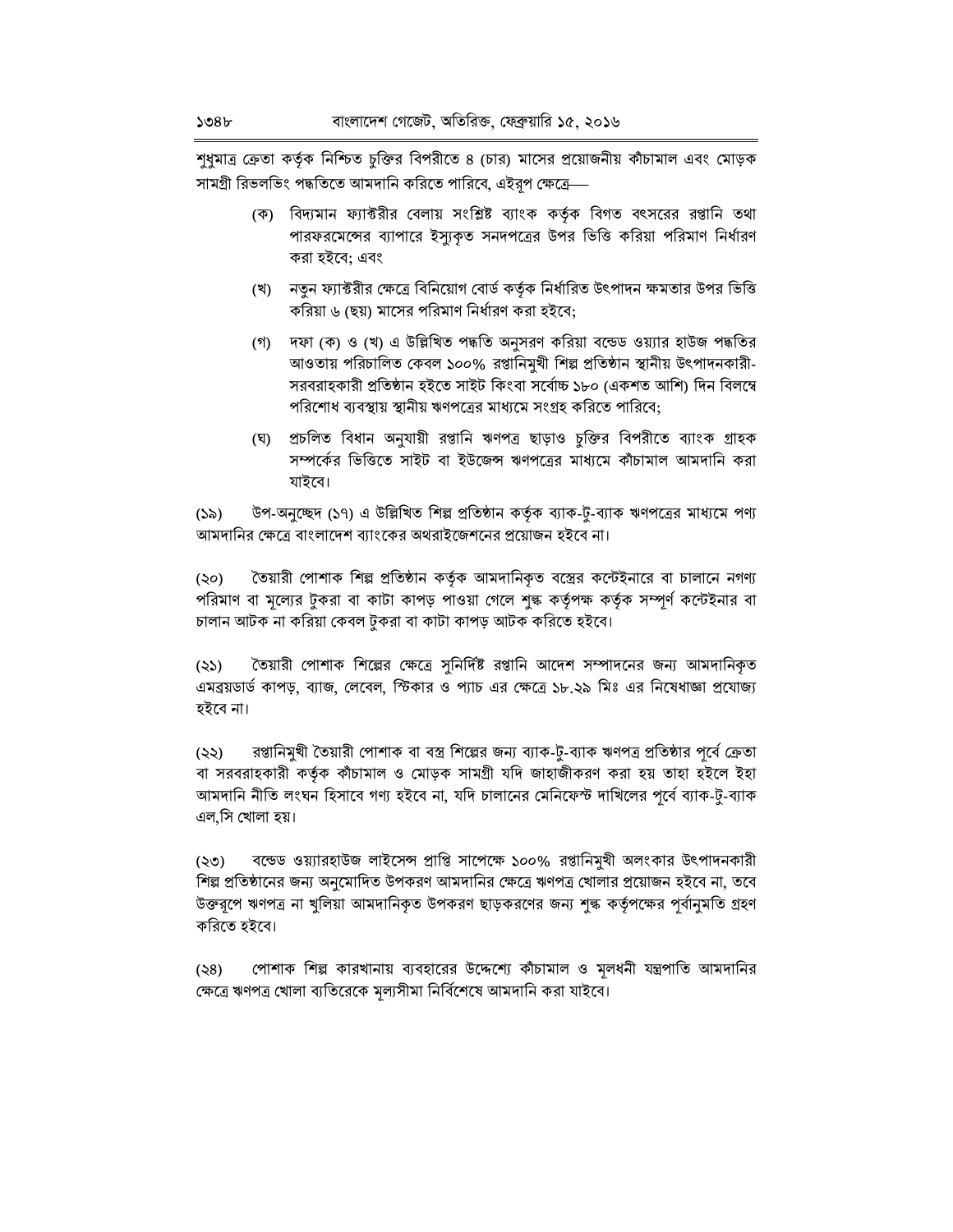শুধুমাত্র ক্রেতা কর্তৃক নিশ্চিত চুক্তির বিপরীতে ৪ (চার) মাসের প্রয়োজনীয় কাঁচামাল এবং মোড়ক সামগ্রী রিভলভিং পদ্ধতিতে আমদানি করিতে পারিবে, এইরূপ ক্ষেত্রে—

(ক) বিদ্যমান ফ্যাক্টরীর বেলায় সংশ্লিষ্ট ব্যাংক কর্তৃক বিগত বৎসরের রপ্তানি তথা পারফরমেন্সের ব্যাপারে ইস্যুকৃত সনদপত্রের উপর ভিত্তি করিয়া পরিমাণ নির্ধারণ করা হইবে; এবং

(খ) নতুন ফ্যাক্টরীর ক্ষেত্রে বিনিয়োগ বোর্ড কর্তৃক নির্ধারিত উৎপাদন ক্ষমতার উপর ভিত্তি করিয়া ৬ (ছয়) মাসের পরিমাণ নির্ধারণ করা হইবে;

(গ) দফা (ক) ও (খ) এ উল্লিখিত পদ্ধতি অনুসরণ করিয়া বন্ডেড ওয়্যার হাউজ পদ্ধতির আওতায় পরিচালিত কেবল ১০০% রপ্তানিমুখী শিল্প প্রতিষ্ঠান স্থানীয় উৎপাদনকারী-সরবরাহকারী প্রতিষ্ঠান হইতে সাইট কিংবা সর্বোচ্চ ১৮০ (একশত আশি) দিন বিলম্বে পরিশোধ ব্যবস্থায় স্থানীয় ঋণপত্রের মাধ্যমে সংগ্রহ করিতে পারিবে;

(ঘ) প্রচলিত বিধান অনুযায়ী রপ্তানি ঋণপত্র ছাড়াও চুক্তির বিপরীতে ব্যাংক গ্রাহক সম্পর্কের ভিত্তিতে সাইট বা ইউজেন্স ঋণপত্রের মাধ্যমে কাঁচামাল আমদানি করা যাইবে।

(১৯) উপ-অনুচ্ছেদ (১৭) এ উল্লিখিত শিল্প প্রতিষ্ঠান কর্তৃক ব্যাক-টু-ব্যাক ঋণপত্রের মাধ্যমে পণ্য আমদানির ক্ষেত্রে বাংলাদেশ ব্যাংকের অথরাইজেশনের প্রয়োজন হইবে না।

(২০) তৈয়ারী পোশাক শিল্প প্রতিষ্ঠান কর্তৃক আমদানিকৃত বস্ত্রের কন্টেইনারে বা চালানে নগণ্য পরিমাণ বা মূল্যের টুকরা বা কাটা কাপড় পাওয়া গেলে শুল্ক কর্তৃপক্ষ কর্তৃক সম্পূর্ণ কন্টেইনার বা চালান আটক না করিয়া কেবল টুকরা বা কাটা কাপড় আটক করিতে হইবে।

(২১) তৈয়ারী পোশাক শিল্পের ক্ষেত্রে সুনির্দিষ্ট রপ্তানি আদেশ সম্পাদনের জন্য আমদানিকৃত এমব্রয়ডার্ড কাপড়, ব্যাজ, লেবেল, স্টিকার ও প্যাচ এর ক্ষেত্রে ১৮.২৯ মিঃ এর নিষেধাজ্ঞা প্রযোজ্য হইবে না।

(২২) রপ্তানিমুখী তৈয়ারী পোশাক বা বস্ত্র শিল্পের জন্য ব্যাক-টু-ব্যাক ঋণপত্র প্রতিষ্ঠার পূর্বে ক্রেতা বা সরবরাহকারী কর্তৃক কাঁচামাল ও মোড়ক সামগ্রী যদি জাহাজীকরণ করা হয় তাহা হইলে ইহা আমদানি নীতি লংঘন হিসাবে গণ্য হইবে না, যদি চালানের মেনিফেস্ট দাখিলের পূর্বে ব্যাক-টু-ব্যাক এল,সি খোলা হয়।

(২৩) বন্ডেড ওয়্যারহাউজ লাইসেন্স প্রাপ্তি সাপেক্ষে ১০০% রপ্তানিমুখী অলংকার উৎপাদনকারী শিল্প প্রতিষ্ঠানের জন্য অনুমোদিত উপকরণ আমদানির ক্ষেত্রে ঋণপত্র খোলার প্রয়োজন হইবে না, তবে উক্তরূপে ঋণপত্র না খুলিয়া আমদানিকৃত উপকরণ ছাড়করণের জন্য শুল্ক কর্তৃপক্ষের পূর্বানুমতি গ্রহণ করিতে হইবে।

(২৪) পোশাক শিল্প কারখানায় ব্যবহারের উদ্দেশ্যে কাঁচামাল ও মূলধনী যন্ত্রপাতি আমদানির ক্ষেত্রে ঋণপত্র খোলা ব্যতিরেকে মূল্যসীমা নির্বিশেষে আমদানি করা যাইবে।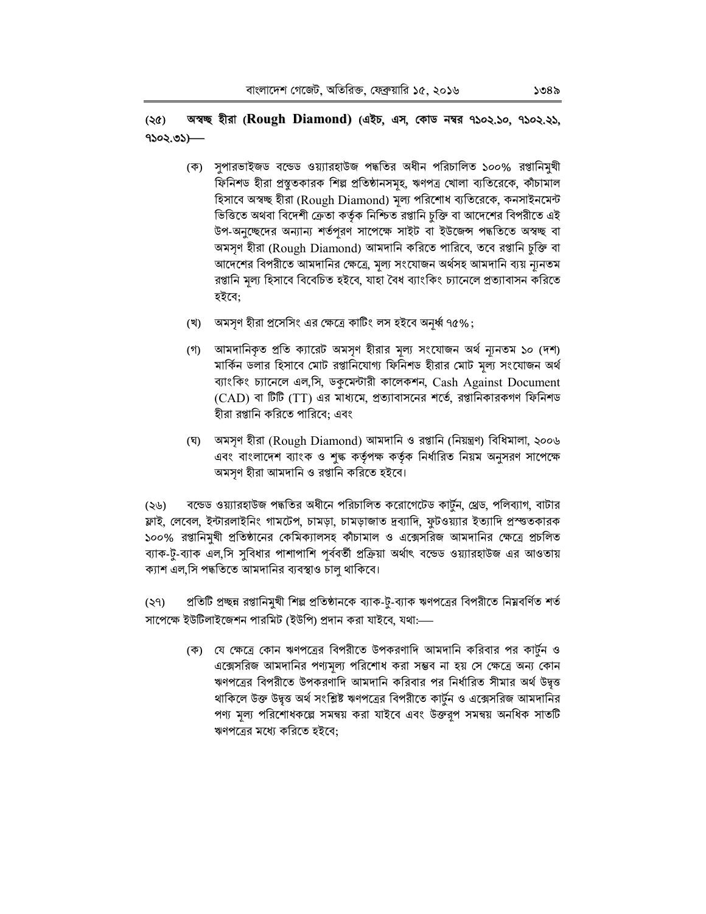**(২৫) অস্বচ্ছ হীরা (Rough Diamond) (এইচ, এস, কোড নম্বর ৭১০২.১০, ৭১০২.২১, ৭১০২.৩১)—**

(ক) সুপারভাইজড বন্ডেড ওয়্যারহাউজ পদ্ধতির অধীন পরিচালিত ১০০% রপ্তানিমুখী ফিনিশড হীরা প্রস্তুতকারক শিল্প প্রতিষ্ঠানসমূহ, ঋণপত্র খোলা ব্যতিরেকে, কাঁচামাল হিসাবে অস্বচ্ছ হীরা (Rough Diamond) মূল্য পরিশোধ ব্যতিরেকে, কনসাইনমেন্ট ভিত্তিতে অথবা বিদেশী ক্রেতা কর্তৃক নিশ্চিত রপ্তানি চুক্তি বা আদেশের বিপরীতে এই উপ-অনুচ্ছেদের অন্যান্য শর্তপূরণ সাপেক্ষে সাইট বা ইউজেন্স পদ্ধতিতে অস্বচ্ছ বা অমসৃণ হীরা (Rough Diamond) আমদানি করিতে পারিবে, তবে রপ্তানি চুক্তি বা আদেশের বিপরীতে আমদানির ক্ষেত্রে, মূল্য সংযোজন অর্থসহ আমদানি ব্যয় ন্যূনতম রপ্তানি মূল্য হিসাবে বিবেচিত হইবে, যাহা বৈধ ব্যাংকিং চ্যানেলে প্রত্যাবাসন করিতে হইবে;

(খ) অমসৃণ হীরা প্রসেসিং এর ক্ষেত্রে কাটিং লস হইবে অনূর্ধ্ব ৭৫%;

(গ) আমদানিকৃত প্রতি ক্যারেট অমসৃণ হীরার মূল্য সংযোজন অর্থ ন্যূনতম ১০ (দশ) মার্কিন ডলার হিসাবে মোট রপ্তানিযোগ্য ফিনিশড হীরার মোট মূল্য সংযোজন অর্থ ব্যাংকিং চ্যানেলে এল,সি, ডকুমেন্টারী কালেকশন, Cash Against Document (CAD) বা টিটি (TT) এর মাধ্যমে, প্রত্যাবাসনের শর্তে, রপ্তানিকারকগণ ফিনিশড হীরা রপ্তানি করিতে পারিবে; এবং

(ঘ) অমসৃণ হীরা (Rough Diamond) আমদানি ও রপ্তানি (নিয়ন্ত্রণ) বিধিমালা, ২০০৬ এবং বাংলাদেশ ব্যাংক ও শুল্ক কর্তৃপক্ষ কর্তৃক নির্ধারিত নিয়ম অনুসরণ সাপেক্ষে অমসৃণ হীরা আমদানি ও রপ্তানি করিতে হইবে।

(২৬) বন্ডেড ওয়্যারহাউজ পদ্ধতির অধীনে পরিচালিত করোগেটেড কার্টুন, থ্রেড, পলিব্যাগ, বাটার ফ্লাই, লেবেল, ইন্টারলাইনিং গামটেপ, চামড়া, চামড়াজাত দ্রব্যাদি, ফুটওয়্যার ইত্যাদি প্রস্তুতকারক ১০০% রপ্তানিমুখী প্রতিষ্ঠানের কেমিক্যালসহ কাঁচামাল ও এক্সেসরিজ আমদানির ক্ষেত্রে প্রচলিত ব্যাক-টু-ব্যাক এল,সি সুবিধার পাশাপাশি পূর্ববর্তী প্রক্রিয়া অর্থাৎ বন্ডেড ওয়্যারহাউজ এর আওতায় ক্যাশ এল,সি পদ্ধতিতে আমদানির ব্যবস্থাও চালু থাকিবে।

(২৭) প্রতিটি প্রচ্ছন্ন রপ্তানিমুখী শিল্প প্রতিষ্ঠানকে ব্যাক-টু-ব্যাক ঋণপত্রের বিপরীতে নিম্নবর্ণিত শর্ত সাপেক্ষে ইউটিলাইজেশন পারমিট (ইউপি) প্রদান করা যাইবে, যথা:—

(ক) যে ক্ষেত্রে কোন ঋণপত্রের বিপরীতে উপকরণাদি আমদানি করিবার পর কার্টুন ও এক্সেসরিজ আমদানির পণ্যমূল্য পরিশোধ করা সম্ভব না হয় সে ক্ষেত্রে অন্য কোন ঋণপত্রের বিপরীতে উপকরণাদি আমদানি করিবার পর নির্ধারিত সীমার অর্থ উদ্বৃত্ত থাকিলে উক্ত উদ্বৃত্ত অর্থ সংশ্লিষ্ট ঋণপত্রের বিপরীতে কার্টুন ও এক্সেসরিজ আমদানির পণ্য মূল্য পরিশোধকল্পে সমন্বয় করা যাইবে এবং উক্তরূপ সমন্বয় অনধিক সাতটি ঋণপত্রের মধ্যে করিতে হইবে;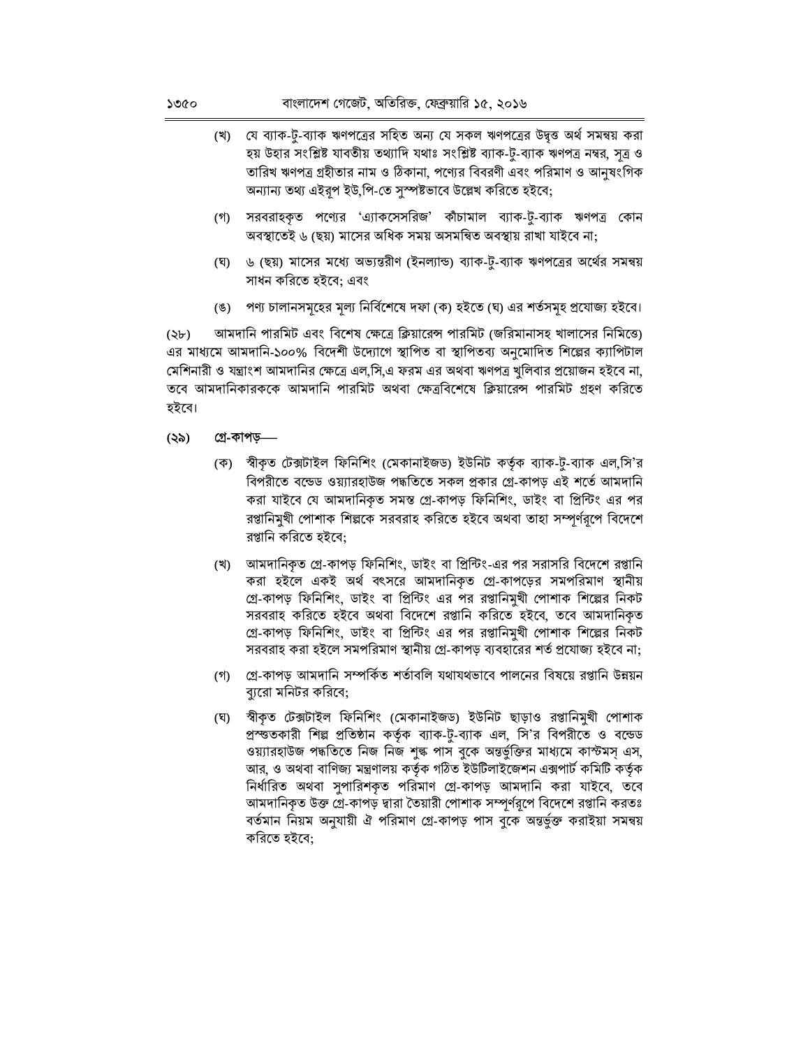(খ) যে ব্যাক-টু-ব্যাক ঋণপত্রের সহিত অন্য যে সকল ঋণপত্রের উদ্বৃত্ত অর্থ সমন্বয় করা হয় উহার সংশ্লিষ্ট যাবতীয় তথ্যাদি যথাঃ সংশ্লিষ্ট ব্যাক-টু-ব্যাক ঋণপত্র নম্বর, সূত্র ও তারিখ ঋণপত্র গ্রহীতার নাম ও ঠিকানা, পণ্যের বিবরণী এবং পরিমাণ ও আনুষংগিক অন্যান্য তথ্য এইরূপ ইউ,পি-তে সুস্পষ্টভাবে উল্লেখ করিতে হইবে;

(গ) সরবরাহকৃত পণ্যের 'এ্যাকসেসরিজ' কাঁচামাল ব্যাক-টু-ব্যাক ঋণপত্র কোন অবস্থাতেই ৬ (ছয়) মাসের অধিক সময় অসমন্বিত অবস্থায় রাখা যাইবে না;

(ঘ) ৬ (ছয়) মাসের মধ্যে অভ্যন্তরীণ (ইনল্যান্ড) ব্যাক-টু-ব্যাক ঋণপত্রের অর্থের সমন্বয় সাধন করিতে হইবে; এবং

(ঙ) পণ্য চালানসমূহের মূল্য নির্বিশেষে দফা (ক) হইতে (ঘ) এর শর্তসমূহ প্রযোজ্য হইবে।

(২৮) আমদানি পারমিট এবং বিশেষ ক্ষেত্রে ক্লিয়ারেন্স পারমিট (জরিমানাসহ খালাসের নিমিত্তে) এর মাধ্যমে আমদানি-১০০% বিদেশী উদ্যোগে স্থাপিত বা স্থাপিতব্য অনুমোদিত শিল্পের ক্যাপিটাল মেশিনারী ও যন্ত্রাংশ আমদানির ক্ষেত্রে এল,সি,এ ফরম এর অথবা ঋণপত্র খুলিবার প্রয়োজন হইবে না, তবে আমদানিকারককে আমদানি পারমিট অথবা ক্ষেত্রবিশেষে ক্লিয়ারেন্স পারমিট গ্রহণ করিতে হইবে।

(২৯) **গ্রে-কাপড়—**

(ক) স্বীকৃত টেক্সটাইল ফিনিশিং (মেকানাইজড) ইউনিট কর্তৃক ব্যাক-টু-ব্যাক এল,সি'র বিপরীতে বন্ডেড ওয়্যারহাউজ পদ্ধতিতে সকল প্রকার গ্রে-কাপড় এই শর্তে আমদানি করা যাইবে যে আমদানিকৃত সমস্ত গ্রে-কাপড় ফিনিশিং, ডাইং বা প্রিন্টিং এর পর রপ্তানিমুখী পোশাক শিল্পকে সরবরাহ করিতে হইবে অথবা তাহা সম্পূর্ণরূপে বিদেশে রপ্তানি করিতে হইবে;

(খ) আমদানিকৃত গ্রে-কাপড় ফিনিশিং, ডাইং বা প্রিন্টিং-এর পর সরাসরি বিদেশে রপ্তানি করা হইলে একই অর্থ বৎসরে আমদানিকৃত গ্রে-কাপড়ের সমপরিমাণ স্থানীয় গ্রে-কাপড় ফিনিশিং, ডাইং বা প্রিন্টিং এর পর রপ্তানিমুখী পোশাক শিল্পের নিকট সরবরাহ করিতে হইবে অথবা বিদেশে রপ্তানি করিতে হইবে, তবে আমদানিকৃত গ্রে-কাপড় ফিনিশিং, ডাইং বা প্রিন্টিং এর পর রপ্তানিমুখী পোশাক শিল্পের নিকট সরবরাহ করা হইলে সমপরিমাণ স্থানীয় গ্রে-কাপড় ব্যবহারের শর্ত প্রযোজ্য হইবে না;

(গ) গ্রে-কাপড় আমদানি সম্পর্কিত শর্তাবলি যথাযথভাবে পালনের বিষয়ে রপ্তানি উন্নয়ন ব্যুরো মনিটর করিবে;

(ঘ) স্বীকৃত টেক্সটাইল ফিনিশিং (মেকানাইজড) ইউনিট ছাড়াও রপ্তানিমুখী পোশাক প্রস্তুতকারী শিল্প প্রতিষ্ঠান কর্তৃক ব্যাক-টু-ব্যাক এল, সি'র বিপরীতে ও বন্ডেড ওয়্যারহাউজ পদ্ধতিতে নিজ নিজ শুল্ক পাস বুকে অন্তর্ভুক্তির মাধ্যমে কাস্টমস্ এস, আর, ও অথবা বাণিজ্য মন্ত্রণালয় কর্তৃক গঠিত ইউটিলাইজেশন এক্সপার্ট কমিটি কর্তৃক নির্ধারিত অথবা সুপারিশকৃত পরিমাণ গ্রে-কাপড় আমদানি করা যাইবে, তবে আমদানিকৃত উক্ত গ্রে-কাপড় দ্বারা তৈয়ারী পোশাক সম্পূর্ণরূপে বিদেশে রপ্তানি করতঃ বর্তমান নিয়ম অনুযায়ী ঐ পরিমাণ গ্রে-কাপড় পাস বুকে অন্তর্ভুক্ত করাইয়া সমন্বয় করিতে হইবে;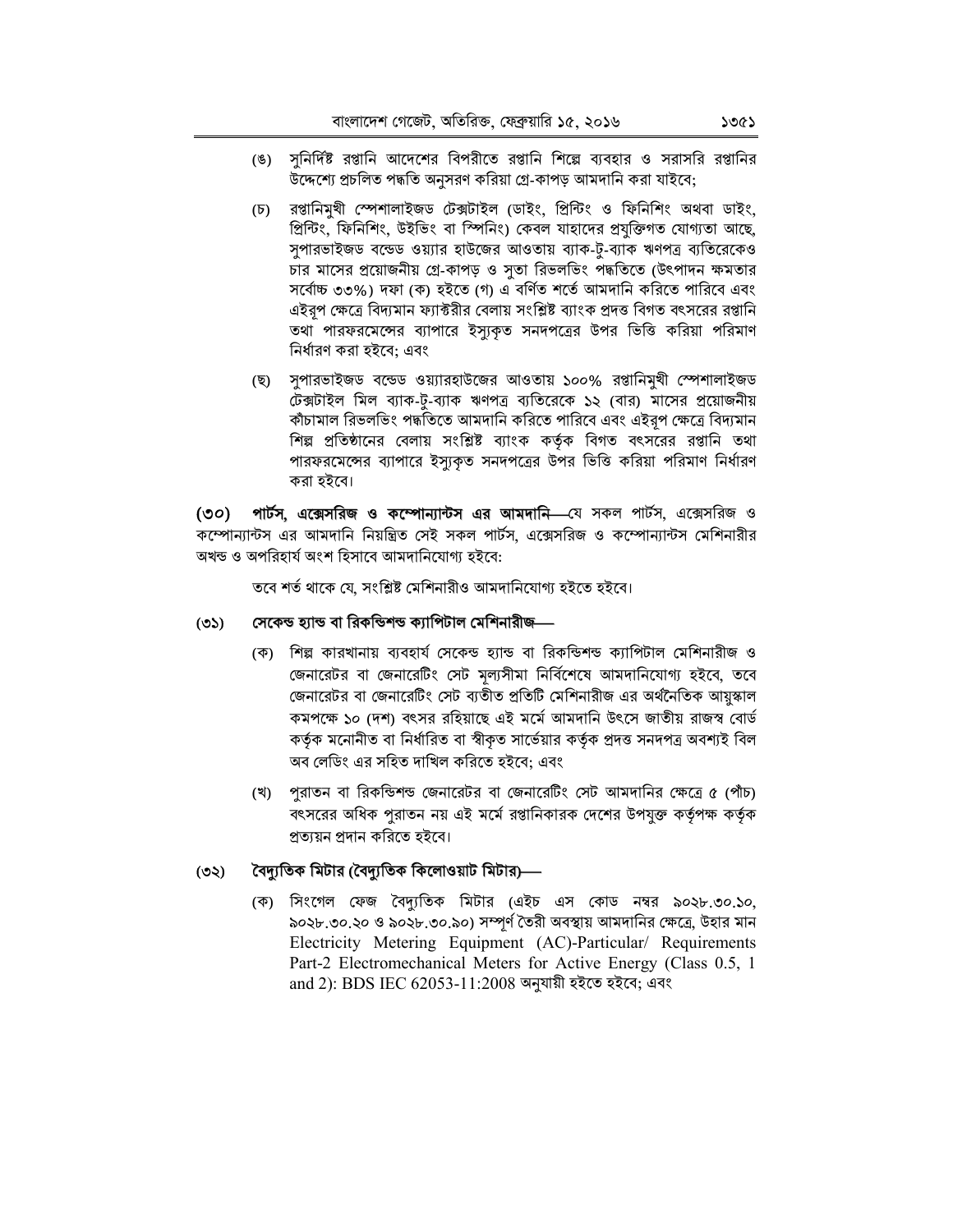(ঙ) সুনির্দিষ্ট রপ্তানি আদেশের বিপরীতে রপ্তানি শিল্পে ব্যবহার ও সরাসরি রপ্তানির উদ্দেশ্যে প্রচলিত পদ্ধতি অনুসরণ করিয়া গ্রে-কাপড় আমদানি করা যাইবে;

(চ) রপ্তানিমুখী স্পেশালাইজড টেক্সটাইল (ডাইং, প্রিন্টিং ও ফিনিশিং অথবা ডাইং, প্রিন্টিং, ফিনিশিং, উইভিং বা স্পিনিং) কেবল যাহাদের প্রযুক্তিগত যোগ্যতা আছে, সুপারভাইজড বন্ডেড ওয়্যার হাউজের আওতায় ব্যাক-টু-ব্যাক ঋণপত্র ব্যতিরেকেও চার মাসের প্রয়োজনীয় গ্রে-কাপড় ও সুতা রিভলভিং পদ্ধতিতে (উৎপাদন ক্ষমতার সর্বোচ্চ ৩৩%) দফা (ক) হইতে (গ) এ বর্ণিত শর্তে আমদানি করিতে পারিবে এবং এইরূপ ক্ষেত্রে বিদ্যমান ফ্যাক্টরীর বেলায় সংশ্লিষ্ট ব্যাংক প্রদত্ত বিগত বৎসরের রপ্তানি তথা পারফরমেন্সের ব্যাপারে ইস্যুকৃত সনদপত্রের উপর ভিত্তি করিয়া পরিমাণ নির্ধারণ করা হইবে; এবং

(ছ) সুপারভাইজড বন্ডেড ওয়্যারহাউজের আওতায় ১০০% রপ্তানিমুখী স্পেশালাইজড টেক্সটাইল মিল ব্যাক-টু-ব্যাক ঋণপত্র ব্যতিরেকে ১২ (বার) মাসের প্রয়োজনীয় কাঁচামাল রিভলভিং পদ্ধতিতে আমদানি করিতে পারিবে এবং এইরূপ ক্ষেত্রে বিদ্যমান শিল্প প্রতিষ্ঠানের বেলায় সংশ্লিষ্ট ব্যাংক কর্তৃক বিগত বৎসরের রপ্তানি তথা পারফরমেন্সের ব্যাপারে ইস্যুকৃত সনদপত্রের উপর ভিত্তি করিয়া পরিমাণ নির্ধারণ করা হইবে।

**(৩০) পার্টস, এক্সেসরিজ ও কম্পোন্যান্টস এর আমদানি**—যে সকল পার্টস, এক্সেসরিজ ও কম্পোন্যান্টস এর আমদানি নিয়ন্ত্রিত সেই সকল পার্টস, এক্সেসরিজ ও কম্পোন্যান্টস মেশিনারীর অখন্ড ও অপরিহার্য অংশ হিসাবে আমদানিযোগ্য হইবে:

তবে শর্ত থাকে যে, সংশ্লিষ্ট মেশিনারীও আমদানিযোগ্য হইতে হইবে।

**(৩১) সেকেন্ড হ্যান্ড বা রিকন্ডিশন্ড ক্যাপিটাল মেশিনারীজ**—

(ক) শিল্প কারখানায় ব্যবহার্য সেকেন্ড হ্যান্ড বা রিকন্ডিশন্ড ক্যাপিটাল মেশিনারীজ ও জেনারেটর বা জেনারেটিং সেট মূল্যসীমা নির্বিশেষে আমদানিযোগ্য হইবে, তবে জেনারেটর বা জেনারেটিং সেট ব্যতীত প্রতিটি মেশিনারীজ এর অর্থনৈতিক আয়ুষ্কাল কমপক্ষে ১০ (দশ) বৎসর রহিয়াছে এই মর্মে আমদানি উৎসে জাতীয় রাজস্ব বোর্ড কর্তৃক মনোনীত বা নির্ধারিত বা স্বীকৃত সার্ভেয়ার কর্তৃক প্রদত্ত সনদপত্র অবশ্যই বিল অব লেডিং এর সহিত দাখিল করিতে হইবে; এবং

(খ) পুরাতন বা রিকন্ডিশন্ড জেনারেটর বা জেনারেটিং সেট আমদানির ক্ষেত্রে ৫ (পাঁচ) বৎসরের অধিক পুরাতন নয় এই মর্মে রপ্তানিকারক দেশের উপযুক্ত কর্তৃপক্ষ কর্তৃক প্রত্যয়ন প্রদান করিতে হইবে।

**(৩২) বৈদ্যুতিক মিটার (বৈদ্যুতিক কিলোওয়াট মিটার)**—

(ক) সিংগেল ফেজ বৈদ্যুতিক মিটার (এইচ এস কোড নম্বর ৯০২৮.৩০.১০, ৯০২৮.৩০.২০ ও ৯০২৮.৩০.৯০) সম্পূর্ণ তৈরী অবস্থায় আমদানির ক্ষেত্রে, উহার মান Electricity Metering Equipment (AC)-Particular/ Requirements Part-2 Electromechanical Meters for Active Energy (Class 0.5, 1 and 2): BDS IEC 62053-11:2008 অনুযায়ী হইতে হইবে; এবং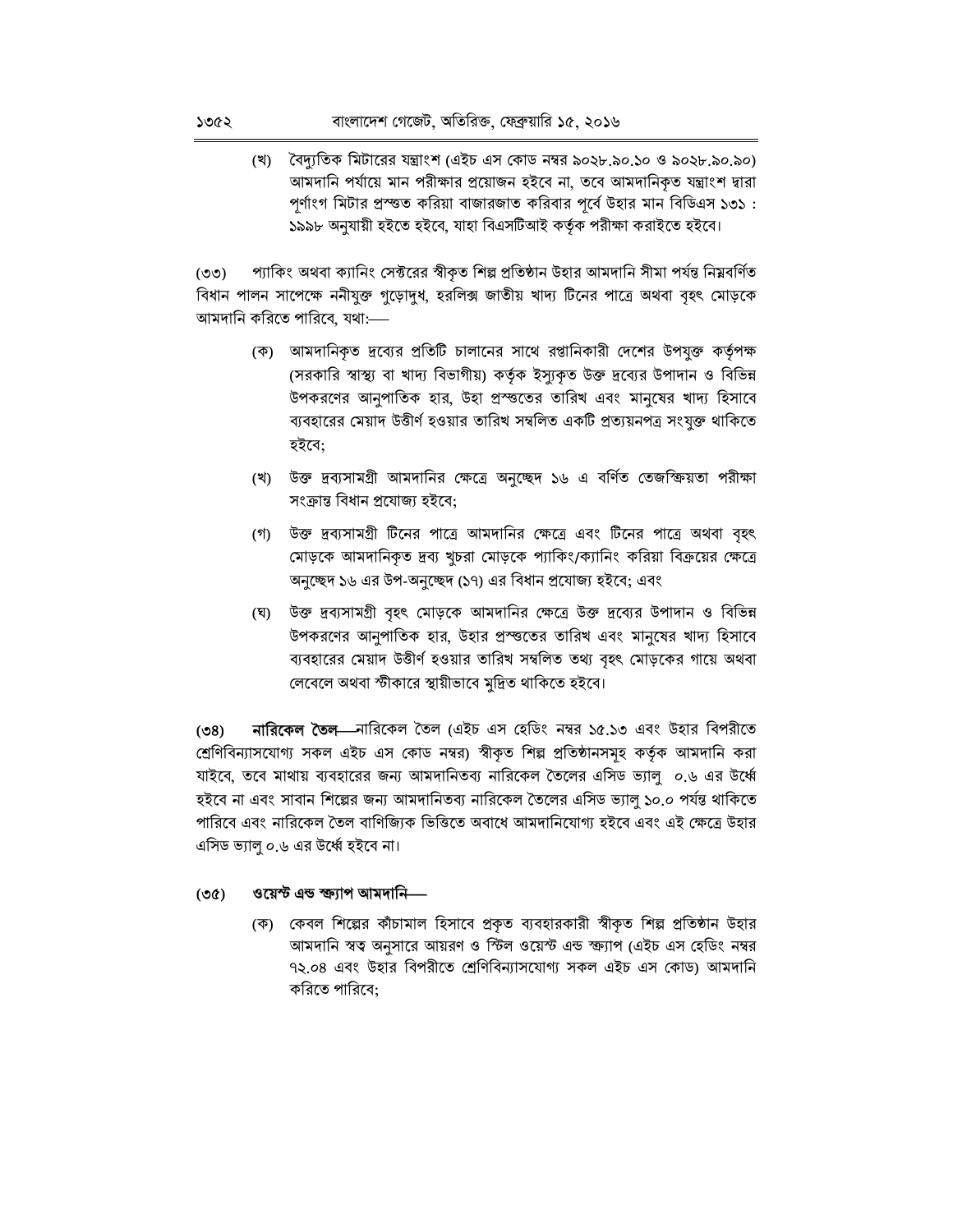(খ) বৈদ্যুতিক মিটারের যন্ত্রাংশ (এইচ এস কোড নম্বর ৯০২৮.৯০.১০ ও ৯০২৮.৯০.৯০) আমদানি পর্যায়ে মান পরীক্ষার প্রয়োজন হইবে না, তবে আমদানিকৃত যন্ত্রাংশ দ্বারা পূর্ণাংগ মিটার প্রস্তুত করিয়া বাজারজাত করিবার পূর্বে উহার মান বিডিএস ১৩১ : ১৯৯৮ অনুযায়ী হইতে হইবে, যাহা বিএসটিআই কর্তৃক পরীক্ষা করাইতে হইবে।

(৩৩) প্যাকিং অথবা ক্যানিং সেক্টরের স্বীকৃত শিল্প প্রতিষ্ঠান উহার আমদানি সীমা পর্যন্ত নিম্নবর্ণিত বিধান পালন সাপেক্ষে ননীযুক্ত গুড়োদুধ, হরলিক্স জাতীয় খাদ্য টিনের পাত্রে অথবা বৃহৎ মোড়কে আমদানি করিতে পারিবে, যথা:—

(ক) আমদানিকৃত দ্রব্যের প্রতিটি চালানের সাথে রপ্তানিকারী দেশের উপযুক্ত কর্তৃপক্ষ (সরকারি স্বাস্থ্য বা খাদ্য বিভাগীয়) কর্তৃক ইস্যুকৃত উক্ত দ্রব্যের উপাদান ও বিভিন্ন উপকরণের আনুপাতিক হার, উহা প্রস্তুতের তারিখ এবং মানুষের খাদ্য হিসাবে ব্যবহারের মেয়াদ উত্তীর্ণ হওয়ার তারিখ সম্বলিত একটি প্রত্যয়নপত্র সংযুক্ত থাকিতে হইবে;

(খ) উক্ত দ্রব্যসামগ্রী আমদানির ক্ষেত্রে অনুচ্ছেদ ১৬ এ বর্ণিত তেজস্ক্রিয়তা পরীক্ষা সংক্রান্ত বিধান প্রযোজ্য হইবে;

(গ) উক্ত দ্রব্যসামগ্রী টিনের পাত্রে আমদানির ক্ষেত্রে এবং টিনের পাত্রে অথবা বৃহৎ মোড়কে আমদানিকৃত দ্রব্য খুচরা মোড়কে প্যাকিং/ক্যানিং করিয়া বিক্রয়ের ক্ষেত্রে অনুচ্ছেদ ১৬ এর উপ-অনুচ্ছেদ (১৭) এর বিধান প্রযোজ্য হইবে; এবং

(ঘ) উক্ত দ্রব্যসামগ্রী বৃহৎ মোড়কে আমদানির ক্ষেত্রে উক্ত দ্রব্যের উপাদান ও বিভিন্ন উপকরণের আনুপাতিক হার, উহার প্রস্তুতের তারিখ এবং মানুষের খাদ্য হিসাবে ব্যবহারের মেয়াদ উত্তীর্ণ হওয়ার তারিখ সম্বলিত তথ্য বৃহৎ মোড়কের গায়ে অথবা লেবেলে অথবা স্টীকারে স্থায়ীভাবে মুদ্রিত থাকিতে হইবে।

(৩৪) **নারিকেল তৈল**—নারিকেল তৈল (এইচ এস হেডিং নম্বর ১৫.১৩ এবং উহার বিপরীতে শ্রেণিবিন্যাসযোগ্য সকল এইচ এস কোড নম্বর) স্বীকৃত শিল্প প্রতিষ্ঠানসমূহ কর্তৃক আমদানি করা যাইবে, তবে মাথায় ব্যবহারের জন্য আমদানিতব্য নারিকেল তৈলের এসিড ভ্যালু ০.৬ এর উর্ধ্বে হইবে না এবং সাবান শিল্পের জন্য আমদানিতব্য নারিকেল তৈলের এসিড ভ্যালু ১০.০ পর্যন্ত থাকিতে পারিবে এবং নারিকেল তৈল বাণিজ্যিক ভিত্তিতে অবাধে আমদানিযোগ্য হইবে এবং এই ক্ষেত্রে উহার এসিড ভ্যালু ০.৬ এর উর্ধ্বে হইবে না।

(৩৫) **ওয়েস্ট এন্ড স্ক্র্যাপ আমদানি**—

(ক) কেবল শিল্পের কাঁচামাল হিসাবে প্রকৃত ব্যবহারকারী স্বীকৃত শিল্প প্রতিষ্ঠান উহার আমদানি স্বত্ব অনুসারে আয়রণ ও স্টিল ওয়েস্ট এন্ড স্ক্র্যাপ (এইচ এস হেডিং নম্বর ৭২.০৪ এবং উহার বিপরীতে শ্রেণিবিন্যাসযোগ্য সকল এইচ এস কোড) আমদানি করিতে পারিবে;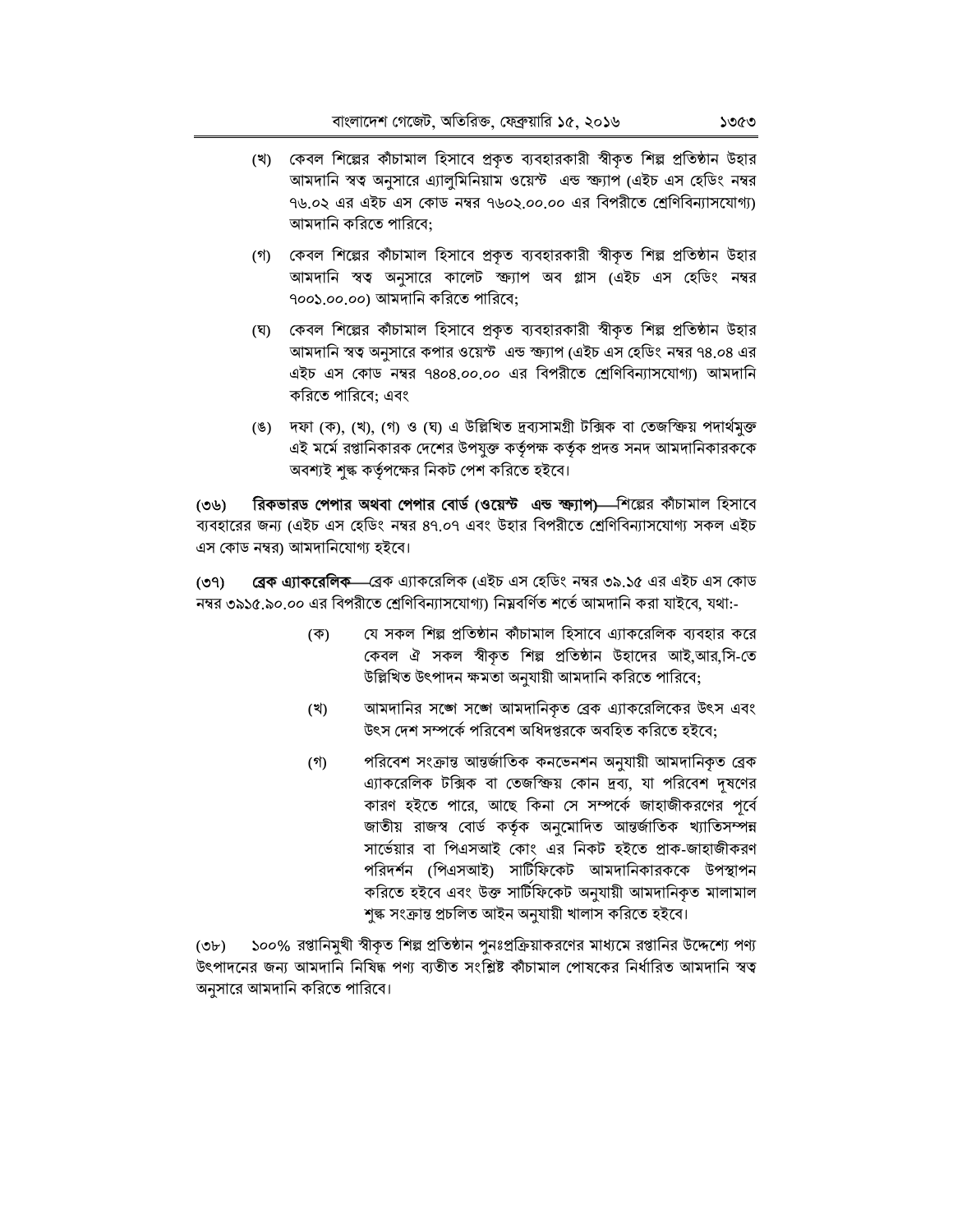(খ) কেবল শিল্পের কাঁচামাল হিসাবে প্রকৃত ব্যবহারকারী স্বীকৃত শিল্প প্রতিষ্ঠান উহার আমদানি স্বত্ব অনুসারে এ্যালুমিনিয়াম ওয়েস্ট এন্ড স্ক্র্যাপ (এইচ এস হেডিং নম্বর ৭৬.০২ এর এইচ এস কোড নম্বর ৭৬০২.০০.০০ এর বিপরীতে শ্রেণিবিন্যাসযোগ্য) আমদানি করিতে পারিবে;

(গ) কেবল শিল্পের কাঁচামাল হিসাবে প্রকৃত ব্যবহারকারী স্বীকৃত শিল্প প্রতিষ্ঠান উহার আমদানি স্বত্ব অনুসারে কালেট স্ক্র্যাপ অব গ্লাস (এইচ এস হেডিং নম্বর ৭০০১.০০.০০) আমদানি করিতে পারিবে;

(ঘ) কেবল শিল্পের কাঁচামাল হিসাবে প্রকৃত ব্যবহারকারী স্বীকৃত শিল্প প্রতিষ্ঠান উহার আমদানি স্বত্ব অনুসারে কপার ওয়েস্ট এন্ড স্ক্র্যাপ (এইচ এস হেডিং নম্বর ৭৪.০৪ এর এইচ এস কোড নম্বর ৭৪০৪.০০.০০ এর বিপরীতে শ্রেণিবিন্যাসযোগ্য) আমদানি করিতে পারিবে; এবং

(ঙ) দফা (ক), (খ), (গ) ও (ঘ) এ উল্লিখিত দ্রব্যসামগ্রী টক্সিক বা তেজস্ক্রিয় পদার্থমুক্ত এই মর্মে রপ্তানিকারক দেশের উপযুক্ত কর্তৃপক্ষ কর্তৃক প্রদত্ত সনদ আমদানিকারককে অবশ্যই শুল্ক কর্তৃপক্ষের নিকট পেশ করিতে হইবে।

(৩৬) **রিকভারড পেপার অথবা পেপার বোর্ড (ওয়েস্ট এন্ড স্ক্র্যাপ)**—শিল্পের কাঁচামাল হিসাবে ব্যবহারের জন্য (এইচ এস হেডিং নম্বর ৪৭.০৭ এবং উহার বিপরীতে শ্রেণিবিন্যাসযোগ্য সকল এইচ এস কোড নম্বর) আমদানিযোগ্য হইবে।

(৩৭) **ব্রেক এ্যাকরেলিক**—ব্রেক এ্যাকরেলিক (এইচ এস হেডিং নম্বর ৩৯.১৫ এর এইচ এস কোড নম্বর ৩৯১৫.৯০.০০ এর বিপরীতে শ্রেণিবিন্যাসযোগ্য) নিম্নবর্ণিত শর্তে আমদানি করা যাইবে, যথা:-

(ক) যে সকল শিল্প প্রতিষ্ঠান কাঁচামাল হিসাবে এ্যাকরেলিক ব্যবহার করে কেবল ঐ সকল স্বীকৃত শিল্প প্রতিষ্ঠান উহাদের আই,আর,সি-তে উল্লিখিত উৎপাদন ক্ষমতা অনুযায়ী আমদানি করিতে পারিবে;

(খ) আমদানির সঙ্গে সঙ্গে আমদানিকৃত ব্রেক এ্যাকরেলিকের উৎস এবং উৎস দেশ সম্পর্কে পরিবেশ অধিদপ্তরকে অবহিত করিতে হইবে;

(গ) পরিবেশ সংক্রান্ত আন্তর্জাতিক কনভেনশন অনুযায়ী আমদানিকৃত ব্রেক এ্যাকরেলিক টক্সিক বা তেজস্ক্রিয় কোন দ্রব্য, যা পরিবেশ দূষণের কারণ হইতে পারে, আছে কিনা সে সম্পর্কে জাহাজীকরণের পূর্বে জাতীয় রাজস্ব বোর্ড কর্তৃক অনুমোদিত আন্তর্জাতিক খ্যাতিসম্পন্ন সার্ভেয়ার বা পিএসআই কোং এর নিকট হইতে প্রাক-জাহাজীকরণ পরিদর্শন (পিএসআই) সার্টিফিকেট আমদানিকারককে উপস্থাপন করিতে হইবে এবং উক্ত সার্টিফিকেট অনুযায়ী আমদানিকৃত মালামাল শুল্ক সংক্রান্ত প্রচলিত আইন অনুযায়ী খালাস করিতে হইবে।

(৩৮) ১০০% রপ্তানিমুখী স্বীকৃত শিল্প প্রতিষ্ঠান পুনঃপ্রক্রিয়াকরণের মাধ্যমে রপ্তানির উদ্দেশ্যে পণ্য উৎপাদনের জন্য আমদানি নিষিদ্ধ পণ্য ব্যতীত সংশ্লিষ্ট কাঁচামাল পোষকের নির্ধারিত আমদানি স্বত্ব অনুসারে আমদানি করিতে পারিবে।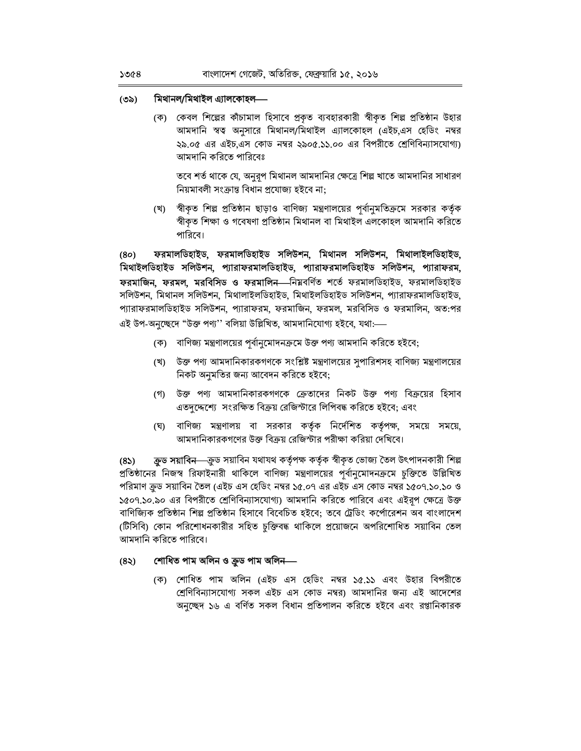**(৩৯) মিথানল/মিথাইল এ্যালকোহল—**

(ক) কেবল শিল্পের কাঁচামাল হিসাবে প্রকৃত ব্যবহারকারী স্বীকৃত শিল্প প্রতিষ্ঠান উহার আমদানি স্বত্ব অনুসারে মিথানল/মিথাইল এ্যালকোহল (এইচ,এস হেডিং নম্বর ২৯.০৫ এর এইচ,এস কোড নম্বর ২৯০৫.১১.০০ এর বিপরীতে শ্রেণিবিন্যাসযোগ্য) আমদানি করিতে পারিবেঃ

তবে শর্ত থাকে যে, অনুরূপ মিথানল আমদানির ক্ষেত্রে শিল্প খাতে আমদানির সাধারণ নিয়মাবলী সংক্রান্ত বিধান প্রযোজ্য হইবে না;

(খ) স্বীকৃত শিল্প প্রতিষ্ঠান ছাড়াও বাণিজ্য মন্ত্রণালয়ের পূর্বানুমতিক্রমে সরকার কর্তৃক স্বীকৃত শিক্ষা ও গবেষণা প্রতিষ্ঠান মিথানল বা মিথাইল এলকোহল আমদানি করিতে পারিবে।

**(৪০) ফরমালডিহাইড, ফরমালডিহাইড সলিউশন, মিথানল সলিউশন, মিথালাইলডিহাইড, মিথাইলডিহাইড সলিউশন, প্যারাফরমালডিহাইড, প্যারাফরমালডিহাইড সলিউশন, প্যারাফরম, ফরমাজিন, ফরমল, মরবিসিড ও ফরমালিন**—নিম্নবর্ণিত শর্তে ফরমালডিহাইড, ফরমালডিহাইড সলিউশন, মিথানল সলিউশন, মিথালাইলডিহাইড, মিথাইলডিহাইড সলিউশন, প্যারাফরমালডিহাইড, প্যারাফরমালডিহাইড সলিউশন, প্যারাফরম, ফরমাজিন, ফরমল, মরবিসিড ও ফরমালিন, অত:পর এই উপ-অনুচ্ছেদে "উক্ত পণ্য'' বলিয়া উল্লিখিত, আমদানিযোগ্য হইবে, যথা:—

(ক) বাণিজ্য মন্ত্রণালয়ের পূর্বানুমোদনক্রমে উক্ত পণ্য আমদানি করিতে হইবে;

(খ) উক্ত পণ্য আমদানিকারকগণকে সংশ্লিষ্ট মন্ত্রণালয়ের সুপারিশসহ বাণিজ্য মন্ত্রণালয়ের নিকট অনুমতির জন্য আবেদন করিতে হইবে;

(গ) উক্ত পণ্য আমদানিকারকগণকে ক্রেতাদের নিকট উক্ত পণ্য বিক্রয়ের হিসাব এতদুদ্দেশ্যে সংরক্ষিত বিক্রয় রেজিস্টারে লিপিবদ্ধ করিতে হইবে; এবং

(ঘ) বাণিজ্য মন্ত্রণালয় বা সরকার কর্তৃক নির্দেশিত কর্তৃপক্ষ, সময়ে সময়ে, আমদানিকারকগণের উক্ত বিক্রয় রেজিস্টার পরীক্ষা করিয়া দেখিবে।

**(৪১) ক্রুড সয়াবিন**—ক্রুড সয়াবিন যথাযথ কর্তৃপক্ষ কর্তৃক স্বীকৃত ভোজ্য তৈল উৎপাদনকারী শিল্প প্রতিষ্ঠানের নিজস্ব রিফাইনারী থাকিলে বাণিজ্য মন্ত্রণালয়ের পূর্বানুমোদনক্রমে চুক্তিতে উল্লিখিত পরিমাণ ক্রুড সয়াবিন তৈল (এইচ এস হেডিং নম্বর ১৫.০৭ এর এইচ এস কোড নম্বর ১৫০৭.১০.১০ ও ১৫০৭.১০.৯০ এর বিপরীতে শ্রেণিবিন্যাসযোগ্য) আমদানি করিতে পারিবে এবং এইরূপ ক্ষেত্রে উক্ত বাণিজ্যিক প্রতিষ্ঠান শিল্প প্রতিষ্ঠান হিসাবে বিবেচিত হইবে; তবে ট্রেডিং কর্পোরেশন অব বাংলাদেশ (টিসিবি) কোন পরিশোধনকারীর সহিত চুক্তিবদ্ধ থাকিলে প্রয়োজনে অপরিশোধিত সয়াবিন তেল আমদানি করিতে পারিবে।

**(৪২) শোধিত পাম অলিন ও ক্রুড পাম অলিন—**

(ক) শোধিত পাম অলিন (এইচ এস হেডিং নম্বর ১৫.১১ এবং উহার বিপরীতে শ্রেণিবিন্যাসযোগ্য সকল এইচ এস কোড নম্বর) আমদানির জন্য এই আদেশের অনুচ্ছেদ ১৬ এ বর্ণিত সকল বিধান প্রতিপালন করিতে হইবে এবং রপ্তানিকারক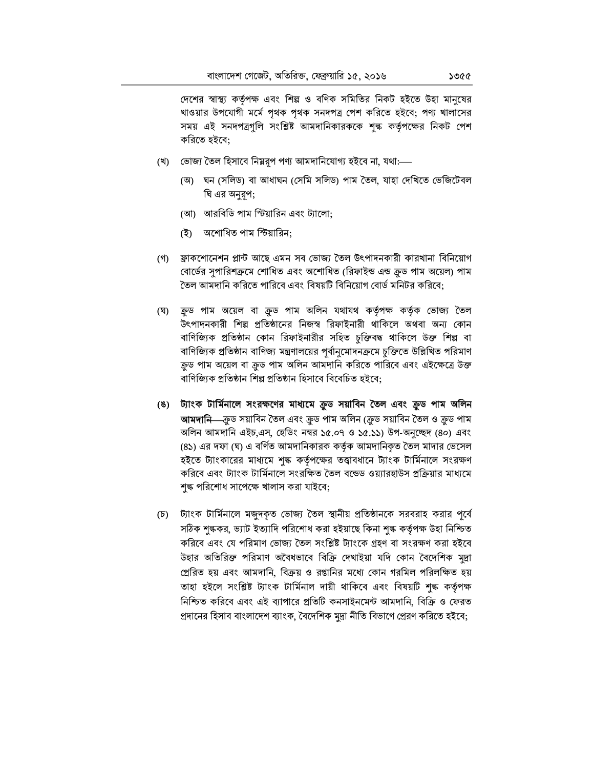দেশের স্বাস্থ্য কর্তৃপক্ষ এবং শিল্প ও বণিক সমিতির নিকট হইতে উহা মানুষের খাওয়ার উপযোগী মর্মে পৃথক পৃথক সনদপত্র পেশ করিতে হইবে; পণ্য খালাসের সময় এই সনদপত্রগুলি সংশ্লিষ্ট আমদানিকারককে শুল্ক কর্তৃপক্ষের নিকট পেশ করিতে হইবে;

(খ) ভোজ্য তৈল হিসাবে নিম্নরূপ পণ্য আমদানিযোগ্য হইবে না, যথা:—

(অ) ঘন (সলিড) বা আধাঘন (সেমি সলিড) পাম তৈল, যাহা দেখিতে ভেজিটেবল ঘি এর অনুরূপ;

(আ) আরবিডি পাম স্টিয়ারিন এবং ট্যালো;

(ই) অশোধিত পাম স্টিয়ারিন;

(গ) ফ্রাকশোনেশন প্লান্ট আছে এমন সব ভোজ্য তৈল উৎপাদনকারী কারখানা বিনিয়োগ বোর্ডের সুপারিশক্রমে শোধিত এবং অশোধিত (রিফাইন্ড এন্ড ক্রুড পাম অয়েল) পাম তৈল আমদানি করিতে পারিবে এবং বিষয়টি বিনিয়োগ বোর্ড মনিটর করিবে;

(ঘ) ক্রুড পাম অয়েল বা ক্রুড পাম অলিন যথাযথ কর্তৃপক্ষ কর্তৃক ভোজ্য তৈল উৎপাদনকারী শিল্প প্রতিষ্ঠানের নিজস্ব রিফাইনারী থাকিলে অথবা অন্য কোন বাণিজ্যিক প্রতিষ্ঠান কোন রিফাইনারীর সহিত চুক্তিবদ্ধ থাকিলে উক্ত শিল্প বা বাণিজ্যিক প্রতিষ্ঠান বাণিজ্য মন্ত্রণালয়ের পূর্বানুমোদনক্রমে চুক্তিতে উল্লিখিত পরিমাণ ক্রুড পাম অয়েল বা ক্রুড পাম অলিন আমদানি করিতে পারিবে এবং এইক্ষেত্রে উক্ত বাণিজ্যিক প্রতিষ্ঠান শিল্প প্রতিষ্ঠান হিসাবে বিবেচিত হইবে;

(ঙ) **ট্যাংক টার্মিনালে সংরক্ষণের মাধ্যমে ক্রুড সয়াবিন তৈল এবং ক্রুড পাম অলিন আমদানি**—ক্রুড সয়াবিন তৈল এবং ক্রুড পাম অলিন (ক্রুড সয়াবিন তৈল ও ক্রুড পাম অলিন আমদানি এইচ,এস, হেডিং নম্বর ১৫.০৭ ও ১৫.১১) উপ-অনুচ্ছেদ (৪০) এবং (৪১) এর দফা (ঘ) এ বর্ণিত আমদানিকারক কর্তৃক আমদানিকৃত তৈল মাদার ভেসেল হইতে ট্যাংকারের মাধ্যমে শুল্ক কর্তৃপক্ষের তত্ত্বাবধানে ট্যাংক টার্মিনালে সংরক্ষণ করিবে এবং ট্যাংক টার্মিনালে সংরক্ষিত তৈল বন্ডেড ওয়্যারহাউস প্রক্রিয়ার মাধ্যমে শুল্ক পরিশোধ সাপেক্ষে খালাস করা যাইবে;

(চ) ট্যাংক টার্মিনালে মজুদকৃত ভোজ্য তৈল স্থানীয় প্রতিষ্ঠানকে সরবরাহ করার পূর্বে সঠিক শুল্ককর, ভ্যাট ইত্যাদি পরিশোধ করা হইয়াছে কিনা শুল্ক কর্তৃপক্ষ উহা নিশ্চিত করিবে এবং যে পরিমাণ ভোজ্য তৈল সংশ্লিষ্ট ট্যাংকে গ্রহণ বা সংরক্ষণ করা হইবে উহার অতিরিক্ত পরিমাণ অবৈধভাবে বিক্রি দেখাইয়া যদি কোন বৈদেশিক মুদ্রা প্রেরিত হয় এবং আমদানি, বিক্রয় ও রপ্তানির মধ্যে কোন গরমিল পরিলক্ষিত হয় তাহা হইলে সংশ্লিষ্ট ট্যাংক টার্মিনাল দায়ী থাকিবে এবং বিষয়টি শুল্ক কর্তৃপক্ষ নিশ্চিত করিবে এবং এই ব্যাপারে প্রতিটি কনসাইনমেন্ট আমদানি, বিক্রি ও ফেরত প্রদানের হিসাব বাংলাদেশ ব্যাংক, বৈদেশিক মুদ্রা নীতি বিভাগে প্রেরণ করিতে হইবে;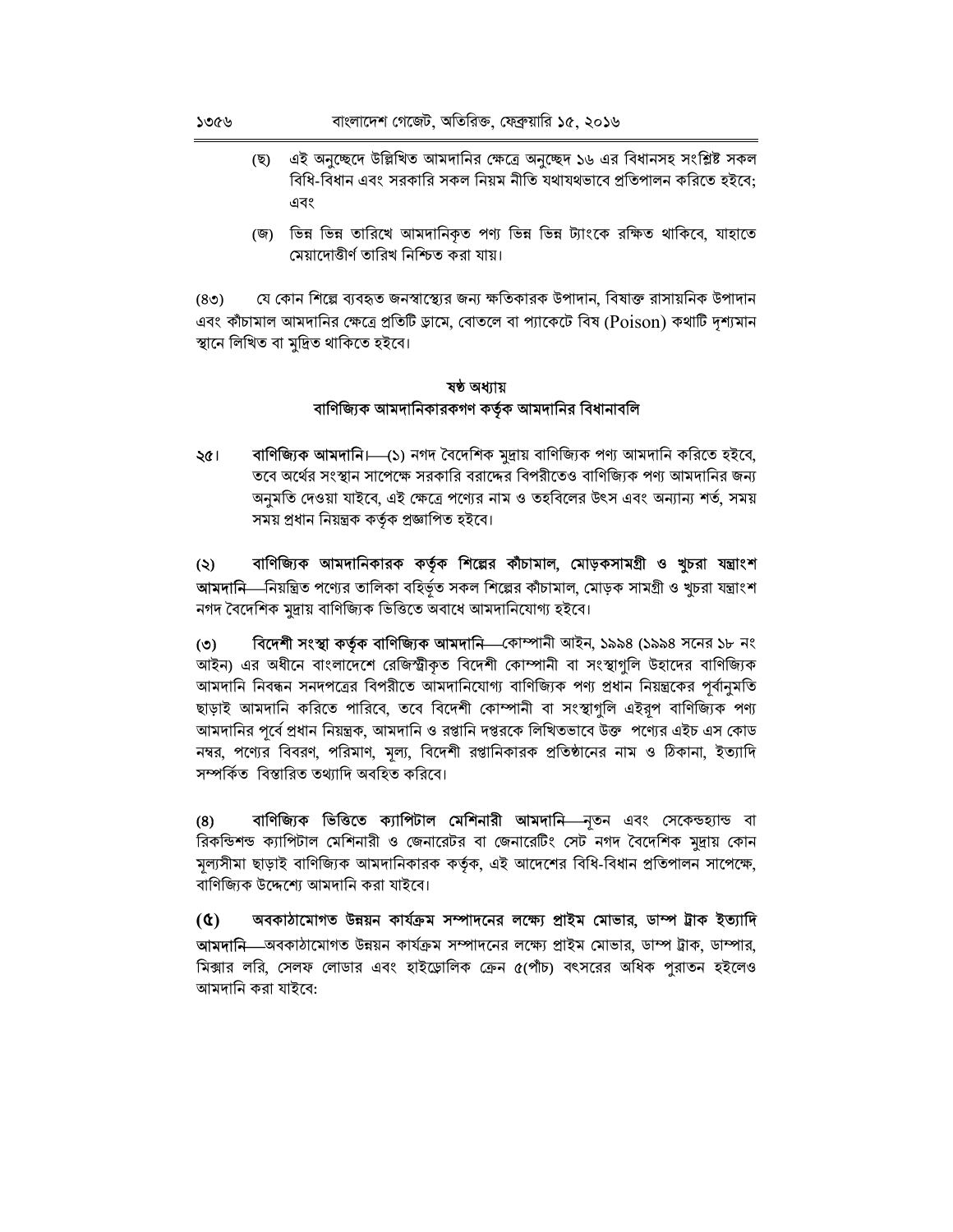(ছ) এই অনুচ্ছেদে উল্লিখিত আমদানির ক্ষেত্রে অনুচ্ছেদ ১৬ এর বিধানসহ সংশ্লিষ্ট সকল বিধি-বিধান এবং সরকারি সকল নিয়ম নীতি যথাযথভাবে প্রতিপালন করিতে হইবে; এবং

(জ) ভিন্ন ভিন্ন তারিখে আমদানিকৃত পণ্য ভিন্ন ভিন্ন ট্যাংকে রক্ষিত থাকিবে, যাহাতে মেয়াদোত্তীর্ণ তারিখ নিশ্চিত করা যায়।

(৪৩) যে কোন শিল্পে ব্যবহৃত জনস্বাস্থ্যের জন্য ক্ষতিকারক উপাদান, বিষাক্ত রাসায়নিক উপাদান এবং কাঁচামাল আমদানির ক্ষেত্রে প্রতিটি ড্রামে, বোতলে বা প্যাকেটে বিষ (Poison) কথাটি দৃশ্যমান স্থানে লিখিত বা মুদ্রিত থাকিতে হইবে।

## ষষ্ঠ অধ্যায়
## বাণিজ্যিক আমদানিকারকগণ কর্তৃক আমদানির বিধানাবলি

২৫। **বাণিজ্যিক আমদানি।**—(১) নগদ বৈদেশিক মুদ্রায় বাণিজ্যিক পণ্য আমদানি করিতে হইবে, তবে অর্থের সংস্থান সাপেক্ষে সরকারি বরাদ্দের বিপরীতেও বাণিজ্যিক পণ্য আমদানির জন্য অনুমতি দেওয়া যাইবে, এই ক্ষেত্রে পণ্যের নাম ও তহবিলের উৎস এবং অন্যান্য শর্ত, সময় সময় প্রধান নিয়ন্ত্রক কর্তৃক প্রজ্ঞাপিত হইবে।

(২) **বাণিজ্যিক আমদানিকারক কর্তৃক শিল্পের কাঁচামাল, মোড়কসামগ্রী ও খুচরা যন্ত্রাংশ আমদানি**—নিয়ন্ত্রিত পণ্যের তালিকা বহির্ভূত সকল শিল্পের কাঁচামাল, মোড়ক সামগ্রী ও খুচরা যন্ত্রাংশ নগদ বৈদেশিক মুদ্রায় বাণিজ্যিক ভিত্তিতে অবাধে আমদানিযোগ্য হইবে।

(৩) **বিদেশী সংস্থা কর্তৃক বাণিজ্যিক আমদানি**—কোম্পানী আইন, ১৯৯৪ (১৯৯৪ সনের ১৮ নং আইন) এর অধীনে বাংলাদেশে রেজিস্ট্রীকৃত বিদেশী কোম্পানী বা সংস্থাগুলি উহাদের বাণিজ্যিক আমদানি নিবন্ধন সনদপত্রের বিপরীতে আমদানিযোগ্য বাণিজ্যিক পণ্য প্রধান নিয়ন্ত্রকের পূর্বানুমতি ছাড়াই আমদানি করিতে পারিবে, তবে বিদেশী কোম্পানী বা সংস্থাগুলি এইরূপ বাণিজ্যিক পণ্য আমদানির পূর্বে প্রধান নিয়ন্ত্রক, আমদানি ও রপ্তানি দপ্তরকে লিখিতভাবে উক্ত পণ্যের এইচ এস কোড নম্বর, পণ্যের বিবরণ, পরিমাণ, মূল্য, বিদেশী রপ্তানিকারক প্রতিষ্ঠানের নাম ও ঠিকানা, ইত্যাদি সম্পর্কিত বিস্তারিত তথ্যাদি অবহিত করিবে।

(৪) **বাণিজ্যিক ভিত্তিতে ক্যাপিটাল মেশিনারী আমদানি**—নূতন এবং সেকেন্ডহ্যান্ড বা রিকন্ডিশন্ড ক্যাপিটাল মেশিনারী ও জেনারেটর বা জেনারেটিং সেট নগদ বৈদেশিক মুদ্রায় কোন মূল্যসীমা ছাড়াই বাণিজ্যিক আমদানিকারক কর্তৃক, এই আদেশের বিধি-বিধান প্রতিপালন সাপেক্ষে, বাণিজ্যিক উদ্দেশ্যে আমদানি করা যাইবে।

(৫) **অবকাঠামোগত উন্নয়ন কার্যক্রম সম্পাদনের লক্ষ্যে প্রাইম মোভার, ডাম্প ট্রাক ইত্যাদি আমদানি**—অবকাঠামোগত উন্নয়ন কার্যক্রম সম্পাদনের লক্ষ্যে প্রাইম মোভার, ডাম্প ট্রাক, ডাম্পার, মিক্সার লরি, সেলফ লোডার এবং হাইড্রোলিক ক্রেন ৫(পাঁচ) বৎসরের অধিক পুরাতন হইলেও আমদানি করা যাইবে: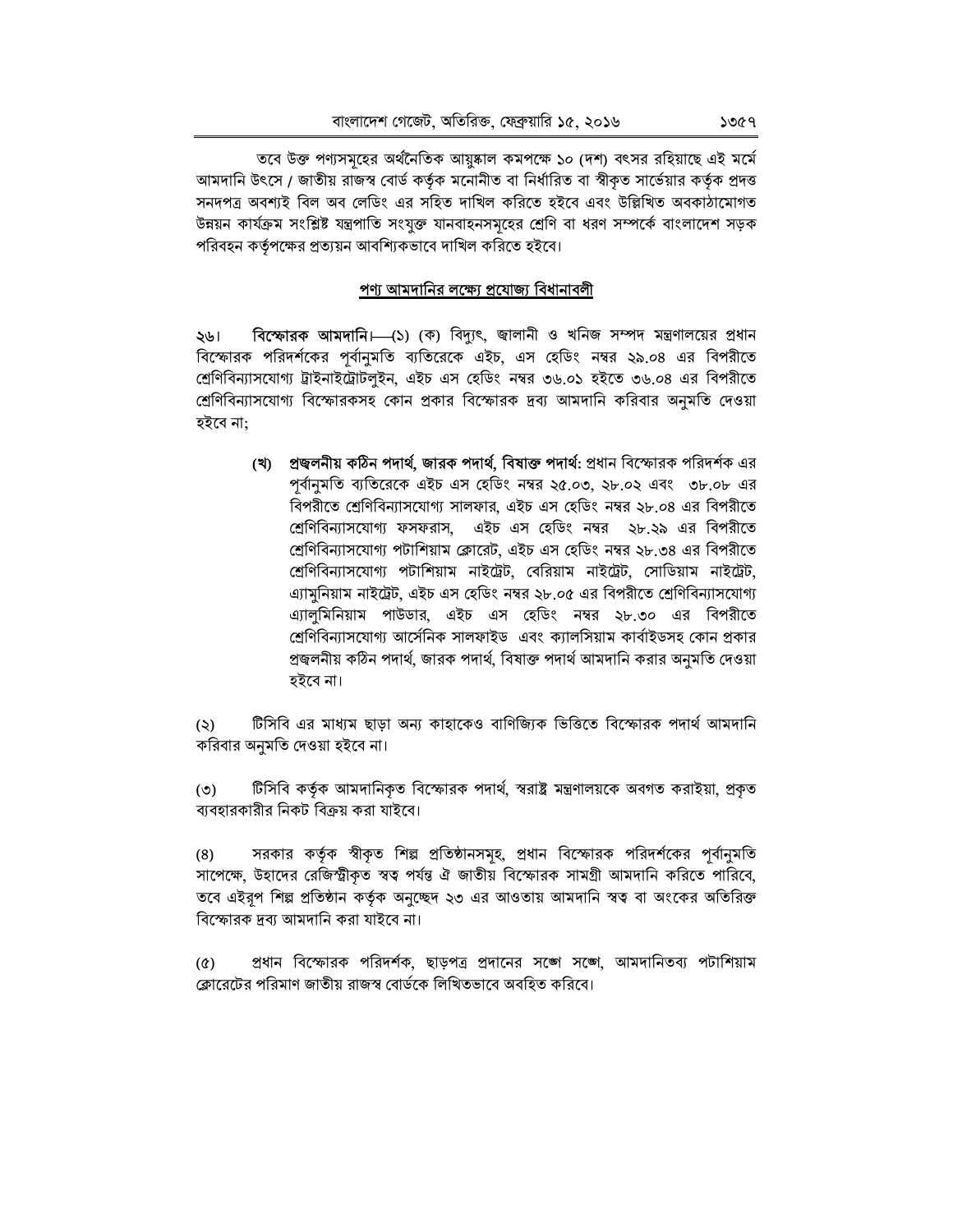তবে উক্ত পণ্যসমূহের অর্থনৈতিক আয়ুষ্কাল কমপক্ষে ১০ (দশ) বৎসর রহিয়াছে এই মর্মে আমদানি উৎসে / জাতীয় রাজস্ব বোর্ড কর্তৃক মনোনীত বা নির্ধারিত বা স্বীকৃত সার্ভেয়ার কর্তৃক প্রদত্ত সনদপত্র অবশ্যই বিল অব লেডিং এর সহিত দাখিল করিতে হইবে এবং উল্লিখিত অবকাঠামোগত উন্নয়ন কার্যক্রম সংশ্লিষ্ট যন্ত্রপাতি সংযুক্ত যানবাহনসমূহের শ্রেণি বা ধরণ সম্পর্কে বাংলাদেশ সড়ক পরিবহন কর্তৃপক্ষের প্রত্যয়ন আবশ্যিকভাবে দাখিল করিতে হইবে।

## পণ্য আমদানির লক্ষ্যে প্রযোজ্য বিধানাবলী

২৬। **বিস্ফোরক আমদানি।**—(১) (ক) বিদ্যুৎ, জ্বালানী ও খনিজ সম্পদ মন্ত্রণালয়ের প্রধান বিস্ফোরক পরিদর্শকের পূর্বানুমতি ব্যতিরেকে এইচ, এস হেডিং নম্বর ২৯.০৪ এর বিপরীতে শ্রেণিবিন্যাসযোগ্য ট্রাইনাইট্রোটলুইন, এইচ এস হেডিং নম্বর ৩৬.০১ হইতে ৩৬.০৪ এর বিপরীতে শ্রেণিবিন্যাসযোগ্য বিস্ফোরকসহ কোন প্রকার বিস্ফোরক দ্রব্য আমদানি করিবার অনুমতি দেওয়া হইবে না;

(খ) **প্রজ্বলনীয় কঠিন পদার্থ, জারক পদার্থ, বিষাক্ত পদার্থ:** প্রধান বিস্ফোরক পরিদর্শক এর পূর্বানুমতি ব্যতিরেকে এইচ এস হেডিং নম্বর ২৫.০৩, ২৮.০২ এবং ৩৮.০৮ এর বিপরীতে শ্রেণিবিন্যাসযোগ্য সালফার, এইচ এস হেডিং নম্বর ২৮.০৪ এর বিপরীতে শ্রেণিবিন্যাসযোগ্য ফসফরাস, এইচ এস হেডিং নম্বর ২৮.২৯ এর বিপরীতে শ্রেণিবিন্যাসযোগ্য পটাশিয়াম ক্লোরেট, এইচ এস হেডিং নম্বর ২৮.৩৪ এর বিপরীতে শ্রেণিবিন্যাসযোগ্য পটাশিয়াম নাইট্রেট, বেরিয়াম নাইট্রেট, সোডিয়াম নাইট্রেট, এ্যামুনিয়াম নাইট্রেট, এইচ এস হেডিং নম্বর ২৮.০৫ এর বিপরীতে শ্রেণিবিন্যাসযোগ্য এ্যালুমিনিয়াম পাউডার, এইচ এস হেডিং নম্বর ২৮.৩০ এর বিপরীতে শ্রেণিবিন্যাসযোগ্য আর্সেনিক সালফাইড এবং ক্যালসিয়াম কার্বাইডসহ কোন প্রকার প্রজ্বলনীয় কঠিন পদার্থ, জারক পদার্থ, বিষাক্ত পদার্থ আমদানি করার অনুমতি দেওয়া হইবে না।

(২) টিসিবি এর মাধ্যম ছাড়া অন্য কাহাকেও বাণিজ্যিক ভিত্তিতে বিস্ফোরক পদার্থ আমদানি করিবার অনুমতি দেওয়া হইবে না।

(৩) টিসিবি কর্তৃক আমদানিকৃত বিস্ফোরক পদার্থ, স্বরাষ্ট্র মন্ত্রণালয়কে অবগত করাইয়া, প্রকৃত ব্যবহারকারীর নিকট বিক্রয় করা যাইবে।

(৪) সরকার কর্তৃক স্বীকৃত শিল্প প্রতিষ্ঠানসমূহ, প্রধান বিস্ফোরক পরিদর্শকের পূর্বানুমতি সাপেক্ষে, উহাদের রেজিস্ট্রীকৃত স্বত্ব পর্যন্ত ঐ জাতীয় বিস্ফোরক সামগ্রী আমদানি করিতে পারিবে, তবে এইরূপ শিল্প প্রতিষ্ঠান কর্তৃক অনুচ্ছেদ ২৩ এর আওতায় আমদানি স্বত্ব বা অংকের অতিরিক্ত বিস্ফোরক দ্রব্য আমদানি করা যাইবে না।

(৫) প্রধান বিস্ফোরক পরিদর্শক, ছাড়পত্র প্রদানের সঙ্গে সঙ্গে, আমদানিতব্য পটাশিয়াম ক্লোরেটের পরিমাণ জাতীয় রাজস্ব বোর্ডকে লিখিতভাবে অবহিত করিবে।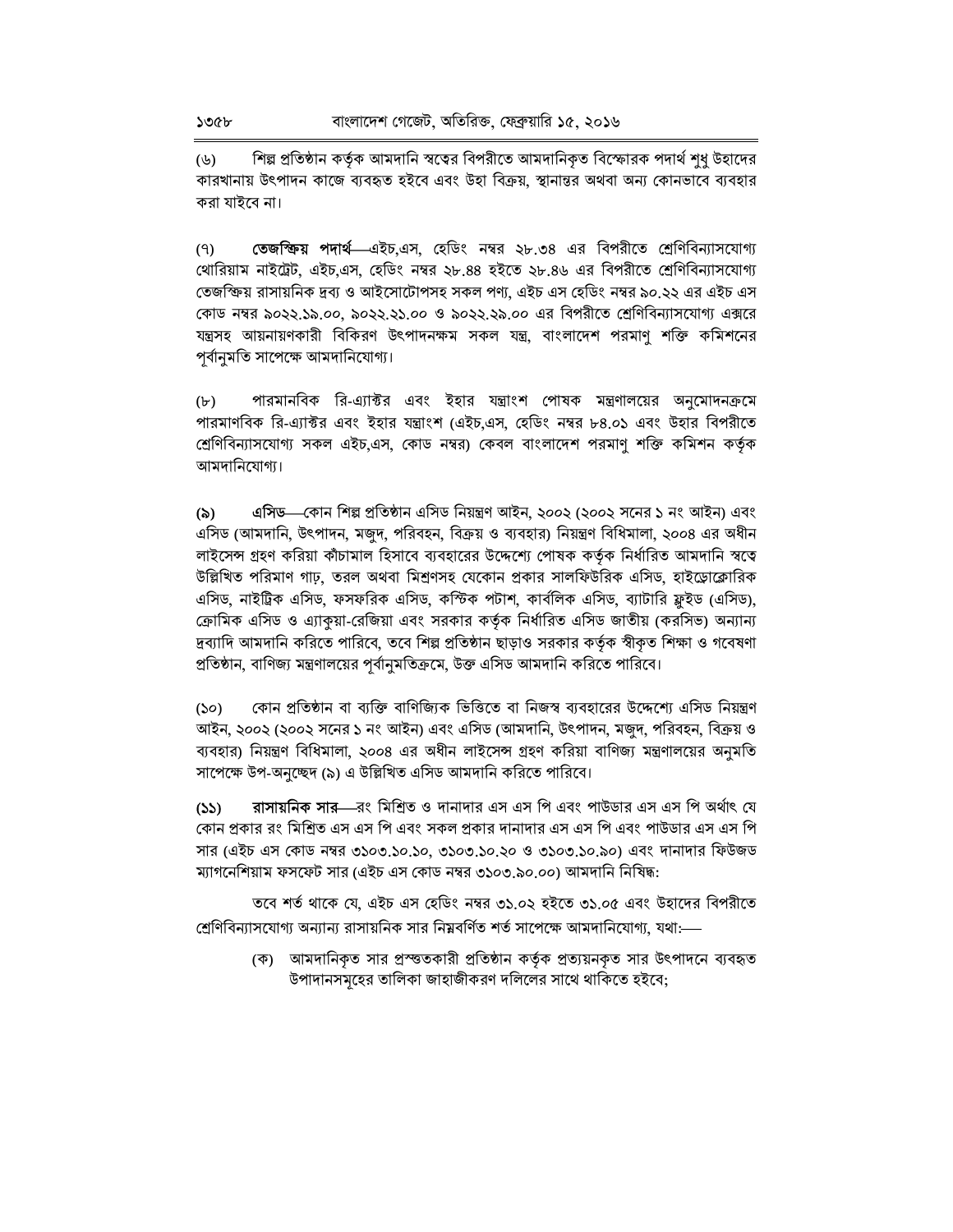(৬) শিল্প প্রতিষ্ঠান কর্তৃক আমদানি স্বত্বের বিপরীতে আমদানিকৃত বিস্ফোরক পদার্থ শুধু উহাদের কারখানায় উৎপাদন কাজে ব্যবহৃত হইবে এবং উহা বিক্রয়, স্থানান্তর অথবা অন্য কোনভাবে ব্যবহার করা যাইবে না।

(৭) **তেজস্ক্রিয় পদার্থ**—এইচ,এস, হেডিং নম্বর ২৮.৩৪ এর বিপরীতে শ্রেণিবিন্যাসযোগ্য থোরিয়াম নাইট্রেট, এইচ,এস, হেডিং নম্বর ২৮.৪৪ হইতে ২৮.৪৬ এর বিপরীতে শ্রেণিবিন্যাসযোগ্য তেজস্ক্রিয় রাসায়নিক দ্রব্য ও আইসোটোপসহ সকল পণ্য, এইচ এস হেডিং নম্বর ৯০.২২ এর এইচ এস কোড নম্বর ৯০২২.১৯.০০, ৯০২২.২১.০০ ও ৯০২২.২৯.০০ এর বিপরীতে শ্রেণিবিন্যাসযোগ্য এক্সরে যন্ত্রসহ আয়নায়ণকারী বিকিরণ উৎপাদনক্ষম সকল যন্ত্র, বাংলাদেশ পরমাণু শক্তি কমিশনের পূর্বানুমতি সাপেক্ষে আমদানিযোগ্য।

(৮) পারমানবিক রি-এ্যাক্টর এবং ইহার যন্ত্রাংশ পোষক মন্ত্রণালয়ের অনুমোদনক্রমে পারমাণবিক রি-এ্যাক্টর এবং ইহার যন্ত্রাংশ (এইচ,এস, হেডিং নম্বর ৮৪.০১ এবং উহার বিপরীতে শ্রেণিবিন্যাসযোগ্য সকল এইচ,এস, কোড নম্বর) কেবল বাংলাদেশ পরমাণু শক্তি কমিশন কর্তৃক আমদানিযোগ্য।

**(৯)** **এসিড**—কোন শিল্প প্রতিষ্ঠান এসিড নিয়ন্ত্রণ আইন, ২০০২ (২০০২ সনের ১ নং আইন) এবং এসিড (আমদানি, উৎপাদন, মজুদ, পরিবহন, বিক্রয় ও ব্যবহার) নিয়ন্ত্রণ বিধিমালা, ২০০৪ এর অধীন লাইসেন্স গ্রহণ করিয়া কাঁচামাল হিসাবে ব্যবহারের উদ্দেশ্যে পোষক কর্তৃক নির্ধারিত আমদানি স্বত্বে উল্লিখিত পরিমাণ গাঢ়, তরল অথবা মিশ্রণসহ যেকোন প্রকার সালফিউরিক এসিড, হাইড্রোক্লোরিক এসিড, নাইট্রিক এসিড, ফসফরিক এসিড, কস্টিক পটাশ, কার্বলিক এসিড, ব্যাটারি ফ্লুইড (এসিড), ক্রোমিক এসিড ও এ্যাকুয়া-রেজিয়া এবং সরকার কর্তৃক নির্ধারিত এসিড জাতীয় (করসিভ) অন্যান্য দ্রব্যাদি আমদানি করিতে পারিবে, তবে শিল্প প্রতিষ্ঠান ছাড়াও সরকার কর্তৃক স্বীকৃত শিক্ষা ও গবেষণা প্রতিষ্ঠান, বাণিজ্য মন্ত্রণালয়ের পূর্বানুমতিক্রমে, উক্ত এসিড আমদানি করিতে পারিবে।

(১০) কোন প্রতিষ্ঠান বা ব্যক্তি বাণিজ্যিক ভিত্তিতে বা নিজস্ব ব্যবহারের উদ্দেশ্যে এসিড নিয়ন্ত্রণ আইন, ২০০২ (২০০২ সনের ১ নং আইন) এবং এসিড (আমদানি, উৎপাদন, মজুদ, পরিবহন, বিক্রয় ও ব্যবহার) নিয়ন্ত্রণ বিধিমালা, ২০০৪ এর অধীন লাইসেন্স গ্রহণ করিয়া বাণিজ্য মন্ত্রণালয়ের অনুমতি সাপেক্ষে উপ-অনুচ্ছেদ (৯) এ উল্লিখিত এসিড আমদানি করিতে পারিবে।

**(১১)** **রাসায়নিক সার**—রং মিশ্রিত ও দানাদার এস এস পি এবং পাউডার এস এস পি অর্থাৎ যে কোন প্রকার রং মিশ্রিত এস এস পি এবং সকল প্রকার দানাদার এস এস পি এবং পাউডার এস এস পি সার (এইচ এস কোড নম্বর ৩১০৩.১০.১০, ৩১০৩.১০.২০ ও ৩১০৩.১০.৯০) এবং দানাদার ফিউজড ম্যাগনেশিয়াম ফসফেট সার (এইচ এস কোড নম্বর ৩১০৩.৯০.০০) আমদানি নিষিদ্ধ:

তবে শর্ত থাকে যে, এইচ এস হেডিং নম্বর ৩১.০২ হইতে ৩১.০৫ এবং উহাদের বিপরীতে শ্রেণিবিন্যাসযোগ্য অন্যান্য রাসায়নিক সার নিম্নবর্ণিত শর্ত সাপেক্ষে আমদানিযোগ্য, যথা:—

(ক) আমদানিকৃত সার প্রস্তুতকারী প্রতিষ্ঠান কর্তৃক প্রত্যয়নকৃত সার উৎপাদনে ব্যবহৃত উপাদানসমূহের তালিকা জাহাজীকরণ দলিলের সাথে থাকিতে হইবে;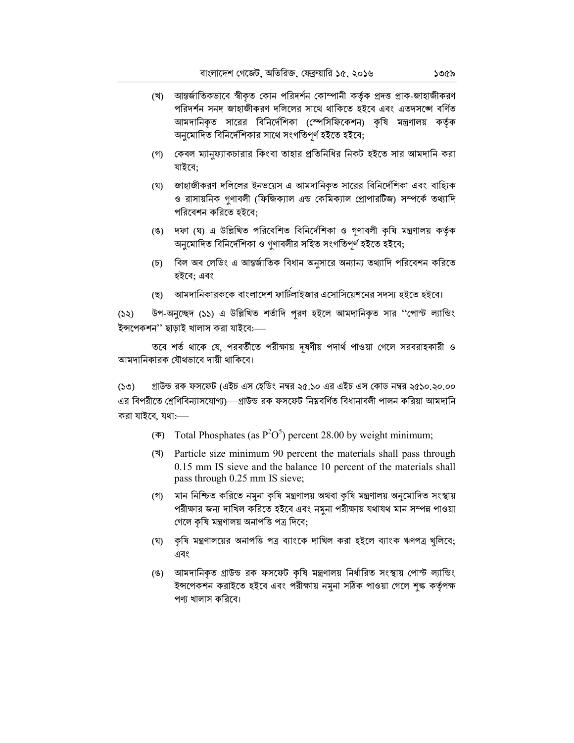(খ) আন্তর্জাতিকভাবে স্বীকৃত কোন পরিদর্শন কোম্পানী কর্তৃক প্রদত্ত প্রাক-জাহাজীকরণ পরিদর্শন সনদ জাহাজীকরণ দলিলের সাথে থাকিতে হইবে এবং এতদসঙ্গে বর্ণিত আমদানিকৃত সারের বিনির্দেশিকা (স্পেসিফিকেশন) কৃষি মন্ত্রণালয় কর্তৃক অনুমোদিত বিনির্দেশিকার সাথে সংগতিপূর্ণ হইতে হইবে;

(গ) কেবল ম্যানুফ্যাকচারার কিংবা তাহার প্রতিনিধির নিকট হইতে সার আমদানি করা যাইবে;

(ঘ) জাহাজীকরণ দলিলের ইনভয়েস এ আমদানিকৃত সারের বিনির্দেশিকা এবং বাহ্যিক ও রাসায়নিক গুণাবলী (ফিজিক্যাল এন্ড কেমিক্যাল প্রোপারটিজ) সম্পর্কে তথ্যাদি পরিবেশন করিতে হইবে;

(ঙ) দফা (ঘ) এ উল্লিখিত পরিবেশিত বিনির্দেশিকা ও গুণাবলী কৃষি মন্ত্রণালয় কর্তৃক অনুমোদিত বিনির্দেশিকা ও গুণাবলীর সহিত সংগতিপূর্ণ হইতে হইবে;

(চ) বিল অব লেডিং এ আন্তর্জাতিক বিধান অনুসারে অন্যান্য তথ্যাদি পরিবেশন করিতে হইবে; এবং

(ছ) আমদানিকারককে বাংলাদেশ ফার্টিলাইজার এসোসিয়েশনের সদস্য হইতে হইবে।

(১২) উপ-অনুচ্ছেদ (১১) এ উল্লিখিত শর্তাদি পূরণ হইলে আমদানিকৃত সার ''পোস্ট ল্যান্ডিং ইন্সপেকশন'' ছাড়াই খালাস করা যাইবে:—

তবে শর্ত থাকে যে, পরবর্তীতে পরীক্ষায় দূষণীয় পদার্থ পাওয়া গেলে সরবরাহকারী ও আমদানিকারক যৌথভাবে দায়ী থাকিবে।

(১৩) গ্রাউন্ড রক ফসফেট (এইচ এস হেডিং নম্বর ২৫.১০ এর এইচ এস কোড নম্বর ২৫১০.২০.০০ এর বিপরীতে শ্রেণিবিন্যাসযোগ্য)—গ্রাউন্ড রক ফসফেট নিম্নবর্ণিত বিধানাবলী পালন করিয়া আমদানি করা যাইবে, যথা:—

(ক) Total Phosphates (as $P^2O^5$) percent 28.00 by weight minimum;

(খ) Particle size minimum 90 percent the materials shall pass through 0.15 mm IS sieve and the balance 10 percent of the materials shall pass through 0.25 mm IS sieve;

(গ) মান নিশ্চিত করিতে নমুনা কৃষি মন্ত্রণালয় অথবা কৃষি মন্ত্রণালয় অনুমোদিত সংস্থায় পরীক্ষার জন্য দাখিল করিতে হইবে এবং নমুনা পরীক্ষায় যথাযথ মান সম্পন্ন পাওয়া গেলে কৃষি মন্ত্রণালয় অনাপত্তি পত্র দিবে;

(ঘ) কৃষি মন্ত্রণালয়ের অনাপত্তি পত্র ব্যাংকে দাখিল করা হইলে ব্যাংক ঋণপত্র খুলিবে; এবং

(ঙ) আমদানিকৃত গ্রাউন্ড রক ফসফেট কৃষি মন্ত্রণালয় নির্ধারিত সংস্থায় পোস্ট ল্যান্ডিং ইন্সপেকশন করাইতে হইবে এবং পরীক্ষায় নমুনা সঠিক পাওয়া গেলে শুল্ক কর্তৃপক্ষ পণ্য খালাস করিবে।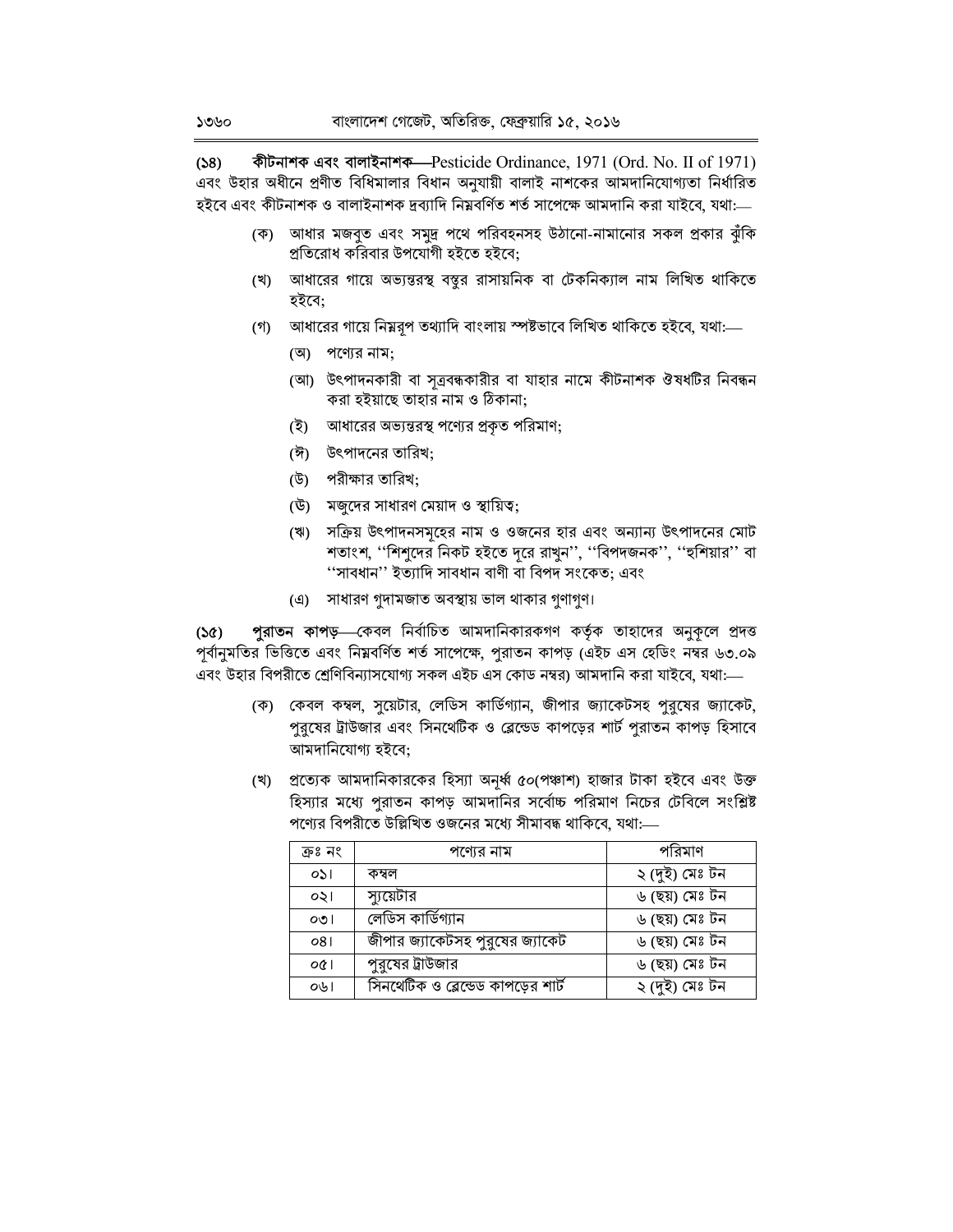(১৪) **কীটনাশক এবং বালাইনাশক**—Pesticide Ordinance, 1971 (Ord. No. II of 1971) এবং উহার অধীনে প্রণীত বিধিমালার বিধান অনুযায়ী বালাই নাশকের আমদানিযোগ্যতা নির্ধারিত হইবে এবং কীটনাশক ও বালাইনাশক দ্রব্যাদি নিম্নবর্ণিত শর্ত সাপেক্ষে আমদানি করা যাইবে, যথা:—

(ক) আধার মজবুত এবং সমুদ্র পথে পরিবহনসহ উঠানো-নামানোর সকল প্রকার ঝুঁকি প্রতিরোধ করিবার উপযোগী হইতে হইবে;

(খ) আধারের গায়ে অভ্যন্তরস্থ বস্তুর রাসায়নিক বা টেকনিক্যাল নাম লিখিত থাকিতে হইবে;

(গ) আধারের গায়ে নিম্নরূপ তথ্যাদি বাংলায় স্পষ্টভাবে লিখিত থাকিতে হইবে, যথা:—

(অ) পণ্যের নাম;

(আ) উৎপাদনকারী বা সূত্রবদ্ধকারীর বা যাহার নামে কীটনাশক ঔষধটির নিবন্ধন করা হইয়াছে তাহার নাম ও ঠিকানা;

(ই) আধারের অভ্যন্তরস্থ পণ্যের প্রকৃত পরিমাণ;

(ঈ) উৎপাদনের তারিখ;

(উ) পরীক্ষার তারিখ;

(ঊ) মজুদের সাধারণ মেয়াদ ও স্থায়িত্ব;

(ঋ) সক্রিয় উৎপাদনসমূহের নাম ও ওজনের হার এবং অন্যান্য উৎপাদনের মোট শতাংশ, ''শিশুদের নিকট হইতে দূরে রাখুন'', ''বিপদজনক'', ''হুশিয়ার'' বা ''সাবধান'' ইত্যাদি সাবধান বাণী বা বিপদ সংকেত; এবং

(এ) সাধারণ গুদামজাত অবস্থায় ভাল থাকার গুণাগুণ।

(১৫) **পুরাতন কাপড়**—কেবল নির্বাচিত আমদানিকারকগণ কর্তৃক তাহাদের অনুকূলে প্রদত্ত পূর্বানুমতির ভিত্তিতে এবং নিম্নবর্ণিত শর্ত সাপেক্ষে, পুরাতন কাপড় (এইচ এস হেডিং নম্বর ৬৩.০৯ এবং উহার বিপরীতে শ্রেণিবিন্যাসযোগ্য সকল এইচ এস কোড নম্বর) আমদানি করা যাইবে, যথা:—

(ক) কেবল কম্বল, সুয়েটার, লেডিস কার্ডিগ্যান, জীপার জ্যাকেটসহ পুরুষের জ্যাকেট, পুরুষের ট্রাউজার এবং সিনথেটিক ও ব্লেন্ডেড কাপড়ের শার্ট পুরাতন কাপড় হিসাবে আমদানিযোগ্য হইবে;

(খ) প্রত্যেক আমদানিকারকের হিস্যা অনূর্ধ্ব ৫০(পঞ্চাশ) হাজার টাকা হইবে এবং উক্ত হিস্যার মধ্যে পুরাতন কাপড় আমদানির সর্বোচ্চ পরিমাণ নিচের টেবিলে সংশ্লিষ্ট পণ্যের বিপরীতে উল্লিখিত ওজনের মধ্যে সীমাবদ্ধ থাকিবে, যথা:—

| ক্রঃ নং | পণ্যের নাম | পরিমাণ |
|---|---|---|
| ০১। | কম্বল | ২ (দুই) মেঃ টন |
| ০২। | স্যুয়েটার | ৬ (ছয়) মেঃ টন |
| ০৩। | লেডিস কার্ডিগ্যান | ৬ (ছয়) মেঃ টন |
| ০৪। | জীপার জ্যাকেটসহ পুরুষের জ্যাকেট | ৬ (ছয়) মেঃ টন |
| ০৫। | পুরুষের ট্রাউজার | ৬ (ছয়) মেঃ টন |
| ০৬। | সিনথেটিক ও ব্লেন্ডেড কাপড়ের শার্ট | ২ (দুই) মেঃ টন |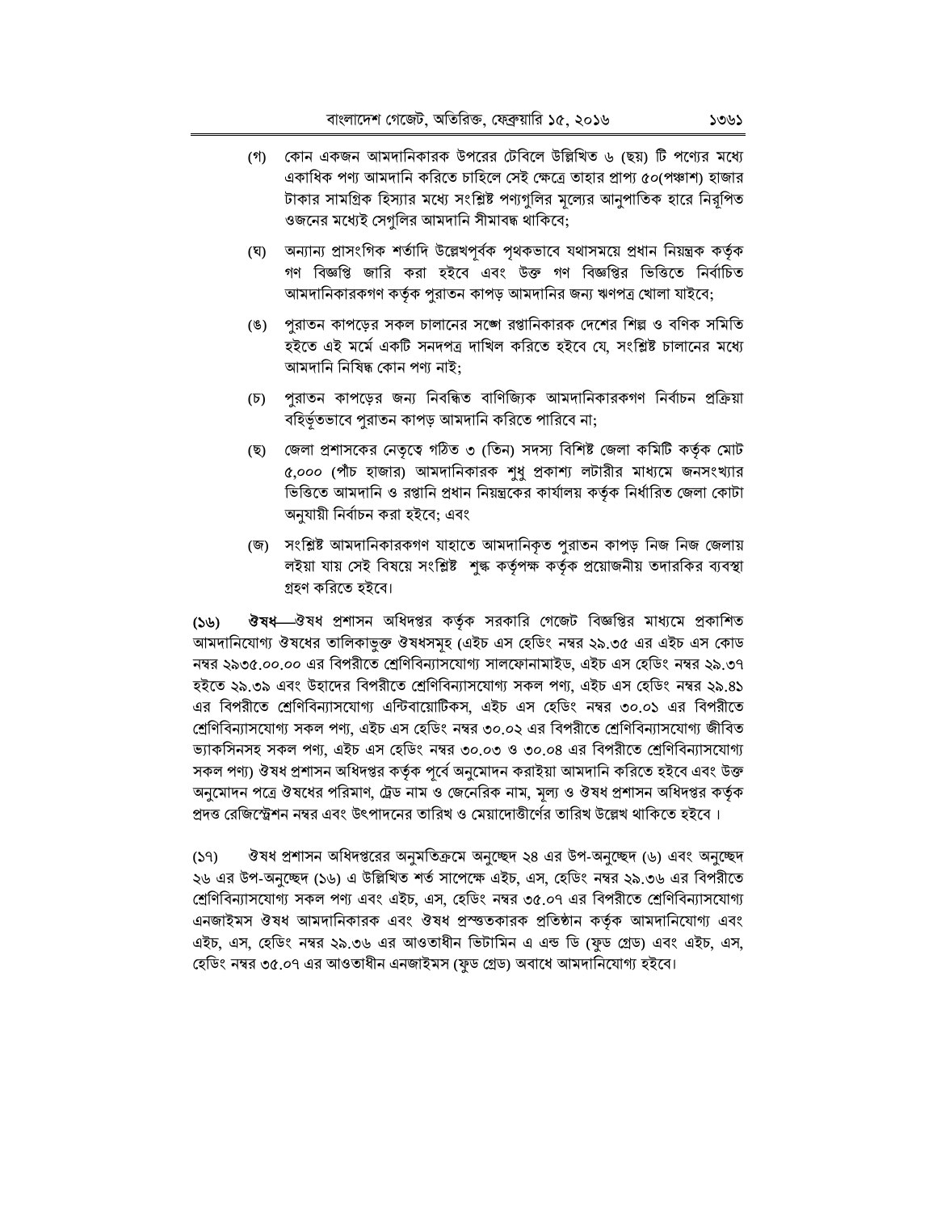(গ) কোন একজন আমদানিকারক উপরের টেবিলে উল্লিখিত ৬ (ছয়) টি পণ্যের মধ্যে একাধিক পণ্য আমদানি করিতে চাহিলে সেই ক্ষেত্রে তাহার প্রাপ্য ৫০(পঞ্চাশ) হাজার টাকার সামগ্রিক হিস্যার মধ্যে সংশ্লিষ্ট পণ্যগুলির মূল্যের আনুপাতিক হারে নিরূপিত ওজনের মধ্যেই সেগুলির আমদানি সীমাবদ্ধ থাকিবে;

(ঘ) অন্যান্য প্রাসংগিক শর্তাদি উল্লেখপূর্বক পৃথকভাবে যথাসময়ে প্রধান নিয়ন্ত্রক কর্তৃক গণ বিজ্ঞপ্তি জারি করা হইবে এবং উক্ত গণ বিজ্ঞপ্তির ভিত্তিতে নির্বাচিত আমদানিকারকগণ কর্তৃক পুরাতন কাপড় আমদানির জন্য ঋণপত্র খোলা যাইবে;

(ঙ) পুরাতন কাপড়ের সকল চালানের সঙ্গে রপ্তানিকারক দেশের শিল্প ও বণিক সমিতি হইতে এই মর্মে একটি সনদপত্র দাখিল করিতে হইবে যে, সংশ্লিষ্ট চালানের মধ্যে আমদানি নিষিদ্ধ কোন পণ্য নাই;

(চ) পুরাতন কাপড়ের জন্য নিবন্ধিত বাণিজ্যিক আমদানিকারকগণ নির্বাচন প্রক্রিয়া বহির্ভূতভাবে পুরাতন কাপড় আমদানি করিতে পারিবে না;

(ছ) জেলা প্রশাসকের নেতৃত্বে গঠিত ৩ (তিন) সদস্য বিশিষ্ট জেলা কমিটি কর্তৃক মোট ৫,০০০ (পাঁচ হাজার) আমদানিকারক শুধু প্রকাশ্য লটারীর মাধ্যমে জনসংখ্যার ভিত্তিতে আমদানি ও রপ্তানি প্রধান নিয়ন্ত্রকের কার্যালয় কর্তৃক নির্ধারিত জেলা কোটা অনুযায়ী নির্বাচন করা হইবে; এবং

(জ) সংশ্লিষ্ট আমদানিকারকগণ যাহাতে আমদানিকৃত পুরাতন কাপড় নিজ নিজ জেলায় লইয়া যায় সেই বিষয়ে সংশ্লিষ্ট শুল্ক কর্তৃপক্ষ কর্তৃক প্রয়োজনীয় তদারকির ব্যবস্থা গ্রহণ করিতে হইবে।

(১৬) **ঔষধ**—ঔষধ প্রশাসন অধিদপ্তর কর্তৃক সরকারি গেজেট বিজ্ঞপ্তির মাধ্যমে প্রকাশিত আমদানিযোগ্য ঔষধের তালিকাভুক্ত ঔষধসমূহ (এইচ এস হেডিং নম্বর ২৯.৩৫ এর এইচ এস কোড নম্বর ২৯৩৫.০০.০০ এর বিপরীতে শ্রেণিবিন্যাসযোগ্য সালফোনামাইড, এইচ এস হেডিং নম্বর ২৯.৩৭ হইতে ২৯.৩৯ এবং উহাদের বিপরীতে শ্রেণিবিন্যাসযোগ্য সকল পণ্য, এইচ এস হেডিং নম্বর ২৯.৪১ এর বিপরীতে শ্রেণিবিন্যাসযোগ্য এন্টিবায়োটিকস, এইচ এস হেডিং নম্বর ৩০.০১ এর বিপরীতে শ্রেণিবিন্যাসযোগ্য সকল পণ্য, এইচ এস হেডিং নম্বর ৩০.০২ এর বিপরীতে শ্রেণিবিন্যাসযোগ্য জীবিত ভ্যাকসিনসহ সকল পণ্য, এইচ এস হেডিং নম্বর ৩০.০৩ ও ৩০.০৪ এর বিপরীতে শ্রেণিবিন্যাসযোগ্য সকল পণ্য) ঔষধ প্রশাসন অধিদপ্তর কর্তৃক পূর্বে অনুমোদন করাইয়া আমদানি করিতে হইবে এবং উক্ত অনুমোদন পত্রে ঔষধের পরিমাণ, ট্রেড নাম ও জেনেরিক নাম, মূল্য ও ঔষধ প্রশাসন অধিদপ্তর কর্তৃক প্রদত্ত রেজিস্ট্রেশন নম্বর এবং উৎপাদনের তারিখ ও মেয়াদোত্তীর্ণের তারিখ উল্লেখ থাকিতে হইবে।

(১৭) ঔষধ প্রশাসন অধিদপ্তরের অনুমতিক্রমে অনুচ্ছেদ ২৪ এর উপ-অনুচ্ছেদ (৬) এবং অনুচ্ছেদ ২৬ এর উপ-অনুচ্ছেদ (১৬) এ উল্লিখিত শর্ত সাপেক্ষে এইচ, এস, হেডিং নম্বর ২৯.৩৬ এর বিপরীতে শ্রেণিবিন্যাসযোগ্য সকল পণ্য এবং এইচ, এস, হেডিং নম্বর ৩৫.০৭ এর বিপরীতে শ্রেণিবিন্যাসযোগ্য এনজাইমস ঔষধ আমদানিকারক এবং ঔষধ প্রস্তুতকারক প্রতিষ্ঠান কর্তৃক আমদানিযোগ্য এবং এইচ, এস, হেডিং নম্বর ২৯.৩৬ এর আওতাধীন ভিটামিন এ এন্ড ডি (ফুড গ্রেড) এবং এইচ, এস, হেডিং নম্বর ৩৫.০৭ এর আওতাধীন এনজাইমস (ফুড গ্রেড) অবাধে আমদানিযোগ্য হইবে।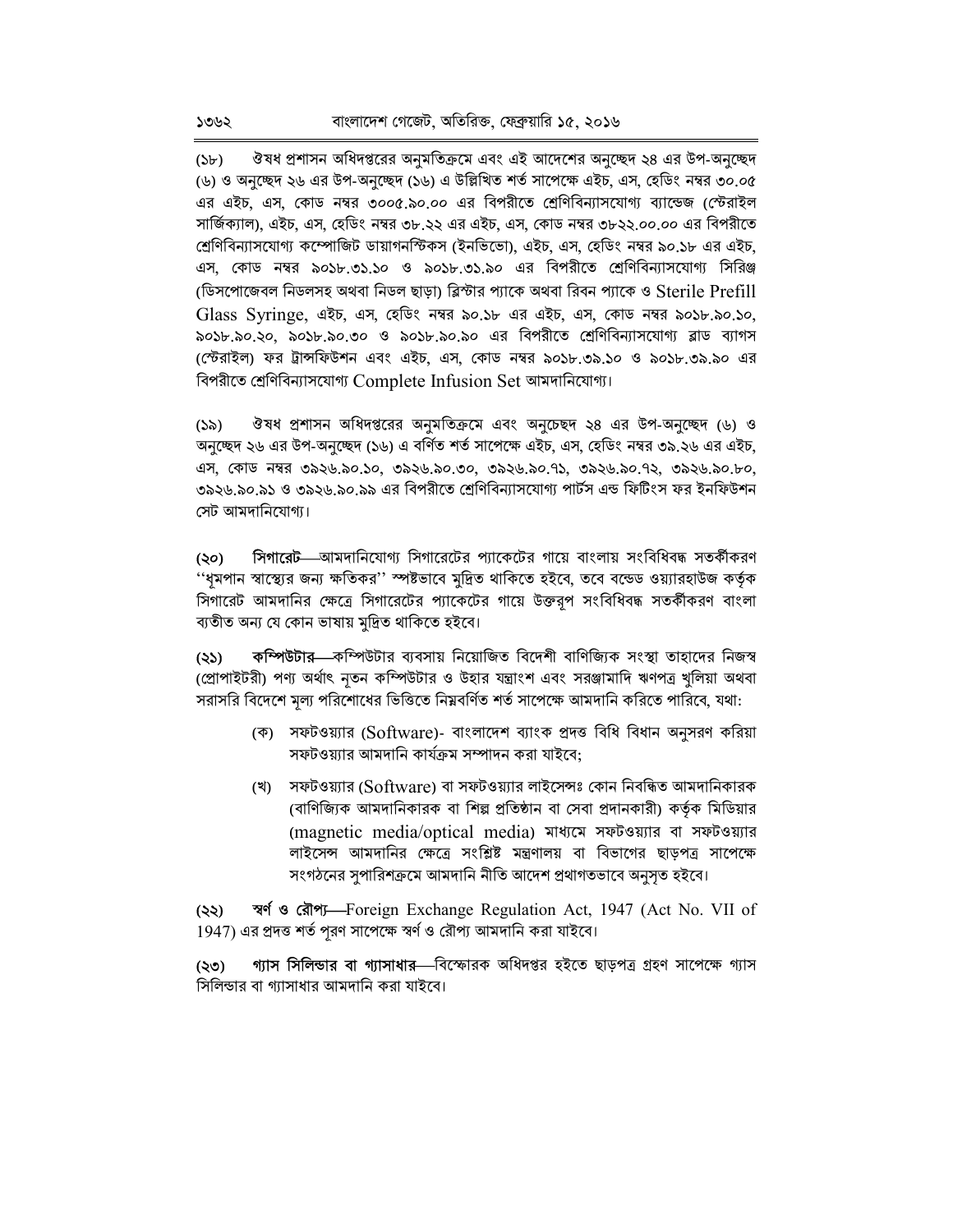(১৮) ঔষধ প্রশাসন অধিদপ্তরের অনুমতিক্রমে এবং এই আদেশের অনুচ্ছেদ ২৪ এর উপ-অনুচ্ছেদ (৬) ও অনুচ্ছেদ ২৬ এর উপ-অনুচ্ছেদ (১৬) এ উল্লিখিত শর্ত সাপেক্ষে এইচ, এস, হেডিং নম্বর ৩০.০৫ এর এইচ, এস, কোড নম্বর ৩০০৫.৯০.০০ এর বিপরীতে শ্রেণিবিন্যাসযোগ্য ব্যান্ডেজ (স্টেরাইল সার্জিক্যাল), এইচ, এস, হেডিং নম্বর ৩৮.২২ এর এইচ, এস, কোড নম্বর ৩৮২২.০০.০০ এর বিপরীতে শ্রেণিবিন্যাসযোগ্য কম্পোজিট ডায়াগনস্টিকস (ইনভিভো), এইচ, এস, হেডিং নম্বর ৯০.১৮ এর এইচ, এস, কোড নম্বর ৯০১৮.৩১.১০ ও ৯০১৮.৩১.৯০ এর বিপরীতে শ্রেণিবিন্যাসযোগ্য সিরিঞ্জ (ডিসপোজেবল নিডলসহ অথবা নিডল ছাড়া) ব্লিস্টার প্যাকে অথবা রিবন প্যাকে ও Sterile Prefill Glass Syringe, এইচ, এস, হেডিং নম্বর ৯০.১৮ এর এইচ, এস, কোড নম্বর ৯০১৮.৯০.১০, ৯০১৮.৯০.২০, ৯০১৮.৯০.৩০ ও ৯০১৮.৯০.৯০ এর বিপরীতে শ্রেণিবিন্যাসযোগ্য ব্লাড ব্যাগস (স্টেরাইল) ফর ট্রান্সফিউশন এবং এইচ, এস, কোড নম্বর ৯০১৮.৩৯.১০ ও ৯০১৮.৩৯.৯০ এর বিপরীতে শ্রেণিবিন্যাসযোগ্য Complete Infusion Set আমদানিযোগ্য।

(১৯) ঔষধ প্রশাসন অধিদপ্তরের অনুমতিক্রমে এবং অনুচেছদ ২৪ এর উপ-অনুচ্ছেদ (৬) ও অনুচ্ছেদ ২৬ এর উপ-অনুচ্ছেদ (১৬) এ বর্ণিত শর্ত সাপেক্ষে এইচ, এস, হেডিং নম্বর ৩৯.২৬ এর এইচ, এস, কোড নম্বর ৩৯২৬.৯০.১০, ৩৯২৬.৯০.৩০, ৩৯২৬.৯০.৭১, ৩৯২৬.৯০.৭২, ৩৯২৬.৯০.৮০, ৩৯২৬.৯০.৯১ ও ৩৯২৬.৯০.৯৯ এর বিপরীতে শ্রেণিবিন্যাসযোগ্য পার্টস এন্ড ফিটিংস ফর ইনফিউশন সেট আমদানিযোগ্য।

(২০) **সিগারেট**—আমদানিযোগ্য সিগারেটের প্যাকেটের গায়ে বাংলায় সংবিধিবদ্ধ সতর্কীকরণ ''ধূমপান স্বাস্থ্যের জন্য ক্ষতিকর'' স্পষ্টভাবে মুদ্রিত থাকিতে হইবে, তবে বন্ডেড ওয়্যারহাউজ কর্তৃক সিগারেট আমদানির ক্ষেত্রে সিগারেটের প্যাকেটের গায়ে উক্তরূপ সংবিধিবদ্ধ সতর্কীকরণ বাংলা ব্যতীত অন্য যে কোন ভাষায় মুদ্রিত থাকিতে হইবে।

(২১) **কম্পিউটার**—কম্পিউটার ব্যবসায় নিয়োজিত বিদেশী বাণিজ্যিক সংস্থা তাহাদের নিজস্ব (প্রোপাইটরী) পণ্য অর্থাৎ নূতন কম্পিউটার ও উহার যন্ত্রাংশ এবং সরঞ্জামাদি ঋণপত্র খুলিয়া অথবা সরাসরি বিদেশে মূল্য পরিশোধের ভিত্তিতে নিম্নবর্ণিত শর্ত সাপেক্ষে আমদানি করিতে পারিবে, যথা:

(ক) সফটওয়্যার (Software)- বাংলাদেশ ব্যাংক প্রদত্ত বিধি বিধান অনুসরণ করিয়া সফটওয়্যার আমদানি কার্যক্রম সম্পাদন করা যাইবে;

(খ) সফটওয়্যার (Software) বা সফটওয়্যার লাইসেন্সঃ কোন নিবন্ধিত আমদানিকারক (বাণিজ্যিক আমদানিকারক বা শিল্প প্রতিষ্ঠান বা সেবা প্রদানকারী) কর্তৃক মিডিয়ার (magnetic media/optical media) মাধ্যমে সফটওয়্যার বা সফটওয়্যার লাইসেন্স আমদানির ক্ষেত্রে সংশ্লিষ্ট মন্ত্রণালয় বা বিভাগের ছাড়পত্র সাপেক্ষে সংগঠনের সুপারিশক্রমে আমদানি নীতি আদেশ প্রথাগতভাবে অনুসৃত হইবে।

(২২) **স্বর্ণ ও রৌপ্য**—Foreign Exchange Regulation Act, 1947 (Act No. VII of 1947) এর প্রদত্ত শর্ত পূরণ সাপেক্ষে স্বর্ণ ও রৌপ্য আমদানি করা যাইবে।

(২৩) **গ্যাস সিলিন্ডার বা গ্যাসাধার**—বিস্ফোরক অধিদপ্তর হইতে ছাড়পত্র গ্রহণ সাপেক্ষে গ্যাস সিলিন্ডার বা গ্যাসাধার আমদানি করা যাইবে।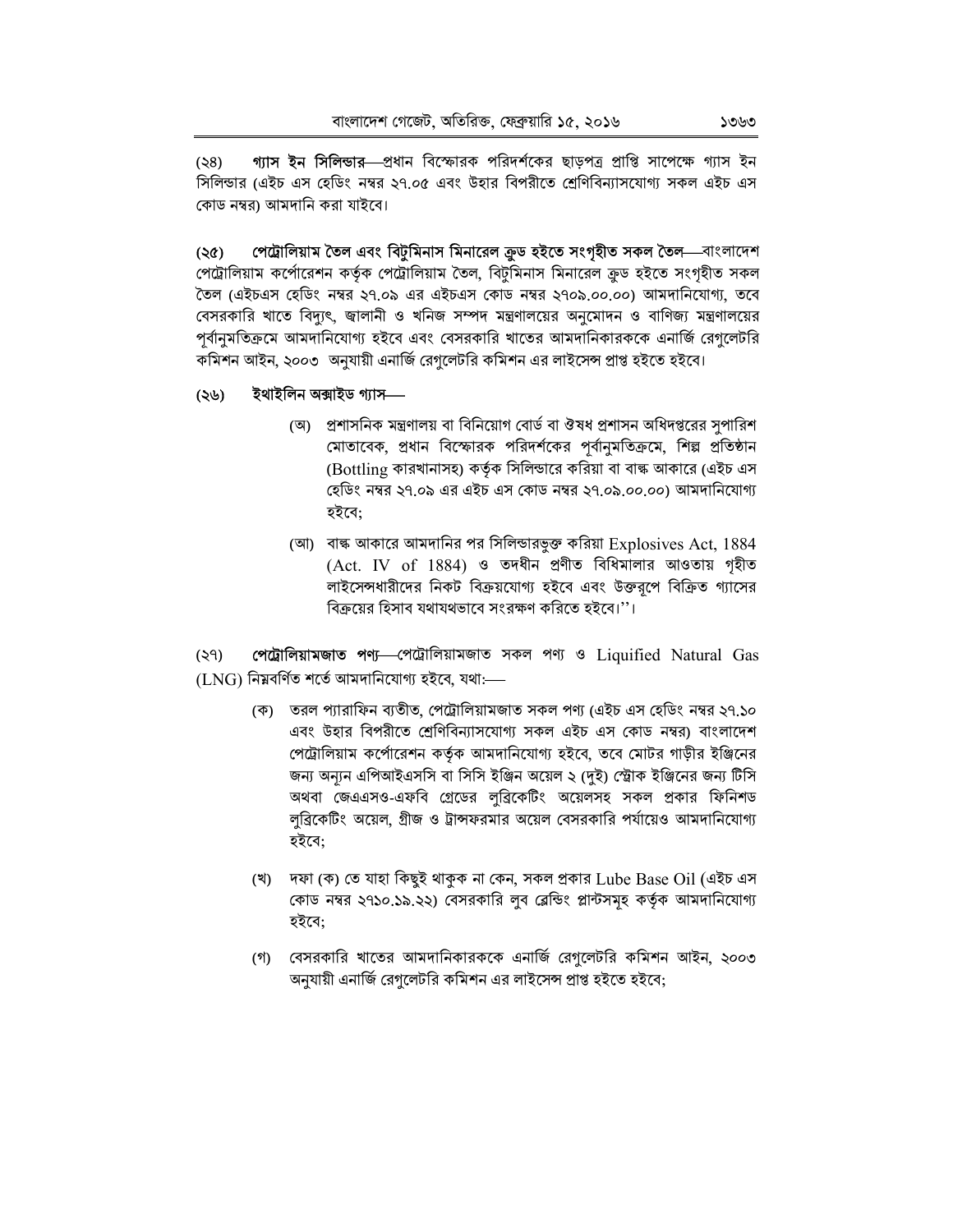(২৪) **গ্যাস ইন সিলিন্ডার**—প্রধান বিস্ফোরক পরিদর্শকের ছাড়পত্র প্রাপ্তি সাপেক্ষে গ্যাস ইন সিলিন্ডার (এইচ এস হেডিং নম্বর ২৭.০৫ এবং উহার বিপরীতে শ্রেণিবিন্যাসযোগ্য সকল এইচ এস কোড নম্বর) আমদানি করা যাইবে।

(২৫) **পেট্রোলিয়াম তৈল এবং বিটুমিনাস মিনারেল ক্রুড হইতে সংগৃহীত সকল তৈল**—বাংলাদেশ পেট্রোলিয়াম কর্পোরেশন কর্তৃক পেট্রোলিয়াম তৈল, বিটুমিনাস মিনারেল ক্রুড হইতে সংগৃহীত সকল তৈল (এইচএস হেডিং নম্বর ২৭.০৯ এর এইচএস কোড নম্বর ২৭০৯.০০.০০) আমদানিযোগ্য, তবে বেসরকারি খাতে বিদ্যুৎ, জ্বালানী ও খনিজ সম্পদ মন্ত্রণালয়ের অনুমোদন ও বাণিজ্য মন্ত্রণালয়ের পূর্বানুমতিক্রমে আমদানিযোগ্য হইবে এবং বেসরকারি খাতের আমদানিকারককে এনার্জি রেগুলেটরি কমিশন আইন, ২০০৩ অনুযায়ী এনার্জি রেগুলেটরি কমিশন এর লাইসেন্স প্রাপ্ত হইতে হইবে।

(২৬) **ইথাইলিন অক্সাইড গ্যাস**—

(অ) প্রশাসনিক মন্ত্রণালয় বা বিনিয়োগ বোর্ড বা ঔষধ প্রশাসন অধিদপ্তরের সুপারিশ মোতাবেক, প্রধান বিস্ফোরক পরিদর্শকের পূর্বানুমতিক্রমে, শিল্প প্রতিষ্ঠান (Bottling কারখানাসহ) কর্তৃক সিলিন্ডারে করিয়া বা বাল্ক আকারে (এইচ এস হেডিং নম্বর ২৭.০৯ এর এইচ এস কোড নম্বর ২৭.০৯.০০.০০) আমদানিযোগ্য হইবে;

(আ) বাল্ক আকারে আমদানির পর সিলিন্ডারভুক্ত করিয়া Explosives Act, 1884 (Act. IV of 1884) ও তদধীন প্রণীত বিধিমালার আওতায় গৃহীত লাইসেন্সধারীদের নিকট বিক্রয়যোগ্য হইবে এবং উক্তরূপে বিক্রিত গ্যাসের বিক্রয়ের হিসাব যথাযথভাবে সংরক্ষণ করিতে হইবে।"।

(২৭) **পেট্রোলিয়ামজাত পণ্য**—পেট্রোলিয়ামজাত সকল পণ্য ও Liquified Natural Gas (LNG) নিম্নবর্ণিত শর্তে আমদানিযোগ্য হইবে, যথা:—

(ক) তরল প্যারাফিন ব্যতীত, পেট্রোলিয়ামজাত সকল পণ্য (এইচ এস হেডিং নম্বর ২৭.১০ এবং উহার বিপরীতে শ্রেণিবিন্যাসযোগ্য সকল এইচ এস কোড নম্বর) বাংলাদেশ পেট্রোলিয়াম কর্পোরেশন কর্তৃক আমদানিযোগ্য হইবে, তবে মোটর গাড়ীর ইঞ্জিনের জন্য অন্যূন এপিআইএসসি বা সিসি ইঞ্জিন অয়েল ২ (দুই) স্ট্রোক ইঞ্জিনের জন্য টিসি অথবা জেএএসও-এফবি গ্রেডের লুব্রিকেটিং অয়েলসহ সকল প্রকার ফিনিশড লুব্রিকেটিং অয়েল, গ্রীজ ও ট্রান্সফরমার অয়েল বেসরকারি পর্যায়েও আমদানিযোগ্য হইবে;

(খ) দফা (ক) তে যাহা কিছুই থাকুক না কেন, সকল প্রকার Lube Base Oil (এইচ এস কোড নম্বর ২৭১০.১৯.২২) বেসরকারি লুব ব্লেন্ডিং প্লান্টসমূহ কর্তৃক আমদানিযোগ্য হইবে;

(গ) বেসরকারি খাতের আমদানিকারককে এনার্জি রেগুলেটরি কমিশন আইন, ২০০৩ অনুযায়ী এনার্জি রেগুলেটরি কমিশন এর লাইসেন্স প্রাপ্ত হইতে হইবে;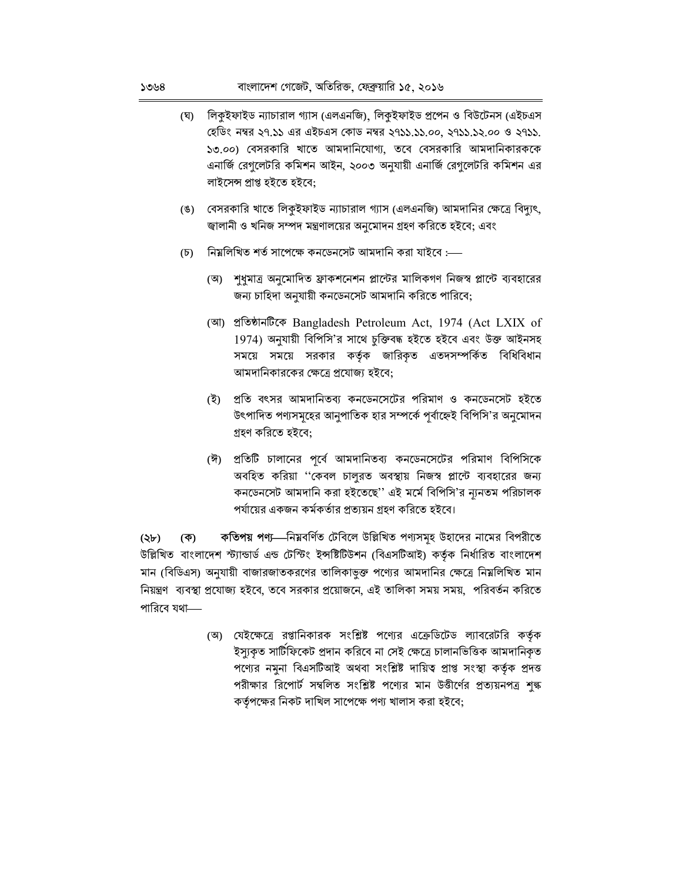(ঘ) লিকুইফাইড ন্যাচারাল গ্যাস (এলএনজি), লিকুইফাইড প্রপেন ও বিউটেনস (এইচএস হেডিং নম্বর ২৭.১১ এর এইচএস কোড নম্বর ২৭১১.১১.০০, ২৭১১.১২.০০ ও ২৭১১.১৩.০০) বেসরকারি খাতে আমদানিযোগ্য, তবে বেসরকারি আমদানিকারককে এনার্জি রেগুলেটরি কমিশন আইন, ২০০৩ অনুযায়ী এনার্জি রেগুলেটরি কমিশন এর লাইসেন্স প্রাপ্ত হইতে হইবে;

(ঙ) বেসরকারি খাতে লিকুইফাইড ন্যাচারাল গ্যাস (এলএনজি) আমদানির ক্ষেত্রে বিদ্যুৎ, জ্বালানী ও খনিজ সম্পদ মন্ত্রণালয়ের অনুমোদন গ্রহণ করিতে হইবে; এবং

(চ) নিম্নলিখিত শর্ত সাপেক্ষে কনডেনসেট আমদানি করা যাইবে :—

(অ) শুধুমাত্র অনুমোদিত ফ্রাকশনেশন প্লান্টের মালিকগণ নিজস্ব প্লান্টে ব্যবহারের জন্য চাহিদা অনুযায়ী কনডেনসেট আমদানি করিতে পারিবে;

(আ) প্রতিষ্ঠানটিকে Bangladesh Petroleum Act, 1974 (Act LXIX of 1974) অনুযায়ী বিপিসি'র সাথে চুক্তিবদ্ধ হইতে হইবে এবং উক্ত আইনসহ সময়ে সময়ে সরকার কর্তৃক জারিকৃত এতদসম্পর্কিত বিধিবিধান আমদানিকারকের ক্ষেত্রে প্রযোজ্য হইবে;

(ই) প্রতি বৎসর আমদানিতব্য কনডেনসেটের পরিমাণ ও কনডেনসেট হইতে উৎপাদিত পণ্যসমূহের আনুপাতিক হার সম্পর্কে পূর্বাহ্নেই বিপিসি'র অনুমোদন গ্রহণ করিতে হইবে;

(ঈ) প্রতিটি চালানের পূর্বে আমদানিতব্য কনডেনসেটের পরিমাণ বিপিসিকে অবহিত করিয়া ''কেবল চালুরত অবস্থায় নিজস্ব প্লান্টে ব্যবহারের জন্য কনডেনসেট আমদানি করা হইতেছে'' এই মর্মে বিপিসি'র ন্যূনতম পরিচালক পর্যায়ের একজন কর্মকর্তার প্রত্যয়ন গ্রহণ করিতে হইবে।

(২৮) (ক) **কতিপয় পণ্য**—নিম্নবর্ণিত টেবিলে উল্লিখিত পণ্যসমূহ উহাদের নামের বিপরীতে উল্লিখিত বাংলাদেশ স্ট্যান্ডার্ড এন্ড টেস্টিং ইন্সটিটিউশন (বিএসটিআই) কর্তৃক নির্ধারিত বাংলাদেশ মান (বিডিএস) অনুযায়ী বাজারজাতকরণের তালিকাভুক্ত পণ্যের আমদানির ক্ষেত্রে নিম্নলিখিত মান নিয়ন্ত্রণ ব্যবস্থা প্রযোজ্য হইবে, তবে সরকার প্রয়োজনে, এই তালিকা সময় সময়, পরিবর্তন করিতে পারিবে যথা—

(অ) যেইক্ষেত্রে রপ্তানিকারক সংশ্লিষ্ট পণ্যের এক্রেডিটেড ল্যাবরেটরি কর্তৃক ইস্যুকৃত সার্টিফিকেট প্রদান করিবে না সেই ক্ষেত্রে চালানভিত্তিক আমদানিকৃত পণ্যের নমুনা বিএসটিআই অথবা সংশ্লিষ্ট দায়িত্ব প্রাপ্ত সংস্থা কর্তৃক প্রদত্ত পরীক্ষার রিপোর্ট সম্বলিত সংশ্লিষ্ট পণ্যের মান উত্তীর্ণের প্রত্যয়নপত্র শুল্ক কর্তৃপক্ষের নিকট দাখিল সাপেক্ষে পণ্য খালাস করা হইবে;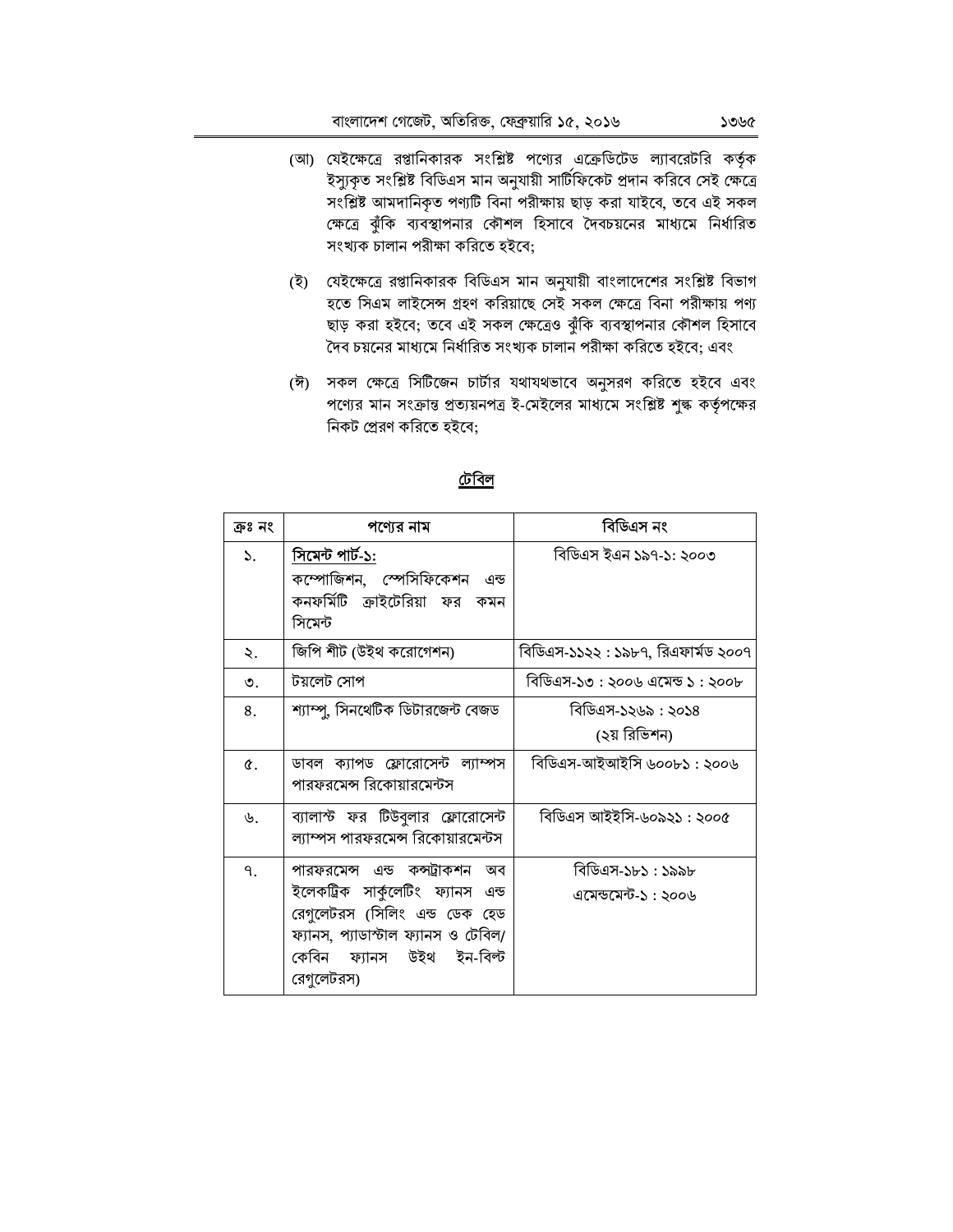(আ) যেইক্ষেত্রে রপ্তানিকারক সংশ্লিষ্ট পণ্যের এক্রেডিটেড ল্যাবরেটরি কর্তৃক ইস্যুকৃত সংশ্লিষ্ট বিডিএস মান অনুযায়ী সার্টিফিকেট প্রদান করিবে সেই ক্ষেত্রে সংশ্লিষ্ট আমদানিকৃত পণ্যটি বিনা পরীক্ষায় ছাড় করা যাইবে, তবে এই সকল ক্ষেত্রে ঝুঁকি ব্যবস্থাপনার কৌশল হিসাবে দৈবচয়নের মাধ্যমে নির্ধারিত সংখ্যক চালান পরীক্ষা করিতে হইবে;

(ই) যেইক্ষেত্রে রপ্তানিকারক বিডিএস মান অনুযায়ী বাংলাদেশের সংশ্লিষ্ট বিভাগ হতে সিএম লাইসেন্স গ্রহণ করিয়াছে সেই সকল ক্ষেত্রে বিনা পরীক্ষায় পণ্য ছাড় করা হইবে; তবে এই সকল ক্ষেত্রেও ঝুঁকি ব্যবস্থাপনার কৌশল হিসাবে দৈব চয়নের মাধ্যমে নির্ধারিত সংখ্যক চালান পরীক্ষা করিতে হইবে; এবং

(ঈ) সকল ক্ষেত্রে সিটিজেন চার্টার যথাযথভাবে অনুসরণ করিতে হইবে এবং পণ্যের মান সংক্রান্ত প্রত্যয়নপত্র ই-মেইলের মাধ্যমে সংশ্লিষ্ট শুল্ক কর্তৃপক্ষের নিকট প্রেরণ করিতে হইবে;

<u>টেবিল</u>

| ক্রঃ নং | পণ্যের নাম | বিডিএস নং |
|---|---|---|
| ১. | <u>সিমেন্ট পার্ট-১:</u> কম্পোজিশন, স্পেসিফিকেশন এন্ড কনফর্মিটি ক্রাইটেরিয়া ফর কমন সিমেন্ট | বিডিএস ইএন ১৯৭-১: ২০০৩ |
| ২. | জিপি শীট (উইথ করোগেশন) | বিডিএস-১১২২ : ১৯৮৭, রিএফার্মড ২০০৭ |
| ৩. | টয়লেট সোপ | বিডিএস-১৩ : ২০০৬ এমেন্ড ১ : ২০০৮ |
| ৪. | শ্যাম্পু, সিনথেটিক ডিটারজেন্ট বেজড | বিডিএস-১২৬৯ : ২০১৪ (২য় রিভিশন) |
| ৫. | ডাবল ক্যাপড ফ্লোরোসেন্ট ল্যাম্পস পারফরমেন্স রিকোয়ারমেন্টস | বিডিএস-আইআইসি ৬০০৮১ : ২০০৬ |
| ৬. | ব্যালাস্ট ফর টিউবুলার ফ্লোরোসেন্ট ল্যাম্পস পারফরমেন্স রিকোয়ারমেন্টস | বিডিএস আইইসি-৬০৯২১ : ২০০৫ |
| ৭. | পারফরমেন্স এন্ড কন্সট্রাকশন অব ইলেকট্রিক সার্কুলেটিং ফ্যানস এন্ড রেগুলেটরস (সিলিং এন্ড ডেক হেড ফ্যানস, প্যাডাস্টাল ফ্যানস ও টেবিল/কেবিন ফ্যানস উইথ ইন-বিল্ট রেগুলেটরস) | বিডিএস-১৮১ : ১৯৯৮ এমেন্ডমেন্ট-১ : ২০০৬ |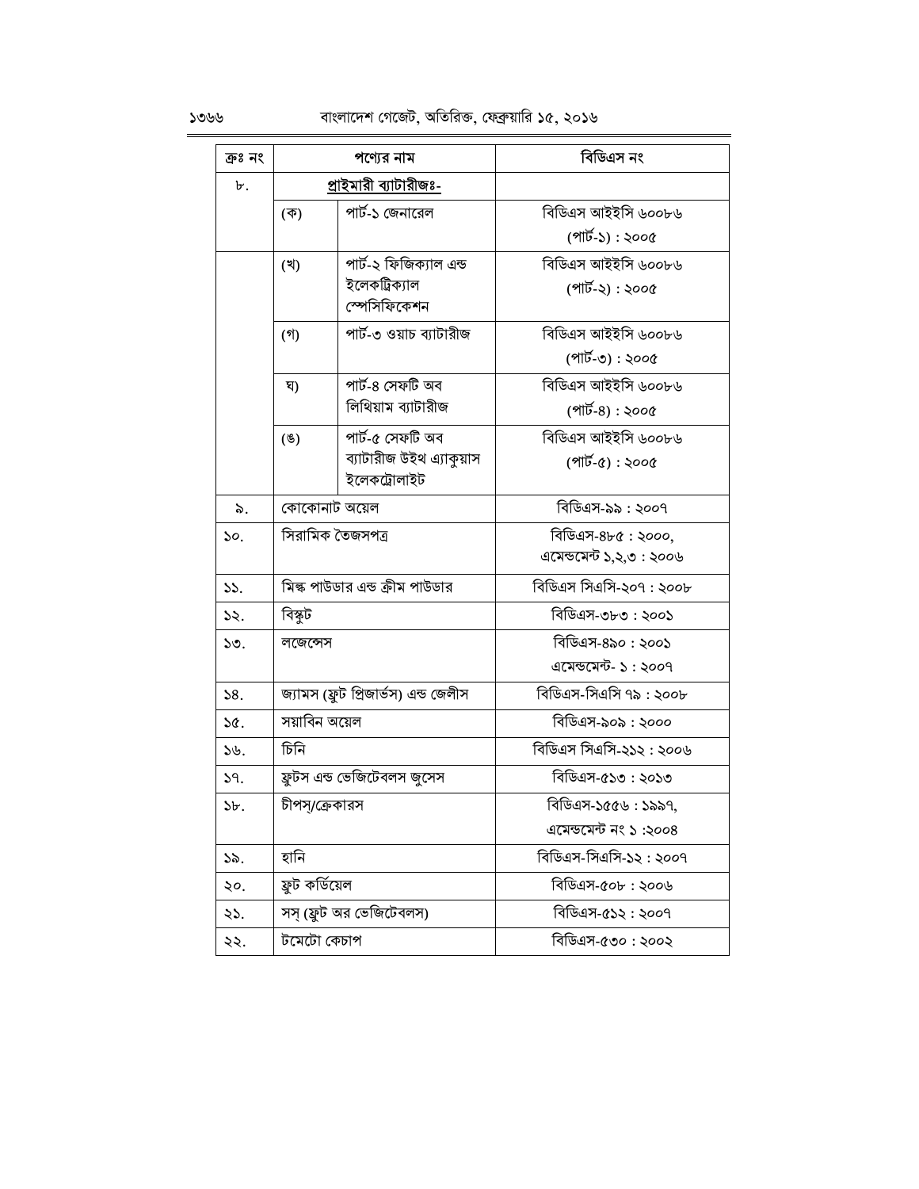| ক্রঃ নং | পণ্যের নাম | | বিডিএস নং |
|---|---|---|---|
| ৮. | **প্রাইমারী ব্যাটারীজঃ-** | | |
| | (ক) | পার্ট-১ জেনারেল | বিডিএস আইইসি ৬০০৮৬ (পার্ট-১) : ২০০৫ |
| | (খ) | পার্ট-২ ফিজিক্যাল এন্ড ইলেকট্রিক্যাল স্পেসিফিকেশন | বিডিএস আইইসি ৬০০৮৬ (পার্ট-২) : ২০০৫ |
| | (গ) | পার্ট-৩ ওয়াচ ব্যাটারীজ | বিডিএস আইইসি ৬০০৮৬ (পার্ট-৩) : ২০০৫ |
| | ঘ) | পার্ট-৪ সেফটি অব লিথিয়াম ব্যাটারীজ | বিডিএস আইইসি ৬০০৮৬ (পার্ট-৪) : ২০০৫ |
| | (ঙ) | পার্ট-৫ সেফটি অব ব্যাটারীজ উইথ এ্যাকুয়াস ইলেকট্রোলাইট | বিডিএস আইইসি ৬০০৮৬ (পার্ট-৫) : ২০০৫ |
| ৯. | কোকোনাট অয়েল | | বিডিএস-৯৯ : ২০০৭ |
| ১০. | সিরামিক তৈজসপত্র | | বিডিএস-৪৮৫ : ২০০০, এমেন্ডমেন্ট ১,২,৩ : ২০০৬ |
| ১১. | মিল্ক পাউডার এন্ড ক্রীম পাউডার | | বিডিএস সিএসি-২০৭ : ২০০৮ |
| ১২. | বিস্কুট | | বিডিএস-৩৮৩ : ২০০১ |
| ১৩. | লজেন্সেস | | বিডিএস-৪৯০ : ২০০১ এমেন্ডমেন্ট- ১ : ২০০৭ |
| ১৪. | জ্যামস (ফ্রুট প্রিজার্ভস) এন্ড জেলীস | | বিডিএস-সিএসি ৭৯ : ২০০৮ |
| ১৫. | সয়াবিন অয়েল | | বিডিএস-৯০৯ : ২০০০ |
| ১৬. | চিনি | | বিডিএস সিএসি-২১২ : ২০০৬ |
| ১৭. | ফ্রুটস এন্ড ভেজিটেবলস জুসেস | | বিডিএস-৫১৩ : ২০১৩ |
| ১৮. | চীপস্/ক্রেকারস | | বিডিএস-১৫৫৬ : ১৯৯৭, এমেন্ডমেন্ট নং ১ :২০০৪ |
| ১৯. | হানি | | বিডিএস-সিএসি-১২ : ২০০৭ |
| ২০. | ফ্রুট কর্ডিয়েল | | বিডিএস-৫০৮ : ২০০৬ |
| ২১. | সস্ (ফ্রুট অর ভেজিটেবলস) | | বিডিএস-৫১২ : ২০০৭ |
| ২২. | টমেটো কেচাপ | | বিডিএস-৫৩০ : ২০০২ |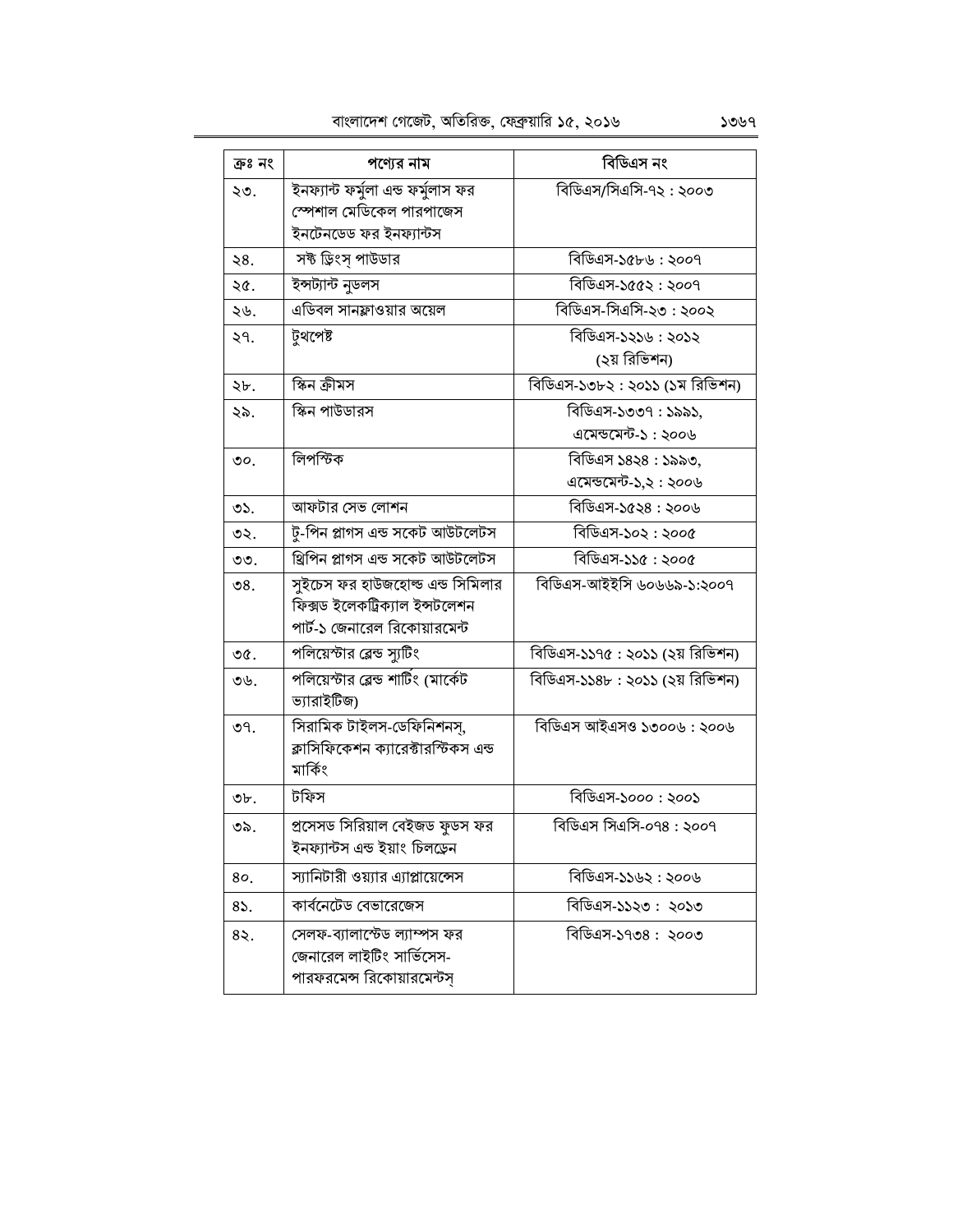| ক্রঃ নং | পণ্যের নাম | বিডিএস নং |
|---|---|---|
| ২৩. | ইনফ্যান্ট ফর্মুলা এন্ড ফর্মুলাস ফর স্পেশাল মেডিকেল পারপাজেস ইনটেনডেড ফর ইনফ্যান্টস | বিডিএস/সিএসি-৭২ : ২০০৩ |
| ২৪. | সফ্ট ড্রিংস্ পাউডার | বিডিএস-১৫৮৬ : ২০০৭ |
| ২৫. | ইন্সট্যান্ট নুডলস | বিডিএস-১৫৫২ : ২০০৭ |
| ২৬. | এডিবল সানফ্লাওয়ার অয়েল | বিডিএস-সিএসি-২৩ : ২০০২ |
| ২৭. | টুথপেষ্ট | বিডিএস-১২১৬ : ২০১২ (২য় রিভিশন) |
| ২৮. | স্কিন ক্রীমস | বিডিএস-১৩৮২ : ২০১১ (১ম রিভিশন) |
| ২৯. | স্কিন পাউডারস | বিডিএস-১৩৩৭ : ১৯৯১, এমেন্ডমেন্ট-১ : ২০০৬ |
| ৩০. | লিপস্টিক | বিডিএস ১৪২৪ : ১৯৯৩, এমেন্ডমেন্ট-১,২ : ২০০৬ |
| ৩১. | আফটার সেভ লোশন | বিডিএস-১৫২৪ : ২০০৬ |
| ৩২. | টু-পিন প্লাগস এন্ড সকেট আউটলেটস | বিডিএস-১০২ : ২০০৫ |
| ৩৩. | থ্রিপিন প্লাগস এন্ড সকেট আউটলেটস | বিডিএস-১১৫ : ২০০৫ |
| ৩৪. | সুইচেস ফর হাউজহোল্ড এন্ড সিমিলার ফিক্সড ইলেকট্রিক্যাল ইন্সটলেশন পার্ট-১ জেনারেল রিকোয়ারমেন্ট | বিডিএস-আইইসি ৬০৬৬৯-১:২০০৭ |
| ৩৫. | পলিয়েস্টার ব্লেন্ড স্যুটিং | বিডিএস-১১৭৫ : ২০১১ (২য় রিভিশন) |
| ৩৬. | পলিয়েস্টার ব্লেন্ড শার্টিং (মার্কেট ভ্যারাইটিজ) | বিডিএস-১১৪৮ : ২০১১ (২য় রিভিশন) |
| ৩৭. | সিরামিক টাইলস-ডেফিনিশনস্, ক্লাসিফিকেশন ক্যারেক্টারস্টিকস এন্ড মার্কিং | বিডিএস আইএসও ১৩০০৬ : ২০০৬ |
| ৩৮. | টফিস | বিডিএস-১০০০ : ২০০১ |
| ৩৯. | প্রসেসড সিরিয়াল বেইজড ফুডস ফর ইনফ্যান্টস এন্ড ইয়াং চিলড্রেন | বিডিএস সিএসি-০৭৪ : ২০০৭ |
| ৪০. | স্যানিটারী ওয়্যার এ্যাপ্লায়েন্সেস | বিডিএস-১১৬২ : ২০০৬ |
| ৪১. | কার্বনেটেড বেভারেজেস | বিডিএস-১১২৩ : ২০১৩ |
| ৪২. | সেলফ-ব্যালাস্টেড ল্যাম্পস ফর জেনারেল লাইটিং সার্ভিসেস-পারফরমেন্স রিকোয়ারমেন্টস্ | বিডিএস-১৭৩৪ : ২০০৩ |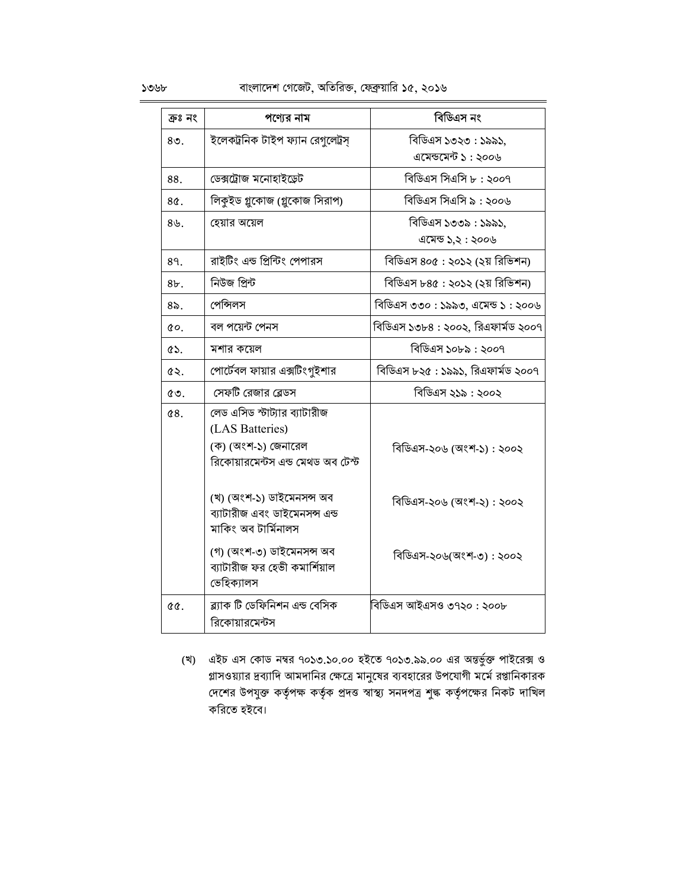| ক্রঃ নং | পণ্যের নাম | বিডিএস নং |
|---|---|---|
| ৪৩. | ইলেকট্রনিক টাইপ ফ্যান রেগুলেটর্স্ | বিডিএস ১৩২৩ : ১৯৯১, এমেন্ডমেন্ট ১ : ২০০৬ |
| ৪৪. | ডেক্সট্রোজ মনোহাইড্রেট | বিডিএস সিএসি ৮ : ২০০৭ |
| ৪৫. | লিকুইড গ্লুকোজ (গ্লুকোজ সিরাপ) | বিডিএস সিএসি ৯ : ২০০৬ |
| ৪৬. | হেয়ার অয়েল | বিডিএস ১৩৩৯ : ১৯৯১, এমেন্ড ১,২ : ২০০৬ |
| ৪৭. | রাইটিং এন্ড প্রিন্টিং পেপারস | বিডিএস ৪০৫ : ২০১২ (২য় রিভিশন) |
| ৪৮. | নিউজ প্রিন্ট | বিডিএস ৮৪৫ : ২০১২ (২য় রিভিশন) |
| ৪৯. | পেন্সিলস | বিডিএস ৩৩০ : ১৯৯৩, এমেন্ড ১ : ২০০৬ |
| ৫০. | বল পয়েন্ট পেনস | বিডিএস ১৩৮৪ : ২০০২, রিএফার্মড ২০০৭ |
| ৫১. | মশার কয়েল | বিডিএস ১০৮৯ : ২০০৭ |
| ৫২. | পোর্টেবল ফায়ার এক্সটিংগুইশার | বিডিএস ৮২৫ : ১৯৯১, রিএফার্মড ২০০৭ |
| ৫৩. | সেফটি রেজার ব্লেডস | বিডিএস ২১৯ : ২০০২ |
| ৫৪. | লেড এসিড স্টার্টার ব্যাটারীজ (LAS Batteries) | |
| | (ক) (অংশ-১) জেনারেল রিকোয়ারমেন্টস এন্ড মেথড অব টেস্ট | বিডিএস-২০৬ (অংশ-১) : ২০০২ |
| | (খ) (অংশ-১) ডাইমেনসন্স অব ব্যাটারীজ এবং ডাইমেনসন্স এন্ড মার্কিং অব টার্মিনালস | বিডিএস-২০৬ (অংশ-২) : ২০০২ |
| | (গ) (অংশ-৩) ডাইমেনসন্স অব ব্যাটারীজ ফর হেভী কমার্শিয়াল ভেহিক্যালস | বিডিএস-২০৬(অংশ-৩) : ২০০২ |
| ৫৫. | ব্ল্যাক টি ডেফিনিশন এন্ড বেসিক রিকোয়ারমেন্টস | বিডিএস আইএসও ৩৭২০ : ২০০৮ |

(খ) এইচ এস কোড নম্বর ৭০১৩.১০.০০ হইতে ৭০১৩.৯৯.০০ এর অন্তর্ভুক্ত পাইরেক্স ও গ্লাসওয়্যার দ্রব্যাদি আমদানির ক্ষেত্রে মানুষের ব্যবহারের উপযোগী মর্মে রপ্তানিকারক দেশের উপযুক্ত কর্তৃপক্ষ কর্তৃক প্রদত্ত স্বাস্থ্য সনদপত্র শুল্ক কর্তৃপক্ষের নিকট দাখিল করিতে হইবে।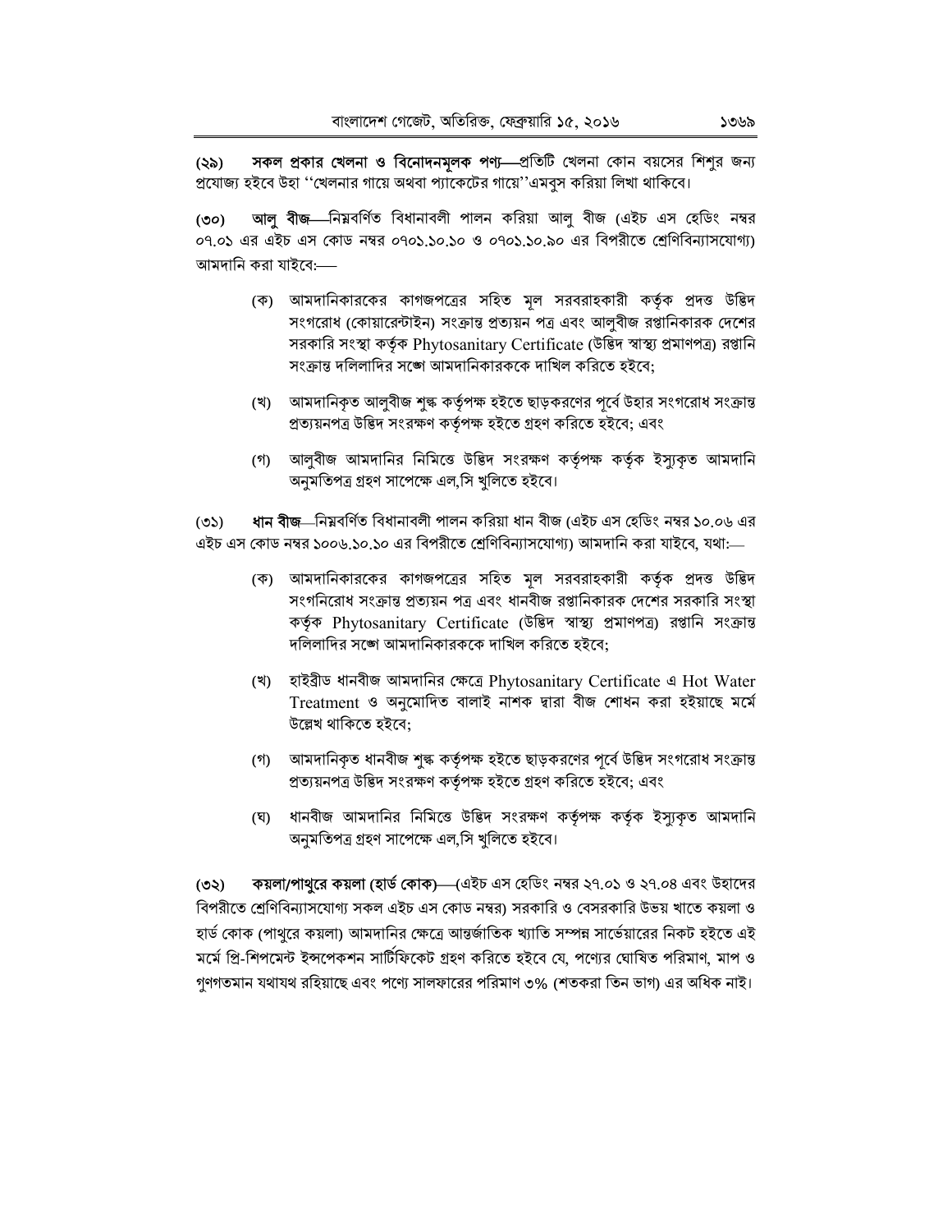**(২৯) সকল প্রকার খেলনা ও বিনোদনমূলক পণ্য**—প্রতিটি খেলনা কোন বয়সের শিশুর জন্য প্রযোজ্য হইবে উহা ''খেলনার গায়ে অথবা প্যাকেটের গায়ে''এমবুস করিয়া লিখা থাকিবে।

**(৩০) আলু বীজ**—নিম্নবর্ণিত বিধানাবলী পালন করিয়া আলু বীজ (এইচ এস হেডিং নম্বর ০৭.০১ এর এইচ এস কোড নম্বর ০৭০১.১০.১০ ও ০৭০১.১০.৯০ এর বিপরীতে শ্রেণিবিন্যাসযোগ্য) আমদানি করা যাইবে:—

(ক) আমদানিকারকের কাগজপত্রের সহিত মূল সরবরাহকারী কর্তৃক প্রদত্ত উদ্ভিদ সংগরোধ (কোয়ারেন্টাইন) সংক্রান্ত প্রত্যয়ন পত্র এবং আলুবীজ রপ্তানিকারক দেশের সরকারি সংস্থা কর্তৃক Phytosanitary Certificate (উদ্ভিদ স্বাস্থ্য প্রমাণপত্র) রপ্তানি সংক্রান্ত দলিলাদির সঙ্গে আমদানিকারককে দাখিল করিতে হইবে;

(খ) আমদানিকৃত আলুবীজ শুল্ক কর্তৃপক্ষ হইতে ছাড়করণের পূর্বে উহার সংগরোধ সংক্রান্ত প্রত্যয়নপত্র উদ্ভিদ সংরক্ষণ কর্তৃপক্ষ হইতে গ্রহণ করিতে হইবে; এবং

(গ) আলুবীজ আমদানির নিমিত্তে উদ্ভিদ সংরক্ষণ কর্তৃপক্ষ কর্তৃক ইস্যুকৃত আমদানি অনুমতিপত্র গ্রহণ সাপেক্ষে এল,সি খুলিতে হইবে।

**(৩১) ধান বীজ**—নিম্নবর্ণিত বিধানাবলী পালন করিয়া ধান বীজ (এইচ এস হেডিং নম্বর ১০.০৬ এর এইচ এস কোড নম্বর ১০০৬.১০.১০ এর বিপরীতে শ্রেণিবিন্যাসযোগ্য) আমদানি করা যাইবে, যথা:—

(ক) আমদানিকারকের কাগজপত্রের সহিত মূল সরবরাহকারী কর্তৃক প্রদত্ত উদ্ভিদ সংগনিরোধ সংক্রান্ত প্রত্যয়ন পত্র এবং ধানবীজ রপ্তানিকারক দেশের সরকারি সংস্থা কর্তৃক Phytosanitary Certificate (উদ্ভিদ স্বাস্থ্য প্রমাণপত্র) রপ্তানি সংক্রান্ত দলিলাদির সঙ্গে আমদানিকারককে দাখিল করিতে হইবে;

(খ) হাইব্রীড ধানবীজ আমদানির ক্ষেত্রে Phytosanitary Certificate এ Hot Water Treatment ও অনুমোদিত বালাই নাশক দ্বারা বীজ শোধন করা হইয়াছে মর্মে উল্লেখ থাকিতে হইবে;

(গ) আমদানিকৃত ধানবীজ শুল্ক কর্তৃপক্ষ হইতে ছাড়করণের পূর্বে উদ্ভিদ সংগরোধ সংক্রান্ত প্রত্যয়নপত্র উদ্ভিদ সংরক্ষণ কর্তৃপক্ষ হইতে গ্রহণ করিতে হইবে; এবং

(ঘ) ধানবীজ আমদানির নিমিত্তে উদ্ভিদ সংরক্ষণ কর্তৃপক্ষ কর্তৃক ইস্যুকৃত আমদানি অনুমতিপত্র গ্রহণ সাপেক্ষে এল,সি খুলিতে হইবে।

**(৩২) কয়লা/পাথুরে কয়লা (হার্ড কোক)**—(এইচ এস হেডিং নম্বর ২৭.০১ ও ২৭.০৪ এবং উহাদের বিপরীতে শ্রেণিবিন্যাসযোগ্য সকল এইচ এস কোড নম্বর) সরকারি ও বেসরকারি উভয় খাতে কয়লা ও হার্ড কোক (পাথুরে কয়লা) আমদানির ক্ষেত্রে আন্তর্জাতিক খ্যাতি সম্পন্ন সার্ভেয়ারের নিকট হইতে এই মর্মে প্রি-শিপমেন্ট ইন্সপেকশন সার্টিফিকেট গ্রহণ করিতে হইবে যে, পণ্যের ঘোষিত পরিমাণ, মাপ ও গুণগতমান যথাযথ রহিয়াছে এবং পণ্যে সালফারের পরিমাণ ৩% (শতকরা তিন ভাগ) এর অধিক নাই।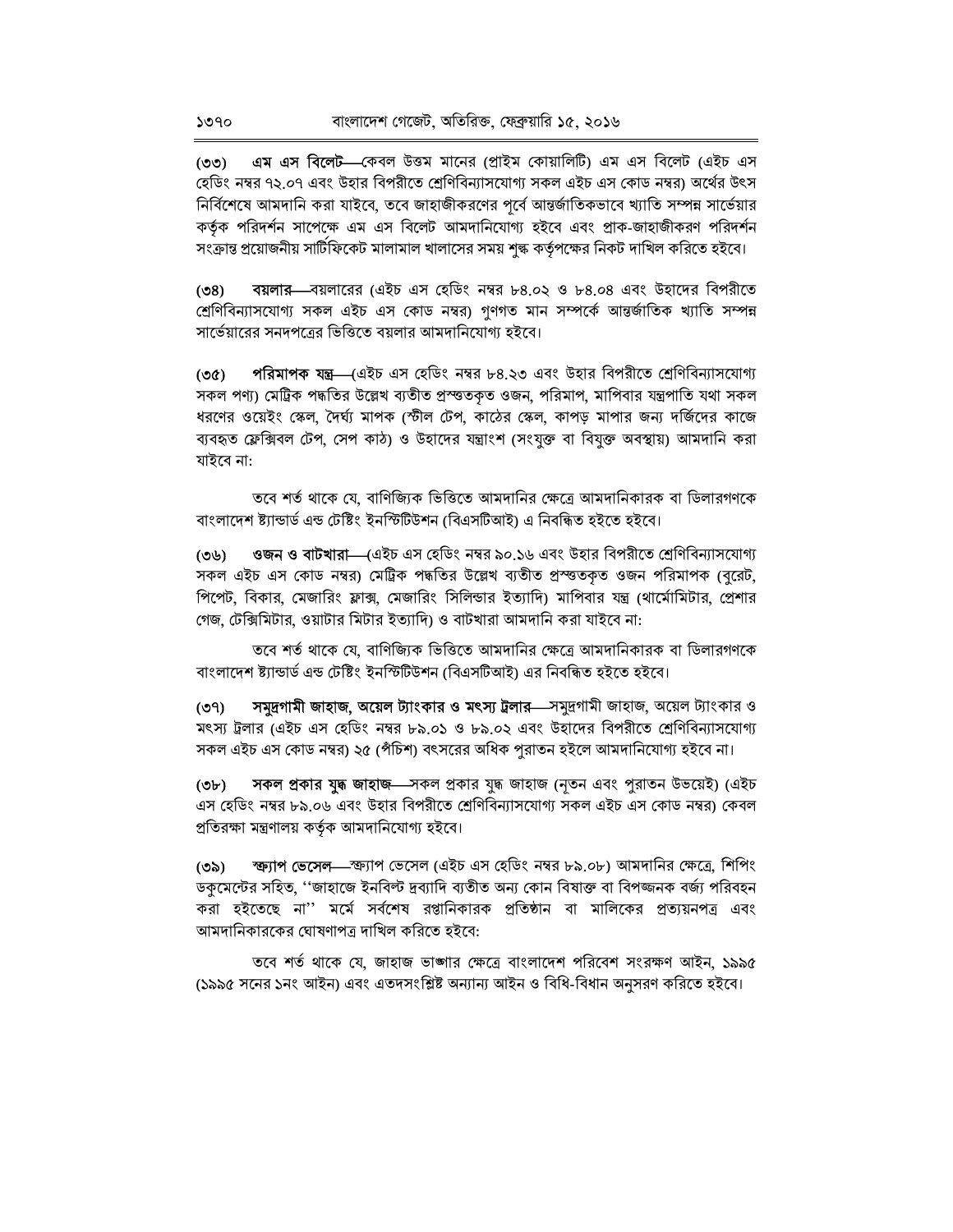(৩৩) **এম এস বিলেট**—কেবল উত্তম মানের (প্রাইম কোয়ালিটি) এম এস বিলেট (এইচ এস হেডিং নম্বর ৭২.০৭ এবং উহার বিপরীতে শ্রেণিবিন্যাসযোগ্য সকল এইচ এস কোড নম্বর) অর্থের উৎস নির্বিশেষে আমদানি করা যাইবে, তবে জাহাজীকরণের পূর্বে আন্তর্জাতিকভাবে খ্যাতি সম্পন্ন সার্ভেয়ার কর্তৃক পরিদর্শন সাপেক্ষে এম এস বিলেট আমদানিযোগ্য হইবে এবং প্রাক-জাহাজীকরণ পরিদর্শন সংক্রান্ত প্রয়োজনীয় সার্টিফিকেট মালামাল খালাসের সময় শুল্ক কর্তৃপক্ষের নিকট দাখিল করিতে হইবে।

(৩৪) **বয়লার**—বয়লারের (এইচ এস হেডিং নম্বর ৮৪.০২ ও ৮৪.০৪ এবং উহাদের বিপরীতে শ্রেণিবিন্যাসযোগ্য সকল এইচ এস কোড নম্বর) গুণগত মান সম্পর্কে আন্তর্জাতিক খ্যাতি সম্পন্ন সার্ভেয়ারের সনদপত্রের ভিত্তিতে বয়লার আমদানিযোগ্য হইবে।

(৩৫) **পরিমাপক যন্ত্র**—(এইচ এস হেডিং নম্বর ৮৪.২৩ এবং উহার বিপরীতে শ্রেণিবিন্যাসযোগ্য সকল পণ্য) মেট্রিক পদ্ধতির উল্লেখ ব্যতীত প্রস্তুতকৃত ওজন, পরিমাপ, মাপিবার যন্ত্রপাতি যথা সকল ধরণের ওয়েইং স্কেল, দৈর্ঘ্য মাপক (স্টীল টেপ, কাঠের স্কেল, কাপড় মাপার জন্য দর্জিদের কাজে ব্যবহৃত ফ্লেক্সিবল টেপ, সেপ কাঠ) ও উহাদের যন্ত্রাংশ (সংযুক্ত বা বিযুক্ত অবস্থায়) আমদানি করা যাইবে না:

তবে শর্ত থাকে যে, বাণিজ্যিক ভিত্তিতে আমদানির ক্ষেত্রে আমদানিকারক বা ডিলারগণকে বাংলাদেশ ষ্ট্যান্ডার্ড এন্ড টেষ্টিং ইনস্টিটিউশন (বিএসটিআই) এ নিবন্ধিত হইতে হইবে।

(৩৬) **ওজন ও বাটখারা**—(এইচ এস হেডিং নম্বর ৯০.১৬ এবং উহার বিপরীতে শ্রেণিবিন্যাসযোগ্য সকল এইচ এস কোড নম্বর) মেট্রিক পদ্ধতির উল্লেখ ব্যতীত প্রস্তুতকৃত ওজন পরিমাপক (বুরেট, পিপেট, বিকার, মেজারিং ফ্লাক্স, মেজারিং সিলিন্ডার ইত্যাদি) মাপিবার যন্ত্র (থার্মোমিটার, প্রেশার গেজ, টেক্সিমিটার, ওয়াটার মিটার ইত্যাদি) ও বাটখারা আমদানি করা যাইবে না:

তবে শর্ত থাকে যে, বাণিজ্যিক ভিত্তিতে আমদানির ক্ষেত্রে আমদানিকারক বা ডিলারগণকে বাংলাদেশ ষ্ট্যান্ডার্ড এন্ড টেষ্টিং ইনস্টিটিউশন (বিএসটিআই) এর নিবন্ধিত হইতে হইবে।

(৩৭) **সমুদ্রগামী জাহাজ, অয়েল ট্যাংকার ও মৎস্য ট্রলার**—সমুদ্রগামী জাহাজ, অয়েল ট্যাংকার ও মৎস্য ট্রলার (এইচ এস হেডিং নম্বর ৮৯.০১ ও ৮৯.০২ এবং উহাদের বিপরীতে শ্রেণিবিন্যাসযোগ্য সকল এইচ এস কোড নম্বর) ২৫ (পঁচিশ) বৎসরের অধিক পুরাতন হইলে আমদানিযোগ্য হইবে না।

(৩৮) **সকল প্রকার যুদ্ধ জাহাজ**—সকল প্রকার যুদ্ধ জাহাজ (নূতন এবং পুরাতন উভয়েই) (এইচ এস হেডিং নম্বর ৮৯.০৬ এবং উহার বিপরীতে শ্রেণিবিন্যাসযোগ্য সকল এইচ এস কোড নম্বর) কেবল প্রতিরক্ষা মন্ত্রণালয় কর্তৃক আমদানিযোগ্য হইবে।

(৩৯) **স্ক্র্যাপ ভেসেল**—স্ক্র্যাপ ভেসেল (এইচ এস হেডিং নম্বর ৮৯.০৮) আমদানির ক্ষেত্রে, শিপিং ডকুমেন্টের সহিত, ''জাহাজে ইনবিল্ট দ্রব্যাদি ব্যতীত অন্য কোন বিষাক্ত বা বিপজ্জনক বর্জ্য পরিবহন করা হইতেছে না'' মর্মে সর্বশেষ রপ্তানিকারক প্রতিষ্ঠান বা মালিকের প্রত্যয়নপত্র এবং আমদানিকারকের ঘোষণাপত্র দাখিল করিতে হইবে:

তবে শর্ত থাকে যে, জাহাজ ভাঙ্গার ক্ষেত্রে বাংলাদেশ পরিবেশ সংরক্ষণ আইন, ১৯৯৫ (১৯৯৫ সনের ১নং আইন) এবং এতদসংশ্লিষ্ট অন্যান্য আইন ও বিধি-বিধান অনুসরণ করিতে হইবে।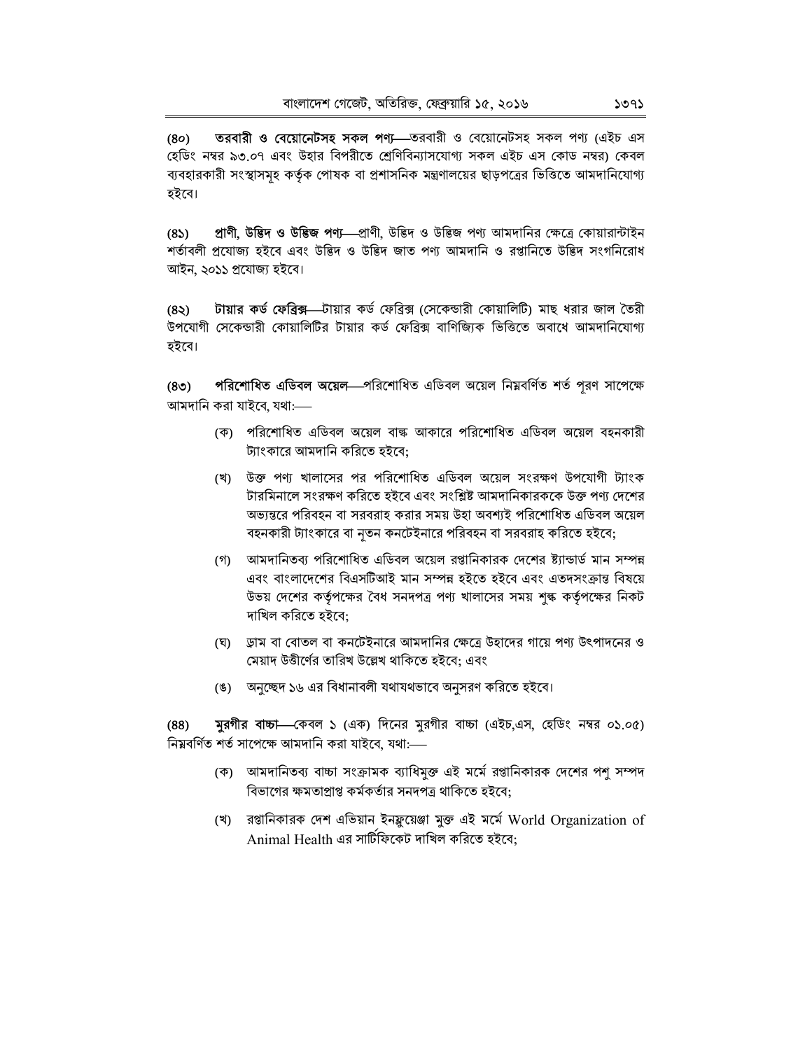(৪০) **তরবারী ও বেয়োনেটসহ সকল পণ্য**—তরবারী ও বেয়োনেটসহ সকল পণ্য (এইচ এস হেডিং নম্বর ৯৩.০৭ এবং উহার বিপরীতে শ্রেণিবিন্যাসযোগ্য সকল এইচ এস কোড নম্বর) কেবল ব্যবহারকারী সংস্থাসমূহ কর্তৃক পোষক বা প্রশাসনিক মন্ত্রণালয়ের ছাড়পত্রের ভিত্তিতে আমদানিযোগ্য হইবে।

(৪১) **প্রাণী, উদ্ভিদ ও উদ্ভিজ পণ্য**—প্রাণী, উদ্ভিদ ও উদ্ভিজ পণ্য আমদানির ক্ষেত্রে কোয়ারান্টাইন শর্তাবলী প্রযোজ্য হইবে এবং উদ্ভিদ ও উদ্ভিদ জাত পণ্য আমদানি ও রপ্তানিতে উদ্ভিদ সংগনিরোধ আইন, ২০১১ প্রযোজ্য হইবে।

(৪২) **টায়ার কর্ড ফেব্রিক্স**—টায়ার কর্ড ফেব্রিক্স (সেকেন্ডারী কোয়ালিটি) মাছ ধরার জাল তৈরী উপযোগী সেকেন্ডারী কোয়ালিটির টায়ার কর্ড ফেব্রিক্স বাণিজ্যিক ভিত্তিতে অবাধে আমদানিযোগ্য হইবে।

(৪৩) **পরিশোধিত এডিবল অয়েল**—পরিশোধিত এডিবল অয়েল নিম্নবর্ণিত শর্ত পূরণ সাপেক্ষে আমদানি করা যাইবে, যথা:—

(ক) পরিশোধিত এডিবল অয়েল বাল্ক আকারে পরিশোধিত এডিবল অয়েল বহনকারী ট্যাংকারে আমদানি করিতে হইবে;

(খ) উক্ত পণ্য খালাসের পর পরিশোধিত এডিবল অয়েল সংরক্ষণ উপযোগী ট্যাংক টারমিনালে সংরক্ষণ করিতে হইবে এবং সংশ্লিষ্ট আমদানিকারককে উক্ত পণ্য দেশের অভ্যন্তরে পরিবহন বা সরবরাহ করার সময় উহা অবশ্যই পরিশোধিত এডিবল অয়েল বহনকারী ট্যাংকারে বা নূতন কনটেইনারে পরিবহন বা সরবরাহ করিতে হইবে;

(গ) আমদানিতব্য পরিশোধিত এডিবল অয়েল রপ্তানিকারক দেশের ষ্ট্যান্ডার্ড মান সম্পন্ন এবং বাংলাদেশের বিএসটিআই মান সম্পন্ন হইতে হইবে এবং এতদসংক্রান্ত বিষয়ে উভয় দেশের কর্তৃপক্ষের বৈধ সনদপত্র পণ্য খালাসের সময় শুল্ক কর্তৃপক্ষের নিকট দাখিল করিতে হইবে;

(ঘ) ড্রাম বা বোতল বা কনটেইনারে আমদানির ক্ষেত্রে উহাদের গায়ে পণ্য উৎপাদনের ও মেয়াদ উত্তীর্ণের তারিখ উল্লেখ থাকিতে হইবে; এবং

(ঙ) অনুচ্ছেদ ১৬ এর বিধানাবলী যথাযথভাবে অনুসরণ করিতে হইবে।

(৪৪) **মুরগীর বাচ্চা**—কেবল ১ (এক) দিনের মুরগীর বাচ্চা (এইচ,এস, হেডিং নম্বর ০১.০৫) নিম্নবর্ণিত শর্ত সাপেক্ষে আমদানি করা যাইবে, যথা:—

(ক) আমদানিতব্য বাচ্চা সংক্রামক ব্যাধিমুক্ত এই মর্মে রপ্তানিকারক দেশের পশু সম্পদ বিভাগের ক্ষমতাপ্রাপ্ত কর্মকর্তার সনদপত্র থাকিতে হইবে;

(খ) রপ্তানিকারক দেশ এভিয়ান ইনফ্লুয়েঞ্জা মুক্ত এই মর্মে World Organization of Animal Health এর সার্টিফিকেট দাখিল করিতে হইবে;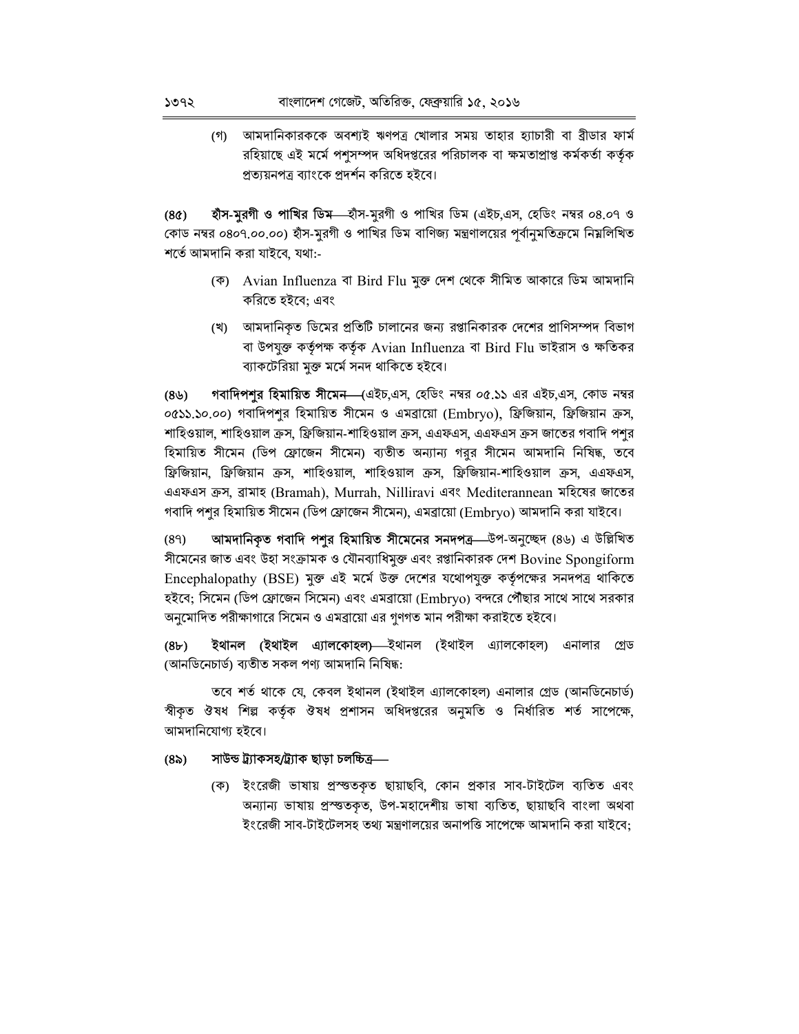(গ) আমদানিকারককে অবশ্যই ঋণপত্র খোলার সময় তাহার হ্যাচারী বা ব্রীডার ফার্ম রহিয়াছে এই মর্মে পশুসম্পদ অধিদপ্তরের পরিচালক বা ক্ষমতাপ্রাপ্ত কর্মকর্তা কর্তৃক প্রত্যয়নপত্র ব্যাংকে প্রদর্শন করিতে হইবে।

(৪৫) **হাঁস-মুরগী ও পাখির ডিম**—হাঁস-মুরগী ও পাখির ডিম (এইচ,এস, হেডিং নম্বর ০৪.০৭ ও কোড নম্বর ০৪০৭.০০.০০) হাঁস-মুরগী ও পাখির ডিম বাণিজ্য মন্ত্রণালয়ের পূর্বানুমতিক্রমে নিম্নলিখিত শর্তে আমদানি করা যাইবে, যথা:-

(ক) Avian Influenza বা Bird Flu মুক্ত দেশ থেকে সীমিত আকারে ডিম আমদানি করিতে হইবে; এবং

(খ) আমদানিকৃত ডিমের প্রতিটি চালানের জন্য রপ্তানিকারক দেশের প্রাণিসম্পদ বিভাগ বা উপযুক্ত কর্তৃপক্ষ কর্তৃক Avian Influenza বা Bird Flu ভাইরাস ও ক্ষতিকর ব্যাকটেরিয়া মুক্ত মর্মে সনদ থাকিতে হইবে।

(৪৬) **গবাদিপশুর হিমায়িত সীমেন**—(এইচ,এস, হেডিং নম্বর ০৫.১১ এর এইচ,এস, কোড নম্বর ০৫১১.১০.০০) গবাদিপশুর হিমায়িত সীমেন ও এমব্রায়ো (Embryo), ফ্রিজিয়ান, ফ্রিজিয়ান ক্রস, শাহিওয়াল, শাহিওয়াল ক্রস, ফ্রিজিয়ান-শাহিওয়াল ক্রস, এএফএস, এএফএস ক্রস জাতের গবাদি পশুর হিমায়িত সীমেন (ডিপ ফ্রোজেন সীমেন) ব্যতীত অন্যান্য গরুর সীমেন আমদানি নিষিদ্ধ, তবে ফ্রিজিয়ান, ফ্রিজিয়ান ক্রস, শাহিওয়াল, শাহিওয়াল ক্রস, ফ্রিজিয়ান-শাহিওয়াল ক্রস, এএফএস, এএফএস ক্রস, ব্রামাহ (Bramah), Murrah, Nilliravi এবং Mediterannean মহিষের জাতের গবাদি পশুর হিমায়িত সীমেন (ডিপ ফ্রোজেন সীমেন), এমব্রায়ো (Embryo) আমদানি করা যাইবে।

(৪৭) **আমদানিকৃত গবাদি পশুর হিমায়িত সীমেনের সনদপত্র**—উপ-অনুচ্ছেদ (৪৬) এ উল্লিখিত সীমেনের জাত এবং উহা সংক্রামক ও যৌনব্যাধিমুক্ত এবং রপ্তানিকারক দেশ Bovine Spongiform Encephalopathy (BSE) মুক্ত এই মর্মে উক্ত দেশের যথোপযুক্ত কর্তৃপক্ষের সনদপত্র থাকিতে হইবে; সিমেন (ডিপ ফ্রোজেন সিমেন) এবং এমব্রায়ো (Embryo) বন্দরে পৌঁছার সাথে সাথে সরকার অনুমোদিত পরীক্ষাগারে সিমেন ও এমব্রায়ো এর গুণগত মান পরীক্ষা করাইতে হইবে।

(৪৮) **ইথানল (ইথাইল এ্যালকোহল)**—ইথানল (ইথাইল এ্যালকোহল) এনালার গ্রেড (আনডিনেচার্ড) ব্যতীত সকল পণ্য আমদানি নিষিদ্ধ:

তবে শর্ত থাকে যে, কেবল ইথানল (ইথাইল এ্যালকোহল) এনালার গ্রেড (আনডিনেচার্ড) স্বীকৃত ঔষধ শিল্প কর্তৃক ঔষধ প্রশাসন অধিদপ্তরের অনুমতি ও নির্ধারিত শর্ত সাপেক্ষে, আমদানিযোগ্য হইবে।

(৪৯) **সাউন্ড ট্র্যাকসহ/ট্র্যাক ছাড়া চলচ্চিত্র**—

(ক) ইংরেজী ভাষায় প্রস্তুতকৃত ছায়াছবি, কোন প্রকার সাব-টাইটেল ব্যতিত এবং অন্যান্য ভাষায় প্রস্তুতকৃত, উপ-মহাদেশীয় ভাষা ব্যতিত, ছায়াছবি বাংলা অথবা ইংরেজী সাব-টাইটেলসহ তথ্য মন্ত্রণালয়ের অনাপত্তি সাপেক্ষে আমদানি করা যাইবে;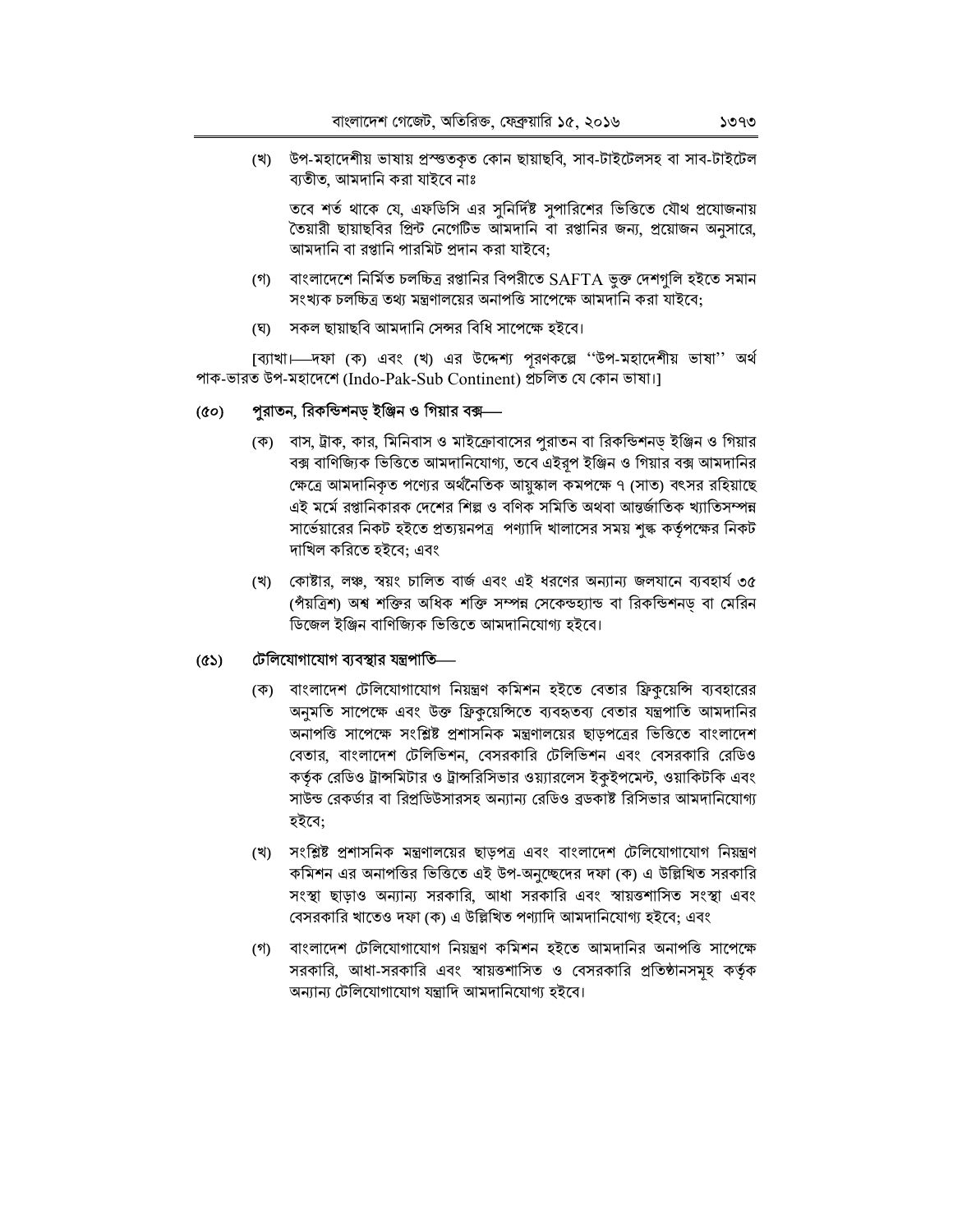(খ) উপ-মহাদেশীয় ভাষায় প্রস্তুতকৃত কোন ছায়াছবি, সাব-টাইটেলসহ বা সাব-টাইটেল ব্যতীত, আমদানি করা যাইবে নাঃ

তবে শর্ত থাকে যে, এফডিসি এর সুনির্দিষ্ট সুপারিশের ভিত্তিতে যৌথ প্রযোজনায় তৈয়ারী ছায়াছবির প্রিন্ট নেগেটিভ আমদানি বা রপ্তানির জন্য, প্রয়োজন অনুসারে, আমদানি বা রপ্তানি পারমিট প্রদান করা যাইবে;

(গ) বাংলাদেশে নির্মিত চলচ্চিত্র রপ্তানির বিপরীতে SAFTA ভুক্ত দেশগুলি হইতে সমান সংখ্যক চলচ্চিত্র তথ্য মন্ত্রণালয়ের অনাপত্তি সাপেক্ষে আমদানি করা যাইবে;

(ঘ) সকল ছায়াছবি আমদানি সেন্সর বিধি সাপেক্ষে হইবে।

[ব্যাখা।—দফা (ক) এবং (খ) এর উদ্দেশ্য পূরণকল্পে ''উপ-মহাদেশীয় ভাষা'' অর্থ পাক-ভারত উপ-মহাদেশে (Indo-Pak-Sub Continent) প্রচলিত যে কোন ভাষা।]

**(৫০) পুরাতন, রিকন্ডিশনড্ ইঞ্জিন ও গিয়ার বক্স—**

(ক) বাস, ট্রাক, কার, মিনিবাস ও মাইক্রোবাসের পুরাতন বা রিকন্ডিশনড্ ইঞ্জিন ও গিয়ার বক্স বাণিজ্যিক ভিত্তিতে আমদানিযোগ্য, তবে এইরূপ ইঞ্জিন ও গিয়ার বক্স আমদানির ক্ষেত্রে আমদানিকৃত পণ্যের অর্থনৈতিক আয়ুস্কাল কমপক্ষে ৭ (সাত) বৎসর রহিয়াছে এই মর্মে রপ্তানিকারক দেশের শিল্প ও বণিক সমিতি অথবা আন্তর্জাতিক খ্যাতিসম্পন্ন সার্ভেয়ারের নিকট হইতে প্রত্যয়নপত্র পণ্যাদি খালাসের সময় শুল্ক কর্তৃপক্ষের নিকট দাখিল করিতে হইবে; এবং

(খ) কোষ্টার, লঞ্চ, স্বয়ং চালিত বার্জ এবং এই ধরণের অন্যান্য জলযানে ব্যবহার্য ৩৫ (পঁয়ত্রিশ) অশ্ব শক্তির অধিক শক্তি সম্পন্ন সেকেন্ডহ্যান্ড বা রিকন্ডিশনড্ বা মেরিন ডিজেল ইঞ্জিন বাণিজ্যিক ভিত্তিতে আমদানিযোগ্য হইবে।

**(৫১) টেলিযোগাযোগ ব্যবস্থার যন্ত্রপাতি—**

(ক) বাংলাদেশ টেলিযোগাযোগ নিয়ন্ত্রণ কমিশন হইতে বেতার ফ্রিকুয়েন্সি ব্যবহারের অনুমতি সাপেক্ষে এবং উক্ত ফ্রিকুয়েন্সিতে ব্যবহৃতব্য বেতার যন্ত্রপাতি আমদানির অনাপত্তি সাপেক্ষে সংশ্লিষ্ট প্রশাসনিক মন্ত্রণালয়ের ছাড়পত্রের ভিত্তিতে বাংলাদেশ বেতার, বাংলাদেশ টেলিভিশন, বেসরকারি টেলিভিশন এবং বেসরকারি রেডিও কর্তৃক রেডিও ট্রান্সমিটার ও ট্রান্সরিসিভার ওয়্যারলেস ইকুইপমেন্ট, ওয়াকিটকি এবং সাউন্ড রেকর্ডার বা রিপ্রডিউসারসহ অন্যান্য রেডিও ব্রডকাষ্ট রিসিভার আমদানিযোগ্য হইবে;

(খ) সংশ্লিষ্ট প্রশাসনিক মন্ত্রণালয়ের ছাড়পত্র এবং বাংলাদেশ টেলিযোগাযোগ নিয়ন্ত্রণ কমিশন এর অনাপত্তির ভিত্তিতে এই উপ-অনুচ্ছেদের দফা (ক) এ উল্লিখিত সরকারি সংস্থা ছাড়াও অন্যান্য সরকারি, আধা সরকারি এবং স্বায়ত্তশাসিত সংস্থা এবং বেসরকারি খাতেও দফা (ক) এ উল্লিখিত পণ্যাদি আমদানিযোগ্য হইবে; এবং

(গ) বাংলাদেশ টেলিযোগাযোগ নিয়ন্ত্রণ কমিশন হইতে আমদানির অনাপত্তি সাপেক্ষে সরকারি, আধা-সরকারি এবং স্বায়ত্তশাসিত ও বেসরকারি প্রতিষ্ঠানসমূহ কর্তৃক অন্যান্য টেলিযোগাযোগ যন্ত্রাদি আমদানিযোগ্য হইবে।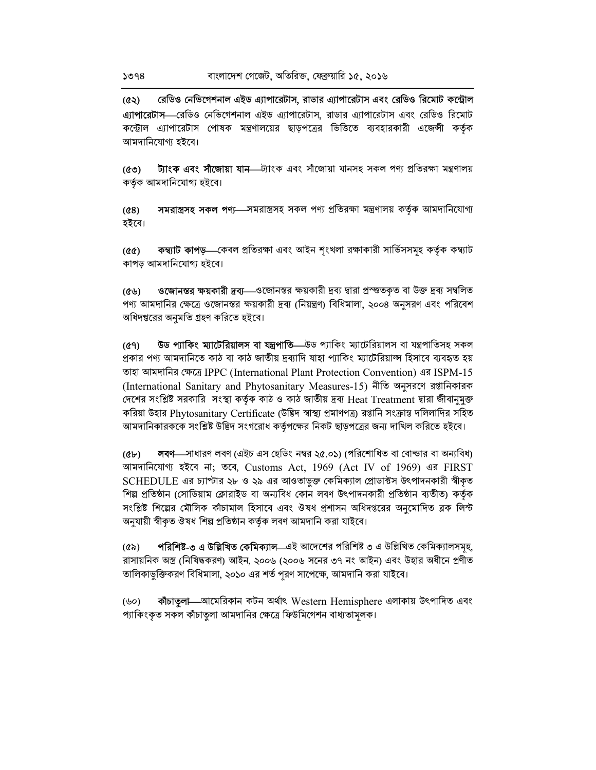(৫২) **রেডিও নেভিগেশনাল এইড এ্যাপারেটাস, রাডার এ্যাপারেটাস এবং রেডিও রিমোট কন্ট্রোল এ্যাপারেটাস**—রেডিও নেভিগেশনাল এইড এ্যাপারেটাস, রাডার এ্যাপারেটাস এবং রেডিও রিমোট কন্ট্রোল এ্যাপারেটাস পোষক মন্ত্রণালয়ের ছাড়পত্রের ভিত্তিতে ব্যবহারকারী এজেন্সী কর্তৃক আমদানিযোগ্য হইবে।

(৫৩) **ট্যাংক এবং সাঁজোয়া যান**—ট্যাংক এবং সাঁজোয়া যানসহ সকল পণ্য প্রতিরক্ষা মন্ত্রণালয় কর্তৃক আমদানিযোগ্য হইবে।

(৫৪) **সমরাস্ত্রসহ সকল পণ্য**—সমরাস্ত্রসহ সকল পণ্য প্রতিরক্ষা মন্ত্রণালয় কর্তৃক আমদানিযোগ্য হইবে।

(৫৫) **কম্যাট কাপড়**—কেবল প্রতিরক্ষা এবং আইন শৃংখলা রক্ষাকারী সার্ভিসসমূহ কর্তৃক কম্যাট কাপড় আমদানিযোগ্য হইবে।

(৫৬) **ওজোনস্তর ক্ষয়কারী দ্রব্য**—ওজোনস্তর ক্ষয়কারী দ্রব্য দ্বারা প্রস্তুতকৃত বা উক্ত দ্রব্য সম্বলিত পণ্য আমদানির ক্ষেত্রে ওজোনস্তর ক্ষয়কারী দ্রব্য (নিয়ন্ত্রণ) বিধিমালা, ২০০৪ অনুসরণ এবং পরিবেশ অধিদপ্তরের অনুমতি গ্রহণ করিতে হইবে।

(৫৭) **উড প্যাকিং ম্যাটেরিয়ালস বা যন্ত্রপাতি**—উড প্যাকিং ম্যাটেরিয়ালস বা যন্ত্রপাতিসহ সকল প্রকার পণ্য আমদানিতে কাঠ বা কাঠ জাতীয় দ্রব্যাদি যাহা প্যাকিং ম্যাটেরিয়াল্স হিসাবে ব্যবহৃত হয় তাহা আমদানির ক্ষেত্রে IPPC (International Plant Protection Convention) এর ISPM-15 (International Sanitary and Phytosanitary Measures-15) নীতি অনুসরণে রপ্তানিকারক দেশের সংশ্লিষ্ট সরকারি সংস্থা কর্তৃক কাঠ ও কাঠ জাতীয় দ্রব্য Heat Treatment দ্বারা জীবানুমুক্ত করিয়া উহার Phytosanitary Certificate (উদ্ভিদ স্বাস্থ্য প্রমাণপত্র) রপ্তানি সংক্রান্ত দলিলাদির সহিত আমদানিকারককে সংশ্লিষ্ট উদ্ভিদ সংগরোধ কর্তৃপক্ষের নিকট ছাড়পত্রের জন্য দাখিল করিতে হইবে।

(৫৮) **লবণ**—সাধারণ লবণ (এইচ এস হেডিং নম্বর ২৫.০১) (পরিশোধিত বা বোল্ডার বা অন্যবিধ) আমদানিযোগ্য হইবে না; তবে, Customs Act, 1969 (Act IV of 1969) এর FIRST SCHEDULE এর চ্যাপ্টার ২৮ ও ২৯ এর আওতাভুক্ত কেমিক্যাল প্রোডাক্টস উৎপাদনকারী স্বীকৃত শিল্প প্রতিষ্ঠান (সোডিয়াম ক্লোরাইড বা অন্যবিধ কোন লবণ উৎপাদনকারী প্রতিষ্ঠান ব্যতীত) কর্তৃক সংশ্লিষ্ট শিল্পের মৌলিক কাঁচামাল হিসাবে এবং ঔষধ প্রশাসন অধিদপ্তরের অনুমোদিত ব্লক লিস্ট অনুযায়ী স্বীকৃত ঔষধ শিল্প প্রতিষ্ঠান কর্তৃক লবণ আমদানি করা যাইবে।

(৫৯) **পরিশিষ্ট-৩ এ উল্লিখিত কেমিক্যাল**—এই আদেশের পরিশিষ্ট ৩ এ উল্লিখিত কেমিক্যালসমূহ, রাসায়নিক অস্ত্র (নিষিদ্ধকরণ) আইন, ২০০৬ (২০০৬ সনের ৩৭ নং আইন) এবং উহার অধীনে প্রণীত তালিকাভুক্তিকরণ বিধিমালা, ২০১০ এর শর্ত পূরণ সাপেক্ষে, আমদানি করা যাইবে।

(৬০) **কাঁচাতুলা**—আমেরিকান কটন অর্থাৎ Western Hemisphere এলাকায় উৎপাদিত এবং প্যাকিংকৃত সকল কাঁচাতুলা আমদানির ক্ষেত্রে ফিউমিগেশন বাধ্যতামূলক।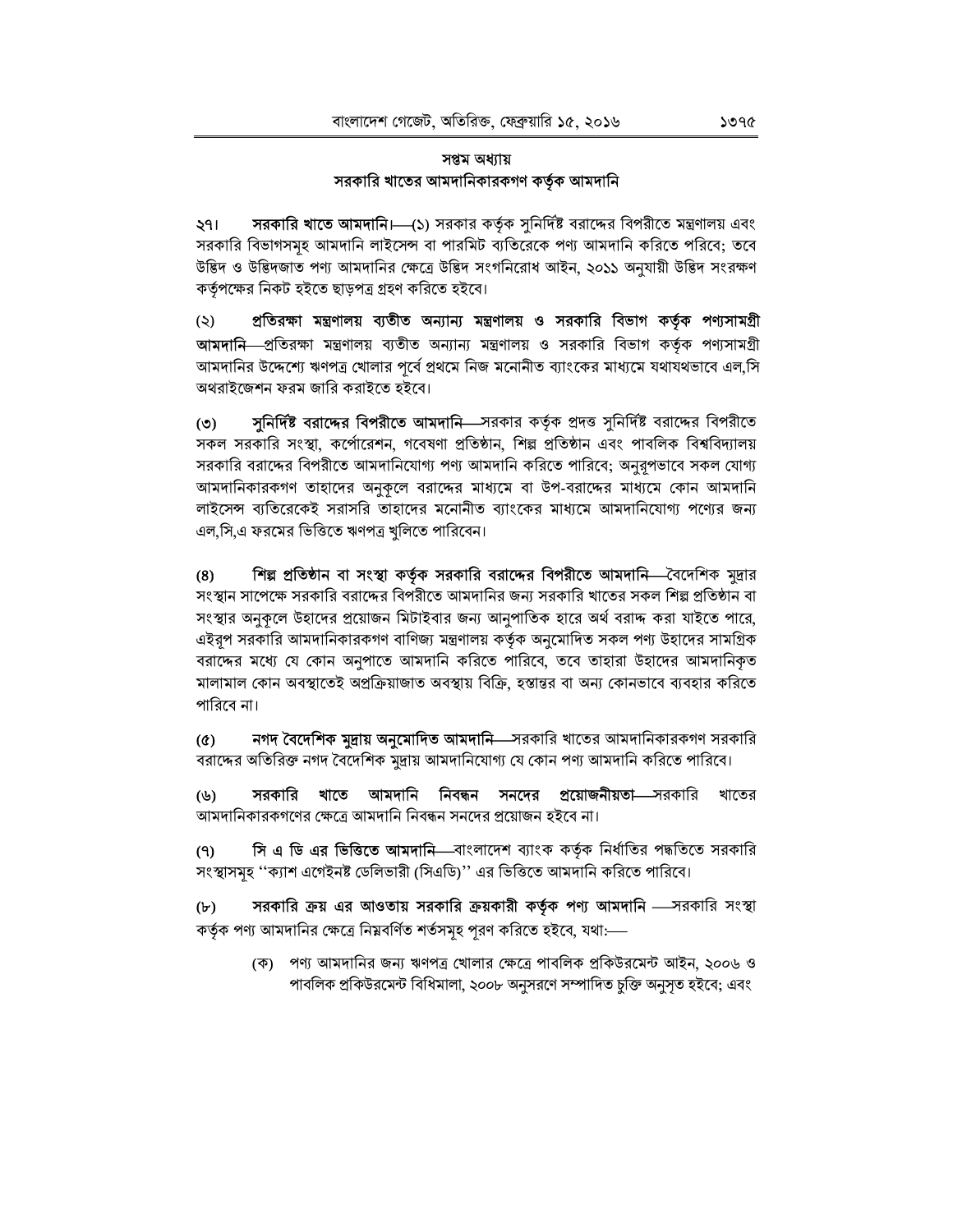## সপ্তম অধ্যায়
## সরকারি খাতের আমদানিকারকগণ কর্তৃক আমদানি

২৭। **সরকারি খাতে আমদানি।**—(১) সরকার কর্তৃক সুনির্দিষ্ট বরাদ্দের বিপরীতে মন্ত্রণালয় এবং সরকারি বিভাগসমূহ আমদানি লাইসেন্স বা পারমিট ব্যতিরেকে পণ্য আমদানি করিতে পারিবে; তবে উদ্ভিদ ও উদ্ভিদজাত পণ্য আমদানির ক্ষেত্রে উদ্ভিদ সংগনিরোধ আইন, ২০১১ অনুযায়ী উদ্ভিদ সংরক্ষণ কর্তৃপক্ষের নিকট হইতে ছাড়পত্র গ্রহণ করিতে হইবে।

(২) **প্রতিরক্ষা মন্ত্রণালয় ব্যতীত অন্যান্য মন্ত্রণালয় ও সরকারি বিভাগ কর্তৃক পণ্যসামগ্রী আমদানি**—প্রতিরক্ষা মন্ত্রণালয় ব্যতীত অন্যান্য মন্ত্রণালয় ও সরকারি বিভাগ কর্তৃক পণ্যসামগ্রী আমদানির উদ্দেশ্যে ঋণপত্র খোলার পূর্বে প্রথমে নিজ মনোনীত ব্যাংকের মাধ্যমে যথাযথভাবে এল,সি অথরাইজেশন ফরম জারি করাইতে হইবে।

(৩) **সুনির্দিষ্ট বরাদ্দের বিপরীতে আমদানি**—সরকার কর্তৃক প্রদত্ত সুনির্দিষ্ট বরাদ্দের বিপরীতে সকল সরকারি সংস্থা, কর্পোরেশন, গবেষণা প্রতিষ্ঠান, শিল্প প্রতিষ্ঠান এবং পাবলিক বিশ্ববিদ্যালয় সরকারি বরাদ্দের বিপরীতে আমদানিযোগ্য পণ্য আমদানি করিতে পারিবে; অনুরূপভাবে সকল যোগ্য আমদানিকারকগণ তাহাদের অনুকূলে বরাদ্দের মাধ্যমে বা উপ-বরাদ্দের মাধ্যমে কোন আমদানি লাইসেন্স ব্যতিরেকেই সরাসরি তাহাদের মনোনীত ব্যাংকের মাধ্যমে আমদানিযোগ্য পণ্যের জন্য এল,সি,এ ফরমের ভিত্তিতে ঋণপত্র খুলিতে পারিবেন।

(৪) **শিল্প প্রতিষ্ঠান বা সংস্থা কর্তৃক সরকারি বরাদ্দের বিপরীতে আমদানি**—বৈদেশিক মুদ্রার সংস্থান সাপেক্ষে সরকারি বরাদ্দের বিপরীতে আমদানির জন্য সরকারি খাতের সকল শিল্প প্রতিষ্ঠান বা সংস্থার অনুকূলে উহাদের প্রয়োজন মিটাইবার জন্য আনুপাতিক হারে অর্থ বরাদ্দ করা যাইতে পারে, এইরূপ সরকারি আমদানিকারকগণ বাণিজ্য মন্ত্রণালয় কর্তৃক অনুমোদিত সকল পণ্য উহাদের সামগ্রিক বরাদ্দের মধ্যে যে কোন অনুপাতে আমদানি করিতে পারিবে, তবে তাহারা উহাদের আমদানিকৃত মালামাল কোন অবস্থাতেই অপ্রক্রিয়াজাত অবস্থায় বিক্রি, হস্তান্তর বা অন্য কোনভাবে ব্যবহার করিতে পারিবে না।

(৫) **নগদ বৈদেশিক মুদ্রায় অনুমোদিত আমদানি**—সরকারি খাতের আমদানিকারকগণ সরকারি বরাদ্দের অতিরিক্ত নগদ বৈদেশিক মুদ্রায় আমদানিযোগ্য যে কোন পণ্য আমদানি করিতে পারিবে।

(৬) **সরকারি খাতে আমদানি নিবন্ধন সনদের প্রয়োজনীয়তা**—সরকারি খাতের আমদানিকারকগণের ক্ষেত্রে আমদানি নিবন্ধন সনদের প্রয়োজন হইবে না।

(৭) **সি এ ডি এর ভিত্তিতে আমদানি**—বাংলাদেশ ব্যাংক কর্তৃক নির্ধাতির পদ্ধতিতে সরকারি সংস্থাসমূহ ''ক্যাশ এগেইনষ্ট ডেলিভারী (সিএডি)'' এর ভিত্তিতে আমদানি করিতে পারিবে।

(৮) **সরকারি ক্রয় এর আওতায় সরকারি ক্রয়কারী কর্তৃক পণ্য আমদানি** —সরকারি সংস্থা কর্তৃক পণ্য আমদানির ক্ষেত্রে নিম্নবর্ণিত শর্তসমূহ পূরণ করিতে হইবে, যথা:—

(ক) পণ্য আমদানির জন্য ঋণপত্র খোলার ক্ষেত্রে পাবলিক প্রকিউরমেন্ট আইন, ২০০৬ ও পাবলিক প্রকিউরমেন্ট বিধিমালা, ২০০৮ অনুসরণে সম্পাদিত চুক্তি অনুসৃত হইবে; এবং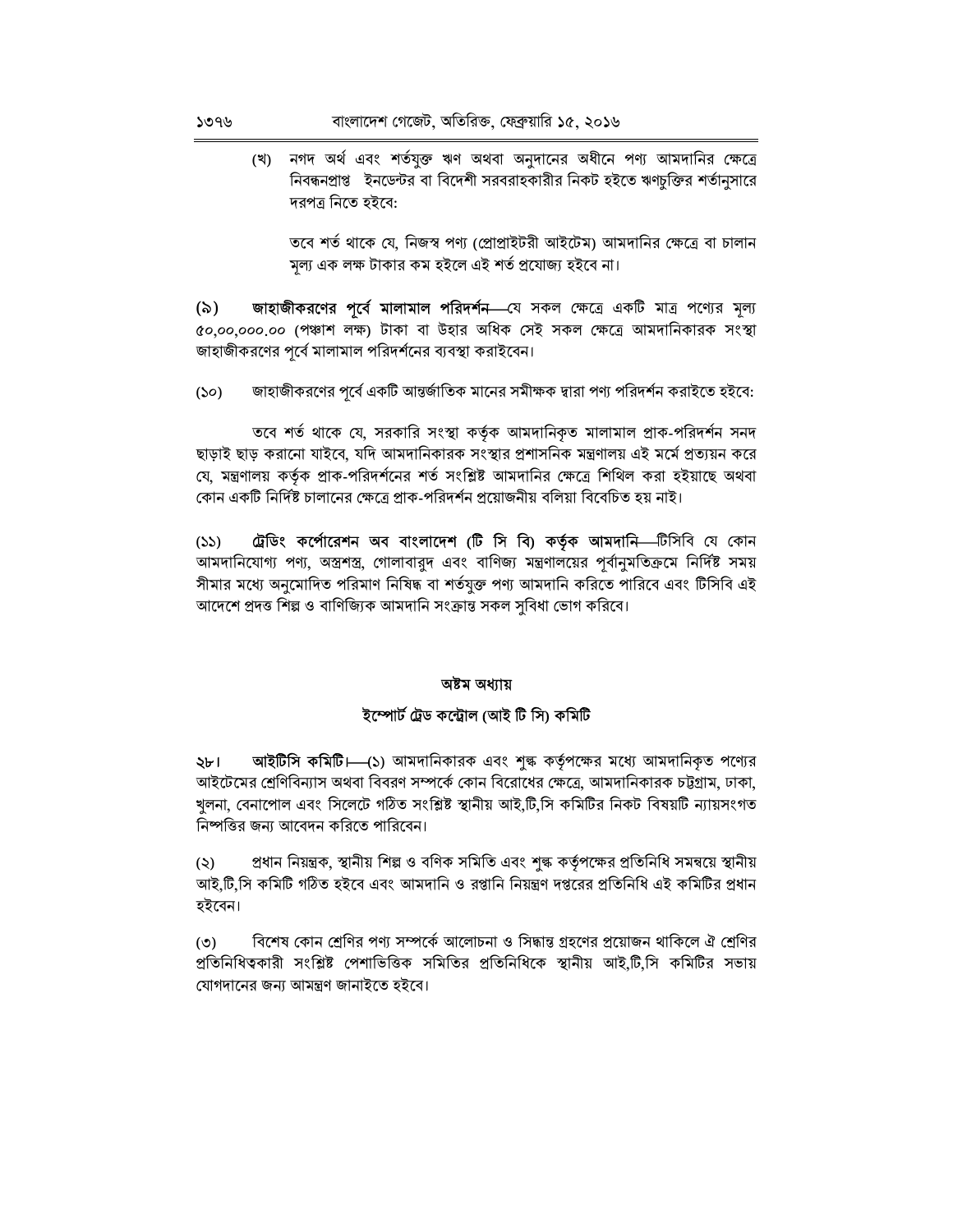(খ) নগদ অর্থ এবং শর্তযুক্ত ঋণ অথবা অনুদানের অধীনে পণ্য আমদানির ক্ষেত্রে নিবন্ধনপ্রাপ্ত ইনডেন্টর বা বিদেশী সরবরাহকারীর নিকট হইতে ঋণচুক্তির শর্তানুসারে দরপত্র নিতে হইবে:

তবে শর্ত থাকে যে, নিজস্ব পণ্য (প্রোপ্রাইটরী আইটেম) আমদানির ক্ষেত্রে বা চালান মূল্য এক লক্ষ টাকার কম হইলে এই শর্ত প্রযোজ্য হইবে না।

(৯) **জাহাজীকরণের পূর্বে মালামাল পরিদর্শন**—যে সকল ক্ষেত্রে একটি মাত্র পণ্যের মূল্য ৫০,০০,০০০.০০ (পঞ্চাশ লক্ষ) টাকা বা উহার অধিক সেই সকল ক্ষেত্রে আমদানিকারক সংস্থা জাহাজীকরণের পূর্বে মালামাল পরিদর্শনের ব্যবস্থা করাইবেন।

(১০) জাহাজীকরণের পূর্বে একটি আন্তর্জাতিক মানের সমীক্ষক দ্বারা পণ্য পরিদর্শন করাইতে হইবে:

তবে শর্ত থাকে যে, সরকারি সংস্থা কর্তৃক আমদানিকৃত মালামাল প্রাক-পরিদর্শন সনদ ছাড়াই ছাড় করানো যাইবে, যদি আমদানিকারক সংস্থার প্রশাসনিক মন্ত্রণালয় এই মর্মে প্রত্যয়ন করে যে, মন্ত্রণালয় কর্তৃক প্রাক-পরিদর্শনের শর্ত সংশ্লিষ্ট আমদানির ক্ষেত্রে শিথিল করা হইয়াছে অথবা কোন একটি নির্দিষ্ট চালানের ক্ষেত্রে প্রাক-পরিদর্শন প্রয়োজনীয় বলিয়া বিবেচিত হয় নাই।

(১১) **ট্রেডিং কর্পোরেশন অব বাংলাদেশ (টি সি বি) কর্তৃক আমদানি**—টিসিবি যে কোন আমদানিযোগ্য পণ্য, অস্ত্রশস্ত্র, গোলাবারুদ এবং বাণিজ্য মন্ত্রণালয়ের পূর্বানুমতিক্রমে নির্দিষ্ট সময় সীমার মধ্যে অনুমোদিত পরিমাণ নিষিদ্ধ ও শর্তযুক্ত পণ্য আমদানি করিতে পারিবে এবং টিসিবি এই আদেশে প্রদত্ত শিল্প ও বাণিজ্যিক আমদানি সংক্রান্ত সকল সুবিধা ভোগ করিবে।

## অষ্টম অধ্যায়

## ইম্পোর্ট ট্রেড কন্ট্রোল (আই টি সি) কমিটি

২৮। **আইটিসি কমিটি।**—(১) আমদানিকারক এবং শুল্ক কর্তৃপক্ষের মধ্যে আমদানিকৃত পণ্যের আইটেমের শ্রেণিবিন্যাস অথবা বিবরণ সম্পর্কে কোন বিরোধের ক্ষেত্রে, আমদানিকারক চট্টগ্রাম, ঢাকা, খুলনা, বেনাপোল এবং সিলেটে গঠিত সংশ্লিষ্ট স্থানীয় আই,টি,সি কমিটির নিকট বিষয়টি ন্যায়সংগত নিষ্পত্তির জন্য আবেদন করিতে পারিবেন।

(২) প্রধান নিয়ন্ত্রক, স্থানীয় শিল্প ও বণিক সমিতি এবং শুল্ক কর্তৃপক্ষের প্রতিনিধি সমন্বয়ে স্থানীয় আই,টি,সি কমিটি গঠিত হইবে এবং আমদানি ও রপ্তানি নিয়ন্ত্রণ দপ্তরের প্রতিনিধি এই কমিটির প্রধান হইবেন।

(৩) বিশেষ কোন শ্রেণির পণ্য সম্পর্কে আলোচনা ও সিদ্ধান্ত গ্রহণের প্রয়োজন থাকিলে ঐ শ্রেণির প্রতিনিধিত্বকারী সংশ্লিষ্ট পেশাভিত্তিক সমিতির প্রতিনিধিকে স্থানীয় আই,টি,সি কমিটির সভায় যোগদানের জন্য আমন্ত্রণ জানাইতে হইবে।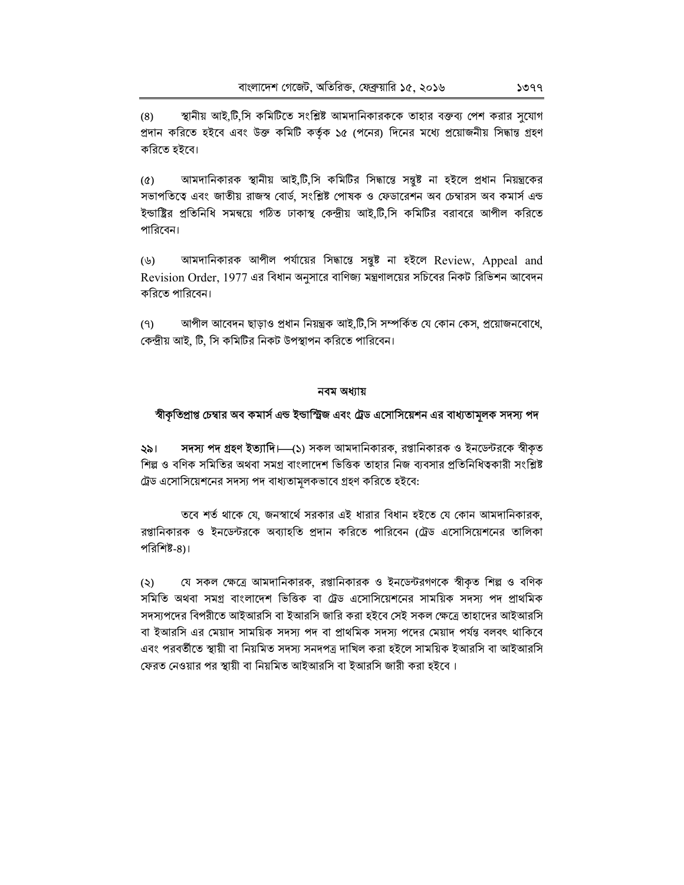(৪) স্থানীয় আই,টি,সি কমিটিতে সংশ্লিষ্ট আমদানিকারককে তাহার বক্তব্য পেশ করার সুযোগ প্রদান করিতে হইবে এবং উক্ত কমিটি কর্তৃক ১৫ (পনের) দিনের মধ্যে প্রয়োজনীয় সিদ্ধান্ত গ্রহণ করিতে হইবে।

(৫) আমদানিকারক স্থানীয় আই,টি,সি কমিটির সিদ্ধান্তে সন্তুষ্ট না হইলে প্রধান নিয়ন্ত্রকের সভাপতিত্বে এবং জাতীয় রাজস্ব বোর্ড, সংশ্লিষ্ট পোষক ও ফেডারেশন অব চেম্বারস অব কমার্স এন্ড ইন্ডাষ্ট্রির প্রতিনিধি সমন্বয়ে গঠিত ঢাকাস্থ কেন্দ্রীয় আই,টি,সি কমিটির বরাবরে আপীল করিতে পারিবেন।

(৬) আমদানিকারক আপীল পর্যায়ের সিদ্ধান্তে সন্তুষ্ট না হইলে Review, Appeal and Revision Order, 1977 এর বিধান অনুসারে বাণিজ্য মন্ত্রণালয়ের সচিবের নিকট রিভিশন আবেদন করিতে পারিবেন।

(৭) আপীল আবেদন ছাড়াও প্রধান নিয়ন্ত্রক আই,টি,সি সম্পর্কিত যে কোন কেস, প্রয়োজনবোধে, কেন্দ্রীয় আই, টি, সি কমিটির নিকট উপস্থাপন করিতে পারিবেন।

## নবম অধ্যায়

### স্বীকৃতিপ্রাপ্ত চেম্বার অব কমার্স এন্ড ইন্ডাস্ট্রিজ এবং ট্রেড এসোসিয়েশন এর বাধ্যতামূলক সদস্য পদ

**২৯। সদস্য পদ গ্রহণ ইত্যাদি।—**(১) সকল আমদানিকারক, রপ্তানিকারক ও ইনডেন্টরকে স্বীকৃত শিল্প ও বণিক সমিতির অথবা সমগ্র বাংলাদেশ ভিত্তিক তাহার নিজ ব্যবসার প্রতিনিধিত্বকারী সংশ্লিষ্ট ট্রেড এসোসিয়েশনের সদস্য পদ বাধ্যতামূলকভাবে গ্রহণ করিতে হইবে:

তবে শর্ত থাকে যে, জনস্বার্থে সরকার এই ধারার বিধান হইতে যে কোন আমদানিকারক, রপ্তানিকারক ও ইনডেন্টরকে অব্যাহতি প্রদান করিতে পারিবেন (ট্রেড এসোসিয়েশনের তালিকা পরিশিষ্ট-৪)।

(২) যে সকল ক্ষেত্রে আমদানিকারক, রপ্তানিকারক ও ইনডেন্টরগণকে স্বীকৃত শিল্প ও বণিক সমিতি অথবা সমগ্র বাংলাদেশ ভিত্তিক বা ট্রেড এসোসিয়েশনের সাময়িক সদস্য পদ প্রাথমিক সদস্যপদের বিপরীতে আইআরসি বা ইআরসি জারি করা হইবে সেই সকল ক্ষেত্রে তাহাদের আইআরসি বা ইআরসি এর মেয়াদ সাময়িক সদস্য পদ বা প্রাথমিক সদস্য পদের মেয়াদ পর্যন্ত বলবৎ থাকিবে এবং পরবর্তীতে স্থায়ী বা নিয়মিত সদস্য সনদপত্র দাখিল করা হইলে সাময়িক ইআরসি বা আইআরসি ফেরত নেওয়ার পর স্থায়ী বা নিয়মিত আইআরসি বা ইআরসি জারী করা হইবে।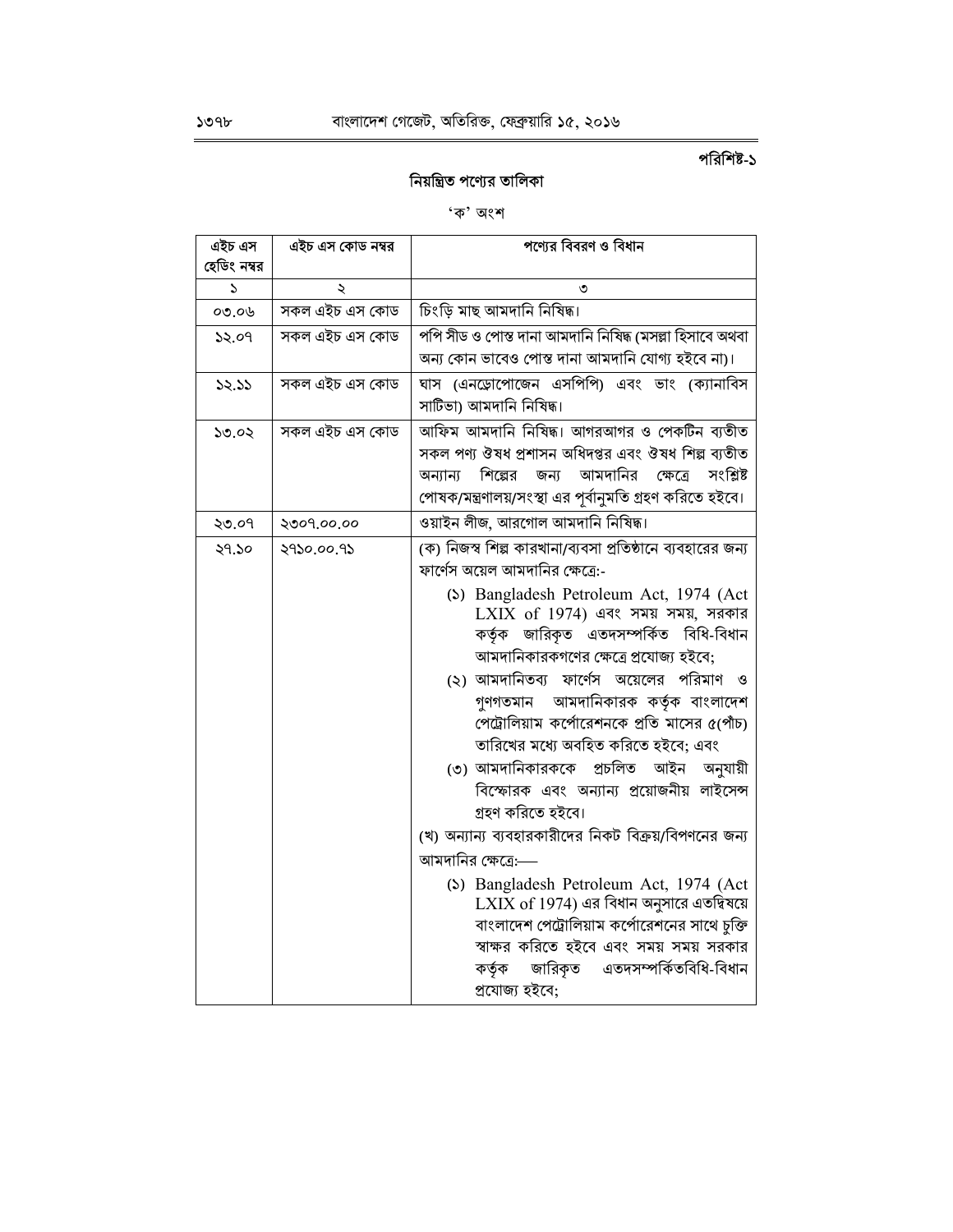পরিশিষ্ট-১

## নিয়ন্ত্রিত পণ্যের তালিকা

'ক' অংশ

| এইচ এস হেডিং নম্বর | এইচ এস কোড নম্বর | পণ্যের বিবরণ ও বিধান |
|---|---|---|
| ১ | ২ | ৩ |
| ০৩.০৬ | সকল এইচ এস কোড | চিংড়ি মাছ আমদানি নিষিদ্ধ। |
| ১২.০৭ | সকল এইচ এস কোড | পপি সীড ও পোস্ত দানা আমদানি নিষিদ্ধ (মসলা হিসাবে অথবা অন্য কোন ভাবেও পোস্ত দানা আমদানি যোগ্য হইবে না)। |
| ১২.১১ | সকল এইচ এস কোড | ঘাস (এনড্রোপোজেন এসপিপি) এবং ভাং (ক্যানাবিস সাটিভা) আমদানি নিষিদ্ধ। |
| ১৩.০২ | সকল এইচ এস কোড | আফিম আমদানি নিষিদ্ধ। আগরআগর ও পেকটিন ব্যতীত সকল পণ্য ঔষধ প্রশাসন অধিদপ্তর এবং ঔষধ শিল্প ব্যতীত অন্যান্য শিল্পের জন্য আমদানির ক্ষেত্রে সংশ্লিষ্ট পোষক/মন্ত্রণালয়/সংস্থা এর পূর্বানুমতি গ্রহণ করিতে হইবে। |
| ২৩.০৭ | ২৩০৭.০০.০০ | ওয়াইন লীজ, আরগোল আমদানি নিষিদ্ধ। |
| ২৭.১০ | ২৭১০.০০.৭১ | (ক) নিজস্ব শিল্প কারখানা/ব্যবসা প্রতিষ্ঠানে ব্যবহারের জন্য ফার্নেস অয়েল আমদানির ক্ষেত্রে:- <br> (১) Bangladesh Petroleum Act, 1974 (Act LXIX of 1974) এবং সময় সময়, সরকার কর্তৃক জারিকৃত এতদসম্পর্কিত বিধি-বিধান আমদানিকারকগণের ক্ষেত্রে প্রযোজ্য হইবে; <br> (২) আমদানিতব্য ফার্নেস অয়েলের পরিমাণ ও গুণগতমান আমদানিকারক কর্তৃক বাংলাদেশ পেট্রোলিয়াম কর্পোরেশনকে প্রতি মাসের ৫(পাঁচ) তারিখের মধ্যে অবহিত করিতে হইবে; এবং <br> (৩) আমদানিকারককে প্রচলিত আইন অনুযায়ী বিস্ফোরক এবং অন্যান্য প্রয়োজনীয় লাইসেন্স গ্রহণ করিতে হইবে। <br> (খ) অন্যান্য ব্যবহারকারীদের নিকট বিক্রয়/বিপণনের জন্য আমদানির ক্ষেত্রে:— <br> (১) Bangladesh Petroleum Act, 1974 (Act LXIX of 1974) এর বিধান অনুসারে এতদ্বিষয়ে বাংলাদেশ পেট্রোলিয়াম কর্পোরেশনের সাথে চুক্তি স্বাক্ষর করিতে হইবে এবং সময় সময় সরকার কর্তৃক জারিকৃত এতদসম্পর্কিতবিধি-বিধান প্রযোজ্য হইবে; |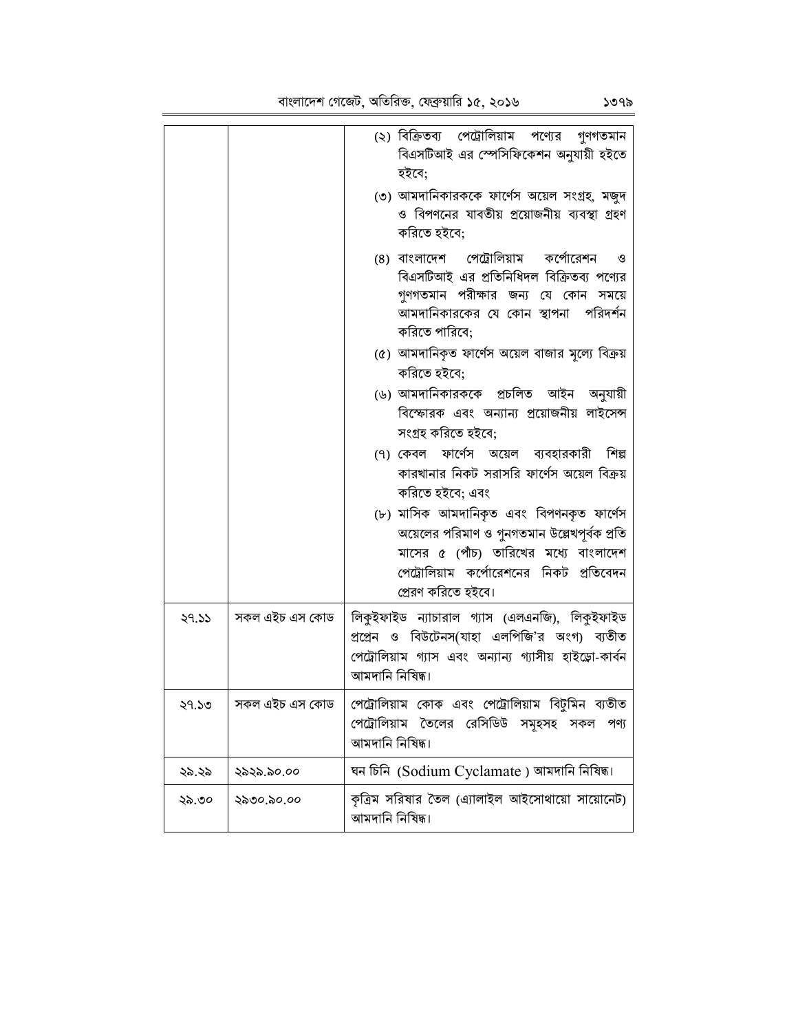| | | |
|---|---|---|
| | | (২) বিক্রিতব্য পেট্রোলিয়াম পণ্যের গুণগতমান বিএসটিআই এর স্পেসিফিকেশন অনুযায়ী হইতে হইবে; (৩) আমদানিকারককে ফার্ণেস অয়েল সংগ্রহ, মজুদ ও বিপণনের যাবতীয় প্রয়োজনীয় ব্যবস্থা গ্রহণ করিতে হইবে; (৪) বাংলাদেশ পেট্রোলিয়াম কর্পোরেশন ও বিএসটিআই এর প্রতিনিধিদল বিক্রিতব্য পণ্যের গুণগতমান পরীক্ষার জন্য যে কোন সময়ে আমদানিকারকের যে কোন স্থাপনা পরিদর্শন করিতে পারিবে; (৫) আমদানিকৃত ফার্ণেস অয়েল বাজার মূল্যে বিক্রয় করিতে হইবে; (৬) আমদানিকারককে প্রচলিত আইন অনুযায়ী বিস্ফোরক এবং অন্যান্য প্রয়োজনীয় লাইসেন্স সংগ্রহ করিতে হইবে; (৭) কেবল ফার্ণেস অয়েল ব্যবহারকারী শিল্প কারখানার নিকট সরাসরি ফার্ণেস অয়েল বিক্রয় করিতে হইবে; এবং (৮) মাসিক আমদানিকৃত এবং বিপণনকৃত ফার্ণেস অয়েলের পরিমাণ ও গুনগতমান উল্লেখপূর্বক প্রতি মাসের ৫ (পাঁচ) তারিখের মধ্যে বাংলাদেশ পেট্রোলিয়াম কর্পোরেশনের নিকট প্রতিবেদন প্রেরণ করিতে হইবে। |
| ২৭.১১ | সকল এইচ এস কোড | লিকুইফাইড ন্যাচারাল গ্যাস (এলএনজি), লিকুইফাইড প্রপেন ও বিউটেনস(যাহা এলপিজি'র অংগ) ব্যতীত পেট্রোলিয়াম গ্যাস এবং অন্যান্য গ্যাসীয় হাইড্রো-কার্বন আমদানি নিষিদ্ধ। |
| ২৭.১৩ | সকল এইচ এস কোড | পেট্রোলিয়াম কোক এবং পেট্রোলিয়াম বিটুমিন ব্যতীত পেট্রোলিয়াম তৈলের রেসিডিউ সমূহসহ সকল পণ্য আমদানি নিষিদ্ধ। |
| ২৯.২৯ | ২৯২৯.৯০.০০ | ঘন চিনি (Sodium Cyclamate ) আমদানি নিষিদ্ধ। |
| ২৯.৩০ | ২৯৩০.৯০.০০ | কৃত্রিম সরিষার তৈল (এ্যালাইল আইসোথায়ো সায়োনেট) আমদানি নিষিদ্ধ। |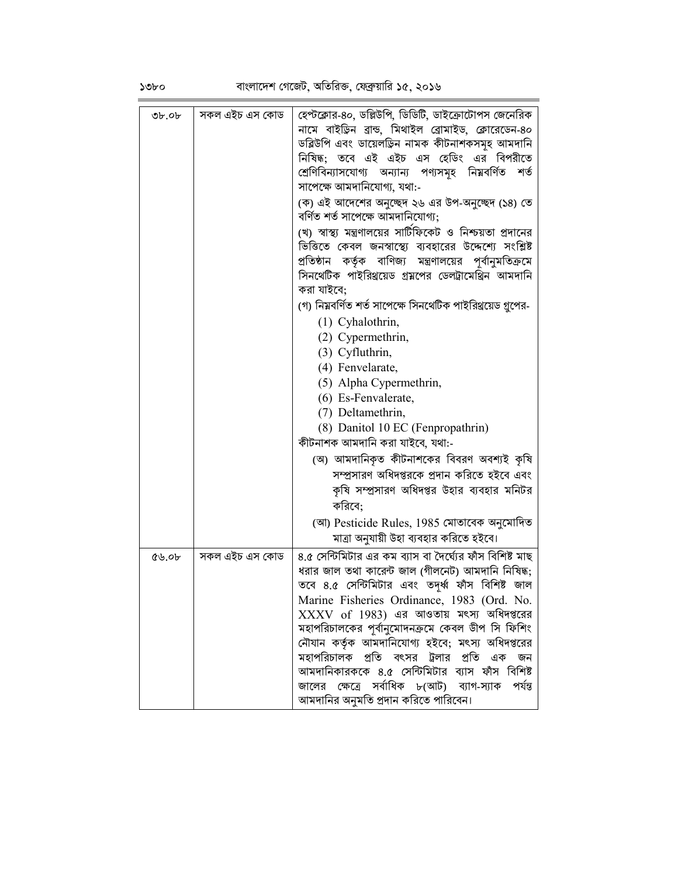| | | |
|---|---|---|
| ৩৮.০৮ | সকল এইচ এস কোড | হেপ্টক্লোর-৪০, ডব্লিউপি, ডিডিটি, ডাইক্রোটোপস জেনেরিক নামে বাইড্রিন ব্রান্ড, মিথাইল ব্রোমাইড, ক্লোরেডেন-৪০ ডব্লিউপি এবং ডায়েলড্রিন নামক কীটনাশকসমূহ আমদানি নিষিদ্ধ; তবে এই এইচ এস হেডিং এর বিপরীতে শ্রেণিবিন্যাসযোগ্য অন্যান্য পণ্যসমূহ নিম্নবর্ণিত শর্ত সাপেক্ষে আমদানিযোগ্য, যথা:-<br>(ক) এই আদেশের অনুচ্ছেদ ২৬ এর উপ-অনুচ্ছেদ (১৪) তে বর্ণিত শর্ত সাপেক্ষে আমদানিযোগ্য;<br>(খ) স্বাস্থ্য মন্ত্রণালয়ের সার্টিফিকেট ও নিশ্চয়তা প্রদানের ভিত্তিতে কেবল জনস্বাস্থ্যে ব্যবহারের উদ্দেশ্যে সংশ্লিষ্ট প্রতিষ্ঠান কর্তৃক বাণিজ্য মন্ত্রণালয়ের পূর্বানুমতিক্রমে সিনথেটিক পাইরিথ্রয়েড গ্রম্নপের ডেলট্রামেথ্রিন আমদানি করা যাইবে;<br>(গ) নিম্নবর্ণিত শর্ত সাপেক্ষে সিনথেটিক পাইরিথ্রয়েড গ্রুপের-<br>(1) Cyhalothrin,<br>(2) Cypermethrin,<br>(3) Cyfluthrin,<br>(4) Fenvelarate,<br>(5) Alpha Cypermethrin,<br>(6) Es-Fenvalerate,<br>(7) Deltamethrin,<br>(8) Danitol 10 EC (Fenpropathrin)<br>কীটনাশক আমদানি করা যাইবে, যথা:-<br>(অ) আমদানিকৃত কীটনাশকের বিবরণ অবশ্যই কৃষি সম্প্রসারণ অধিদপ্তরকে প্রদান করিতে হইবে এবং কৃষি সম্প্রসারণ অধিদপ্তর উহার ব্যবহার মনিটর করিবে;<br>(আ) Pesticide Rules, 1985 মোতাবেক অনুমোদিত মাত্রা অনুযায়ী উহা ব্যবহার করিতে হইবে। |
| ৫৬.০৮ | সকল এইচ এস কোড | ৪.৫ সেন্টিমিটার এর কম ব্যাস বা দৈর্ঘ্যের ফাঁস বিশিষ্ট মাছ ধরার জাল তথা কারেন্ট জাল (গীলনেট) আমদানি নিষিদ্ধ; তবে ৪.৫ সেন্টিমিটার এবং তদূর্ধ্ব ফাঁস বিশিষ্ট জাল Marine Fisheries Ordinance, 1983 (Ord. No. XXXV of 1983) এর আওতায় মৎস্য অধিদপ্তরের মহাপরিচালকের পূর্বানুমোদনক্রমে কেবল ডীপ সি ফিশিং নৌযান কর্তৃক আমদানিযোগ্য হইবে; মৎস্য অধিদপ্তরের মহাপরিচালক প্রতি বৎসর ট্রলার প্রতি এক জন আমদানিকারককে ৪.৫ সেন্টিমিটার ব্যাস ফাঁস বিশিষ্ট জালের ক্ষেত্রে সর্বাধিক ৮(আট) ব্যাগ-স্যাক পর্যন্ত আমদানির অনুমতি প্রদান করিতে পারিবেন। |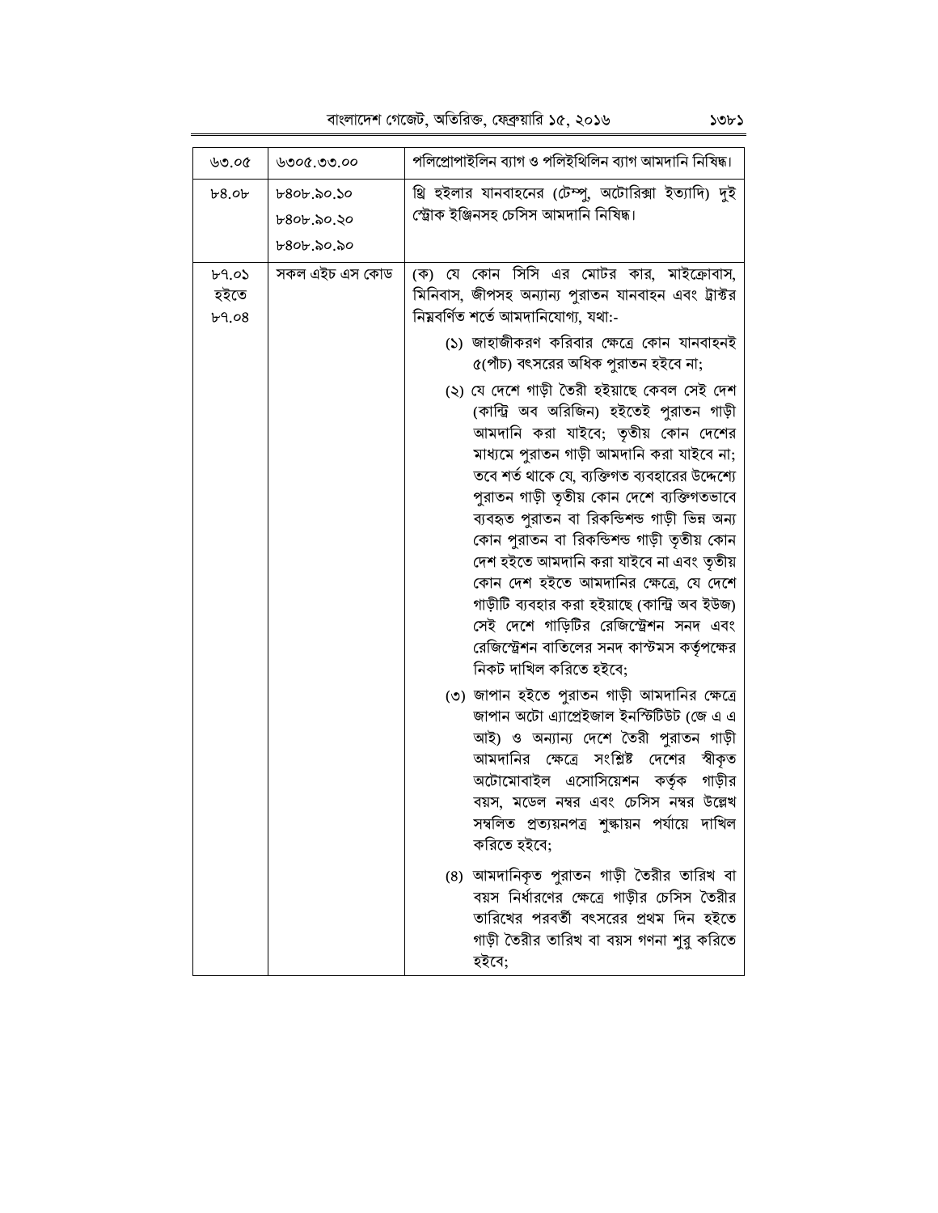| | | |
|---|---|---|
| ৬৩.০৫ | ৬৩০৫.৩৩.০০ | পলিপ্রোপাইলিন ব্যাগ ও পলিইথিলিন ব্যাগ আমদানি নিষিদ্ধ। |
| ৮৪.০৮ | ৮৪০৮.৯০.১০<br>৮৪০৮.৯০.২০<br>৮৪০৮.৯০.৯০ | থ্রি হুইলার যানবাহনের (টেম্পু, অটোরিক্সা ইত্যাদি) দুই স্ট্রোক ইঞ্জিনসহ চেসিস আমদানি নিষিদ্ধ। |
| ৮৭.০১<br>হইতে<br>৮৭.০৪ | সকল এইচ এস কোড | (ক) যে কোন সিসি এর মোটর কার, মাইক্রোবাস, মিনিবাস, জীপসহ অন্যান্য পুরাতন যানবাহন এবং ট্রাক্টর নিম্নবর্ণিত শর্তে আমদানিযোগ্য, যথা:-<br>(১) জাহাজীকরণ করিবার ক্ষেত্রে কোন যানবাহনই ৫(পাঁচ) বৎসরের অধিক পুরাতন হইবে না;<br>(২) যে দেশে গাড়ী তৈরী হইয়াছে কেবল সেই দেশ (কান্ট্রি অব অরিজিন) হইতেই পুরাতন গাড়ী আমদানি করা যাইবে; তৃতীয় কোন দেশের মাধ্যমে পুরাতন গাড়ী আমদানি করা যাইবে না; তবে শর্ত থাকে যে, ব্যক্তিগত ব্যবহারের উদ্দেশ্যে পুরাতন গাড়ী তৃতীয় কোন দেশে ব্যক্তিগতভাবে ব্যবহৃত পুরাতন বা রিকন্ডিশন্ড গাড়ী ভিন্ন অন্য কোন পুরাতন বা রিকন্ডিশন্ড গাড়ী তৃতীয় কোন দেশ হইতে আমদানি করা যাইবে না এবং তৃতীয় কোন দেশ হইতে আমদানির ক্ষেত্রে, যে দেশে গাড়ীটি ব্যবহার করা হইয়াছে (কান্ট্রি অব ইউজ) সেই দেশে গাড়িটির রেজিস্ট্রেশন সনদ এবং রেজিস্ট্রেশন বাতিলের সনদ কাস্টমস কর্তৃপক্ষের নিকট দাখিল করিতে হইবে;<br>(৩) জাপান হইতে পুরাতন গাড়ী আমদানির ক্ষেত্রে জাপান অটো এ্যাপ্রেইজাল ইনস্টিটিউট (জে এ এ আই) ও অন্যান্য দেশে তৈরী পুরাতন গাড়ী আমদানির ক্ষেত্রে সংশ্লিষ্ট দেশের স্বীকৃত অটোমোবাইল এসোসিয়েশন কর্তৃক গাড়ীর বয়স, মডেল নম্বর এবং চেসিস নম্বর উল্লেখ সম্বলিত প্রত্যয়নপত্র শুল্কায়ন পর্যায়ে দাখিল করিতে হইবে;<br>(৪) আমদানিকৃত পুরাতন গাড়ী তৈরীর তারিখ বা বয়স নির্ধারণের ক্ষেত্রে গাড়ীর চেসিস তৈরীর তারিখের পরবর্তী বৎসরের প্রথম দিন হইতে গাড়ী তৈরীর তারিখ বা বয়স গণনা শুরু করিতে হইবে; |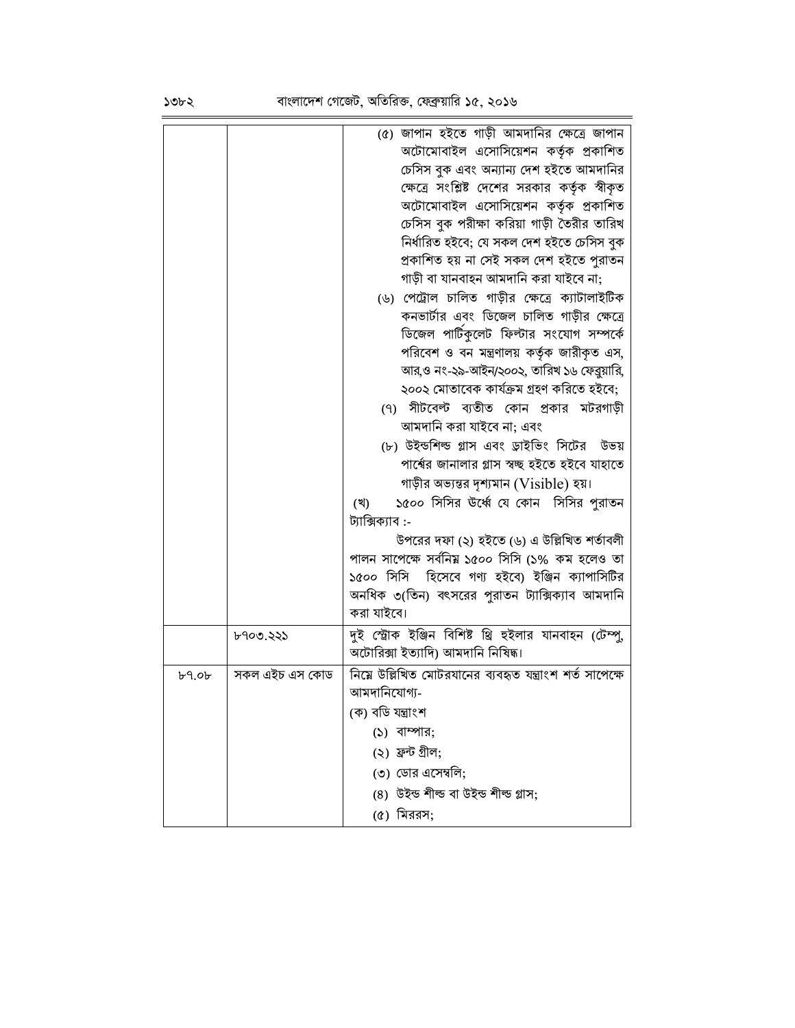| | | |
|---|---|---|
| | | (৫) জাপান হইতে গাড়ী আমদানির ক্ষেত্রে জাপান অটোমোবাইল এসোসিয়েশন কর্তৃক প্রকাশিত চেসিস বুক এবং অন্যান্য দেশ হইতে আমদানির ক্ষেত্রে সংশ্লিষ্ট দেশের সরকার কর্তৃক স্বীকৃত অটোমোবাইল এসোসিয়েশন কর্তৃক প্রকাশিত চেসিস বুক পরীক্ষা করিয়া গাড়ী তৈরীর তারিখ নির্ধারিত হইবে; যে সকল দেশ হইতে চেসিস বুক প্রকাশিত হয় না সেই সকল দেশ হইতে পুরাতন গাড়ী বা যানবাহন আমদানি করা যাইবে না;<br>(৬) পেট্রোল চালিত গাড়ীর ক্ষেত্রে ক্যাটালাইটিক কনভার্টার এবং ডিজেল চালিত গাড়ীর ক্ষেত্রে ডিজেল পার্টিকুলেট ফিল্টার সংযোগ সম্পর্কে পরিবেশ ও বন মন্ত্রণালয় কর্তৃক জারীকৃত এস,আর,ও নং-২৯-আইন/২০০২, তারিখ ১৬ ফেব্রুয়ারি, ২০০২ মোতাবেক কার্যক্রম গ্রহণ করিতে হইবে;<br>(৭) সীটবেল্ট ব্যতীত কোন প্রকার মটরগাড়ী আমদানি করা যাইবে না; এবং<br>(৮) উইন্ডশিল্ড গ্লাস এবং ড্রাইভিং সিটের উভয় পার্শ্বের জানালার গ্লাস স্বচ্ছ হইতে হইবে যাহাতে গাড়ীর অভ্যন্তর দৃশ্যমান (Visible) হয়।<br>(খ) ১৫০০ সিসির উর্ধ্বে যে কোন সিসির পুরাতন ট্যাক্সিক্যাব :-<br>উপরের দফা (২) হইতে (৬) এ উল্লিখিত শর্তাবলী পালন সাপেক্ষে সর্বনিম্ন ১৫০০ সিসি (১% কম হলেও তা ১৫০০ সিসি হিসেবে গণ্য হইবে) ইঞ্জিন ক্যাপাসিটির অনধিক ৩(তিন) বৎসরের পুরাতন ট্যাক্সিক্যাব আমদানি করা যাইবে। |
| | ৮৭০৩.২২১ | দুই স্ট্রোক ইঞ্জিন বিশিষ্ট থ্রি হইলার যানবাহন (টেম্পু, অটোরিক্সা ইত্যাদি) আমদানি নিষিদ্ধ। |
| ৮৭.০৮ | সকল এইচ এস কোড | নিম্নে উল্লিখিত মোটরযানের ব্যবহৃত যন্ত্রাংশ শর্ত সাপেক্ষে আমদানিযোগ্য-<br>(ক) বডি যন্ত্রাংশ<br>(১) বাম্পার;<br>(২) ফ্রন্ট গ্রীল;<br>(৩) ডোর এসেম্বলি;<br>(৪) উইন্ড শীল্ড বা উইন্ড শীল্ড গ্লাস;<br>(৫) মিররস; |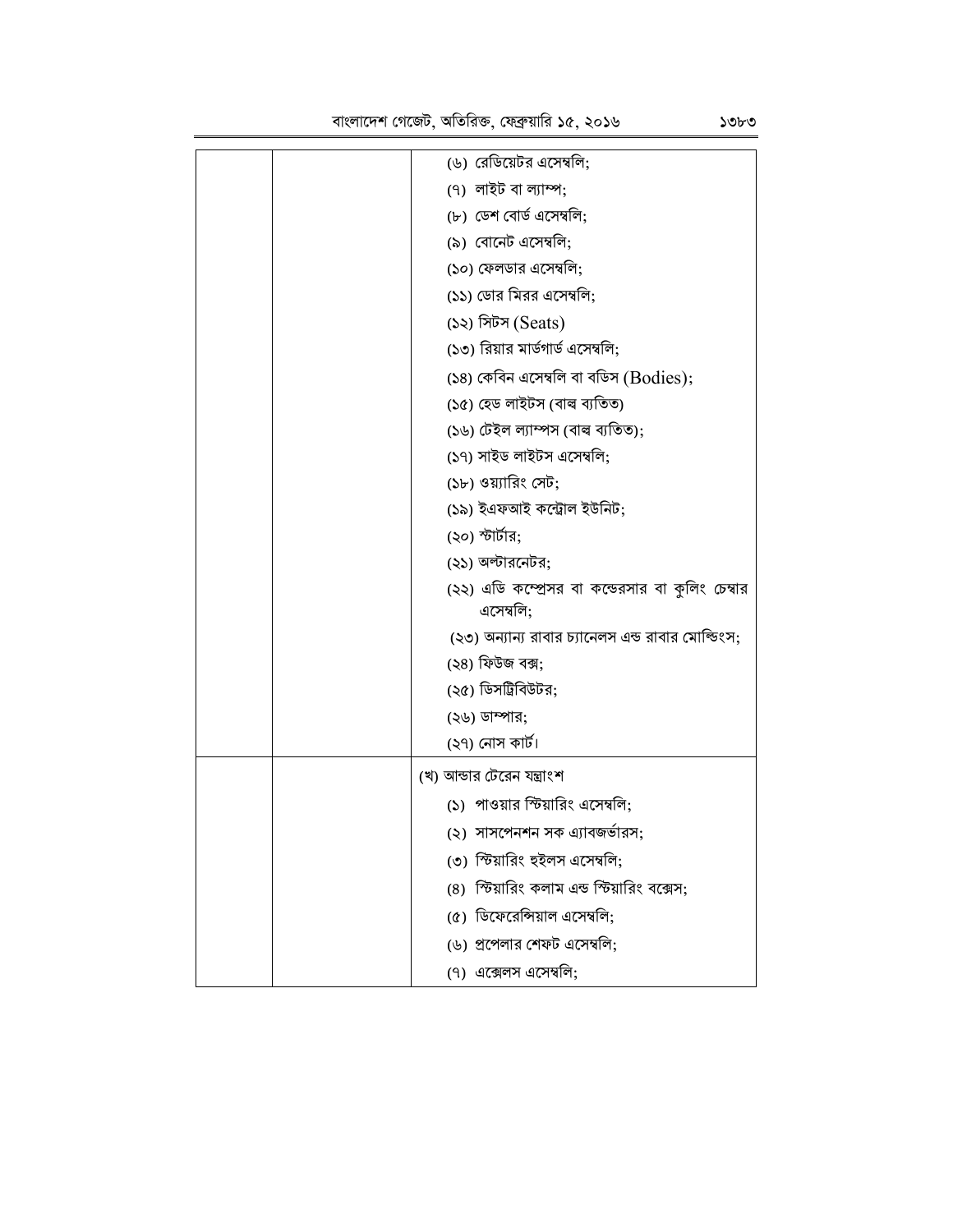| | | |
|---|---|---|
| | | (৬) রেডিয়েটর এসেম্বলি;<br>(৭) লাইট বা ল্যাম্প;<br>(৮) ডেশ বোর্ড এসেম্বলি;<br>(৯) বোনেট এসেম্বলি;<br>(১০) ফেলডার এসেম্বলি;<br>(১১) ডোর মিরর এসেম্বলি;<br>(১২) সিটস (Seats)<br>(১৩) রিয়ার মার্ডগার্ড এসেম্বলি;<br>(১৪) কেবিন এসেম্বলি বা বডিস (Bodies);<br>(১৫) হেড লাইটস (বাল্ব ব্যতিত)<br>(১৬) টেইল ল্যাম্পস (বাল্ব ব্যতিত);<br>(১৭) সাইড লাইটস এসেম্বলি;<br>(১৮) ওয়্যারিং সেট;<br>(১৯) ইএফআই কন্ট্রোল ইউনিট;<br>(২০) স্টার্টার;<br>(২১) অল্টারনেটর;<br>(২২) এডি কম্প্রেসর বা কন্ডেরসার বা কুলিং চেম্বার এসেম্বলি;<br>(২৩) অন্যান্য রাবার চ্যানেলস এন্ড রাবার মোল্ডিংস;<br>(২৪) ফিউজ বক্স;<br>(২৫) ডিসট্রিবিউটর;<br>(২৬) ডাম্পার;<br>(২৭) নোস কার্ট। |
| | | (খ) আন্ডার টেরেন যন্ত্রাংশ<br>(১) পাওয়ার স্টিয়ারিং এসেম্বলি;<br>(২) সাসপেনশন সক এ্যাবজর্ভারস;<br>(৩) স্টিয়ারিং হুইলস এসেম্বলি;<br>(৪) স্টিয়ারিং কলাম এন্ড স্টিয়ারিং বক্সেস;<br>(৫) ডিফেরেন্সিয়াল এসেম্বলি;<br>(৬) প্রপেলার শেফট এসেম্বলি;<br>(৭) এক্সেলস এসেম্বলি; |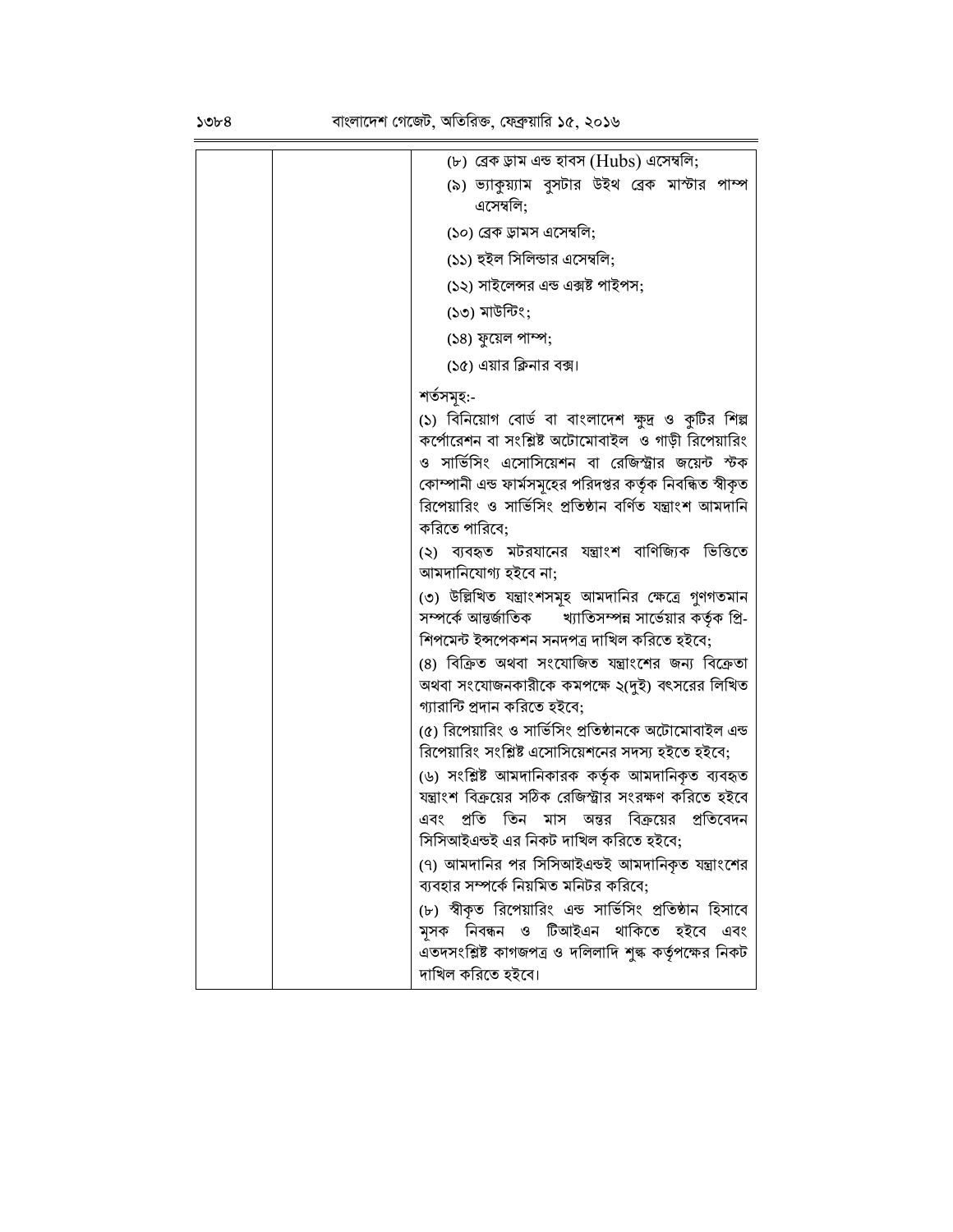| | | |
|---|---|---|
| | | (৮) ব্রেক ড্রাম এন্ড হাবস (Hubs) এসেম্বলি;<br>(৯) ভ্যাকুয়্যাম বুসটার উইথ ব্রেক মাস্টার পাম্প এসেম্বলি;<br>(১০) ব্রেক ড্রামস এসেম্বলি;<br>(১১) হুইল সিলিন্ডার এসেম্বলি;<br>(১২) সাইলেন্সর এন্ড এক্সস্ট পাইপস;<br>(১৩) মাউন্টিং;<br>(১৪) ফুয়েল পাম্প;<br>(১৫) এয়ার ক্লিনার বক্স।<br><br>শর্তসমূহ:-<br>(১) বিনিয়োগ বোর্ড বা বাংলাদেশ ক্ষুদ্র ও কুটির শিল্প কর্পোরেশন বা সংশ্লিষ্ট অটোমোবাইল ও গাড়ী রিপেয়ারিং ও সার্ভিসিং এসোসিয়েশন বা রেজিস্ট্রার জয়েন্ট স্টক কোম্পানী এন্ড ফার্মসমূহের পরিদপ্তর কর্তৃক নিবন্ধিত স্বীকৃত রিপেয়ারিং ও সার্ভিসিং প্রতিষ্ঠান বর্ণিত যন্ত্রাংশ আমদানি করিতে পারিবে;<br>(২) ব্যবহৃত মটরযানের যন্ত্রাংশ বাণিজ্যিক ভিত্তিতে আমদানিযোগ্য হইবে না;<br>(৩) উল্লিখিত যন্ত্রাংশসমূহ আমদানির ক্ষেত্রে গুণগতমান সম্পর্কে আন্তর্জাতিক খ্যাতিসম্পন্ন সার্ভেয়ার কর্তৃক প্রি-শিপমেন্ট ইন্সপেকশন সনদপত্র দাখিল করিতে হইবে;<br>(৪) বিক্রিত অথবা সংযোজিত যন্ত্রাংশের জন্য বিক্রেতা অথবা সংযোজনকারীকে কমপক্ষে ২(দুই) বৎসরের লিখিত গ্যারান্টি প্রদান করিতে হইবে;<br>(৫) রিপেয়ারিং ও সার্ভিসিং প্রতিষ্ঠানকে অটোমোবাইল এন্ড রিপেয়ারিং সংশ্লিষ্ট এসোসিয়েশনের সদস্য হইতে হইবে;<br>(৬) সংশ্লিষ্ট আমদানিকারক কর্তৃক আমদানিকৃত ব্যবহৃত যন্ত্রাংশ বিক্রয়ের সঠিক রেজিস্ট্রার সংরক্ষণ করিতে হইবে এবং প্রতি তিন মাস অন্তর বিক্রয়ের প্রতিবেদন সিসিআইএন্ডই এর নিকট দাখিল করিতে হইবে;<br>(৭) আমদানির পর সিসিআইএন্ডই আমদানিকৃত যন্ত্রাংশের ব্যবহার সম্পর্কে নিয়মিত মনিটর করিবে;<br>(৮) স্বীকৃত রিপেয়ারিং এন্ড সার্ভিসিং প্রতিষ্ঠান হিসাবে মূসক নিবন্ধন ও টিআইএন থাকিতে হইবে এবং এতদসংশ্লিষ্ট কাগজপত্র ও দলিলাদি শুল্ক কর্তৃপক্ষের নিকট দাখিল করিতে হইবে। |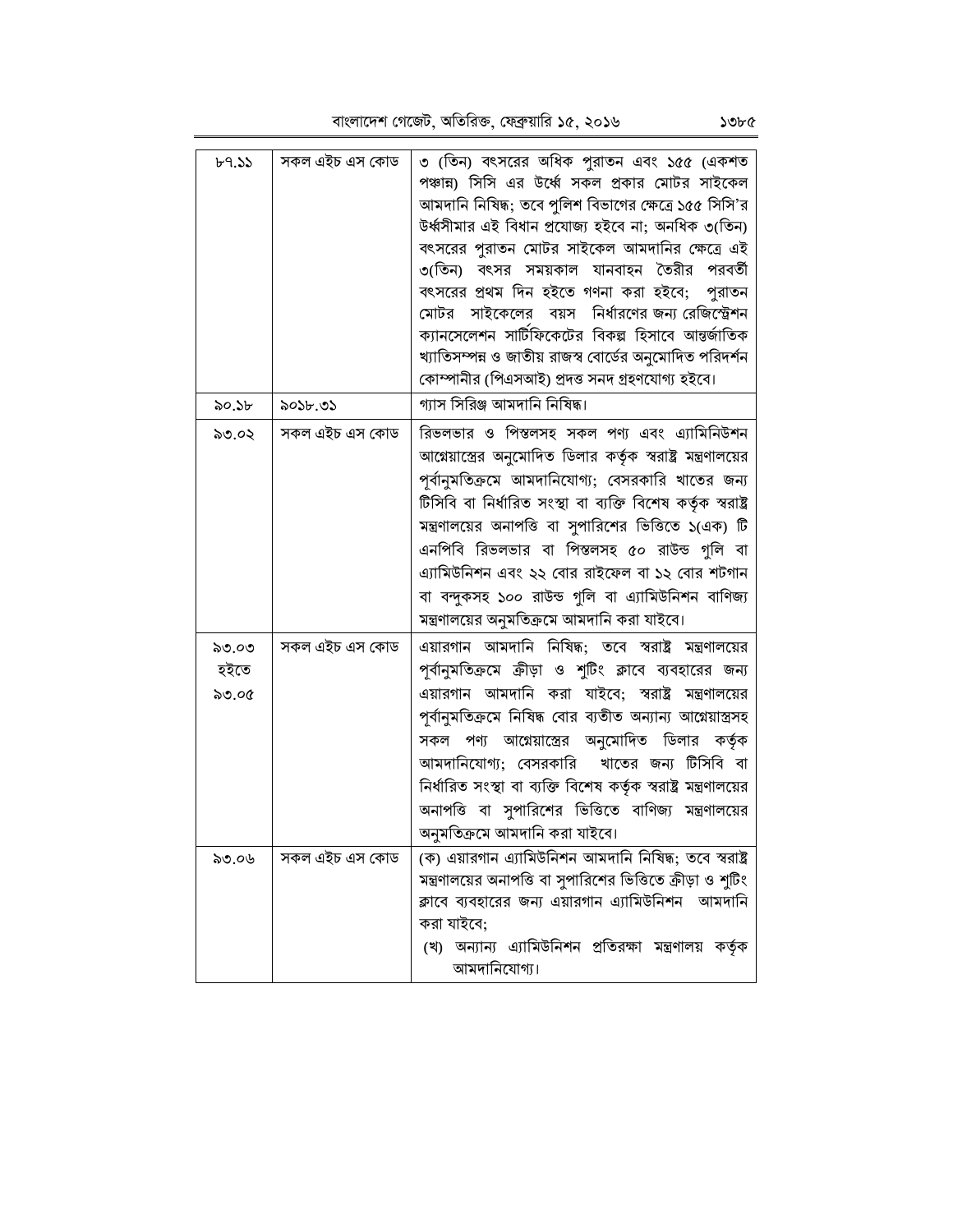| | | |
|---|---|---|
| ৮৭.১১ | সকল এইচ এস কোড | ৩ (তিন) বৎসরের অধিক পুরাতন এবং ১৫৫ (একশত পঞ্চান্ন) সিসি এর উর্ধ্বে সকল প্রকার মোটর সাইকেল আমদানি নিষিদ্ধ; তবে পুলিশ বিভাগের ক্ষেত্রে ১৫৫ সিসি'র উর্ধ্বসীমার এই বিধান প্রযোজ্য হইবে না; অনধিক ৩(তিন) বৎসরের পুরাতন মোটর সাইকেল আমদানির ক্ষেত্রে এই ৩(তিন) বৎসর সময়কাল যানবাহন তৈরীর পরবর্তী বৎসরের প্রথম দিন হইতে গণনা করা হইবে; পুরাতন মোটর সাইকেলের বয়স নির্ধারণের জন্য রেজিস্ট্রেশন ক্যানসেলেশন সার্টিফিকেটের বিকল্প হিসাবে আন্তর্জাতিক খ্যাতিসম্পন্ন ও জাতীয় রাজস্ব বোর্ডের অনুমোদিত পরিদর্শন কোম্পানীর (পিএসআই) প্রদত্ত সনদ গ্রহণযোগ্য হইবে। |
| ৯০.১৮ | ৯০১৮.৩১ | গ্যাস সিরিঞ্জ আমদানি নিষিদ্ধ। |
| ৯৩.০২ | সকল এইচ এস কোড | রিভলভার ও পিস্তলসহ সকল পণ্য এবং এ্যামিনিউশন আগ্নেয়াস্ত্রের অনুমোদিত ডিলার কর্তৃক স্বরাষ্ট্র মন্ত্রণালয়ের পূর্বানুমতিক্রমে আমদানিযোগ্য; বেসরকারি খাতের জন্য টিসিবি বা নির্ধারিত সংস্থা বা ব্যক্তি বিশেষ কর্তৃক স্বরাষ্ট্র মন্ত্রণালয়ের অনাপত্তি বা সুপারিশের ভিত্তিতে ১(এক) টি এনপিবি রিভলভার বা পিস্তলসহ ৫০ রাউন্ড গুলি বা এ্যামিউনিশন এবং ২২ বোর রাইফেল বা ১২ বোর শটগান বা বন্দুকসহ ১০০ রাউন্ড গুলি বা এ্যামিউনিশন বাণিজ্য মন্ত্রণালয়ের অনুমতিক্রমে আমদানি করা যাইবে। |
| ৯৩.০৩ হইতে ৯৩.০৫ | সকল এইচ এস কোড | এয়ারগান আমদানি নিষিদ্ধ; তবে স্বরাষ্ট্র মন্ত্রণালয়ের পূর্বানুমতিক্রমে ক্রীড়া ও শুটিং ক্লাবে ব্যবহারের জন্য এয়ারগান আমদানি করা যাইবে; স্বরাষ্ট্র মন্ত্রণালয়ের পূর্বানুমতিক্রমে নিষিদ্ধ বোর ব্যতীত অন্যান্য আগ্নেয়াস্ত্রসহ সকল পণ্য আগ্নেয়াস্ত্রের অনুমোদিত ডিলার কর্তৃক আমদানিযোগ্য; বেসরকারি খাতের জন্য টিসিবি বা নির্ধারিত সংস্থা বা ব্যক্তি বিশেষ কর্তৃক স্বরাষ্ট্র মন্ত্রণালয়ের অনাপত্তি বা সুপারিশের ভিত্তিতে বাণিজ্য মন্ত্রণালয়ের অনুমতিক্রমে আমদানি করা যাইবে। |
| ৯৩.০৬ | সকল এইচ এস কোড | (ক) এয়ারগান এ্যামিউনিশন আমদানি নিষিদ্ধ; তবে স্বরাষ্ট্র মন্ত্রণালয়ের অনাপত্তি বা সুপারিশের ভিত্তিতে ক্রীড়া ও শুটিং ক্লাবে ব্যবহারের জন্য এয়ারগান এ্যামিউনিশন আমদানি করা যাইবে; (খ) অন্যান্য এ্যামিউনিশন প্রতিরক্ষা মন্ত্রণালয় কর্তৃক আমদানিযোগ্য। |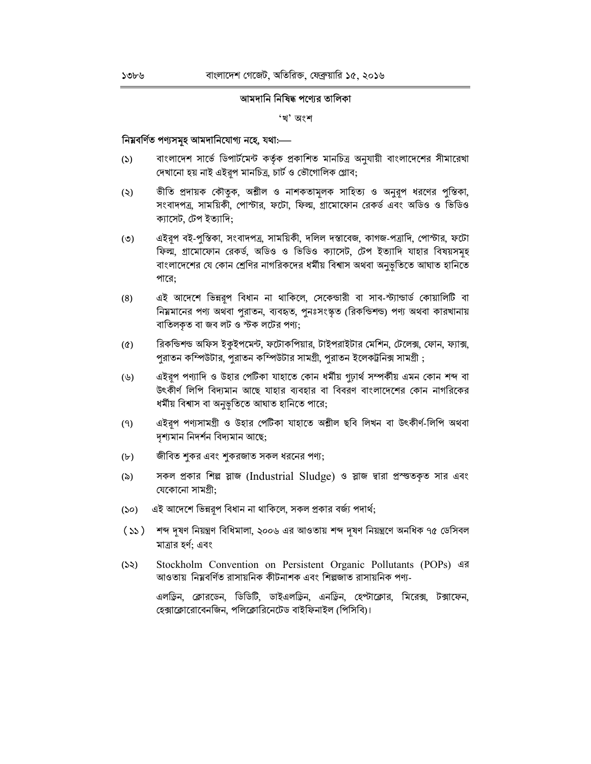## আমদানি নিষিদ্ধ পণ্যের তালিকা

'খ' অংশ

**নিম্নবর্ণিত পণ্যসমূহ আমদানিযোগ্য নহে, যথা:—**

(১) বাংলাদেশ সার্ভে ডিপার্টমেন্ট কর্তৃক প্রকাশিত মানচিত্র অনুযায়ী বাংলাদেশের সীমারেখা দেখানো হয় নাই এইরূপ মানচিত্র, চার্ট ও ভৌগোলিক গ্লোব;

(২) ভীতি প্রদায়ক কৌতুক, অশ্লীল ও নাশকতামূলক সাহিত্য ও অনুরূপ ধরণের পুস্তিকা, সংবাদপত্র, সাময়িকী, পোস্টার, ফটো, ফিল্ম, গ্রামোফোন রেকর্ড এবং অডিও ও ভিডিও ক্যাসেট, টেপ ইত্যাদি;

(৩) এইরূপ বই-পুস্তিকা, সংবাদপত্র, সাময়িকী, দলিল দস্তাবেজ, কাগজ-পত্রাদি, পোস্টার, ফটো ফিল্ম, গ্রামোফোন রেকর্ড, অডিও ও ভিডিও ক্যাসেট, টেপ ইত্যাদি যাহার বিষয়সমূহ বাংলাদেশের যে কোন শ্রেণির নাগরিকদের ধর্মীয় বিশ্বাস অথবা অনুভূতিতে আঘাত হানিতে পারে;

(৪) এই আদেশে ভিন্নরূপ বিধান না থাকিলে, সেকেন্ডারী বা সাব-স্ট্যান্ডার্ড কোয়ালিটি বা নিম্নমানের পণ্য অথবা পুরাতন, ব্যবহৃত, পুনঃসংস্কৃত (রিকন্ডিশন্ড) পণ্য অথবা কারখানায় বাতিলকৃত বা জব লট ও স্টক লটের পণ্য;

(৫) রিকন্ডিশন্ড অফিস ইকুইপমেন্ট, ফটোকপিয়ার, টাইপরাইটার মেশিন, টেলেক্স, ফোন, ফ্যাক্স, পুরাতন কম্পিউটার, পুরাতন কম্পিউটার সামগ্রী, পুরাতন ইলেকট্রনিক্স সামগ্রী ;

(৬) এইরূপ পণ্যাদি ও উহার পেটিকা যাহাতে কোন ধর্মীয় গূঢ়ার্থ সম্পর্কীয় এমন কোন শব্দ বা উৎকীর্ণ লিপি বিদ্যমান আছে যাহার ব্যবহার বা বিবরণ বাংলাদেশের কোন নাগরিকের ধর্মীয় বিশ্বাস বা অনুভূতিতে আঘাত হানিতে পারে;

(৭) এইরূপ পণ্যসামগ্রী ও উহার পেটিকা যাহাতে অশ্লীল ছবি লিখন বা উৎকীর্ণ-লিপি অথবা দৃশ্যমান নিদর্শন বিদ্যমান আছে;

(৮) জীবিত শুকর এবং শুকরজাত সকল ধরনের পণ্য;

(৯) সকল প্রকার শিল্প স্লাজ (Industrial Sludge) ও স্লাজ দ্বারা প্রস্তুতকৃত সার এবং যেকোনো সামগ্রী;

(১০) এই আদেশে ভিন্নরূপ বিধান না থাকিলে, সকল প্রকার বর্জ্য পদার্থ;

(১১) শব্দ দূষণ নিয়ন্ত্রণ বিধিমালা, ২০০৬ এর আওতায় শব্দ দূষণ নিয়ন্ত্রণে অনধিক ৭৫ ডেসিবল মাত্রার হর্ণ; এবং

(১২) Stockholm Convention on Persistent Organic Pollutants (POPs) এর আওতায় নিম্নবর্ণিত রাসায়নিক কীটনাশক এবং শিল্পজাত রাসায়নিক পণ্য-

এলড্রিন, ক্লোরডেন, ডিডিটি, ডাইএলড্রিন, এনড্রিন, হেপ্টাক্লোর, মিরেক্স, টক্সাফেন, হেক্সাক্লোরোবেনজিন, পলিক্লোরিনেটেড বাইফিনাইল (পিসিবি)।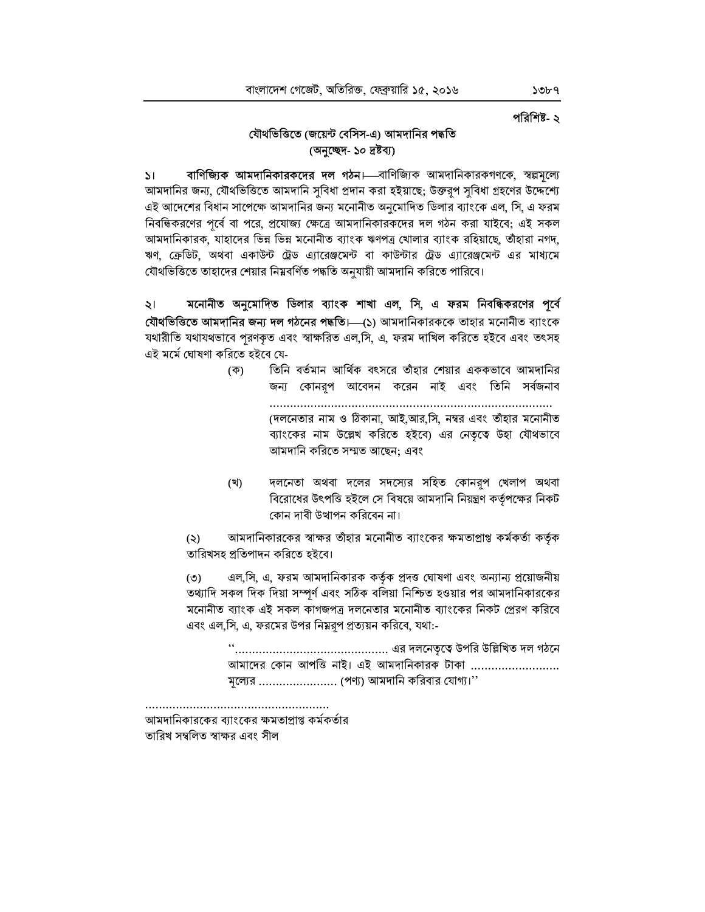**পরিশিষ্ট- ২**

## যৌথভিত্তিতে (জয়েন্ট বেসিস-এ) আমদানির পদ্ধতি
### (অনুচ্ছেদ- ১০ দ্রষ্টব্য)

১। **বাণিজ্যিক আমদানিকারকদের দল গঠন।**—বাণিজ্যিক আমদানিকারকগণকে, স্বল্পমূল্যে আমদানির জন্য, যৌথভিত্তিতে আমদানি সুবিধা প্রদান করা হইয়াছে; উক্তরূপ সুবিধা গ্রহণের উদ্দেশ্যে এই আদেশের বিধান সাপেক্ষে আমদানির জন্য মনোনীত অনুমোদিত ডিলার ব্যাংকে এল, সি, এ ফরম নিবন্ধিকরণের পূর্বে বা পরে, প্রযোজ্য ক্ষেত্রে আমদানিকারকদের দল গঠন করা যাইবে; এই সকল আমদানিকারক, যাহাদের ভিন্ন ভিন্ন মনোনীত ব্যাংক ঋণপত্র খোলার ব্যাংক রহিয়াছে, তাঁহারা নগদ, ঋণ, ক্রেডিট, অথবা একাউন্ট ট্রেড এ্যারেঞ্জমেন্ট বা কাউন্টার ট্রেড এ্যারেঞ্জমেন্ট এর মাধ্যমে যৌথভিত্তিতে তাহাদের শেয়ার নিম্নবর্ণিত পদ্ধতি অনুযায়ী আমদানি করিতে পারিবে।

২। **মনোনীত অনুমোদিত ডিলার ব্যাংক শাখা এল, সি, এ ফরম নিবন্ধিকরণের পূর্বে যৌথভিত্তিতে আমদানির জন্য দল গঠনের পদ্ধতি।**—(১) আমদানিকারককে তাহার মনোনীত ব্যাংকে যথারীতি যথাযথভাবে পূরণকৃত এবং স্বাক্ষরিত এল,সি, এ, ফরম দাখিল করিতে হইবে এবং তৎসহ এই মর্মে ঘোষণা করিতে হইবে যে-

(ক) তিনি বর্তমান আর্থিক বৎসরে তাঁহার শেয়ার এককভাবে আমদানির জন্য কোনরূপ আবেদন করেন নাই এবং তিনি সর্বজনাব ................................................................................ (দলনেতার নাম ও ঠিকানা, আই,আর,সি, নম্বর এবং তাঁহার মনোনীত ব্যাংকের নাম উল্লেখ করিতে হইবে) এর নেতৃত্বে উহা যৌথভাবে আমদানি করিতে সম্মত আছেন; এবং

(খ) দলনেতা অথবা দলের সদস্যের সহিত কোনরূপ খেলাপ অথবা বিরোধের উৎপত্তি হইলে সে বিষয়ে আমদানি নিয়ন্ত্রণ কর্তৃপক্ষের নিকট কোন দাবী উত্থাপন করিবেন না।

(২) আমদানিকারকের স্বাক্ষর তাঁহার মনোনীত ব্যাংকের ক্ষমতাপ্রাপ্ত কর্মকর্তা কর্তৃক তারিখসহ প্রতিপাদন করিতে হইবে।

(৩) এল,সি, এ, ফরম আমদানিকারক কর্তৃক প্রদত্ত ঘোষণা এবং অন্যান্য প্রয়োজনীয় তথ্যাদি সকল দিক দিয়া সম্পূর্ণ এবং সঠিক বলিয়া নিশ্চিত হওয়ার পর আমদানিকারকের মনোনীত ব্যাংক এই সকল কাগজপত্র দলনেতার মনোনীত ব্যাংকের নিকট প্রেরণ করিবে এবং এল,সি, এ, ফরমের উপর নিম্নরূপ প্রত্যয়ন করিবে, যথা:-

> ''............................................ এর দলনেতৃত্বে উপরি উল্লিখিত দল গঠনে আমাদের কোন আপত্তি নাই। এই আমদানিকারক টাকা ......................... মূল্যের ...................... (পণ্য) আমদানি করিবার যোগ্য।''

......................................................

আমদানিকারকের ব্যাংকের ক্ষমতাপ্রাপ্ত কর্মকর্তার
তারিখ সম্বলিত স্বাক্ষর এবং সীল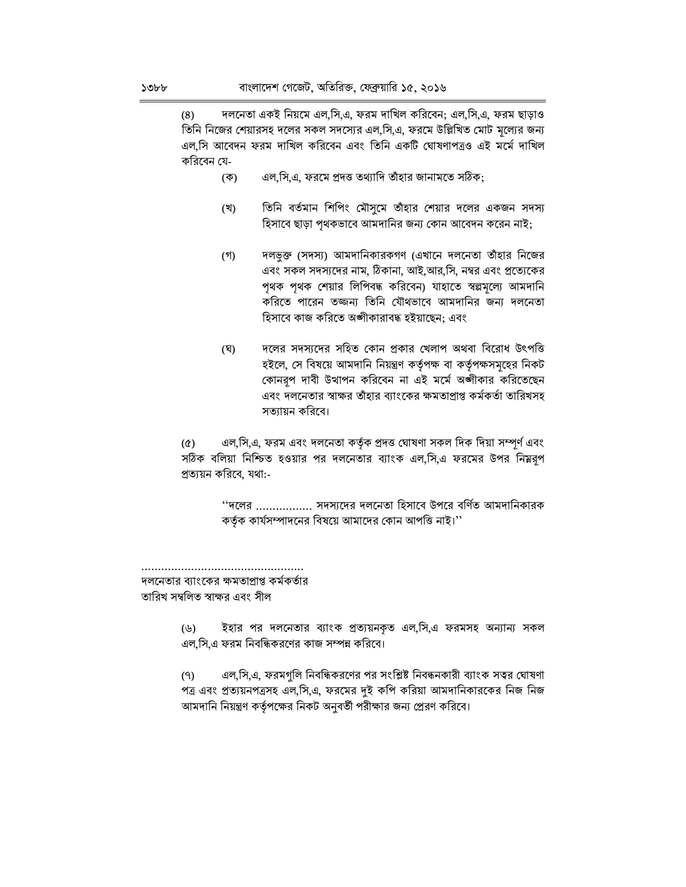(৪) দলনেতা একই নিয়মে এল,সি,এ, ফরম দাখিল করিবেন; এল,সি,এ, ফরম ছাড়াও তিনি নিজের শেয়ারসহ দলের সকল সদস্যের এল,সি,এ, ফরমে উল্লিখিত মোট মূল্যের জন্য এল,সি আবেদন ফরম দাখিল করিবেন এবং তিনি একটি ঘোষণাপত্রও এই মর্মে দাখিল করিবেন যে-

(ক) এল,সি,এ, ফরমে প্রদত্ত তথ্যাদি তাঁহার জানামতে সঠিক;

(খ) তিনি বর্তমান শিপিং মৌসুমে তাঁহার শেয়ার দলের একজন সদস্য হিসাবে ছাড়া পৃথকভাবে আমদানির জন্য কোন আবেদন করেন নাই;

(গ) দলভুক্ত (সদস্য) আমদানিকারকগণ (এখানে দলনেতা তাঁহার নিজের এবং সকল সদস্যদের নাম, ঠিকানা, আই,আর,সি, নম্বর এবং প্রত্যেকের পৃথক পৃথক শেয়ার লিপিবদ্ধ করিবেন) যাহাতে স্বল্পমূল্যে আমদানি করিতে পারেন তজ্জন্য তিনি যৌথভাবে আমদানির জন্য দলনেতা হিসাবে কাজ করিতে অঙ্গীকারাবদ্ধ হইয়াছেন; এবং

(ঘ) দলের সদস্যদের সহিত কোন প্রকার খেলাপ অথবা বিরোধ উৎপত্তি হইলে, সে বিষয়ে আমদানি নিয়ন্ত্রণ কর্তৃপক্ষ বা কর্তৃপক্ষসমূহের নিকট কোনরূপ দাবী উত্থাপন করিবেন না এই মর্মে অঙ্গীকার করিতেছেন এবং দলনেতার স্বাক্ষর তাঁহার ব্যাংকের ক্ষমতাপ্রাপ্ত কর্মকর্তা তারিখসহ সত্যায়ন করিবে।

(৫) এল,সি,এ, ফরম এবং দলনেতা কর্তৃক প্রদত্ত ঘোষণা সকল দিক দিয়া সম্পূর্ণ এবং সঠিক বলিয়া নিশ্চিত হওয়ার পর দলনেতার ব্যাংক এল,সি,এ ফরমের উপর নিম্নরূপ প্রত্যয়ন করিবে, যথা:-

> ''দলের ................ সদস্যদের দলনেতা হিসাবে উপরে বর্ণিত আমদানিকারক কর্তৃক কার্যসম্পাদনের বিষয়ে আমাদের কোন আপত্তি নাই।''

................................................
দলনেতার ব্যাংকের ক্ষমতাপ্রাপ্ত কর্মকর্তার
তারিখ সম্বলিত স্বাক্ষর এবং সীল

(৬) ইহার পর দলনেতার ব্যাংক প্রত্যয়নকৃত এল,সি,এ ফরমসহ অন্যান্য সকল এল,সি,এ ফরম নিবন্ধিকরণের কাজ সম্পন্ন করিবে।

(৭) এল,সি,এ, ফরমগুলি নিবন্ধিকরণের পর সংশ্লিষ্ট নিবন্ধনকারী ব্যাংক সত্বর ঘোষণা পত্র এবং প্রত্যয়নপত্রসহ এল,সি,এ, ফরমের দুই কপি করিয়া আমদানিকারকের নিজ নিজ আমদানি নিয়ন্ত্রণ কর্তৃপক্ষের নিকট অনুবর্তী পরীক্ষার জন্য প্রেরণ করিবে।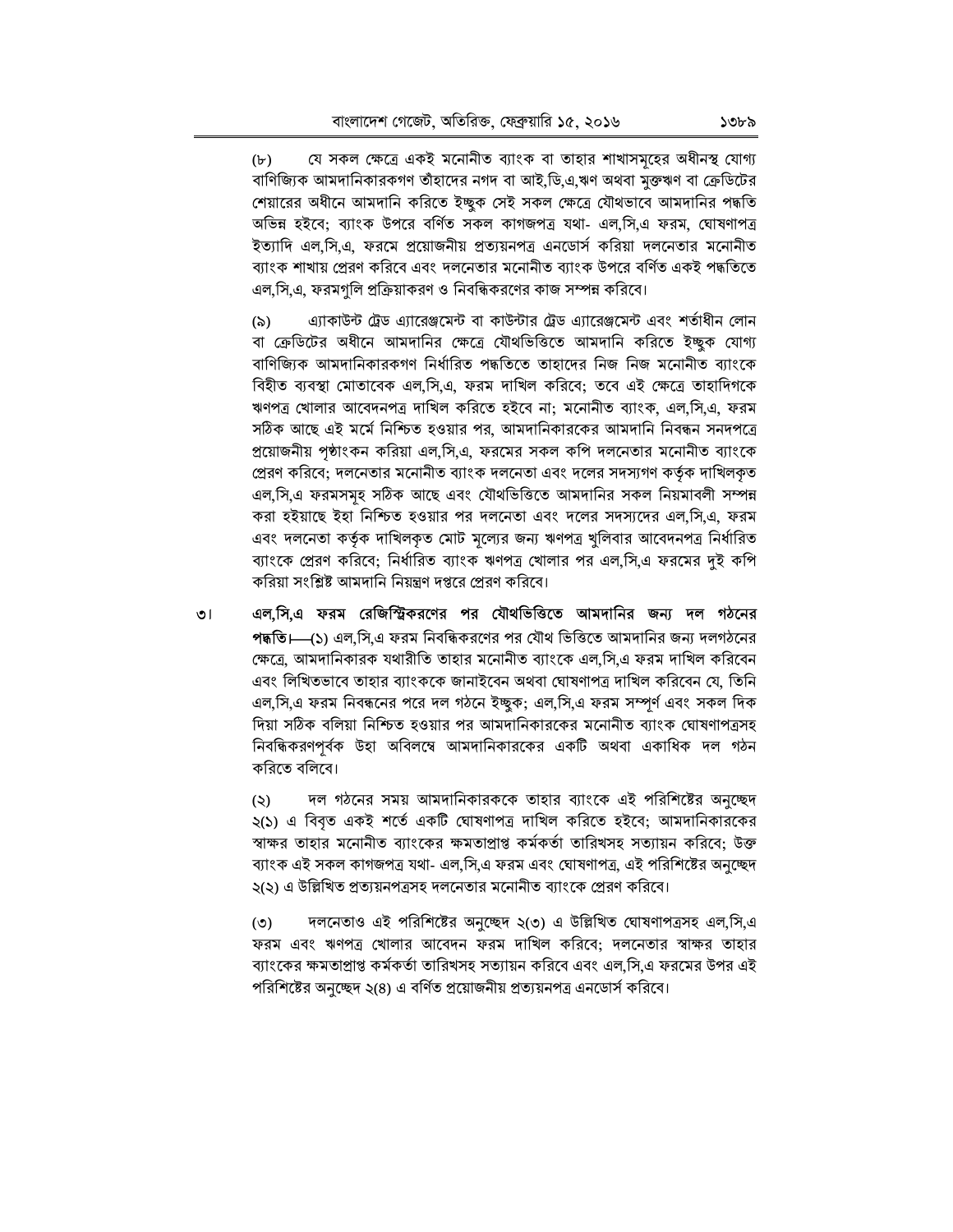(৮) যে সকল ক্ষেত্রে একই মনোনীত ব্যাংক বা তাহার শাখাসমূহের অধীনস্থ যোগ্য বাণিজ্যিক আমদানিকারকগণ তাঁহাদের নগদ বা আই,ডি,এ,ঋণ অথবা মুক্তঋণ বা ক্রেডিটের শেয়ারের অধীনে আমদানি করিতে ইচ্ছুক সেই সকল ক্ষেত্রে যৌথভাবে আমদানির পদ্ধতি অভিন্ন হইবে; ব্যাংক উপরে বর্ণিত সকল কাগজপত্র যথা- এল,সি,এ ফরম, ঘোষণাপত্র ইত্যাদি এল,সি,এ, ফরমে প্রয়োজনীয় প্রত্যয়নপত্র এনডোর্স করিয়া দলনেতার মনোনীত ব্যাংক শাখায় প্রেরণ করিবে এবং দলনেতার মনোনীত ব্যাংক উপরে বর্ণিত একই পদ্ধতিতে এল,সি,এ, ফরমগুলি প্রক্রিয়াকরণ ও নিবন্ধিকরণের কাজ সম্পন্ন করিবে।

(৯) এ্যাকাউন্ট ট্রেড এ্যারেঞ্জমেন্ট বা কাউন্টার ট্রেড এ্যারেঞ্জমেন্ট এবং শর্তাধীন লোন বা ক্রেডিটের অধীনে আমদানির ক্ষেত্রে যৌথভিত্তিতে আমদানি করিতে ইচ্ছুক যোগ্য বাণিজ্যিক আমদানিকারকগণ নির্ধারিত পদ্ধতিতে তাহাদের নিজ নিজ মনোনীত ব্যাংকে বিহীত ব্যবস্থা মোতাবেক এল,সি,এ, ফরম দাখিল করিবে; তবে এই ক্ষেত্রে তাহাদিগকে ঋণপত্র খোলার আবেদনপত্র দাখিল করিতে হইবে না; মনোনীত ব্যাংক, এল,সি,এ, ফরম সঠিক আছে এই মর্মে নিশ্চিত হওয়ার পর, আমদানিকারকের আমদানি নিবন্ধন সনদপত্রে প্রয়োজনীয় পৃষ্ঠাংকন করিয়া এল,সি,এ, ফরমের সকল কপি দলনেতার মনোনীত ব্যাংকে প্রেরণ করিবে; দলনেতার মনোনীত ব্যাংক দলনেতা এবং দলের সদস্যগণ কর্তৃক দাখিলকৃত এল,সি,এ ফরমসমূহ সঠিক আছে এবং যৌথভিত্তিতে আমদানির সকল নিয়মাবলী সম্পন্ন করা হইয়াছে ইহা নিশ্চিত হওয়ার পর দলনেতা এবং দলের সদস্যদের এল,সি,এ, ফরম এবং দলনেতা কর্তৃক দাখিলকৃত মোট মূল্যের জন্য ঋণপত্র খুলিবার আবেদনপত্র নির্ধারিত ব্যাংকে প্রেরণ করিবে; নির্ধারিত ব্যাংক ঋণপত্র খোলার পর এল,সি,এ ফরমের দুই কপি করিয়া সংশ্লিষ্ট আমদানি নিয়ন্ত্রণ দপ্তরে প্রেরণ করিবে।

৩। **এল,সি,এ ফরম রেজিস্ট্রিকরণের পর যৌথভিত্তিতে আমদানির জন্য দল গঠনের পদ্ধতি।**—(১) এল,সি,এ ফরম নিবন্ধিকরণের পর যৌথ ভিত্তিতে আমদানির জন্য দলগঠনের ক্ষেত্রে, আমদানিকারক যথারীতি তাহার মনোনীত ব্যাংকে এল,সি,এ ফরম দাখিল করিবেন এবং লিখিতভাবে তাহার ব্যাংককে জানাইবেন অথবা ঘোষণাপত্র দাখিল করিবেন যে, তিনি এল,সি,এ ফরম নিবন্ধনের পরে দল গঠনে ইচ্ছুক; এল,সি,এ ফরম সম্পূর্ণ এবং সকল দিক দিয়া সঠিক বলিয়া নিশ্চিত হওয়ার পর আমদানিকারকের মনোনীত ব্যাংক ঘোষণাপত্রসহ নিবন্ধিকরণপূর্বক উহা অবিলম্বে আমদানিকারকের একটি অথবা একাধিক দল গঠন করিতে বলিবে।

(২) দল গঠনের সময় আমদানিকারককে তাহার ব্যাংকে এই পরিশিষ্টের অনুচ্ছেদ ২(১) এ বিবৃত একই শর্তে একটি ঘোষণাপত্র দাখিল করিতে হইবে; আমদানিকারকের স্বাক্ষর তাহার মনোনীত ব্যাংকের ক্ষমতাপ্রাপ্ত কর্মকর্তা তারিখসহ সত্যায়ন করিবে; উক্ত ব্যাংক এই সকল কাগজপত্র যথা- এল,সি,এ ফরম এবং ঘোষণাপত্র, এই পরিশিষ্টের অনুচ্ছেদ ২(২) এ উল্লিখিত প্রত্যয়নপত্রসহ দলনেতার মনোনীত ব্যাংকে প্রেরণ করিবে।

(৩) দলনেতাও এই পরিশিষ্টের অনুচ্ছেদ ২(৩) এ উল্লিখিত ঘোষণাপত্রসহ এল,সি,এ ফরম এবং ঋণপত্র খোলার আবেদন ফরম দাখিল করিবে; দলনেতার স্বাক্ষর তাহার ব্যাংকের ক্ষমতাপ্রাপ্ত কর্মকর্তা তারিখসহ সত্যায়ন করিবে এবং এল,সি,এ ফরমের উপর এই পরিশিষ্টের অনুচ্ছেদ ২(৪) এ বর্ণিত প্রয়োজনীয় প্রত্যয়নপত্র এনডোর্স করিবে।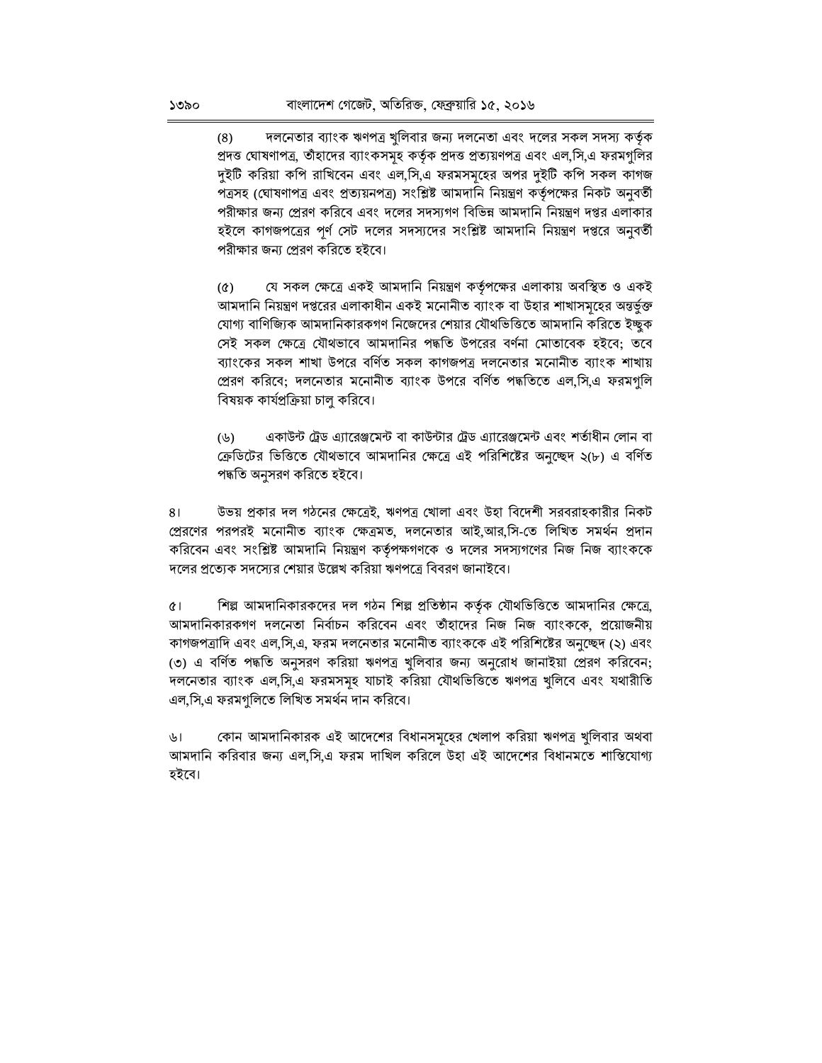(৪) দলনেতার ব্যাংক ঋণপত্র খুলিবার জন্য দলনেতা এবং দলের সকল সদস্য কর্তৃক প্রদত্ত ঘোষণাপত্র, তাঁহাদের ব্যাংকসমূহ কর্তৃক প্রদত্ত প্রত্যয়নপত্র এবং এল,সি,এ ফরমগুলির দুইটি করিয়া কপি রাখিবেন এবং এল,সি,এ ফরমসমূহের অপর দুইটি কপি সকল কাগজ পত্রসহ (ঘোষণাপত্র এবং প্রত্যয়নপত্র) সংশ্লিষ্ট আমদানি নিয়ন্ত্রণ কর্তৃপক্ষের নিকট অনুবর্তী পরীক্ষার জন্য প্রেরণ করিবে এবং দলের সদস্যগণ বিভিন্ন আমদানি নিয়ন্ত্রণ দপ্তর এলাকার হইলে কাগজপত্রের পূর্ণ সেট দলের সদস্যদের সংশ্লিষ্ট আমদানি নিয়ন্ত্রণ দপ্তরে অনুবর্তী পরীক্ষার জন্য প্রেরণ করিতে হইবে।

(৫) যে সকল ক্ষেত্রে একই আমদানি নিয়ন্ত্রণ কর্তৃপক্ষের এলাকায় অবস্থিত ও একই আমদানি নিয়ন্ত্রণ দপ্তরের এলাকাধীন একই মনোনীত ব্যাংক বা উহার শাখাসমূহের অন্তর্ভুক্ত যোগ্য বাণিজ্যিক আমদানিকারকগণ নিজেদের শেয়ার যৌথভিত্তিতে আমদানি করিতে ইচ্ছুক সেই সকল ক্ষেত্রে যৌথভাবে আমদানির পদ্ধতি উপরের বর্ণনা মোতাবেক হইবে; তবে ব্যাংকের সকল শাখা উপরে বর্ণিত সকল কাগজপত্র দলনেতার মনোনীত ব্যাংক শাখায় প্রেরণ করিবে; দলনেতার মনোনীত ব্যাংক উপরে বর্ণিত পদ্ধতিতে এল,সি,এ ফরমগুলি বিষয়ক কার্যপ্রক্রিয়া চালু করিবে।

(৬) একাউন্ট ট্রেড এ্যারেঞ্জমেন্ট বা কাউন্টার ট্রেড এ্যারেঞ্জমেন্ট এবং শর্তাধীন লোন বা ক্রেডিটের ভিত্তিতে যৌথভাবে আমদানির ক্ষেত্রে এই পরিশিষ্টের অনুচ্ছেদ ২(৮) এ বর্ণিত পদ্ধতি অনুসরণ করিতে হইবে।

৪। উভয় প্রকার দল গঠনের ক্ষেত্রেই, ঋণপত্র খোলা এবং উহা বিদেশী সরবরাহকারীর নিকট প্রেরণের পরপরই মনোনীত ব্যাংক ক্ষেত্রমত, দলনেতার আই,আর,সি-তে লিখিত সমর্থন প্রদান করিবেন এবং সংশ্লিষ্ট আমদানি নিয়ন্ত্রণ কর্তৃপক্ষগণকে ও দলের সদস্যগণের নিজ নিজ ব্যাংককে দলের প্রত্যেক সদস্যের শেয়ার উল্লেখ করিয়া ঋণপত্রে বিবরণ জানাইবে।

৫। শিল্প আমদানিকারকদের দল গঠন শিল্প প্রতিষ্ঠান কর্তৃক যৌথভিত্তিতে আমদানির ক্ষেত্রে, আমদানিকারকগণ দলনেতা নির্বাচন করিবেন এবং তাঁহাদের নিজ নিজ ব্যাংককে, প্রয়োজনীয় কাগজপত্রাদি এবং এল,সি,এ, ফরম দলনেতার মনোনীত ব্যাংককে এই পরিশিষ্টের অনুচ্ছেদ (২) এবং (৩) এ বর্ণিত পদ্ধতি অনুসরণ করিয়া ঋণপত্র খুলিবার জন্য অনুরোধ জানাইয়া প্রেরণ করিবেন; দলনেতার ব্যাংক এল,সি,এ ফরমসমূহ যাচাই করিয়া যৌথভিত্তিতে ঋণপত্র খুলিবে এবং যথারীতি এল,সি,এ ফরমগুলিতে লিখিত সমর্থন দান করিবে।

৬। কোন আমদানিকারক এই আদেশের বিধানসমূহের খেলাপ করিয়া ঋণপত্র খুলিবার অথবা আমদানি করিবার জন্য এল,সি,এ ফরম দাখিল করিলে উহা এই আদেশের বিধানমতে শাস্তিযোগ্য হইবে।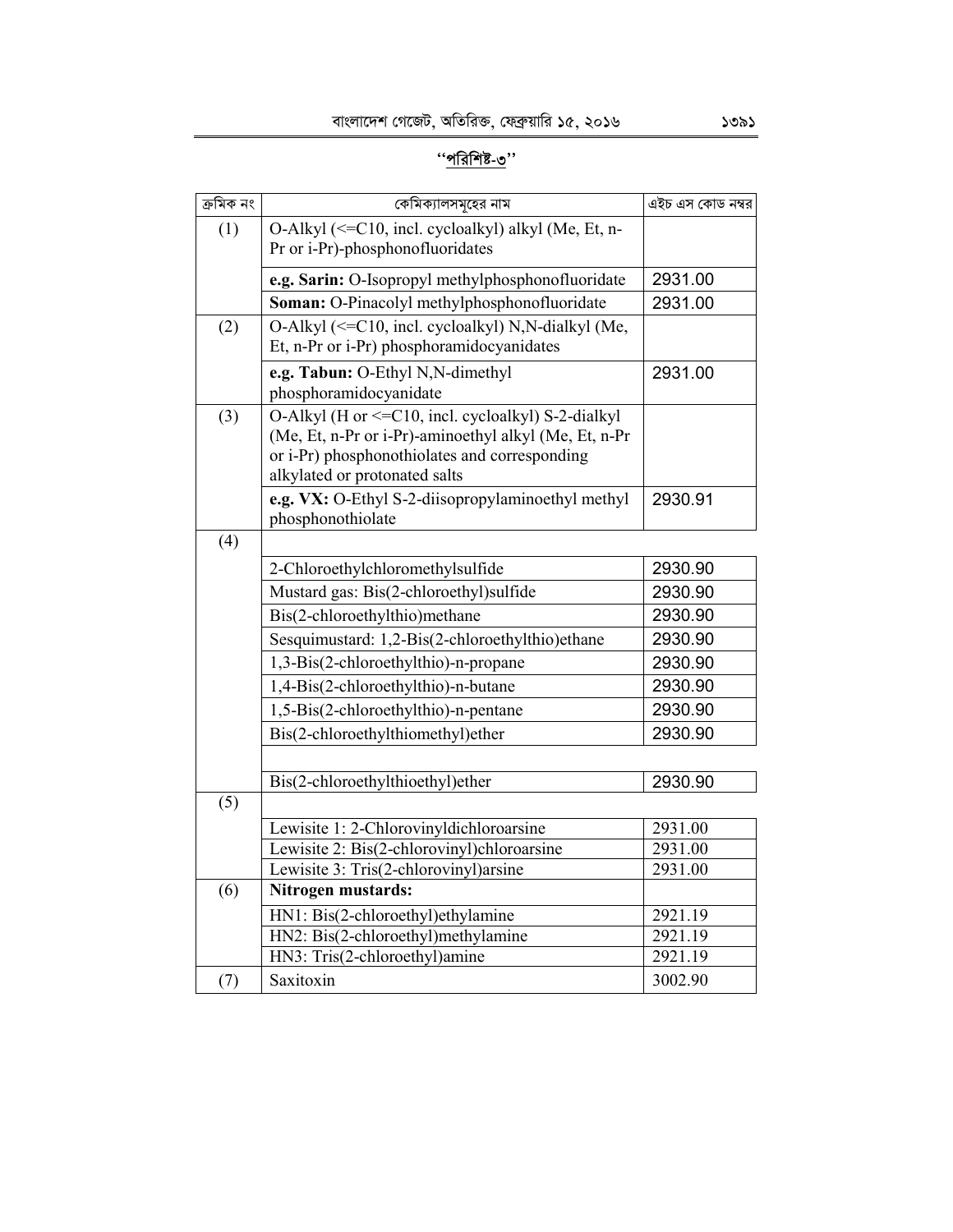**"পরিশিষ্ট-৩"**

| ক্রমিক নং | কেমিক্যালসমূহের নাম | এইচ এস কোড নম্বর |
|---|---|---|
| (1) | O-Alkyl (<=C10, incl. cycloalkyl) alkyl (Me, Et, n-Pr or i-Pr)-phosphonofluoridates | |
| | **e.g. Sarin:** O-Isopropyl methylphosphonofluoridate | 2931.00 |
| | **Soman:** O-Pinacolyl methylphosphonofluoridate | 2931.00 |
| (2) | O-Alkyl (<=C10, incl. cycloalkyl) N,N-dialkyl (Me, Et, n-Pr or i-Pr) phosphoramidocyanidates | |
| | **e.g. Tabun:** O-Ethyl N,N-dimethyl phosphoramidocyanidate | 2931.00 |
| (3) | O-Alkyl (H or <=C10, incl. cycloalkyl) S-2-dialkyl (Me, Et, n-Pr or i-Pr)-aminoethyl alkyl (Me, Et, n-Pr or i-Pr) phosphonothiolates and corresponding alkylated or protonated salts | |
| | **e.g. VX:** O-Ethyl S-2-diisopropylaminoethyl methyl phosphonothiolate | 2930.91 |
| (4) | | |
| | 2-Chloroethylchloromethylsulfide | 2930.90 |
| | Mustard gas: Bis(2-chloroethyl)sulfide | 2930.90 |
| | Bis(2-chloroethylthio)methane | 2930.90 |
| | Sesquimustard: 1,2-Bis(2-chloroethylthio)ethane | 2930.90 |
| | 1,3-Bis(2-chloroethylthio)-n-propane | 2930.90 |
| | 1,4-Bis(2-chloroethylthio)-n-butane | 2930.90 |
| | 1,5-Bis(2-chloroethylthio)-n-pentane | 2930.90 |
| | Bis(2-chloroethylthiomethyl)ether | 2930.90 |
| | | |
| | Bis(2-chloroethylthioethyl)ether | 2930.90 |
| (5) | | |
| | Lewisite 1: 2-Chlorovinyldichloroarsine | 2931.00 |
| | Lewisite 2: Bis(2-chlorovinyl)chloroarsine | 2931.00 |
| | Lewisite 3: Tris(2-chlorovinyl)arsine | 2931.00 |
| (6) | **Nitrogen mustards:** | |
| | HN1: Bis(2-chloroethyl)ethylamine | 2921.19 |
| | HN2: Bis(2-chloroethyl)methylamine | 2921.19 |
| | HN3: Tris(2-chloroethyl)amine | 2921.19 |
| (7) | Saxitoxin | 3002.90 |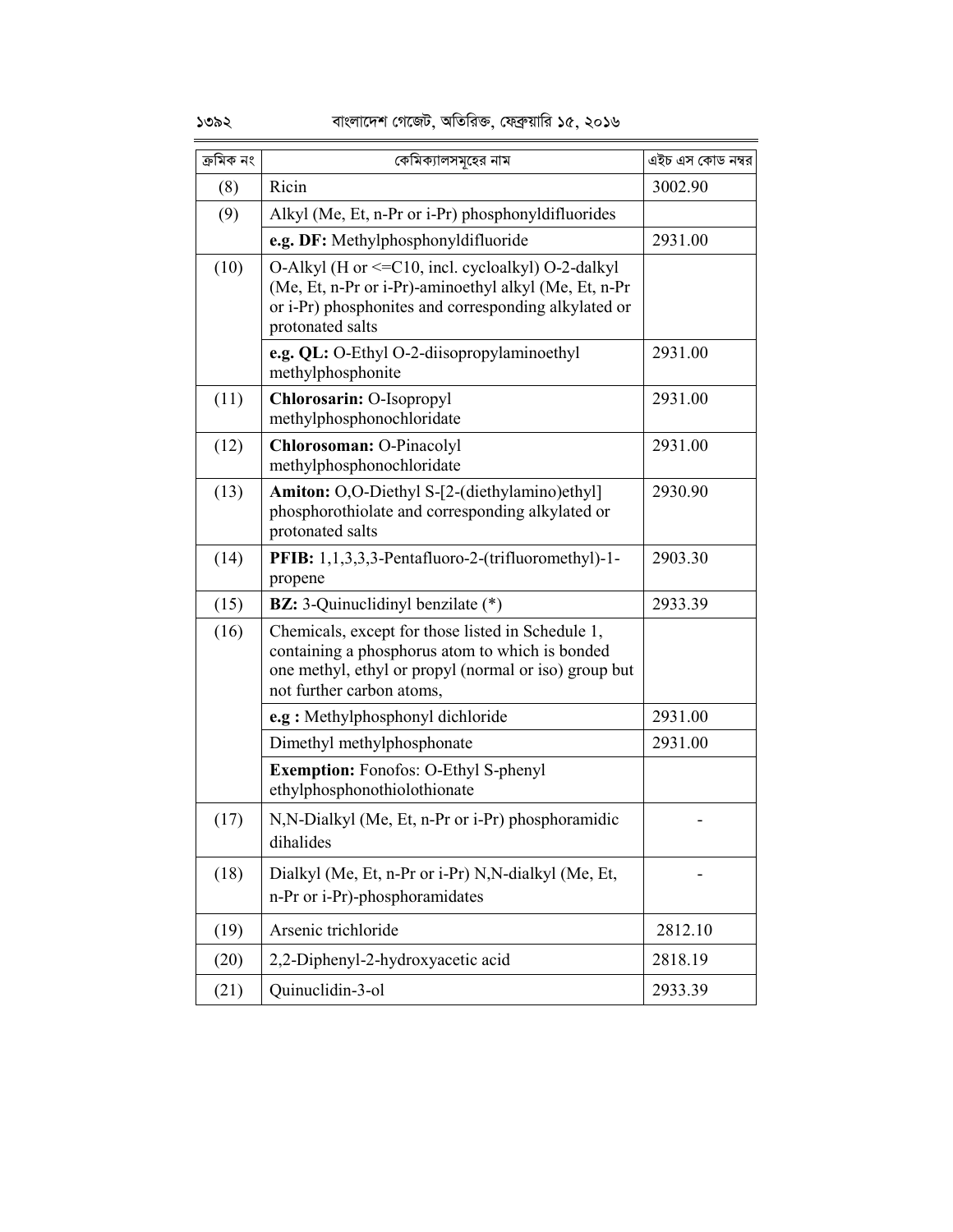| ক্রমিক নং | কেমিক্যালসমূহের নাম | এইচ এস কোড নম্বর |
|---|---|---|
| (8) | Ricin | 3002.90 |
| (9) | Alkyl (Me, Et, n-Pr or i-Pr) phosphonyldifluorides | |
| | **e.g. DF:** Methylphosphonyldifluoride | 2931.00 |
| (10) | O-Alkyl (H or <=C10, incl. cycloalkyl) O-2-dalkyl (Me, Et, n-Pr or i-Pr)-aminoethyl alkyl (Me, Et, n-Pr or i-Pr) phosphonites and corresponding alkylated or protonated salts | |
| | **e.g. QL:** O-Ethyl O-2-diisopropylaminoethyl methylphosphonite | 2931.00 |
| (11) | **Chlorosarin:** O-Isopropyl methylphosphonochloridate | 2931.00 |
| (12) | **Chlorosoman:** O-Pinacolyl methylphosphonochloridate | 2931.00 |
| (13) | **Amiton:** O,O-Diethyl S-[2-(diethylamino)ethyl] phosphorothiolate and corresponding alkylated or protonated salts | 2930.90 |
| (14) | **PFIB:** 1,1,3,3,3-Pentafluoro-2-(trifluoromethyl)-1-propene | 2903.30 |
| (15) | **BZ:** 3-Quinuclidinyl benzilate (*) | 2933.39 |
| (16) | Chemicals, except for those listed in Schedule 1, containing a phosphorus atom to which is bonded one methyl, ethyl or propyl (normal or iso) group but not further carbon atoms, | |
| | **e.g :** Methylphosphonyl dichloride | 2931.00 |
| | Dimethyl methylphosphonate | 2931.00 |
| | **Exemption:** Fonofos: O-Ethyl S-phenyl ethylphosphonothiolothionate | |
| (17) | N,N-Dialkyl (Me, Et, n-Pr or i-Pr) phosphoramidic dihalides | - |
| (18) | Dialkyl (Me, Et, n-Pr or i-Pr) N,N-dialkyl (Me, Et, n-Pr or i-Pr)-phosphoramidates | - |
| (19) | Arsenic trichloride | 2812.10 |
| (20) | 2,2-Diphenyl-2-hydroxyacetic acid | 2818.19 |
| (21) | Quinuclidin-3-ol | 2933.39 |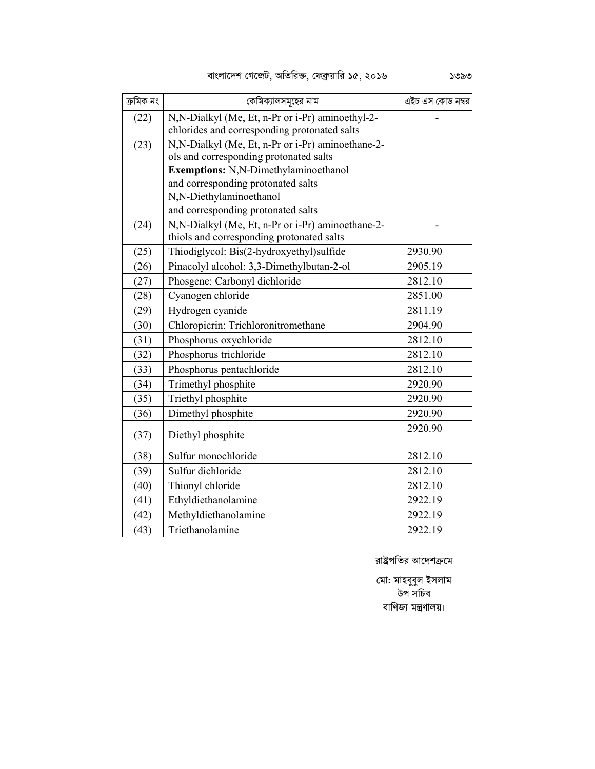| ক্রমিক নং | কেমিক্যালসমূহের নাম | এইচ এস কোড নম্বর |
|---|---|---|
| (22) | N,N-Dialkyl (Me, Et, n-Pr or i-Pr) aminoethyl-2-chlorides and corresponding protonated salts | - |
| (23) | N,N-Dialkyl (Me, Et, n-Pr or i-Pr) aminoethane-2-ols and corresponding protonated salts<br>**Exemptions:** N,N-Dimethylaminoethanol and corresponding protonated salts<br>N,N-Diethylaminoethanol and corresponding protonated salts | |
| (24) | N,N-Dialkyl (Me, Et, n-Pr or i-Pr) aminoethane-2-thiols and corresponding protonated salts | - |
| (25) | Thiodiglycol: Bis(2-hydroxyethyl)sulfide | 2930.90 |
| (26) | Pinacolyl alcohol: 3,3-Dimethylbutan-2-ol | 2905.19 |
| (27) | Phosgene: Carbonyl dichloride | 2812.10 |
| (28) | Cyanogen chloride | 2851.00 |
| (29) | Hydrogen cyanide | 2811.19 |
| (30) | Chloropicrin: Trichloronitromethane | 2904.90 |
| (31) | Phosphorus oxychloride | 2812.10 |
| (32) | Phosphorus trichloride | 2812.10 |
| (33) | Phosphorus pentachloride | 2812.10 |
| (34) | Trimethyl phosphite | 2920.90 |
| (35) | Triethyl phosphite | 2920.90 |
| (36) | Dimethyl phosphite | 2920.90 |
| (37) | Diethyl phosphite | 2920.90 |
| (38) | Sulfur monochloride | 2812.10 |
| (39) | Sulfur dichloride | 2812.10 |
| (40) | Thionyl chloride | 2812.10 |
| (41) | Ethyldiethanolamine | 2922.19 |
| (42) | Methyldiethanolamine | 2922.19 |
| (43) | Triethanolamine | 2922.19 |

রাষ্ট্রপতির আদেশক্রমে

মো: মাহবুবুল ইসলাম
উপ সচিব
বাণিজ্য মন্ত্রণালয়।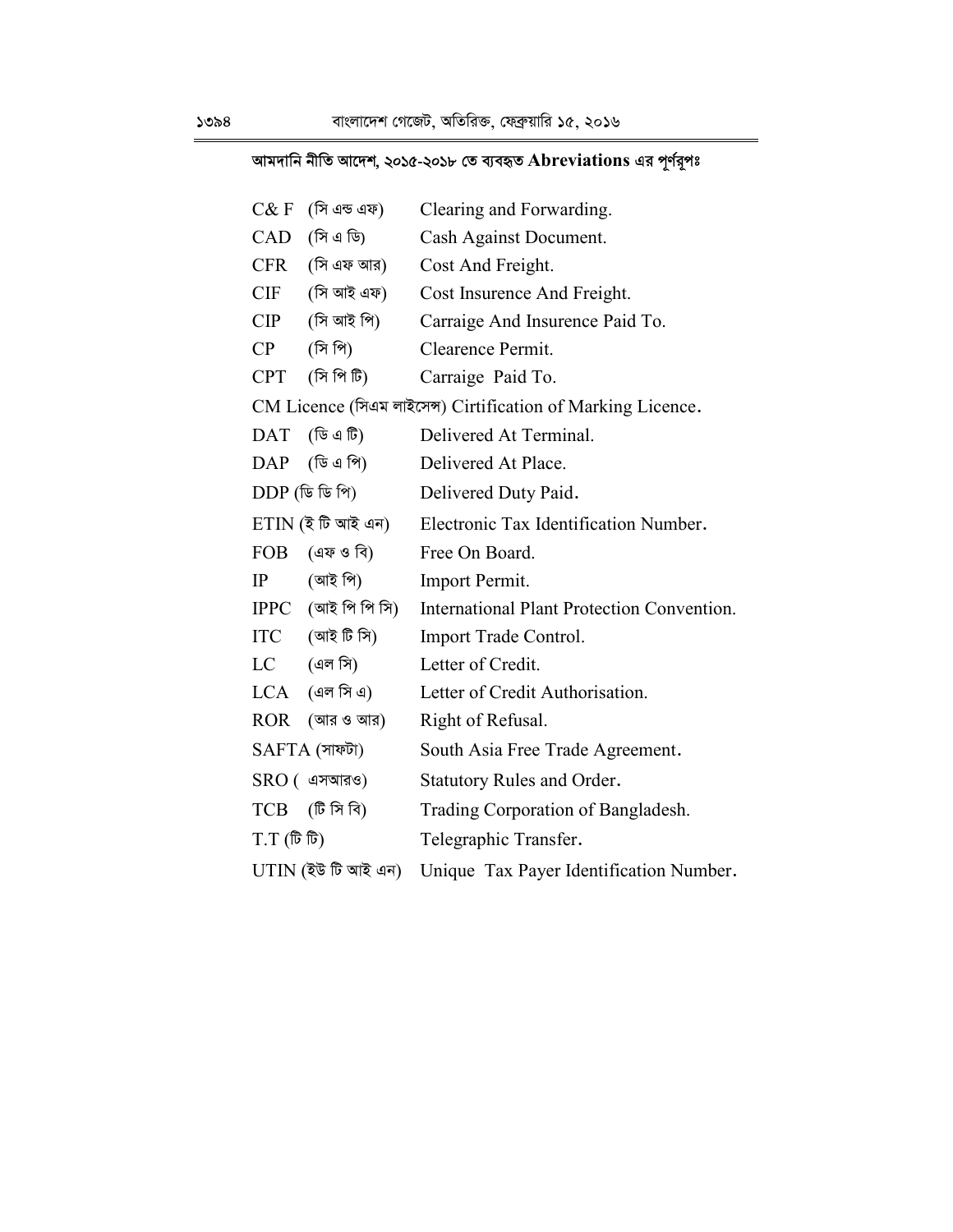## আমদানি নীতি আদেশ, ২০১৫-২০১৮ তে ব্যবহৃত Abreviations এর পূর্ণরূপঃ

| | |
|---|---|
| C& F (সি এন্ড এফ) | Clearing and Forwarding. |
| CAD (সি এ ডি) | Cash Against Document. |
| CFR (সি এফ আর) | Cost And Freight. |
| CIF (সি আই এফ) | Cost Insurence And Freight. |
| CIP (সি আই পি) | Carraige And Insurence Paid To. |
| CP (সি পি) | Clearence Permit. |
| CPT (সি পি টি) | Carraige Paid To. |
| CM Licence (সিএম লাইসেন্স) | Cirtification of Marking Licence. |
| DAT (ডি এ টি) | Delivered At Terminal. |
| DAP (ডি এ পি) | Delivered At Place. |
| DDP (ডি ডি পি) | Delivered Duty Paid. |
| ETIN (ই টি আই এন) | Electronic Tax Identification Number. |
| FOB (এফ ও বি) | Free On Board. |
| IP (আই পি) | Import Permit. |
| IPPC (আই পি পি সি) | International Plant Protection Convention. |
| ITC (আই টি সি) | Import Trade Control. |
| LC (এল সি) | Letter of Credit. |
| LCA (এল সি এ) | Letter of Credit Authorisation. |
| ROR (আর ও আর) | Right of Refusal. |
| SAFTA (সাফটা) | South Asia Free Trade Agreement. |
| SRO ( এসআরও) | Statutory Rules and Order. |
| TCB (টি সি বি) | Trading Corporation of Bangladesh. |
| T.T (টি টি) | Telegraphic Transfer. |
| UTIN (ইউ টি আই এন) | Unique Tax Payer Identification Number. |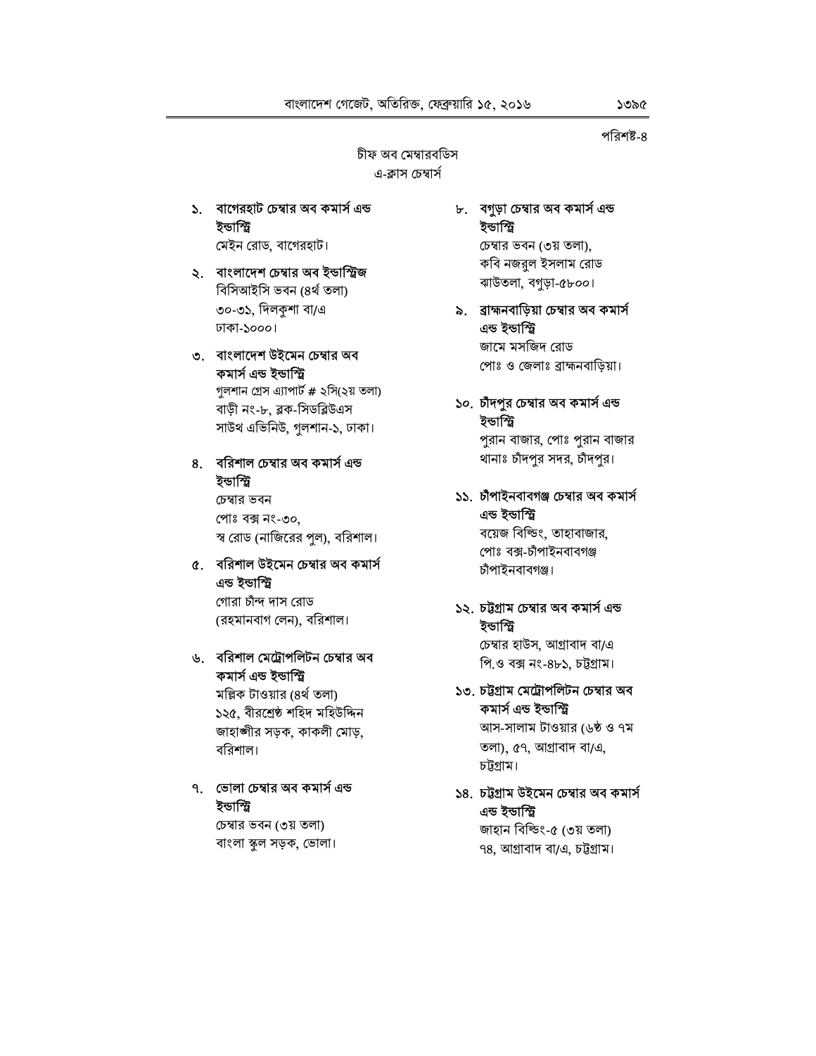পরিশিষ্ট-৪

চীফ অব মেম্বারবডিস

এ-ক্লাস চেম্বার্স

১. **বাগেরহাট চেম্বার অব কমার্স এন্ড ইন্ডাস্ট্রি**
মেইন রোড, বাগেরহাট।

২. **বাংলাদেশ চেম্বার অব ইন্ডাস্ট্রিজ**
বিসিআইসি ভবন (৪র্থ তলা)
৩০-৩১, দিলকুশা বা/এ
ঢাকা-১০০০।

৩. **বাংলাদেশ উইমেন চেম্বার অব কমার্স এন্ড ইন্ডাস্ট্রি**
গুলশান গ্রেস এ্যাপার্ট # ২সি(২য় তলা)
বাড়ী নং-৮, ব্লক-সিডব্লিউএস
সাউথ এভিনিউ, গুলশান-১, ঢাকা।

৪. **বরিশাল চেম্বার অব কমার্স এন্ড ইন্ডাস্ট্রি**
চেম্বার ভবন
পোঃ বক্স নং-৩০,
স্ব রোড (নাজিরের পুল), বরিশাল।

৫. **বরিশাল উইমেন চেম্বার অব কমার্স এন্ড ইন্ডাস্ট্রি**
গোরা চাঁন্দ দাস রোড
(রহমানবাগ লেন), বরিশাল।

৬. **বরিশাল মেট্রোপলিটন চেম্বার অব কমার্স এন্ড ইন্ডাস্ট্রি**
মল্লিক টাওয়ার (৪র্থ তলা)
১২৫, বীরশ্রেষ্ঠ শহিদ মহিউদ্দিন
জাহাঙ্গীর সড়ক, কাকলী মোড়,
বরিশাল।

৭. **ভোলা চেম্বার অব কমার্স এন্ড ইন্ডাস্ট্রি**
চেম্বার ভবন (৩য় তলা)
বাংলা স্কুল সড়ক, ভোলা।

৮. **বগুড়া চেম্বার অব কমার্স এন্ড ইন্ডাস্ট্রি**
চেম্বার ভবন (৩য় তলা),
কবি নজরুল ইসলাম রোড
ঝাউতলা, বগুড়া-৫৮০০।

৯. **ব্রাহ্মনবাড়িয়া চেম্বার অব কমার্স এন্ড ইন্ডাস্ট্রি**
জামে মসজিদ রোড
পোঃ ও জেলাঃ ব্রাহ্মনবাড়িয়া।

১০. **চাঁদপুর চেম্বার অব কমার্স এন্ড ইন্ডাস্ট্রি**
পুরান বাজার, পোঃ পুরান বাজার
থানাঃ চাঁদপুর সদর, চাঁদপুর।

১১. **চাঁপাইনবাবগঞ্জ চেম্বার অব কমার্স এন্ড ইন্ডাস্ট্রি**
বয়েজ বিল্ডিং, তাহাবাজার,
পোঃ বক্স-চাঁপাইনবাবগঞ্জ
চাঁপাইনবাবগঞ্জ।

১২. **চট্টগ্রাম চেম্বার অব কমার্স এন্ড ইন্ডাস্ট্রি**
চেম্বার হাউস, আগ্রাবাদ বা/এ
পি.ও বক্স নং-৪৮১, চট্টগ্রাম।

১৩. **চট্টগ্রাম মেট্রোপলিটন চেম্বার অব কমার্স এন্ড ইন্ডাস্ট্রি**
আস-সালাম টাওয়ার (৬ষ্ঠ ও ৭ম
তলা), ৫৭, আগ্রাবাদ বা/এ,
চট্টগ্রাম।

১৪. **চট্টগ্রাম উইমেন চেম্বার অব কমার্স এন্ড ইন্ডাস্ট্রি**
জাহান বিল্ডিং-৫ (৩য় তলা)
৭৪, আগ্রাবাদ বা/এ, চট্টগ্রাম।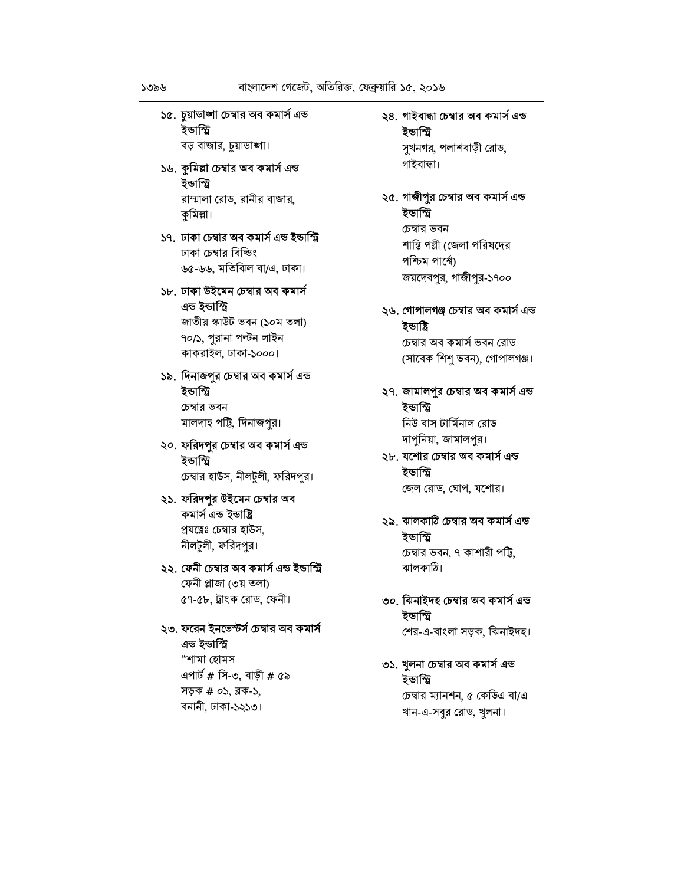১৫. **চুয়াডাঙ্গা চেম্বার অব কমার্স এন্ড ইন্ডাস্ট্রি**
বড় বাজার, চুয়াডাঙ্গা।

১৬. **কুমিল্লা চেম্বার অব কমার্স এন্ড ইন্ডাস্ট্রি**
রাম্মালা রোড, রানীর বাজার,
কুমিল্লা।

১৭. **ঢাকা চেম্বার অব কমার্স এন্ড ইন্ডাস্ট্রি**
ঢাকা চেম্বার বিল্ডিং
৬৫-৬৬, মতিঝিল বা/এ, ঢাকা।

১৮. **ঢাকা উইমেন চেম্বার অব কমার্স এন্ড ইন্ডাস্ট্রি**
জাতীয় স্কাউট ভবন (১০ম তলা)
৭০/১, পুরানা পল্টন লাইন
কাকরাইল, ঢাকা-১০০০।

১৯. **দিনাজপুর চেম্বার অব কমার্স এন্ড ইন্ডাস্ট্রি**
চেম্বার ভবন
মালদাহ পট্টি, দিনাজপুর।

২০. **ফরিদপুর চেম্বার অব কমার্স এন্ড ইন্ডাস্ট্রি**
চেম্বার হাউস, নীলটুলী, ফরিদপুর।

২১. **ফরিদপুর উইমেন চেম্বার অব কমার্স এন্ড ইন্ডাষ্ট্রি**
প্রযত্নেঃ চেম্বার হাউস,
নীলটুলী, ফরিদপুর।

২২. **ফেনী চেম্বার অব কমার্স এন্ড ইন্ডাস্ট্রি**
ফেনী প্লাজা (৩য় তলা)
৫৭-৫৮, ট্রাংক রোড, ফেনী।

২৩. **ফরেন ইনভেস্টর্স চেম্বার অব কমার্স এন্ড ইন্ডাস্ট্রি**
"শামা হোমস
এপার্ট # সি-৩, বাড়ী # ৫৯
সড়ক # ০১, ব্লক-১,
বনানী, ঢাকা-১২১৩।

২৪. **গাইবান্ধা চেম্বার অব কমার্স এন্ড ইন্ডাস্ট্রি**
সুখনগর, পলাশবাড়ী রোড,
গাইবান্ধা।

২৫. **গাজীপুর চেম্বার অব কমার্স এন্ড ইন্ডাস্ট্রি**
চেম্বার ভবন
শান্তি পল্লী (জেলা পরিষদের
পশ্চিম পার্শ্বে)
জয়দেবপুর, গাজীপুর-১৭০০

২৬. **গোপালগঞ্জ চেম্বার অব কমার্স এন্ড ইন্ডাষ্ট্রি**
চেম্বার অব কমার্স ভবন রোড
(সাবেক শিশু ভবন), গোপালগঞ্জ।

২৭. **জামালপুর চেম্বার অব কমার্স এন্ড ইন্ডাস্ট্রি**
নিউ বাস টার্মিনাল রোড
দাপুনিয়া, জামালপুর।

২৮. **যশোর চেম্বার অব কমার্স এন্ড ইন্ডাস্ট্রি**
জেল রোড, ঘোপ, যশোর।

২৯. **ঝালকাঠি চেম্বার অব কমার্স এন্ড ইন্ডাস্ট্রি**
চেম্বার ভবন, ৭ কাশারী পট্টি,
ঝালকাঠি।

৩০. **ঝিনাইদহ চেম্বার অব কমার্স এন্ড ইন্ডাস্ট্রি**
শের-এ-বাংলা সড়ক, ঝিনাইদহ।

৩১. **খুলনা চেম্বার অব কমার্স এন্ড ইন্ডাস্ট্রি**
চেম্বার ম্যানশন, ৫ কেডিএ বা/এ
খান-এ-সবুর রোড, খুলনা।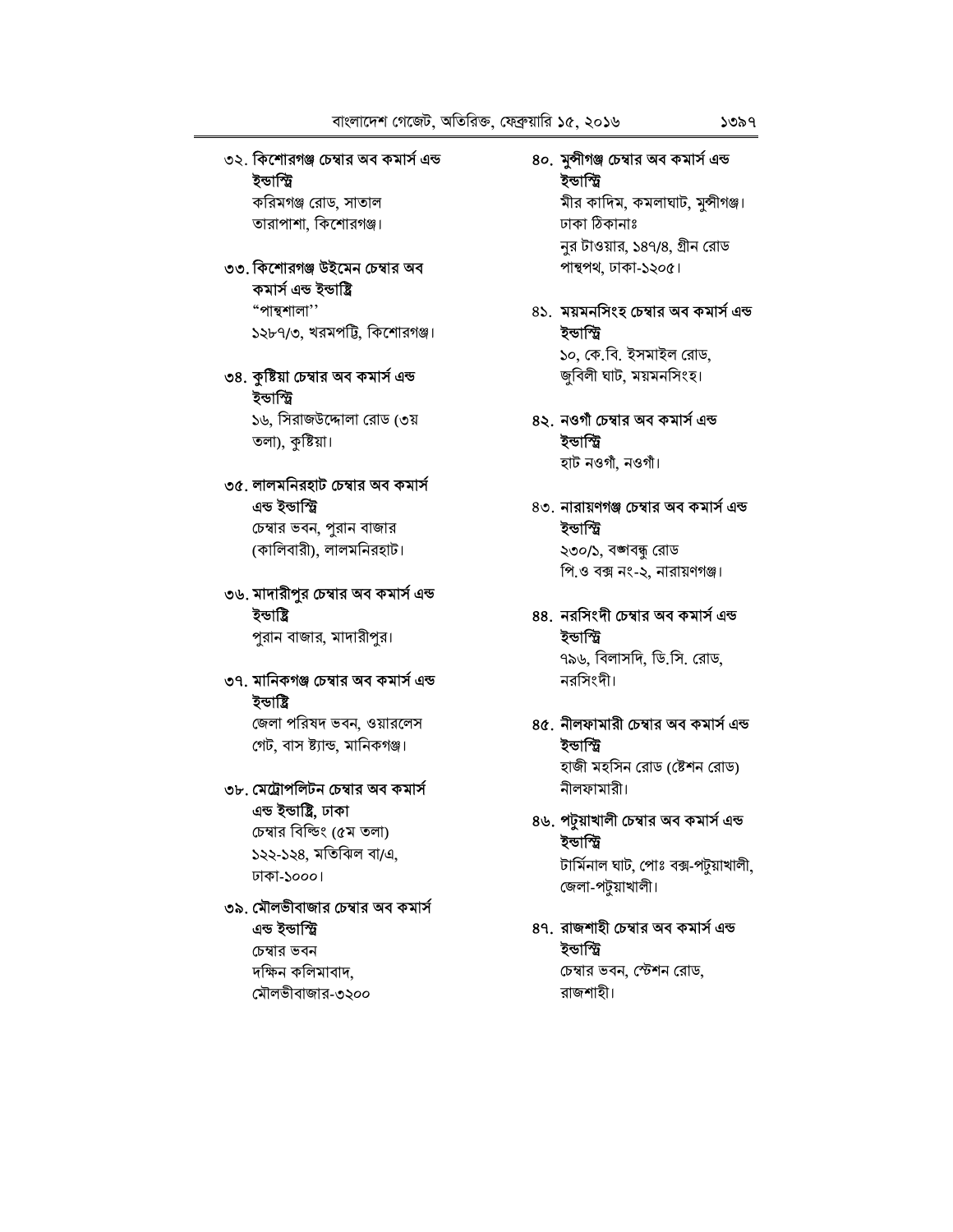৩২. **কিশোরগঞ্জ চেম্বার অব কমার্স এন্ড ইন্ডাস্ট্রি**
করিমগঞ্জ রোড, সাতাল
তারাপাশা, কিশোরগঞ্জ।

৩৩. **কিশোরগঞ্জ উইমেন চেম্বার অব কমার্স এন্ড ইন্ডাষ্ট্রি**
"পান্থশালা"
১২৮৭/৩, খরমপট্টি, কিশোরগঞ্জ।

৩৪. **কুষ্টিয়া চেম্বার অব কমার্স এন্ড ইন্ডাস্ট্রি**
১৬, সিরাজউদ্দোলা রোড (৩য় তলা), কুষ্টিয়া।

৩৫. **লালমনিরহাট চেম্বার অব কমার্স এন্ড ইন্ডাস্ট্রি**
চেম্বার ভবন, পুরান বাজার
(কালিবারী), লালমনিরহাট।

৩৬. **মাদারীপুর চেম্বার অব কমার্স এন্ড ইন্ডাষ্ট্রি**
পুরান বাজার, মাদারীপুর।

৩৭. **মানিকগঞ্জ চেম্বার অব কমার্স এন্ড ইন্ডাষ্ট্রি**
জেলা পরিষদ ভবন, ওয়ারলেস
গেট, বাস ষ্ট্যান্ড, মানিকগঞ্জ।

৩৮. **মেট্রোপলিটন চেম্বার অব কমার্স এন্ড ইন্ডাষ্ট্রি, ঢাকা**
চেম্বার বিল্ডিং (৫ম তলা)
১২২-১২৪, মতিঝিল বা/এ,
ঢাকা-১০০০।

৩৯. **মৌলভীবাজার চেম্বার অব কমার্স এন্ড ইন্ডাস্ট্রি**
চেম্বার ভবন
দক্ষিন কলিমাবাদ,
মৌলভীবাজার-৩২০০

৪০. **মুন্সীগঞ্জ চেম্বার অব কমার্স এন্ড ইন্ডাস্ট্রি**
মীর কাদিম, কমলাঘাট, মুন্সীগঞ্জ।
ঢাকা ঠিকানাঃ
নুর টাওয়ার, ১৪৭/৪, গ্রীন রোড
পান্থপথ, ঢাকা-১২০৫।

৪১. **ময়মনসিংহ চেম্বার অব কমার্স এন্ড ইন্ডাস্ট্রি**
১০, কে.বি. ইসমাইল রোড,
জুবিলী ঘাট, ময়মনসিংহ।

৪২. **নওগাঁ চেম্বার অব কমার্স এন্ড ইন্ডাস্ট্রি**
হাট নওগাঁ, নওগাঁ।

৪৩. **নারায়ণগঞ্জ চেম্বার অব কমার্স এন্ড ইন্ডাস্ট্রি**
২৩০/১, বঙ্গবন্ধু রোড
পি.ও বক্স নং-২, নারায়ণগঞ্জ।

৪৪. **নরসিংদী চেম্বার অব কমার্স এন্ড ইন্ডাস্ট্রি**
৭৯৬, বিলাসদি, ডি.সি. রোড,
নরসিংদী।

৪৫. **নীলফামারী চেম্বার অব কমার্স এন্ড ইন্ডাস্ট্রি**
হাজী মহসিন রোড (ষ্টেশন রোড)
নীলফামারী।

৪৬. **পটুয়াখালী চেম্বার অব কমার্স এন্ড ইন্ডাস্ট্রি**
টার্মিনাল ঘাট, পোঃ বক্স-পটুয়াখালী,
জেলা-পটুয়াখালী।

৪৭. **রাজশাহী চেম্বার অব কমার্স এন্ড ইন্ডাস্ট্রি**
চেম্বার ভবন, স্টেশন রোড,
রাজশাহী।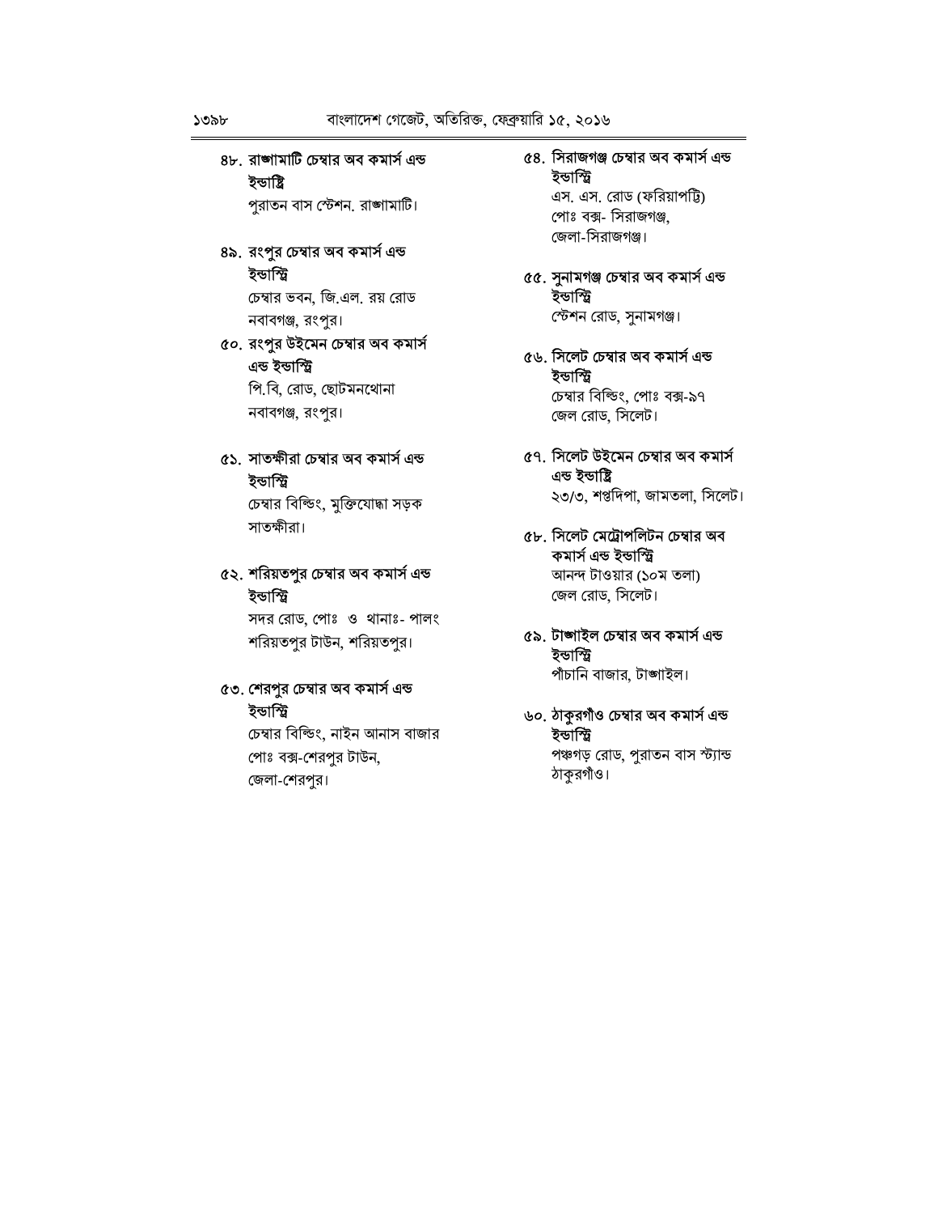৪৮. **রাঙ্গামাটি চেম্বার অব কমার্স এন্ড ইন্ডাষ্ট্রি**
পুরাতন বাস স্টেশন. রাঙ্গামাটি।

৪৯. **রংপুর চেম্বার অব কমার্স এন্ড ইন্ডাস্ট্রি**
চেম্বার ভবন, জি.এল. রয় রোড
নবাবগঞ্জ, রংপুর।

৫০. **রংপুর উইমেন চেম্বার অব কমার্স এন্ড ইন্ডাস্ট্রি**
পি.বি, রোড, ছোটমনথোনা
নবাবগঞ্জ, রংপুর।

৫১. **সাতক্ষীরা চেম্বার অব কমার্স এন্ড ইন্ডাস্ট্রি**
চেম্বার বিল্ডিং, মুক্তিযোদ্ধা সড়ক
সাতক্ষীরা।

৫২. **শরিয়তপুর চেম্বার অব কমার্স এন্ড ইন্ডাস্ট্রি**
সদর রোড, পোঃ ও থানাঃ- পালং
শরিয়তপুর টাউন, শরিয়তপুর।

৫৩. **শেরপুর চেম্বার অব কমার্স এন্ড ইন্ডাস্ট্রি**
চেম্বার বিল্ডিং, নাইন আনাস বাজার
পোঃ বক্স-শেরপুর টাউন,
জেলা-শেরপুর।

৫৪. **সিরাজগঞ্জ চেম্বার অব কমার্স এন্ড ইন্ডাস্ট্রি**
এস. এস. রোড (ফরিয়াপট্টি)
পোঃ বক্স- সিরাজগঞ্জ,
জেলা-সিরাজগঞ্জ।

৫৫. **সুনামগঞ্জ চেম্বার অব কমার্স এন্ড ইন্ডাস্ট্রি**
স্টেশন রোড, সুনামগঞ্জ।

৫৬. **সিলেট চেম্বার অব কমার্স এন্ড ইন্ডাস্ট্রি**
চেম্বার বিল্ডিং, পোঃ বক্স-৯৭
জেল রোড, সিলেট।

৫৭. **সিলেট উইমেন চেম্বার অব কমার্স এন্ড ইন্ডাষ্ট্রি**
২৩/৩, শপ্তদিপা, জামতলা, সিলেট।

৫৮. **সিলেট মেট্রোপলিটন চেম্বার অব কমার্স এন্ড ইন্ডাস্ট্রি**
আনন্দ টাওয়ার (১০ম তলা)
জেল রোড, সিলেট।

৫৯. **টাঙ্গাইল চেম্বার অব কমার্স এন্ড ইন্ডাস্ট্রি**
পাঁচানি বাজার, টাঙ্গাইল।

৬০. **ঠাকুরগাঁও চেম্বার অব কমার্স এন্ড ইন্ডাস্ট্রি**
পঞ্চগড় রোড, পুরাতন বাস স্ট্যান্ড
ঠাকুরগাঁও।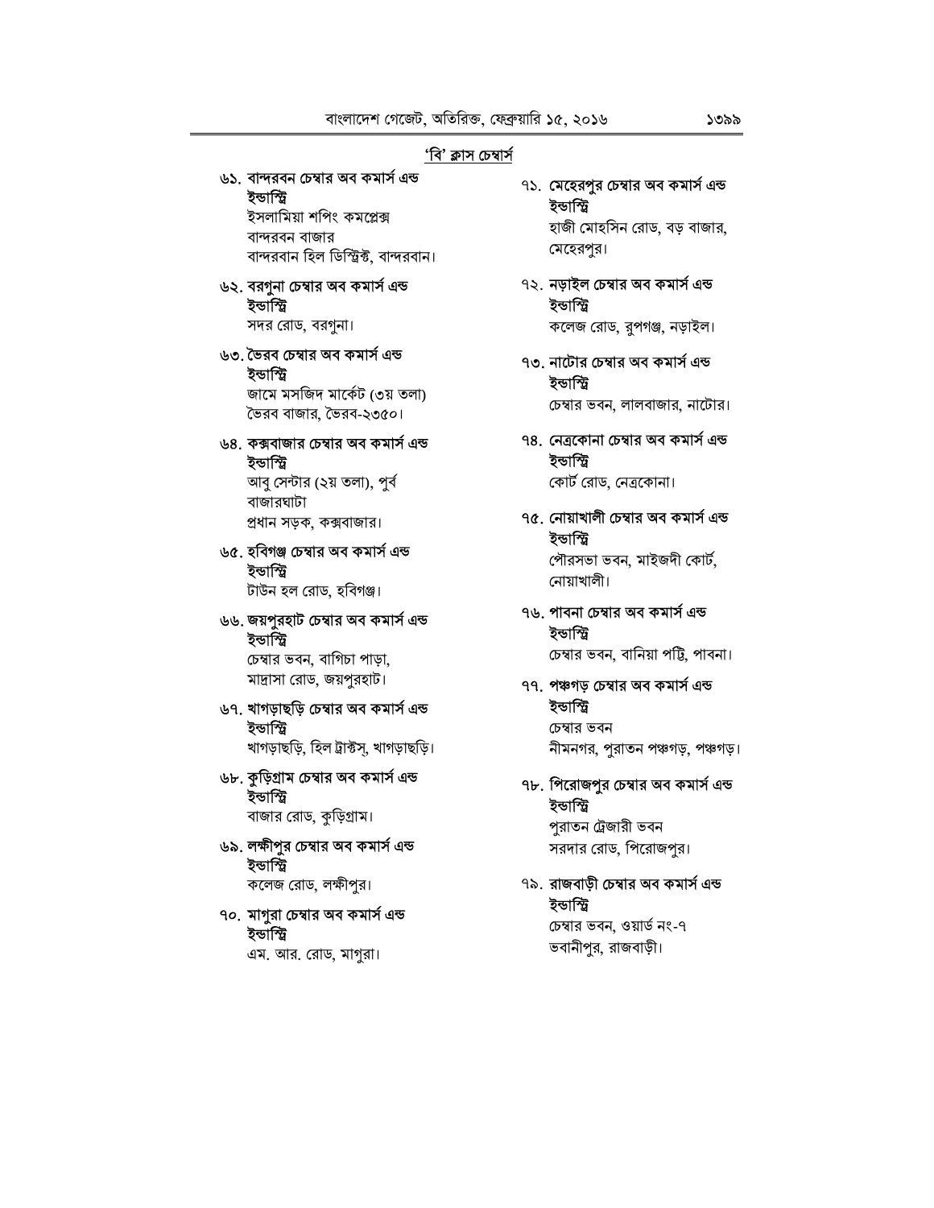## 'বি' ক্লাস চেম্বার্স

৬১. **বান্দরবন চেম্বার অব কমার্স এন্ড ইন্ডাস্ট্রি**
ইসলামিয়া শপিং কমপ্লেক্স
বান্দরবন বাজার
বান্দরবান হিল ডিস্ট্রিক্ট, বান্দরবান।

৬২. **বরগুনা চেম্বার অব কমার্স এন্ড ইন্ডাস্ট্রি**
সদর রোড, বরগুনা।

৬৩. **ভৈরব চেম্বার অব কমার্স এন্ড ইন্ডাস্ট্রি**
জামে মসজিদ মার্কেট (৩য় তলা)
ভৈরব বাজার, ভৈরব-২৩৫০।

৬৪. **কক্সবাজার চেম্বার অব কমার্স এন্ড ইন্ডাস্ট্রি**
আবু সেন্টার (২য় তলা), পুর্ব বাজারঘাটা
প্রধান সড়ক, কক্সবাজার।

৬৫. **হবিগঞ্জ চেম্বার অব কমার্স এন্ড ইন্ডাস্ট্রি**
টাউন হল রোড, হবিগঞ্জ।

৬৬. **জয়পুরহাট চেম্বার অব কমার্স এন্ড ইন্ডাস্ট্রি**
চেম্বার ভবন, বাগিচা পাড়া,
মাদ্রাসা রোড, জয়পুরহাট।

৬৭. **খাগড়াছড়ি চেম্বার অব কমার্স এন্ড ইন্ডাস্ট্রি**
খাগড়াছড়ি, হিল ট্রাক্টস্‌, খাগড়াছড়ি।

৬৮. **কুড়িগ্রাম চেম্বার অব কমার্স এন্ড ইন্ডাস্ট্রি**
বাজার রোড, কুড়িগ্রাম।

৬৯. **লক্ষীপুর চেম্বার অব কমার্স এন্ড ইন্ডাস্ট্রি**
কলেজ রোড, লক্ষীপুর।

৭০. **মাগুরা চেম্বার অব কমার্স এন্ড ইন্ডাস্ট্রি**
এম. আর. রোড, মাগুরা।

৭১. **মেহেরপুর চেম্বার অব কমার্স এন্ড ইন্ডাস্ট্রি**
হাজী মোহসিন রোড, বড় বাজার,
মেহেরপুর।

৭২. **নড়াইল চেম্বার অব কমার্স এন্ড ইন্ডাস্ট্রি**
কলেজ রোড, রুপগঞ্জ, নড়াইল।

৭৩. **নাটোর চেম্বার অব কমার্স এন্ড ইন্ডাস্ট্রি**
চেম্বার ভবন, লালবাজার, নাটোর।

৭৪. **নেত্রকোনা চেম্বার অব কমার্স এন্ড ইন্ডাস্ট্রি**
কোর্ট রোড, নেত্রকোনা।

৭৫. **নোয়াখালী চেম্বার অব কমার্স এন্ড ইন্ডাস্ট্রি**
পৌরসভা ভবন, মাইজদী কোর্ট,
নোয়াখালী।

৭৬. **পাবনা চেম্বার অব কমার্স এন্ড ইন্ডাস্ট্রি**
চেম্বার ভবন, বানিয়া পট্টি, পাবনা।

৭৭. **পঞ্চগড় চেম্বার অব কমার্স এন্ড ইন্ডাস্ট্রি**
চেম্বার ভবন
নীমনগর, পুরাতন পঞ্চগড়, পঞ্চগড়।

৭৮. **পিরোজপুর চেম্বার অব কমার্স এন্ড ইন্ডাস্ট্রি**
পুরাতন ট্রেজারী ভবন
সরদার রোড, পিরোজপুর।

৭৯. **রাজবাড়ী চেম্বার অব কমার্স এন্ড ইন্ডাস্ট্রি**
চেম্বার ভবন, ওয়ার্ড নং-৭
ভবানীপুর, রাজবাড়ী।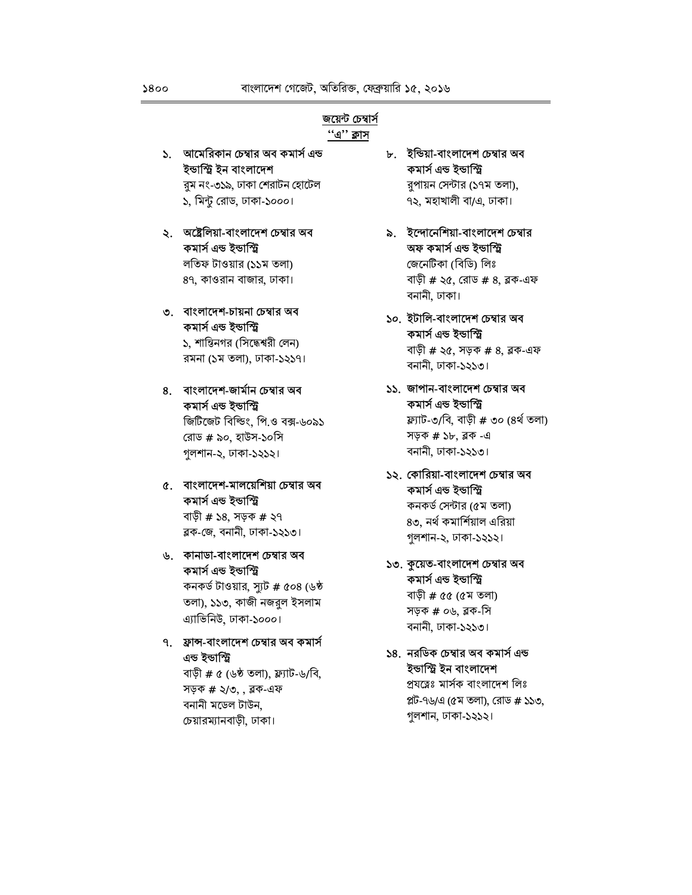## জয়েন্ট চেম্বার্স

### ''এ'' ক্লাস

১. **আমেরিকান চেম্বার অব কমার্স এন্ড ইন্ডাস্ট্রি ইন বাংলাদেশ**
রুম নং-৩১৯, ঢাকা শেরাটন হোটেল
১, মিন্টু রোড, ঢাকা-১০০০।

২. **অষ্ট্রেলিয়া-বাংলাদেশ চেম্বার অব কমার্স এন্ড ইন্ডাস্ট্রি**
লতিফ টাওয়ার (১১ম তলা)
৪৭, কাওরান বাজার, ঢাকা।

৩. **বাংলাদেশ-চায়না চেম্বার অব কমার্স এন্ড ইন্ডাস্ট্রি**
১, শান্তিনগর (সিদ্ধেশ্বরী লেন)
রমনা (১ম তলা), ঢাকা-১২১৭।

৪. **বাংলাদেশ-জার্মান চেম্বার অব কমার্স এন্ড ইন্ডাস্ট্রি**
জিটিজেট বিল্ডিং, পি.ও বক্স-৬০৯১
রোড # ৯০, হাউস-১০সি
গুলশান-২, ঢাকা-১২১২।

৫. **বাংলাদেশ-মালয়েশিয়া চেম্বার অব কমার্স এন্ড ইন্ডাস্ট্রি**
বাড়ী # ১৪, সড়ক # ২৭
ব্লক-জে, বনানী, ঢাকা-১২১৩।

৬. **কানাডা-বাংলাদেশ চেম্বার অব কমার্স এন্ড ইন্ডাস্ট্রি**
কনকর্ড টাওয়ার, স্যুট # ৫০৪ (৬ষ্ঠ তলা), ১১৩, কাজী নজরুল ইসলাম এ্যাভিনিউ, ঢাকা-১০০০।

৭. **ফ্রান্স-বাংলাদেশ চেম্বার অব কমার্স এন্ড ইন্ডাস্ট্রি**
বাড়ী # ৫ (৬ষ্ঠ তলা), ফ্ল্যাট-৬/বি,
সড়ক # ২/৩, , ব্লক-এফ
বনানী মডেল টাউন,
চেয়ারম্যানবাড়ী, ঢাকা।

৮. **ইন্ডিয়া-বাংলাদেশ চেম্বার অব কমার্স এন্ড ইন্ডাস্ট্রি**
রূপায়ন সেন্টার (১৭ম তলা),
৭২, মহাখালী বা/এ, ঢাকা।

৯. **ইন্দোনেশিয়া-বাংলাদেশ চেম্বার অফ কমার্স এন্ড ইন্ডাস্ট্রি**
জেনেটিকা (বিডি) লিঃ
বাড়ী # ২৫, রোড # ৪, ব্লক-এফ
বনানী, ঢাকা।

১০. **ইটালি-বাংলাদেশ চেম্বার অব কমার্স এন্ড ইন্ডাস্ট্রি**
বাড়ী # ২৫, সড়ক # ৪, ব্লক-এফ
বনানী, ঢাকা-১২১৩।

১১. **জাপান-বাংলাদেশ চেম্বার অব কমার্স এন্ড ইন্ডাস্ট্রি**
ফ্ল্যাট-৩/বি, বাড়ী # ৩০ (৪র্থ তলা)
সড়ক # ১৮, ব্লক -এ
বনানী, ঢাকা-১২১৩।

১২. **কোরিয়া-বাংলাদেশ চেম্বার অব কমার্স এন্ড ইন্ডাস্ট্রি**
কনকর্ড সেন্টার (৫ম তলা)
৪৩, নর্থ কমার্শিয়াল এরিয়া
গুলশান-২, ঢাকা-১২১২।

১৩. **কুয়েত-বাংলাদেশ চেম্বার অব কমার্স এন্ড ইন্ডাস্ট্রি**
বাড়ী # ৫৫ (৫ম তলা)
সড়ক # ০৬, ব্লক-সি
বনানী, ঢাকা-১২১৩।

১৪. **নরডিক চেম্বার অব কমার্স এন্ড ইন্ডাস্ট্রি ইন বাংলাদেশ**
প্রযত্নেঃ মার্সক বাংলাদেশ লিঃ
প্লট-৭৬/এ (৫ম তলা), রোড # ১১৩,
গুলশান, ঢাকা-১২১২।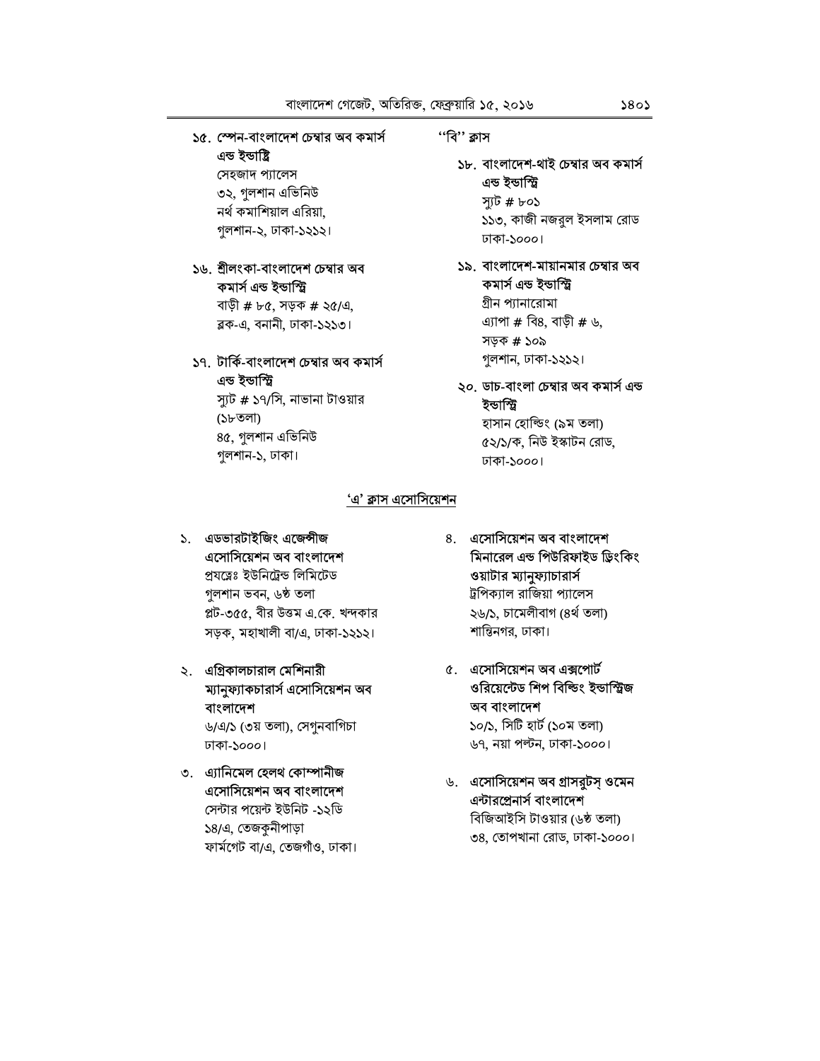১৫. **স্পেন-বাংলাদেশ চেম্বার অব কমার্স এন্ড ইন্ডাষ্ট্রি**
সেহজাদ প্যালেস
৩২, গুলশান এভিনিউ
নর্থ কমাশিয়াল এরিয়া,
গুলশান-২, ঢাকা-১২১২।

১৬. **শ্রীলংকা-বাংলাদেশ চেম্বার অব কমার্স এন্ড ইন্ডাস্ট্রি**
বাড়ী # ৮৫, সড়ক # ২৫/এ,
ব্লক-এ, বনানী, ঢাকা-১২১৩।

১৭. **টার্কি-বাংলাদেশ চেম্বার অব কমার্স এন্ড ইন্ডাস্ট্রি**
স্যুট # ১৭/সি, নাভানা টাওয়ার
(১৮তলা)
৪৫, গুলশান এভিনিউ
গুলশান-১, ঢাকা।

**''বি'' ক্লাস**

১৮. **বাংলাদেশ-থাই চেম্বার অব কমার্স এন্ড ইন্ডাস্ট্রি**
স্যুট # ৮০১
১১৩, কাজী নজরুল ইসলাম রোড
ঢাকা-১০০০।

১৯. **বাংলাদেশ-মায়ানমার চেম্বার অব কমার্স এন্ড ইন্ডাস্ট্রি**
গ্রীন প্যানারোমা
এ্যাপা # বি৪, বাড়ী # ৬,
সড়ক # ১০৯
গুলশান, ঢাকা-১২১২।

২০. **ডাচ-বাংলা চেম্বার অব কমার্স এন্ড ইন্ডাস্ট্রি**
হাসান হোল্ডিং (৯ম তলা)
৫২/১/ক, নিউ ইস্কাটন রোড,
ঢাকা-১০০০।

## 'এ' ক্লাস এসোসিয়েশন

১. **এডভারটাইজিং এজেন্সীজ এসোসিয়েশন অব বাংলাদেশ**
প্রযত্নেঃ ইউনিট্রেন্ড লিমিটেড
গুলশান ভবন, ৬ষ্ঠ তলা
প্লট-৩৫৫, বীর উত্তম এ.কে. খন্দকার সড়ক, মহাখালী বা/এ, ঢাকা-১২১২।

২. **এগ্রিকালচারাল মেশিনারী ম্যানুফ্যাকচারার্স এসোসিয়েশন অব বাংলাদেশ**
৬/এ/১ (৩য় তলা), সেগুনবাগিচা
ঢাকা-১০০০।

৩. **এ্যানিমেল হেলথ কোম্পানীজ এসোসিয়েশন অব বাংলাদেশ**
সেন্টার পয়েন্ট ইউনিট -১২ডি
১৪/এ, তেজকুনীপাড়া
ফার্মগেট বা/এ, তেজগাঁও, ঢাকা।

৪. **এসোসিয়েশন অব বাংলাদেশ মিনারেল এন্ড পিউরিফাইড ড্রিংকিং ওয়াটার ম্যানুফ্যাচারার্স**
ট্রপিক্যাল রাজিয়া প্যালেস
২৬/১, চামেলীবাগ (৪র্থ তলা)
শান্তিনগর, ঢাকা।

৫. **এসোসিয়েশন অব এক্সপোর্ট ওরিয়েন্টেড শিপ বিল্ডিং ইন্ডাস্ট্রিজ অব বাংলাদেশ**
১০/১, সিটি হার্ট (১০ম তলা)
৬৭, নয়া পল্টন, ঢাকা-১০০০।

৬. **এসোসিয়েশন অব গ্রাসরুটস্ ওমেন এন্টারপ্রেনার্স বাংলাদেশ**
বিজিআইসি টাওয়ার (৬ষ্ঠ তলা)
৩৪, তোপখানা রোড, ঢাকা-১০০০।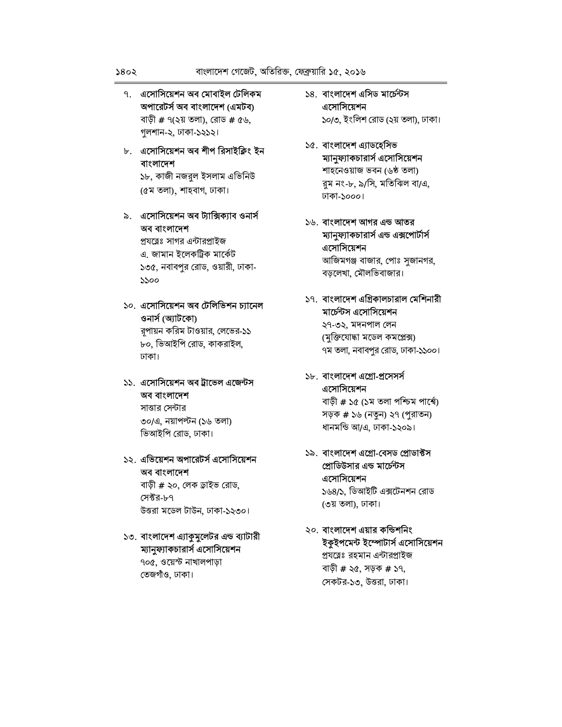৭. **এসোসিয়েশন অব মোবাইল টেলিকম অপারেটর্স অব বাংলাদেশ (এমটব)**
বাড়ী # ৭(২য় তলা), রোড # ৫৬,
গুলশান-২, ঢাকা-১২১২।

৮. **এসোসিয়েশন অব শীপ রিসাইক্লিং ইন বাংলাদেশ**
১৮, কাজী নজরুল ইসলাম এভিনিউ
(৫ম তলা), শাহবাগ, ঢাকা।

৯. **এসোসিয়েশন অব ট্যাক্সিক্যাব ওনার্স অব বাংলাদেশ**
প্রযত্নেঃ সাগর এন্টারপ্রাইজ
এ. জামান ইলেকট্রিক মার্কেট
১৩৫, নবাবপুর রোড, ওয়ারী, ঢাকা-১১০০

১০. **এসোসিয়েশন অব টেলিভিশন চ্যানেল ওনার্স (অ্যাটকো)**
রূপায়ন করিম টাওয়ার, লেভের-১১
৮০, ভিআইপি রোড, কাকরাইল,
ঢাকা।

১১. **এসোসিয়েশন অব ট্রাভেল এজেন্টস অব বাংলাদেশ**
সাত্তার সেন্টার
৩০/এ, নয়াপল্টন (১৬ তলা)
ভিআইপি রোড, ঢাকা।

১২. **এভিয়েশন অপারেটর্স এসোসিয়েশন অব বাংলাদেশ**
বাড়ী # ২০, লেক ড্রাইভ রোড,
সেক্টর-৮৭
উত্তরা মডেল টাউন, ঢাকা-১২৩০।

১৩. **বাংলাদেশ এ্যাকুমুলেটর এন্ড ব্যাটারী ম্যানুফ্যাকচারার্স এসোসিয়েশন**
৭০৫, ওয়েস্ট নাখালপাড়া
তেজগাঁও, ঢাকা।

১৪. **বাংলাদেশ এসিড মার্চেন্টস এসোসিয়েশন**
১০/৩, ইংলিশ রোড (২য় তলা), ঢাকা।

১৫. **বাংলাদেশ এ্যাডহেসিভ ম্যানুফ্যাকচারার্স এসোসিয়েশন**
শাহনেওয়াজ ভবন (৬ষ্ঠ তলা)
রুম নং-৮, ৯/সি, মতিঝিল বা/এ,
ঢাকা-১০০০।

১৬. **বাংলাদেশ আগর এন্ড আতর ম্যানুফ্যাকচারার্স এন্ড এক্সপোর্টার্স এসোসিয়েশন**
আজিমগঞ্জ বাজার, পোঃ সুজানগর,
বড়লেখা, মৌলভিবাজার।

১৭. **বাংলাদেশ এগ্রিকালচারাল মেশিনারী মার্চেন্টস এসোসিয়েশন**
২৭-৩২, মদনপাল লেন
(মুক্তিযোদ্ধা মডেল কমপ্লেক্স)
৭ম তলা, নবাবপুর রোড, ঢাকা-১১০০।

১৮. **বাংলাদেশ এগ্রো-প্রসেসর্স এসোসিয়েশন**
বাড়ী # ১৫ (১ম তলা পশ্চিম পার্শ্বে)
সড়ক # ১৬ (নতুন) ২৭ (পুরাতন)
ধানমন্ডি আ/এ, ঢাকা-১২০৯।

১৯. **বাংলাদেশ এগ্রো-বেসড প্রোডাক্টস প্রোডিউসার এন্ড মার্চেন্টস এসোসিয়েশন**
১৬৪/১, ডিআইটি এক্সটেনশন রোড
(৩য় তলা), ঢাকা।

২০. **বাংলাদেশ এয়ার কন্ডিশনিং ইকুইপমেন্ট ইম্পোর্টার্স এসোসিয়েশন**
প্রযত্নেঃ রহমান এন্টারপ্রাইজ
বাড়ী # ২৫, সড়ক # ১৭,
সেকটর-১৩, উত্তরা, ঢাকা।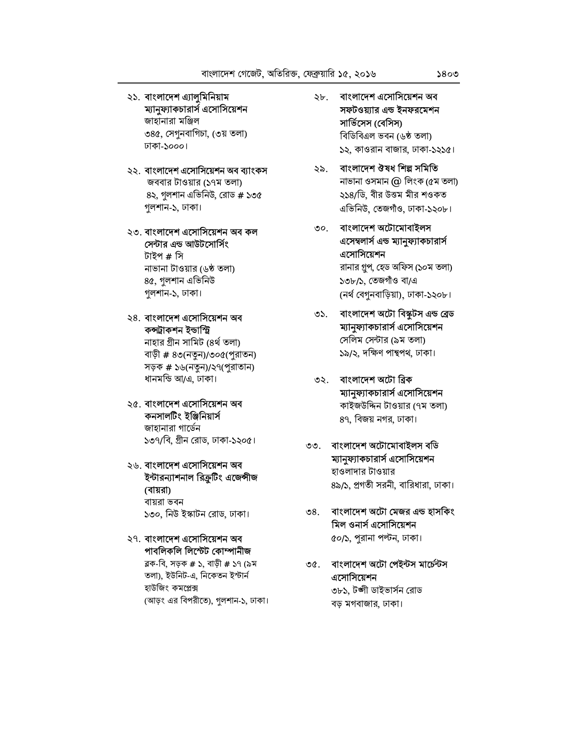২১. **বাংলাদেশ এ্যালুমিনিয়াম ম্যানুফ্যাকচারার্স এসোসিয়েশন**
জাহানারা মঞ্জিল
৩৪৫, সেগুনবাগিচা, (৩য় তলা)
ঢাকা-১০০০।

২২. **বাংলাদেশ এসোসিয়েশন অব ব্যাংকস**
জববার টাওয়ার (১৭ম তলা)
৪২, গুলশান এভিনিউ, রোড # ১৩৫
গুলশান-১, ঢাকা।

২৩. **বাংলাদেশ এসোসিয়েশন অব কল সেন্টার এন্ড আউটসোর্সিং**
টাইপ # সি
নাভানা টাওয়ার (৬ষ্ঠ তলা)
৪৫, গুলশান এভিনিউ
গুলশান-১, ঢাকা।

২৪. **বাংলাদেশ এসোসিয়েশন অব কন্সট্রাকশন ইন্ডাস্ট্রি**
নাহার গ্রীন সামিট (৪র্থ তলা)
বাড়ী # ৪৩(নতুন)/৩০৫(পুরাতন)
সড়ক # ১৬(নতুন)/২৭(পুরাতান)
ধানমন্ডি আ/এ, ঢাকা।

২৫. **বাংলাদেশ এসোসিয়েশন অব কনসালটিং ইঞ্জিনিয়ার্স**
জাহানারা গার্ডেন
১৩৭/বি, গ্রীন রোড, ঢাকা-১২০৫।

২৬. **বাংলাদেশ এসোসিয়েশন অব ইন্টারন্যাশনাল রিক্রুটিং এজেন্সীজ (বায়রা)**
বায়রা ভবন
১৩০, নিউ ইস্কাটন রোড, ঢাকা।

২৭. **বাংলাদেশ এসোসিয়েশন অব পাবলিকলি লিস্টেট কোম্পানীজ**
ব্লক-বি, সড়ক # ১, বাড়ী # ১৭ (৯ম তলা), ইউনিট-এ, নিকেতন ইস্টার্ন হাউজিং কমপ্লেক্স
(আড়ং এর বিপরীতে), গুলশান-১, ঢাকা।

২৮. **বাংলাদেশ এসোসিয়েশন অব সফটওয়্যার এন্ড ইনফরমেশন সার্ভিসেস (বেসিস)**
বিডিবিএল ভবন (৬ষ্ঠ তলা)
১২, কাওরান বাজার, ঢাকা-১২১৫।

২৯. **বাংলাদেশ ঔষধ শিল্প সমিতি**
নাভানা ওসমান @ লিংক (৫ম তলা)
২১৪/ডি, বীর উত্তম মীর শওকত এভিনিউ, তেজগাঁও, ঢাকা-১২০৮।

৩০. **বাংলাদেশ অটোমোবাইলস এসেম্বলার্স এন্ড ম্যানুফ্যাকচারার্স এসোসিয়েশন**
রানার গ্রুপ, হেড অফিস (১০ম তলা)
১৩৮/১, তেজগাঁও বা/এ
(নর্থ বেগুনবাড়িয়া), ঢাকা-১২০৮।

৩১. **বাংলাদেশ অটো বিস্কুটস এন্ড ব্রেড ম্যানুফ্যাকচারার্স এসোসিয়েশন**
সেলিম সেন্টার (৯ম তলা)
১৯/২, দক্ষিণ পান্থপথ, ঢাকা।

৩২. **বাংলাদেশ অটো ব্রিক ম্যানুফ্যাকচারার্স এসোসিয়েশন**
কাইজউদ্দিন টাওয়ার (৭ম তলা)
৪৭, বিজয় নগর, ঢাকা।

৩৩. **বাংলাদেশ অটোমোবাইলস বডি ম্যানুফ্যাকচারার্স এসোসিয়েশন**
হাওলাদার টাওয়ার
৪৯/১, প্রগতী সরনী, বারিধারা, ঢাকা।

৩৪. **বাংলাদেশ অটো মেজর এন্ড হাসকিং মিল ওনার্স এসোসিয়েশন**
৫০/১, পুরানা পল্টন, ঢাকা।

৩৫. **বাংলাদেশ অটো পেইন্টস মার্চেন্টস এসোসিয়েশন**
৩৮১, টঙ্গী ডাইভার্সন রোড
বড় মগবাজার, ঢাকা।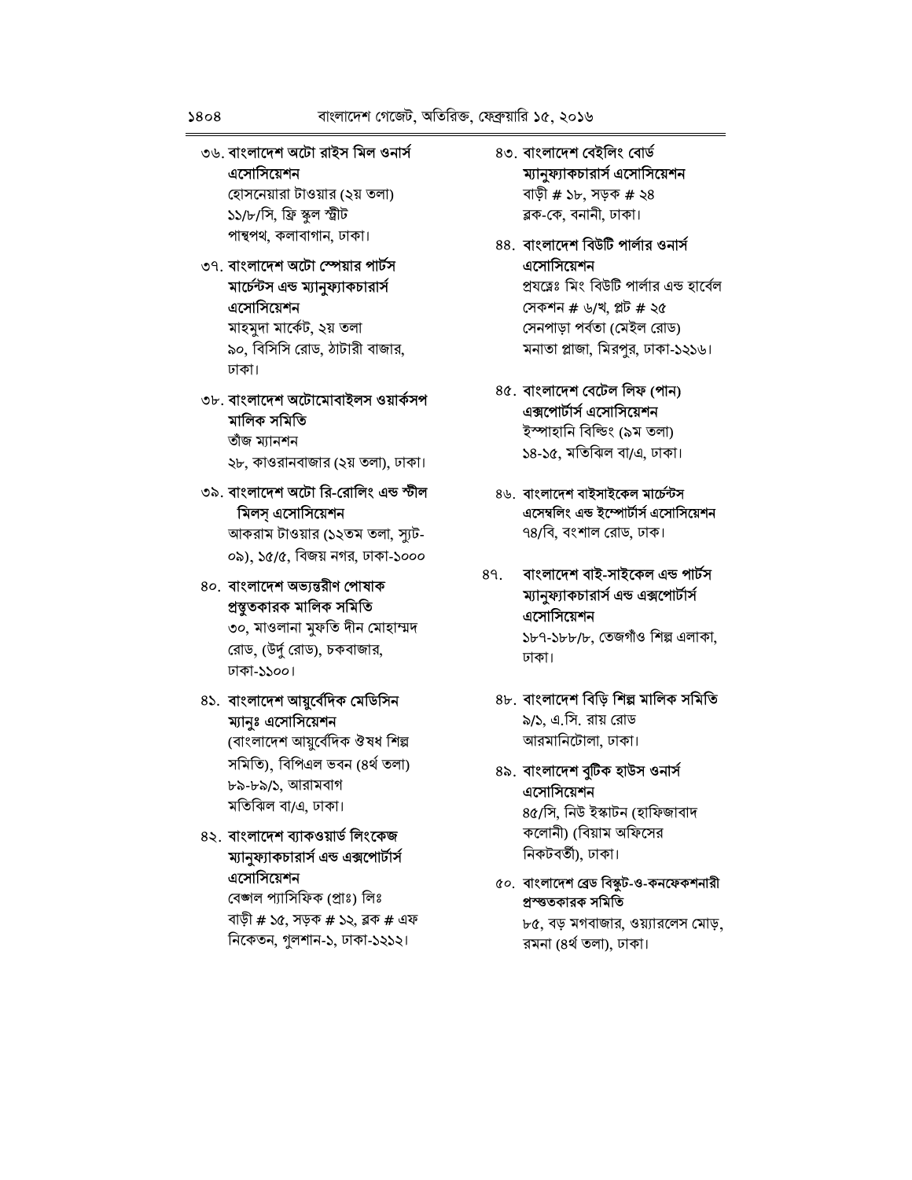৩৬. **বাংলাদেশ অটো রাইস মিল ওনার্স এসোসিয়েশন**
হোসনেয়ারা টাওয়ার (২য় তলা)
১১/৮/সি, ফ্রি স্কুল স্ট্রীট
পান্থপথ, কলাবাগান, ঢাকা।

৩৭. **বাংলাদেশ অটো স্পেয়ার পার্টস মার্চেন্টস এন্ড ম্যানুফ্যাকচারার্স এসোসিয়েশন**
মাহমুদা মার্কেট, ২য় তলা
৯০, বিসিসি রোড, ঠাটারী বাজার, ঢাকা।

৩৮. **বাংলাদেশ অটোমোবাইলস ওয়ার্কসপ মালিক সমিতি**
তাঁজ ম্যানশন
২৮, কাওরানবাজার (২য় তলা), ঢাকা।

৩৯. **বাংলাদেশ অটো রি-রোলিং এন্ড স্টীল মিলস্ এসোসিয়েশন**
আকরাম টাওয়ার (১২তম তলা, স্যুট-০৯), ১৫/৫, বিজয় নগর, ঢাকা-১০০০

৪০. **বাংলাদেশ অভ্যন্তরীণ পোষাক প্রস্তুতকারক মালিক সমিতি**
৩০, মাওলানা মুফতি দীন মোহাম্মদ রোড, (উর্দু রোড), চকবাজার, ঢাকা-১১০০।

৪১. **বাংলাদেশ আয়ুর্বেদিক মেডিসিন ম্যানুঃ এসোসিয়েশন**
(বাংলাদেশ আয়ুর্বেদিক ঔষধ শিল্প সমিতি), বিপিএল ভবন (৪র্থ তলা)
৮৯-৮৯/১, আরামবাগ
মতিঝিল বা/এ, ঢাকা।

৪২. **বাংলাদেশ ব্যাকওয়ার্ড লিংকেজ ম্যানুফ্যাকচারার্স এন্ড এক্সপোর্টার্স এসোসিয়েশন**
বেঙ্গল প্যাসিফিক (প্রাঃ) লিঃ
বাড়ী # ১৫, সড়ক # ১২, ব্লক # এফ
নিকেতন, গুলশান-১, ঢাকা-১২১২।

৪৩. **বাংলাদেশ বেইলিং বোর্ড ম্যানুফ্যাকচারার্স এসোসিয়েশন**
বাড়ী # ১৮, সড়ক # ২৪
ব্লক-কে, বনানী, ঢাকা।

৪৪. **বাংলাদেশ বিউটি পার্লার ওনার্স এসোসিয়েশন**
প্রযত্নেঃ মিং বিউটি পার্লার এন্ড হার্বেল
সেকশন # ৬/খ, প্লট # ২৫
সেনপাড়া পর্বতা (মেইল রোড)
মনাতা প্লাজা, মিরপুর, ঢাকা-১২১৬।

৪৫. **বাংলাদেশ বেটেল লিফ (পান) এক্সপোর্টার্স এসোসিয়েশন**
ইস্পাহানি বিল্ডিং (৯ম তলা)
১৪-১৫, মতিঝিল বা/এ, ঢাকা।

৪৬. **বাংলাদেশ বাইসাইকেল মার্চেন্টস এসেম্বলিং এন্ড ইম্পোর্টার্স এসোসিয়েশন**
৭৪/বি, বংশাল রোড, ঢাক।

৪৭. **বাংলাদেশ বাই-সাইকেল এন্ড পার্টস ম্যানুফ্যাকচারার্স এন্ড এক্সপোর্টার্স এসোসিয়েশন**
১৮৭-১৮৮/৮, তেজগাঁও শিল্প এলাকা, ঢাকা।

৪৮. **বাংলাদেশ বিড়ি শিল্প মালিক সমিতি**
৯/১, এ.সি. রায় রোড
আরমানিটোলা, ঢাকা।

৪৯. **বাংলাদেশ বুটিক হাউস ওনার্স এসোসিয়েশন**
৪৫/সি, নিউ ইস্কাটন (হাফিজাবাদ কলোনী) (বিয়াম অফিসের নিকটবর্তী), ঢাকা।

৫০. **বাংলাদেশ ব্রেড বিস্কুট-ও-কনফেকশনারী প্রস্তুতকারক সমিতি**
৮৫, বড় মগবাজার, ওয়্যারলেস মোড়, রমনা (৪র্থ তলা), ঢাকা।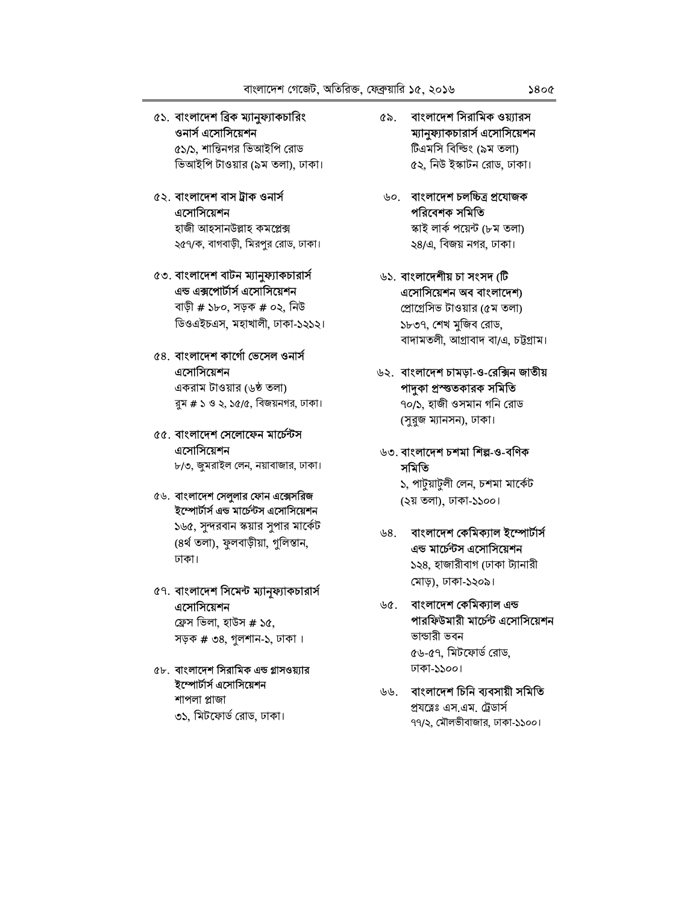৫১. **বাংলাদেশ ব্রিক ম্যানুফ্যাকচারিং ওনার্স এসোসিয়েশন**
৫১/১, শান্তিনগর ভিআইপি রোড
ভিআইপি টাওয়ার (৯ম তলা), ঢাকা।

৫২. **বাংলাদেশ বাস ট্রাক ওনার্স এসোসিয়েশন**
হাজী আহসানউল্লাহ কমপ্লেক্স
২৫৭/ক, বাগবাড়ী, মিরপুর রোড, ঢাকা।

৫৩. **বাংলাদেশ বাটন ম্যানুফ্যাকচারার্স এন্ড এক্সপোর্টার্স এসোসিয়েশন**
বাড়ী # ১৮০, সড়ক # ০২, নিউ ডিওএইচএস, মহাখালী, ঢাকা-১২১২।

৫৪. **বাংলাদেশ কার্গো ভেসেল ওনার্স এসোসিয়েশন**
একরাম টাওয়ার (৬ষ্ঠ তলা)
রুম # ১ ও ২, ১৫/৫, বিজয়নগর, ঢাকা।

৫৫. **বাংলাদেশ সেলোফেন মার্চেন্টস এসোসিয়েশন**
৮/৩, জুমরাইল লেন, নয়াবাজার, ঢাকা।

৫৬. **বাংলাদেশ সেলুলার ফোন এক্সেসরিজ ইম্পোর্টার্স এন্ড মার্চেন্টস এসোসিয়েশন**
১৬৫, সুন্দরবান স্কয়ার সুপার মার্কেট (৪র্থ তলা), ফুলবাড়ীয়া, গুলিস্তান, ঢাকা।

৫৭. **বাংলাদেশ সিমেন্ট ম্যানুফ্যাকচারার্স এসোসিয়েশন**
ফ্রেস ভিলা, হাউস # ১৫,
সড়ক # ৩৪, গুলশান-১, ঢাকা ।

৫৮. **বাংলাদেশ সিরামিক এন্ড গ্লাসওয়্যার ইম্পোর্টার্স এসোসিয়েশন**
শাপলা প্লাজা
৩১, মিটফোর্ড রোড, ঢাকা।

৫৯. **বাংলাদেশ সিরামিক ওয়্যারস ম্যানুফ্যাকচারার্স এসোসিয়েশন**
টিএমসি বিল্ডিং (৯ম তলা)
৫২, নিউ ইস্কাটন রোড, ঢাকা।

৬০. **বাংলাদেশ চলচ্চিত্র প্রযোজক পরিবেশক সমিতি**
স্কাই লার্ক পয়েন্ট (৮ম তলা)
২৪/এ, বিজয় নগর, ঢাকা।

৬১. **বাংলাদেশীয় চা সংসদ (টি এসোসিয়েশন অব বাংলাদেশ)**
প্রোগ্রেসিভ টাওয়ার (৫ম তলা)
১৮৩৭, শেখ মুজিব রোড,
বাদামতলী, আগ্রাবাদ বা/এ, চট্টগ্রাম।

৬২. **বাংলাদেশ চামড়া-ও-রেক্সিন জাতীয় পাদুকা প্রস্তুতকারক সমিতি**
৭০/১, হাজী ওসমান গনি রোড
(সুরুজ ম্যানসন), ঢাকা।

৬৩. **বাংলাদেশ চশমা শিল্প-ও-বণিক সমিতি**
১, পাটুয়াটুলী লেন, চশমা মার্কেট
(২য় তলা), ঢাকা-১১০০।

৬৪. **বাংলাদেশ কেমিক্যাল ইম্পোর্টার্স এন্ড মার্চেন্টস এসোসিয়েশন**
১২৪, হাজারীবাগ (ঢাকা ট্যানারী মোড়), ঢাকা-১২০৯।

৬৫. **বাংলাদেশ কেমিক্যাল এন্ড পারফিউমারী মার্চেন্ট এসোসিয়েশন**
ভান্ডারী ভবন
৫৬-৫৭, মিটফোর্ড রোড,
ঢাকা-১১০০।

৬৬. **বাংলাদেশ চিনি ব্যবসায়ী সমিতি**
প্রযত্নেঃ এস.এম. ট্রেডার্স
৭৭/২, মৌলভীবাজার, ঢাকা-১১০০।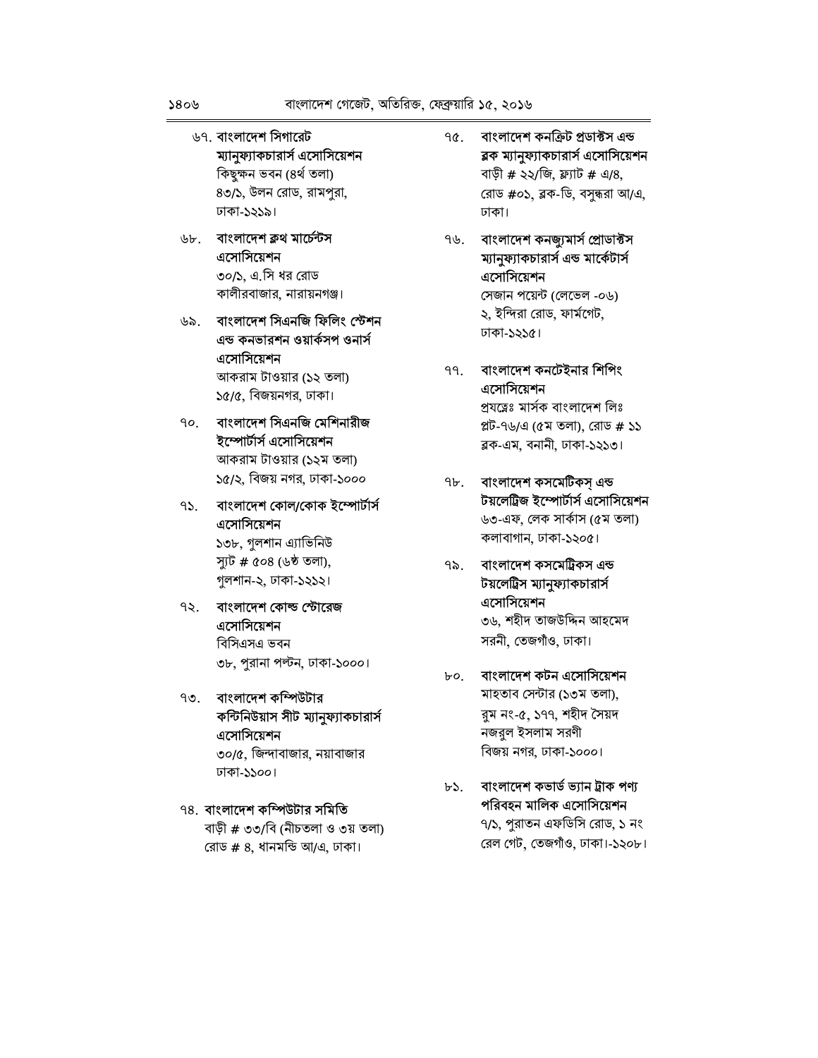৬৭. **বাংলাদেশ সিগারেট ম্যানুফ্যাকচারার্স এসোসিয়েশন**
কিছুক্ষন ভবন (৪র্থ তলা)
৪৩/১, উলন রোড, রামপুরা,
ঢাকা-১২১৯।

৬৮. **বাংলাদেশ ক্লথ মার্চেন্টস এসোসিয়েশন**
৩০/১, এ.সি ধর রোড
কালীরবাজার, নারায়নগঞ্জ।

৬৯. **বাংলাদেশ সিএনজি ফিলিং স্টেশন এন্ড কনভারশন ওয়ার্কসপ ওনার্স এসোসিয়েশন**
আকরাম টাওয়ার (১২ তলা)
১৫/৫, বিজয়নগর, ঢাকা।

৭০. **বাংলাদেশ সিএনজি মেশিনারীজ ইম্পোর্টার্স এসোসিয়েশন**
আকরাম টাওয়ার (১২ম তলা)
১৫/২, বিজয় নগর, ঢাকা-১০০০

৭১. **বাংলাদেশ কোল/কোক ইম্পোর্টার্স এসোসিয়েশন**
১৩৮, গুলশান এ্যাভিনিউ
স্যুট # ৫০৪ (৬ষ্ঠ তলা),
গুলশান-২, ঢাকা-১২১২।

৭২. **বাংলাদেশ কোল্ড স্টোরেজ এসোসিয়েশন**
বিসিএসএ ভবন
৩৮, পুরানা পল্টন, ঢাকা-১০০০।

৭৩. **বাংলাদেশ কম্পিউটার কন্টিনিউয়াস সীট ম্যানুফ্যাকচারার্স এসোসিয়েশন**
৩০/৫, জিন্দাবাজার, নয়াবাজার
ঢাকা-১১০০।

৭৪. **বাংলাদেশ কম্পিউটার সমিতি**
বাড়ী # ৩৩/বি (নীচতলা ও ৩য় তলা)
রোড # ৪, ধানমন্ডি আ/এ, ঢাকা।

৭৫. **বাংলাদেশ কনক্রিট প্রডাক্টস এন্ড ব্লক ম্যানুফ্যাকচারার্স এসোসিয়েশন**
বাড়ী # ২২/জি, ফ্ল্যাট # এ/৪,
রোড #০১, ব্লক-ডি, বসুন্ধরা আ/এ,
ঢাকা।

৭৬. **বাংলাদেশ কনজ্যুমার্স প্রোডাক্টস ম্যানুফ্যাকচারার্স এন্ড মার্কেটার্স এসোসিয়েশন**
সেজান পয়েন্ট (লেভেল -০৬)
২, ইন্দিরা রোড, ফার্মগেট,
ঢাকা-১২১৫।

৭৭. **বাংলাদেশ কনটেইনার শিপিং এসোসিয়েশন**
প্রযত্নেঃ মার্সক বাংলাদেশ লিঃ
প্লট-৭৬/এ (৫ম তলা), রোড # ১১
ব্লক-এম, বনানী, ঢাকা-১২১৩।

৭৮. **বাংলাদেশ কসমেটিকস্ এন্ড টয়লেট্রিজ ইম্পোর্টার্স এসোসিয়েশন**
৬৩-এফ, লেক সার্কাস (৫ম তলা)
কলাবাগান, ঢাকা-১২০৫।

৭৯. **বাংলাদেশ কসমেট্রিকস এন্ড টয়লেট্রিস ম্যানুফ্যাকচারার্স এসোসিয়েশন**
৩৬, শহীদ তাজউদ্দিন আহমেদ
সরনী, তেজগাঁও, ঢাকা।

৮০. **বাংলাদেশ কটন এসোসিয়েশন**
মাহতাব সেন্টার (১৩ম তলা),
রুম নং-৫, ১৭৭, শহীদ সৈয়দ
নজরুল ইসলাম সরণী
বিজয় নগর, ঢাকা-১০০০।

৮১. **বাংলাদেশ কভার্ড ভ্যান ট্রাক পণ্য পরিবহন মালিক এসোসিয়েশন**
৭/১, পুরাতন এফডিসি রোড, ১ নং
রেল গেট, তেজগাঁও, ঢাকা।-১২০৮।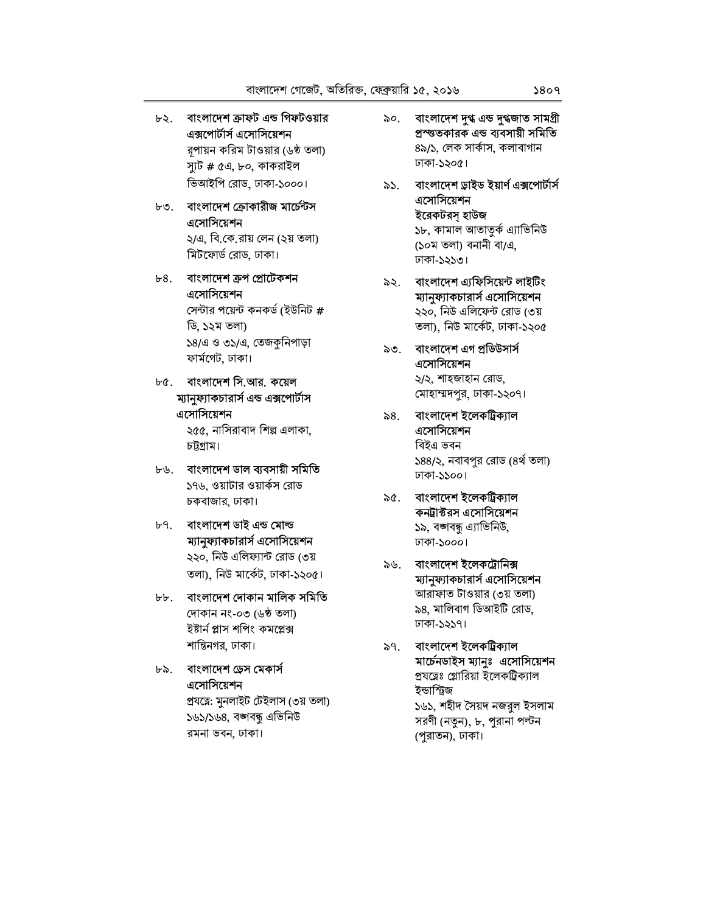৮২. **বাংলাদেশ ক্রাফট এন্ড গিফটওয়ার এক্সপোর্টার্স এসোসিয়েশন**
রূপায়ন করিম টাওয়ার (৬ষ্ঠ তলা)
স্যুট # ৫এ, ৮০, কাকরাইল
ভিআইপি রোড, ঢাকা-১০০০।

৮৩. **বাংলাদেশ ক্রোকারীজ মার্চেন্টস এসোসিয়েশন**
২/এ, বি.কে.রায় লেন (২য় তলা)
মিটফোর্ড রোড, ঢাকা।

৮৪. **বাংলাদেশ ক্রপ প্রোটেকশন এসোসিয়েশন**
সেন্টার পয়েন্ট কনকর্ড (ইউনিট # ডি, ১২ম তলা)
১৪/এ ও ৩১/এ, তেজকুনিপাড়া
ফার্মগেট, ঢাকা।

৮৫. **বাংলাদেশ সি.আর. কয়েল ম্যানুফ্যাকচারার্স এন্ড এক্সপোর্টাস এসোসিয়েশন**
২৫৫, নাসিরাবাদ শিল্প এলাকা,
চট্টগ্রাম।

৮৬. **বাংলাদেশ ডাল ব্যবসায়ী সমিতি**
১৭৬, ওয়াটার ওয়ার্কস রোড
চকবাজার, ঢাকা।

৮৭. **বাংলাদেশ ডাই এন্ড মোল্ড ম্যানুফ্যাকচারার্স এসোসিয়েশন**
২২০, নিউ এলিফ্যান্ট রোড (৩য় তলা), নিউ মার্কেট, ঢাকা-১২০৫।

৮৮. **বাংলাদেশ দোকান মালিক সমিতি**
দোকান নং-০৩ (৬ষ্ঠ তলা)
ইষ্টার্ন প্লাস শপিং কমপ্লেক্স
শান্তিনগর, ঢাকা।

৮৯. **বাংলাদেশ ড্রেস মেকার্স এসোসিয়েশন**
প্রযত্নে: মুনলাইট টেইলাস (৩য় তলা)
১৬১/১৬৪, বঙ্গবন্ধু এভিনিউ
রমনা ভবন, ঢাকা।

৯০. **বাংলাদেশ দুগ্ধ এন্ড দুগ্ধজাত সামগ্রী প্রস্তুতকারক এন্ড ব্যবসায়ী সমিতি**
৪৯/১, লেক সার্কাস, কলাবাগান
ঢাকা-১২০৫।

৯১. **বাংলাদেশ ড্রাইড ইয়ার্ণ এক্সপোর্টার্স এসোসিয়েশন**
**ইরেকটরস্ হাউজ**
১৮, কামাল আতাতুর্ক এ্যাভিনিউ
(১০ম তলা) বনানী বা/এ,
ঢাকা-১২১৩।

৯২. **বাংলাদেশ এ্যফিসিয়েন্ট লাইটিং ম্যানুফ্যাকচারার্স এসোসিয়েশন**
২২০, নিউ এলিফেন্ট রোড (৩য় তলা), নিউ মার্কেট, ঢাকা-১২০৫

৯৩. **বাংলাদেশ এগ প্রডিউসার্স এসোসিয়েশন**
২/২, শাহজাহান রোড,
মোহাম্মদপুর, ঢাকা-১২০৭।

৯৪. **বাংলাদেশ ইলেকট্রিক্যাল এসোসিয়েশন**
বিইএ ভবন
১৪৪/২, নবাবপুর রোড (৪র্থ তলা)
ঢাকা-১১০০।

৯৫. **বাংলাদেশ ইলেকট্রিক্যাল কনট্রাক্টরস এসোসিয়েশন**
১৯, বঙ্গবন্ধু এ্যাভিনিউ,
ঢাকা-১০০০।

৯৬. **বাংলাদেশ ইলেকট্রোনিক্স ম্যানুফ্যাকচারার্স এসোসিয়েশন**
আরাফাত টাওয়ার (৩য় তলা)
৯৪, মালিবাগ ডিআইটি রোড,
ঢাকা-১২১৭।

৯৭. **বাংলাদেশ ইলেকট্রিক্যাল মার্চেনডাইস ম্যানুঃ এসোসিয়েশন**
প্রযত্নেঃ গ্লোরিয়া ইলেকট্রিক্যাল ইন্ডাস্ট্রিজ
১৬১, শহীদ সৈয়দ নজরুল ইসলাম সরণী (নতুন), ৮, পুরানা পল্টন (পুরাতন), ঢাকা।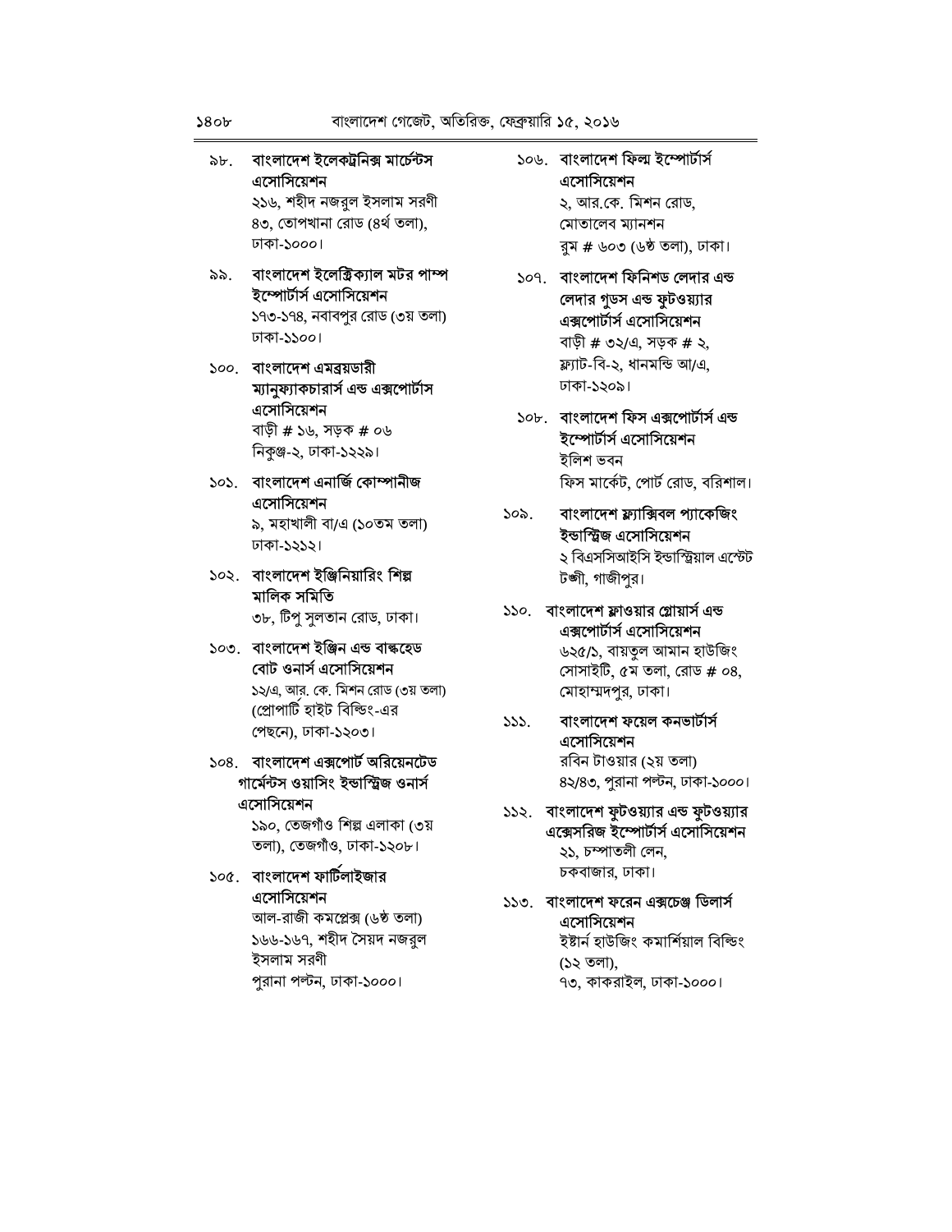৯৮. **বাংলাদেশ ইলেকট্রনিক্স মার্চেন্টস এসোসিয়েশন**
২১৬, শহীদ নজরুল ইসলাম সরণী
৪৩, তোপখানা রোড (৪র্থ তলা),
ঢাকা-১০০০।

৯৯. **বাংলাদেশ ইলেক্ট্রিক্যাল মটর পাম্প ইম্পোর্টার্স এসোসিয়েশন**
১৭৩-১৭৪, নবাবপুর রোড (৩য় তলা)
ঢাকা-১১০০।

১০০. **বাংলাদেশ এমব্রয়ডারী ম্যানুফ্যাকচারার্স এন্ড এক্সপোর্টার্স এসোসিয়েশন**
বাড়ী # ১৬, সড়ক # ০৬
নিকুঞ্জ-২, ঢাকা-১২২৯।

১০১. **বাংলাদেশ এনার্জি কোম্পানীজ এসোসিয়েশন**
৯, মহাখালী বা/এ (১০তম তলা)
ঢাকা-১২১২।

১০২. **বাংলাদেশ ইঞ্জিনিয়ারিং শিল্প মালিক সমিতি**
৩৮, টিপু সুলতান রোড, ঢাকা।

১০৩. **বাংলাদেশ ইঞ্জিন এন্ড বাল্কহেড বোট ওনার্স এসোসিয়েশন**
১২/এ, আর. কে. মিশন রোড (৩য় তলা)
(প্রোপার্টি হাইট বিল্ডিং-এর পেছনে), ঢাকা-১২০৩।

১০৪. **বাংলাদেশ এক্সপোর্ট অরিয়েনটেড গার্মেন্টস ওয়াসিং ইন্ডাস্ট্রিজ ওনার্স এসোসিয়েশন**
১৯০, তেজগাঁও শিল্প এলাকা (৩য় তলা), তেজগাঁও, ঢাকা-১২০৮।

১০৫. **বাংলাদেশ ফার্টিলাইজার এসোসিয়েশন**
আল-রাজী কমপ্লেক্স (৬ষ্ঠ তলা)
১৬৬-১৬৭, শহীদ সৈয়দ নজরুল ইসলাম সরণী
পুরানা পল্টন, ঢাকা-১০০০।

১০৬. **বাংলাদেশ ফিল্ম ইম্পোর্টার্স এসোসিয়েশন**
২, আর.কে. মিশন রোড,
মোতালেব ম্যানশন
রুম # ৬০৩ (৬ষ্ঠ তলা), ঢাকা।

১০৭. **বাংলাদেশ ফিনিশড লেদার এন্ড লেদার গুডস এন্ড ফুটওয়্যার এক্সপোর্টার্স এসোসিয়েশন**
বাড়ী # ৩২/এ, সড়ক # ২,
ফ্ল্যাট-বি-২, ধানমন্ডি আ/এ,
ঢাকা-১২০৯।

১০৮. **বাংলাদেশ ফিস এক্সপোর্টার্স এন্ড ইম্পোর্টার্স এসোসিয়েশন**
ইলিশ ভবন
ফিস মার্কেট, পোর্ট রোড, বরিশাল।

১০৯. **বাংলাদেশ ফ্লাক্সিবল প্যাকেজিং ইন্ডাস্ট্রিজ এসোসিয়েশন**
২ বিএসসিআইসি ইন্ডাস্ট্রিয়াল এস্টেট
টঙ্গী, গাজীপুর।

১১০. **বাংলাদেশ ফ্লাওয়ার গ্রোয়ার্স এন্ড এক্সপোর্টার্স এসোসিয়েশন**
৬২৫/১, বায়তুল আমান হাউজিং সোসাইটি, ৫ম তলা, রোড # ০৪,
মোহাম্মদপুর, ঢাকা।

১১১. **বাংলাদেশ ফয়েল কনভার্টার্স এসোসিয়েশন**
রবিন টাওয়ার (২য় তলা)
৪২/৪৩, পুরানা পল্টন, ঢাকা-১০০০।

১১২. **বাংলাদেশ ফুটওয়্যার এন্ড ফুটওয়্যার এক্সেসরিজ ইম্পোর্টার্স এসোসিয়েশন**
২১, চম্পাতলী লেন,
চকবাজার, ঢাকা।

১১৩. **বাংলাদেশ ফরেন এক্সচেঞ্জ ডিলার্স এসোসিয়েশন**
ইষ্টার্ন হাউজিং কমার্শিয়াল বিল্ডিং (১২ তলা),
৭৩, কাকরাইল, ঢাকা-১০০০।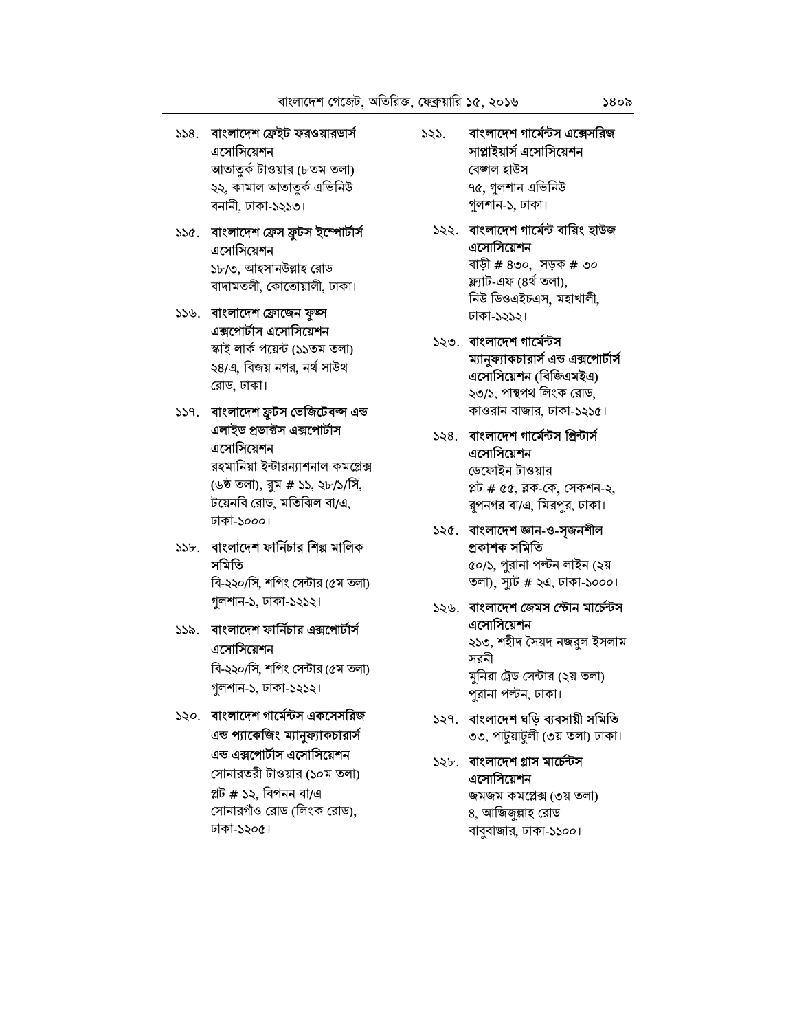১১৪. **বাংলাদেশ ফ্রেইট ফরওয়ারডার্স এসোসিয়েশন**
আতাতুর্ক টাওয়ার (৮তম তলা)
২২, কামাল আতাতুর্ক এভিনিউ
বনানী, ঢাকা-১২১৩।

১১৫. **বাংলাদেশ ফ্রেস ফ্রুটস ইম্পোর্টার্স এসোসিয়েশন**
১৮/৩, আহসানউল্লাহ রোড
বাদামতলী, কোতোয়ালী, ঢাকা।

১১৬. **বাংলাদেশ ফ্রোজেন ফুড্স এক্সপোর্টার্স এসোসিয়েশন**
স্কাই লার্ক পয়েন্ট (১১তম তলা)
২৪/এ, বিজয় নগর, নর্থ সাউথ রোড, ঢাকা।

১১৭. **বাংলাদেশ ফ্রুটস ভেজিটেবল্স এন্ড এলাইড প্রডাক্টস এক্সপোর্টার্স এসোসিয়েশন**
রহমানিয়া ইন্টারন্যাশনাল কমপ্লেক্স (৬ষ্ঠ তলা), রুম # ১১, ২৮/১/সি, টয়েনবি রোড, মতিঝিল বা/এ, ঢাকা-১০০০।

১১৮. **বাংলাদেশ ফার্নিচার শিল্প মালিক সমিতি**
বি-২২০/সি, শপিং সেন্টার (৫ম তলা)
গুলশান-১, ঢাকা-১২১২।

১১৯. **বাংলাদেশ ফার্নিচার এক্সপোর্টার্স এসোসিয়েশন**
বি-২২০/সি, শপিং সেন্টার (৫ম তলা)
গুলশান-১, ঢাকা-১২১২।

১২০. **বাংলাদেশ গার্মেন্টস একসেসরিজ এন্ড প্যাকেজিং ম্যানুফ্যাকচারার্স এন্ড এক্সপোর্টার্স এসোসিয়েশন**
সোনারতরী টাওয়ার (১০ম তলা)
প্লট # ১২, বিপনন বা/এ
সোনারগাঁও রোড (লিংক রোড), ঢাকা-১২০৫।

১২১. **বাংলাদেশ গার্মেন্টস এক্সেসরিজ সাপ্লাইয়ার্স এসোসিয়েশন**
বেঙ্গল হাউস
৭৫, গুলশান এভিনিউ
গুলশান-১, ঢাকা।

১২২. **বাংলাদেশ গার্মেন্ট বায়িং হাউজ এসোসিয়েশন**
বাড়ী # ৪৩০, সড়ক # ৩০
ফ্ল্যাট-এফ (৪র্থ তলা),
নিউ ডিওএইচএস, মহাখালী, ঢাকা-১২১২।

১২৩. **বাংলাদেশ গার্মেন্টস ম্যানুফ্যাকচারার্স এন্ড এক্সপোর্টার্স এসোসিয়েশন (বিজিএমইএ)**
২৩/১, পান্থপথ লিংক রোড,
কাওরান বাজার, ঢাকা-১২১৫।

১২৪. **বাংলাদেশ গার্মেন্টস প্রিন্টার্স এসোসিয়েশন**
ডেফোইন টাওয়ার
প্লট # ৫৫, ব্লক-কে, সেকশন-২,
রূপনগর বা/এ, মিরপুর, ঢাকা।

১২৫. **বাংলাদেশ জ্ঞান-ও-সৃজনশীল প্রকাশক সমিতি**
৫০/১, পুরানা পল্টন লাইন (২য় তলা), স্যুট # ২এ, ঢাকা-১০০০।

১২৬. **বাংলাদেশ জেমস স্টোন মার্চেন্টস এসোসিয়েশন**
২১৩, শহীদ সৈয়দ নজরুল ইসলাম সরনী
মুনিরা ট্রেড সেন্টার (২য় তলা)
পুরানা পল্টন, ঢাকা।

১২৭. **বাংলাদেশ ঘড়ি ব্যবসায়ী সমিতি**
৩৩, পাটুয়াটুলী (৩য় তলা) ঢাকা।

১২৮. **বাংলাদেশ গ্লাস মার্চেন্টস এসোসিয়েশন**
জমজম কমপ্লেক্স (৩য় তলা)
৪, আজিজুল্লাহ রোড
বাবুবাজার, ঢাকা-১১০০।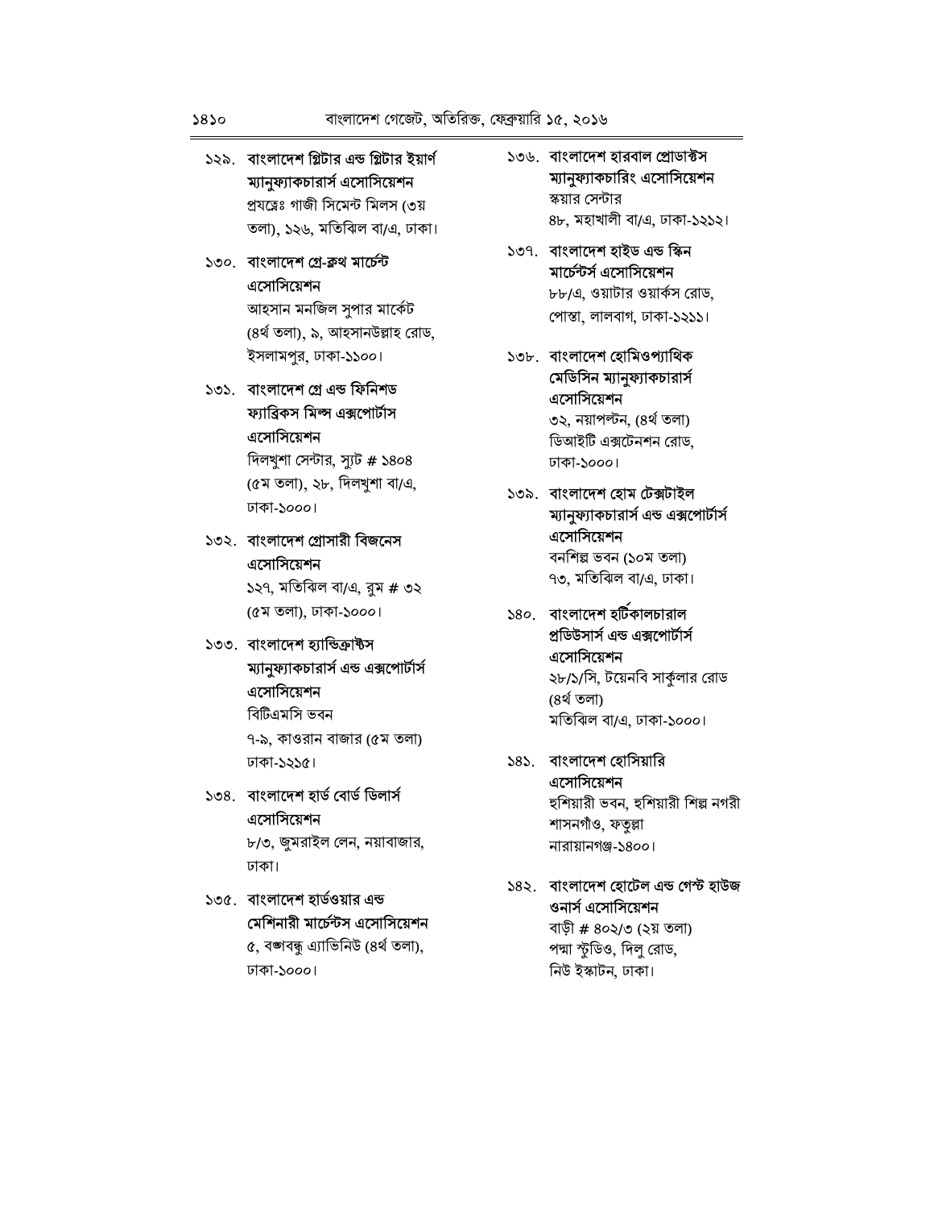১২৯. **বাংলাদেশ গ্লিটার এন্ড গ্লিটার ইয়ার্ণ ম্যানুফ্যাকচারার্স এসোসিয়েশন**
প্রযত্নেঃ গাজী সিমেন্ট মিলস (৩য় তলা), ১২৬, মতিঝিল বা/এ, ঢাকা।

১৩০. **বাংলাদেশ গ্রে-ক্লথ মার্চেন্ট এসোসিয়েশন**
আহসান মনজিল সুপার মার্কেট (৪র্থ তলা), ৯, আহসানউল্লাহ রোড, ইসলামপুর, ঢাকা-১১০০।

১৩১. **বাংলাদেশ গ্রে এন্ড ফিনিশড ফ্যাব্রিকস মিল্স এক্সপোর্টাস এসোসিয়েশন**
দিলখুশা সেন্টার, স্যুট # ১৪০৪ (৫ম তলা), ২৮, দিলখুশা বা/এ, ঢাকা-১০০০।

১৩২. **বাংলাদেশ গ্রোসারী বিজনেস এসোসিয়েশন**
১২৭, মতিঝিল বা/এ, রুম # ৩২ (৫ম তলা), ঢাকা-১০০০।

১৩৩. **বাংলাদেশ হ্যান্ডিক্রাফ্টস ম্যানুফ্যাকচারার্স এন্ড এক্সপোর্টার্স এসোসিয়েশন**
বিটিএমসি ভবন
৭-৯, কাওরান বাজার (৫ম তলা) ঢাকা-১২১৫।

১৩৪. **বাংলাদেশ হার্ড বোর্ড ডিলার্স এসোসিয়েশন**
৮/৩, জুমরাইল লেন, নয়াবাজার, ঢাকা।

১৩৫. **বাংলাদেশ হার্ডওয়ার এন্ড মেশিনারী মার্চেন্টস এসোসিয়েশন**
৫, বঙ্গবন্ধু এ্যাভিনিউ (৪র্থ তলা), ঢাকা-১০০০।

১৩৬. **বাংলাদেশ হারবাল প্রোডাক্টস ম্যানুফ্যাকচারিং এসোসিয়েশন**
স্কয়ার সেন্টার
৪৮, মহাখালী বা/এ, ঢাকা-১২১২।

১৩৭. **বাংলাদেশ হাইড এন্ড স্কিন মার্চেন্টর্স এসোসিয়েশন**
৮৮/এ, ওয়াটার ওয়ার্কস রোড, পোস্তা, লালবাগ, ঢাকা-১২১১।

১৩৮. **বাংলাদেশ হোমিওপ্যাথিক মেডিসিন ম্যানুফ্যাকচারার্স এসোসিয়েশন**
৩২, নয়াপল্টন, (৪র্থ তলা) ডিআইটি এক্সটেনশন রোড, ঢাকা-১০০০।

১৩৯. **বাংলাদেশ হোম টেক্সটাইল ম্যানুফ্যাকচারার্স এন্ড এক্সপোর্টার্স এসোসিয়েশন**
বনশিল্প ভবন (১০ম তলা)
৭৩, মতিঝিল বা/এ, ঢাকা।

১৪০. **বাংলাদেশ হর্টিকালচারাল প্রডিউসার্স এন্ড এক্সপোর্টার্স এসোসিয়েশন**
২৮/১/সি, টয়েনবি সার্কুলার রোড (৪র্থ তলা)
মতিঝিল বা/এ, ঢাকা-১০০০।

১৪১. **বাংলাদেশ হোসিয়ারি এসোসিয়েশন**
হুশিয়ারী ভবন, হুশিয়ারী শিল্প নগরী শাসনগাঁও, ফতুল্লা
নারায়ানগঞ্জ-১৪০০।

১৪২. **বাংলাদেশ হোটেল এন্ড গেস্ট হাউজ ওনার্স এসোসিয়েশন**
বাড়ী # ৪০২/৩ (২য় তলা)
পদ্মা স্টুডিও, দিলু রোড,
নিউ ইস্কাটন, ঢাকা।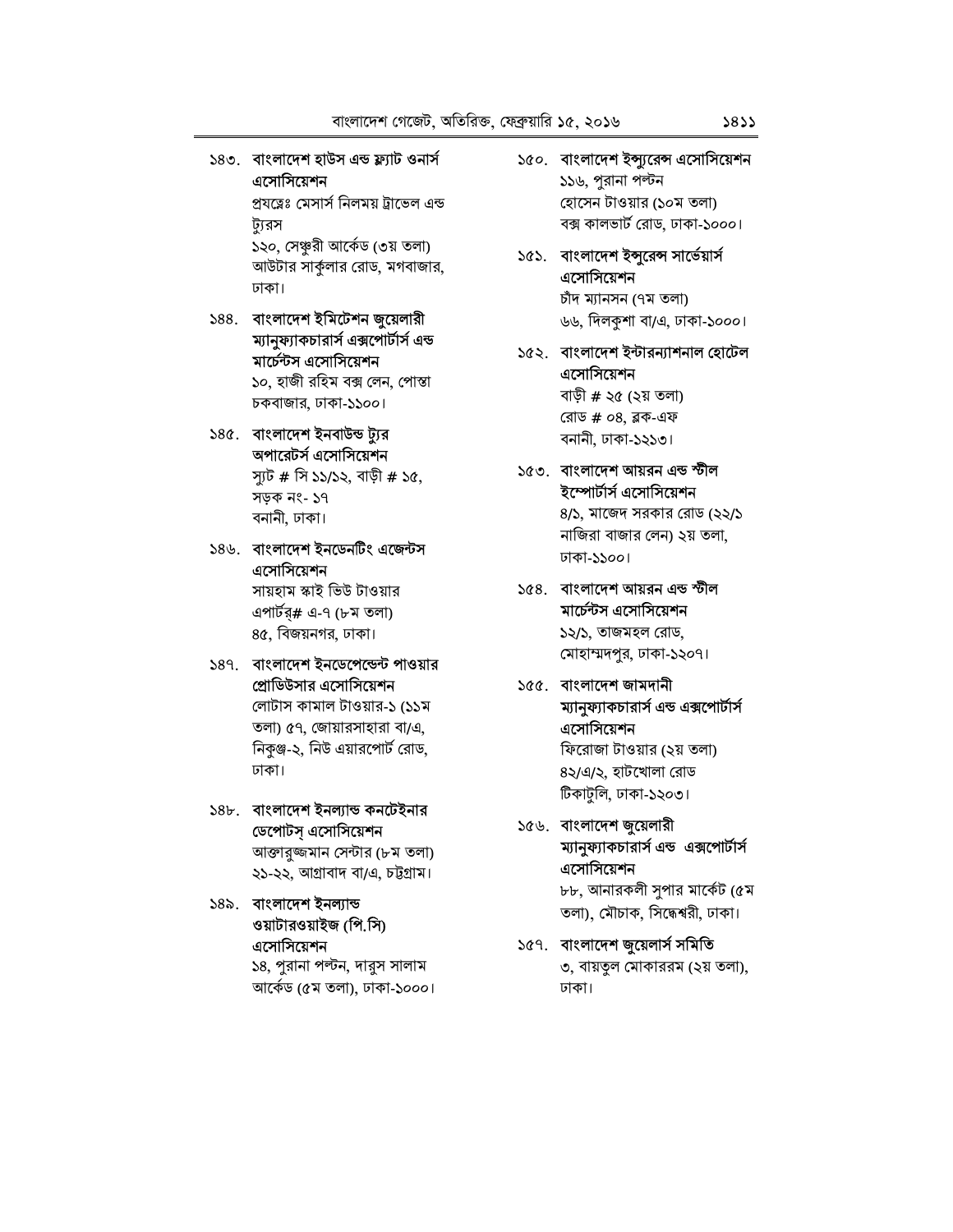১৪৩. **বাংলাদেশ হাউস এন্ড ফ্ল্যাট ওনার্স এসোসিয়েশন**
প্রযত্নেঃ মেসার্স নিলময় ট্রাভেল এন্ড ট্যুরস
১২০, সেঞ্চুরী আর্কেড (৩য় তলা)
আউটার সার্কুলার রোড, মগবাজার, ঢাকা।

১৪৪. **বাংলাদেশ ইমিটেশন জুয়েলারী ম্যানুফ্যাকচারার্স এক্সপোর্টার্স এন্ড মার্চেন্টস এসোসিয়েশন**
১০, হাজী রহিম বক্স লেন, পোস্তা চকবাজার, ঢাকা-১১০০।

১৪৫. **বাংলাদেশ ইনবাউন্ড ট্যুর অপারেটর্স এসোসিয়েশন**
স্যুট # সি ১১/১২, বাড়ী # ১৫, সড়ক নং- ১৭
বনানী, ঢাকা।

১৪৬. **বাংলাদেশ ইনডেনটিং এজেন্টস এসোসিয়েশন**
সায়হাম স্কাই ভিউ টাওয়ার
এপার্টর্# এ-৭ (৮ম তলা)
৪৫, বিজয়নগর, ঢাকা।

১৪৭. **বাংলাদেশ ইনডেপেন্ডেন্ট পাওয়ার প্রোডিউসার এসোসিয়েশন**
লোটাস কামাল টাওয়ার-১ (১১ম তলা) ৫৭, জোয়ারসাহারা বা/এ, নিকুঞ্জ-২, নিউ এয়ারপোর্ট রোড, ঢাকা।

১৪৮. **বাংলাদেশ ইনল্যান্ড কনটেইনার ডেপোটস্ এসোসিয়েশন**
আক্তারুজ্জমান সেন্টার (৮ম তলা)
২১-২২, আগ্রাবাদ বা/এ, চট্টগ্রাম।

১৪৯. **বাংলাদেশ ইনল্যান্ড ওয়াটারওয়াইজ (পি.সি) এসোসিয়েশন**
১৪, পুরানা পল্টন, দারুস সালাম আর্কেড (৫ম তলা), ঢাকা-১০০০।

১৫০. **বাংলাদেশ ইন্স্যুরেন্স এসোসিয়েশন**
১১৬, পুরানা পল্টন
হোসেন টাওয়ার (১০ম তলা)
বক্স কালভার্ট রোড, ঢাকা-১০০০।

১৫১. **বাংলাদেশ ইন্সুরেন্স সার্ভেয়ার্স এসোসিয়েশন**
চাঁদ ম্যানসন (৭ম তলা)
৬৬, দিলকুশা বা/এ, ঢাকা-১০০০।

১৫২. **বাংলাদেশ ইন্টারন্যাশনাল হোটেল এসোসিয়েশন**
বাড়ী # ২৫ (২য় তলা)
রোড # ০৪, ব্লক-এফ
বনানী, ঢাকা-১২১৩।

১৫৩. **বাংলাদেশ আয়রন এন্ড স্টীল ইম্পোর্টার্স এসোসিয়েশন**
৪/১, মাজেদ সরকার রোড (২২/১ নাজিরা বাজার লেন) ২য় তলা, ঢাকা-১১০০।

১৫৪. **বাংলাদেশ আয়রন এন্ড স্টীল মার্চেন্টস এসোসিয়েশন**
১২/১, তাজমহল রোড,
মোহাম্মদপুর, ঢাকা-১২০৭।

১৫৫. **বাংলাদেশ জামদানী ম্যানুফ্যাকচারার্স এন্ড এক্সপোর্টার্স এসোসিয়েশন**
ফিরোজা টাওয়ার (২য় তলা)
৪২/এ/২, হাটখোলা রোড
টিকাটুলি, ঢাকা-১২০৩।

১৫৬. **বাংলাদেশ জুয়েলারী ম্যানুফ্যাকচারার্স এন্ড এক্সপোর্টার্স এসোসিয়েশন**
৮৮, আনারকলী সুপার মার্কেট (৫ম তলা), মৌচাক, সিদ্ধেশ্বরী, ঢাকা।

১৫৭. **বাংলাদেশ জুয়েলার্স সমিতি**
৩, বায়তুল মোকাররম (২য় তলা), ঢাকা।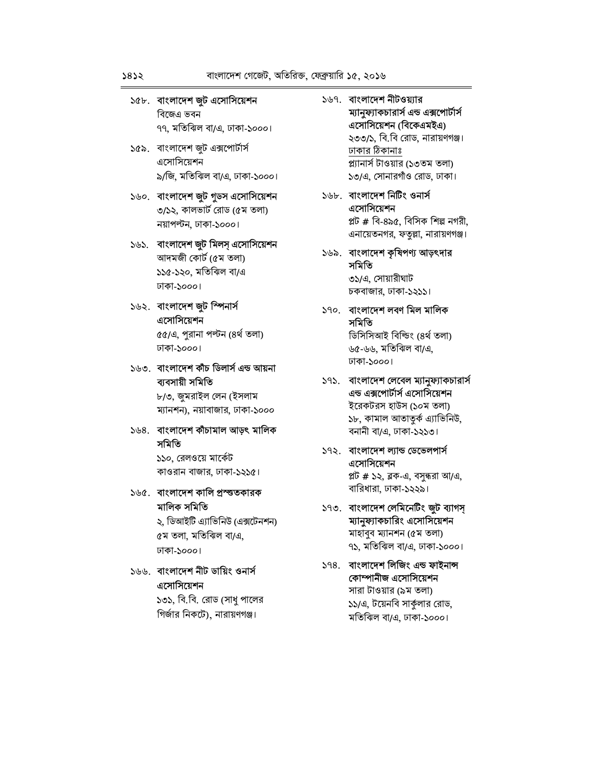১৫৮. **বাংলাদেশ জুট এসোসিয়েশন**
বিজেএ ভবন
৭৭, মতিঝিল বা/এ, ঢাকা-১০০০।

১৫৯. বাংলাদেশ জুট এক্সপোর্টার্স এসোসিয়েশন
৯/জি, মতিঝিল বা/এ, ঢাকা-১০০০।

১৬০. **বাংলাদেশ জুট গুডস এসোসিয়েশন**
৩/১২, কালভার্ট রোড (৫ম তলা)
নয়াপল্টন, ঢাকা-১০০০।

১৬১. **বাংলাদেশ জুট মিলস্ এসোসিয়েশন**
আদমজী কোর্ট (৫ম তলা)
১১৫-১২০, মতিঝিল বা/এ
ঢাকা-১০০০।

১৬২. **বাংলাদেশ জুট স্পিনার্স এসোসিয়েশন**
৫৫/এ, পুরানা পল্টন (৪র্থ তলা)
ঢাকা-১০০০।

১৬৩. **বাংলাদেশ কাঁচ ডিলার্স এন্ড আয়না ব্যবসায়ী সমিতি**
৮/৩, জুমরাইল লেন (ইসলাম ম্যানশন), নয়াবাজার, ঢাকা-১০০০

১৬৪. **বাংলাদেশ কাঁচামাল আড়ৎ মালিক সমিতি**
১১০, রেলওয়ে মার্কেট
কাওরান বাজার, ঢাকা-১২১৫।

১৬৫. **বাংলাদেশ কালি প্রস্তুতকারক মালিক সমিতি**
২, ডিআইটি এ্যাভিনিউ (এক্সটেনশন)
৫ম তলা, মতিঝিল বা/এ,
ঢাকা-১০০০।

১৬৬. **বাংলাদেশ নীট ডায়িং ওনার্স এসোসিয়েশন**
১৩১, বি.বি. রোড (সাধু পালের গির্জার নিকটে), নারায়ণগঞ্জ।

১৬৭. **বাংলাদেশ নীটওয়্যার ম্যানুফ্যাকচারার্স এন্ড এক্সপোর্টার্স এসোসিয়েশন (বিকেএমইএ)**
২৩৩/১, বি.বি রোড, নারায়ণগঞ্জ।
ঢাকার ঠিকানাঃ
প্ল্যানার্স টাওয়ার (১৩তম তলা)
১৩/এ, সোনারগাঁও রোড, ঢাকা।

১৬৮. **বাংলাদেশ নিটিং ওনার্স এসোসিয়েশন**
প্লট # বি-৪৯৫, বিসিক শিল্প নগরী, এনায়েতনগর, ফতুল্লা, নারায়ণগঞ্জ।

১৬৯. **বাংলাদেশ কৃষিপণ্য আড়ৎদার সমিতি**
৩১/এ, সোয়ারীঘাট
চকবাজার, ঢাকা-১২১১।

১৭০. **বাংলাদেশ লবণ মিল মালিক সমিতি**
ডিসিসিআই বিল্ডিং (৪র্থ তলা)
৬৫-৬৬, মতিঝিল বা/এ,
ঢাকা-১০০০।

১৭১. **বাংলাদেশ লেবেল ম্যানুফ্যাকচারার্স এন্ড এক্সপোর্টার্স এসোসিয়েশন**
ইরেকটরস হাউস (১০ম তলা)
১৮, কামাল আতাতুর্ক এ্যাভিনিউ,
বনানী বা/এ, ঢাকা-১২১৩।

১৭২. **বাংলাদেশ ল্যান্ড ডেভেলপার্স এসোসিয়েশন**
প্লট # ১২, ব্লক-এ, বসুন্ধরা আ/এ,
বারিধারা, ঢাকা-১২২৯।

১৭৩. **বাংলাদেশ লেমিনেটিং জুট ব্যাগস্ ম্যানুফ্যাকচারিং এসোসিয়েশন**
মাহাবুব ম্যানশন (৫ম তলা)
৭১, মতিঝিল বা/এ, ঢাকা-১০০০।

১৭৪. **বাংলাদেশ লিজিং এন্ড ফাইনান্স কোম্পানীজ এসোসিয়েশন**
সারা টাওয়ার (৯ম তলা)
১১/এ, টয়েনবি সার্কুলার রোড,
মতিঝিল বা/এ, ঢাকা-১০০০।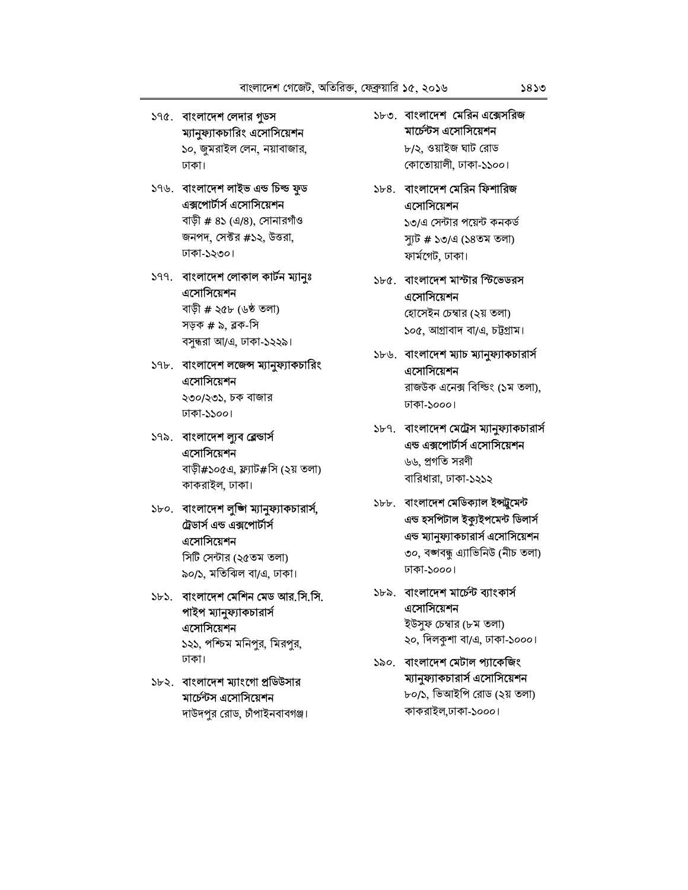১৭৫. **বাংলাদেশ লেদার গুডস ম্যানুফ্যাকচারিং এসোসিয়েশন**
১০, জুমরাইল লেন, নয়াবাজার,
ঢাকা।

১৭৬. **বাংলাদেশ লাইভ এন্ড চিল্ড ফুড এক্সপোর্টার্স এসোসিয়েশন**
বাড়ী # ৪১ (এ/৪), সোনারগাঁও
জনপদ, সেক্টর #১২, উত্তরা,
ঢাকা-১২৩০।

১৭৭. **বাংলাদেশ লোকাল কার্টন ম্যানুঃ এসোসিয়েশন**
বাড়ী # ২৫৮ (৬ষ্ঠ তলা)
সড়ক # ৯, ব্লক-সি
বসুন্ধরা আ/এ, ঢাকা-১২২৯।

১৭৮. **বাংলাদেশ লজেন্স ম্যানুফ্যাকচারিং এসোসিয়েশন**
২৩০/২৩১, চক বাজার
ঢাকা-১১০০।

১৭৯. **বাংলাদেশ ল্যুব ব্লেন্ডার্স এসোসিয়েশন**
বাড়ী#১০৫এ, ফ্ল্যাট#সি (২য় তলা)
কাকরাইল, ঢাকা।

১৮০. **বাংলাদেশ লুঙ্গি ম্যানুফ্যাকচারার্স, ট্রেডার্স এন্ড এক্সপোর্টার্স এসোসিয়েশন**
সিটি সেন্টার (২৫তম তলা)
৯০/১, মতিঝিল বা/এ, ঢাকা।

১৮১. **বাংলাদেশ মেশিন মেড আর.সি.সি. পাইপ ম্যানুফ্যাকচারার্স এসোসিয়েশন**
১২১, পশ্চিম মনিপুর, মিরপুর,
ঢাকা।

১৮২. **বাংলাদেশ ম্যাংগো প্রডিউসার মার্চেন্টস এসোসিয়েশন**
দাউদপুর রোড, চাঁপাইনবাবগঞ্জ।

১৮৩. **বাংলাদেশ মেরিন এক্সেসরিজ মার্চেন্টস এসোসিয়েশন**
৮/২, ওয়াইজ ঘাট রোড
কোতোয়ালী, ঢাকা-১১০০।

১৮৪. **বাংলাদেশ মেরিন ফিশারিজ এসোসিয়েশন**
১৩/এ সেন্টার পয়েন্ট কনকর্ড
স্যুট # ১৩/এ (১৪তম তলা)
ফার্মগেট, ঢাকা।

১৮৫. **বাংলাদেশ মাস্টার স্টিভেডরস এসোসিয়েশন**
হোসেইন চেম্বার (২য় তলা)
১০৫, আগ্রাবাদ বা/এ, চট্টগ্রাম।

১৮৬. **বাংলাদেশ ম্যাচ ম্যানুফ্যাকচারার্স এসোসিয়েশন**
রাজউক এনেক্স বিল্ডিং (১ম তলা),
ঢাকা-১০০০।

১৮৭. **বাংলাদেশ মেট্রেস ম্যানুফ্যাকচারার্স এন্ড এক্সপোর্টার্স এসোসিয়েশন**
৬৬, প্রগতি সরণী
বারিধারা, ঢাকা-১২১২

১৮৮. **বাংলাদেশ মেডিক্যাল ইন্সট্রুমেন্ট এন্ড হসপিটাল ইক্যুইপমেন্ট ডিলার্স এন্ড ম্যানুফ্যাকচারার্স এসোসিয়েশন**
৩০, বঙ্গবন্ধু এ্যাভিনিউ (নীচ তলা)
ঢাকা-১০০০।

১৮৯. **বাংলাদেশ মার্চেন্ট ব্যাংকার্স এসোসিয়েশন**
ইউসুফ চেম্বার (৮ম তলা)
২০, দিলকুশা বা/এ, ঢাকা-১০০০।

১৯০. **বাংলাদেশ মেটাল প্যাকেজিং ম্যানুফ্যাকচারার্স এসোসিয়েশন**
৮০/১, ভিআইপি রোড (২য় তলা)
কাকরাইল,ঢাকা-১০০০।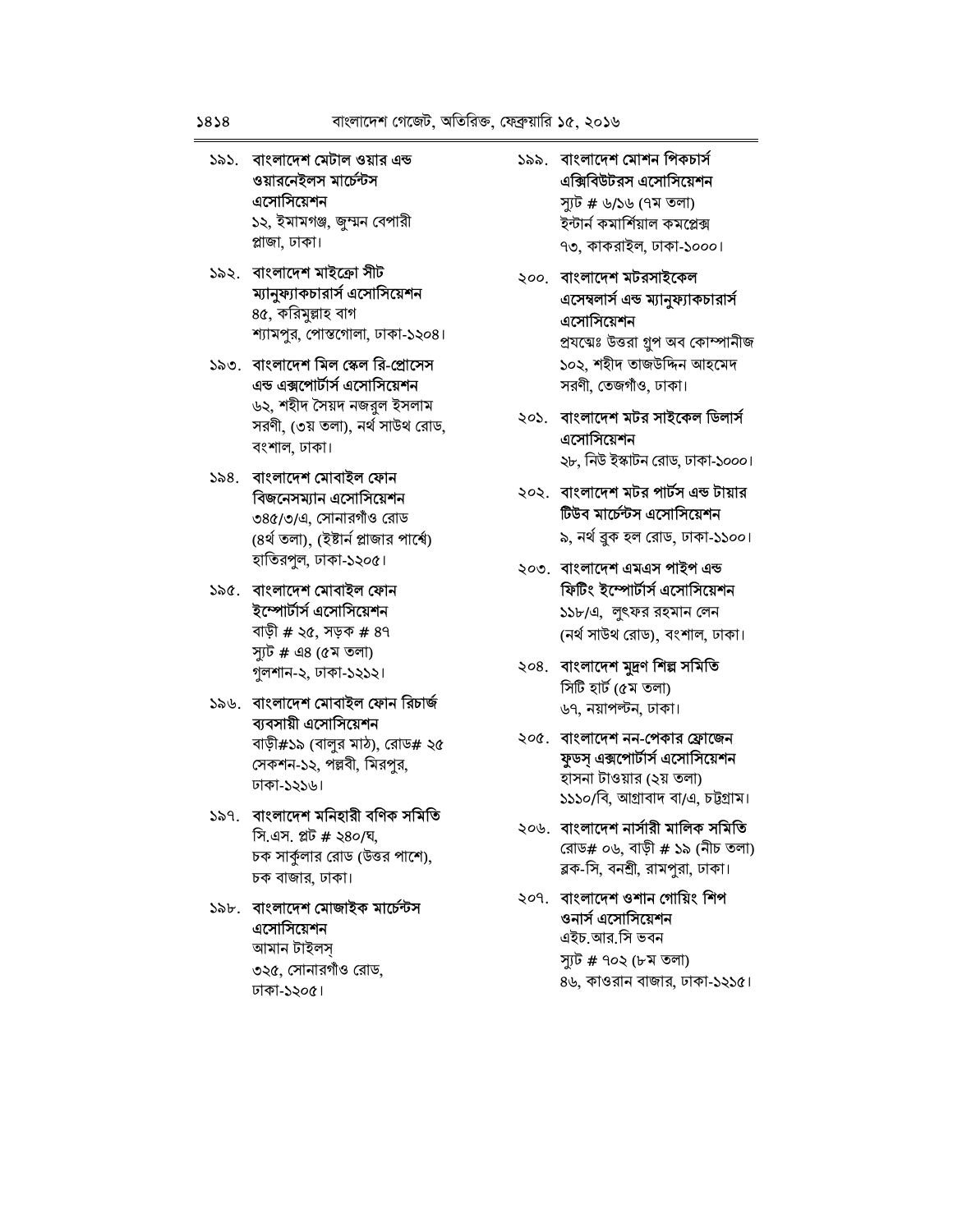১৯১. **বাংলাদেশ মেটাল ওয়ার এন্ড ওয়ারনেইলস মার্চেন্টস এসোসিয়েশন**
১২, ইমামগঞ্জ, জুম্মন বেপারী প্লাজা, ঢাকা।

১৯২. **বাংলাদেশ মাইক্রো সীট ম্যানুফ্যাকচারার্স এসোসিয়েশন**
৪৫, করিমুল্লাহ বাগ
শ্যামপুর, পোস্তগোলা, ঢাকা-১২০৪।

১৯৩. **বাংলাদেশ মিল স্কেল রি-প্রোসেস এন্ড এক্সপোর্টার্স এসোসিয়েশন**
৬২, শহীদ সৈয়দ নজরুল ইসলাম সরণী, (৩য় তলা), নর্থ সাউথ রোড, বংশাল, ঢাকা।

১৯৪. **বাংলাদেশ মোবাইল ফোন বিজনেসম্যান এসোসিয়েশন**
৩৪৫/৩/এ, সোনারগাঁও রোড
(৪র্থ তলা), (ইষ্টার্ন প্লাজার পার্শ্বে)
হাতিরপুল, ঢাকা-১২০৫।

১৯৫. **বাংলাদেশ মোবাইল ফোন ইম্পোর্টার্স এসোসিয়েশন**
বাড়ী # ২৫, সড়ক # ৪৭
স্যুট # এ৪ (৫ম তলা)
গুলশান-২, ঢাকা-১২১২।

১৯৬. **বাংলাদেশ মোবাইল ফোন রিচার্জ ব্যবসায়ী এসোসিয়েশন**
বাড়ী#১৯ (বালুর মাঠ), রোড# ২৫
সেকশন-১২, পল্লবী, মিরপুর, ঢাকা-১২১৬।

১৯৭. **বাংলাদেশ মনিহারী বণিক সমিতি**
সি.এস. প্লট # ২৪০/ঘ,
চক সার্কুলার রোড (উত্তর পাশে),
চক বাজার, ঢাকা।

১৯৮. **বাংলাদেশ মোজাইক মার্চেন্টস এসোসিয়েশন**
আমান টাইলস্
৩২৫, সোনারগাঁও রোড,
ঢাকা-১২০৫।

১৯৯. **বাংলাদেশ মোশন পিকচার্স এক্সিবিউটরস এসোসিয়েশন**
স্যুট # ৬/১৬ (৭ম তলা)
ইন্টার্ন কমার্শিয়াল কমপ্লেক্স
৭৩, কাকরাইল, ঢাকা-১০০০।

২০০. **বাংলাদেশ মটরসাইকেল এসেম্বলার্স এন্ড ম্যানুফ্যাকচারার্স এসোসিয়েশন**
প্রযত্নেঃ উত্তরা গ্রুপ অব কোম্পানীজ
১০২, শহীদ তাজউদ্দিন আহমেদ সরণী, তেজগাঁও, ঢাকা।

২০১. **বাংলাদেশ মটর সাইকেল ডিলার্স এসোসিয়েশন**
২৮, নিউ ইস্কাটন রোড, ঢাকা-১০০০।

২০২. **বাংলাদেশ মটর পার্টস এন্ড টায়ার টিউব মার্চেন্টস এসোসিয়েশন**
৯, নর্থ ব্রুক হল রোড, ঢাকা-১১০০।

২০৩. **বাংলাদেশ এমএস পাইপ এন্ড ফিটিং ইম্পোর্টার্স এসোসিয়েশন**
১১৮/এ, লুৎফর রহমান লেন
(নর্থ সাউথ রোড), বংশাল, ঢাকা।

২০৪. **বাংলাদেশ মুদ্রণ শিল্প সমিতি**
সিটি হার্ট (৫ম তলা)
৬৭, নয়াপল্টন, ঢাকা।

২০৫. **বাংলাদেশ নন-পেকার ফ্রোজেন ফুডস্ এক্সপোর্টার্স এসোসিয়েশন**
হাসনা টাওয়ার (২য় তলা)
১১১০/বি, আগ্রাবাদ বা/এ, চট্টগ্রাম।

২০৬. **বাংলাদেশ নার্সারী মালিক সমিতি**
রোড# ০৬, বাড়ী # ১৯ (নীচ তলা)
ব্লক-সি, বনশ্রী, রামপুরা, ঢাকা।

২০৭. **বাংলাদেশ ওশান গোয়িং শিপ ওনার্স এসোসিয়েশন**
এইচ.আর.সি ভবন
স্যুট # ৭০২ (৮ম তলা)
৪৬, কাওরান বাজার, ঢাকা-১২১৫।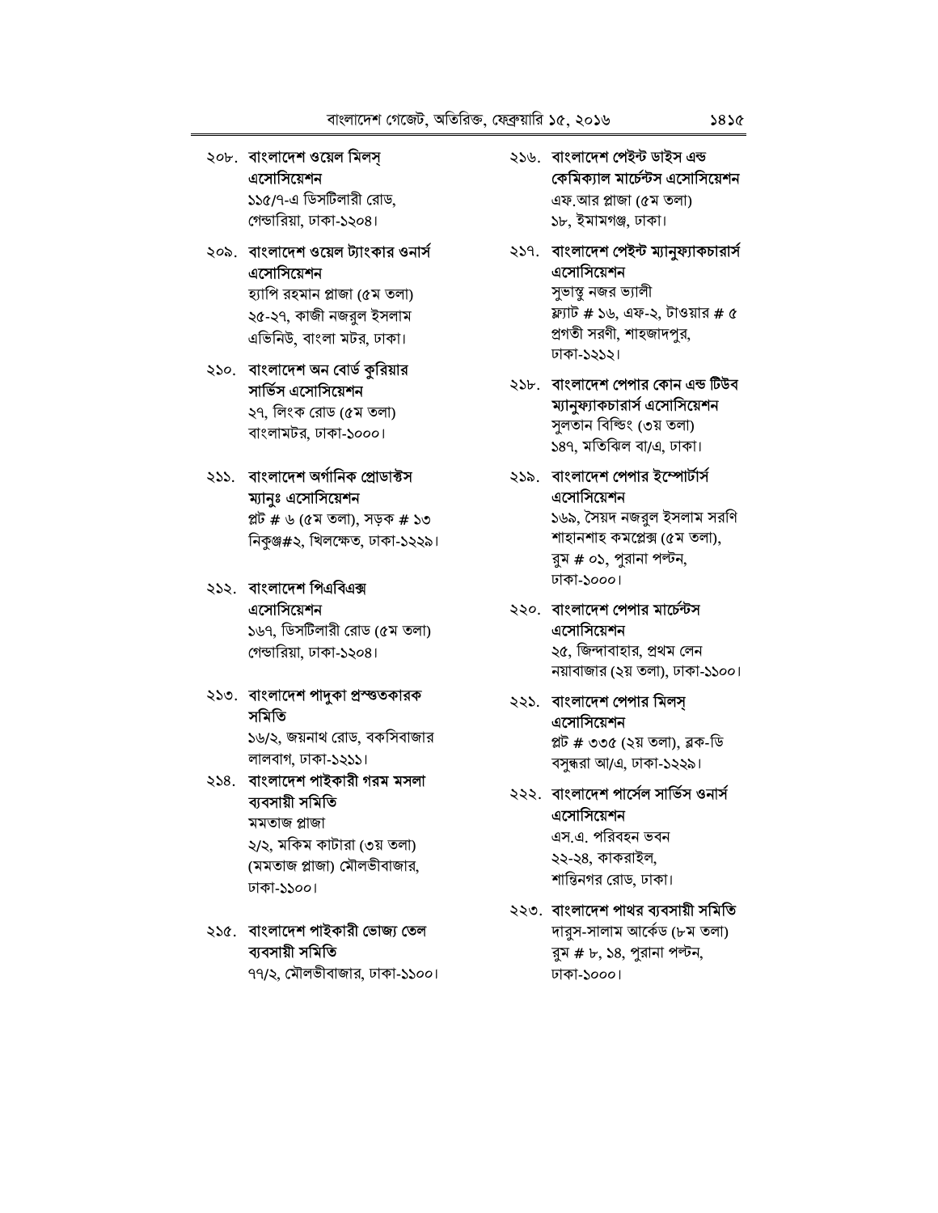২০৮. **বাংলাদেশ ওয়েল মিলস্ এসোসিয়েশন**
১১৫/৭-এ ডিসটিলারী রোড,
গেন্ডারিয়া, ঢাকা-১২০৪।

২০৯. **বাংলাদেশ ওয়েল ট্যাংকার ওনার্স এসোসিয়েশন**
হ্যাপি রহমান প্লাজা (৫ম তলা)
২৫-২৭, কাজী নজরুল ইসলাম এভিনিউ, বাংলা মটর, ঢাকা।

২১০. **বাংলাদেশ অন বোর্ড কুরিয়ার সার্ভিস এসোসিয়েশন**
২৭, লিংক রোড (৫ম তলা)
বাংলামটর, ঢাকা-১০০০।

২১১. **বাংলাদেশ অর্গানিক প্রোডাক্টস ম্যানুঃ এসোসিয়েশন**
প্লট # ৬ (৫ম তলা), সড়ক # ১৩
নিকুঞ্জ#২, খিলক্ষেত, ঢাকা-১২২৯।

২১২. **বাংলাদেশ পিএবিএক্স এসোসিয়েশন**
১৬৭, ডিসটিলারী রোড (৫ম তলা)
গেন্ডারিয়া, ঢাকা-১২০৪।

২১৩. **বাংলাদেশ পাদুকা প্রস্তুতকারক সমিতি**
১৬/২, জয়নাথ রোড, বকসিবাজার
লালবাগ, ঢাকা-১২১১।

২১৪. **বাংলাদেশ পাইকারী গরম মসলা ব্যবসায়ী সমিতি**
মমতাজ প্লাজা
২/২, মকিম কাটারা (৩য় তলা)
(মমতাজ প্লাজা) মৌলভীবাজার,
ঢাকা-১১০০।

২১৫. **বাংলাদেশ পাইকারী ভোজ্য তেল ব্যবসায়ী সমিতি**
৭৭/২, মৌলভীবাজার, ঢাকা-১১০০।

২১৬. **বাংলাদেশ পেইন্ট ডাইস এন্ড কেমিক্যাল মার্চেন্টস এসোসিয়েশন**
এফ.আর প্লাজা (৫ম তলা)
১৮, ইমামগঞ্জ, ঢাকা।

২১৭. **বাংলাদেশ পেইন্ট ম্যানুফ্যাকচারার্স এসোসিয়েশন**
সুভাস্তু নজর ভ্যালী
ফ্ল্যাট # ১৬, এফ-২, টাওয়ার # ৫
প্রগতী সরণী, শাহজাদপুর,
ঢাকা-১২১২।

২১৮. **বাংলাদেশ পেপার কোন এন্ড টিউব ম্যানুফ্যাকচারার্স এসোসিয়েশন**
সুলতান বিল্ডিং (৩য় তলা)
১৪৭, মতিঝিল বা/এ, ঢাকা।

২১৯. **বাংলাদেশ পেপার ইম্পোর্টার্স এসোসিয়েশন**
১৬৯, সৈয়দ নজরুল ইসলাম সরণি
শাহানশাহ কমপ্লেক্স (৫ম তলা),
রুম # ০১, পুরানা পল্টন,
ঢাকা-১০০০।

২২০. **বাংলাদেশ পেপার মার্চেন্টস এসোসিয়েশন**
২৫, জিন্দাবাহার, প্রথম লেন
নয়াবাজার (২য় তলা), ঢাকা-১১০০।

২২১. **বাংলাদেশ পেপার মিলস্ এসোসিয়েশন**
প্লট # ৩৩৫ (২য় তলা), ব্লক-ডি
বসুন্ধরা আ/এ, ঢাকা-১২২৯।

২২২. **বাংলাদেশ পার্সেল সার্ভিস ওনার্স এসোসিয়েশন**
এস.এ. পরিবহন ভবন
২২-২৪, কাকরাইল,
শান্তিনগর রোড, ঢাকা।

২২৩. **বাংলাদেশ পাথর ব্যবসায়ী সমিতি**
দারুস-সালাম আর্কেড (৮ম তলা)
রুম # ৮, ১৪, পুরানা পল্টন,
ঢাকা-১০০০।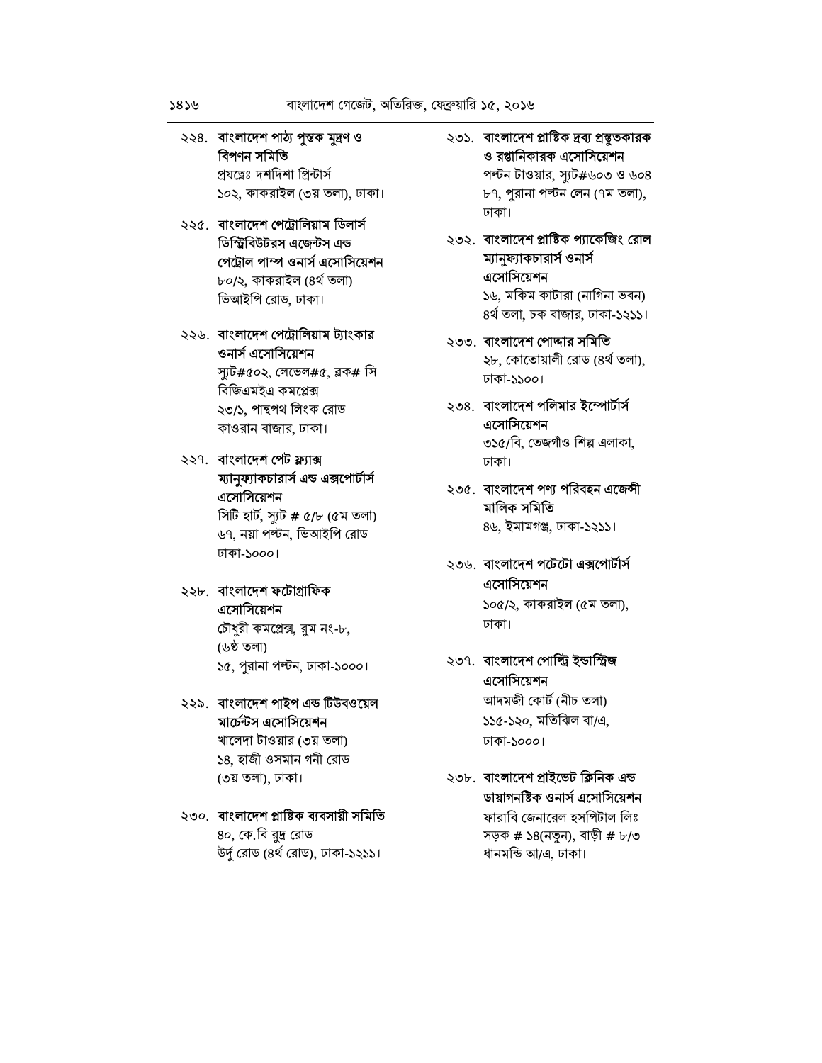২২৪. **বাংলাদেশ পাঠ্য পুস্তক মুদ্রণ ও বিপণন সমিতি**
প্রযত্নেঃ দশদিশা প্রিন্টার্স
১০২, কাকরাইল (৩য় তলা), ঢাকা।

২২৫. **বাংলাদেশ পেট্রোলিয়াম ডিলার্স ডিস্ট্রিবিউটরস এজেন্টস এন্ড পেট্রোল পাম্প ওনার্স এসোসিয়েশন**
৮০/২, কাকরাইল (৪র্থ তলা)
ভিআইপি রোড, ঢাকা।

২২৬. **বাংলাদেশ পেট্রোলিয়াম ট্যাংকার ওনার্স এসোসিয়েশন**
স্যুট#৫০২, লেভেল#৫, ব্লক# সি
বিজিএমইএ কমপ্লেক্স
২৩/১, পান্থপথ লিংক রোড
কাওরান বাজার, ঢাকা।

২২৭. **বাংলাদেশ পেট ফ্লাক্স ম্যানুফ্যাকচারার্স এন্ড এক্সপোর্টার্স এসোসিয়েশন**
সিটি হার্ট, স্যুট # ৫/৮ (৫ম তলা)
৬৭, নয়া পল্টন, ভিআইপি রোড
ঢাকা-১০০০।

২২৮. **বাংলাদেশ ফটোগ্রাফিক এসোসিয়েশন**
চৌধুরী কমপ্লেক্স, রুম নং-৮,
(৬ষ্ঠ তলা)
১৫, পুরানা পল্টন, ঢাকা-১০০০।

২২৯. **বাংলাদেশ পাইপ এন্ড টিউবওয়েল মার্চেন্টস এসোসিয়েশন**
খালেদা টাওয়ার (৩য় তলা)
১৪, হাজী ওসমান গনী রোড
(৩য় তলা), ঢাকা।

২৩০. **বাংলাদেশ প্লাষ্টিক ব্যবসায়ী সমিতি**
৪০, কে.বি রুদ্র রোড
উর্দু রোড (৪র্থ রোড), ঢাকা-১২১১।

২৩১. **বাংলাদেশ প্লাষ্টিক দ্রব্য প্রস্তুতকারক ও রপ্তানিকারক এসোসিয়েশন**
পল্টন টাওয়ার, স্যুট#৬০৩ ও ৬০৪
৮৭, পুরানা পল্টন লেন (৭ম তলা),
ঢাকা।

২৩২. **বাংলাদেশ প্লাষ্টিক প্যাকেজিং রোল ম্যানুফ্যাকচারার্স ওনার্স এসোসিয়েশন**
১৬, মকিম কাটারা (নাগিনা ভবন)
৪র্থ তলা, চক বাজার, ঢাকা-১২১১।

২৩৩. **বাংলাদেশ পোদ্দার সমিতি**
২৮, কোতোয়ালী রোড (৪র্থ তলা),
ঢাকা-১১০০।

২৩৪. **বাংলাদেশ পলিমার ইম্পোর্টার্স এসোসিয়েশন**
৩১৫/বি, তেজগাঁও শিল্প এলাকা,
ঢাকা।

২৩৫. **বাংলাদেশ পণ্য পরিবহন এজেন্সী মালিক সমিতি**
৪৬, ইমামগঞ্জ, ঢাকা-১২১১।

২৩৬. **বাংলাদেশ পটেটো এক্সপোর্টার্স এসোসিয়েশন**
১০৫/২, কাকরাইল (৫ম তলা),
ঢাকা।

২৩৭. **বাংলাদেশ পোল্ট্রি ইন্ডাস্ট্রিজ এসোসিয়েশন**
আদমজী কোর্ট (নীচ তলা)
১১৫-১২০, মতিঝিল বা/এ,
ঢাকা-১০০০।

২৩৮. **বাংলাদেশ প্রাইভেট ক্লিনিক এন্ড ডায়াগনষ্টিক ওনার্স এসোসিয়েশন**
ফারাবি জেনারেল হসপিটাল লিঃ
সড়ক # ১৪(নতুন), বাড়ী # ৮/৩
ধানমন্ডি আ/এ, ঢাকা।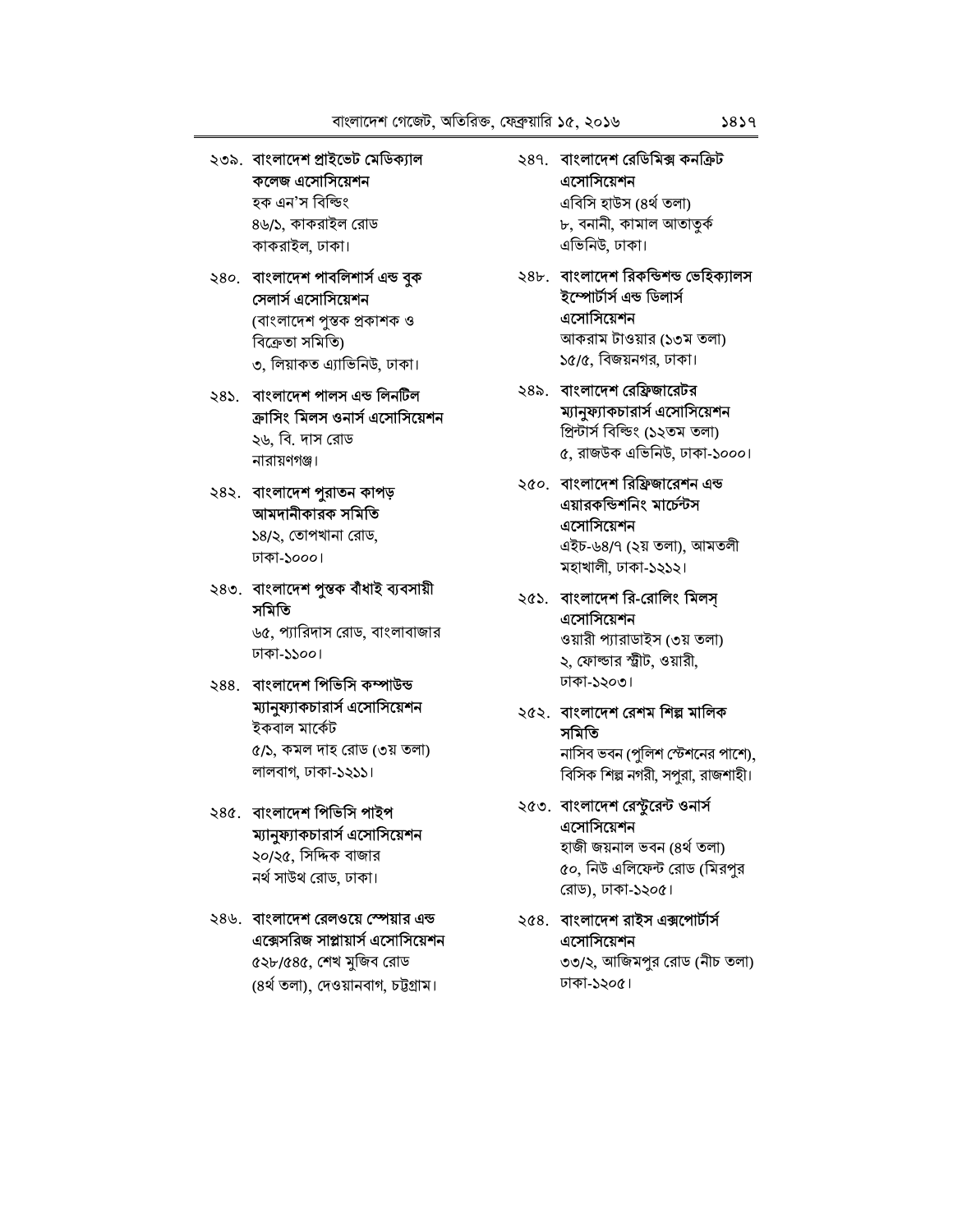২৩৯. **বাংলাদেশ প্রাইভেট মেডিক্যাল কলেজ এসোসিয়েশন**
হক এন'স বিল্ডিং
৪৬/১, কাকরাইল রোড
কাকরাইল, ঢাকা।

২৪০. **বাংলাদেশ পাবলিশার্স এন্ড বুক সেলার্স এসোসিয়েশন**
(বাংলাদেশ পুস্তক প্রকাশক ও বিক্রেতা সমিতি)
৩, লিয়াকত এ্যাভিনিউ, ঢাকা।

২৪১. **বাংলাদেশ পালস এন্ড লিনটিল ক্রাসিং মিলস ওনার্স এসোসিয়েশন**
২৬, বি. দাস রোড
নারায়ণগঞ্জ।

২৪২. **বাংলাদেশ পুরাতন কাপড় আমদানীকারক সমিতি**
১৪/২, তোপখানা রোড,
ঢাকা-১০০০।

২৪৩. **বাংলাদেশ পুস্তক বাঁধাই ব্যবসায়ী সমিতি**
৬৫, প্যারিদাস রোড, বাংলাবাজার
ঢাকা-১১০০।

২৪৪. **বাংলাদেশ পিভিসি কম্পাউন্ড ম্যানুফ্যাকচারার্স এসোসিয়েশন**
ইকবাল মার্কেট
৫/১, কমল দাহ রোড (৩য় তলা)
লালবাগ, ঢাকা-১২১১।

২৪৫. **বাংলাদেশ পিভিসি পাইপ ম্যানুফ্যাকচারার্স এসোসিয়েশন**
২০/২৫, সিদ্দিক বাজার
নর্থ সাউথ রোড, ঢাকা।

২৪৬. **বাংলাদেশ রেলওয়ে স্পেয়ার এন্ড এক্সেসরিজ সাপ্লায়ার্স এসোসিয়েশন**
৫২৮/৫৪৫, শেখ মুজিব রোড
(৪র্থ তলা), দেওয়ানবাগ, চট্টগ্রাম।

২৪৭. **বাংলাদেশ রেডিমিক্স কনক্রিট এসোসিয়েশন**
এবিসি হাউস (৪র্থ তলা)
৮, বনানী, কামাল আতাতুর্ক এভিনিউ, ঢাকা।

২৪৮. **বাংলাদেশ রিকন্ডিশন্ড ভেহিক্যালস ইম্পোর্টার্স এন্ড ডিলার্স এসোসিয়েশন**
আকরাম টাওয়ার (১৩ম তলা)
১৫/৫, বিজয়নগর, ঢাকা।

২৪৯. **বাংলাদেশ রেফ্রিজারেটর ম্যানুফ্যাকচারার্স এসোসিয়েশন**
প্রিন্টার্স বিল্ডিং (১২তম তলা)
৫, রাজউক এভিনিউ, ঢাকা-১০০০।

২৫০. **বাংলাদেশ রিফ্রিজারেশন এন্ড এয়ারকন্ডিশনিং মার্চেন্টস এসোসিয়েশন**
এইচ-৬৪/৭ (২য় তলা), আমতলী
মহাখালী, ঢাকা-১২১২।

২৫১. **বাংলাদেশ রি-রোলিং মিলস্ এসোসিয়েশন**
ওয়ারী প্যারাডাইস (৩য় তলা)
২, ফোল্ডার স্ট্রীট, ওয়ারী,
ঢাকা-১২০৩।

২৫২. **বাংলাদেশ রেশম শিল্প মালিক সমিতি**
নাসিব ভবন (পুলিশ স্টেশনের পাশে),
বিসিক শিল্প নগরী, সপুরা, রাজশাহী।

২৫৩. **বাংলাদেশ রেস্টুরেন্ট ওনার্স এসোসিয়েশন**
হাজী জয়নাল ভবন (৪র্থ তলা)
৫০, নিউ এলিফেন্ট রোড (মিরপুর রোড), ঢাকা-১২০৫।

২৫৪. **বাংলাদেশ রাইস এক্সপোর্টার্স এসোসিয়েশন**
৩৩/২, আজিমপুর রোড (নীচ তলা)
ঢাকা-১২০৫।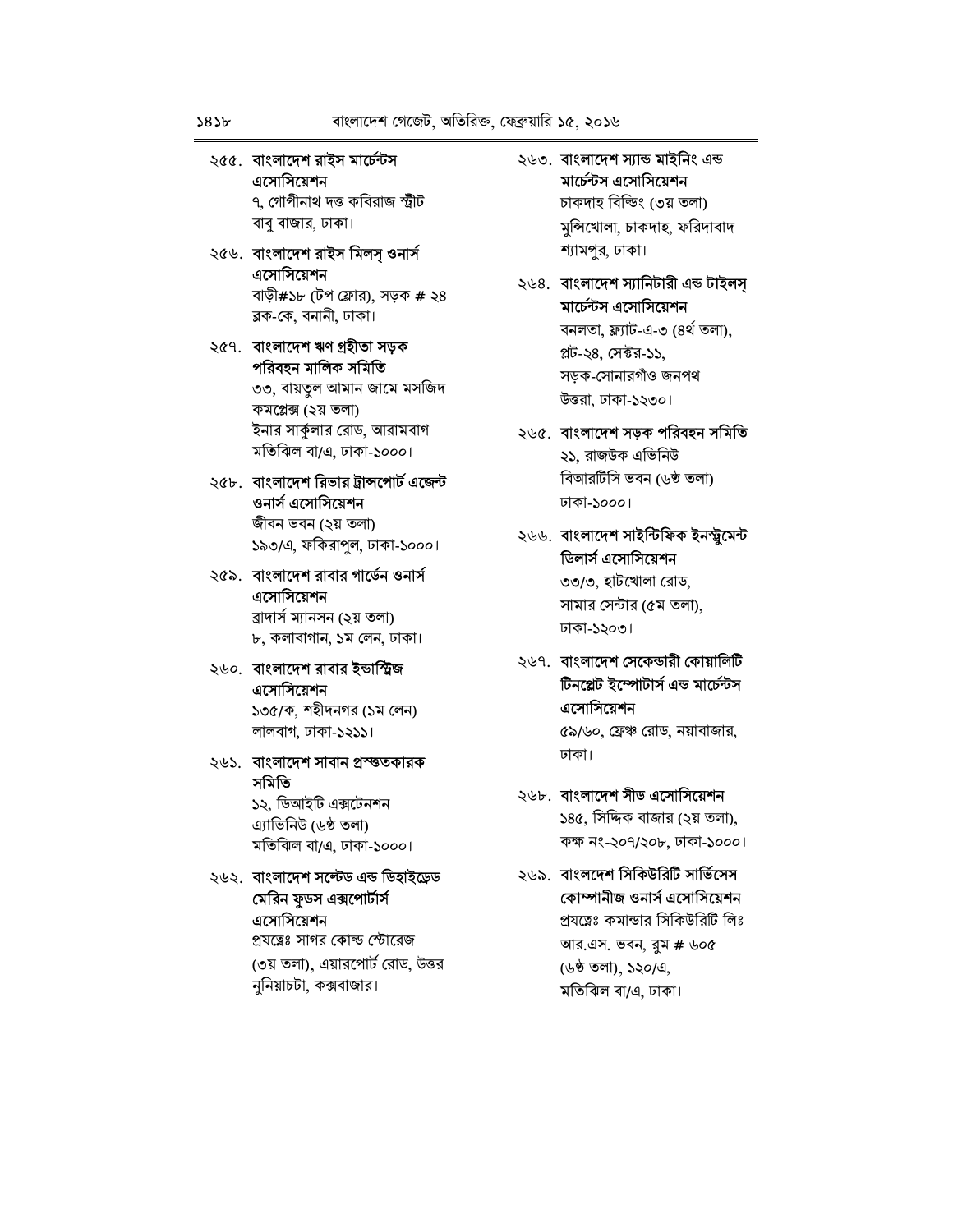২৫৫. **বাংলাদেশ রাইস মার্চেন্টস এসোসিয়েশন**
৭, গোপীনাথ দত্ত কবিরাজ স্ট্রীট
বাবু বাজার, ঢাকা।

২৫৬. **বাংলাদেশ রাইস মিলস্ ওনার্স এসোসিয়েশন**
বাড়ী#১৮ (টপ ফ্লোর), সড়ক # ২৪
ব্লক-কে, বনানী, ঢাকা।

২৫৭. **বাংলাদেশ ঋণ গ্রহীতা সড়ক পরিবহন মালিক সমিতি**
৩৩, বায়তুল আমান জামে মসজিদ কমপ্লেক্স (২য় তলা)
ইনার সার্কুলার রোড, আরামবাগ
মতিঝিল বা/এ, ঢাকা-১০০০।

২৫৮. **বাংলাদেশ রিভার ট্রান্সপোর্ট এজেন্ট ওনার্স এসোসিয়েশন**
জীবন ভবন (২য় তলা)
১৯৩/এ, ফকিরাপুল, ঢাকা-১০০০।

২৫৯. **বাংলাদেশ রাবার গার্ডেন ওনার্স এসোসিয়েশন**
ব্রাদার্স ম্যানসন (২য় তলা)
৮, কলাবাগান, ১ম লেন, ঢাকা।

২৬০. **বাংলাদেশ রাবার ইন্ডাস্ট্রিজ এসোসিয়েশন**
১৩৫/ক, শহীদনগর (১ম লেন)
লালবাগ, ঢাকা-১২১১।

২৬১. **বাংলাদেশ সাবান প্রস্তুতকারক সমিতি**
১২, ডিআইটি এক্সটেনশন
এ্যাভিনিউ (৬ষ্ঠ তলা)
মতিঝিল বা/এ, ঢাকা-১০০০।

২৬২. **বাংলাদেশ সল্টেড এন্ড ডিহাইড্রেড মেরিন ফুডস এক্সপোর্টার্স এসোসিয়েশন**
প্রযত্নেঃ সাগর কোল্ড স্টোরেজ
(৩য় তলা), এয়ারপোর্ট রোড, উত্তর
নুনিয়াচটা, কক্সবাজার।

২৬৩. **বাংলাদেশ স্যান্ড মাইনিং এন্ড মার্চেন্টস এসোসিয়েশন**
চাকদাহ বিল্ডিং (৩য় তলা)
মুন্সিখোলা, চাকদাহ, ফরিদাবাদ
শ্যামপুর, ঢাকা।

২৬৪. **বাংলাদেশ স্যানিটারী এন্ড টাইলস্ মার্চেন্টস এসোসিয়েশন**
বনলতা, ফ্ল্যাট-এ-৩ (৪র্থ তলা),
প্লট-২৪, সেক্টর-১১,
সড়ক-সোনারগাঁও জনপথ
উত্তরা, ঢাকা-১২৩০।

২৬৫. **বাংলাদেশ সড়ক পরিবহন সমিতি**
২১, রাজউক এভিনিউ
বিআরটিসি ভবন (৬ষ্ঠ তলা)
ঢাকা-১০০০।

২৬৬. **বাংলাদেশ সাইন্টিফিক ইনস্ট্রুমেন্ট ডিলার্স এসোসিয়েশন**
৩৩/৩, হাটখোলা রোড,
সামার সেন্টার (৫ম তলা),
ঢাকা-১২০৩।

২৬৭. **বাংলাদেশ সেকেন্ডারী কোয়ালিটি টিনপ্লেট ইম্পোটার্স এন্ড মার্চেন্টস এসোসিয়েশন**
৫৯/৬০, ফ্রেঞ্চ রোড, নয়াবাজার,
ঢাকা।

২৬৮. **বাংলাদেশ সীড এসোসিয়েশন**
১৪৫, সিদ্দিক বাজার (২য় তলা),
কক্ষ নং-২০৭/২০৮, ঢাকা-১০০০।

২৬৯. **বাংলদেশ সিকিউরিটি সার্ভিসেস কোম্পানীজ ওনার্স এসোসিয়েশন**
প্রযত্নেঃ কমান্ডার সিকিউরিটি লিঃ
আর.এস. ভবন, রুম # ৬০৫
(৬ষ্ঠ তলা), ১২০/এ,
মতিঝিল বা/এ, ঢাকা।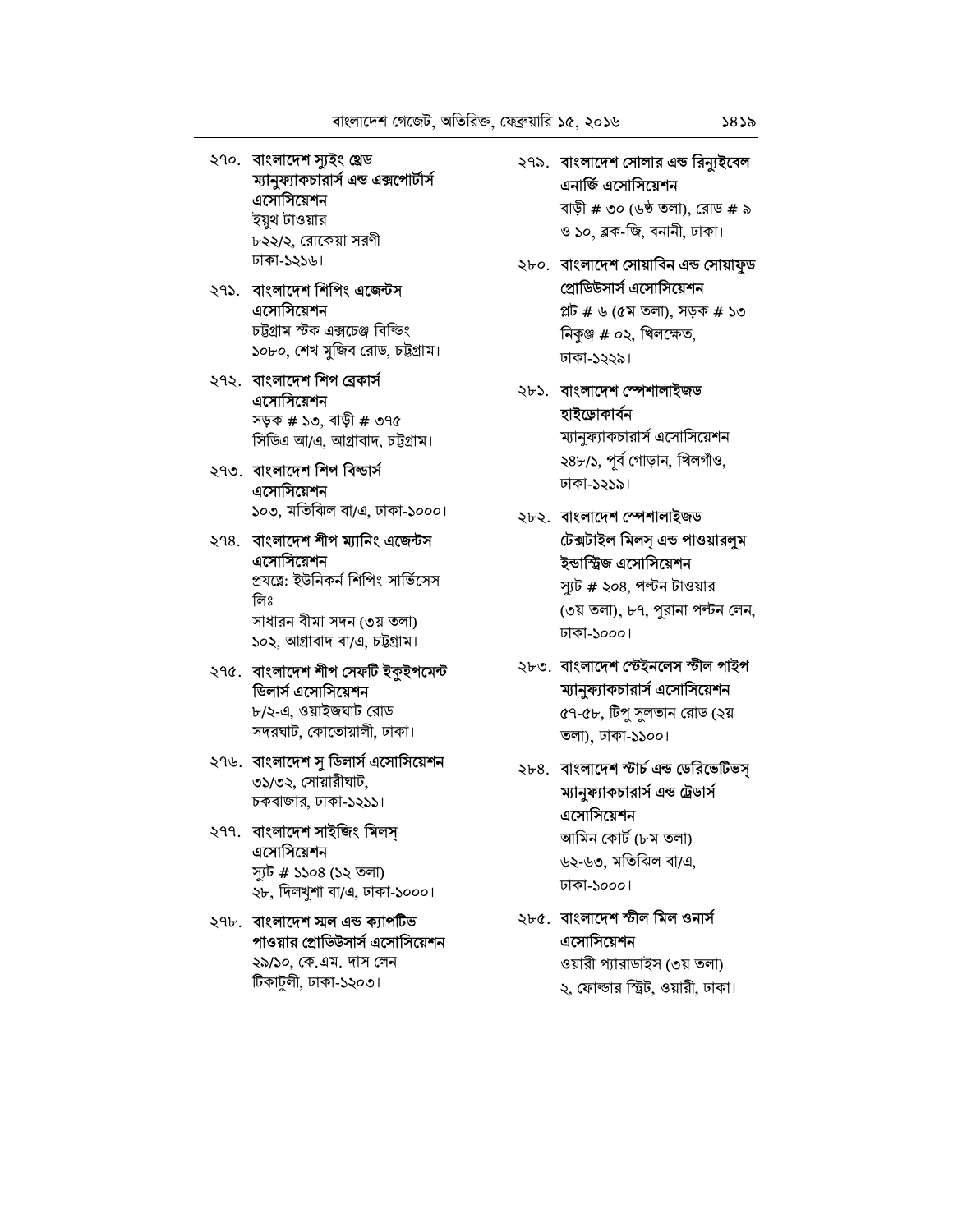২৭০. **বাংলাদেশ স্যুইং থ্রেড ম্যানুফ্যাকচারার্স এন্ড এক্সপোর্টার্স এসোসিয়েশন**
ইয়ুথ টাওয়ার
৮২২/২, রোকেয়া সরণী
ঢাকা-১২১৬।

২৭১. **বাংলাদেশ শিপিং এজেন্টস এসোসিয়েশন**
চট্টগ্রাম স্টক এক্সচেঞ্জ বিল্ডিং
১০৮০, শেখ মুজিব রোড, চট্টগ্রাম।

২৭২. **বাংলাদেশ শিপ ব্রেকার্স এসোসিয়েশন**
সড়ক # ১৩, বাড়ী # ৩৭৫
সিডিএ আ/এ, আগ্রাবাদ, চট্টগ্রাম।

২৭৩. **বাংলাদেশ শিপ বিল্ডার্স এসোসিয়েশন**
১০৩, মতিঝিল বা/এ, ঢাকা-১০০০।

২৭৪. **বাংলাদেশ শীপ ম্যানিং এজেন্টস এসোসিয়েশন**
প্রযত্নে: ইউনিকর্ন শিপিং সার্ভিসেস লিঃ
সাধারন বীমা সদন (৩য় তলা)
১০২, আগ্রাবাদ বা/এ, চট্টগ্রাম।

২৭৫. **বাংলাদেশ শীপ সেফটি ইকুইপমেন্ট ডিলার্স এসোসিয়েশন**
৮/২-এ, ওয়াইজঘাট রোড
সদরঘাট, কোতোয়ালী, ঢাকা।

২৭৬. **বাংলাদেশ সু ডিলার্স এসোসিয়েশন**
৩১/৩২, সোয়ারীঘাট,
চকবাজার, ঢাকা-১২১১।

২৭৭. **বাংলাদেশ সাইজিং মিলস্ এসোসিয়েশন**
স্যুট # ১১০৪ (১২ তলা)
২৮, দিলখুশা বা/এ, ঢাকা-১০০০।

২৭৮. **বাংলাদেশ স্মল এন্ড ক্যাপটিভ পাওয়ার প্রোডিউসার্স এসোসিয়েশন**
২৯/১০, কে.এম. দাস লেন
টিকাটুলী, ঢাকা-১২০৩।

২৭৯. **বাংলাদেশ সোলার এন্ড রিন্যুইবেল এনার্জি এসোসিয়েশন**
বাড়ী # ৩০ (৬ষ্ঠ তলা), রোড # ৯ ও ১০, ব্লক-জি, বনানী, ঢাকা।

২৮০. **বাংলাদেশ সোয়াবিন এন্ড সোয়াফুড প্রোডিউসার্স এসোসিয়েশন**
প্লট # ৬ (৫ম তলা), সড়ক # ১৩
নিকুঞ্জ # ০২, খিলক্ষেত,
ঢাকা-১২২৯।

২৮১. **বাংলাদেশ স্পেশালাইজড হাইড্রোকার্বন**
ম্যানুফ্যাকচারার্স এসোসিয়েশন
২৪৮/১, পূর্ব গোড়ান, খিলগাঁও,
ঢাকা-১২১৯।

২৮২. **বাংলাদেশ স্পেশালাইজড টেক্সটাইল মিলস্ এন্ড পাওয়ারলুম ইন্ডাস্ট্রিজ এসোসিয়েশন**
স্যুট # ২০৪, পল্টন টাওয়ার
(৩য় তলা), ৮৭, পুরানা পল্টন লেন,
ঢাকা-১০০০।

২৮৩. **বাংলাদেশ স্টেইনলেস স্টীল পাইপ ম্যানুফ্যাকচারার্স এসোসিয়েশন**
৫৭-৫৮, টিপু সুলতান রোড (২য় তলা), ঢাকা-১১০০।

২৮৪. **বাংলাদেশ স্টার্চ এন্ড ডেরিভেটিভস্ ম্যানুফ্যাকচারার্স এন্ড ট্রেডার্স এসোসিয়েশন**
আমিন কোর্ট (৮ম তলা)
৬২-৬৩, মতিঝিল বা/এ,
ঢাকা-১০০০।

২৮৫. **বাংলাদেশ স্টীল মিল ওনার্স এসোসিয়েশন**
ওয়ারী প্যারাডাইস (৩য় তলা)
২, ফোল্ডার স্ট্রিট, ওয়ারী, ঢাকা।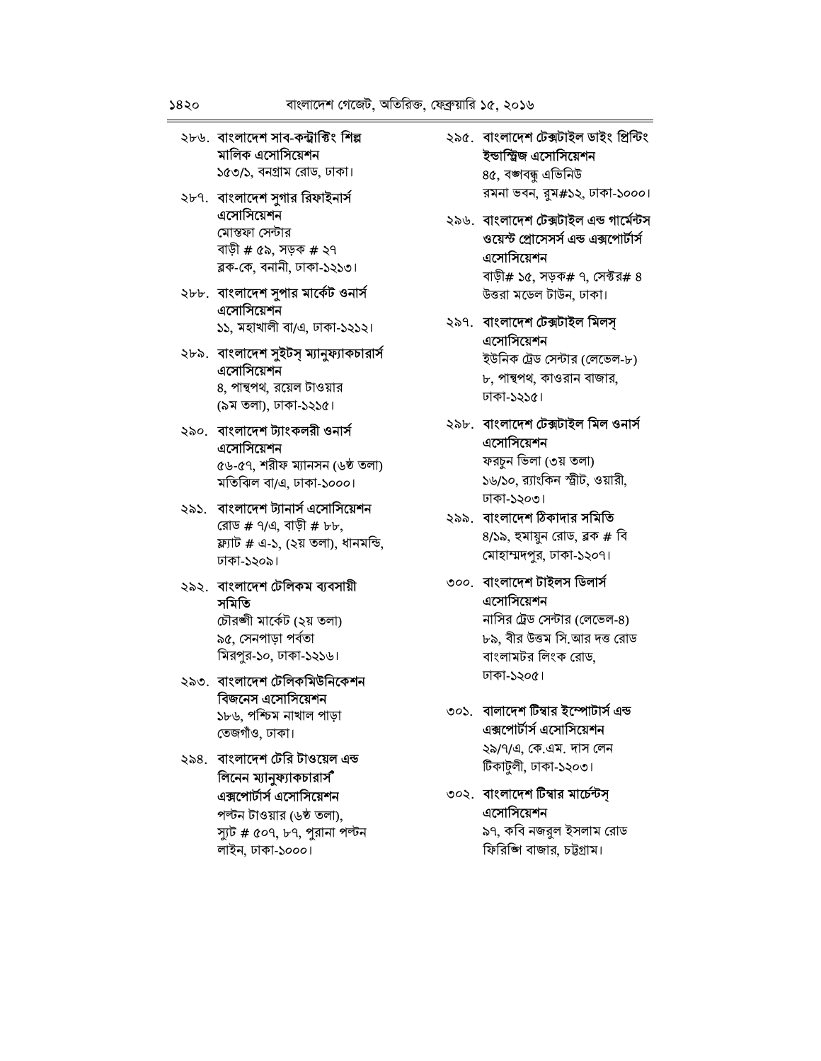২৮৬. **বাংলাদেশ সাব-কন্ট্রাক্টিং শিল্প মালিক এসোসিয়েশন**
১৫৩/১, বনগ্রাম রোড, ঢাকা।

২৮৭. **বাংলাদেশ সুগার রিফাইনার্স এসোসিয়েশন**
মোস্তফা সেন্টার
বাড়ী # ৫৯, সড়ক # ২৭
ব্লক-কে, বনানী, ঢাকা-১২১৩।

২৮৮. **বাংলাদেশ সুপার মার্কেট ওনার্স এসোসিয়েশন**
১১, মহাখালী বা/এ, ঢাকা-১২১২।

২৮৯. **বাংলাদেশ সুইটস্ ম্যানুফ্যাকচারার্স এসোসিয়েশন**
৪, পান্থপথ, রয়েল টাওয়ার
(৯ম তলা), ঢাকা-১২১৫।

২৯০. **বাংলাদেশ ট্যাংকলরী ওনার্স এসোসিয়েশন**
৫৬-৫৭, শরীফ ম্যানসন (৬ষ্ঠ তলা)
মতিঝিল বা/এ, ঢাকা-১০০০।

২৯১. **বাংলাদেশ ট্যানার্স এসোসিয়েশন**
রোড # ৭/এ, বাড়ী # ৮৮,
ফ্ল্যাট # এ-১, (২য় তলা), ধানমন্ডি,
ঢাকা-১২০৯।

২৯২. **বাংলাদেশ টেলিকম ব্যবসায়ী সমিতি**
চৌরঙ্গী মার্কেট (২য় তলা)
৯৫, সেনপাড়া পর্বতা
মিরপুর-১০, ঢাকা-১২১৬।

২৯৩. **বাংলাদেশ টেলিকমিউনিকেশন বিজনেস এসোসিয়েশন**
১৮৬, পশ্চিম নাখাল পাড়া
তেজগাঁও, ঢাকা।

২৯৪. **বাংলাদেশ টেরি টাওয়েল এন্ড লিনেন ম্যানুফ্যাকচারার্স এক্সপোর্টার্স এসোসিয়েশন**
পল্টন টাওয়ার (৬ষ্ঠ তলা),
স্যুট # ৫০৭, ৮৭, পুরানা পল্টন
লাইন, ঢাকা-১০০০।

২৯৫. **বাংলাদেশ টেক্সটাইল ডাইং প্রিন্টিং ইন্ডাস্ট্রিজ এসোসিয়েশন**
৪৫, বঙ্গবন্ধু এভিনিউ
রমনা ভবন, রুম#১২, ঢাকা-১০০০।

২৯৬. **বাংলাদেশ টেক্সটাইল এন্ড গার্মেন্টস ওয়েস্ট প্রোসেসর্স এন্ড এক্সপোর্টার্স এসোসিয়েশন**
বাড়ী# ১৫, সড়ক# ৭, সেক্টর# ৪
উত্তরা মডেল টাউন, ঢাকা।

২৯৭. **বাংলাদেশ টেক্সটাইল মিলস্ এসোসিয়েশন**
ইউনিক ট্রেড সেন্টার (লেভেল-৮)
৮, পান্থপথ, কাওরান বাজার,
ঢাকা-১২১৫।

২৯৮. **বাংলাদেশ টেক্সটাইল মিল ওনার্স এসোসিয়েশন**
ফরচুন ভিলা (৩য় তলা)
১৬/১০, র‌্যাংকিন স্ট্রীট, ওয়ারী,
ঢাকা-১২০৩।

২৯৯. **বাংলাদেশ ঠিকাদার সমিতি**
৪/১৯, হুমায়ুন রোড, ব্লক # বি
মোহাম্মদপুর, ঢাকা-১২০৭।

৩০০. **বাংলাদেশ টাইলস ডিলার্স এসোসিয়েশন**
নাসির ট্রেড সেন্টার (লেভেল-৪)
৮৯, বীর উত্তম সি.আর দত্ত রোড
বাংলামটর লিংক রোড,
ঢাকা-১২০৫।

৩০১. **বালাদেশ টিম্বার ইম্পোর্টার্স এন্ড এক্সপোর্টার্স এসোসিয়েশন**
২৯/৭/এ, কে.এম. দাস লেন
টিকাটুলী, ঢাকা-১২০৩।

৩০২. **বাংলাদেশ টিম্বার মার্চেন্টস্ এসোসিয়েশন**
৯৭, কবি নজরুল ইসলাম রোড
ফিরিঙ্গি বাজার, চট্টগ্রাম।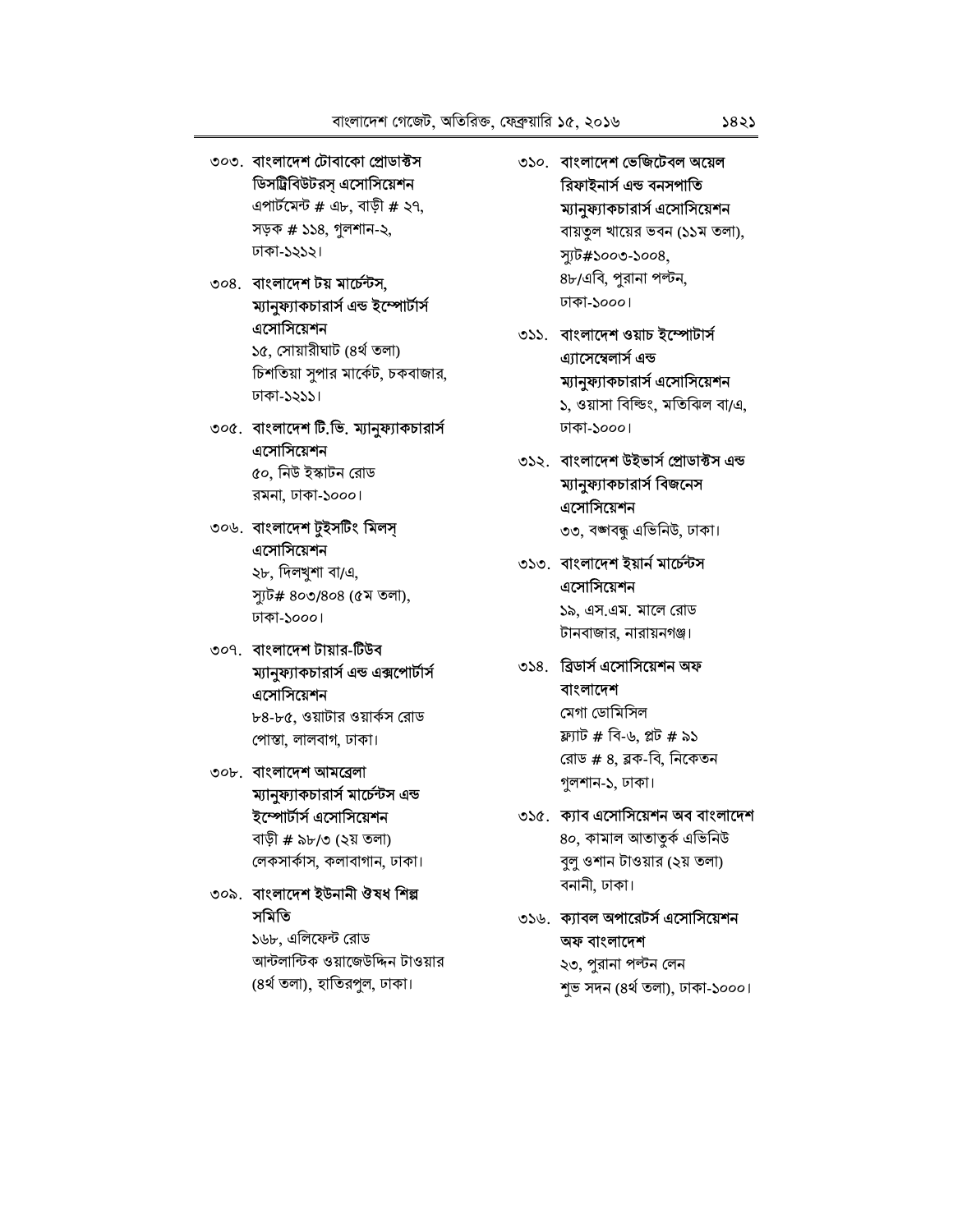৩০৩. **বাংলাদেশ টোবাকো প্রোডাক্টস ডিসট্রিবিউটরস্ এসোসিয়েশন**
এপার্টমেন্ট # এ৮, বাড়ী # ২৭,
সড়ক # ১১৪, গুলশান-২,
ঢাকা-১২১২।

৩০৪. **বাংলাদেশ টয় মার্চেন্টস, ম্যানুফ্যাকচারার্স এন্ড ইম্পোর্টার্স এসোসিয়েশন**
১৫, সোয়ারীঘাট (৪র্থ তলা)
চিশতিয়া সুপার মার্কেট, চকবাজার,
ঢাকা-১২১১।

৩০৫. **বাংলাদেশ টি.ভি. ম্যানুফ্যাকচারার্স এসোসিয়েশন**
৫০, নিউ ইস্কাটন রোড
রমনা, ঢাকা-১০০০।

৩০৬. **বাংলাদেশ টুইসটিং মিলস্ এসোসিয়েশন**
২৮, দিলখুশা বা/এ,
স্যুট# ৪০৩/৪০৪ (৫ম তলা),
ঢাকা-১০০০।

৩০৭. **বাংলাদেশ টায়ার-টিউব ম্যানুফ্যাকচারার্স এন্ড এক্সপোর্টার্স এসোসিয়েশন**
৮৪-৮৫, ওয়াটার ওয়ার্কস রোড
পোস্তা, লালবাগ, ঢাকা।

৩০৮. **বাংলাদেশ আমব্রেলা ম্যানুফ্যাকচারার্স মার্চেন্টস এন্ড ইম্পোর্টার্স এসোসিয়েশন**
বাড়ী # ৯৮/৩ (২য় তলা)
লেকসার্কাস, কলাবাগান, ঢাকা।

৩০৯. **বাংলাদেশ ইউনানী ঔষধ শিল্প সমিতি**
১৬৮, এলিফেন্ট রোড
আন্টলান্টিক ওয়াজেউদ্দিন টাওয়ার
(৪র্থ তলা), হাতিরপুল, ঢাকা।

৩১০. **বাংলাদেশ ভেজিটেবল অয়েল রিফাইনার্স এন্ড বনসপাতি ম্যানুফ্যাকচারার্স এসোসিয়েশন**
বায়তুল খায়ের ভবন (১১ম তলা),
স্যুট#১০০৩-১০০৪,
৪৮/এবি, পুরানা পল্টন,
ঢাকা-১০০০।

৩১১. **বাংলাদেশ ওয়াচ ইম্পোটার্স এ্যাসেম্বেলার্স এন্ড ম্যানুফ্যাকচারার্স এসোসিয়েশন**
১, ওয়াসা বিল্ডিং, মতিঝিল বা/এ,
ঢাকা-১০০০।

৩১২. **বাংলাদেশ উইভার্স প্রোডাক্টস এন্ড ম্যানুফ্যাকচারার্স বিজনেস এসোসিয়েশন**
৩৩, বঙ্গবন্ধু এভিনিউ, ঢাকা।

৩১৩. **বাংলাদেশ ইয়ার্ন মার্চেন্টস এসোসিয়েশন**
১৯, এস.এম. মালে রোড
টানবাজার, নারায়নগঞ্জ।

৩১৪. **ব্রিডার্স এসোসিয়েশন অফ বাংলাদেশ**
মেগা ডোমিসিল
ফ্ল্যাট # বি-৬, প্লট # ৯১
রোড # ৪, ব্লক-বি, নিকেতন
গুলশান-১, ঢাকা।

৩১৫. **ক্যাব এসোসিয়েশন অব বাংলাদেশ**
৪০, কামাল আতাতুর্ক এভিনিউ
বুলু ওশান টাওয়ার (২য় তলা)
বনানী, ঢাকা।

৩১৬. **ক্যাবল অপারেটর্স এসোসিয়েশন অফ বাংলাদেশ**
২৩, পুরানা পল্টন লেন
শুভ সদন (৪র্থ তলা), ঢাকা-১০০০।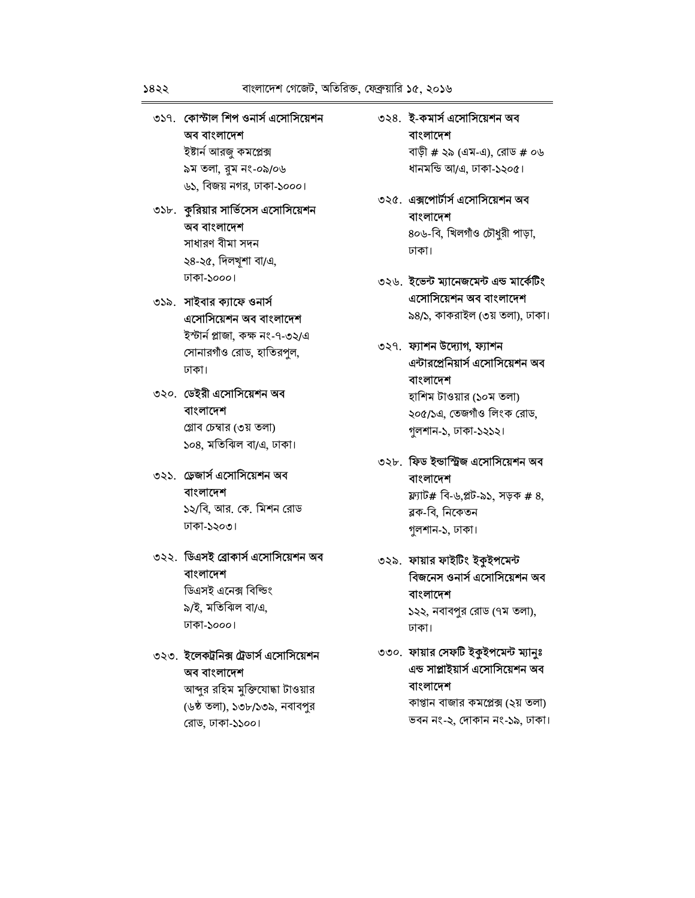৩১৭. **কোস্টাল শিপ ওনার্স এসোসিয়েশন অব বাংলাদেশ**
ইষ্টার্ন আরজু কমপ্লেক্স
৯ম তলা, রুম নং-০৯/০৬
৬১, বিজয় নগর, ঢাকা-১০০০।

৩১৮. **কুরিয়ার সার্ভিসেস এসোসিয়েশন অব বাংলাদেশ**
সাধারণ বীমা সদন
২৪-২৫, দিলখুশা বা/এ,
ঢাকা-১০০০।

৩১৯. **সাইবার ক্যাফে ওনার্স এসোসিয়েশন অব বাংলাদেশ**
ইস্টার্ন প্লাজা, কক্ষ নং-৭-৩২/এ
সোনারগাঁও রোড, হাতিরপুল,
ঢাকা।

৩২০. **ডেইরী এসোসিয়েশন অব বাংলাদেশ**
গ্লোব চেম্বার (৩য় তলা)
১০৪, মতিঝিল বা/এ, ঢাকা।

৩২১. **ড্রেজার্স এসোসিয়েশন অব বাংলাদেশ**
১২/বি, আর. কে. মিশন রোড
ঢাকা-১২০৩।

৩২২. **ডিএসই ব্রোকার্স এসোসিয়েশন অব বাংলাদেশ**
ডিএসই এনেক্স বিল্ডিং
৯/ই, মতিঝিল বা/এ,
ঢাকা-১০০০।

৩২৩. **ইলেকট্রনিক্স ট্রেডার্স এসোসিয়েশন অব বাংলাদেশ**
আব্দুর রহিম মুক্তিযোদ্ধা টাওয়ার
(৬ষ্ঠ তলা), ১৩৮/১৩৯, নবাবপুর
রোড, ঢাকা-১১০০।

৩২৪. **ই-কমার্স এসোসিয়েশন অব বাংলাদেশ**
বাড়ী # ২৯ (এম-এ), রোড # ০৬
ধানমন্ডি আ/এ, ঢাকা-১২০৫।

৩২৫. **এক্সপোর্টার্স এসোসিয়েশন অব বাংলাদেশ**
৪০৬-বি, খিলগাঁও চৌধুরী পাড়া,
ঢাকা।

৩২৬. **ইভেন্ট ম্যানেজমেন্ট এন্ড মার্কেটিং এসোসিয়েশন অব বাংলাদেশ**
৯৪/১, কাকরাইল (৩য় তলা), ঢাকা।

৩২৭. **ফ্যাশন উদ্যোগ, ফ্যাশন এন্টারপ্রেনিয়ার্স এসোসিয়েশন অব বাংলাদেশ**
হাশিম টাওয়ার (১০ম তলা)
২০৫/১এ, তেজগাঁও লিংক রোড,
গুলশান-১, ঢাকা-১২১২।

৩২৮. **ফিড ইন্ডাস্ট্রিজ এসোসিয়েশন অব বাংলাদেশ**
ফ্ল্যাট# বি-৬,প্লট-৯১, সড়ক # ৪,
ব্লক-বি, নিকেতন
গুলশান-১, ঢাকা।

৩২৯. **ফায়ার ফাইটিং ইকুইপমেন্ট বিজনেস ওনার্স এসোসিয়েশন অব বাংলাদেশ**
১২২, নবাবপুর রোড (৭ম তলা),
ঢাকা।

৩৩০. **ফায়ার সেফটি ইকুইপমেন্ট ম্যানুঃ এন্ড সাপ্লাইয়ার্স এসোসিয়েশন অব বাংলাদেশ**
কাপ্তান বাজার কমপ্লেক্স (২য় তলা)
ভবন নং-২, দোকান নং-১৯, ঢাকা।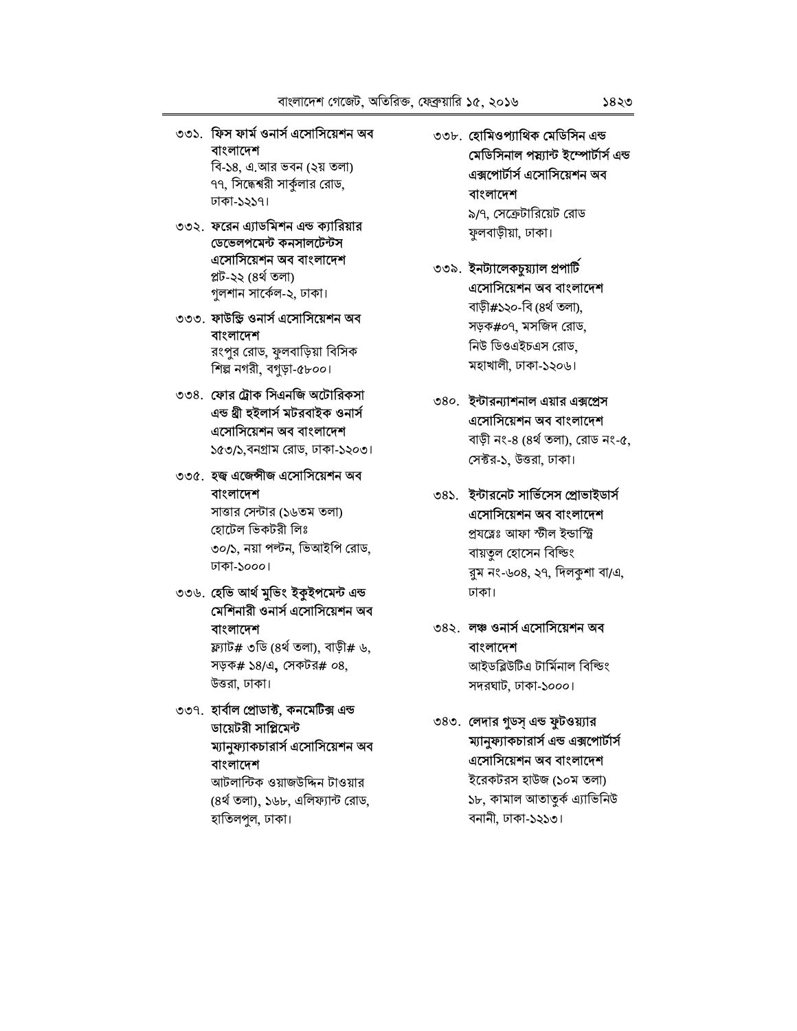৩৩১. **ফিস ফার্ম ওনার্স এসোসিয়েশন অব বাংলাদেশ**
বি-১৪, এ.আর ভবন (২য় তলা)
৭৭, সিদ্ধেশ্বরী সার্কুলার রোড,
ঢাকা-১২১৭।

৩৩২. **ফরেন এ্যাডমিশন এন্ড ক্যারিয়ার ডেভেলপমেন্ট কনসালটেন্টস এসোসিয়েশন অব বাংলাদেশ**
প্লট-২২ (৪র্থ তলা)
গুলশান সার্কেল-২, ঢাকা।

৩৩৩. **ফাউন্ড্রি ওনার্স এসোসিয়েশন অব বাংলাদেশ**
রংপুর রোড, ফুলবাড়িয়া বিসিক
শিল্প নগরী, বগুড়া-৫৮০০।

৩৩৪. **ফোর স্ট্রোক সিএনজি অটোরিকসা এন্ড থ্রী হইলার্স মটরবাইক ওনার্স এসোসিয়েশন অব বাংলাদেশ**
১৫৩/১,বনগ্রাম রোড, ঢাকা-১২০৩।

৩৩৫. **হজ্ব এজেন্সীজ এসোসিয়েশন অব বাংলাদেশ**
সাত্তার সেন্টার (১৬তম তলা)
হোটেল ভিকটরী লিঃ
৩০/১, নয়া পল্টন, ভিআইপি রোড,
ঢাকা-১০০০।

৩৩৬. **হেভি আর্থ মুভিং ইকুইপমেন্ট এন্ড মেশিনারী ওনার্স এসোসিয়েশন অব বাংলাদেশ**
ফ্ল্যাট# ৩ডি (৪র্থ তলা), বাড়ী# ৬,
সড়ক# ১৪/এ, সেকটর# ০৪,
উত্তরা, ঢাকা।

৩৩৭. **হার্বাল প্রোডাক্ট, কসমেটিক্স এন্ড ডায়েটরী সাপ্লিমেন্ট ম্যানুফ্যাকচারার্স এসোসিয়েশন অব বাংলাদেশ**
আটলান্টিক ওয়াজউদ্দিন টাওয়ার
(৪র্থ তলা), ১৬৮, এলিফ্যান্ট রোড,
হাতিলপুল, ঢাকা।

৩৩৮. **হোমিওপ্যাথিক মেডিসিন এন্ড মেডিসিনাল প্ল্যান্ট ইম্পোর্টার্স এন্ড এক্সপোর্টার্স এসোসিয়েশন অব বাংলাদেশ**
৯/৭, সেক্রেটারিয়েট রোড
ফুলবাড়ীয়া, ঢাকা।

৩৩৯. **ইনট্যালেকচুয়্যাল প্রপার্টি এসোসিয়েশন অব বাংলাদেশ**
বাড়ী#১২০-বি (৪র্থ তলা),
সড়ক#০৭, মসজিদ রোড,
নিউ ডিওএইচএস রোড,
মহাখালী, ঢাকা-১২০৬।

৩৪০. **ইন্টারন্যাশনাল এয়ার এক্সপ্রেস এসোসিয়েশন অব বাংলাদেশ**
বাড়ী নং-৪ (৪র্থ তলা), রোড নং-৫,
সেক্টর-১, উত্তরা, ঢাকা।

৩৪১. **ইন্টারনেট সার্ভিসেস প্রোভাইডার্স এসোসিয়েশন অব বাংলাদেশ**
প্রযত্নেঃ আফা স্টীল ইন্ডাস্ট্রি
বায়তুল হোসেন বিল্ডিং
রুম নং-৬০৪, ২৭, দিলকুশা বা/এ,
ঢাকা।

৩৪২. **লঞ্চ ওনার্স এসোসিয়েশন অব বাংলাদেশ**
আইডব্লিউটিএ টার্মিনাল বিল্ডিং
সদরঘাট, ঢাকা-১০০০।

৩৪৩. **লেদার গুডস্ এন্ড ফুটওয়্যার ম্যানুফ্যাকচারার্স এন্ড এক্সপোর্টার্স এসোসিয়েশন অব বাংলাদেশ**
ইরেকটরস হাউজ (১০ম তলা)
১৮, কামাল আতাতুর্ক এ্যাভিনিউ
বনানী, ঢাকা-১২১৩।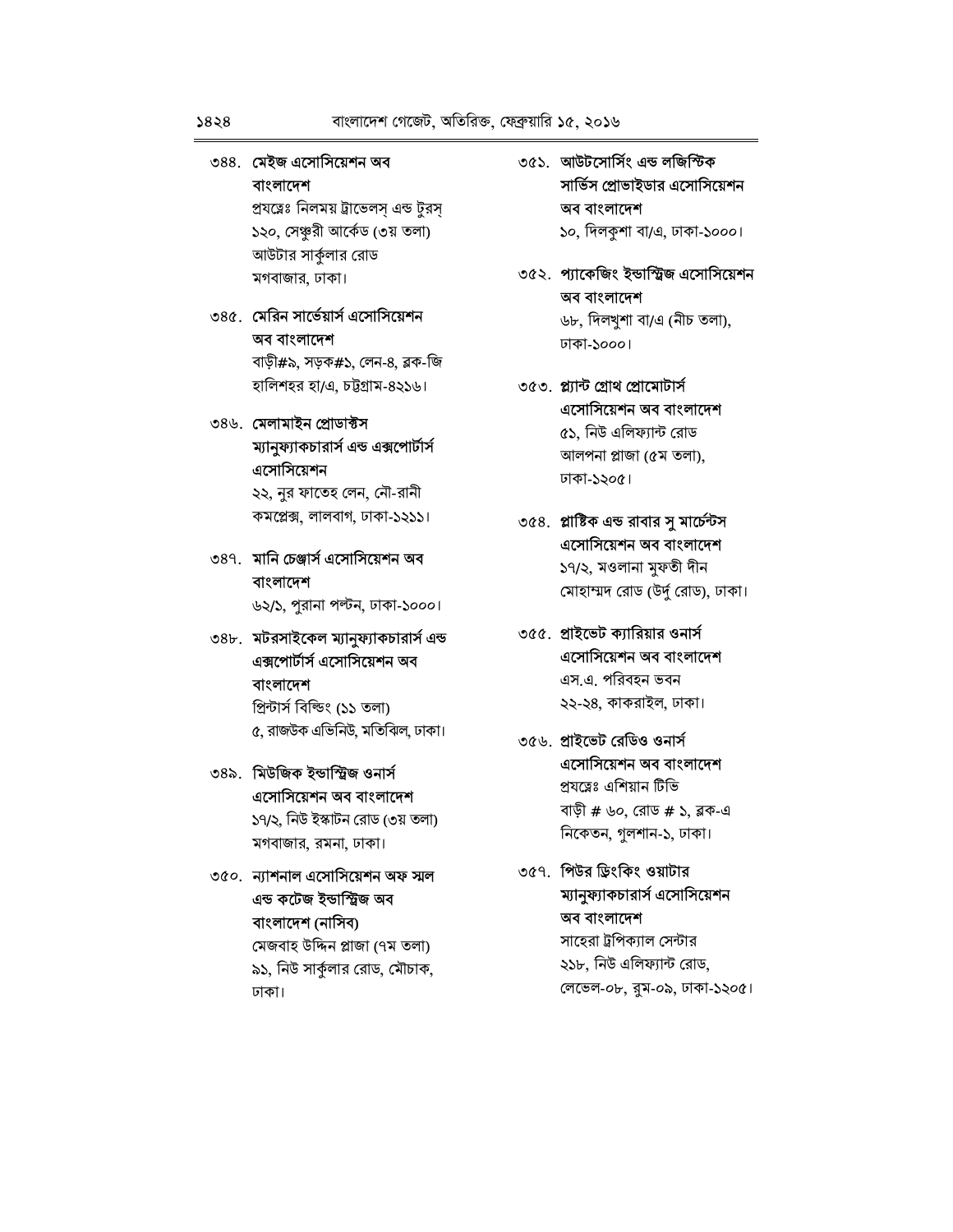৩৪৪. **মেইজ এসোসিয়েশন অব বাংলাদেশ**
প্রযত্নেঃ নিলময় ট্রাভেলস্ এন্ড টুরস্
১২০, সেঞ্চুরী আর্কেড (৩য় তলা)
আউটার সার্কুলার রোড
মগবাজার, ঢাকা।

৩৪৫. **মেরিন সার্ভেয়ার্স এসোসিয়েশন অব বাংলাদেশ**
বাড়ী#৯, সড়ক#১, লেন-৪, ব্লক-জি
হালিশহর হা/এ, চট্টগ্রাম-৪২১৬।

৩৪৬. **মেলামাইন প্রোডাক্টস ম্যানুফ্যাকচারার্স এন্ড এক্সপোর্টার্স এসোসিয়েশন**
২২, নুর ফাতেহ লেন, নৌ-রানী
কমপ্লেক্স, লালবাগ, ঢাকা-১২১১।

৩৪৭. **মানি চেঞ্জার্স এসোসিয়েশন অব বাংলাদেশ**
৬২/১, পুরানা পল্টন, ঢাকা-১০০০।

৩৪৮. **মটরসাইকেল ম্যানুফ্যাকচারার্স এন্ড এক্সপোর্টার্স এসোসিয়েশন অব বাংলাদেশ**
প্রিন্টার্স বিল্ডিং (১১ তলা)
৫, রাজউক এভিনিউ, মতিঝিল, ঢাকা।

৩৪৯. **মিউজিক ইন্ডাস্ট্রিজ ওনার্স এসোসিয়েশন অব বাংলাদেশ**
১৭/২, নিউ ইস্কাটন রোড (৩য় তলা)
মগবাজার, রমনা, ঢাকা।

৩৫০. **ন্যাশনাল এসোসিয়েশন অফ স্মল এন্ড কটেজ ইন্ডাস্ট্রিজ অব বাংলাদেশ (নাসিব)**
মেজবাহ উদ্দিন প্লাজা (৭ম তলা)
৯১, নিউ সার্কুলার রোড, মৌচাক,
ঢাকা।

৩৫১. **আউটসোর্সিং এন্ড লজিস্টিক সার্ভিস প্রোভাইডার এসোসিয়েশন অব বাংলাদেশ**
১০, দিলকুশা বা/এ, ঢাকা-১০০০।

৩৫২. **প্যাকেজিং ইন্ডাস্ট্রিজ এসোসিয়েশন অব বাংলাদেশ**
৬৮, দিলখুশা বা/এ (নীচ তলা),
ঢাকা-১০০০।

৩৫৩. **প্ল্যান্ট গ্রোথ প্রোমোটার্স এসোসিয়েশন অব বাংলাদেশ**
৫১, নিউ এলিফ্যান্ট রোড
আলপনা প্লাজা (৫ম তলা),
ঢাকা-১২০৫।

৩৫৪. **প্লাষ্টিক এন্ড রাবার সু মার্চেন্টস এসোসিয়েশন অব বাংলাদেশ**
১৭/২, মওলানা মুফতী দীন
মোহাম্মদ রোড (উর্দু রোড), ঢাকা।

৩৫৫. **প্রাইভেট ক্যারিয়ার ওনার্স এসোসিয়েশন অব বাংলাদেশ**
এস.এ. পরিবহন ভবন
২২-২৪, কাকরাইল, ঢাকা।

৩৫৬. **প্রাইভেট রেডিও ওনার্স এসোসিয়েশন অব বাংলাদেশ**
প্রযত্নেঃ এশিয়ান টিভি
বাড়ী # ৬০, রোড # ১, ব্লক-এ
নিকেতন, গুলশান-১, ঢাকা।

৩৫৭. **পিউর ড্রিংকিং ওয়াটার ম্যানুফ্যাকচারার্স এসোসিয়েশন অব বাংলাদেশ**
সাহেরা ট্রপিক্যাল সেন্টার
২১৮, নিউ এলিফ্যান্ট রোড,
লেভেল-০৮, রুম-০৯, ঢাকা-১২০৫।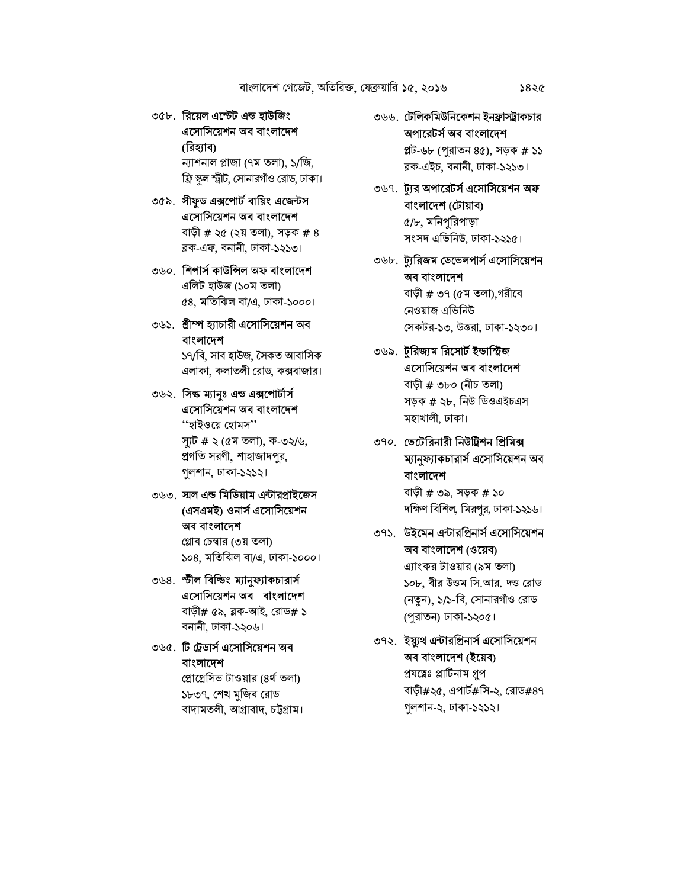৩৫৮. **রিয়েল এস্টেট এন্ড হাউজিং এসোসিয়েশন অব বাংলাদেশ (রিহ্যাব)**
ন্যাশনাল প্লাজা (৭ম তলা), ১/জি,
ফ্রি স্কুল স্ট্রীট, সোনারগাঁও রোড, ঢাকা।

৩৫৯. **সীফুড এক্সপোর্ট বায়িং এজেন্টস এসোসিয়েশন অব বাংলাদেশ**
বাড়ী # ২৫ (২য় তলা), সড়ক # ৪
ব্লক-এফ, বনানী, ঢাকা-১২১৩।

৩৬০. **শিপার্স কাউন্সিল অফ বাংলাদেশ**
এলিট হাউজ (১০ম তলা)
৫৪, মতিঝিল বা/এ, ঢাকা-১০০০।

৩৬১. **শ্রীম্প হ্যাচারী এসোসিয়েশন অব বাংলাদেশ**
১৭/বি, সাব হাউজ, সৈকত আবাসিক
এলাকা, কলাতলী রোড, কক্সবাজার।

৩৬২. **সিল্ক ম্যানুঃ এন্ড এক্সপোর্টার্স এসোসিয়েশন অব বাংলাদেশ**
''হাইওয়ে হোমস''
স্যুট # ২ (৫ম তলা), ক-৩২/৬,
প্রগতি সরণী, শাহাজাদপুর,
গুলশান, ঢাকা-১২১২।

৩৬৩. **স্মল এন্ড মিডিয়াম এন্টারপ্রাইজেস (এসএমই) ওনার্স এসোসিয়েশন অব বাংলাদেশ**
গ্লোব চেম্বার (৩য় তলা)
১০৪, মতিঝিল বা/এ, ঢাকা-১০০০।

৩৬৪. **স্টীল বিল্ডিং ম্যানুফ্যাকচারার্স এসোসিয়েশন অব বাংলাদেশ**
বাড়ী# ৫৯, ব্লক-আই, রোড# ১
বনানী, ঢাকা-১২০৬।

৩৬৫. **টি ট্রেডার্স এসোসিয়েশন অব বাংলাদেশ**
প্রোগ্রেসিভ টাওয়ার (৪র্থ তলা)
১৮৩৭, শেখ মুজিব রোড
বাদামতলী, আগ্রাবাদ, চট্টগ্রাম।

৩৬৬. **টেলিকমিউনিকেশন ইনফ্রাসট্রাকচার অপারেটর্স অব বাংলাদেশ**
প্লট-৬৮ (পুরাতন ৪৫), সড়ক # ১১
ব্লক-এইচ, বনানী, ঢাকা-১২১৩।

৩৬৭. **ট্যুর অপারেটর্স এসোসিয়েশন অফ বাংলাদেশ (টোয়াব)**
৫/৮, মনিপুরিপাড়া
সংসদ এভিনিউ, ঢাকা-১২১৫।

৩৬৮. **ট্যুরিজম ডেভেলপার্স এসোসিয়েশন অব বাংলাদেশ**
বাড়ী # ৩৭ (৫ম তলা),গরীবে
নেওয়াজ এভিনিউ
সেকটর-১৩, উত্তরা, ঢাকা-১২৩০।

৩৬৯. **টুরিজ্যম রিসোর্ট ইন্ডাস্ট্রিজ এসোসিয়েশন অব বাংলাদেশ**
বাড়ী # ৩৮০ (নীচ তলা)
সড়ক # ২৮, নিউ ডিওএইচএস
মহাখালী, ঢাকা।

৩৭০. **ভেটেরিনারী নিউট্রিশন প্রিমিক্স ম্যানুফ্যাকচারার্স এসোসিয়েশন অব বাংলাদেশ**
বাড়ী # ৩৯, সড়ক # ১০
দক্ষিণ বিশিল, মিরপুর, ঢাকা-১২১৬।

৩৭১. **উইমেন এন্টারপ্রিনার্স এসোসিয়েশন অব বাংলাদেশ (ওয়েব)**
এ্যাংকর টাওয়ার (৯ম তলা)
১০৮, বীর উত্তম সি.আর. দত্ত রোড
(নতুন), ১/১-বি, সোনারগাঁও রোড
(পুরাতন) ঢাকা-১২০৫।

৩৭২. **ইয়্যুথ এন্টারপ্রিনার্স এসোসিয়েশন অব বাংলাদেশ (ইয়েব)**
প্রযত্নেঃ প্লাটিনাম গ্রুপ
বাড়ী#২৫, এপার্ট#সি-২, রোড#৪৭
গুলশান-২, ঢাকা-১২১২।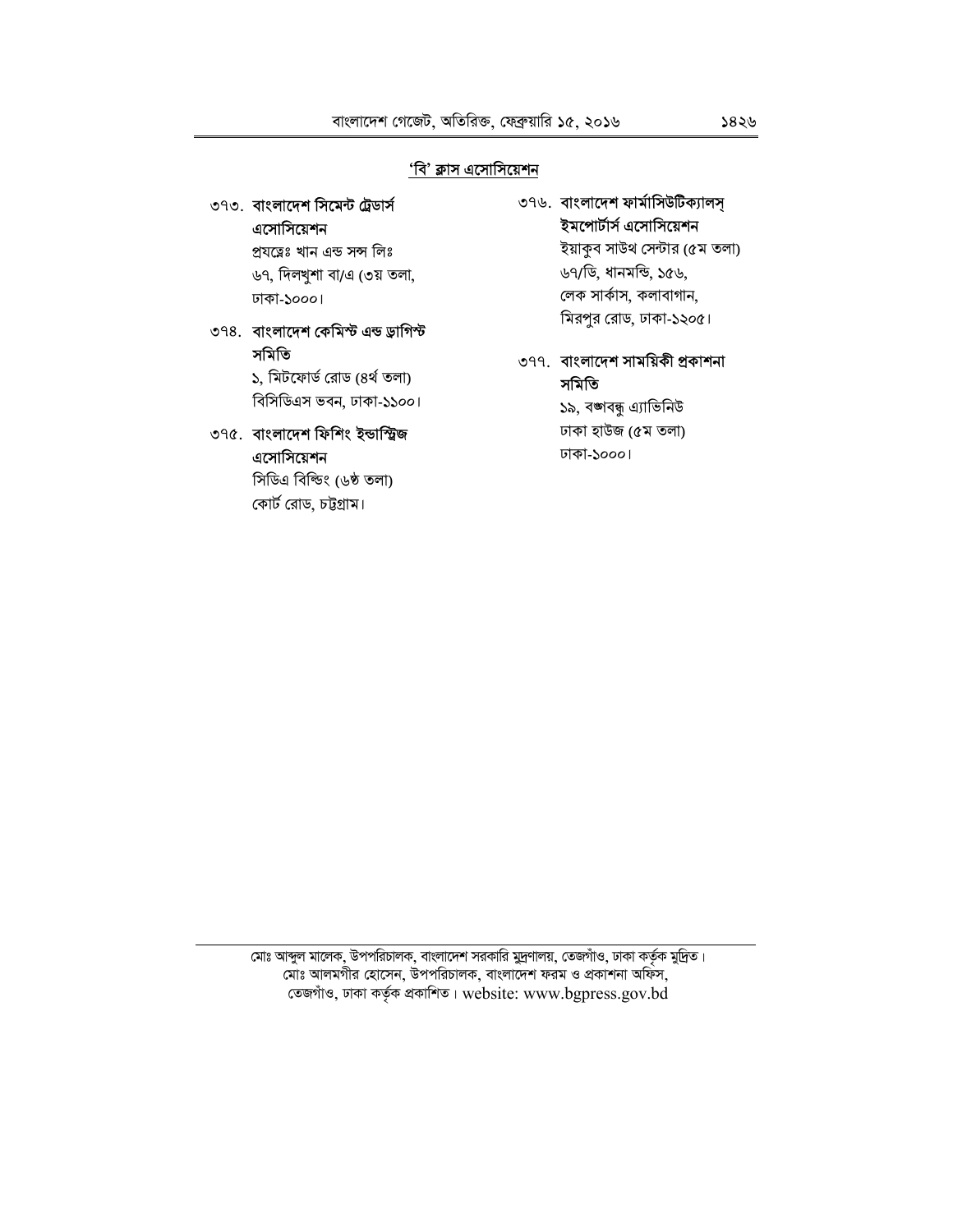## 'বি' ক্লাস এসোসিয়েশন

৩৭৩. **বাংলাদেশ সিমেন্ট ট্রেডার্স এসোসিয়েশন**
প্রযত্নেঃ খান এন্ড সন্স লিঃ
৬৭, দিলখুশা বা/এ (৩য় তলা,
ঢাকা-১০০০।

৩৭৪. **বাংলাদেশ কেমিস্ট এন্ড ড্রাগিস্ট সমিতি**
১, মিটফোর্ড রোড (৪র্থ তলা)
বিসিডিএস ভবন, ঢাকা-১১০০।

৩৭৫. **বাংলাদেশ ফিশিং ইন্ডাস্ট্রিজ এসোসিয়েশন**
সিডিএ বিল্ডিং (৬ষ্ঠ তলা)
কোর্ট রোড, চট্টগ্রাম।

৩৭৬. **বাংলাদেশ ফার্মাসিউটিক্যালস্ ইমপোর্টার্স এসোসিয়েশন**
ইয়াকুব সাউথ সেন্টার (৫ম তলা)
৬৭/ডি, ধানমন্ডি, ১৫৬,
লেক সার্কাস, কলাবাগান,
মিরপুর রোড, ঢাকা-১২০৫।

৩৭৭. **বাংলাদেশ সাময়িকী প্রকাশনা সমিতি**
১৯, বঙ্গবন্ধু এ্যাভিনিউ
ঢাকা হাউজ (৫ম তলা)
ঢাকা-১০০০।

---

মোঃ আব্দুল মালেক, উপপরিচালক, বাংলাদেশ সরকারি মুদ্রণালয়, তেজগাঁও, ঢাকা কর্তৃক মুদ্রিত।
মোঃ আলমগীর হোসেন, উপপরিচালক, বাংলাদেশ ফরম ও প্রকাশনা অফিস,
তেজগাঁও, ঢাকা কর্তৃক প্রকাশিত। website: www.bgpress.gov.bd